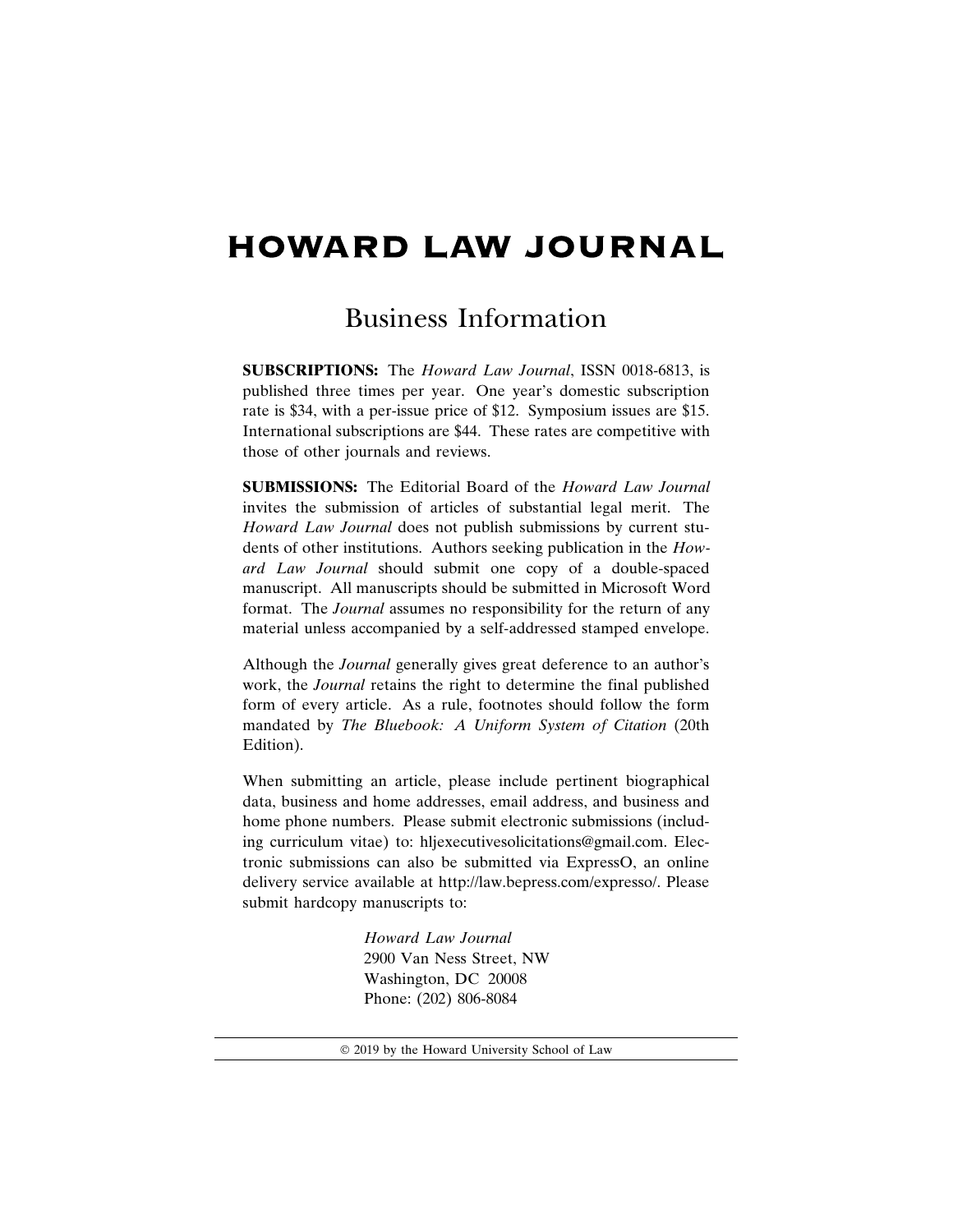# HOWARD LAW JOURNAL

## Business Information

**SUBSCRIPTIONS:** The *Howard Law Journal*, ISSN 0018-6813, is published three times per year. One year's domestic subscription rate is $34, with a per-issue price of $12. Symposium issues are $15. International subscriptions are $44. These rates are competitive with those of other journals and reviews.

**SUBMISSIONS:** The Editorial Board of the *Howard Law Journal* invites the submission of articles of substantial legal merit. The *Howard Law Journal* does not publish submissions by current students of other institutions. Authors seeking publication in the *Howard Law Journal* should submit one copy of a double-spaced manuscript. All manuscripts should be submitted in Microsoft Word format. The *Journal* assumes no responsibility for the return of any material unless accompanied by a self-addressed stamped envelope.

Although the *Journal* generally gives great deference to an author's work, the *Journal* retains the right to determine the final published form of every article. As a rule, footnotes should follow the form mandated by *The Bluebook: A Uniform System of Citation* (20th Edition).

When submitting an article, please include pertinent biographical data, business and home addresses, email address, and business and home phone numbers. Please submit electronic submissions (including curriculum vitae) to: hljexecutivesolicitations@gmail.com. Electronic submissions can also be submitted via ExpressO, an online delivery service available at http://law.bepress.com/expresso/. Please submit hardcopy manuscripts to:

*Howard Law Journal*
2900 Van Ness Street, NW
Washington, DC 20008
Phone: (202) 806-8084

© 2019 by the Howard University School of Law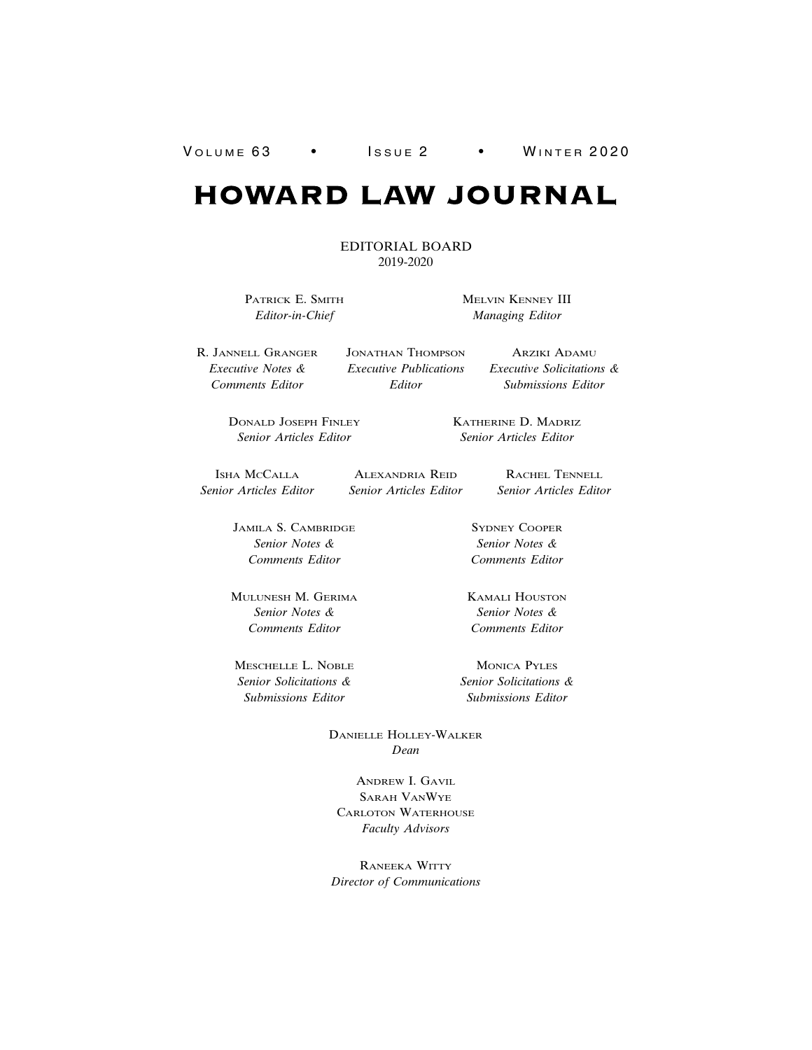VOLUME 63 • ISSUE 2 • WINTER 2020

# HOWARD LAW JOURNAL

EDITORIAL BOARD
2019-2020

PATRICK E. SMITH
*Editor-in-Chief*

MELVIN KENNEY III
*Managing Editor*

R. JANNELL GRANGER
*Executive Notes & Comments Editor*

JONATHAN THOMPSON
*Executive Publications Editor*

ARZIKI ADAMU
*Executive Solicitations & Submissions Editor*

DONALD JOSEPH FINLEY
*Senior Articles Editor*

KATHERINE D. MADRIZ
*Senior Articles Editor*

ISHA MCCALLA
*Senior Articles Editor*

ALEXANDRIA REID
*Senior Articles Editor*

RACHEL TENNELL
*Senior Articles Editor*

JAMILA S. CAMBRIDGE
*Senior Notes & Comments Editor*

SYDNEY COOPER
*Senior Notes & Comments Editor*

MULUNESH M. GERIMA
*Senior Notes & Comments Editor*

KAMALI HOUSTON
*Senior Notes & Comments Editor*

MESCHELLE L. NOBLE
*Senior Solicitations & Submissions Editor*

MONICA PYLES
*Senior Solicitations & Submissions Editor*

DANIELLE HOLLEY-WALKER
*Dean*

ANDREW I. GAVIL
SARAH VANWYE
CARLOTON WATERHOUSE
*Faculty Advisors*

RANEEKA WITTY
*Director of Communications*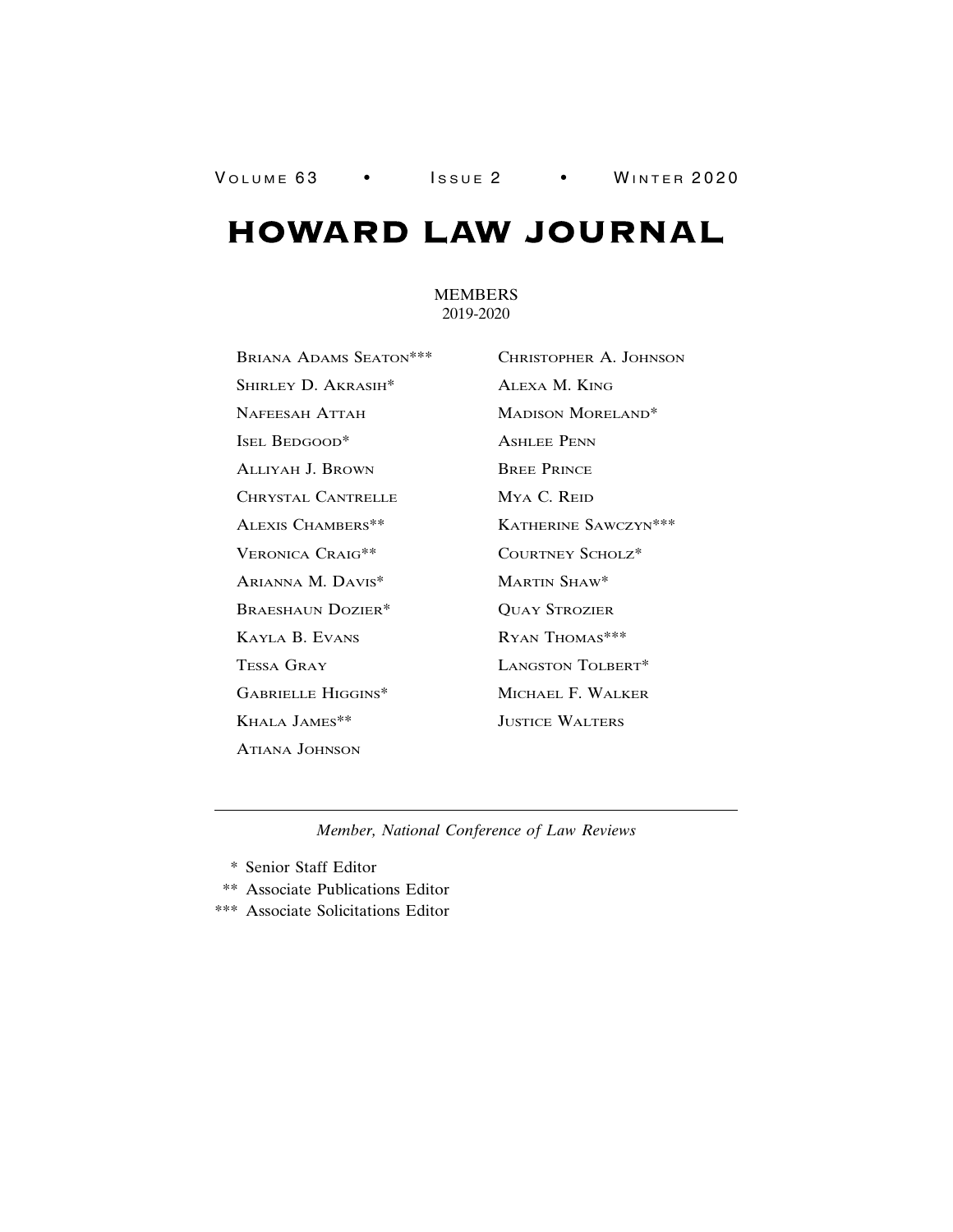# HOWARD LAW JOURNAL

## MEMBERS
2019-2020

Briana Adams Seaton***
Shirley D. Akrasih*
Nafeesah Attah
Isel Bedgood*
Alliyah J. Brown
Chrystal Cantrelle
Alexis Chambers**
Veronica Craig**
Arianna M. Davis*
Braeshaun Dozier*
Kayla B. Evans
Tessa Gray
Gabrielle Higgins*
Khala James**
Atiana Johnson
Christopher A. Johnson
Alexa M. King
Madison Moreland*
Ashlee Penn
Bree Prince
Mya C. Reid
Katherine Sawczyn***
Courtney Scholz*
Martin Shaw*
Quay Strozier
Ryan Thomas***
Langston Tolbert*
Michael F. Walker
Justice Walters

---

*Member, National Conference of Law Reviews*

\* Senior Staff Editor
** Associate Publications Editor
*** Associate Solicitations Editor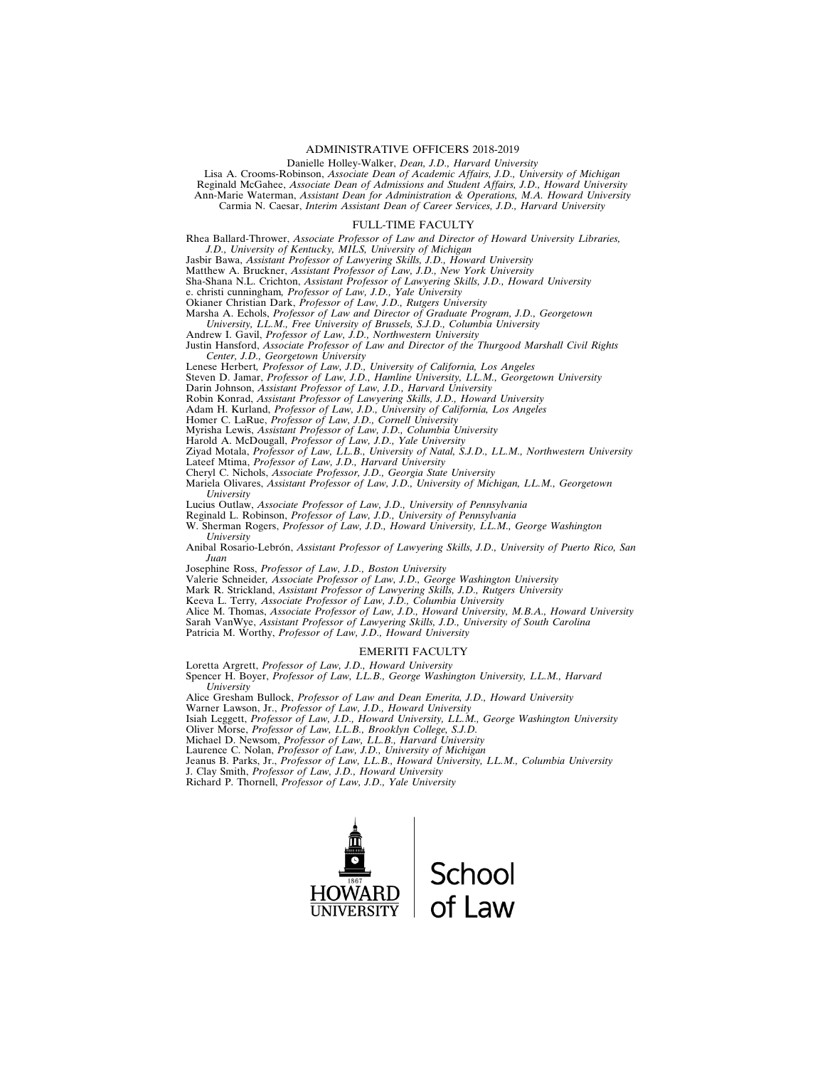## ADMINISTRATIVE OFFICERS 2018-2019

Danielle Holley-Walker, *Dean, J.D., Harvard University*
Lisa A. Crooms-Robinson, *Associate Dean of Academic Affairs, J.D., University of Michigan*
Reginald McGahee, *Associate Dean of Admissions and Student Affairs, J.D., Howard University*
Ann-Marie Waterman, *Assistant Dean for Administration & Operations, M.A. Howard University*
Carmia N. Caesar, *Interim Assistant Dean of Career Services, J.D., Harvard University*

## FULL-TIME FACULTY

Rhea Ballard-Thrower, *Associate Professor of Law and Director of Howard University Libraries, J.D., University of Kentucky, MILS, University of Michigan*
Jasbir Bawa, *Assistant Professor of Lawyering Skills, J.D., Howard University*
Matthew A. Bruckner, *Assistant Professor of Law, J.D., New York University*
Sha-Shana N.L. Crichton, *Assistant Professor of Lawyering Skills, J.D., Howard University*
e. christi cunningham, *Professor of Law, J.D., Yale University*
Okianer Christian Dark, *Professor of Law, J.D., Rutgers University*
Marsha A. Echols, *Professor of Law and Director of Graduate Program, J.D., Georgetown University, LL.M., Free University of Brussels, S.J.D., Columbia University*
Andrew I. Gavil, *Professor of Law, J.D., Northwestern University*
Justin Hansford, *Associate Professor of Law and Director of the Thurgood Marshall Civil Rights Center, J.D., Georgetown University*
Lenese Herbert, *Professor of Law, J.D., University of California, Los Angeles*
Steven D. Jamar, *Professor of Law, J.D., Hamline University, LL.M., Georgetown University*
Darin Johnson, *Assistant Professor of Law, J.D., Harvard University*
Robin Konrad, *Assistant Professor of Lawyering Skills, J.D., Howard University*
Adam H. Kurland, *Professor of Law, J.D., University of California, Los Angeles*
Homer C. LaRue, *Professor of Law, J.D., Cornell University*
Myrisha Lewis, *Assistant Professor of Law, J.D., Columbia University*
Harold A. McDougall, *Professor of Law, J.D., Yale University*
Ziyad Motala, *Professor of Law, LL.B., University of Natal, S.J.D., LL.M., Northwestern University*
Lateef Mtima, *Professor of Law, J.D., Harvard University*
Cheryl C. Nichols, *Associate Professor, J.D., Georgia State University*
Mariela Olivares, *Assistant Professor of Law, J.D., University of Michigan, LL.M., Georgetown University*
Lucius Outlaw, *Associate Professor of Law, J.D., University of Pennsylvania*
Reginald L. Robinson, *Professor of Law, J.D., University of Pennsylvania*
W. Sherman Rogers, *Professor of Law, J.D., Howard University, LL.M., George Washington University*
Anibal Rosario-Lebrón, *Assistant Professor of Lawyering Skills, J.D., University of Puerto Rico, San Juan*
Josephine Ross, *Professor of Law, J.D., Boston University*
Valerie Schneider, *Associate Professor of Law, J.D., George Washington University*
Mark R. Strickland, *Assistant Professor of Lawyering Skills, J.D., Rutgers University*
Keeva L. Terry, *Associate Professor of Law, J.D., Columbia University*
Alice M. Thomas, *Associate Professor of Law, J.D., Howard University, M.B.A., Howard University*
Sarah VanWye, *Assistant Professor of Lawyering Skills, J.D., University of South Carolina*
Patricia M. Worthy, *Professor of Law, J.D., Howard University*

## EMERITI FACULTY

Loretta Argrett, *Professor of Law, J.D., Howard University*
Spencer H. Boyer, *Professor of Law, LL.B., George Washington University, LL.M., Harvard University*
Alice Gresham Bullock, *Professor of Law and Dean Emerita, J.D., Howard University*
Warner Lawson, Jr., *Professor of Law, J.D., Howard University*
Isiah Leggett, *Professor of Law, J.D., Howard University, LL.M., George Washington University*
Oliver Morse, *Professor of Law, LL.B., Brooklyn College, S.J.D.*
Michael D. Newsom, *Professor of Law, LL.B., Harvard University*
Laurence C. Nolan, *Professor of Law, J.D., University of Michigan*
Jeanus B. Parks, Jr., *Professor of Law, LL.B., Howard University, LL.M., Columbia University*
J. Clay Smith, *Professor of Law, J.D., Howard University*
Richard P. Thornell, *Professor of Law, J.D., Yale University*

1867 HOWARD UNIVERSITY | School of Law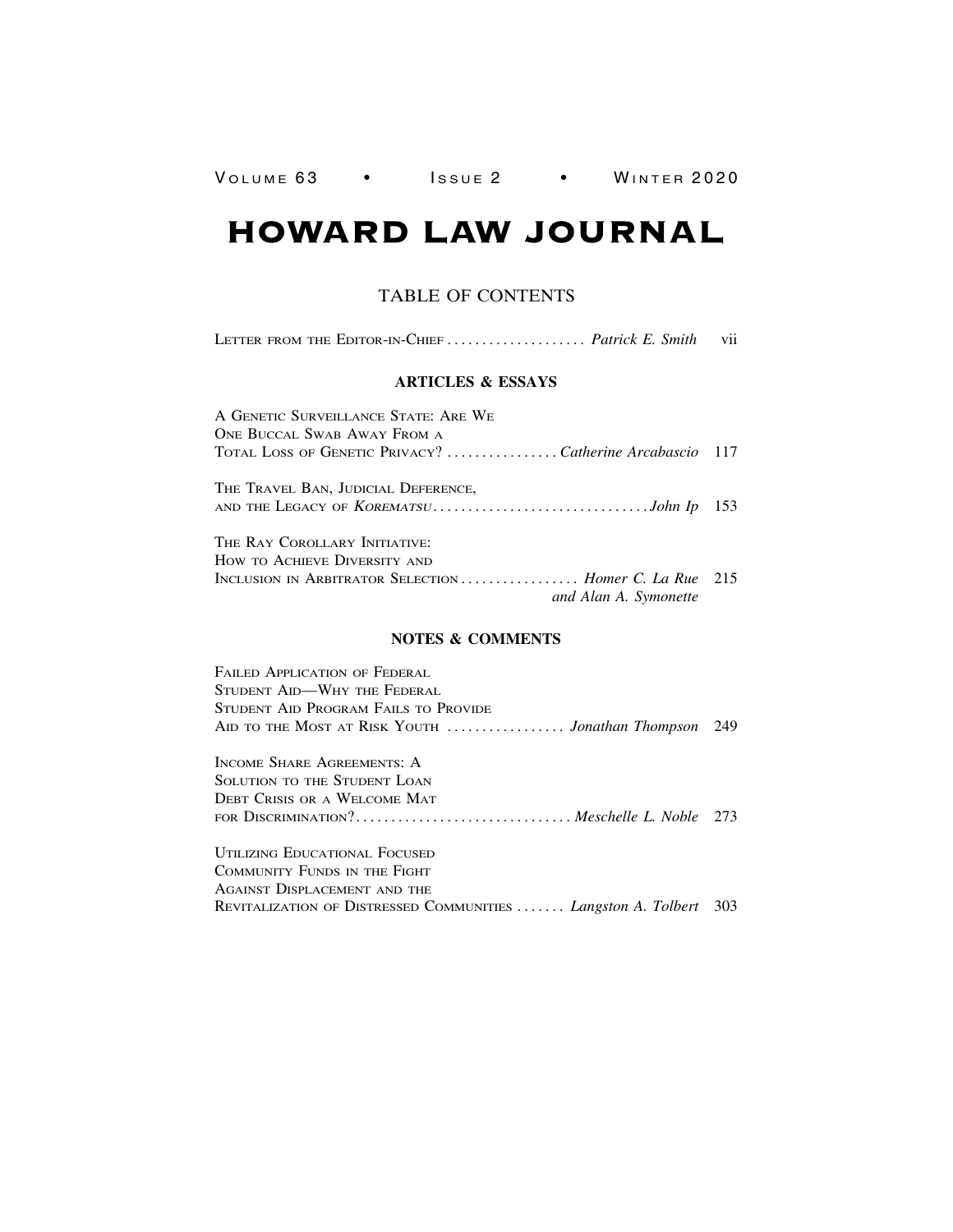VOLUME 63 • ISSUE 2 • WINTER 2020

# HOWARD LAW JOURNAL

## TABLE OF CONTENTS

LETTER FROM THE EDITOR-IN-CHIEF .................... *Patrick E. Smith* vii

### ARTICLES & ESSAYS

A GENETIC SURVEILLANCE STATE: ARE WE ONE BUCCAL SWAB AWAY FROM A TOTAL LOSS OF GENETIC PRIVACY? ................ *Catherine Arcabascio* 117

THE TRAVEL BAN, JUDICIAL DEFERENCE, AND THE LEGACY OF *KOREMATSU* ............................... *John Ip* 153

THE RAY COROLLARY INITIATIVE: HOW TO ACHIEVE DIVERSITY AND INCLUSION IN ARBITRATOR SELECTION ................. *Homer C. La Rue and Alan A. Symonette* 215

### NOTES & COMMENTS

FAILED APPLICATION OF FEDERAL STUDENT AID—WHY THE FEDERAL STUDENT AID PROGRAM FAILS TO PROVIDE AID TO THE MOST AT RISK YOUTH ................. *Jonathan Thompson* 249

INCOME SHARE AGREEMENTS: A SOLUTION TO THE STUDENT LOAN DEBT CRISIS OR A WELCOME MAT FOR DISCRIMINATION? ............................... *Meschelle L. Noble* 273

UTILIZING EDUCATIONAL FOCUSED COMMUNITY FUNDS IN THE FIGHT AGAINST DISPLACEMENT AND THE REVITALIZATION OF DISTRESSED COMMUNITIES ....... *Langston A. Tolbert* 303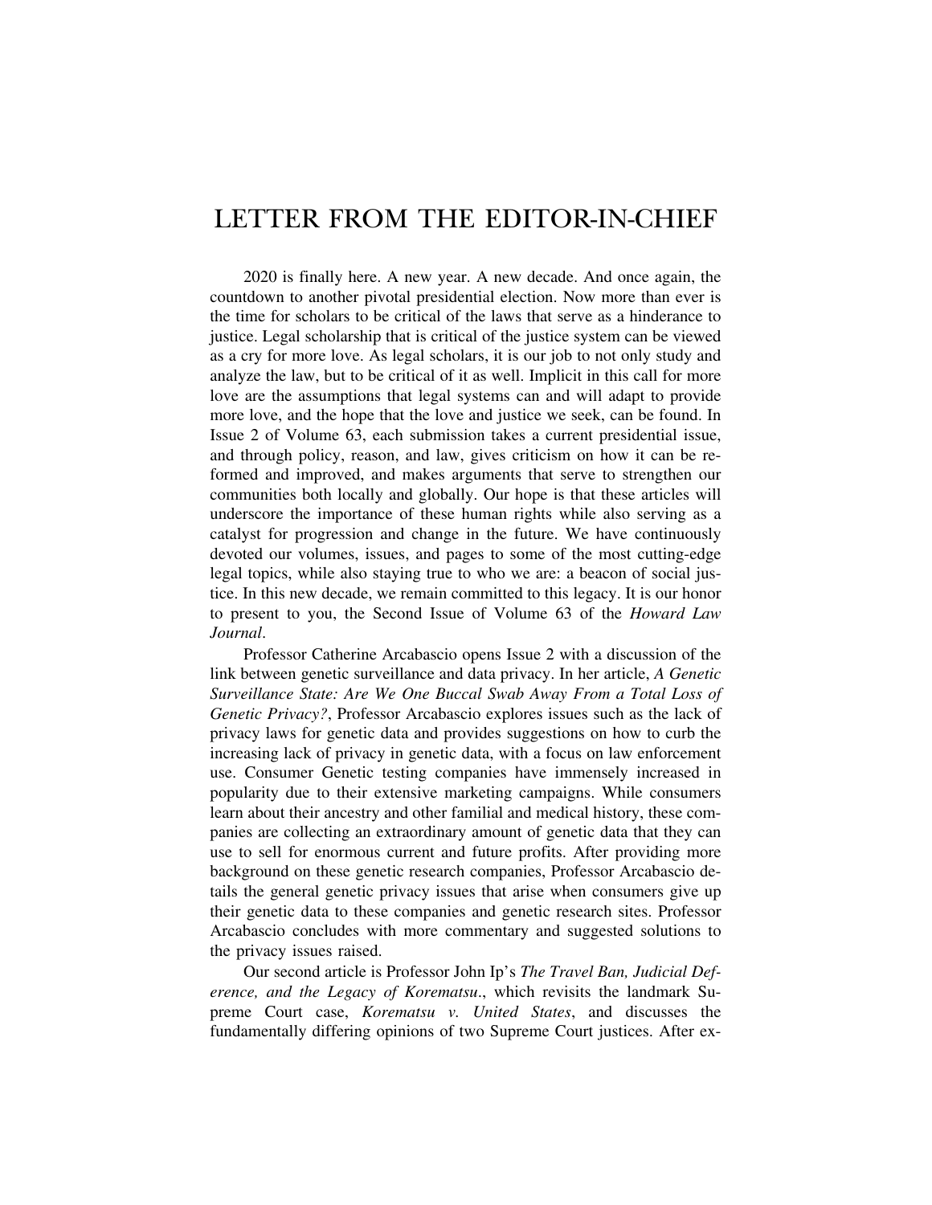# LETTER FROM THE EDITOR-IN-CHIEF

2020 is finally here. A new year. A new decade. And once again, the countdown to another pivotal presidential election. Now more than ever is the time for scholars to be critical of the laws that serve as a hinderance to justice. Legal scholarship that is critical of the justice system can be viewed as a cry for more love. As legal scholars, it is our job to not only study and analyze the law, but to be critical of it as well. Implicit in this call for more love are the assumptions that legal systems can and will adapt to provide more love, and the hope that the love and justice we seek, can be found. In Issue 2 of Volume 63, each submission takes a current presidential issue, and through policy, reason, and law, gives criticism on how it can be reformed and improved, and makes arguments that serve to strengthen our communities both locally and globally. Our hope is that these articles will underscore the importance of these human rights while also serving as a catalyst for progression and change in the future. We have continuously devoted our volumes, issues, and pages to some of the most cutting-edge legal topics, while also staying true to who we are: a beacon of social justice. In this new decade, we remain committed to this legacy. It is our honor to present to you, the Second Issue of Volume 63 of the *Howard Law Journal*.

Professor Catherine Arcabascio opens Issue 2 with a discussion of the link between genetic surveillance and data privacy. In her article, *A Genetic Surveillance State: Are We One Buccal Swab Away From a Total Loss of Genetic Privacy?*, Professor Arcabascio explores issues such as the lack of privacy laws for genetic data and provides suggestions on how to curb the increasing lack of privacy in genetic data, with a focus on law enforcement use. Consumer Genetic testing companies have immensely increased in popularity due to their extensive marketing campaigns. While consumers learn about their ancestry and other familial and medical history, these companies are collecting an extraordinary amount of genetic data that they can use to sell for enormous current and future profits. After providing more background on these genetic research companies, Professor Arcabascio details the general genetic privacy issues that arise when consumers give up their genetic data to these companies and genetic research sites. Professor Arcabascio concludes with more commentary and suggested solutions to the privacy issues raised.

Our second article is Professor John Ip's *The Travel Ban, Judicial Deference, and the Legacy of Korematsu*., which revisits the landmark Supreme Court case, *Korematsu v. United States*, and discusses the fundamentally differing opinions of two Supreme Court justices. After ex-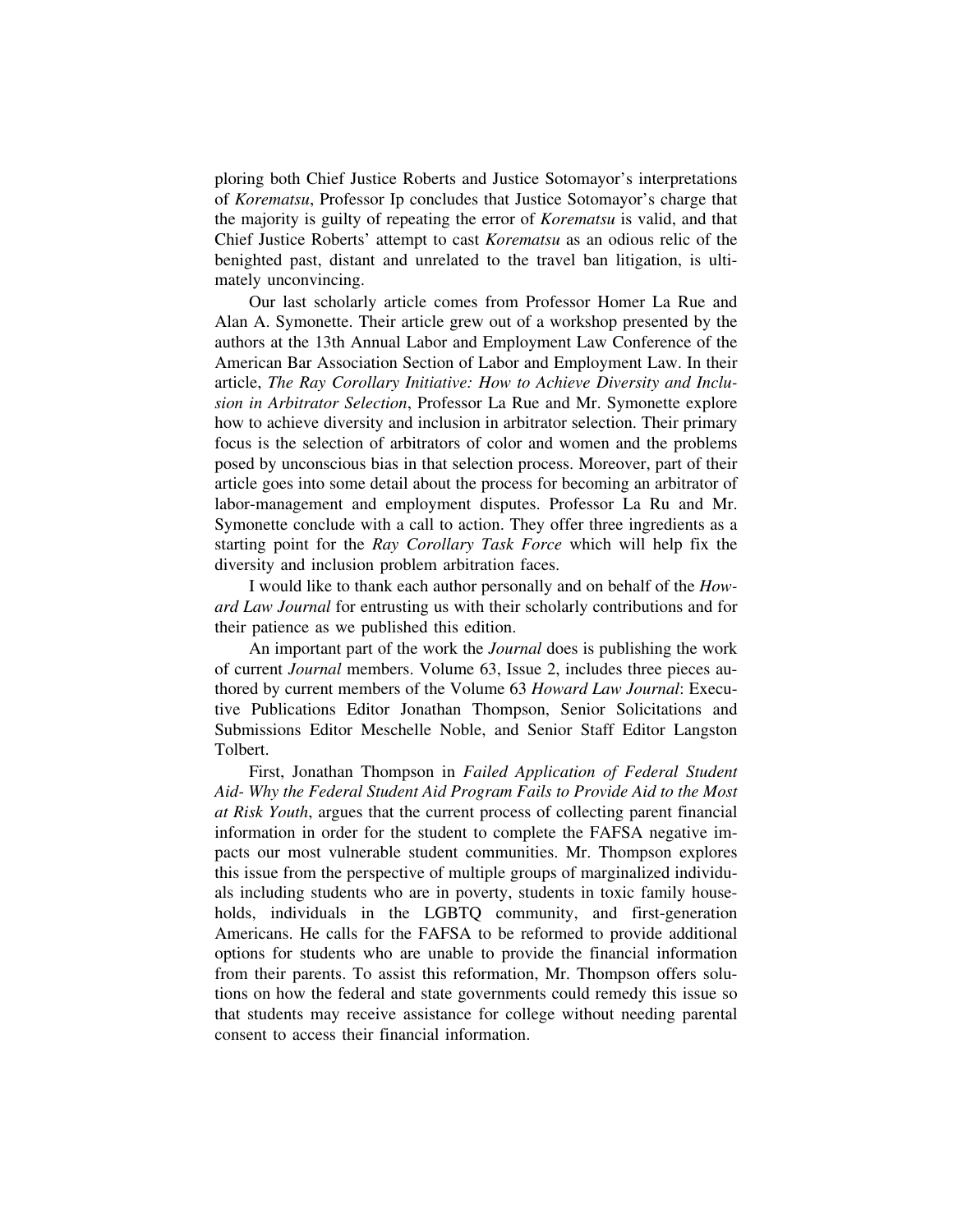ploring both Chief Justice Roberts and Justice Sotomayor's interpretations of *Korematsu*, Professor Ip concludes that Justice Sotomayor's charge that the majority is guilty of repeating the error of *Korematsu* is valid, and that Chief Justice Roberts' attempt to cast *Korematsu* as an odious relic of the benighted past, distant and unrelated to the travel ban litigation, is ultimately unconvincing.

Our last scholarly article comes from Professor Homer La Rue and Alan A. Symonette. Their article grew out of a workshop presented by the authors at the 13th Annual Labor and Employment Law Conference of the American Bar Association Section of Labor and Employment Law. In their article, *The Ray Corollary Initiative: How to Achieve Diversity and Inclusion in Arbitrator Selection*, Professor La Rue and Mr. Symonette explore how to achieve diversity and inclusion in arbitrator selection. Their primary focus is the selection of arbitrators of color and women and the problems posed by unconscious bias in that selection process. Moreover, part of their article goes into some detail about the process for becoming an arbitrator of labor-management and employment disputes. Professor La Ru and Mr. Symonette conclude with a call to action. They offer three ingredients as a starting point for the *Ray Corollary Task Force* which will help fix the diversity and inclusion problem arbitration faces.

I would like to thank each author personally and on behalf of the *Howard Law Journal* for entrusting us with their scholarly contributions and for their patience as we published this edition.

An important part of the work the *Journal* does is publishing the work of current *Journal* members. Volume 63, Issue 2, includes three pieces authored by current members of the Volume 63 *Howard Law Journal*: Executive Publications Editor Jonathan Thompson, Senior Solicitations and Submissions Editor Meschelle Noble, and Senior Staff Editor Langston Tolbert.

First, Jonathan Thompson in *Failed Application of Federal Student Aid- Why the Federal Student Aid Program Fails to Provide Aid to the Most at Risk Youth*, argues that the current process of collecting parent financial information in order for the student to complete the FAFSA negative impacts our most vulnerable student communities. Mr. Thompson explores this issue from the perspective of multiple groups of marginalized individuals including students who are in poverty, students in toxic family households, individuals in the LGBTQ community, and first-generation Americans. He calls for the FAFSA to be reformed to provide additional options for students who are unable to provide the financial information from their parents. To assist this reformation, Mr. Thompson offers solutions on how the federal and state governments could remedy this issue so that students may receive assistance for college without needing parental consent to access their financial information.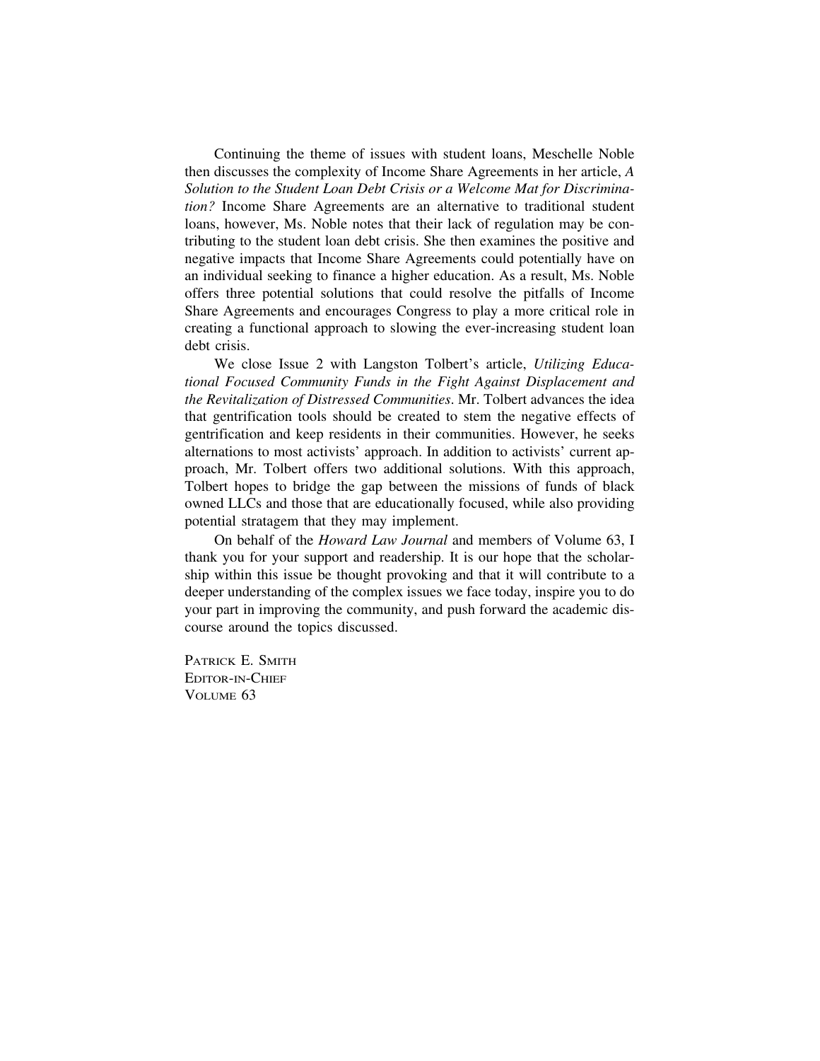Continuing the theme of issues with student loans, Meschelle Noble then discusses the complexity of Income Share Agreements in her article, *A Solution to the Student Loan Debt Crisis or a Welcome Mat for Discrimination?* Income Share Agreements are an alternative to traditional student loans, however, Ms. Noble notes that their lack of regulation may be contributing to the student loan debt crisis. She then examines the positive and negative impacts that Income Share Agreements could potentially have on an individual seeking to finance a higher education. As a result, Ms. Noble offers three potential solutions that could resolve the pitfalls of Income Share Agreements and encourages Congress to play a more critical role in creating a functional approach to slowing the ever-increasing student loan debt crisis.

We close Issue 2 with Langston Tolbert's article, *Utilizing Educational Focused Community Funds in the Fight Against Displacement and the Revitalization of Distressed Communities*. Mr. Tolbert advances the idea that gentrification tools should be created to stem the negative effects of gentrification and keep residents in their communities. However, he seeks alternations to most activists' approach. In addition to activists' current approach, Mr. Tolbert offers two additional solutions. With this approach, Tolbert hopes to bridge the gap between the missions of funds of black owned LLCs and those that are educationally focused, while also providing potential stratagem that they may implement.

On behalf of the *Howard Law Journal* and members of Volume 63, I thank you for your support and readership. It is our hope that the scholarship within this issue be thought provoking and that it will contribute to a deeper understanding of the complex issues we face today, inspire you to do your part in improving the community, and push forward the academic discourse around the topics discussed.

PATRICK E. SMITH
EDITOR-IN-CHIEF
VOLUME 63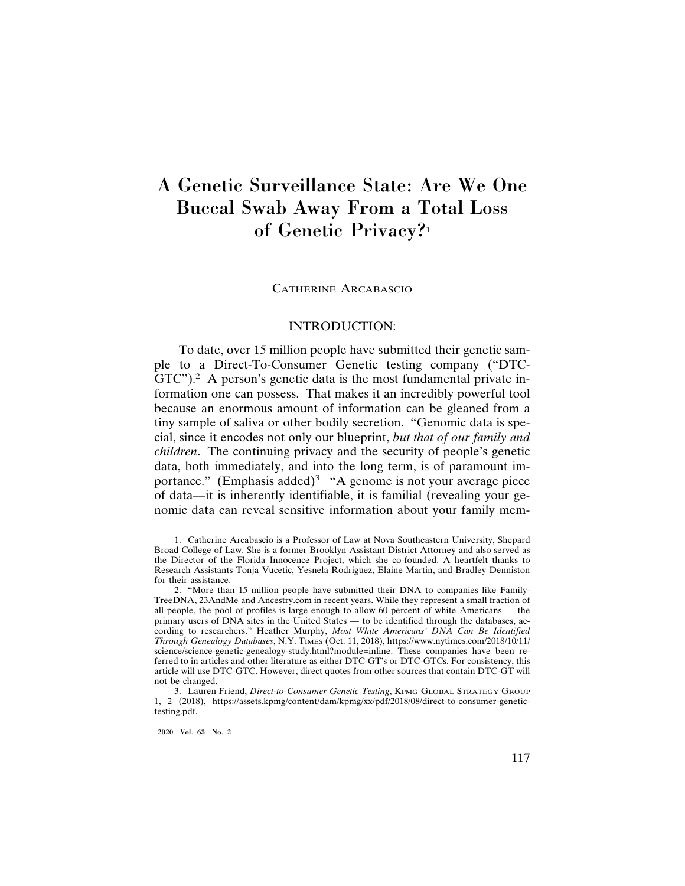# A Genetic Surveillance State: Are We One Buccal Swab Away From a Total Loss of Genetic Privacy?[1]

CATHERINE ARCABASCIO

## INTRODUCTION:

To date, over 15 million people have submitted their genetic sample to a Direct-To-Consumer Genetic testing company ("DTC-GTC").[2] A person's genetic data is the most fundamental private information one can possess. That makes it an incredibly powerful tool because an enormous amount of information can be gleaned from a tiny sample of saliva or other bodily secretion. "Genomic data is special, since it encodes not only our blueprint, *but that of our family and children*. The continuing privacy and the security of people's genetic data, both immediately, and into the long term, is of paramount importance." (Emphasis added)[3] "A genome is not your average piece of data—it is inherently identifiable, it is familial (revealing your genomic data can reveal sensitive information about your family mem-

---

1. Catherine Arcabascio is a Professor of Law at Nova Southeastern University, Shepard Broad College of Law. She is a former Brooklyn Assistant District Attorney and also served as the Director of the Florida Innocence Project, which she co-founded. A heartfelt thanks to Research Assistants Tonja Vucetic, Yesnela Rodriguez, Elaine Martin, and Bradley Denniston for their assistance.

2. "More than 15 million people have submitted their DNA to companies like FamilyTreeDNA, 23AndMe and Ancestry.com in recent years. While they represent a small fraction of all people, the pool of profiles is large enough to allow 60 percent of white Americans — the primary users of DNA sites in the United States — to be identified through the databases, according to researchers." Heather Murphy, *Most White Americans' DNA Can Be Identified Through Genealogy Databases*, N.Y. TIMES (Oct. 11, 2018), https://www.nytimes.com/2018/10/11/science/science-genetic-genealogy-study.html?module=inline. These companies have been referred to in articles and other literature as either DTC-GT's or DTC-GTCs. For consistency, this article will use DTC-GTC. However, direct quotes from other sources that contain DTC-GT will not be changed.

3. Lauren Friend, *Direct-to-Consumer Genetic Testing*, KPMG GLOBAL STRATEGY GROUP 1, 2 (2018), https://assets.kpmg/content/dam/kpmg/xx/pdf/2018/08/direct-to-consumer-genetic-testing.pdf.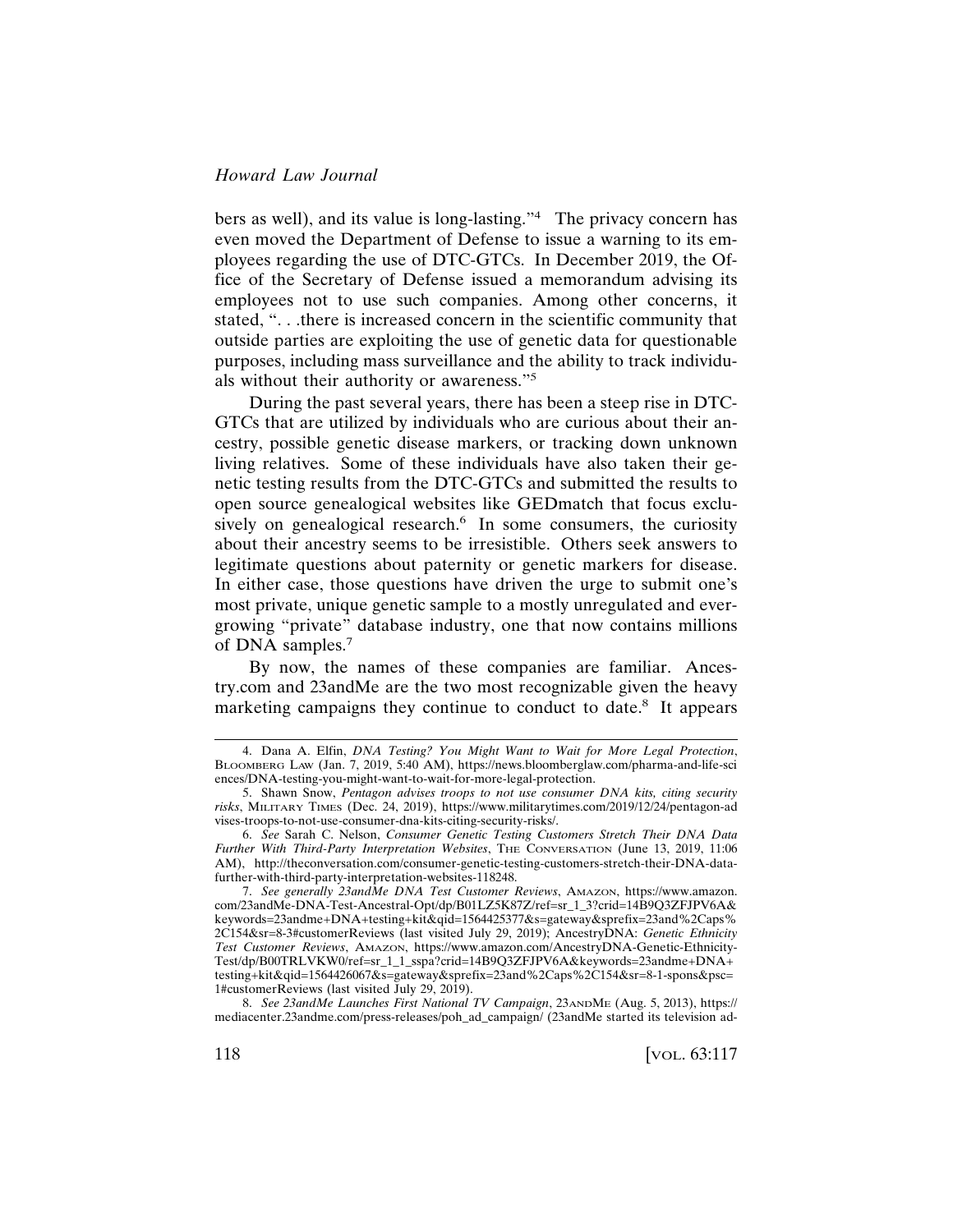bers as well), and its value is long-lasting."[4] The privacy concern has even moved the Department of Defense to issue a warning to its employees regarding the use of DTC-GTCs. In December 2019, the Office of the Secretary of Defense issued a memorandum advising its employees not to use such companies. Among other concerns, it stated, ". . .there is increased concern in the scientific community that outside parties are exploiting the use of genetic data for questionable purposes, including mass surveillance and the ability to track individuals without their authority or awareness."[5]

During the past several years, there has been a steep rise in DTC-GTCs that are utilized by individuals who are curious about their ancestry, possible genetic disease markers, or tracking down unknown living relatives. Some of these individuals have also taken their genetic testing results from the DTC-GTCs and submitted the results to open source genealogical websites like GEDmatch that focus exclusively on genealogical research.[6] In some consumers, the curiosity about their ancestry seems to be irresistible. Others seek answers to legitimate questions about paternity or genetic markers for disease. In either case, those questions have driven the urge to submit one's most private, unique genetic sample to a mostly unregulated and ever-growing "private" database industry, one that now contains millions of DNA samples.[7]

By now, the names of these companies are familiar. Ancestry.com and 23andMe are the two most recognizable given the heavy marketing campaigns they continue to conduct to date.[8] It appears

---

4. Dana A. Elfin, *DNA Testing? You Might Want to Wait for More Legal Protection*, BLOOMBERG LAW (Jan. 7, 2019, 5:40 AM), https://news.bloomberglaw.com/pharma-and-life-sciences/DNA-testing-you-might-want-to-wait-for-more-legal-protection.

5. Shawn Snow, *Pentagon advises troops to not use consumer DNA kits, citing security risks*, MILITARY TIMES (Dec. 24, 2019), https://www.militarytimes.com/2019/12/24/pentagon-advises-troops-to-not-use-consumer-dna-kits-citing-security-risks/.

6. *See* Sarah C. Nelson, *Consumer Genetic Testing Customers Stretch Their DNA Data Further With Third-Party Interpretation Websites*, THE CONVERSATION (June 13, 2019, 11:06 AM), http://theconversation.com/consumer-genetic-testing-customers-stretch-their-DNA-data-further-with-third-party-interpretation-websites-118248.

7. *See generally 23andMe DNA Test Customer Reviews*, AMAZON, https://www.amazon.com/23andMe-DNA-Test-Ancestral-Opt/dp/B01LZ5K87Z/ref=sr_1_3?crid=14B9Q3ZFJPV6A&keywords=23andme+DNA+testing+kit&qid=1564425377&s=gateway&sprefix=23and%2Caps%2C154&sr=8-3#customerReviews (last visited July 29, 2019); AncestryDNA: *Genetic Ethnicity Test Customer Reviews*, AMAZON, https://www.amazon.com/AncestryDNA-Genetic-Ethnicity-Test/dp/B00TRLVKW0/ref=sr_1_1_sspa?crid=14B9Q3ZFJPV6A&keywords=23andme+DNA+testing+kit&qid=1564426067&s=gateway&sprefix=23and%2Caps%2C154&sr=8-1-spons&psc=1#customerReviews (last visited July 29, 2019).

8. *See 23andMe Launches First National TV Campaign*, 23ANDME (Aug. 5, 2013), https://mediacenter.23andme.com/press-releases/poh_ad_campaign/ (23andMe started its television ad-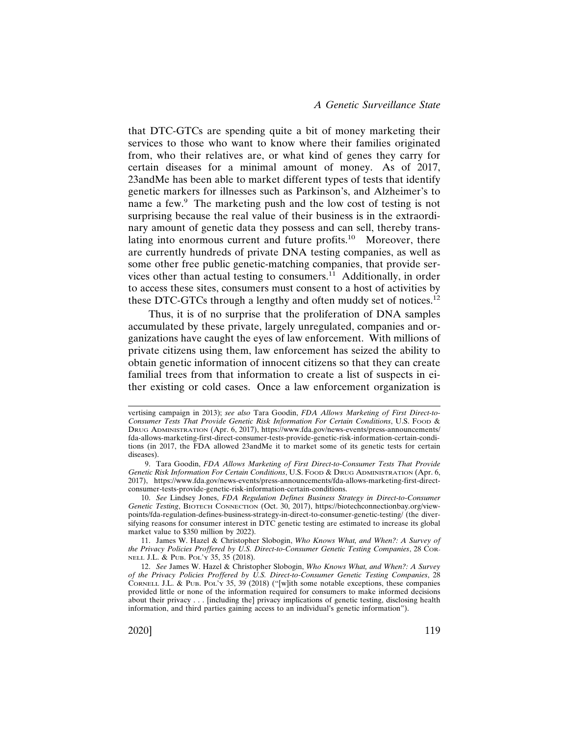that DTC-GTCs are spending quite a bit of money marketing their services to those who want to know where their families originated from, who their relatives are, or what kind of genes they carry for certain diseases for a minimal amount of money. As of 2017, 23andMe has been able to market different types of tests that identify genetic markers for illnesses such as Parkinson's, and Alzheimer's to name a few.[9] The marketing push and the low cost of testing is not surprising because the real value of their business is in the extraordinary amount of genetic data they possess and can sell, thereby translating into enormous current and future profits.[10] Moreover, there are currently hundreds of private DNA testing companies, as well as some other free public genetic-matching companies, that provide services other than actual testing to consumers.[11] Additionally, in order to access these sites, consumers must consent to a host of activities by these DTC-GTCs through a lengthy and often muddy set of notices.[12]

Thus, it is of no surprise that the proliferation of DNA samples accumulated by these private, largely unregulated, companies and organizations have caught the eyes of law enforcement. With millions of private citizens using them, law enforcement has seized the ability to obtain genetic information of innocent citizens so that they can create familial trees from that information to create a list of suspects in either existing or cold cases. Once a law enforcement organization is

---

vertising campaign in 2013); *see also* Tara Goodin, *FDA Allows Marketing of First Direct-to-Consumer Tests That Provide Genetic Risk Information For Certain Conditions*, U.S. Food & Drug Administration (Apr. 6, 2017), https://www.fda.gov/news-events/press-announcements/fda-allows-marketing-first-direct-consumer-tests-provide-genetic-risk-information-certain-conditions (in 2017, the FDA allowed 23andMe it to market some of its genetic tests for certain diseases).

9. Tara Goodin, *FDA Allows Marketing of First Direct-to-Consumer Tests That Provide Genetic Risk Information For Certain Conditions*, U.S. Food & Drug Administration (Apr. 6, 2017), https://www.fda.gov/news-events/press-announcements/fda-allows-marketing-first-direct-consumer-tests-provide-genetic-risk-information-certain-conditions.

10. *See* Lindsey Jones, *FDA Regulation Defines Business Strategy in Direct-to-Consumer Genetic Testing*, Biotech Connection (Oct. 30, 2017), https://biotechconnectionbay.org/viewpoints/fda-regulation-defines-business-strategy-in-direct-to-consumer-genetic-testing/ (the diversifying reasons for consumer interest in DTC genetic testing are estimated to increase its global market value to $350 million by 2022).

11. James W. Hazel & Christopher Slobogin, *Who Knows What, and When?: A Survey of the Privacy Policies Proffered by U.S. Direct-to-Consumer Genetic Testing Companies*, 28 Cornell J.L. & Pub. Pol'y 35, 35 (2018).

12. *See* James W. Hazel & Christopher Slobogin, *Who Knows What, and When?: A Survey of the Privacy Policies Proffered by U.S. Direct-to-Consumer Genetic Testing Companies*, 28 Cornell J.L. & Pub. Pol'y 35, 39 (2018) ("[w]ith some notable exceptions, these companies provided little or none of the information required for consumers to make informed decisions about their privacy . . . [including the] privacy implications of genetic testing, disclosing health information, and third parties gaining access to an individual's genetic information").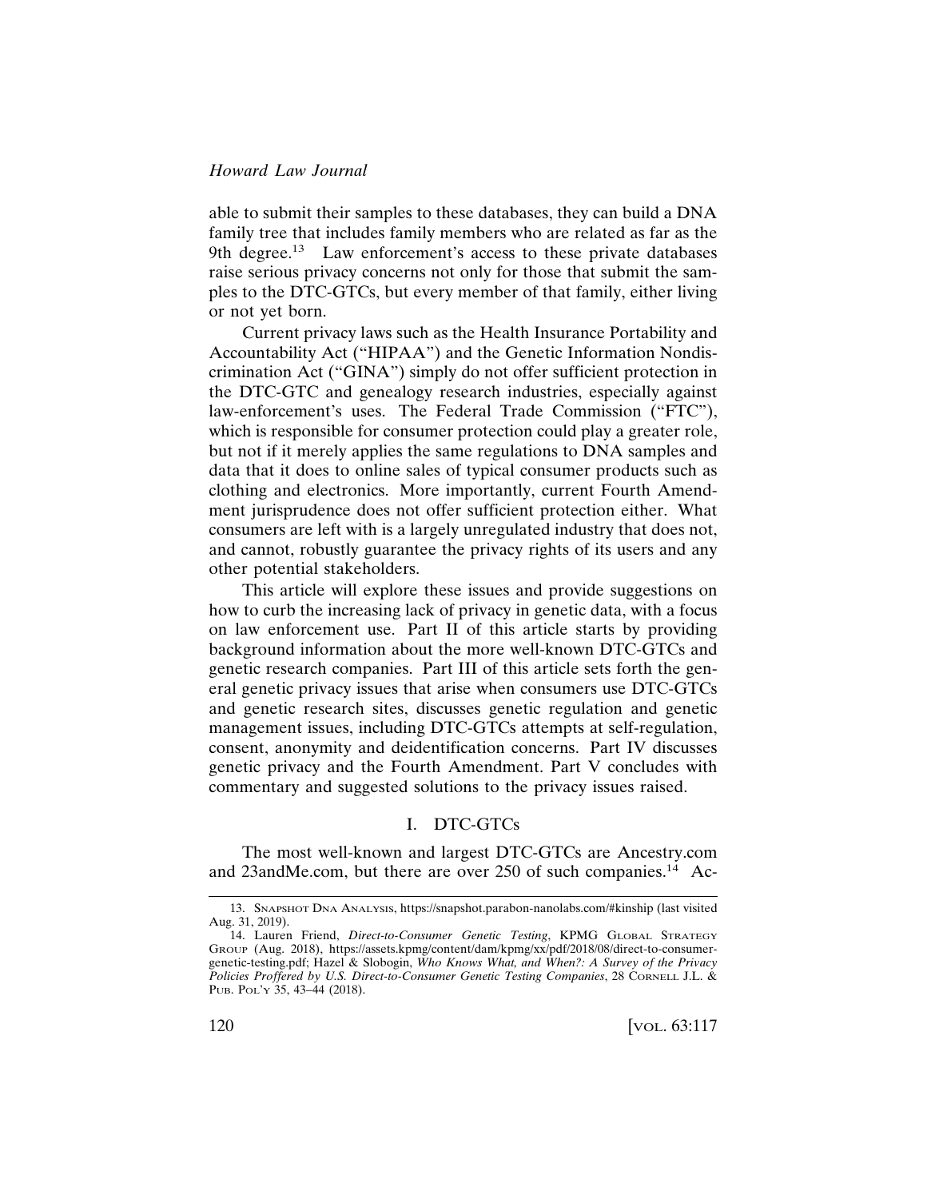able to submit their samples to these databases, they can build a DNA family tree that includes family members who are related as far as the 9th degree.[13] Law enforcement's access to these private databases raise serious privacy concerns not only for those that submit the samples to the DTC-GTCs, but every member of that family, either living or not yet born.

Current privacy laws such as the Health Insurance Portability and Accountability Act ("HIPAA") and the Genetic Information Nondiscrimination Act ("GINA") simply do not offer sufficient protection in the DTC-GTC and genealogy research industries, especially against law-enforcement's uses. The Federal Trade Commission ("FTC"), which is responsible for consumer protection could play a greater role, but not if it merely applies the same regulations to DNA samples and data that it does to online sales of typical consumer products such as clothing and electronics. More importantly, current Fourth Amendment jurisprudence does not offer sufficient protection either. What consumers are left with is a largely unregulated industry that does not, and cannot, robustly guarantee the privacy rights of its users and any other potential stakeholders.

This article will explore these issues and provide suggestions on how to curb the increasing lack of privacy in genetic data, with a focus on law enforcement use. Part II of this article starts by providing background information about the more well-known DTC-GTCs and genetic research companies. Part III of this article sets forth the general genetic privacy issues that arise when consumers use DTC-GTCs and genetic research sites, discusses genetic regulation and genetic management issues, including DTC-GTCs attempts at self-regulation, consent, anonymity and deidentification concerns. Part IV discusses genetic privacy and the Fourth Amendment. Part V concludes with commentary and suggested solutions to the privacy issues raised.

## I. DTC-GTCs

The most well-known and largest DTC-GTCs are Ancestry.com and 23andMe.com, but there are over 250 of such companies.[14] Ac-

---

13. Snapshot DNA Analysis, https://snapshot.parabon-nanolabs.com/#kinship (last visited Aug. 31, 2019).

14. Lauren Friend, *Direct-to-Consumer Genetic Testing*, KPMG Global Strategy Group (Aug. 2018), https://assets.kpmg/content/dam/kpmg/xx/pdf/2018/08/direct-to-consumer-genetic-testing.pdf; Hazel & Slobogin, *Who Knows What, and When?: A Survey of the Privacy Policies Proffered by U.S. Direct-to-Consumer Genetic Testing Companies*, 28 Cornell J.L. & Pub. Pol'y 35, 43–44 (2018).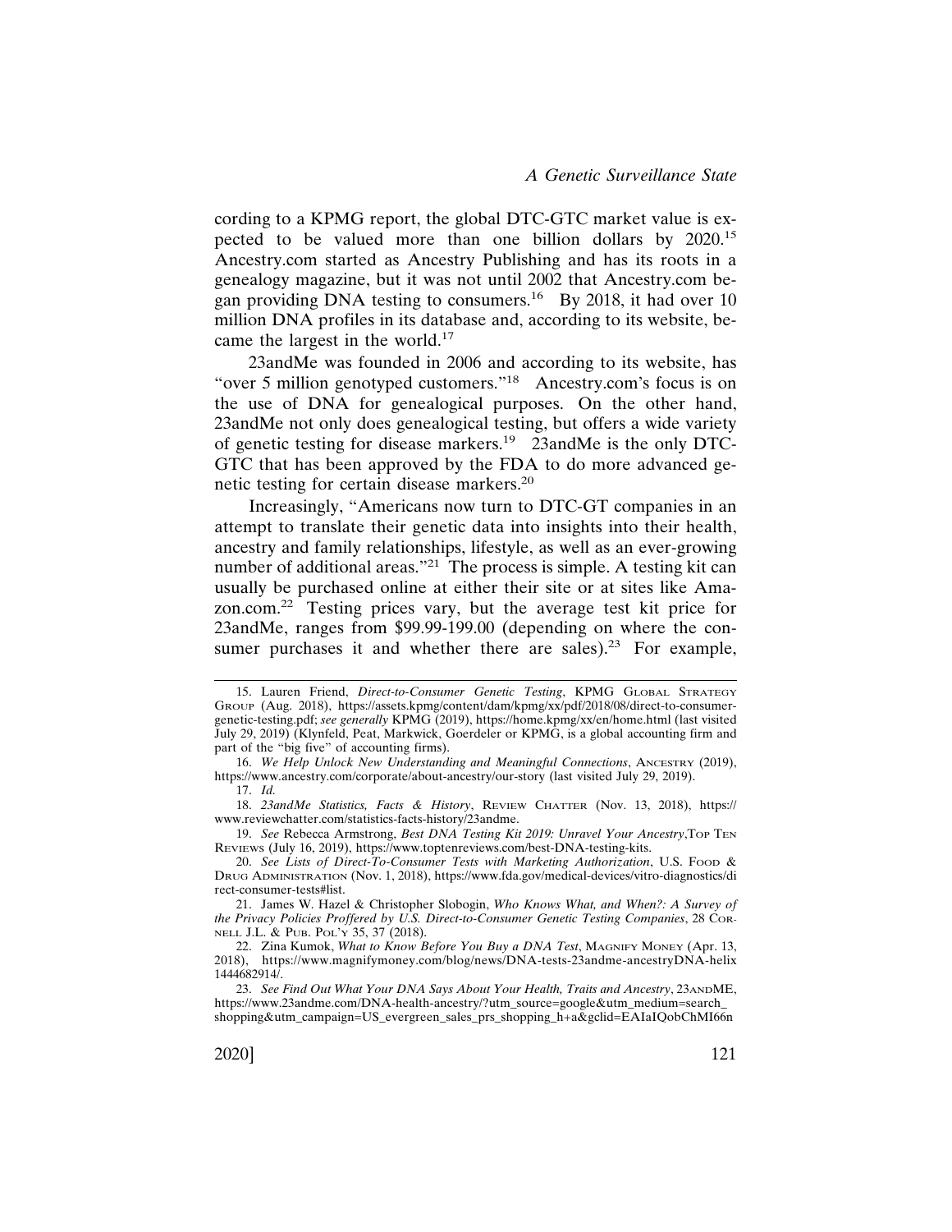cording to a KPMG report, the global DTC-GTC market value is expected to be valued more than one billion dollars by 2020.[15] Ancestry.com started as Ancestry Publishing and has its roots in a genealogy magazine, but it was not until 2002 that Ancestry.com began providing DNA testing to consumers.[16] By 2018, it had over 10 million DNA profiles in its database and, according to its website, became the largest in the world.[17]

23andMe was founded in 2006 and according to its website, has "over 5 million genotyped customers."[18] Ancestry.com's focus is on the use of DNA for genealogical purposes. On the other hand, 23andMe not only does genealogical testing, but offers a wide variety of genetic testing for disease markers.[19] 23andMe is the only DTC-GTC that has been approved by the FDA to do more advanced genetic testing for certain disease markers.[20]

Increasingly, "Americans now turn to DTC-GT companies in an attempt to translate their genetic data into insights into their health, ancestry and family relationships, lifestyle, as well as an ever-growing number of additional areas."[21] The process is simple. A testing kit can usually be purchased online at either their site or at sites like Amazon.com.[22] Testing prices vary, but the average test kit price for 23andMe, ranges from $99.99-199.00 (depending on where the consumer purchases it and whether there are sales).[23] For example,

---

15. Lauren Friend, *Direct-to-Consumer Genetic Testing*, KPMG GLOBAL STRATEGY GROUP (Aug. 2018), https://assets.kpmg/content/dam/kpmg/xx/pdf/2018/08/direct-to-consumer-genetic-testing.pdf; *see generally* KPMG (2019), https://home.kpmg/xx/en/home.html (last visited July 29, 2019) (Klynfeld, Peat, Markwick, Goerdeler or KPMG, is a global accounting firm and part of the "big five" of accounting firms).

16. *We Help Unlock New Understanding and Meaningful Connections*, ANCESTRY (2019), https://www.ancestry.com/corporate/about-ancestry/our-story (last visited July 29, 2019).

17. *Id.*

18. *23andMe Statistics, Facts & History*, REVIEW CHATTER (Nov. 13, 2018), https://www.reviewchatter.com/statistics-facts-history/23andme.

19. *See* Rebecca Armstrong, *Best DNA Testing Kit 2019: Unravel Your Ancestry*,TOP TEN REVIEWS (July 16, 2019), https://www.toptenreviews.com/best-DNA-testing-kits.

20. *See Lists of Direct-To-Consumer Tests with Marketing Authorization*, U.S. FOOD & DRUG ADMINISTRATION (Nov. 1, 2018), https://www.fda.gov/medical-devices/vitro-diagnostics/direct-consumer-tests#list.

21. James W. Hazel & Christopher Slobogin, *Who Knows What, and When?: A Survey of the Privacy Policies Proffered by U.S. Direct-to-Consumer Genetic Testing Companies*, 28 CORNELL J.L. & PUB. POL'Y 35, 37 (2018).

22. Zina Kumok, *What to Know Before You Buy a DNA Test*, MAGNIFY MONEY (Apr. 13, 2018), https://www.magnifymoney.com/blog/news/DNA-tests-23andme-ancestryDNA-helix1444682914/.

23. *See Find Out What Your DNA Says About Your Health, Traits and Ancestry*, 23ANDME, https://www.23andme.com/DNA-health-ancestry/?utm_source=google&utm_medium=search_shopping&utm_campaign=US_evergreen_sales_prs_shopping_h+a&gclid=EAIaIQobChMI66n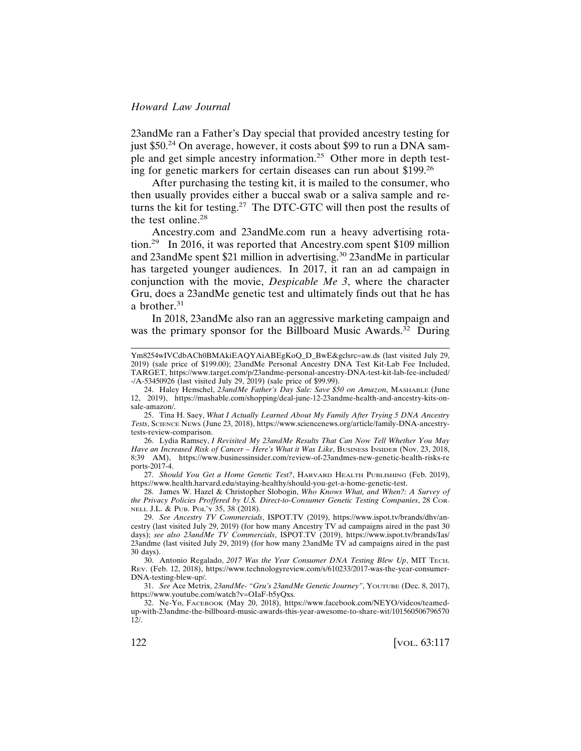23andMe ran a Father's Day special that provided ancestry testing for just $50.[24] On average, however, it costs about $99 to run a DNA sample and get simple ancestry information.[25] Other more in depth testing for genetic markers for certain diseases can run about $199.[26]

After purchasing the testing kit, it is mailed to the consumer, who then usually provides either a buccal swab or a saliva sample and returns the kit for testing.[27] The DTC-GTC will then post the results of the test online.[28]

Ancestry.com and 23andMe.com run a heavy advertising rotation.[29] In 2016, it was reported that Ancestry.com spent $109 million and 23andMe spent $21 million in advertising.[30] 23andMe in particular has targeted younger audiences. In 2017, it ran an ad campaign in conjunction with the movie, *Despicable Me 3*, where the character Gru, does a 23andMe genetic test and ultimately finds out that he has a brother.[31]

In 2018, 23andMe also ran an aggressive marketing campaign and was the primary sponsor for the Billboard Music Awards.[32] During

---

Ym8254wIVCdbACh0BMAkiEAQYAiABEgKoQ_D_BwE&gclsrc=aw.ds (last visited July 29, 2019) (sale price of $199.00); 23andMe Personal Ancestry DNA Test Kit-Lab Fee Included, TARGET, https://www.target.com/p/23andme-personal-ancestry-DNA-test-kit-lab-fee-included/-/A-53450926 (last visited July 29, 2019) (sale price of $99.99).

24. Haley Henschel, *23andMe Father's Day Sale: Save $50 on Amazon*, MASHABLE (June 12, 2019), https://mashable.com/shopping/deal-june-12-23andme-health-and-ancestry-kits-on-sale-amazon/.

25. Tina H. Saey, *What I Actually Learned About My Family After Trying 5 DNA Ancestry Tests*, SCIENCE NEWS (June 23, 2018), https://www.sciencenews.org/article/family-DNA-ancestry-tests-review-comparison.

26. Lydia Ramsey, *I Revisited My 23andMe Results That Can Now Tell Whether You May Have an Increased Risk of Cancer – Here's What it Was Like*, BUSINESS INSIDER (Nov. 23, 2018, 8:39 AM), https://www.businessinsider.com/review-of-23andmes-new-genetic-health-risks-reports-2017-4.

27. *Should You Get a Home Genetic Test?*, HARVARD HEALTH PUBLISHING (Feb. 2019), https://www.health.harvard.edu/staying-healthy/should-you-get-a-home-genetic-test.

28. James W. Hazel & Christopher Slobogin, *Who Knows What, and When?: A Survey of the Privacy Policies Proffered by U.S. Direct-to-Consumer Genetic Testing Companies*, 28 CORNELL J.L. & PUB. POL'Y 35, 38 (2018).

29. *See Ancestry TV Commercials*, ISPOT.TV (2019), https://www.ispot.tv/brands/dhv/ancestry (last visited July 29, 2019) (for how many Ancestry TV ad campaigns aired in the past 30 days); *see also 23andMe TV Commercials*, ISPOT.TV (2019), https://www.ispot.tv/brands/Ias/23andme (last visited July 29, 2019) (for how many 23andMe TV ad campaigns aired in the past 30 days).

30. Antonio Regalado, *2017 Was the Year Consumer DNA Testing Blew Up*, MIT TECH. REV. (Feb. 12, 2018), https://www.technologyreview.com/s/610233/2017-was-the-year-consumer-DNA-testing-blew-up/.

31. *See* Ace Metrix, *23andMe- "Gru's 23andMe Genetic Journey"*, YOUTUBE (Dec. 8, 2017), https://www.youtube.com/watch?v=OIaF-b5yQxs.

32. Ne-Yo, FACEBOOK (May 20, 2018), https://www.facebook.com/NEYO/videos/teamed-up-with-23andme-the-billboard-music-awards-this-year-awesome-to-share-wit/10156050679657012/.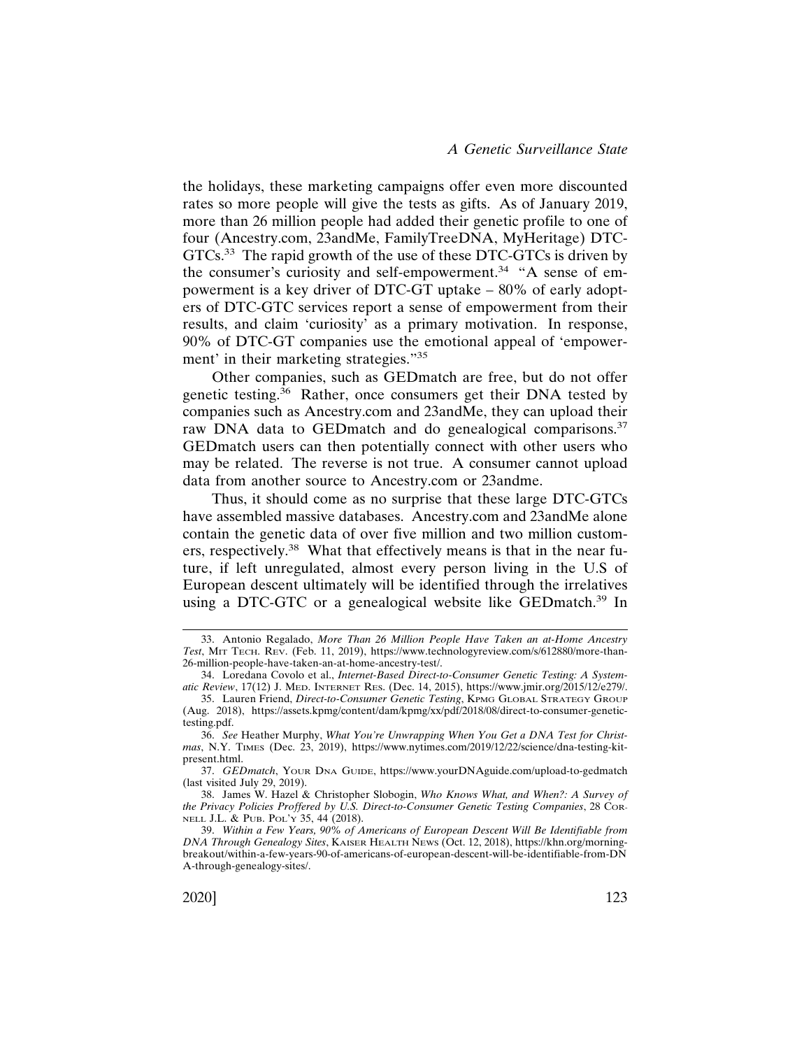the holidays, these marketing campaigns offer even more discounted rates so more people will give the tests as gifts. As of January 2019, more than 26 million people had added their genetic profile to one of four (Ancestry.com, 23andMe, FamilyTreeDNA, MyHeritage) DTC-GTCs.[33] The rapid growth of the use of these DTC-GTCs is driven by the consumer's curiosity and self-empowerment.[34] "A sense of empowerment is a key driver of DTC-GT uptake – 80% of early adopters of DTC-GTC services report a sense of empowerment from their results, and claim 'curiosity' as a primary motivation. In response, 90% of DTC-GT companies use the emotional appeal of 'empowerment' in their marketing strategies."[35]

Other companies, such as GEDmatch are free, but do not offer genetic testing.[36] Rather, once consumers get their DNA tested by companies such as Ancestry.com and 23andMe, they can upload their raw DNA data to GEDmatch and do genealogical comparisons.[37] GEDmatch users can then potentially connect with other users who may be related. The reverse is not true. A consumer cannot upload data from another source to Ancestry.com or 23andme.

Thus, it should come as no surprise that these large DTC-GTCs have assembled massive databases. Ancestry.com and 23andMe alone contain the genetic data of over five million and two million customers, respectively.[38] What that effectively means is that in the near future, if left unregulated, almost every person living in the U.S of European descent ultimately will be identified through the irrelatives using a DTC-GTC or a genealogical website like GEDmatch.[39] In

---

33. Antonio Regalado, *More Than 26 Million People Have Taken an at-Home Ancestry Test*, MIT TECH. REV. (Feb. 11, 2019), https://www.technologyreview.com/s/612880/more-than-26-million-people-have-taken-an-at-home-ancestry-test/.

34. Loredana Covolo et al., *Internet-Based Direct-to-Consumer Genetic Testing: A Systematic Review*, 17(12) J. MED. INTERNET RES. (Dec. 14, 2015), https://www.jmir.org/2015/12/e279/.

35. Lauren Friend, *Direct-to-Consumer Genetic Testing*, KPMG GLOBAL STRATEGY GROUP (Aug. 2018), https://assets.kpmg/content/dam/kpmg/xx/pdf/2018/08/direct-to-consumer-genetic-testing.pdf.

36. *See* Heather Murphy, *What You're Unwrapping When You Get a DNA Test for Christmas*, N.Y. TIMES (Dec. 23, 2019), https://www.nytimes.com/2019/12/22/science/dna-testing-kit-present.html.

37. *GEDmatch*, YOUR DNA GUIDE, https://www.yourDNAguide.com/upload-to-gedmatch (last visited July 29, 2019).

38. James W. Hazel & Christopher Slobogin, *Who Knows What, and When?: A Survey of the Privacy Policies Proffered by U.S. Direct-to-Consumer Genetic Testing Companies*, 28 CORNELL J.L. & PUB. POL'Y 35, 44 (2018).

39. *Within a Few Years, 90% of Americans of European Descent Will Be Identifiable from DNA Through Genealogy Sites*, KAISER HEALTH NEWS (Oct. 12, 2018), https://khn.org/morning-breakout/within-a-few-years-90-of-americans-of-european-descent-will-be-identifiable-from-DNA-through-genealogy-sites/.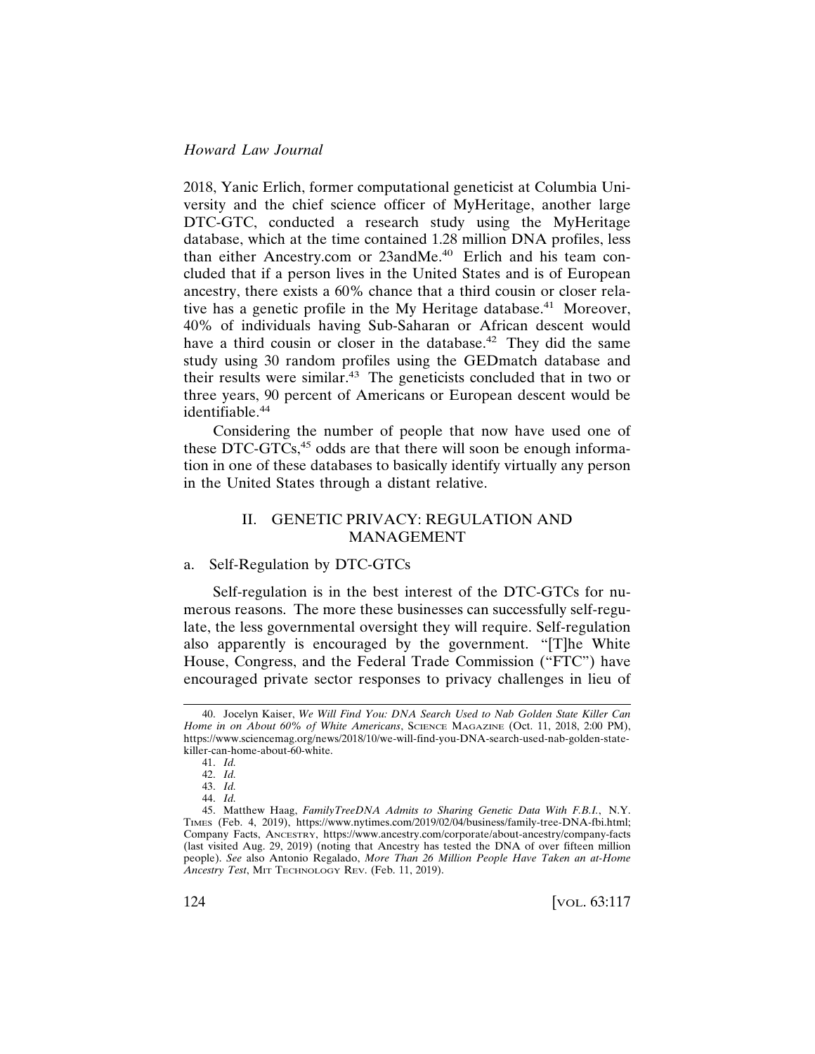2018, Yanic Erlich, former computational geneticist at Columbia University and the chief science officer of MyHeritage, another large DTC-GTC, conducted a research study using the MyHeritage database, which at the time contained 1.28 million DNA profiles, less than either Ancestry.com or 23andMe.[40] Erlich and his team concluded that if a person lives in the United States and is of European ancestry, there exists a 60% chance that a third cousin or closer relative has a genetic profile in the My Heritage database.[41] Moreover, 40% of individuals having Sub-Saharan or African descent would have a third cousin or closer in the database.[42] They did the same study using 30 random profiles using the GEDmatch database and their results were similar.[43] The geneticists concluded that in two or three years, 90 percent of Americans or European descent would be identifiable.[44]

Considering the number of people that now have used one of these DTC-GTCs,[45] odds are that there will soon be enough information in one of these databases to basically identify virtually any person in the United States through a distant relative.

## II. GENETIC PRIVACY: REGULATION AND MANAGEMENT

### a. Self-Regulation by DTC-GTCs

Self-regulation is in the best interest of the DTC-GTCs for numerous reasons. The more these businesses can successfully self-regulate, the less governmental oversight they will require. Self-regulation also apparently is encouraged by the government. "[T]he White House, Congress, and the Federal Trade Commission ("FTC") have encouraged private sector responses to privacy challenges in lieu of

---

40. Jocelyn Kaiser, *We Will Find You: DNA Search Used to Nab Golden State Killer Can Home in on About 60% of White Americans*, SCIENCE MAGAZINE (Oct. 11, 2018, 2:00 PM), https://www.sciencemag.org/news/2018/10/we-will-find-you-DNA-search-used-nab-golden-state-killer-can-home-about-60-white.

41. *Id.*

42. *Id.*

43. *Id.*

44. *Id.*

45. Matthew Haag, *FamilyTreeDNA Admits to Sharing Genetic Data With F.B.I.*, N.Y. TIMES (Feb. 4, 2019), https://www.nytimes.com/2019/02/04/business/family-tree-DNA-fbi.html; Company Facts, ANCESTRY, https://www.ancestry.com/corporate/about-ancestry/company-facts (last visited Aug. 29, 2019) (noting that Ancestry has tested the DNA of over fifteen million people). *See* also Antonio Regalado, *More Than 26 Million People Have Taken an at-Home Ancestry Test*, MIT TECHNOLOGY REV. (Feb. 11, 2019).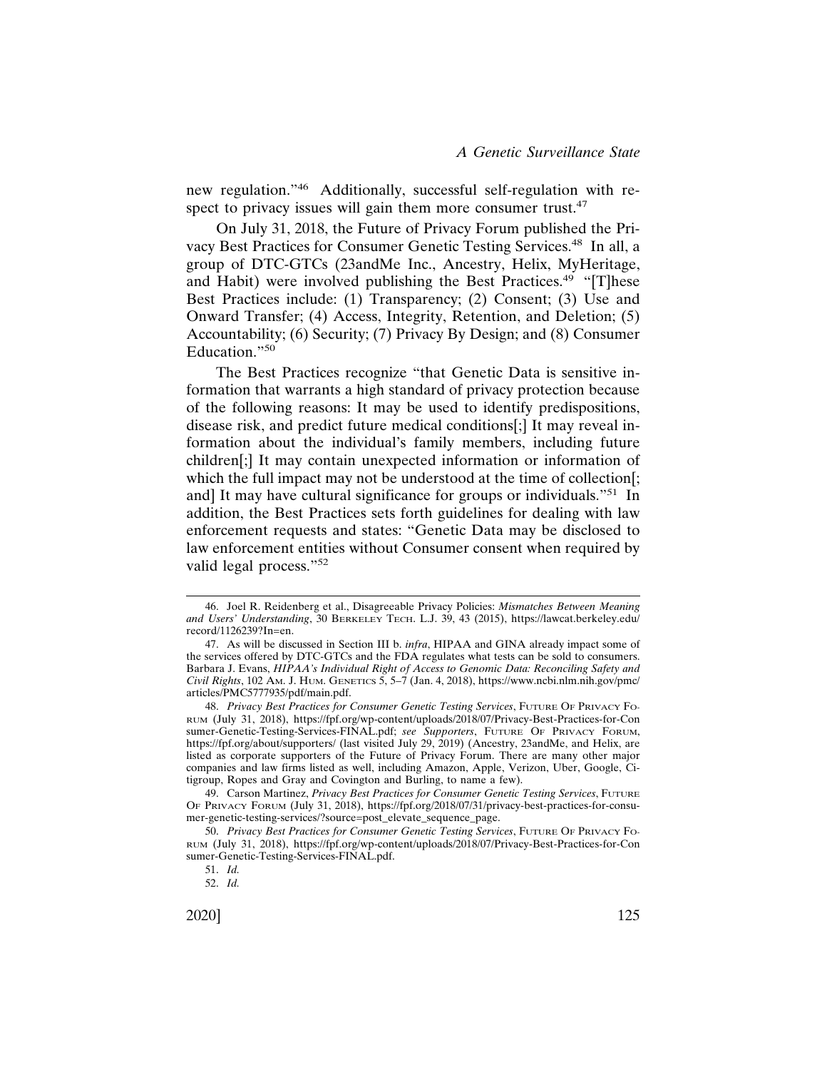new regulation."[46] Additionally, successful self-regulation with respect to privacy issues will gain them more consumer trust.[47]

On July 31, 2018, the Future of Privacy Forum published the Privacy Best Practices for Consumer Genetic Testing Services.[48] In all, a group of DTC-GTCs (23andMe Inc., Ancestry, Helix, MyHeritage, and Habit) were involved publishing the Best Practices.[49] "[T]hese Best Practices include: (1) Transparency; (2) Consent; (3) Use and Onward Transfer; (4) Access, Integrity, Retention, and Deletion; (5) Accountability; (6) Security; (7) Privacy By Design; and (8) Consumer Education."[50]

The Best Practices recognize "that Genetic Data is sensitive information that warrants a high standard of privacy protection because of the following reasons: It may be used to identify predispositions, disease risk, and predict future medical conditions[;] It may reveal information about the individual's family members, including future children[;] It may contain unexpected information or information of which the full impact may not be understood at the time of collection[; and] It may have cultural significance for groups or individuals."[51] In addition, the Best Practices sets forth guidelines for dealing with law enforcement requests and states: "Genetic Data may be disclosed to law enforcement entities without Consumer consent when required by valid legal process."[52]

---

46. Joel R. Reidenberg et al., Disagreeable Privacy Policies: *Mismatches Between Meaning and Users' Understanding*, 30 BERKELEY TECH. L.J. 39, 43 (2015), https://lawcat.berkeley.edu/record/1126239?ln=en.

47. As will be discussed in Section III b. *infra*, HIPAA and GINA already impact some of the services offered by DTC-GTCs and the FDA regulates what tests can be sold to consumers. Barbara J. Evans, *HIPAA's Individual Right of Access to Genomic Data: Reconciling Safety and Civil Rights*, 102 AM. J. HUM. GENETICS 5, 5–7 (Jan. 4, 2018), https://www.ncbi.nlm.nih.gov/pmc/articles/PMC5777935/pdf/main.pdf.

48. *Privacy Best Practices for Consumer Genetic Testing Services*, FUTURE OF PRIVACY FORUM (July 31, 2018), https://fpf.org/wp-content/uploads/2018/07/Privacy-Best-Practices-for-Consumer-Genetic-Testing-Services-FINAL.pdf; *see Supporters*, FUTURE OF PRIVACY FORUM, https://fpf.org/about/supporters/ (last visited July 29, 2019) (Ancestry, 23andMe, and Helix, are listed as corporate supporters of the Future of Privacy Forum. There are many other major companies and law firms listed as well, including Amazon, Apple, Verizon, Uber, Google, Citigroup, Ropes and Gray and Covington and Burling, to name a few).

49. Carson Martinez, *Privacy Best Practices for Consumer Genetic Testing Services*, FUTURE OF PRIVACY FORUM (July 31, 2018), https://fpf.org/2018/07/31/privacy-best-practices-for-consumer-genetic-testing-services/?source=post_elevate_sequence_page.

50. *Privacy Best Practices for Consumer Genetic Testing Services*, FUTURE OF PRIVACY FORUM (July 31, 2018), https://fpf.org/wp-content/uploads/2018/07/Privacy-Best-Practices-for-Consumer-Genetic-Testing-Services-FINAL.pdf.

51. *Id.*

52. *Id.*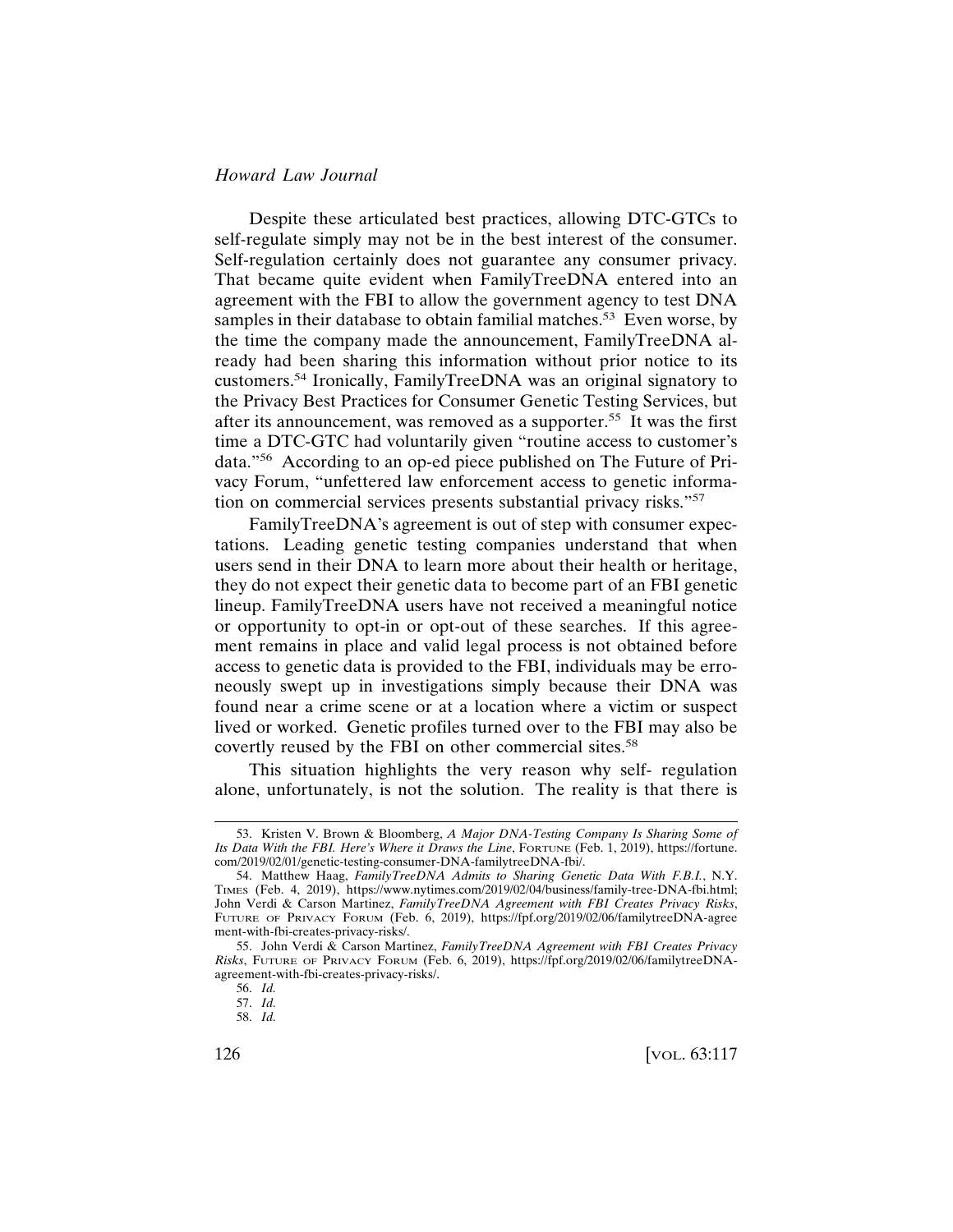Despite these articulated best practices, allowing DTC-GTCs to self-regulate simply may not be in the best interest of the consumer. Self-regulation certainly does not guarantee any consumer privacy. That became quite evident when FamilyTreeDNA entered into an agreement with the FBI to allow the government agency to test DNA samples in their database to obtain familial matches.[53] Even worse, by the time the company made the announcement, FamilyTreeDNA already had been sharing this information without prior notice to its customers.[54] Ironically, FamilyTreeDNA was an original signatory to the Privacy Best Practices for Consumer Genetic Testing Services, but after its announcement, was removed as a supporter.[55] It was the first time a DTC-GTC had voluntarily given "routine access to customer's data."[56] According to an op-ed piece published on The Future of Privacy Forum, "unfettered law enforcement access to genetic information on commercial services presents substantial privacy risks."[57]

> FamilyTreeDNA's agreement is out of step with consumer expectations. Leading genetic testing companies understand that when users send in their DNA to learn more about their health or heritage, they do not expect their genetic data to become part of an FBI genetic lineup. FamilyTreeDNA users have not received a meaningful notice or opportunity to opt-in or opt-out of these searches. If this agreement remains in place and valid legal process is not obtained before access to genetic data is provided to the FBI, individuals may be erroneously swept up in investigations simply because their DNA was found near a crime scene or at a location where a victim or suspect lived or worked. Genetic profiles turned over to the FBI may also be covertly reused by the FBI on other commercial sites.[58]

This situation highlights the very reason why self- regulation alone, unfortunately, is not the solution. The reality is that there is

---

53. Kristen V. Brown & Bloomberg, *A Major DNA-Testing Company Is Sharing Some of Its Data With the FBI. Here's Where it Draws the Line*, FORTUNE (Feb. 1, 2019), https://fortune.com/2019/02/01/genetic-testing-consumer-DNA-familytreeDNA-fbi/.

54. Matthew Haag, *FamilyTreeDNA Admits to Sharing Genetic Data With F.B.I.*, N.Y. TIMES (Feb. 4, 2019), https://www.nytimes.com/2019/02/04/business/family-tree-DNA-fbi.html; John Verdi & Carson Martinez, *FamilyTreeDNA Agreement with FBI Creates Privacy Risks*, FUTURE OF PRIVACY FORUM (Feb. 6, 2019), https://fpf.org/2019/02/06/familytreeDNA-agreement-with-fbi-creates-privacy-risks/.

55. John Verdi & Carson Martinez, *FamilyTreeDNA Agreement with FBI Creates Privacy Risks*, FUTURE OF PRIVACY FORUM (Feb. 6, 2019), https://fpf.org/2019/02/06/familytreeDNA-agreement-with-fbi-creates-privacy-risks/.

56. *Id.*

57. *Id.*

58. *Id.*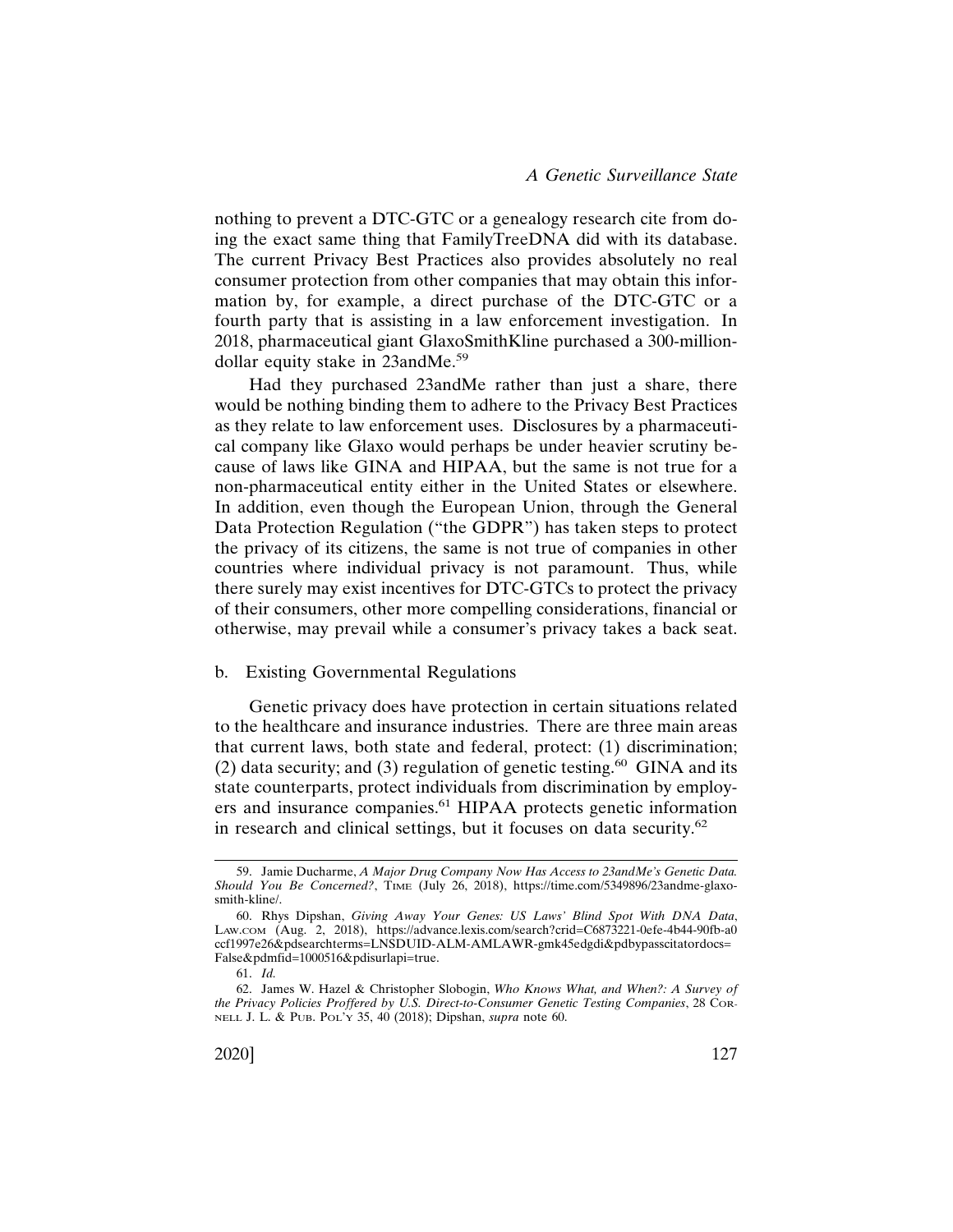nothing to prevent a DTC-GTC or a genealogy research cite from doing the exact same thing that FamilyTreeDNA did with its database. The current Privacy Best Practices also provides absolutely no real consumer protection from other companies that may obtain this information by, for example, a direct purchase of the DTC-GTC or a fourth party that is assisting in a law enforcement investigation. In 2018, pharmaceutical giant GlaxoSmithKline purchased a 300-million-dollar equity stake in 23andMe.[59]

Had they purchased 23andMe rather than just a share, there would be nothing binding them to adhere to the Privacy Best Practices as they relate to law enforcement uses. Disclosures by a pharmaceutical company like Glaxo would perhaps be under heavier scrutiny because of laws like GINA and HIPAA, but the same is not true for a non-pharmaceutical entity either in the United States or elsewhere. In addition, even though the European Union, through the General Data Protection Regulation ("the GDPR") has taken steps to protect the privacy of its citizens, the same is not true of companies in other countries where individual privacy is not paramount. Thus, while there surely may exist incentives for DTC-GTCs to protect the privacy of their consumers, other more compelling considerations, financial or otherwise, may prevail while a consumer's privacy takes a back seat.

b. Existing Governmental Regulations

Genetic privacy does have protection in certain situations related to the healthcare and insurance industries. There are three main areas that current laws, both state and federal, protect: (1) discrimination; (2) data security; and (3) regulation of genetic testing.[60] GINA and its state counterparts, protect individuals from discrimination by employers and insurance companies.[61] HIPAA protects genetic information in research and clinical settings, but it focuses on data security.[62]

---

59. Jamie Ducharme, *A Major Drug Company Now Has Access to 23andMe's Genetic Data. Should You Be Concerned?*, TIME (July 26, 2018), https://time.com/5349896/23andme-glaxo-smith-kline/.

60. Rhys Dipshan, *Giving Away Your Genes: US Laws' Blind Spot With DNA Data*, LAW.COM (Aug. 2, 2018), https://advance.lexis.com/search?crid=C6873221-0efe-4b44-90fb-a0ccf1997e26&pdsearchterms=LNSDUID-ALM-AMLAWR-gmk45edgdi&pdbypasscitatordocs=False&pdmfid=1000516&pdisurlapi=true.

61. *Id.*

62. James W. Hazel & Christopher Slobogin, *Who Knows What, and When?: A Survey of the Privacy Policies Proffered by U.S. Direct-to-Consumer Genetic Testing Companies*, 28 CORNELL J. L. & PUB. POL'Y 35, 40 (2018); Dipshan, *supra* note 60.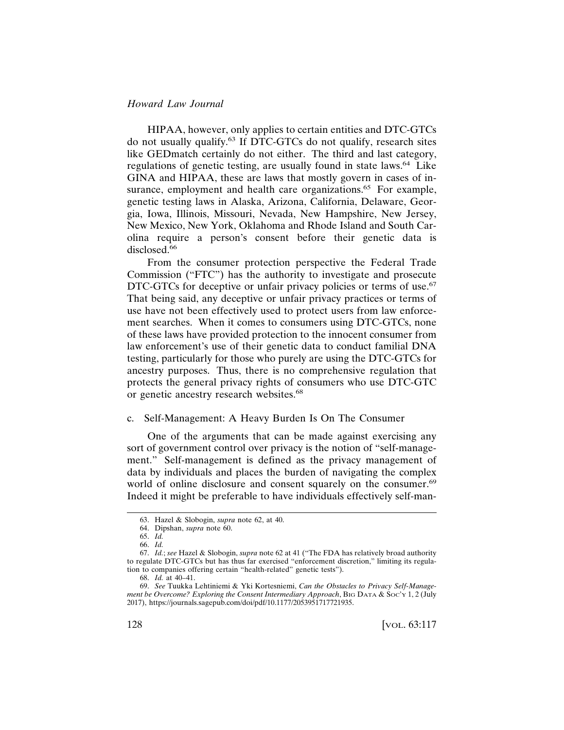HIPAA, however, only applies to certain entities and DTC-GTCs do not usually qualify.[63] If DTC-GTCs do not qualify, research sites like GEDmatch certainly do not either. The third and last category, regulations of genetic testing, are usually found in state laws.[64] Like GINA and HIPAA, these are laws that mostly govern in cases of insurance, employment and health care organizations.[65] For example, genetic testing laws in Alaska, Arizona, California, Delaware, Georgia, Iowa, Illinois, Missouri, Nevada, New Hampshire, New Jersey, New Mexico, New York, Oklahoma and Rhode Island and South Carolina require a person's consent before their genetic data is disclosed.[66]

From the consumer protection perspective the Federal Trade Commission ("FTC") has the authority to investigate and prosecute DTC-GTCs for deceptive or unfair privacy policies or terms of use.[67] That being said, any deceptive or unfair privacy practices or terms of use have not been effectively used to protect users from law enforcement searches. When it comes to consumers using DTC-GTCs, none of these laws have provided protection to the innocent consumer from law enforcement's use of their genetic data to conduct familial DNA testing, particularly for those who purely are using the DTC-GTCs for ancestry purposes. Thus, there is no comprehensive regulation that protects the general privacy rights of consumers who use DTC-GTC or genetic ancestry research websites.[68]

### c. Self-Management: A Heavy Burden Is On The Consumer

One of the arguments that can be made against exercising any sort of government control over privacy is the notion of "self-management." Self-management is defined as the privacy management of data by individuals and places the burden of navigating the complex world of online disclosure and consent squarely on the consumer.[69] Indeed it might be preferable to have individuals effectively self-man-

---

63. Hazel & Slobogin, *supra* note 62, at 40.

64. Dipshan, *supra* note 60.

65. *Id.*

66. *Id.*

67. *Id.*; *see* Hazel & Slobogin, *supra* note 62 at 41 ("The FDA has relatively broad authority to regulate DTC-GTCs but has thus far exercised "enforcement discretion," limiting its regulation to companies offering certain "health-related" genetic tests").

68. *Id.* at 40–41.

69. *See* Tuukka Lehtiniemi & Yki Kortesniemi, *Can the Obstacles to Privacy Self-Management be Overcome? Exploring the Consent Intermediary Approach*, BIG DATA & SOC'Y 1, 2 (July 2017), https://journals.sagepub.com/doi/pdf/10.1177/2053951717721935.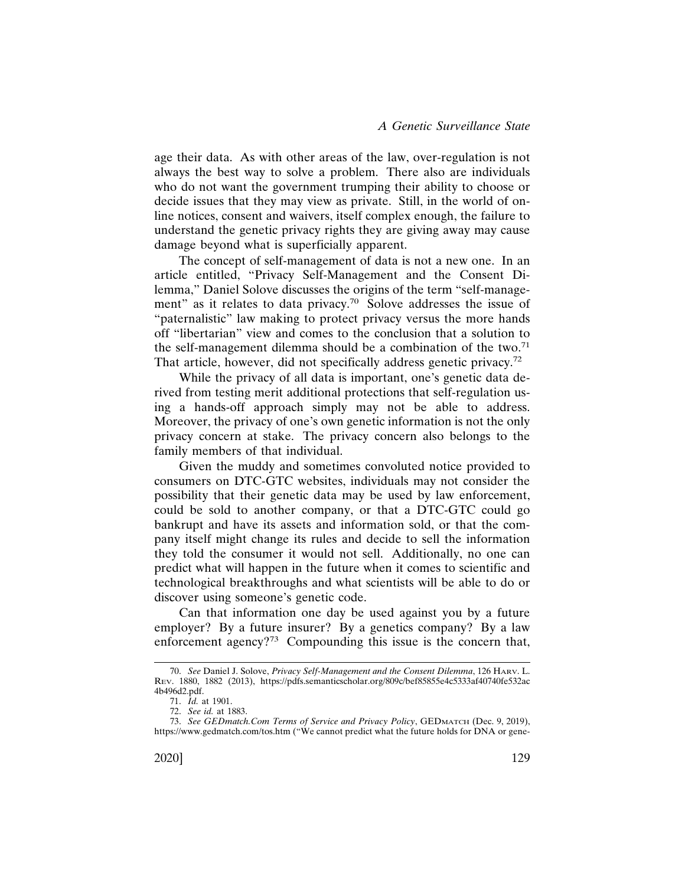age their data. As with other areas of the law, over-regulation is not always the best way to solve a problem. There also are individuals who do not want the government trumping their ability to choose or decide issues that they may view as private. Still, in the world of online notices, consent and waivers, itself complex enough, the failure to understand the genetic privacy rights they are giving away may cause damage beyond what is superficially apparent.

The concept of self-management of data is not a new one. In an article entitled, "Privacy Self-Management and the Consent Dilemma," Daniel Solove discusses the origins of the term "self-management" as it relates to data privacy.[70] Solove addresses the issue of "paternalistic" law making to protect privacy versus the more hands off "libertarian" view and comes to the conclusion that a solution to the self-management dilemma should be a combination of the two.[71] That article, however, did not specifically address genetic privacy.[72]

While the privacy of all data is important, one's genetic data derived from testing merit additional protections that self-regulation using a hands-off approach simply may not be able to address. Moreover, the privacy of one's own genetic information is not the only privacy concern at stake. The privacy concern also belongs to the family members of that individual.

Given the muddy and sometimes convoluted notice provided to consumers on DTC-GTC websites, individuals may not consider the possibility that their genetic data may be used by law enforcement, could be sold to another company, or that a DTC-GTC could go bankrupt and have its assets and information sold, or that the company itself might change its rules and decide to sell the information they told the consumer it would not sell. Additionally, no one can predict what will happen in the future when it comes to scientific and technological breakthroughs and what scientists will be able to do or discover using someone's genetic code.

Can that information one day be used against you by a future employer? By a future insurer? By a genetics company? By a law enforcement agency?[73] Compounding this issue is the concern that,

---

70. *See* Daniel J. Solove, *Privacy Self-Management and the Consent Dilemma*, 126 HARV. L. REV. 1880, 1882 (2013), https://pdfs.semanticscholar.org/809c/bef85855e4c5333af40740fe532ac4b496d2.pdf.

71. *Id.* at 1901.

72. *See id.* at 1883.

73. *See GEDmatch.Com Terms of Service and Privacy Policy*, GEDMATCH (Dec. 9, 2019), https://www.gedmatch.com/tos.htm ("We cannot predict what the future holds for DNA or gene-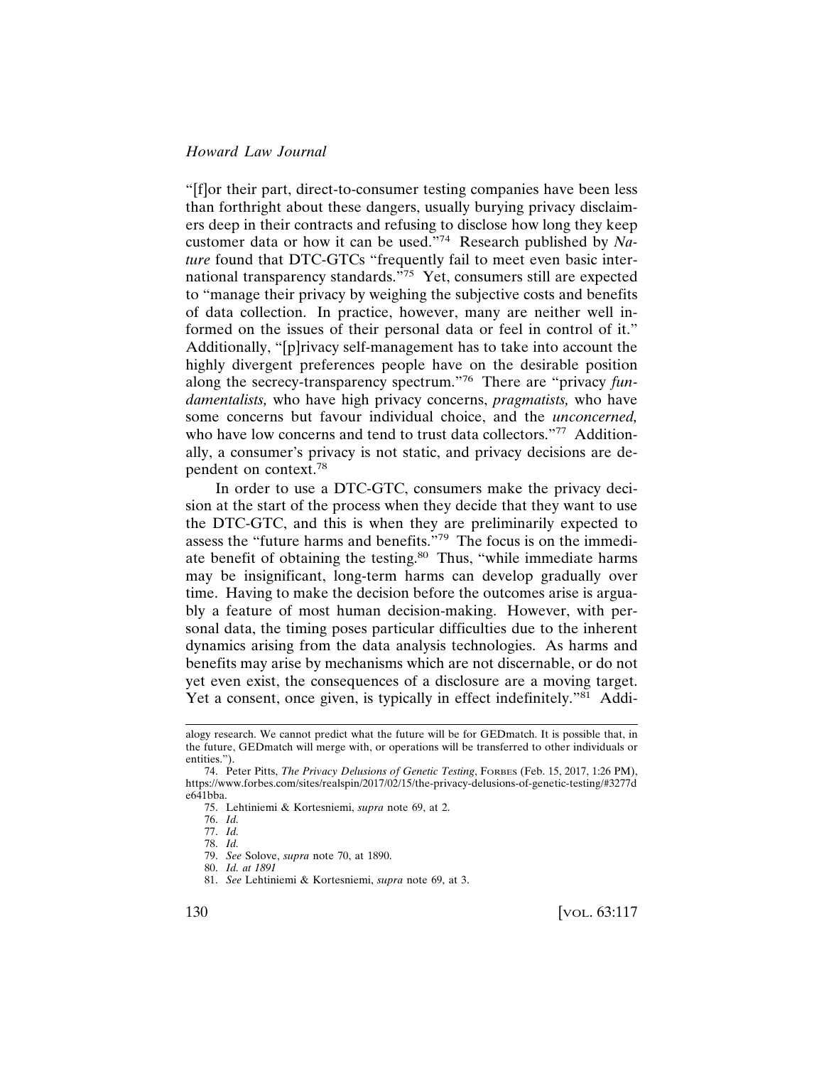"[f]or their part, direct-to-consumer testing companies have been less than forthright about these dangers, usually burying privacy disclaimers deep in their contracts and refusing to disclose how long they keep customer data or how it can be used."[74] Research published by *Nature* found that DTC-GTCs "frequently fail to meet even basic international transparency standards."[75] Yet, consumers still are expected to "manage their privacy by weighing the subjective costs and benefits of data collection. In practice, however, many are neither well informed on the issues of their personal data or feel in control of it." Additionally, "[p]rivacy self-management has to take into account the highly divergent preferences people have on the desirable position along the secrecy-transparency spectrum."[76] There are "privacy *fundamentalists,* who have high privacy concerns, *pragmatists,* who have some concerns but favour individual choice, and the *unconcerned,* who have low concerns and tend to trust data collectors."[77] Additionally, a consumer's privacy is not static, and privacy decisions are dependent on context.[78]

In order to use a DTC-GTC, consumers make the privacy decision at the start of the process when they decide that they want to use the DTC-GTC, and this is when they are preliminarily expected to assess the "future harms and benefits."[79] The focus is on the immediate benefit of obtaining the testing.[80] Thus, "while immediate harms may be insignificant, long-term harms can develop gradually over time. Having to make the decision before the outcomes arise is arguably a feature of most human decision-making. However, with personal data, the timing poses particular difficulties due to the inherent dynamics arising from the data analysis technologies. As harms and benefits may arise by mechanisms which are not discernable, or do not yet even exist, the consequences of a disclosure are a moving target. Yet a consent, once given, is typically in effect indefinitely."[81] Addi-

---

alogy research. We cannot predict what the future will be for GEDmatch. It is possible that, in the future, GEDmatch will merge with, or operations will be transferred to other individuals or entities.").

74. Peter Pitts, *The Privacy Delusions of Genetic Testing*, FORBES (Feb. 15, 2017, 1:26 PM), https://www.forbes.com/sites/realspin/2017/02/15/the-privacy-delusions-of-genetic-testing/#3277de641bba.

75. Lehtiniemi & Kortesniemi, *supra* note 69, at 2.

76. *Id.*

77. *Id.*

78. *Id.*

79. *See* Solove, *supra* note 70, at 1890.

80. *Id. at 1891*

81. *See* Lehtiniemi & Kortesniemi, *supra* note 69, at 3.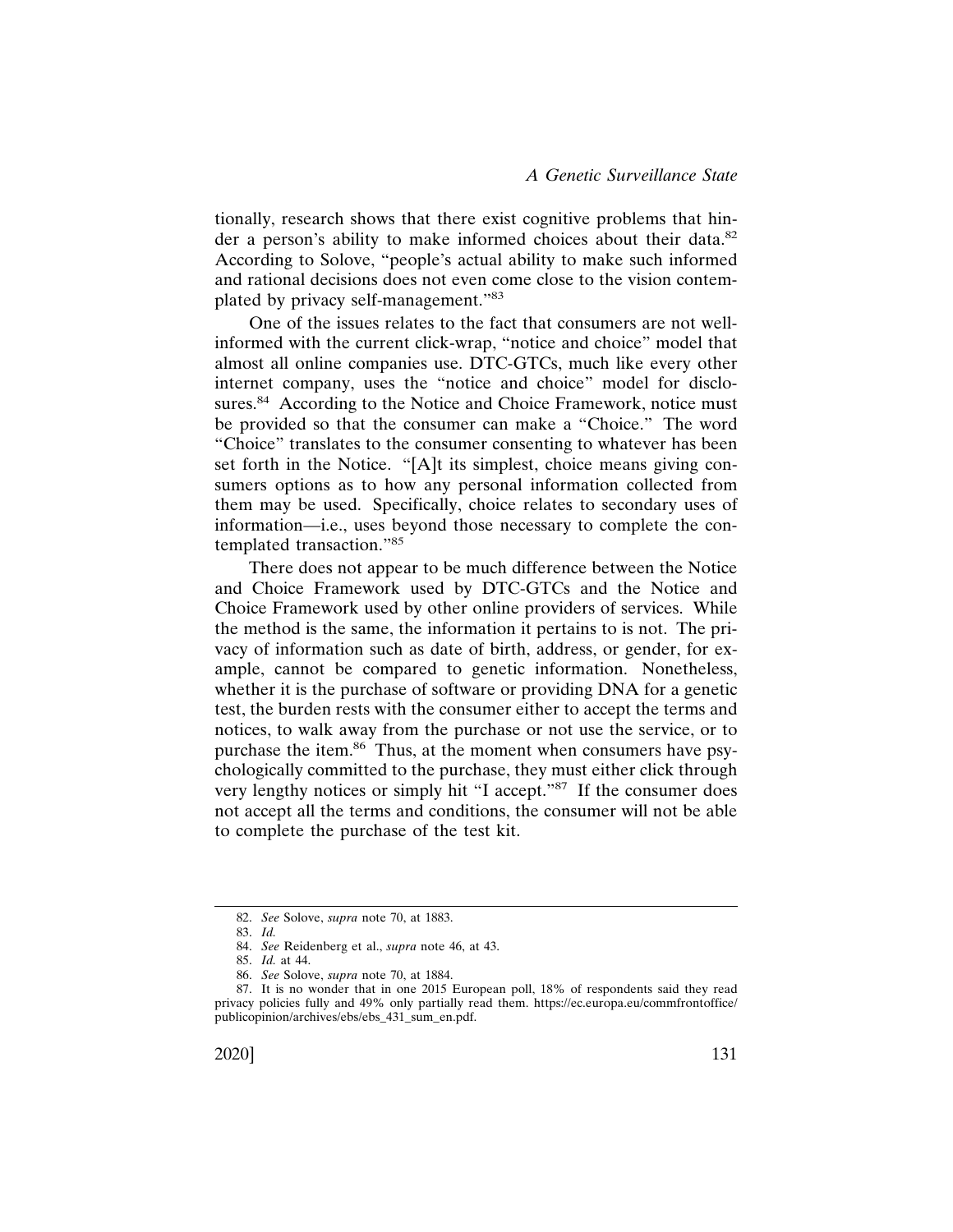tionally, research shows that there exist cognitive problems that hinder a person's ability to make informed choices about their data.[82] According to Solove, "people's actual ability to make such informed and rational decisions does not even come close to the vision contemplated by privacy self-management."[83]

One of the issues relates to the fact that consumers are not well-informed with the current click-wrap, "notice and choice" model that almost all online companies use. DTC-GTCs, much like every other internet company, uses the "notice and choice" model for disclosures.[84] According to the Notice and Choice Framework, notice must be provided so that the consumer can make a "Choice." The word "Choice" translates to the consumer consenting to whatever has been set forth in the Notice. "[A]t its simplest, choice means giving consumers options as to how any personal information collected from them may be used. Specifically, choice relates to secondary uses of information—i.e., uses beyond those necessary to complete the contemplated transaction."[85]

There does not appear to be much difference between the Notice and Choice Framework used by DTC-GTCs and the Notice and Choice Framework used by other online providers of services. While the method is the same, the information it pertains to is not. The privacy of information such as date of birth, address, or gender, for example, cannot be compared to genetic information. Nonetheless, whether it is the purchase of software or providing DNA for a genetic test, the burden rests with the consumer either to accept the terms and notices, to walk away from the purchase or not use the service, or to purchase the item.[86] Thus, at the moment when consumers have psychologically committed to the purchase, they must either click through very lengthy notices or simply hit "I accept."[87] If the consumer does not accept all the terms and conditions, the consumer will not be able to complete the purchase of the test kit.

---

82. *See* Solove, *supra* note 70, at 1883.

83. *Id.*

84. *See* Reidenberg et al., *supra* note 46, at 43.

85. *Id.* at 44.

86. *See* Solove, *supra* note 70, at 1884.

87. It is no wonder that in one 2015 European poll, 18% of respondents said they read privacy policies fully and 49% only partially read them. https://ec.europa.eu/commfrontoffice/publicopinion/archives/ebs/ebs_431_sum_en.pdf.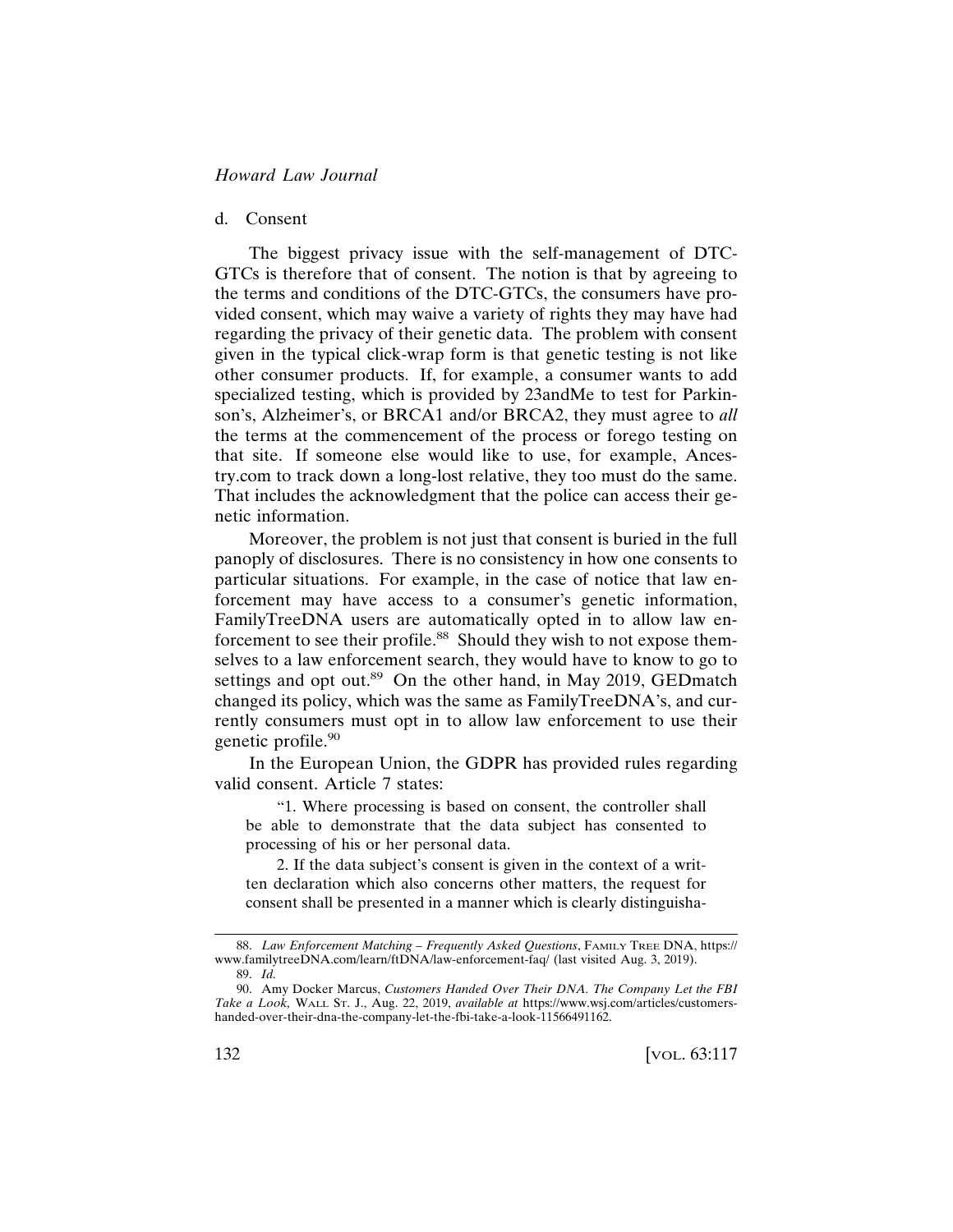d. Consent

The biggest privacy issue with the self-management of DTC-GTCs is therefore that of consent. The notion is that by agreeing to the terms and conditions of the DTC-GTCs, the consumers have provided consent, which may waive a variety of rights they may have had regarding the privacy of their genetic data. The problem with consent given in the typical click-wrap form is that genetic testing is not like other consumer products. If, for example, a consumer wants to add specialized testing, which is provided by 23andMe to test for Parkinson's, Alzheimer's, or BRCA1 and/or BRCA2, they must agree to *all* the terms at the commencement of the process or forego testing on that site. If someone else would like to use, for example, Ancestry.com to track down a long-lost relative, they too must do the same. That includes the acknowledgment that the police can access their genetic information.

Moreover, the problem is not just that consent is buried in the full panoply of disclosures. There is no consistency in how one consents to particular situations. For example, in the case of notice that law enforcement may have access to a consumer's genetic information, FamilyTreeDNA users are automatically opted in to allow law enforcement to see their profile.[88] Should they wish to not expose themselves to a law enforcement search, they would have to know to go to settings and opt out.[89] On the other hand, in May 2019, GEDmatch changed its policy, which was the same as FamilyTreeDNA's, and currently consumers must opt in to allow law enforcement to use their genetic profile.[90]

In the European Union, the GDPR has provided rules regarding valid consent. Article 7 states:

> "1. Where processing is based on consent, the controller shall be able to demonstrate that the data subject has consented to processing of his or her personal data.
>
> 2. If the data subject's consent is given in the context of a written declaration which also concerns other matters, the request for consent shall be presented in a manner which is clearly distinguisha-

---

88. *Law Enforcement Matching – Frequently Asked Questions*, FAMILY TREE DNA, https://www.familytreeDNA.com/learn/ftDNA/law-enforcement-faq/ (last visited Aug. 3, 2019).

89. *Id.*

90. Amy Docker Marcus, *Customers Handed Over Their DNA. The Company Let the FBI Take a Look,* WALL ST. J., Aug. 22, 2019, *available at* https://www.wsj.com/articles/customers-handed-over-their-dna-the-company-let-the-fbi-take-a-look-11566491162.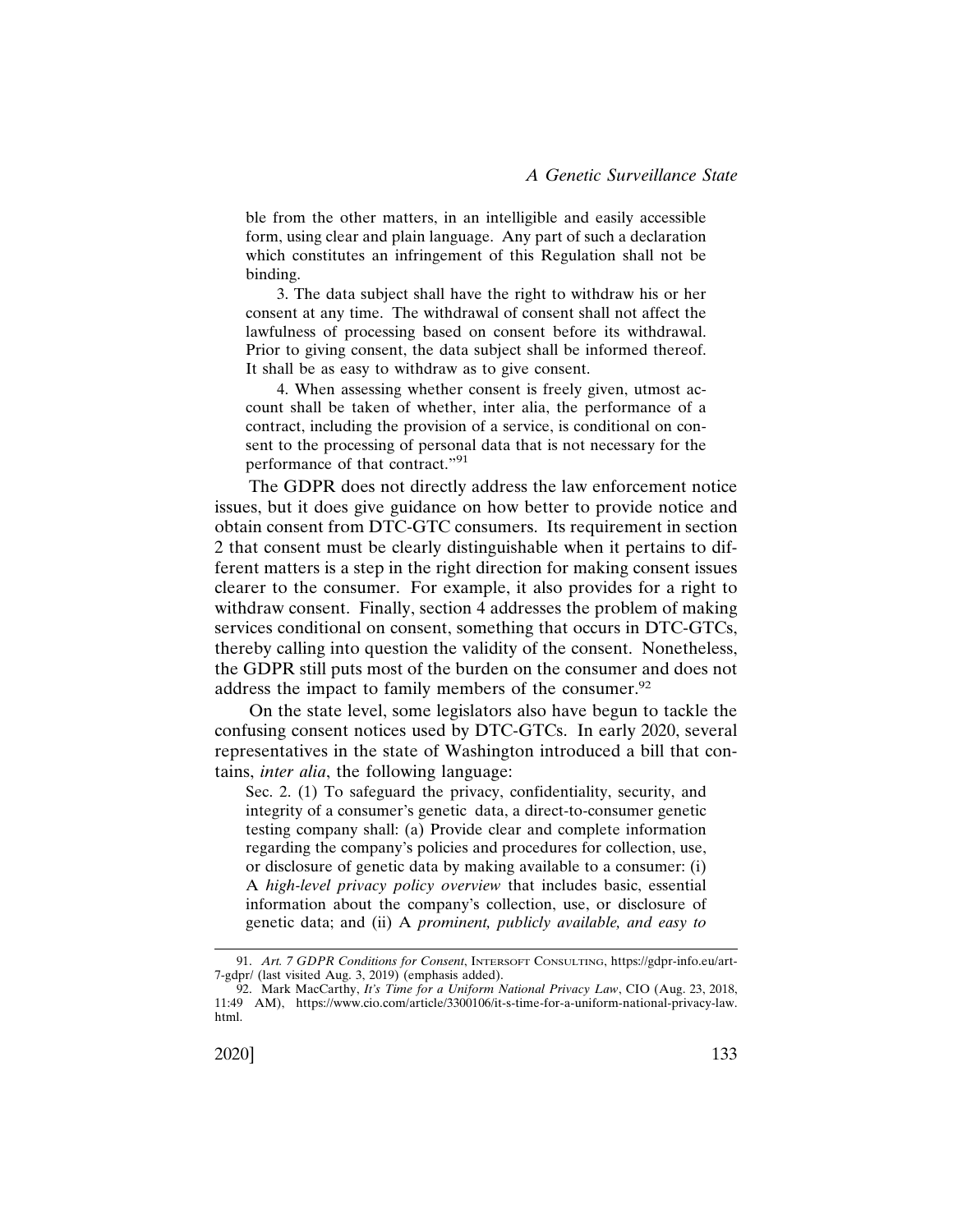> ble from the other matters, in an intelligible and easily accessible form, using clear and plain language. Any part of such a declaration which constitutes an infringement of this Regulation shall not be binding.
>
> 3. The data subject shall have the right to withdraw his or her consent at any time. The withdrawal of consent shall not affect the lawfulness of processing based on consent before its withdrawal. Prior to giving consent, the data subject shall be informed thereof. It shall be as easy to withdraw as to give consent.
>
> 4. When assessing whether consent is freely given, utmost account shall be taken of whether, inter alia, the performance of a contract, including the provision of a service, is conditional on consent to the processing of personal data that is not necessary for the performance of that contract."[91]

The GDPR does not directly address the law enforcement notice issues, but it does give guidance on how better to provide notice and obtain consent from DTC-GTC consumers. Its requirement in section 2 that consent must be clearly distinguishable when it pertains to different matters is a step in the right direction for making consent issues clearer to the consumer. For example, it also provides for a right to withdraw consent. Finally, section 4 addresses the problem of making services conditional on consent, something that occurs in DTC-GTCs, thereby calling into question the validity of the consent. Nonetheless, the GDPR still puts most of the burden on the consumer and does not address the impact to family members of the consumer.[92]

On the state level, some legislators also have begun to tackle the confusing consent notices used by DTC-GTCs. In early 2020, several representatives in the state of Washington introduced a bill that contains, *inter alia*, the following language:

> Sec. 2. (1) To safeguard the privacy, confidentiality, security, and integrity of a consumer's genetic data, a direct-to-consumer genetic testing company shall: (a) Provide clear and complete information regarding the company's policies and procedures for collection, use, or disclosure of genetic data by making available to a consumer: (i) A *high-level privacy policy overview* that includes basic, essential information about the company's collection, use, or disclosure of genetic data; and (ii) A *prominent, publicly available, and easy to*

---

91. *Art. 7 GDPR Conditions for Consent*, Intersoft Consulting, https://gdpr-info.eu/art-7-gdpr/ (last visited Aug. 3, 2019) (emphasis added).

92. Mark MacCarthy, *It's Time for a Uniform National Privacy Law*, CIO (Aug. 23, 2018, 11:49 AM), https://www.cio.com/article/3300106/it-s-time-for-a-uniform-national-privacy-law.html.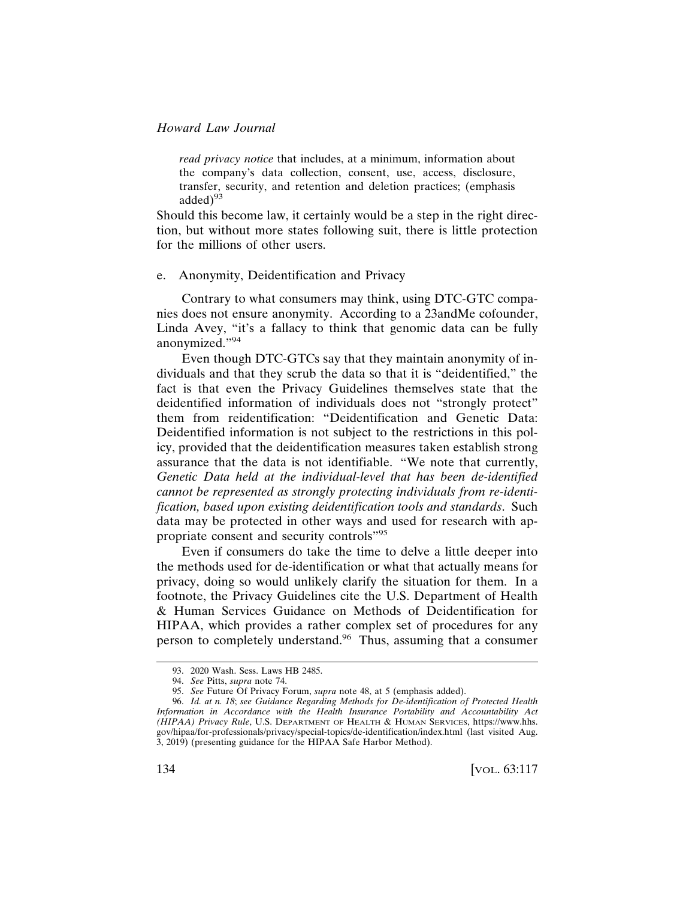> *read privacy notice* that includes, at a minimum, information about the company's data collection, consent, use, access, disclosure, transfer, security, and retention and deletion practices; (emphasis added)[93]

Should this become law, it certainly would be a step in the right direction, but without more states following suit, there is little protection for the millions of other users.

e. Anonymity, Deidentification and Privacy

Contrary to what consumers may think, using DTC-GTC companies does not ensure anonymity. According to a 23andMe cofounder, Linda Avey, "it's a fallacy to think that genomic data can be fully anonymized."[94]

Even though DTC-GTCs say that they maintain anonymity of individuals and that they scrub the data so that it is "deidentified," the fact is that even the Privacy Guidelines themselves state that the deidentified information of individuals does not "strongly protect" them from reidentification: "Deidentification and Genetic Data: Deidentified information is not subject to the restrictions in this policy, provided that the deidentification measures taken establish strong assurance that the data is not identifiable. "We note that currently, *Genetic Data held at the individual-level that has been de-identified cannot be represented as strongly protecting individuals from re-identification, based upon existing deidentification tools and standards*. Such data may be protected in other ways and used for research with appropriate consent and security controls"[95]

Even if consumers do take the time to delve a little deeper into the methods used for de-identification or what that actually means for privacy, doing so would unlikely clarify the situation for them. In a footnote, the Privacy Guidelines cite the U.S. Department of Health & Human Services Guidance on Methods of Deidentification for HIPAA, which provides a rather complex set of procedures for any person to completely understand.[96] Thus, assuming that a consumer

---

93. 2020 Wash. Sess. Laws HB 2485.

94. *See* Pitts, *supra* note 74.

95. *See* Future Of Privacy Forum, *supra* note 48, at 5 (emphasis added).

96. *Id. at n. 18*; *see Guidance Regarding Methods for De-identification of Protected Health Information in Accordance with the Health Insurance Portability and Accountability Act (HIPAA) Privacy Rule*, U.S. Department of Health & Human Services, https://www.hhs.gov/hipaa/for-professionals/privacy/special-topics/de-identification/index.html (last visited Aug. 3, 2019) (presenting guidance for the HIPAA Safe Harbor Method).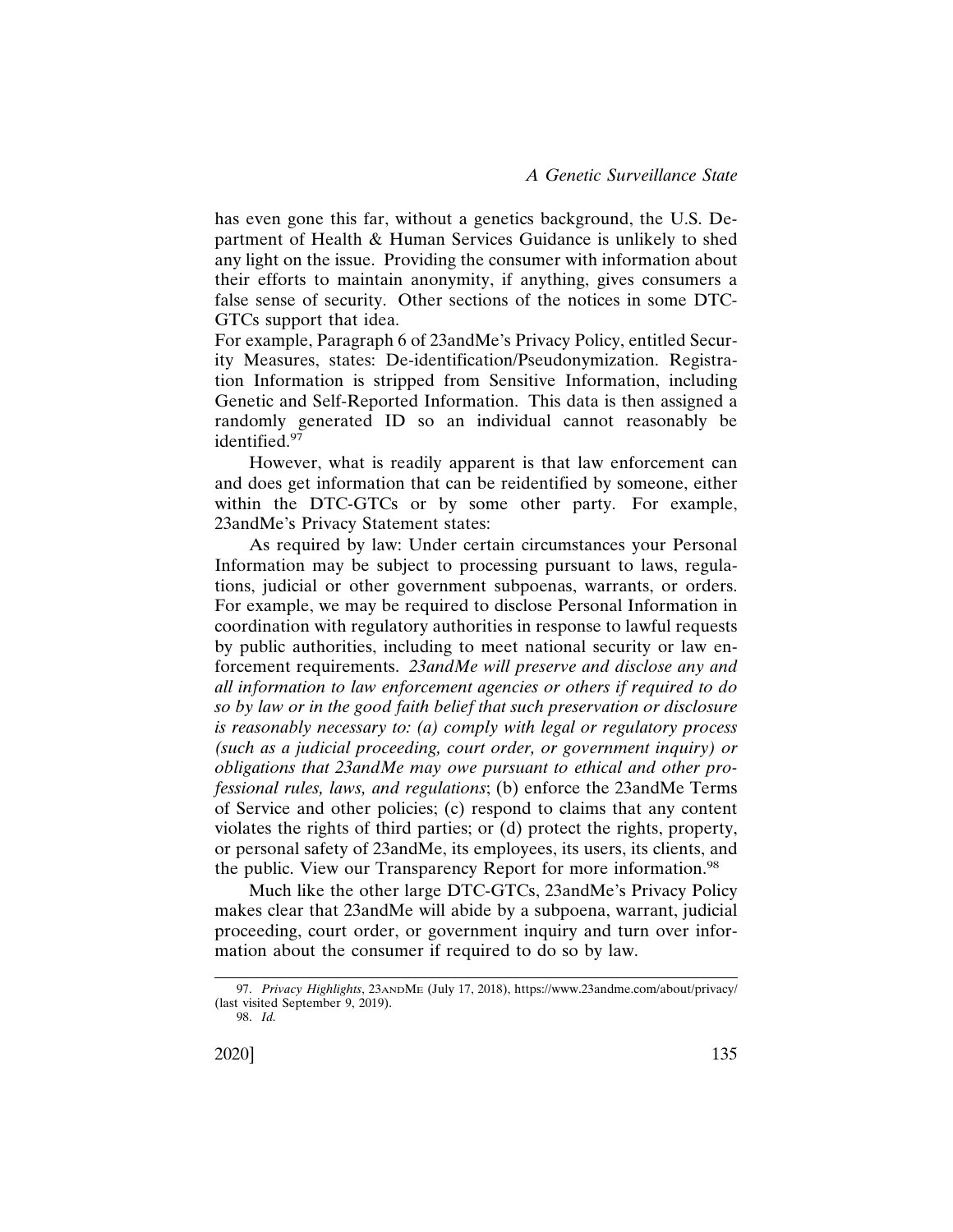has even gone this far, without a genetics background, the U.S. Department of Health & Human Services Guidance is unlikely to shed any light on the issue. Providing the consumer with information about their efforts to maintain anonymity, if anything, gives consumers a false sense of security. Other sections of the notices in some DTC-GTCs support that idea.

For example, Paragraph 6 of 23andMe's Privacy Policy, entitled Security Measures, states: De-identification/Pseudonymization. Registration Information is stripped from Sensitive Information, including Genetic and Self-Reported Information. This data is then assigned a randomly generated ID so an individual cannot reasonably be identified.[97]

However, what is readily apparent is that law enforcement can and does get information that can be reidentified by someone, either within the DTC-GTCs or by some other party. For example, 23andMe's Privacy Statement states:

As required by law: Under certain circumstances your Personal Information may be subject to processing pursuant to laws, regulations, judicial or other government subpoenas, warrants, or orders. For example, we may be required to disclose Personal Information in coordination with regulatory authorities in response to lawful requests by public authorities, including to meet national security or law enforcement requirements. *23andMe will preserve and disclose any and all information to law enforcement agencies or others if required to do so by law or in the good faith belief that such preservation or disclosure is reasonably necessary to: (a) comply with legal or regulatory process (such as a judicial proceeding, court order, or government inquiry) or obligations that 23andMe may owe pursuant to ethical and other professional rules, laws, and regulations*; (b) enforce the 23andMe Terms of Service and other policies; (c) respond to claims that any content violates the rights of third parties; or (d) protect the rights, property, or personal safety of 23andMe, its employees, its users, its clients, and the public. View our Transparency Report for more information.[98]

Much like the other large DTC-GTCs, 23andMe's Privacy Policy makes clear that 23andMe will abide by a subpoena, warrant, judicial proceeding, court order, or government inquiry and turn over information about the consumer if required to do so by law.

---

97. *Privacy Highlights*, 23andMe (July 17, 2018), https://www.23andme.com/about/privacy/ (last visited September 9, 2019).

98. *Id.*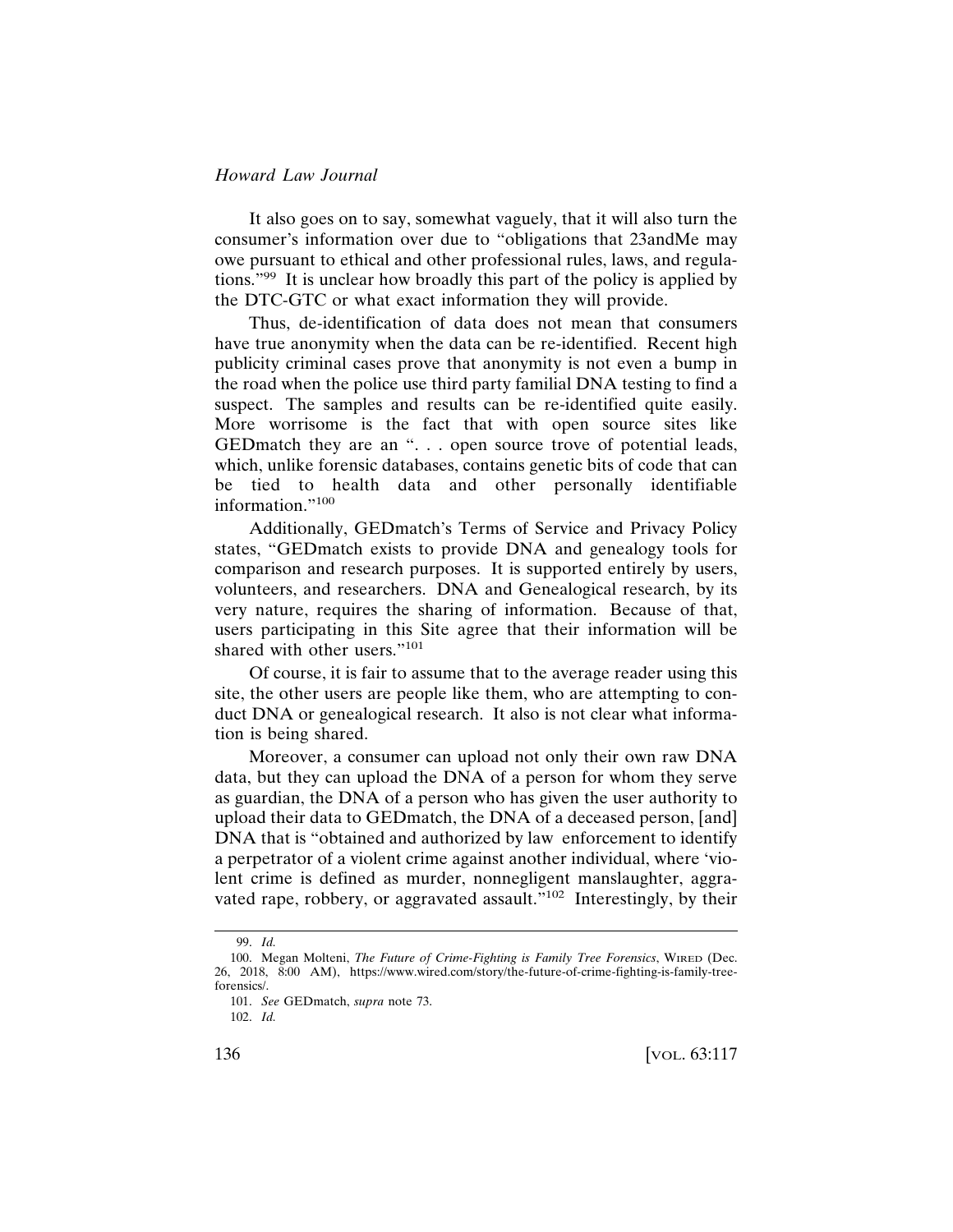It also goes on to say, somewhat vaguely, that it will also turn the consumer's information over due to "obligations that 23andMe may owe pursuant to ethical and other professional rules, laws, and regulations."[99] It is unclear how broadly this part of the policy is applied by the DTC-GTC or what exact information they will provide.

Thus, de-identification of data does not mean that consumers have true anonymity when the data can be re-identified. Recent high publicity criminal cases prove that anonymity is not even a bump in the road when the police use third party familial DNA testing to find a suspect. The samples and results can be re-identified quite easily. More worrisome is the fact that with open source sites like GEDmatch they are an ". . . open source trove of potential leads, which, unlike forensic databases, contains genetic bits of code that can be tied to health data and other personally identifiable information."[100]

Additionally, GEDmatch's Terms of Service and Privacy Policy states, "GEDmatch exists to provide DNA and genealogy tools for comparison and research purposes. It is supported entirely by users, volunteers, and researchers. DNA and Genealogical research, by its very nature, requires the sharing of information. Because of that, users participating in this Site agree that their information will be shared with other users."[101]

Of course, it is fair to assume that to the average reader using this site, the other users are people like them, who are attempting to conduct DNA or genealogical research. It also is not clear what information is being shared.

Moreover, a consumer can upload not only their own raw DNA data, but they can upload the DNA of a person for whom they serve as guardian, the DNA of a person who has given the user authority to upload their data to GEDmatch, the DNA of a deceased person, [and] DNA that is "obtained and authorized by law enforcement to identify a perpetrator of a violent crime against another individual, where 'violent crime is defined as murder, nonnegligent manslaughter, aggravated rape, robbery, or aggravated assault."[102] Interestingly, by their

99. *Id.*

100. Megan Molteni, *The Future of Crime-Fighting is Family Tree Forensics*, WIRED (Dec. 26, 2018, 8:00 AM), https://www.wired.com/story/the-future-of-crime-fighting-is-family-tree-forensics/.

101. *See* GEDmatch, *supra* note 73.

102. *Id.*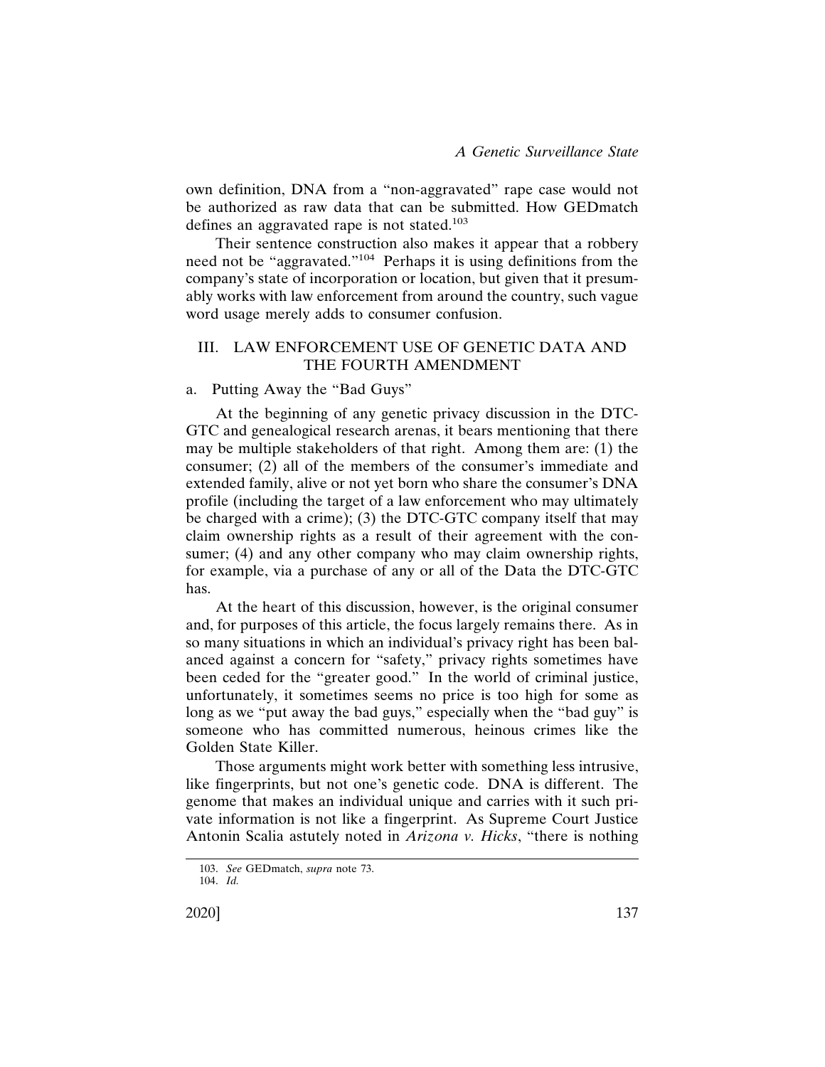own definition, DNA from a "non-aggravated" rape case would not be authorized as raw data that can be submitted. How GEDmatch defines an aggravated rape is not stated.[103]

Their sentence construction also makes it appear that a robbery need not be "aggravated."[104] Perhaps it is using definitions from the company's state of incorporation or location, but given that it presumably works with law enforcement from around the country, such vague word usage merely adds to consumer confusion.

## III. LAW ENFORCEMENT USE OF GENETIC DATA AND THE FOURTH AMENDMENT

### a. Putting Away the "Bad Guys"

At the beginning of any genetic privacy discussion in the DTC-GTC and genealogical research arenas, it bears mentioning that there may be multiple stakeholders of that right. Among them are: (1) the consumer; (2) all of the members of the consumer's immediate and extended family, alive or not yet born who share the consumer's DNA profile (including the target of a law enforcement who may ultimately be charged with a crime); (3) the DTC-GTC company itself that may claim ownership rights as a result of their agreement with the consumer; (4) and any other company who may claim ownership rights, for example, via a purchase of any or all of the Data the DTC-GTC has.

At the heart of this discussion, however, is the original consumer and, for purposes of this article, the focus largely remains there. As in so many situations in which an individual's privacy right has been balanced against a concern for "safety," privacy rights sometimes have been ceded for the "greater good." In the world of criminal justice, unfortunately, it sometimes seems no price is too high for some as long as we "put away the bad guys," especially when the "bad guy" is someone who has committed numerous, heinous crimes like the Golden State Killer.

Those arguments might work better with something less intrusive, like fingerprints, but not one's genetic code. DNA is different. The genome that makes an individual unique and carries with it such private information is not like a fingerprint. As Supreme Court Justice Antonin Scalia astutely noted in *Arizona v. Hicks*, "there is nothing

---

103. *See* GEDmatch, *supra* note 73.

104. *Id.*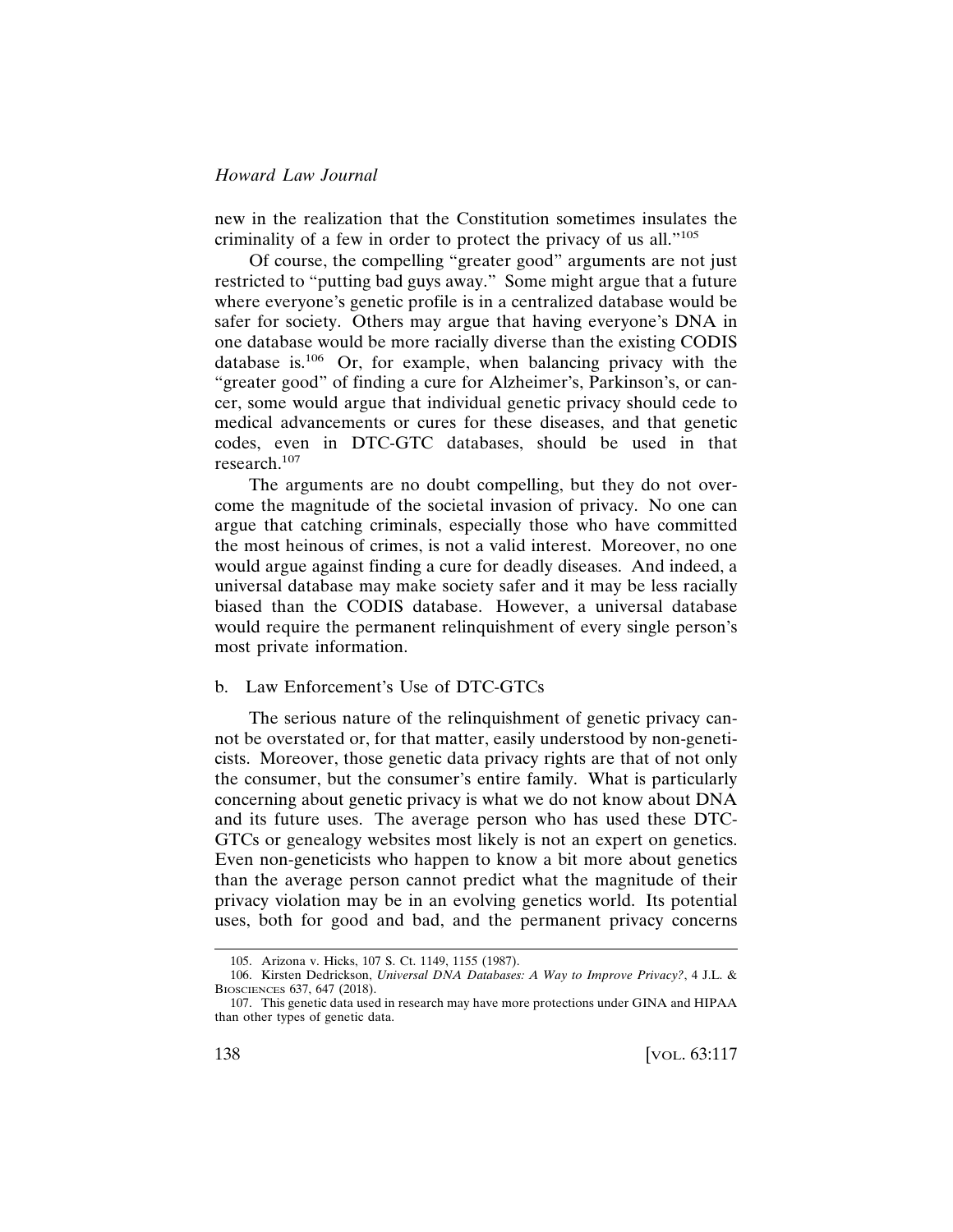new in the realization that the Constitution sometimes insulates the criminality of a few in order to protect the privacy of us all."[105]

Of course, the compelling "greater good" arguments are not just restricted to "putting bad guys away." Some might argue that a future where everyone's genetic profile is in a centralized database would be safer for society. Others may argue that having everyone's DNA in one database would be more racially diverse than the existing CODIS database is.[106] Or, for example, when balancing privacy with the "greater good" of finding a cure for Alzheimer's, Parkinson's, or cancer, some would argue that individual genetic privacy should cede to medical advancements or cures for these diseases, and that genetic codes, even in DTC-GTC databases, should be used in that research.[107]

The arguments are no doubt compelling, but they do not overcome the magnitude of the societal invasion of privacy. No one can argue that catching criminals, especially those who have committed the most heinous of crimes, is not a valid interest. Moreover, no one would argue against finding a cure for deadly diseases. And indeed, a universal database may make society safer and it may be less racially biased than the CODIS database. However, a universal database would require the permanent relinquishment of every single person's most private information.

b. Law Enforcement's Use of DTC-GTCs

The serious nature of the relinquishment of genetic privacy cannot be overstated or, for that matter, easily understood by non-geneticists. Moreover, those genetic data privacy rights are that of not only the consumer, but the consumer's entire family. What is particularly concerning about genetic privacy is what we do not know about DNA and its future uses. The average person who has used these DTC-GTCs or genealogy websites most likely is not an expert on genetics. Even non-geneticists who happen to know a bit more about genetics than the average person cannot predict what the magnitude of their privacy violation may be in an evolving genetics world. Its potential uses, both for good and bad, and the permanent privacy concerns

105. Arizona v. Hicks, 107 S. Ct. 1149, 1155 (1987).

106. Kirsten Dedrickson, *Universal DNA Databases: A Way to Improve Privacy?*, 4 J.L. & BIOSCIENCES 637, 647 (2018).

107. This genetic data used in research may have more protections under GINA and HIPAA than other types of genetic data.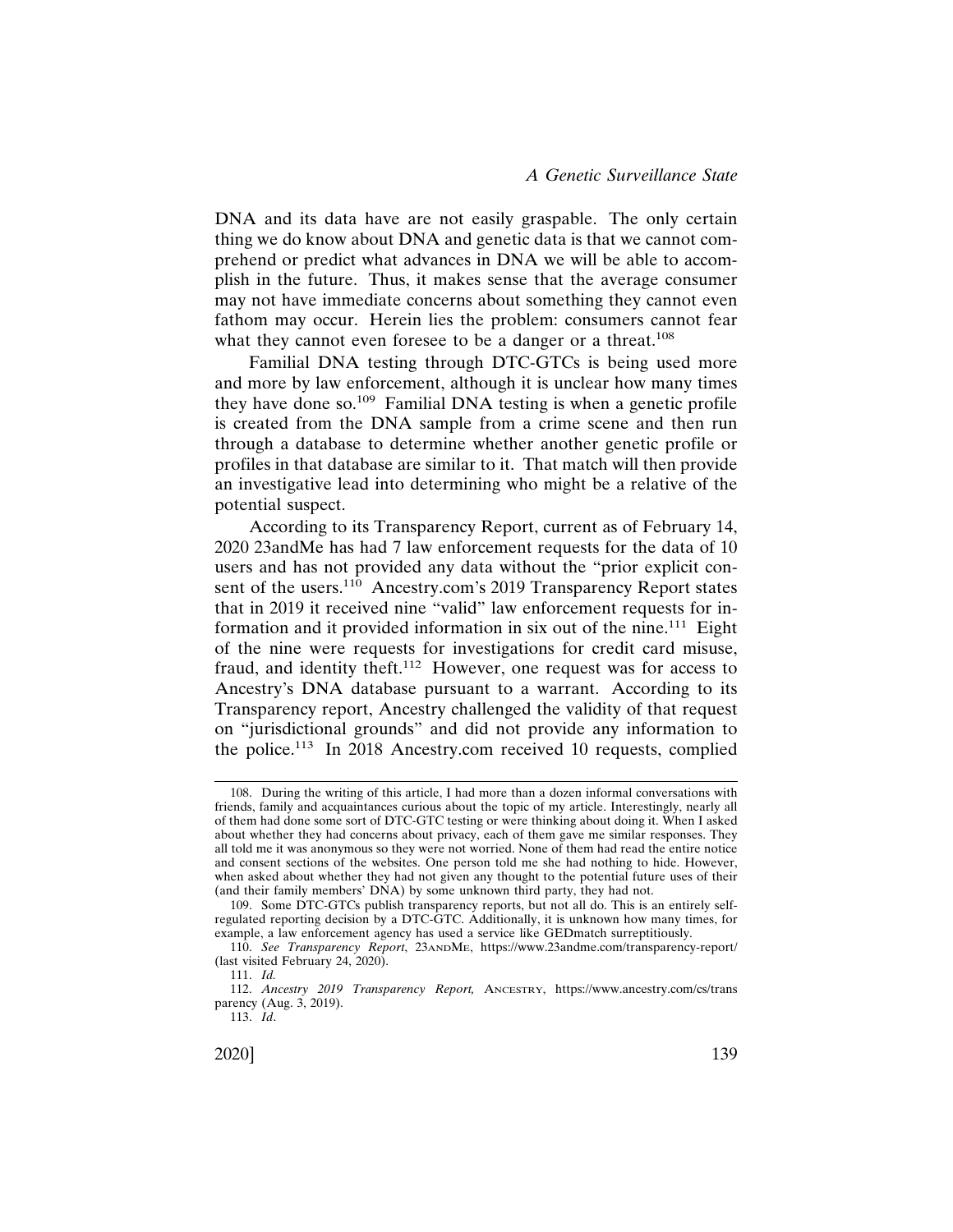DNA and its data have are not easily graspable. The only certain thing we do know about DNA and genetic data is that we cannot comprehend or predict what advances in DNA we will be able to accomplish in the future. Thus, it makes sense that the average consumer may not have immediate concerns about something they cannot even fathom may occur. Herein lies the problem: consumers cannot fear what they cannot even foresee to be a danger or a threat.[108]

Familial DNA testing through DTC-GTCs is being used more and more by law enforcement, although it is unclear how many times they have done so.[109] Familial DNA testing is when a genetic profile is created from the DNA sample from a crime scene and then run through a database to determine whether another genetic profile or profiles in that database are similar to it. That match will then provide an investigative lead into determining who might be a relative of the potential suspect.

According to its Transparency Report, current as of February 14, 2020 23andMe has had 7 law enforcement requests for the data of 10 users and has not provided any data without the "prior explicit consent of the users.[110] Ancestry.com's 2019 Transparency Report states that in 2019 it received nine "valid" law enforcement requests for information and it provided information in six out of the nine.[111] Eight of the nine were requests for investigations for credit card misuse, fraud, and identity theft.[112] However, one request was for access to Ancestry's DNA database pursuant to a warrant. According to its Transparency report, Ancestry challenged the validity of that request on "jurisdictional grounds" and did not provide any information to the police.[113] In 2018 Ancestry.com received 10 requests, complied

---

108. During the writing of this article, I had more than a dozen informal conversations with friends, family and acquaintances curious about the topic of my article. Interestingly, nearly all of them had done some sort of DTC-GTC testing or were thinking about doing it. When I asked about whether they had concerns about privacy, each of them gave me similar responses. They all told me it was anonymous so they were not worried. None of them had read the entire notice and consent sections of the websites. One person told me she had nothing to hide. However, when asked about whether they had not given any thought to the potential future uses of their (and their family members' DNA) by some unknown third party, they had not.

109. Some DTC-GTCs publish transparency reports, but not all do. This is an entirely self-regulated reporting decision by a DTC-GTC. Additionally, it is unknown how many times, for example, a law enforcement agency has used a service like GEDmatch surreptitiously.

110. *See Transparency Report*, 23andMe, https://www.23andme.com/transparency-report/ (last visited February 24, 2020).

111. *Id.*

112. *Ancestry 2019 Transparency Report,* Ancestry, https://www.ancestry.com/cs/transparency (Aug. 3, 2019).

113. *Id*.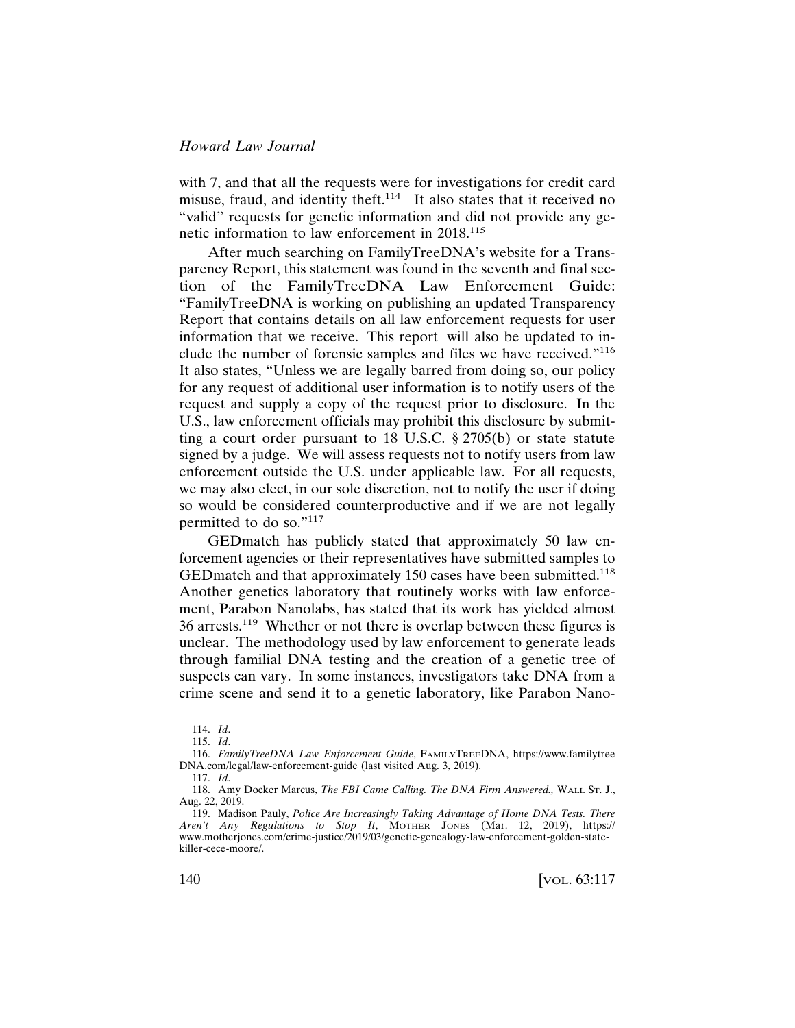with 7, and that all the requests were for investigations for credit card misuse, fraud, and identity theft.[114] It also states that it received no "valid" requests for genetic information and did not provide any genetic information to law enforcement in 2018.[115]

After much searching on FamilyTreeDNA's website for a Transparency Report, this statement was found in the seventh and final section of the FamilyTreeDNA Law Enforcement Guide: "FamilyTreeDNA is working on publishing an updated Transparency Report that contains details on all law enforcement requests for user information that we receive. This report will also be updated to include the number of forensic samples and files we have received."[116] It also states, "Unless we are legally barred from doing so, our policy for any request of additional user information is to notify users of the request and supply a copy of the request prior to disclosure. In the U.S., law enforcement officials may prohibit this disclosure by submitting a court order pursuant to 18 U.S.C. § 2705(b) or state statute signed by a judge. We will assess requests not to notify users from law enforcement outside the U.S. under applicable law. For all requests, we may also elect, in our sole discretion, not to notify the user if doing so would be considered counterproductive and if we are not legally permitted to do so."[117]

GEDmatch has publicly stated that approximately 50 law enforcement agencies or their representatives have submitted samples to GEDmatch and that approximately 150 cases have been submitted.[118] Another genetics laboratory that routinely works with law enforcement, Parabon Nanolabs, has stated that its work has yielded almost 36 arrests.[119] Whether or not there is overlap between these figures is unclear. The methodology used by law enforcement to generate leads through familial DNA testing and the creation of a genetic tree of suspects can vary. In some instances, investigators take DNA from a crime scene and send it to a genetic laboratory, like Parabon Nano-

---

114. *Id*.

115. *Id*.

116. *FamilyTreeDNA Law Enforcement Guide*, FAMILYTREEDNA, https://www.familytreeDNA.com/legal/law-enforcement-guide (last visited Aug. 3, 2019).

117. *Id*.

118. Amy Docker Marcus, *The FBI Came Calling. The DNA Firm Answered.,* WALL ST. J., Aug. 22, 2019.

119. Madison Pauly, *Police Are Increasingly Taking Advantage of Home DNA Tests. There Aren't Any Regulations to Stop It*, MOTHER JONES (Mar. 12, 2019), https://www.motherjones.com/crime-justice/2019/03/genetic-genealogy-law-enforcement-golden-state-killer-cece-moore/.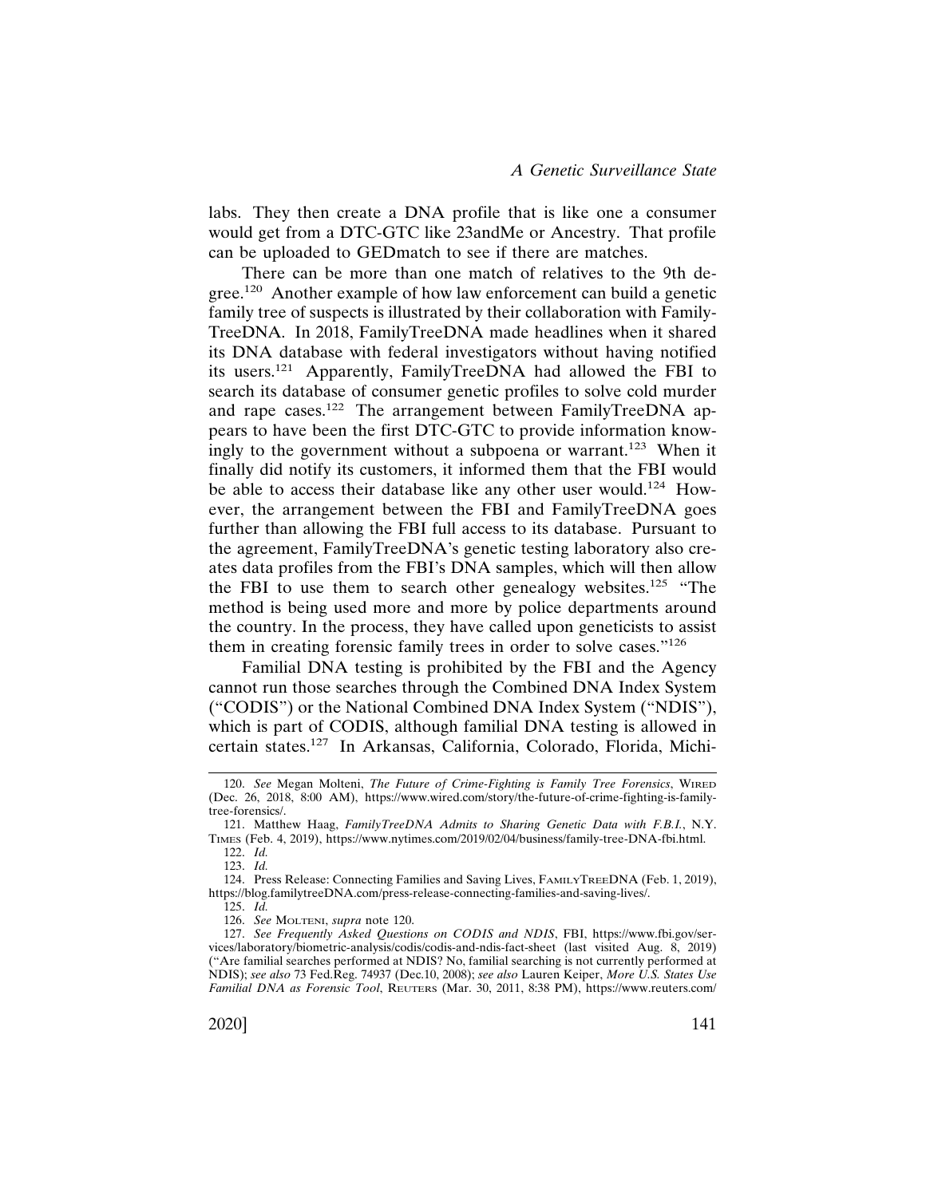labs. They then create a DNA profile that is like one a consumer would get from a DTC-GTC like 23andMe or Ancestry. That profile can be uploaded to GEDmatch to see if there are matches.

There can be more than one match of relatives to the 9th degree.[120] Another example of how law enforcement can build a genetic family tree of suspects is illustrated by their collaboration with FamilyTreeDNA. In 2018, FamilyTreeDNA made headlines when it shared its DNA database with federal investigators without having notified its users.[121] Apparently, FamilyTreeDNA had allowed the FBI to search its database of consumer genetic profiles to solve cold murder and rape cases.[122] The arrangement between FamilyTreeDNA appears to have been the first DTC-GTC to provide information knowingly to the government without a subpoena or warrant.[123] When it finally did notify its customers, it informed them that the FBI would be able to access their database like any other user would.[124] However, the arrangement between the FBI and FamilyTreeDNA goes further than allowing the FBI full access to its database. Pursuant to the agreement, FamilyTreeDNA's genetic testing laboratory also creates data profiles from the FBI's DNA samples, which will then allow the FBI to use them to search other genealogy websites.[125] "The method is being used more and more by police departments around the country. In the process, they have called upon geneticists to assist them in creating forensic family trees in order to solve cases."[126]

Familial DNA testing is prohibited by the FBI and the Agency cannot run those searches through the Combined DNA Index System ("CODIS") or the National Combined DNA Index System ("NDIS"), which is part of CODIS, although familial DNA testing is allowed in certain states.[127] In Arkansas, California, Colorado, Florida, Michi-

---

120. *See* Megan Molteni, *The Future of Crime-Fighting is Family Tree Forensics*, WIRED (Dec. 26, 2018, 8:00 AM), https://www.wired.com/story/the-future-of-crime-fighting-is-family-tree-forensics/.

121. Matthew Haag, *FamilyTreeDNA Admits to Sharing Genetic Data with F.B.I.*, N.Y. TIMES (Feb. 4, 2019), https://www.nytimes.com/2019/02/04/business/family-tree-DNA-fbi.html.

122. *Id.*

123. *Id.*

124. Press Release: Connecting Families and Saving Lives, FAMILYTREEDNA (Feb. 1, 2019), https://blog.familytreeDNA.com/press-release-connecting-families-and-saving-lives/.

125. *Id.*

126. *See* MOLTENI, *supra* note 120.

127. *See Frequently Asked Questions on CODIS and NDIS*, FBI, https://www.fbi.gov/services/laboratory/biometric-analysis/codis/codis-and-ndis-fact-sheet (last visited Aug. 8, 2019) ("Are familial searches performed at NDIS? No, familial searching is not currently performed at NDIS); *see also* 73 Fed.Reg. 74937 (Dec.10, 2008); *see also* Lauren Keiper, *More U.S. States Use Familial DNA as Forensic Tool*, REUTERS (Mar. 30, 2011, 8:38 PM), https://www.reuters.com/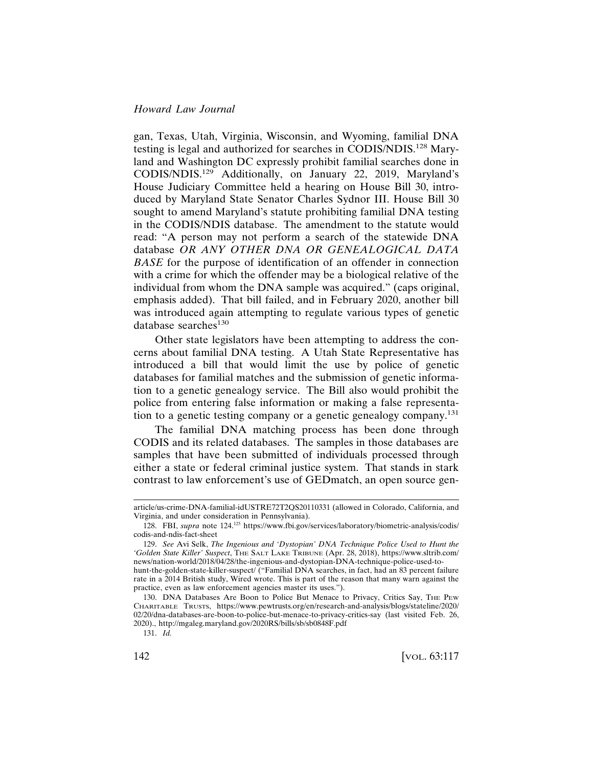gan, Texas, Utah, Virginia, Wisconsin, and Wyoming, familial DNA testing is legal and authorized for searches in CODIS/NDIS.[128] Maryland and Washington DC expressly prohibit familial searches done in CODIS/NDIS.[129] Additionally, on January 22, 2019, Maryland's House Judiciary Committee held a hearing on House Bill 30, introduced by Maryland State Senator Charles Sydnor III. House Bill 30 sought to amend Maryland's statute prohibiting familial DNA testing in the CODIS/NDIS database. The amendment to the statute would read: "A person may not perform a search of the statewide DNA database *OR ANY OTHER DNA OR GENEALOGICAL DATA BASE* for the purpose of identification of an offender in connection with a crime for which the offender may be a biological relative of the individual from whom the DNA sample was acquired." (caps original, emphasis added). That bill failed, and in February 2020, another bill was introduced again attempting to regulate various types of genetic database searches[130]

Other state legislators have been attempting to address the concerns about familial DNA testing. A Utah State Representative has introduced a bill that would limit the use by police of genetic databases for familial matches and the submission of genetic information to a genetic genealogy service. The Bill also would prohibit the police from entering false information or making a false representation to a genetic testing company or a genetic genealogy company.[131]

The familial DNA matching process has been done through CODIS and its related databases. The samples in those databases are samples that have been submitted of individuals processed through either a state or federal criminal justice system. That stands in stark contrast to law enforcement's use of GEDmatch, an open source gen-

---

article/us-crime-DNA-familial-idUSTRE72T2QS20110331 (allowed in Colorado, California, and Virginia, and under consideration in Pennsylvania).

128. FBI, *supra* note 124.[125] https://www.fbi.gov/services/laboratory/biometric-analysis/codis/codis-and-ndis-fact-sheet

129. *See* Avi Selk, *The Ingenious and 'Dystopian' DNA Technique Police Used to Hunt the 'Golden State Killer' Suspect*, THE SALT LAKE TRIBUNE (Apr. 28, 2018), https://www.sltrib.com/news/nation-world/2018/04/28/the-ingenious-and-dystopian-DNA-technique-police-used-to-hunt-the-golden-state-killer-suspect/ ("Familial DNA searches, in fact, had an 83 percent failure rate in a 2014 British study, Wired wrote. This is part of the reason that many warn against the practice, even as law enforcement agencies master its uses.").

130. DNA Databases Are Boon to Police But Menace to Privacy, Critics Say, THE PEW CHARITABLE TRUSTS, https://www.pewtrusts.org/en/research-and-analysis/blogs/stateline/2020/02/20/dna-databases-are-boon-to-police-but-menace-to-privacy-critics-say (last visited Feb. 26, 2020)., http://mgaleg.maryland.gov/2020RS/bills/sb/sb0848F.pdf

131. *Id.*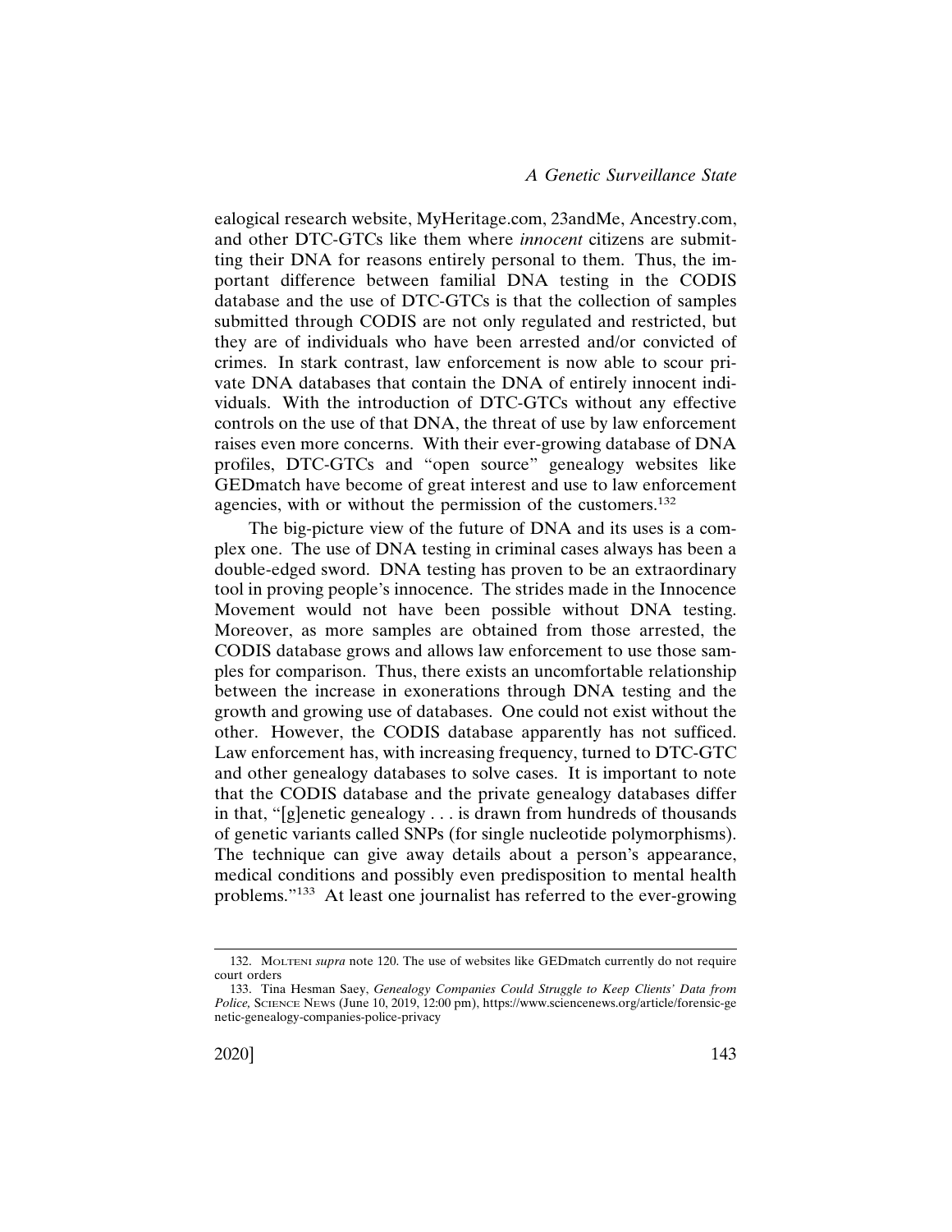ealogical research website, MyHeritage.com, 23andMe, Ancestry.com, and other DTC-GTCs like them where *innocent* citizens are submitting their DNA for reasons entirely personal to them. Thus, the important difference between familial DNA testing in the CODIS database and the use of DTC-GTCs is that the collection of samples submitted through CODIS are not only regulated and restricted, but they are of individuals who have been arrested and/or convicted of crimes. In stark contrast, law enforcement is now able to scour private DNA databases that contain the DNA of entirely innocent individuals. With the introduction of DTC-GTCs without any effective controls on the use of that DNA, the threat of use by law enforcement raises even more concerns. With their ever-growing database of DNA profiles, DTC-GTCs and "open source" genealogy websites like GEDmatch have become of great interest and use to law enforcement agencies, with or without the permission of the customers.[132]

The big-picture view of the future of DNA and its uses is a complex one. The use of DNA testing in criminal cases always has been a double-edged sword. DNA testing has proven to be an extraordinary tool in proving people's innocence. The strides made in the Innocence Movement would not have been possible without DNA testing. Moreover, as more samples are obtained from those arrested, the CODIS database grows and allows law enforcement to use those samples for comparison. Thus, there exists an uncomfortable relationship between the increase in exonerations through DNA testing and the growth and growing use of databases. One could not exist without the other. However, the CODIS database apparently has not sufficed. Law enforcement has, with increasing frequency, turned to DTC-GTC and other genealogy databases to solve cases. It is important to note that the CODIS database and the private genealogy databases differ in that, "[g]enetic genealogy . . . is drawn from hundreds of thousands of genetic variants called SNPs (for single nucleotide polymorphisms). The technique can give away details about a person's appearance, medical conditions and possibly even predisposition to mental health problems."[133] At least one journalist has referred to the ever-growing

---

132. MOLTENI *supra* note 120. The use of websites like GEDmatch currently do not require court orders

133. Tina Hesman Saey, *Genealogy Companies Could Struggle to Keep Clients' Data from Police,* SCIENCE NEWS (June 10, 2019, 12:00 pm), https://www.sciencenews.org/article/forensic-genetic-genealogy-companies-police-privacy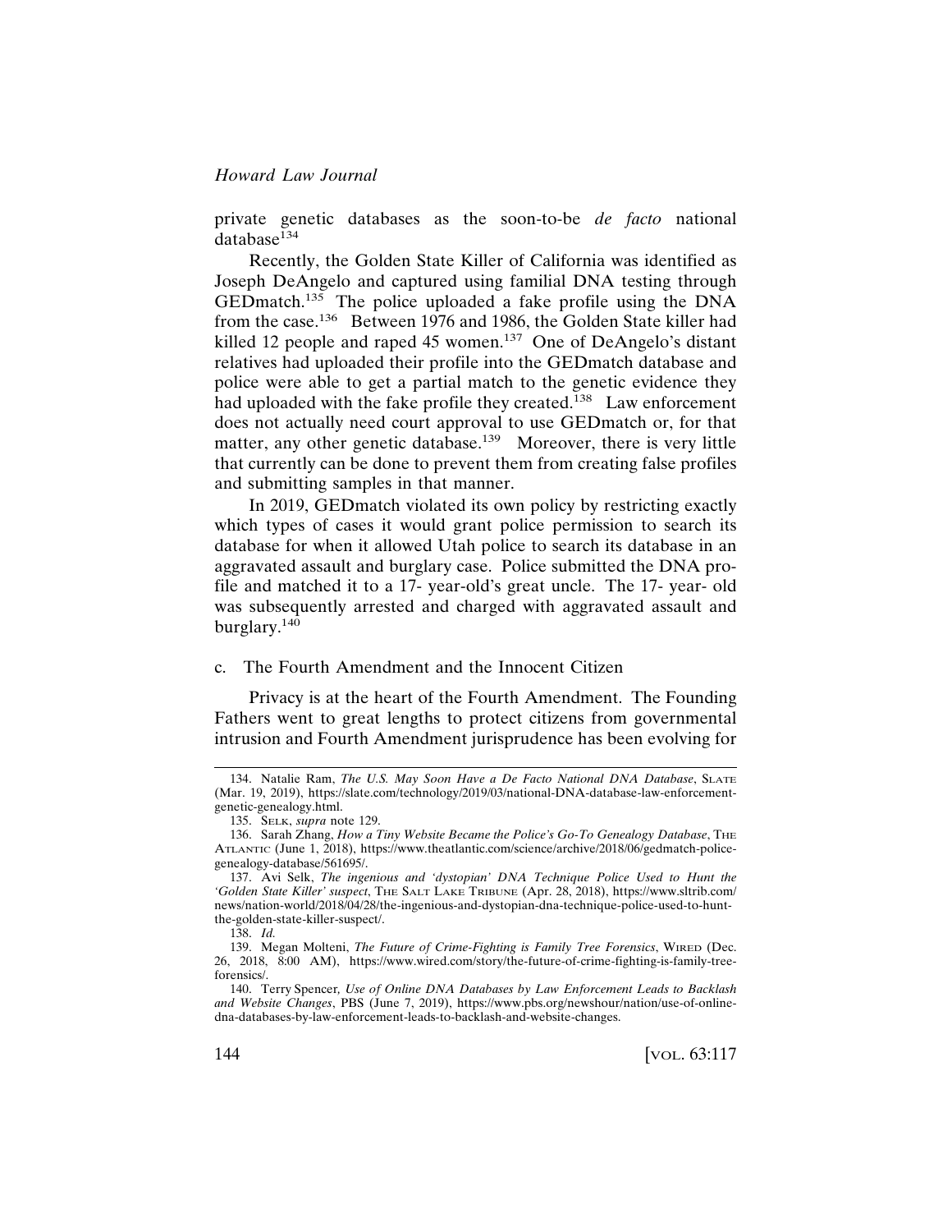private genetic databases as the soon-to-be *de facto* national database[134]

Recently, the Golden State Killer of California was identified as Joseph DeAngelo and captured using familial DNA testing through GEDmatch.[135] The police uploaded a fake profile using the DNA from the case.[136] Between 1976 and 1986, the Golden State killer had killed 12 people and raped 45 women.[137] One of DeAngelo's distant relatives had uploaded their profile into the GEDmatch database and police were able to get a partial match to the genetic evidence they had uploaded with the fake profile they created.[138] Law enforcement does not actually need court approval to use GEDmatch or, for that matter, any other genetic database.[139] Moreover, there is very little that currently can be done to prevent them from creating false profiles and submitting samples in that manner.

In 2019, GEDmatch violated its own policy by restricting exactly which types of cases it would grant police permission to search its database for when it allowed Utah police to search its database in an aggravated assault and burglary case. Police submitted the DNA profile and matched it to a 17- year-old's great uncle. The 17- year- old was subsequently arrested and charged with aggravated assault and burglary.[140]

### c. The Fourth Amendment and the Innocent Citizen

Privacy is at the heart of the Fourth Amendment. The Founding Fathers went to great lengths to protect citizens from governmental intrusion and Fourth Amendment jurisprudence has been evolving for

---

134. Natalie Ram, *The U.S. May Soon Have a De Facto National DNA Database*, SLATE (Mar. 19, 2019), https://slate.com/technology/2019/03/national-DNA-database-law-enforcement-genetic-genealogy.html.

135. SELK, *supra* note 129.

136. Sarah Zhang, *How a Tiny Website Became the Police's Go-To Genealogy Database*, THE ATLANTIC (June 1, 2018), https://www.theatlantic.com/science/archive/2018/06/gedmatch-police-genealogy-database/561695/.

137. Avi Selk, *The ingenious and 'dystopian' DNA Technique Police Used to Hunt the 'Golden State Killer' suspect*, THE SALT LAKE TRIBUNE (Apr. 28, 2018), https://www.sltrib.com/news/nation-world/2018/04/28/the-ingenious-and-dystopian-dna-technique-police-used-to-hunt-the-golden-state-killer-suspect/.

138. *Id.*

139. Megan Molteni, *The Future of Crime-Fighting is Family Tree Forensics*, WIRED (Dec. 26, 2018, 8:00 AM), https://www.wired.com/story/the-future-of-crime-fighting-is-family-tree-forensics/.

140. Terry Spencer, *Use of Online DNA Databases by Law Enforcement Leads to Backlash and Website Changes*, PBS (June 7, 2019), https://www.pbs.org/newshour/nation/use-of-online-dna-databases-by-law-enforcement-leads-to-backlash-and-website-changes.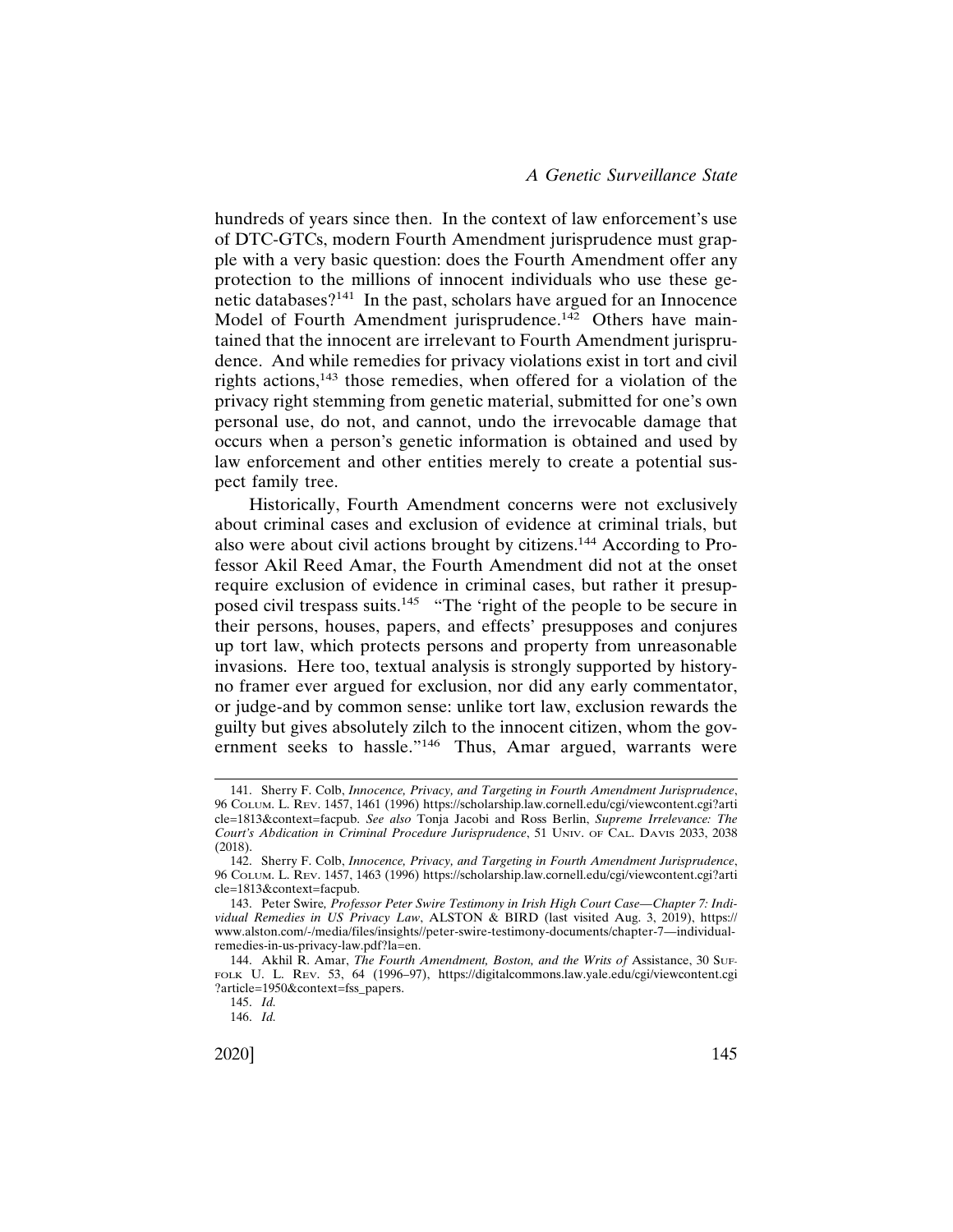hundreds of years since then. In the context of law enforcement's use of DTC-GTCs, modern Fourth Amendment jurisprudence must grapple with a very basic question: does the Fourth Amendment offer any protection to the millions of innocent individuals who use these genetic databases?[141] In the past, scholars have argued for an Innocence Model of Fourth Amendment jurisprudence.[142] Others have maintained that the innocent are irrelevant to Fourth Amendment jurisprudence. And while remedies for privacy violations exist in tort and civil rights actions,[143] those remedies, when offered for a violation of the privacy right stemming from genetic material, submitted for one's own personal use, do not, and cannot, undo the irrevocable damage that occurs when a person's genetic information is obtained and used by law enforcement and other entities merely to create a potential suspect family tree.

Historically, Fourth Amendment concerns were not exclusively about criminal cases and exclusion of evidence at criminal trials, but also were about civil actions brought by citizens.[144] According to Professor Akil Reed Amar, the Fourth Amendment did not at the onset require exclusion of evidence in criminal cases, but rather it presupposed civil trespass suits.[145] "The 'right of the people to be secure in their persons, houses, papers, and effects' presupposes and conjures up tort law, which protects persons and property from unreasonable invasions. Here too, textual analysis is strongly supported by history-no framer ever argued for exclusion, nor did any early commentator, or judge-and by common sense: unlike tort law, exclusion rewards the guilty but gives absolutely zilch to the innocent citizen, whom the government seeks to hassle."[146] Thus, Amar argued, warrants were

---

141. Sherry F. Colb, *Innocence, Privacy, and Targeting in Fourth Amendment Jurisprudence*, 96 COLUM. L. REV. 1457, 1461 (1996) https://scholarship.law.cornell.edu/cgi/viewcontent.cgi?article=1813&context=facpub. *See also* Tonja Jacobi and Ross Berlin, *Supreme Irrelevance: The Court's Abdication in Criminal Procedure Jurisprudence*, 51 UNIV. OF CAL. DAVIS 2033, 2038 (2018).

142. Sherry F. Colb, *Innocence, Privacy, and Targeting in Fourth Amendment Jurisprudence*, 96 COLUM. L. REV. 1457, 1463 (1996) https://scholarship.law.cornell.edu/cgi/viewcontent.cgi?article=1813&context=facpub.

143. Peter Swire, *Professor Peter Swire Testimony in Irish High Court Case—Chapter 7: Individual Remedies in US Privacy Law*, ALSTON & BIRD (last visited Aug. 3, 2019), https://www.alston.com/-/media/files/insights//peter-swire-testimony-documents/chapter-7—individual-remedies-in-us-privacy-law.pdf?la=en.

144. Akhil R. Amar, *The Fourth Amendment, Boston, and the Writs of* Assistance, 30 SUFFOLK U. L. REV. 53, 64 (1996–97), https://digitalcommons.law.yale.edu/cgi/viewcontent.cgi?article=1950&context=fss_papers.

145. *Id.*

146. *Id.*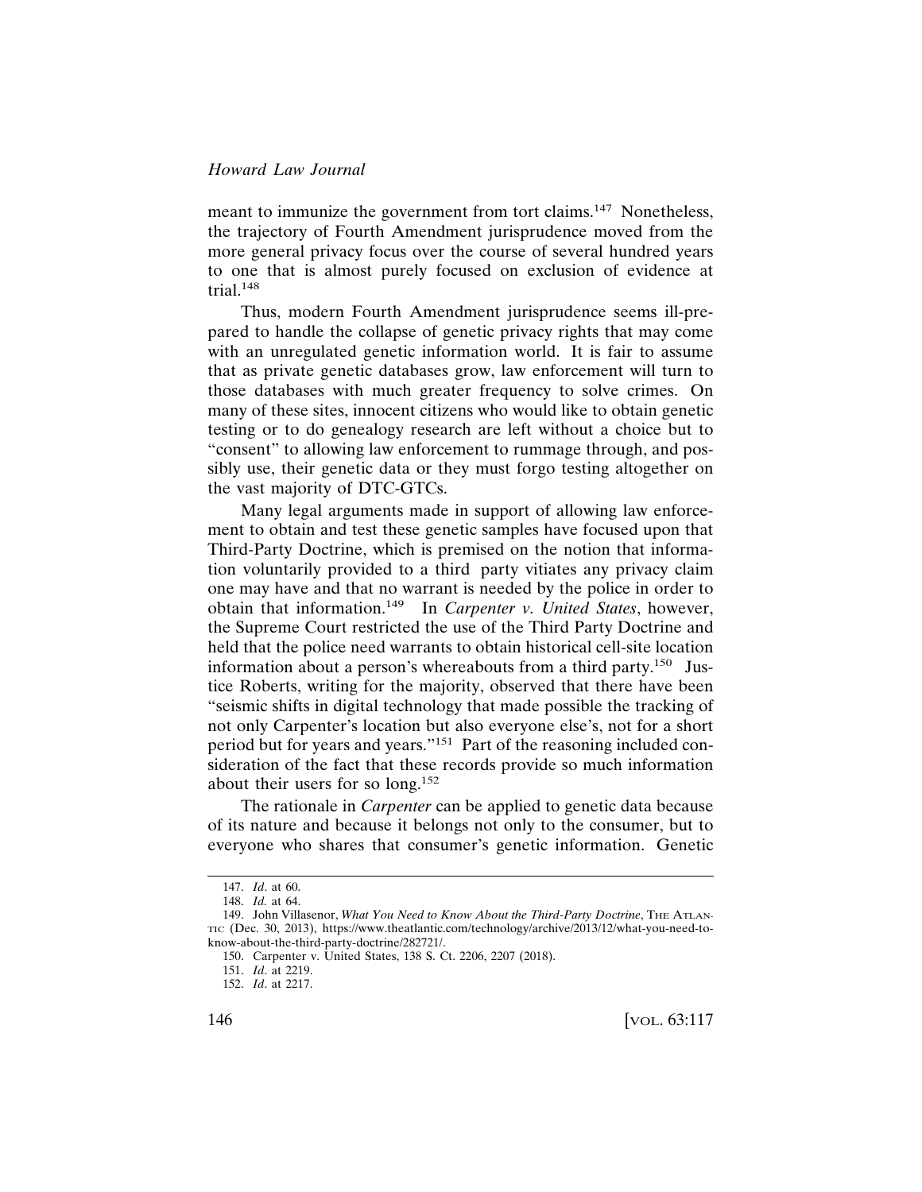meant to immunize the government from tort claims.[147] Nonetheless, the trajectory of Fourth Amendment jurisprudence moved from the more general privacy focus over the course of several hundred years to one that is almost purely focused on exclusion of evidence at trial.[148]

Thus, modern Fourth Amendment jurisprudence seems ill-prepared to handle the collapse of genetic privacy rights that may come with an unregulated genetic information world. It is fair to assume that as private genetic databases grow, law enforcement will turn to those databases with much greater frequency to solve crimes. On many of these sites, innocent citizens who would like to obtain genetic testing or to do genealogy research are left without a choice but to "consent" to allowing law enforcement to rummage through, and possibly use, their genetic data or they must forgo testing altogether on the vast majority of DTC-GTCs.

Many legal arguments made in support of allowing law enforcement to obtain and test these genetic samples have focused upon that Third-Party Doctrine, which is premised on the notion that information voluntarily provided to a third party vitiates any privacy claim one may have and that no warrant is needed by the police in order to obtain that information.[149] In *Carpenter v. United States*, however, the Supreme Court restricted the use of the Third Party Doctrine and held that the police need warrants to obtain historical cell-site location information about a person's whereabouts from a third party.[150] Justice Roberts, writing for the majority, observed that there have been "seismic shifts in digital technology that made possible the tracking of not only Carpenter's location but also everyone else's, not for a short period but for years and years."[151] Part of the reasoning included consideration of the fact that these records provide so much information about their users for so long.[152]

The rationale in *Carpenter* can be applied to genetic data because of its nature and because it belongs not only to the consumer, but to everyone who shares that consumer's genetic information. Genetic

---

147. *Id*. at 60.

148. *Id.* at 64.

149. John Villasenor, *What You Need to Know About the Third-Party Doctrine*, THE ATLANTIC (Dec. 30, 2013), https://www.theatlantic.com/technology/archive/2013/12/what-you-need-to-know-about-the-third-party-doctrine/282721/.

150. Carpenter v. United States, 138 S. Ct. 2206, 2207 (2018).

151. *Id*. at 2219.

152. *Id*. at 2217.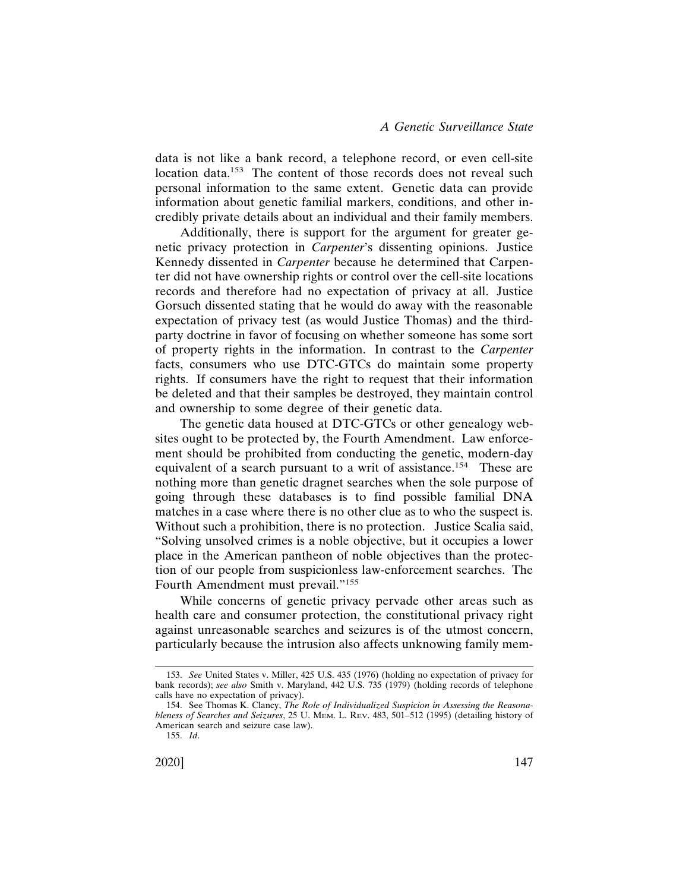data is not like a bank record, a telephone record, or even cell-site location data.[153] The content of those records does not reveal such personal information to the same extent. Genetic data can provide information about genetic familial markers, conditions, and other incredibly private details about an individual and their family members.

Additionally, there is support for the argument for greater genetic privacy protection in *Carpenter*'s dissenting opinions. Justice Kennedy dissented in *Carpenter* because he determined that Carpenter did not have ownership rights or control over the cell-site locations records and therefore had no expectation of privacy at all. Justice Gorsuch dissented stating that he would do away with the reasonable expectation of privacy test (as would Justice Thomas) and the third-party doctrine in favor of focusing on whether someone has some sort of property rights in the information. In contrast to the *Carpenter* facts, consumers who use DTC-GTCs do maintain some property rights. If consumers have the right to request that their information be deleted and that their samples be destroyed, they maintain control and ownership to some degree of their genetic data.

The genetic data housed at DTC-GTCs or other genealogy websites ought to be protected by, the Fourth Amendment. Law enforcement should be prohibited from conducting the genetic, modern-day equivalent of a search pursuant to a writ of assistance.[154] These are nothing more than genetic dragnet searches when the sole purpose of going through these databases is to find possible familial DNA matches in a case where there is no other clue as to who the suspect is. Without such a prohibition, there is no protection. Justice Scalia said, "Solving unsolved crimes is a noble objective, but it occupies a lower place in the American pantheon of noble objectives than the protection of our people from suspicionless law-enforcement searches. The Fourth Amendment must prevail."[155]

While concerns of genetic privacy pervade other areas such as health care and consumer protection, the constitutional privacy right against unreasonable searches and seizures is of the utmost concern, particularly because the intrusion also affects unknowing family mem-

---

153. *See* United States v. Miller, 425 U.S. 435 (1976) (holding no expectation of privacy for bank records); *see also* Smith v. Maryland, 442 U.S. 735 (1979) (holding records of telephone calls have no expectation of privacy).

154. See Thomas K. Clancy, *The Role of Individualized Suspicion in Assessing the Reasonableness of Searches and Seizures*, 25 U. MEM. L. REV. 483, 501–512 (1995) (detailing history of American search and seizure case law).

155. *Id*.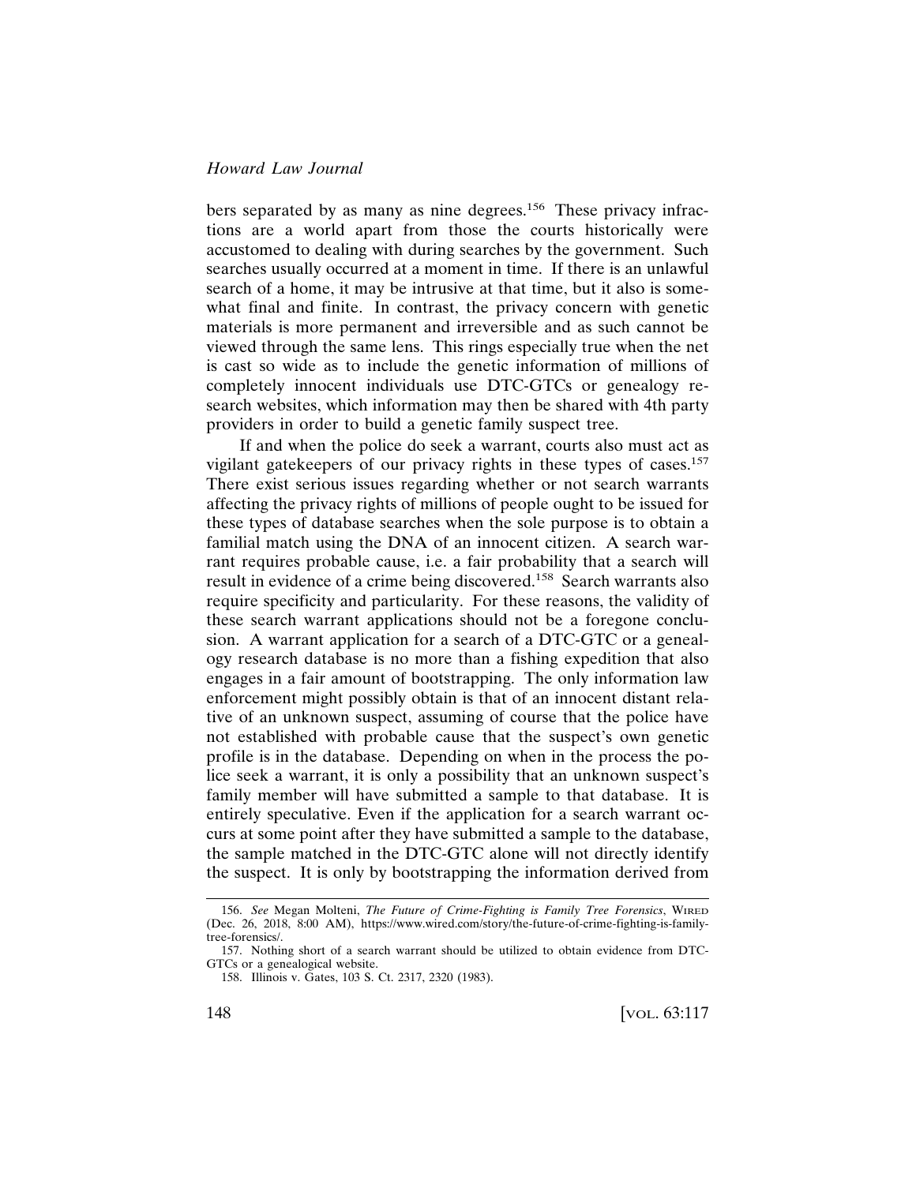bers separated by as many as nine degrees.[156] These privacy infractions are a world apart from those the courts historically were accustomed to dealing with during searches by the government. Such searches usually occurred at a moment in time. If there is an unlawful search of a home, it may be intrusive at that time, but it also is somewhat final and finite. In contrast, the privacy concern with genetic materials is more permanent and irreversible and as such cannot be viewed through the same lens. This rings especially true when the net is cast so wide as to include the genetic information of millions of completely innocent individuals use DTC-GTCs or genealogy research websites, which information may then be shared with 4th party providers in order to build a genetic family suspect tree.

If and when the police do seek a warrant, courts also must act as vigilant gatekeepers of our privacy rights in these types of cases.[157] There exist serious issues regarding whether or not search warrants affecting the privacy rights of millions of people ought to be issued for these types of database searches when the sole purpose is to obtain a familial match using the DNA of an innocent citizen. A search warrant requires probable cause, i.e. a fair probability that a search will result in evidence of a crime being discovered.[158] Search warrants also require specificity and particularity. For these reasons, the validity of these search warrant applications should not be a foregone conclusion. A warrant application for a search of a DTC-GTC or a genealogy research database is no more than a fishing expedition that also engages in a fair amount of bootstrapping. The only information law enforcement might possibly obtain is that of an innocent distant relative of an unknown suspect, assuming of course that the police have not established with probable cause that the suspect's own genetic profile is in the database. Depending on when in the process the police seek a warrant, it is only a possibility that an unknown suspect's family member will have submitted a sample to that database. It is entirely speculative. Even if the application for a search warrant occurs at some point after they have submitted a sample to the database, the sample matched in the DTC-GTC alone will not directly identify the suspect. It is only by bootstrapping the information derived from

156. *See* Megan Molteni, *The Future of Crime-Fighting is Family Tree Forensics*, WIRED (Dec. 26, 2018, 8:00 AM), https://www.wired.com/story/the-future-of-crime-fighting-is-family-tree-forensics/.

157. Nothing short of a search warrant should be utilized to obtain evidence from DTC-GTCs or a genealogical website.

158. Illinois v. Gates, 103 S. Ct. 2317, 2320 (1983).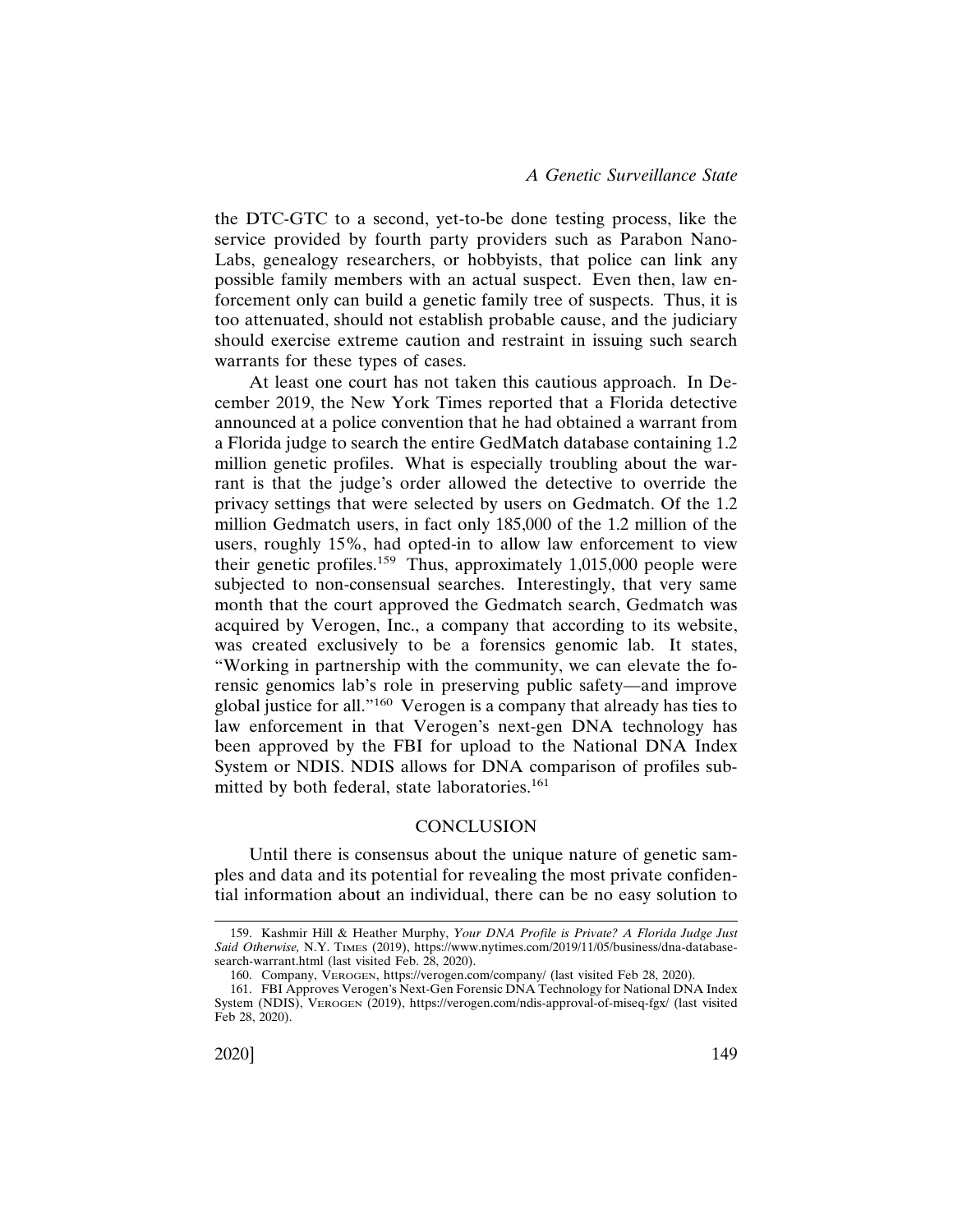the DTC-GTC to a second, yet-to-be done testing process, like the service provided by fourth party providers such as Parabon Nano-Labs, genealogy researchers, or hobbyists, that police can link any possible family members with an actual suspect. Even then, law enforcement only can build a genetic family tree of suspects. Thus, it is too attenuated, should not establish probable cause, and the judiciary should exercise extreme caution and restraint in issuing such search warrants for these types of cases.

At least one court has not taken this cautious approach. In December 2019, the New York Times reported that a Florida detective announced at a police convention that he had obtained a warrant from a Florida judge to search the entire GedMatch database containing 1.2 million genetic profiles. What is especially troubling about the warrant is that the judge's order allowed the detective to override the privacy settings that were selected by users on Gedmatch. Of the 1.2 million Gedmatch users, in fact only 185,000 of the 1.2 million of the users, roughly 15%, had opted-in to allow law enforcement to view their genetic profiles.[159] Thus, approximately 1,015,000 people were subjected to non-consensual searches. Interestingly, that very same month that the court approved the Gedmatch search, Gedmatch was acquired by Verogen, Inc., a company that according to its website, was created exclusively to be a forensics genomic lab. It states, "Working in partnership with the community, we can elevate the forensic genomics lab's role in preserving public safety—and improve global justice for all."[160] Verogen is a company that already has ties to law enforcement in that Verogen's next-gen DNA technology has been approved by the FBI for upload to the National DNA Index System or NDIS. NDIS allows for DNA comparison of profiles submitted by both federal, state laboratories.[161]

## CONCLUSION

Until there is consensus about the unique nature of genetic samples and data and its potential for revealing the most private confidential information about an individual, there can be no easy solution to

---

159. Kashmir Hill & Heather Murphy, *Your DNA Profile is Private? A Florida Judge Just Said Otherwise,* N.Y. TIMES (2019), https://www.nytimes.com/2019/11/05/business/dna-database-search-warrant.html (last visited Feb. 28, 2020).

160. Company, VEROGEN, https://verogen.com/company/ (last visited Feb 28, 2020).

161. FBI Approves Verogen's Next-Gen Forensic DNA Technology for National DNA Index System (NDIS), VEROGEN (2019), https://verogen.com/ndis-approval-of-miseq-fgx/ (last visited Feb 28, 2020).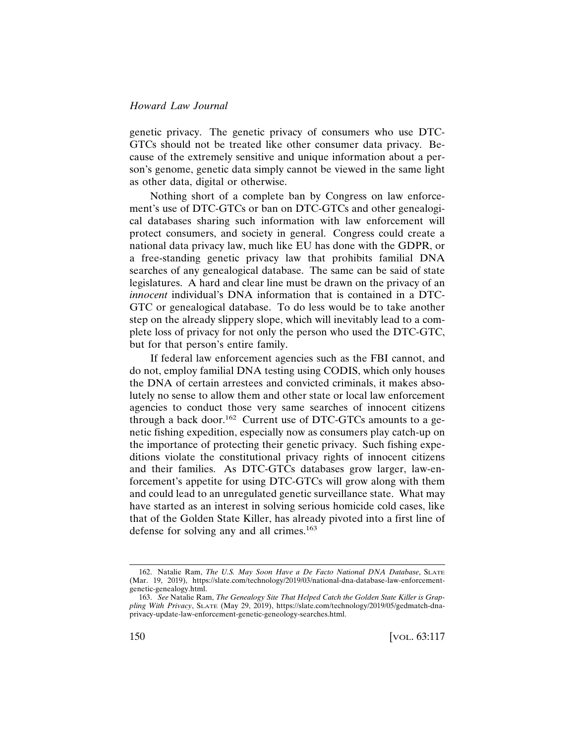genetic privacy. The genetic privacy of consumers who use DTC-GTCs should not be treated like other consumer data privacy. Because of the extremely sensitive and unique information about a person's genome, genetic data simply cannot be viewed in the same light as other data, digital or otherwise.

Nothing short of a complete ban by Congress on law enforcement's use of DTC-GTCs or ban on DTC-GTCs and other genealogical databases sharing such information with law enforcement will protect consumers, and society in general. Congress could create a national data privacy law, much like EU has done with the GDPR, or a free-standing genetic privacy law that prohibits familial DNA searches of any genealogical database. The same can be said of state legislatures. A hard and clear line must be drawn on the privacy of an *innocent* individual's DNA information that is contained in a DTC-GTC or genealogical database. To do less would be to take another step on the already slippery slope, which will inevitably lead to a complete loss of privacy for not only the person who used the DTC-GTC, but for that person's entire family.

If federal law enforcement agencies such as the FBI cannot, and do not, employ familial DNA testing using CODIS, which only houses the DNA of certain arrestees and convicted criminals, it makes absolutely no sense to allow them and other state or local law enforcement agencies to conduct those very same searches of innocent citizens through a back door.[162] Current use of DTC-GTCs amounts to a genetic fishing expedition, especially now as consumers play catch-up on the importance of protecting their genetic privacy. Such fishing expeditions violate the constitutional privacy rights of innocent citizens and their families. As DTC-GTCs databases grow larger, law-enforcement's appetite for using DTC-GTCs will grow along with them and could lead to an unregulated genetic surveillance state. What may have started as an interest in solving serious homicide cold cases, like that of the Golden State Killer, has already pivoted into a first line of defense for solving any and all crimes.[163]

---

162. Natalie Ram, *The U.S. May Soon Have a De Facto National DNA Database*, SLATE (Mar. 19, 2019), https://slate.com/technology/2019/03/national-dna-database-law-enforcement-genetic-genealogy.html.

163. *See* Natalie Ram, *The Genealogy Site That Helped Catch the Golden State Killer is Grappling With Privacy*, SLATE (May 29, 2019), https://slate.com/technology/2019/05/gedmatch-dna-privacy-update-law-enforcement-genetic-geneology-searches.html.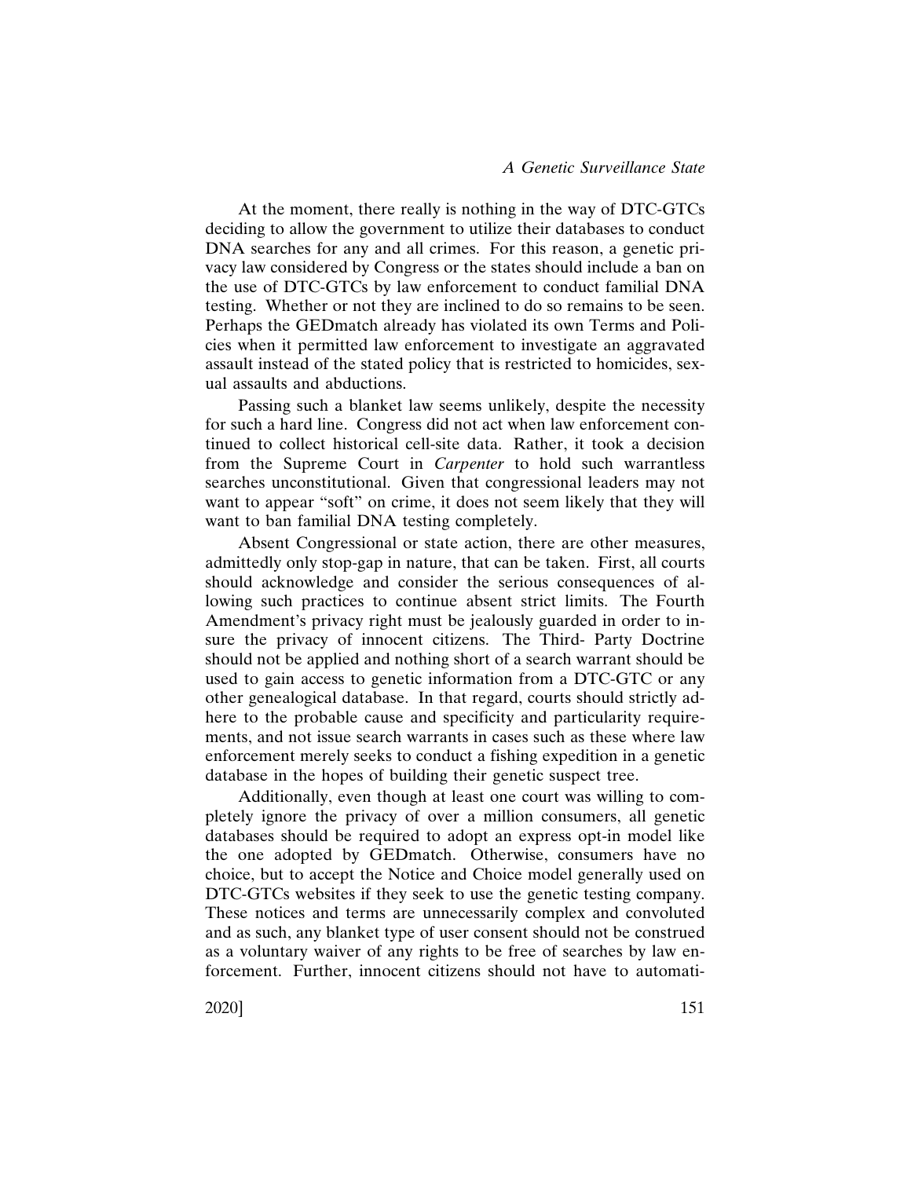At the moment, there really is nothing in the way of DTC-GTCs deciding to allow the government to utilize their databases to conduct DNA searches for any and all crimes. For this reason, a genetic privacy law considered by Congress or the states should include a ban on the use of DTC-GTCs by law enforcement to conduct familial DNA testing. Whether or not they are inclined to do so remains to be seen. Perhaps the GEDmatch already has violated its own Terms and Policies when it permitted law enforcement to investigate an aggravated assault instead of the stated policy that is restricted to homicides, sexual assaults and abductions.

Passing such a blanket law seems unlikely, despite the necessity for such a hard line. Congress did not act when law enforcement continued to collect historical cell-site data. Rather, it took a decision from the Supreme Court in *Carpenter* to hold such warrantless searches unconstitutional. Given that congressional leaders may not want to appear "soft" on crime, it does not seem likely that they will want to ban familial DNA testing completely.

Absent Congressional or state action, there are other measures, admittedly only stop-gap in nature, that can be taken. First, all courts should acknowledge and consider the serious consequences of allowing such practices to continue absent strict limits. The Fourth Amendment's privacy right must be jealously guarded in order to insure the privacy of innocent citizens. The Third- Party Doctrine should not be applied and nothing short of a search warrant should be used to gain access to genetic information from a DTC-GTC or any other genealogical database. In that regard, courts should strictly adhere to the probable cause and specificity and particularity requirements, and not issue search warrants in cases such as these where law enforcement merely seeks to conduct a fishing expedition in a genetic database in the hopes of building their genetic suspect tree.

Additionally, even though at least one court was willing to completely ignore the privacy of over a million consumers, all genetic databases should be required to adopt an express opt-in model like the one adopted by GEDmatch. Otherwise, consumers have no choice, but to accept the Notice and Choice model generally used on DTC-GTCs websites if they seek to use the genetic testing company. These notices and terms are unnecessarily complex and convoluted and as such, any blanket type of user consent should not be construed as a voluntary waiver of any rights to be free of searches by law enforcement. Further, innocent citizens should not have to automati-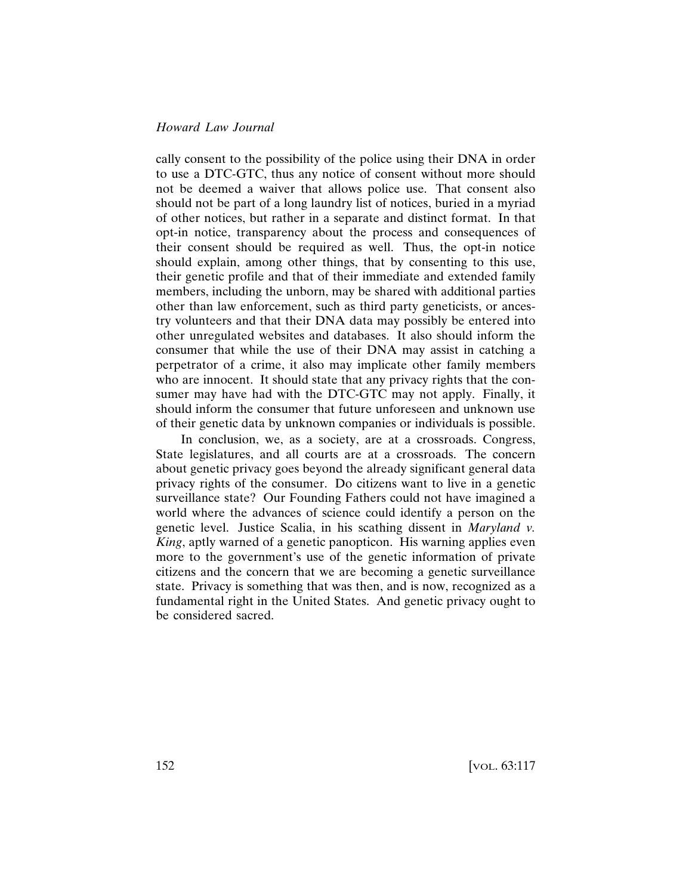cally consent to the possibility of the police using their DNA in order to use a DTC-GTC, thus any notice of consent without more should not be deemed a waiver that allows police use. That consent also should not be part of a long laundry list of notices, buried in a myriad of other notices, but rather in a separate and distinct format. In that opt-in notice, transparency about the process and consequences of their consent should be required as well. Thus, the opt-in notice should explain, among other things, that by consenting to this use, their genetic profile and that of their immediate and extended family members, including the unborn, may be shared with additional parties other than law enforcement, such as third party geneticists, or ancestry volunteers and that their DNA data may possibly be entered into other unregulated websites and databases. It also should inform the consumer that while the use of their DNA may assist in catching a perpetrator of a crime, it also may implicate other family members who are innocent. It should state that any privacy rights that the consumer may have had with the DTC-GTC may not apply. Finally, it should inform the consumer that future unforeseen and unknown use of their genetic data by unknown companies or individuals is possible.

In conclusion, we, as a society, are at a crossroads. Congress, State legislatures, and all courts are at a crossroads. The concern about genetic privacy goes beyond the already significant general data privacy rights of the consumer. Do citizens want to live in a genetic surveillance state? Our Founding Fathers could not have imagined a world where the advances of science could identify a person on the genetic level. Justice Scalia, in his scathing dissent in *Maryland v. King*, aptly warned of a genetic panopticon. His warning applies even more to the government's use of the genetic information of private citizens and the concern that we are becoming a genetic surveillance state. Privacy is something that was then, and is now, recognized as a fundamental right in the United States. And genetic privacy ought to be considered sacred.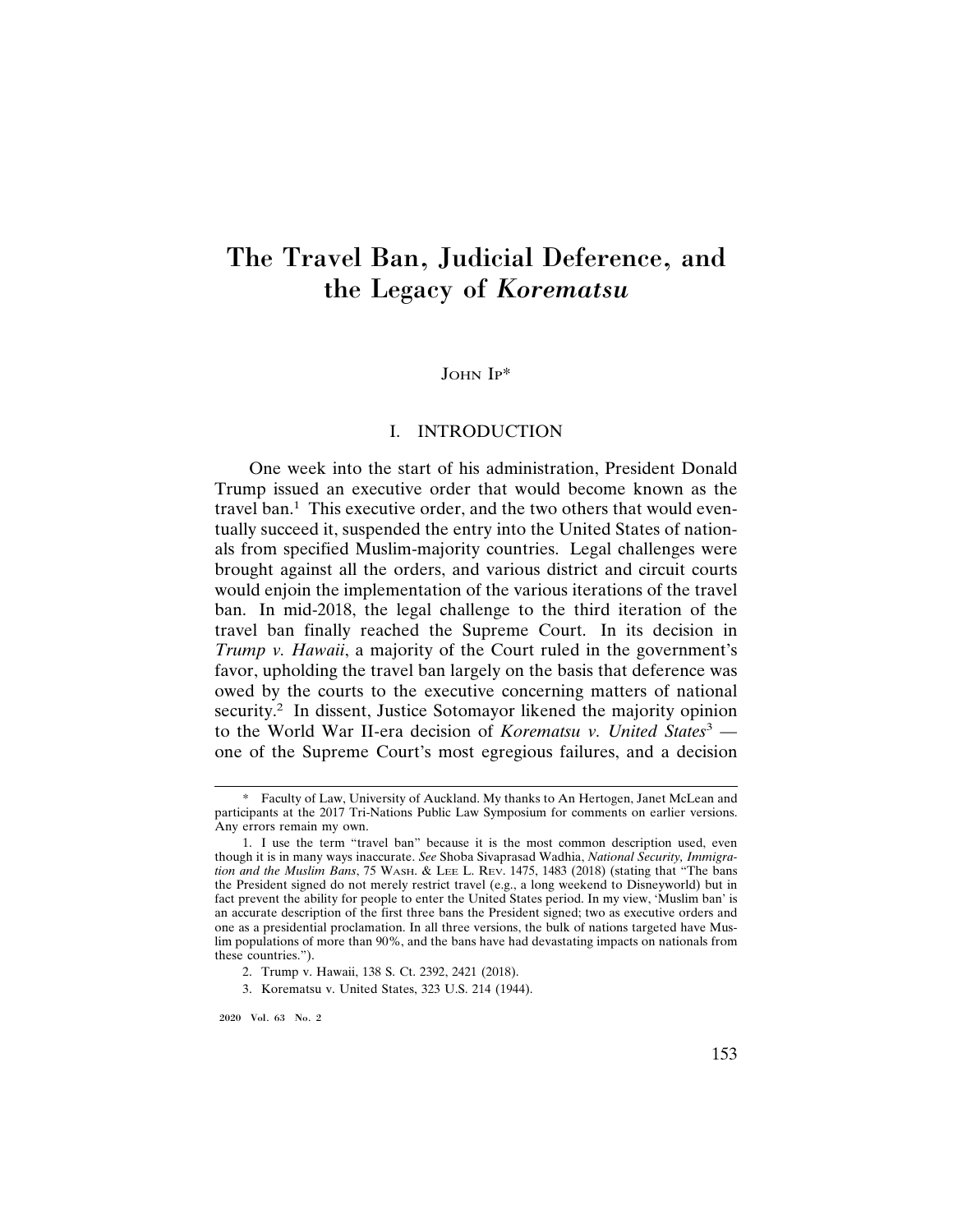# The Travel Ban, Judicial Deference, and the Legacy of *Korematsu*

JOHN IP*

## I. INTRODUCTION

One week into the start of his administration, President Donald Trump issued an executive order that would become known as the travel ban.[1] This executive order, and the two others that would eventually succeed it, suspended the entry into the United States of nationals from specified Muslim-majority countries. Legal challenges were brought against all the orders, and various district and circuit courts would enjoin the implementation of the various iterations of the travel ban. In mid-2018, the legal challenge to the third iteration of the travel ban finally reached the Supreme Court. In its decision in *Trump v. Hawaii*, a majority of the Court ruled in the government's favor, upholding the travel ban largely on the basis that deference was owed by the courts to the executive concerning matters of national security.[2] In dissent, Justice Sotomayor likened the majority opinion to the World War II-era decision of *Korematsu v. United States*[3] — one of the Supreme Court's most egregious failures, and a decision

---

\* Faculty of Law, University of Auckland. My thanks to An Hertogen, Janet McLean and participants at the 2017 Tri-Nations Public Law Symposium for comments on earlier versions. Any errors remain my own.

1. I use the term "travel ban" because it is the most common description used, even though it is in many ways inaccurate. *See* Shoba Sivaprasad Wadhia, *National Security, Immigration and the Muslim Bans*, 75 WASH. & LEE L. REV. 1475, 1483 (2018) (stating that "The bans the President signed do not merely restrict travel (e.g., a long weekend to Disneyworld) but in fact prevent the ability for people to enter the United States period. In my view, 'Muslim ban' is an accurate description of the first three bans the President signed; two as executive orders and one as a presidential proclamation. In all three versions, the bulk of nations targeted have Muslim populations of more than 90%, and the bans have had devastating impacts on nationals from these countries.").

2. Trump v. Hawaii, 138 S. Ct. 2392, 2421 (2018).

3. Korematsu v. United States, 323 U.S. 214 (1944).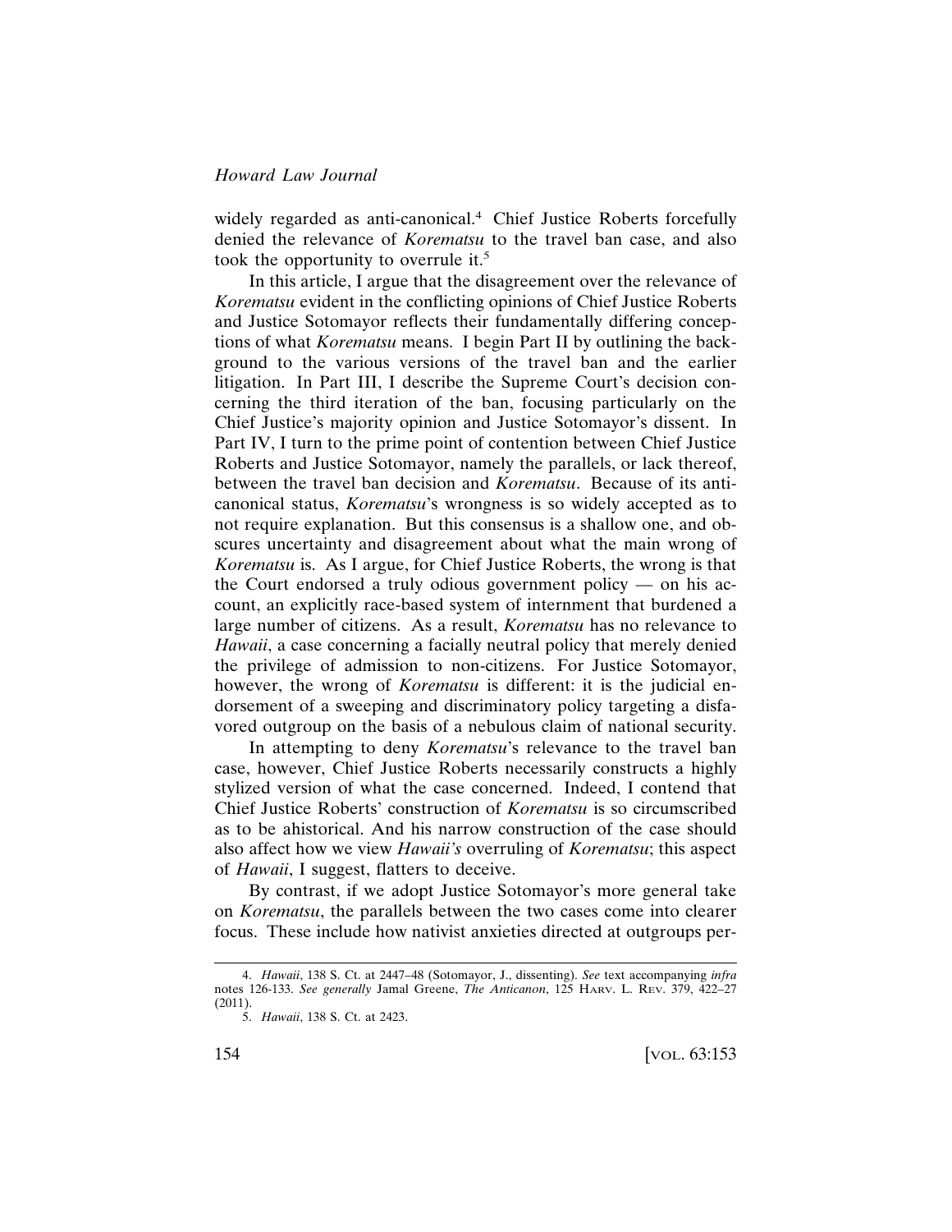widely regarded as anti-canonical.[4] Chief Justice Roberts forcefully denied the relevance of *Korematsu* to the travel ban case, and also took the opportunity to overrule it.[5]

In this article, I argue that the disagreement over the relevance of *Korematsu* evident in the conflicting opinions of Chief Justice Roberts and Justice Sotomayor reflects their fundamentally differing conceptions of what *Korematsu* means. I begin Part II by outlining the background to the various versions of the travel ban and the earlier litigation. In Part III, I describe the Supreme Court's decision concerning the third iteration of the ban, focusing particularly on the Chief Justice's majority opinion and Justice Sotomayor's dissent. In Part IV, I turn to the prime point of contention between Chief Justice Roberts and Justice Sotomayor, namely the parallels, or lack thereof, between the travel ban decision and *Korematsu*. Because of its anti-canonical status, *Korematsu*'s wrongness is so widely accepted as to not require explanation. But this consensus is a shallow one, and obscures uncertainty and disagreement about what the main wrong of *Korematsu* is. As I argue, for Chief Justice Roberts, the wrong is that the Court endorsed a truly odious government policy — on his account, an explicitly race-based system of internment that burdened a large number of citizens. As a result, *Korematsu* has no relevance to *Hawaii*, a case concerning a facially neutral policy that merely denied the privilege of admission to non-citizens. For Justice Sotomayor, however, the wrong of *Korematsu* is different: it is the judicial endorsement of a sweeping and discriminatory policy targeting a disfavored outgroup on the basis of a nebulous claim of national security.

In attempting to deny *Korematsu*'s relevance to the travel ban case, however, Chief Justice Roberts necessarily constructs a highly stylized version of what the case concerned. Indeed, I contend that Chief Justice Roberts' construction of *Korematsu* is so circumscribed as to be ahistorical. And his narrow construction of the case should also affect how we view *Hawaii's* overruling of *Korematsu*; this aspect of *Hawaii*, I suggest, flatters to deceive.

By contrast, if we adopt Justice Sotomayor's more general take on *Korematsu*, the parallels between the two cases come into clearer focus. These include how nativist anxieties directed at outgroups per-

4. *Hawaii*, 138 S. Ct. at 2447–48 (Sotomayor, J., dissenting). *See* text accompanying *infra* notes 126-133. *See generally* Jamal Greene, *The Anticanon*, 125 HARV. L. REV. 379, 422–27 (2011).

5. *Hawaii*, 138 S. Ct. at 2423.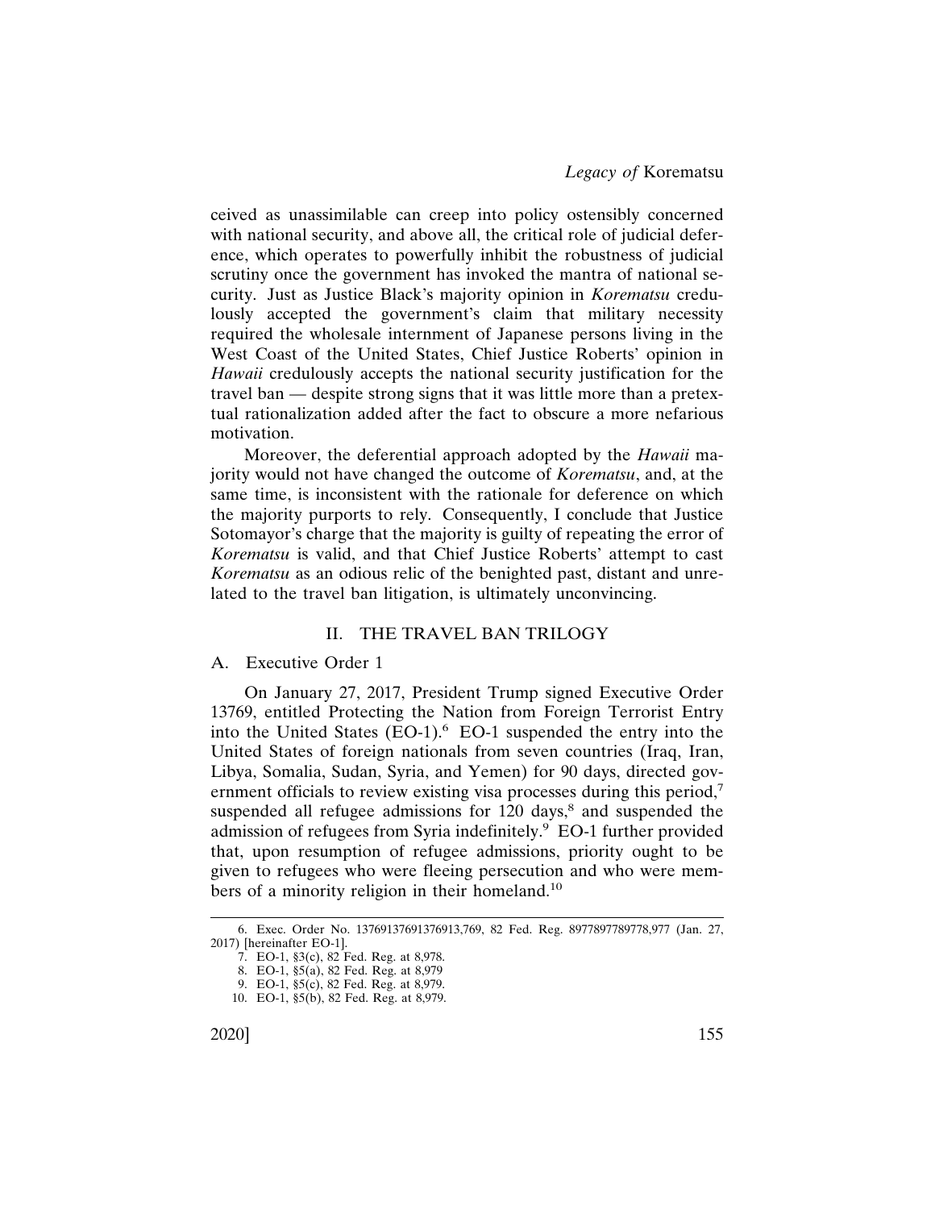ceived as unassimilable can creep into policy ostensibly concerned with national security, and above all, the critical role of judicial deference, which operates to powerfully inhibit the robustness of judicial scrutiny once the government has invoked the mantra of national security. Just as Justice Black's majority opinion in *Korematsu* credulously accepted the government's claim that military necessity required the wholesale internment of Japanese persons living in the West Coast of the United States, Chief Justice Roberts' opinion in *Hawaii* credulously accepts the national security justification for the travel ban — despite strong signs that it was little more than a pretextual rationalization added after the fact to obscure a more nefarious motivation.

Moreover, the deferential approach adopted by the *Hawaii* majority would not have changed the outcome of *Korematsu*, and, at the same time, is inconsistent with the rationale for deference on which the majority purports to rely. Consequently, I conclude that Justice Sotomayor's charge that the majority is guilty of repeating the error of *Korematsu* is valid, and that Chief Justice Roberts' attempt to cast *Korematsu* as an odious relic of the benighted past, distant and unrelated to the travel ban litigation, is ultimately unconvincing.

## II. THE TRAVEL BAN TRILOGY

### A. Executive Order 1

On January 27, 2017, President Trump signed Executive Order 13769, entitled Protecting the Nation from Foreign Terrorist Entry into the United States (EO-1).[6] EO-1 suspended the entry into the United States of foreign nationals from seven countries (Iraq, Iran, Libya, Somalia, Sudan, Syria, and Yemen) for 90 days, directed government officials to review existing visa processes during this period,[7] suspended all refugee admissions for 120 days,[8] and suspended the admission of refugees from Syria indefinitely.[9] EO-1 further provided that, upon resumption of refugee admissions, priority ought to be given to refugees who were fleeing persecution and who were members of a minority religion in their homeland.[10]

6. Exec. Order No. 13769137691376913,769, 82 Fed. Reg. 8977897789778,977 (Jan. 27, 2017) [hereinafter EO-1].

7. EO-1, §3(c), 82 Fed. Reg. at 8,978.

8. EO-1, §5(a), 82 Fed. Reg. at 8,979

9. EO-1, §5(c), 82 Fed. Reg. at 8,979.

10. EO-1, §5(b), 82 Fed. Reg. at 8,979.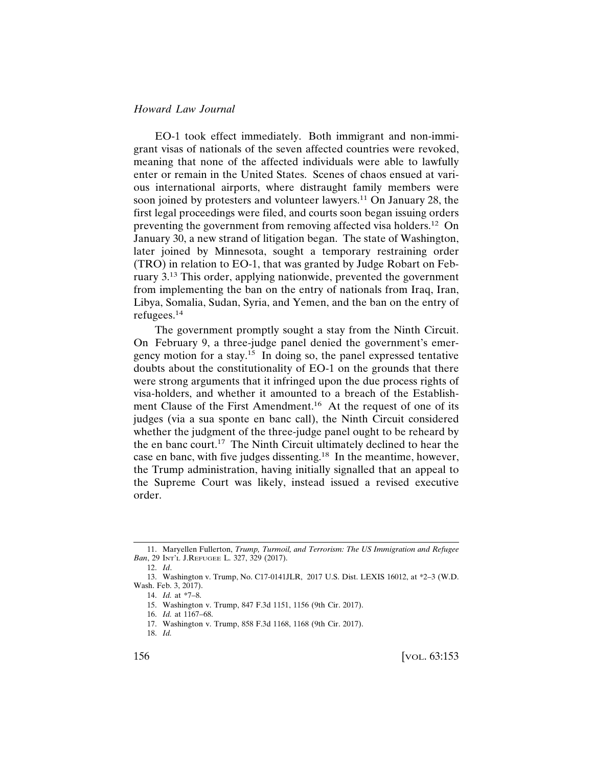EO-1 took effect immediately. Both immigrant and non-immigrant visas of nationals of the seven affected countries were revoked, meaning that none of the affected individuals were able to lawfully enter or remain in the United States. Scenes of chaos ensued at various international airports, where distraught family members were soon joined by protesters and volunteer lawyers.[11] On January 28, the first legal proceedings were filed, and courts soon began issuing orders preventing the government from removing affected visa holders.[12] On January 30, a new strand of litigation began. The state of Washington, later joined by Minnesota, sought a temporary restraining order (TRO) in relation to EO-1, that was granted by Judge Robart on February 3.[13] This order, applying nationwide, prevented the government from implementing the ban on the entry of nationals from Iraq, Iran, Libya, Somalia, Sudan, Syria, and Yemen, and the ban on the entry of refugees.[14]

The government promptly sought a stay from the Ninth Circuit. On February 9, a three-judge panel denied the government's emergency motion for a stay.[15] In doing so, the panel expressed tentative doubts about the constitutionality of EO-1 on the grounds that there were strong arguments that it infringed upon the due process rights of visa-holders, and whether it amounted to a breach of the Establishment Clause of the First Amendment.[16] At the request of one of its judges (via a sua sponte en banc call), the Ninth Circuit considered whether the judgment of the three-judge panel ought to be reheard by the en banc court.[17] The Ninth Circuit ultimately declined to hear the case en banc, with five judges dissenting.[18] In the meantime, however, the Trump administration, having initially signalled that an appeal to the Supreme Court was likely, instead issued a revised executive order.

11. Maryellen Fullerton, *Trump, Turmoil, and Terrorism: The US Immigration and Refugee Ban*, 29 INT'L J.REFUGEE L. 327, 329 (2017).

12. *Id*.

13. Washington v. Trump, No. C17-0141JLR, 2017 U.S. Dist. LEXIS 16012, at *2–3 (W.D. Wash. Feb. 3, 2017).

14. *Id.* at *7–8.

15. Washington v. Trump, 847 F.3d 1151, 1156 (9th Cir. 2017).

16. *Id.* at 1167–68.

17. Washington v. Trump, 858 F.3d 1168, 1168 (9th Cir. 2017).

18. *Id.*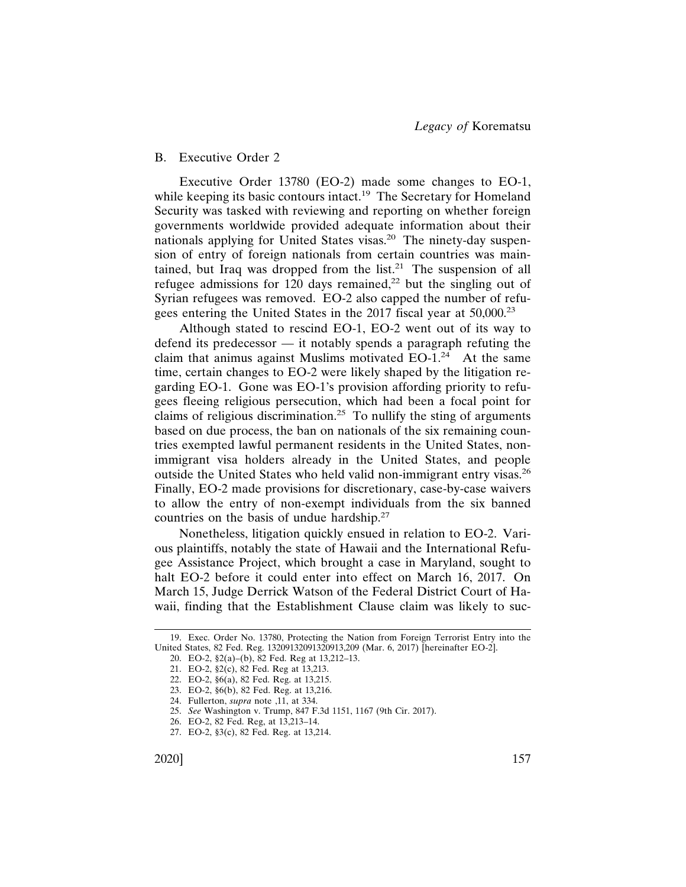### B. Executive Order 2

Executive Order 13780 (EO-2) made some changes to EO-1, while keeping its basic contours intact.[19] The Secretary for Homeland Security was tasked with reviewing and reporting on whether foreign governments worldwide provided adequate information about their nationals applying for United States visas.[20] The ninety-day suspension of entry of foreign nationals from certain countries was maintained, but Iraq was dropped from the list.[21] The suspension of all refugee admissions for 120 days remained,[22] but the singling out of Syrian refugees was removed. EO-2 also capped the number of refugees entering the United States in the 2017 fiscal year at 50,000.[23]

Although stated to rescind EO-1, EO-2 went out of its way to defend its predecessor — it notably spends a paragraph refuting the claim that animus against Muslims motivated EO-1.[24] At the same time, certain changes to EO-2 were likely shaped by the litigation regarding EO-1. Gone was EO-1's provision affording priority to refugees fleeing religious persecution, which had been a focal point for claims of religious discrimination.[25] To nullify the sting of arguments based on due process, the ban on nationals of the six remaining countries exempted lawful permanent residents in the United States, non-immigrant visa holders already in the United States, and people outside the United States who held valid non-immigrant entry visas.[26] Finally, EO-2 made provisions for discretionary, case-by-case waivers to allow the entry of non-exempt individuals from the six banned countries on the basis of undue hardship.[27]

Nonetheless, litigation quickly ensued in relation to EO-2. Various plaintiffs, notably the state of Hawaii and the International Refugee Assistance Project, which brought a case in Maryland, sought to halt EO-2 before it could enter into effect on March 16, 2017. On March 15, Judge Derrick Watson of the Federal District Court of Hawaii, finding that the Establishment Clause claim was likely to suc-

---

19. Exec. Order No. 13780, Protecting the Nation from Foreign Terrorist Entry into the United States, 82 Fed. Reg. 13209132091320913,209 (Mar. 6, 2017) [hereinafter EO-2].
20. EO-2, §2(a)–(b), 82 Fed. Reg at 13,212–13.
21. EO-2, §2(c), 82 Fed. Reg at 13,213.
22. EO-2, §6(a), 82 Fed. Reg. at 13,215.
23. EO-2, §6(b), 82 Fed. Reg. at 13,216.
24. Fullerton, *supra* note ,11, at 334.
25. *See* Washington v. Trump, 847 F.3d 1151, 1167 (9th Cir. 2017).
26. EO-2, 82 Fed. Reg, at 13,213–14.
27. EO-2, §3(c), 82 Fed. Reg. at 13,214.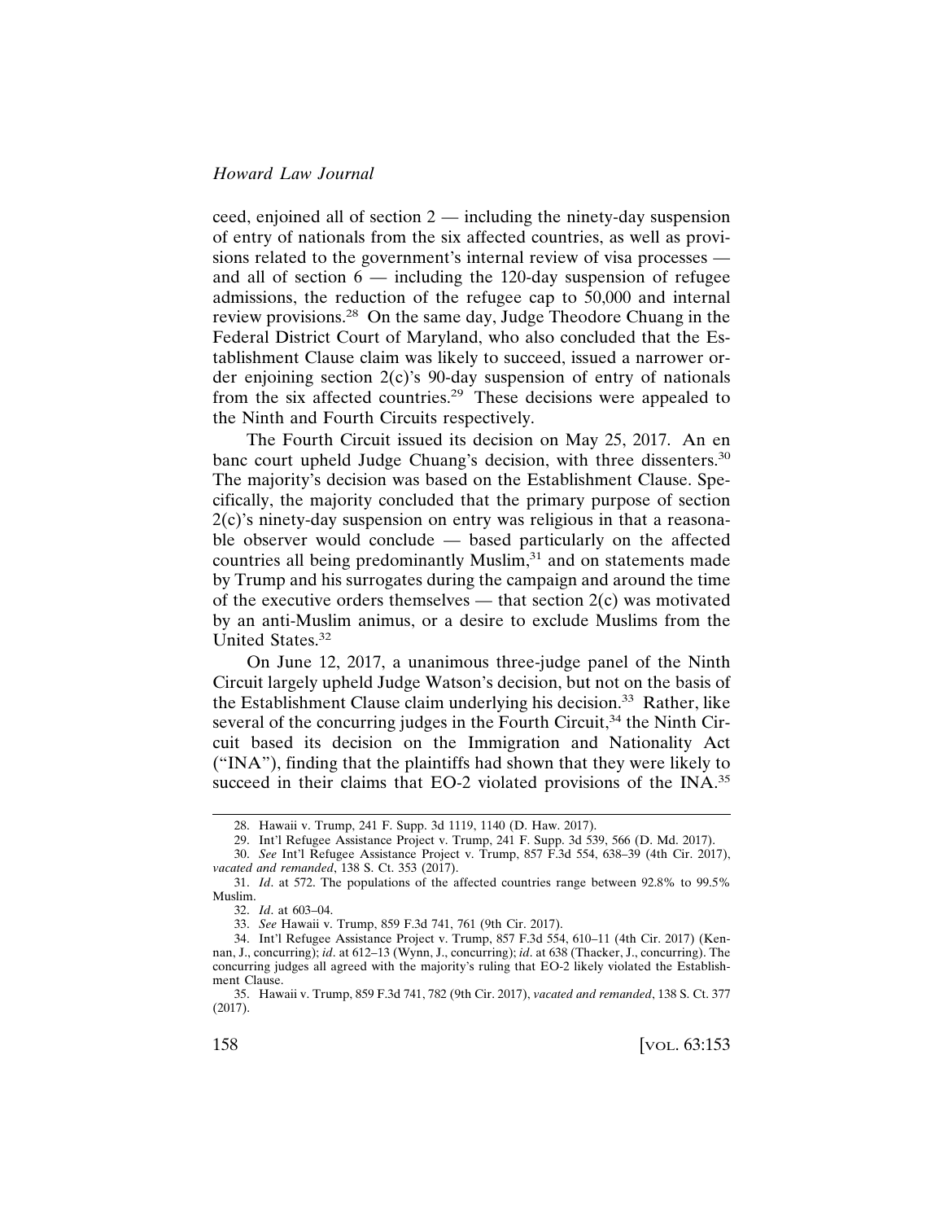ceed, enjoined all of section 2 — including the ninety-day suspension of entry of nationals from the six affected countries, as well as provisions related to the government's internal review of visa processes — and all of section 6 — including the 120-day suspension of refugee admissions, the reduction of the refugee cap to 50,000 and internal review provisions.[28] On the same day, Judge Theodore Chuang in the Federal District Court of Maryland, who also concluded that the Establishment Clause claim was likely to succeed, issued a narrower order enjoining section 2(c)'s 90-day suspension of entry of nationals from the six affected countries.[29] These decisions were appealed to the Ninth and Fourth Circuits respectively.

The Fourth Circuit issued its decision on May 25, 2017. An en banc court upheld Judge Chuang's decision, with three dissenters.[30] The majority's decision was based on the Establishment Clause. Specifically, the majority concluded that the primary purpose of section 2(c)'s ninety-day suspension on entry was religious in that a reasonable observer would conclude — based particularly on the affected countries all being predominantly Muslim,[31] and on statements made by Trump and his surrogates during the campaign and around the time of the executive orders themselves — that section 2(c) was motivated by an anti-Muslim animus, or a desire to exclude Muslims from the United States.[32]

On June 12, 2017, a unanimous three-judge panel of the Ninth Circuit largely upheld Judge Watson's decision, but not on the basis of the Establishment Clause claim underlying his decision.[33] Rather, like several of the concurring judges in the Fourth Circuit,[34] the Ninth Circuit based its decision on the Immigration and Nationality Act ("INA"), finding that the plaintiffs had shown that they were likely to succeed in their claims that EO-2 violated provisions of the INA.[35]

---

28. Hawaii v. Trump, 241 F. Supp. 3d 1119, 1140 (D. Haw. 2017).

29. Int'l Refugee Assistance Project v. Trump, 241 F. Supp. 3d 539, 566 (D. Md. 2017).

30. *See* Int'l Refugee Assistance Project v. Trump, 857 F.3d 554, 638–39 (4th Cir. 2017), *vacated and remanded*, 138 S. Ct. 353 (2017).

31. *Id*. at 572. The populations of the affected countries range between 92.8% to 99.5% Muslim.

32. *Id*. at 603–04.

33. *See* Hawaii v. Trump, 859 F.3d 741, 761 (9th Cir. 2017).

34. Int'l Refugee Assistance Project v. Trump, 857 F.3d 554, 610–11 (4th Cir. 2017) (Kennan, J., concurring); *id*. at 612–13 (Wynn, J., concurring); *id*. at 638 (Thacker, J., concurring). The concurring judges all agreed with the majority's ruling that EO-2 likely violated the Establishment Clause.

35. Hawaii v. Trump, 859 F.3d 741, 782 (9th Cir. 2017), *vacated and remanded*, 138 S. Ct. 377 (2017).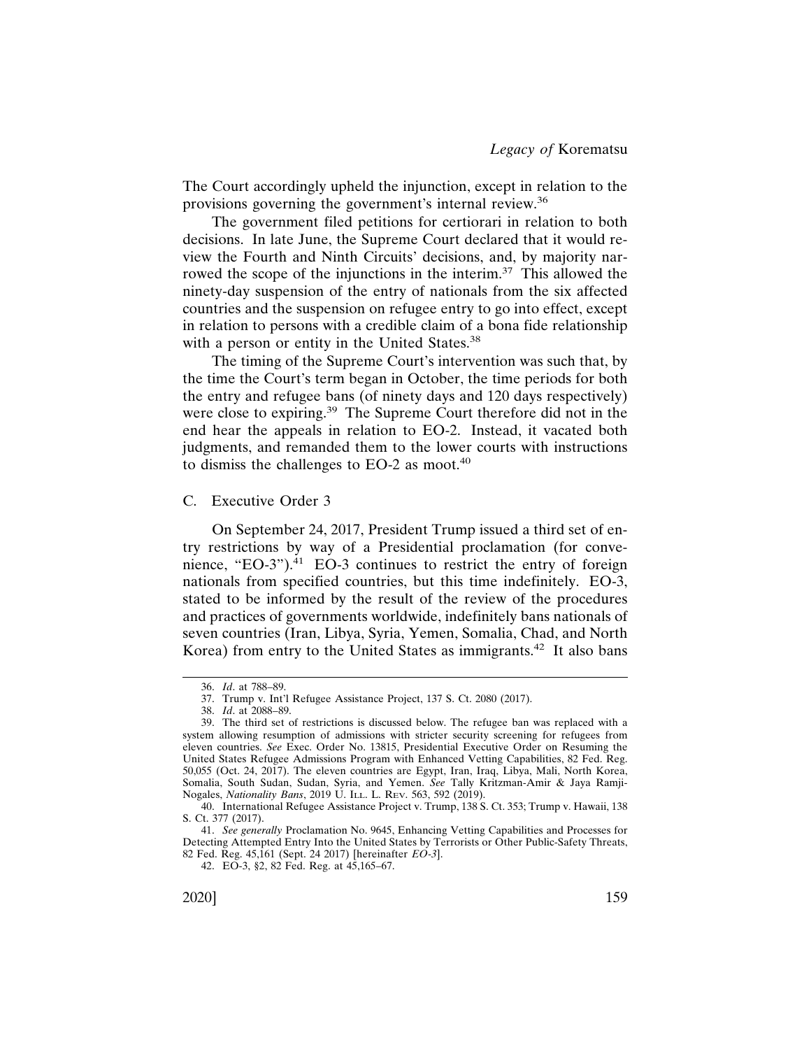The Court accordingly upheld the injunction, except in relation to the provisions governing the government's internal review.[36]

The government filed petitions for certiorari in relation to both decisions. In late June, the Supreme Court declared that it would review the Fourth and Ninth Circuits' decisions, and, by majority narrowed the scope of the injunctions in the interim.[37] This allowed the ninety-day suspension of the entry of nationals from the six affected countries and the suspension on refugee entry to go into effect, except in relation to persons with a credible claim of a bona fide relationship with a person or entity in the United States.[38]

The timing of the Supreme Court's intervention was such that, by the time the Court's term began in October, the time periods for both the entry and refugee bans (of ninety days and 120 days respectively) were close to expiring.[39] The Supreme Court therefore did not in the end hear the appeals in relation to EO-2. Instead, it vacated both judgments, and remanded them to the lower courts with instructions to dismiss the challenges to EO-2 as moot.[40]

### C. Executive Order 3

On September 24, 2017, President Trump issued a third set of entry restrictions by way of a Presidential proclamation (for convenience, "EO-3").[41] EO-3 continues to restrict the entry of foreign nationals from specified countries, but this time indefinitely. EO-3, stated to be informed by the result of the review of the procedures and practices of governments worldwide, indefinitely bans nationals of seven countries (Iran, Libya, Syria, Yemen, Somalia, Chad, and North Korea) from entry to the United States as immigrants.[42] It also bans

---

36. *Id*. at 788–89.

37. Trump v. Int'l Refugee Assistance Project, 137 S. Ct. 2080 (2017).

38. *Id*. at 2088–89.

39. The third set of restrictions is discussed below. The refugee ban was replaced with a system allowing resumption of admissions with stricter security screening for refugees from eleven countries. *See* Exec. Order No. 13815, Presidential Executive Order on Resuming the United States Refugee Admissions Program with Enhanced Vetting Capabilities, 82 Fed. Reg. 50,055 (Oct. 24, 2017). The eleven countries are Egypt, Iran, Iraq, Libya, Mali, North Korea, Somalia, South Sudan, Sudan, Syria, and Yemen. *See* Tally Kritzman-Amir & Jaya Ramji-Nogales, *Nationality Bans*, 2019 U. ILL. L. REV. 563, 592 (2019).

40. International Refugee Assistance Project v. Trump, 138 S. Ct. 353; Trump v. Hawaii, 138 S. Ct. 377 (2017).

41. *See generally* Proclamation No. 9645, Enhancing Vetting Capabilities and Processes for Detecting Attempted Entry Into the United States by Terrorists or Other Public-Safety Threats, 82 Fed. Reg. 45,161 (Sept. 24 2017) [hereinafter *EO-3*].

42. EO-3, §2, 82 Fed. Reg. at 45,165–67.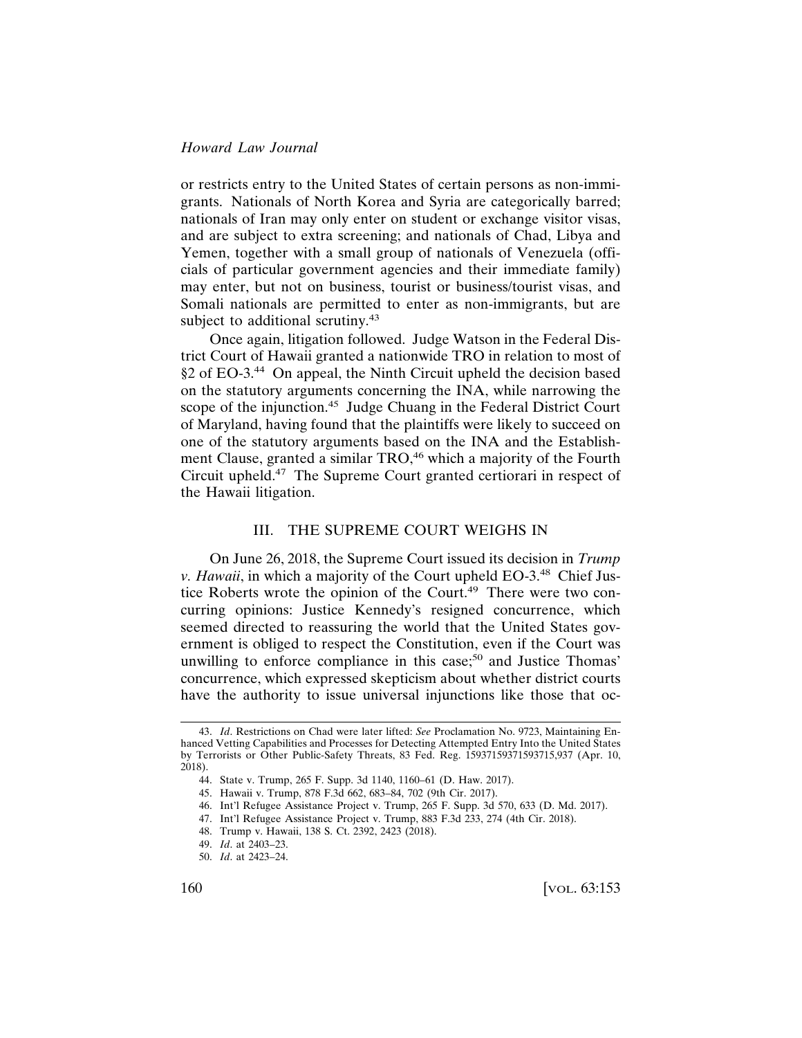or restricts entry to the United States of certain persons as non-immigrants. Nationals of North Korea and Syria are categorically barred; nationals of Iran may only enter on student or exchange visitor visas, and are subject to extra screening; and nationals of Chad, Libya and Yemen, together with a small group of nationals of Venezuela (officials of particular government agencies and their immediate family) may enter, but not on business, tourist or business/tourist visas, and Somali nationals are permitted to enter as non-immigrants, but are subject to additional scrutiny.[43]

Once again, litigation followed. Judge Watson in the Federal District Court of Hawaii granted a nationwide TRO in relation to most of §2 of EO-3.[44] On appeal, the Ninth Circuit upheld the decision based on the statutory arguments concerning the INA, while narrowing the scope of the injunction.[45] Judge Chuang in the Federal District Court of Maryland, having found that the plaintiffs were likely to succeed on one of the statutory arguments based on the INA and the Establishment Clause, granted a similar TRO,[46] which a majority of the Fourth Circuit upheld.[47] The Supreme Court granted certiorari in respect of the Hawaii litigation.

## III. THE SUPREME COURT WEIGHS IN

On June 26, 2018, the Supreme Court issued its decision in *Trump v. Hawaii*, in which a majority of the Court upheld EO-3.[48] Chief Justice Roberts wrote the opinion of the Court.[49] There were two concurring opinions: Justice Kennedy's resigned concurrence, which seemed directed to reassuring the world that the United States government is obliged to respect the Constitution, even if the Court was unwilling to enforce compliance in this case;[50] and Justice Thomas' concurrence, which expressed skepticism about whether district courts have the authority to issue universal injunctions like those that oc-

---

43. *Id*. Restrictions on Chad were later lifted: *See* Proclamation No. 9723, Maintaining Enhanced Vetting Capabilities and Processes for Detecting Attempted Entry Into the United States by Terrorists or Other Public-Safety Threats, 83 Fed. Reg. 15937159371593715,937 (Apr. 10, 2018).

44. State v. Trump, 265 F. Supp. 3d 1140, 1160–61 (D. Haw. 2017).

45. Hawaii v. Trump, 878 F.3d 662, 683–84, 702 (9th Cir. 2017).

46. Int'l Refugee Assistance Project v. Trump, 265 F. Supp. 3d 570, 633 (D. Md. 2017).

47. Int'l Refugee Assistance Project v. Trump, 883 F.3d 233, 274 (4th Cir. 2018).

48. Trump v. Hawaii, 138 S. Ct. 2392, 2423 (2018).

49. *Id*. at 2403–23.

50. *Id*. at 2423–24.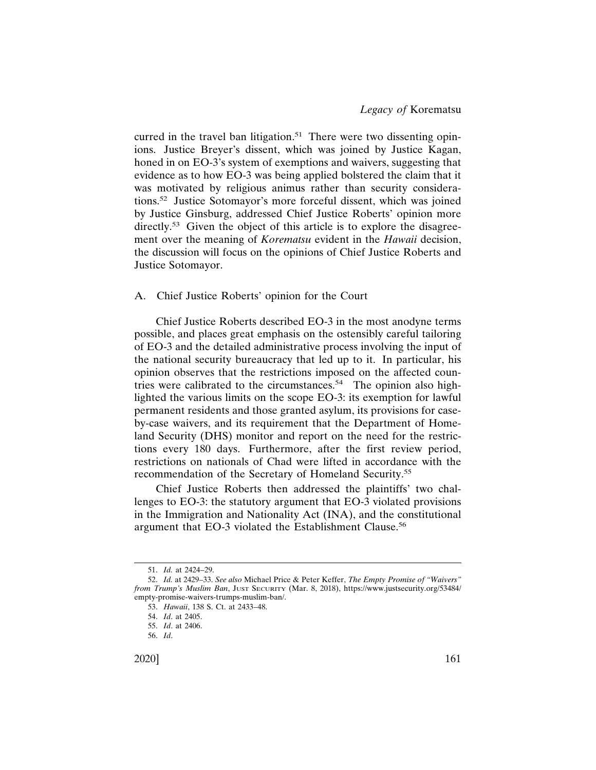curred in the travel ban litigation.[51] There were two dissenting opinions. Justice Breyer's dissent, which was joined by Justice Kagan, honed in on EO-3's system of exemptions and waivers, suggesting that evidence as to how EO-3 was being applied bolstered the claim that it was motivated by religious animus rather than security considerations.[52] Justice Sotomayor's more forceful dissent, which was joined by Justice Ginsburg, addressed Chief Justice Roberts' opinion more directly.[53] Given the object of this article is to explore the disagreement over the meaning of *Korematsu* evident in the *Hawaii* decision, the discussion will focus on the opinions of Chief Justice Roberts and Justice Sotomayor.

## A. Chief Justice Roberts' opinion for the Court

Chief Justice Roberts described EO-3 in the most anodyne terms possible, and places great emphasis on the ostensibly careful tailoring of EO-3 and the detailed administrative process involving the input of the national security bureaucracy that led up to it. In particular, his opinion observes that the restrictions imposed on the affected countries were calibrated to the circumstances.[54] The opinion also highlighted the various limits on the scope EO-3: its exemption for lawful permanent residents and those granted asylum, its provisions for case-by-case waivers, and its requirement that the Department of Homeland Security (DHS) monitor and report on the need for the restrictions every 180 days. Furthermore, after the first review period, restrictions on nationals of Chad were lifted in accordance with the recommendation of the Secretary of Homeland Security.[55]

Chief Justice Roberts then addressed the plaintiffs' two challenges to EO-3: the statutory argument that EO-3 violated provisions in the Immigration and Nationality Act (INA), and the constitutional argument that EO-3 violated the Establishment Clause.[56]

---

51. *Id.* at 2424–29.

52. *Id.* at 2429–33. *See also* Michael Price & Peter Keffer, *The Empty Promise of "Waivers" from Trump's Muslim Ban*, JUST SECURITY (Mar. 8, 2018), https://www.justsecurity.org/53484/empty-promise-waivers-trumps-muslim-ban/.

53. *Hawaii*, 138 S. Ct. at 2433–48.

54. *Id*. at 2405.

55. *Id*. at 2406.

56. *Id*.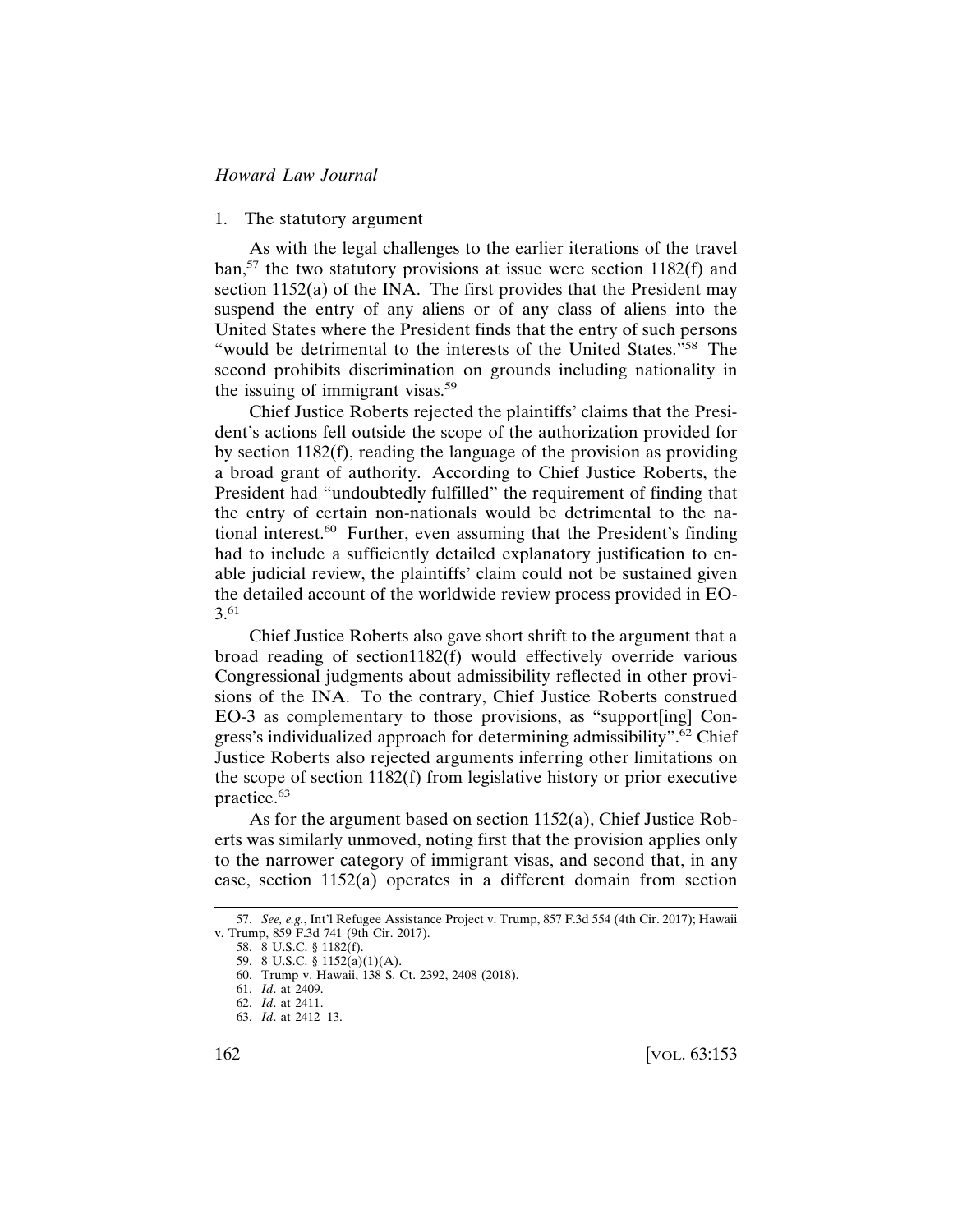### 1. The statutory argument

As with the legal challenges to the earlier iterations of the travel ban,[57] the two statutory provisions at issue were section 1182(f) and section 1152(a) of the INA. The first provides that the President may suspend the entry of any aliens or of any class of aliens into the United States where the President finds that the entry of such persons "would be detrimental to the interests of the United States."[58] The second prohibits discrimination on grounds including nationality in the issuing of immigrant visas.[59]

Chief Justice Roberts rejected the plaintiffs' claims that the President's actions fell outside the scope of the authorization provided for by section 1182(f), reading the language of the provision as providing a broad grant of authority. According to Chief Justice Roberts, the President had "undoubtedly fulfilled" the requirement of finding that the entry of certain non-nationals would be detrimental to the national interest.[60] Further, even assuming that the President's finding had to include a sufficiently detailed explanatory justification to enable judicial review, the plaintiffs' claim could not be sustained given the detailed account of the worldwide review process provided in EO-3.[61]

Chief Justice Roberts also gave short shrift to the argument that a broad reading of section1182(f) would effectively override various Congressional judgments about admissibility reflected in other provisions of the INA. To the contrary, Chief Justice Roberts construed EO-3 as complementary to those provisions, as "support[ing] Congress's individualized approach for determining admissibility".[62] Chief Justice Roberts also rejected arguments inferring other limitations on the scope of section 1182(f) from legislative history or prior executive practice.[63]

As for the argument based on section 1152(a), Chief Justice Roberts was similarly unmoved, noting first that the provision applies only to the narrower category of immigrant visas, and second that, in any case, section 1152(a) operates in a different domain from section

---

57. *See, e.g.*, Int'l Refugee Assistance Project v. Trump, 857 F.3d 554 (4th Cir. 2017); Hawaii v. Trump, 859 F.3d 741 (9th Cir. 2017).

58. 8 U.S.C. § 1182(f).

59. 8 U.S.C. § 1152(a)(1)(A).

60. Trump v. Hawaii, 138 S. Ct. 2392, 2408 (2018).

61. *Id*. at 2409.

62. *Id*. at 2411.

63. *Id*. at 2412–13.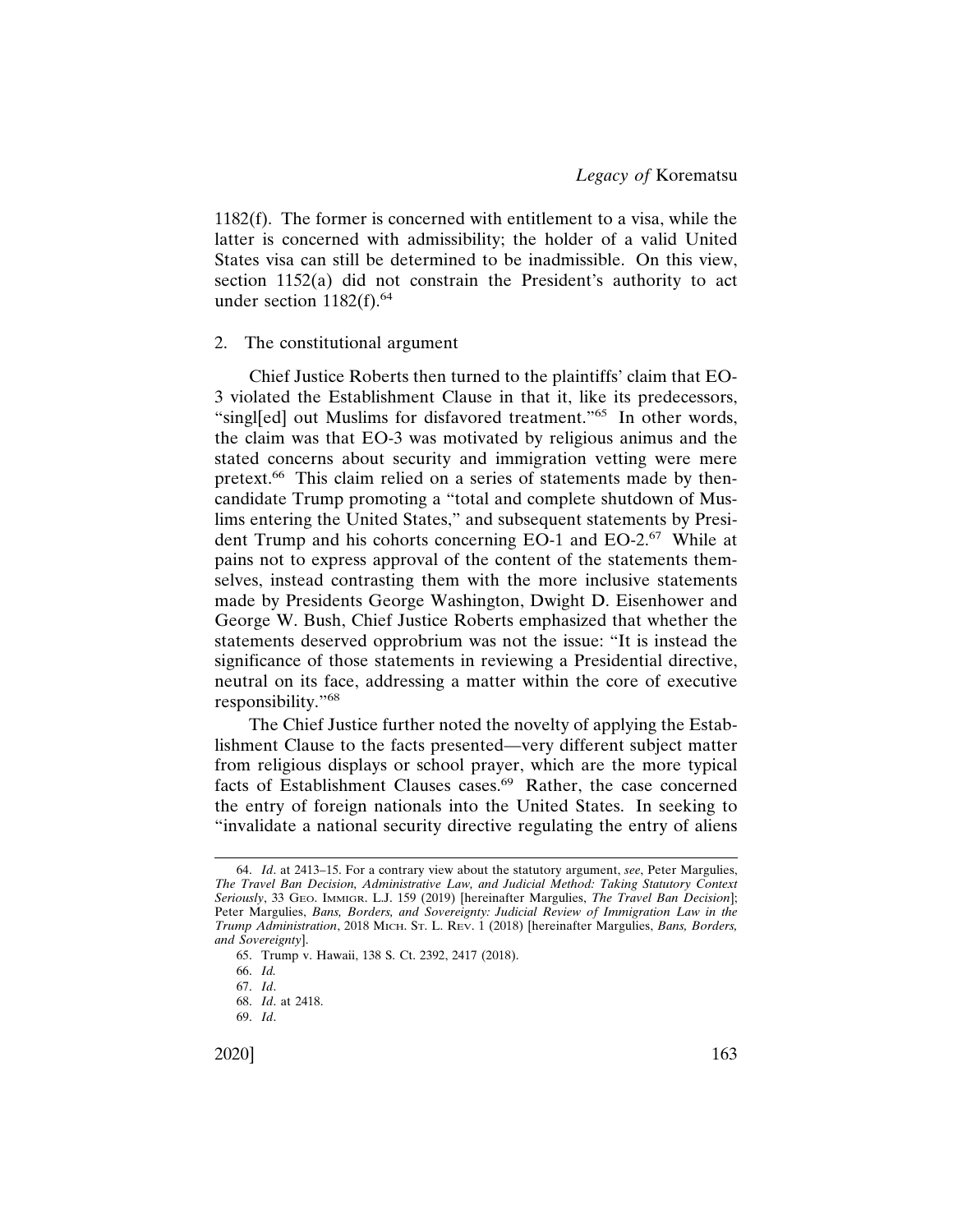1182(f). The former is concerned with entitlement to a visa, while the latter is concerned with admissibility; the holder of a valid United States visa can still be determined to be inadmissible. On this view, section 1152(a) did not constrain the President's authority to act under section 1182(f).[64]

2. The constitutional argument

Chief Justice Roberts then turned to the plaintiffs' claim that EO-3 violated the Establishment Clause in that it, like its predecessors, "singl[ed] out Muslims for disfavored treatment."[65] In other words, the claim was that EO-3 was motivated by religious animus and the stated concerns about security and immigration vetting were mere pretext.[66] This claim relied on a series of statements made by then-candidate Trump promoting a "total and complete shutdown of Muslims entering the United States," and subsequent statements by President Trump and his cohorts concerning EO-1 and EO-2.[67] While at pains not to express approval of the content of the statements themselves, instead contrasting them with the more inclusive statements made by Presidents George Washington, Dwight D. Eisenhower and George W. Bush, Chief Justice Roberts emphasized that whether the statements deserved opprobrium was not the issue: "It is instead the significance of those statements in reviewing a Presidential directive, neutral on its face, addressing a matter within the core of executive responsibility."[68]

The Chief Justice further noted the novelty of applying the Establishment Clause to the facts presented—very different subject matter from religious displays or school prayer, which are the more typical facts of Establishment Clauses cases.[69] Rather, the case concerned the entry of foreign nationals into the United States. In seeking to "invalidate a national security directive regulating the entry of aliens

---

64. *Id*. at 2413–15. For a contrary view about the statutory argument, *see*, Peter Margulies, *The Travel Ban Decision, Administrative Law, and Judicial Method: Taking Statutory Context Seriously*, 33 GEO. IMMIGR. L.J. 159 (2019) [hereinafter Margulies, *The Travel Ban Decision*]; Peter Margulies, *Bans, Borders, and Sovereignty: Judicial Review of Immigration Law in the Trump Administration*, 2018 MICH. ST. L. REV. 1 (2018) [hereinafter Margulies, *Bans, Borders, and Sovereignty*].

65. Trump v. Hawaii, 138 S. Ct. 2392, 2417 (2018).

66. *Id.*

67. *Id*.

68. *Id*. at 2418.

69. *Id*.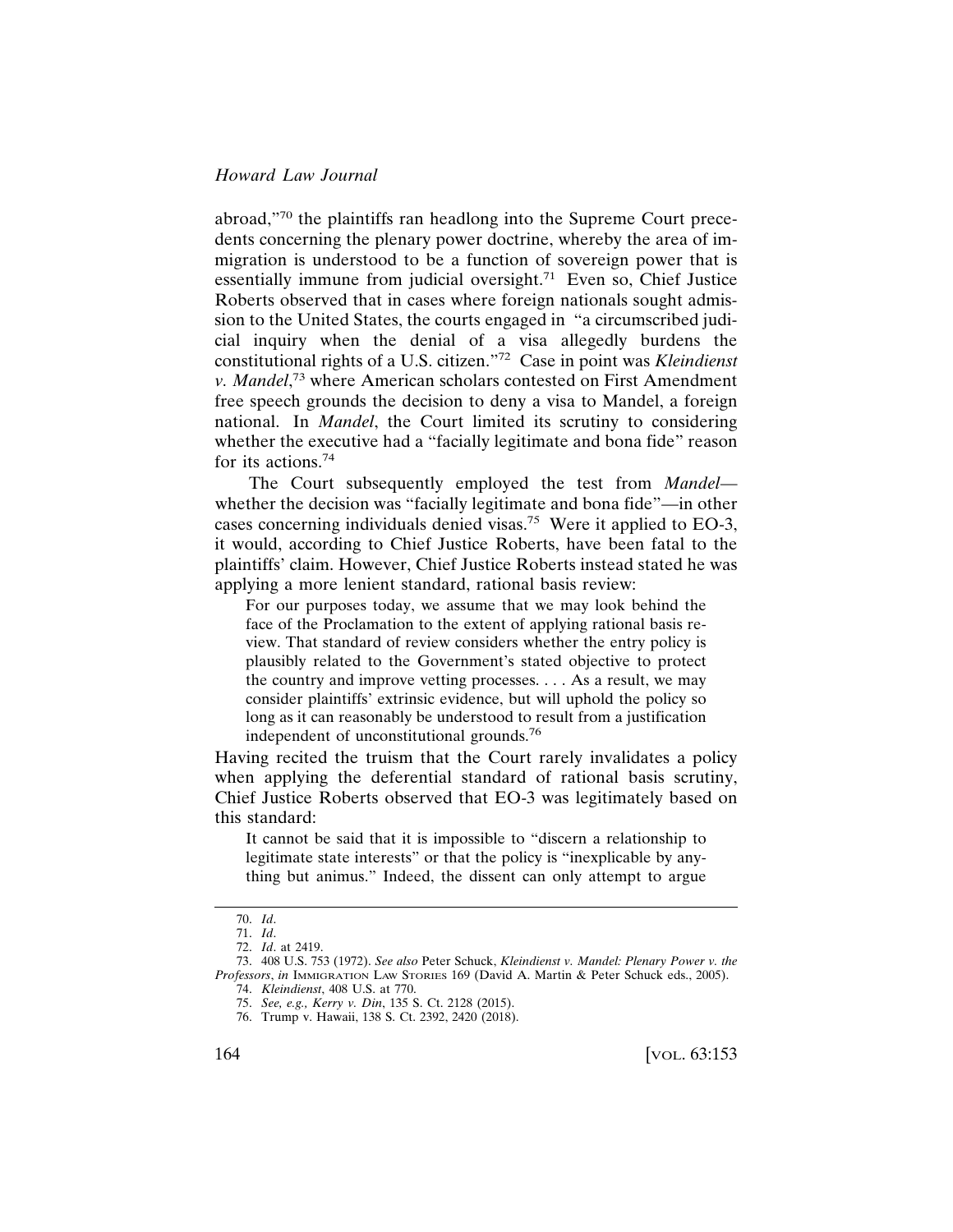abroad,"[70] the plaintiffs ran headlong into the Supreme Court precedents concerning the plenary power doctrine, whereby the area of immigration is understood to be a function of sovereign power that is essentially immune from judicial oversight.[71] Even so, Chief Justice Roberts observed that in cases where foreign nationals sought admission to the United States, the courts engaged in "a circumscribed judicial inquiry when the denial of a visa allegedly burdens the constitutional rights of a U.S. citizen."[72] Case in point was *Kleindienst v. Mandel*,[73] where American scholars contested on First Amendment free speech grounds the decision to deny a visa to Mandel, a foreign national. In *Mandel*, the Court limited its scrutiny to considering whether the executive had a "facially legitimate and bona fide" reason for its actions.[74]

The Court subsequently employed the test from *Mandel*—whether the decision was "facially legitimate and bona fide"—in other cases concerning individuals denied visas.[75] Were it applied to EO-3, it would, according to Chief Justice Roberts, have been fatal to the plaintiffs' claim. However, Chief Justice Roberts instead stated he was applying a more lenient standard, rational basis review:

> For our purposes today, we assume that we may look behind the face of the Proclamation to the extent of applying rational basis review. That standard of review considers whether the entry policy is plausibly related to the Government's stated objective to protect the country and improve vetting processes. . . . As a result, we may consider plaintiffs' extrinsic evidence, but will uphold the policy so long as it can reasonably be understood to result from a justification independent of unconstitutional grounds.[76]

Having recited the truism that the Court rarely invalidates a policy when applying the deferential standard of rational basis scrutiny, Chief Justice Roberts observed that EO-3 was legitimately based on this standard:

> It cannot be said that it is impossible to "discern a relationship to legitimate state interests" or that the policy is "inexplicable by anything but animus." Indeed, the dissent can only attempt to argue

---

70. *Id*.

71. *Id*.

72. *Id*. at 2419.

73. 408 U.S. 753 (1972). *See also* Peter Schuck, *Kleindienst v. Mandel: Plenary Power v. the Professors*, *in* IMMIGRATION LAW STORIES 169 (David A. Martin & Peter Schuck eds., 2005).

74. *Kleindienst*, 408 U.S. at 770.

75. *See, e.g., Kerry v. Din*, 135 S. Ct. 2128 (2015).

76. Trump v. Hawaii, 138 S. Ct. 2392, 2420 (2018).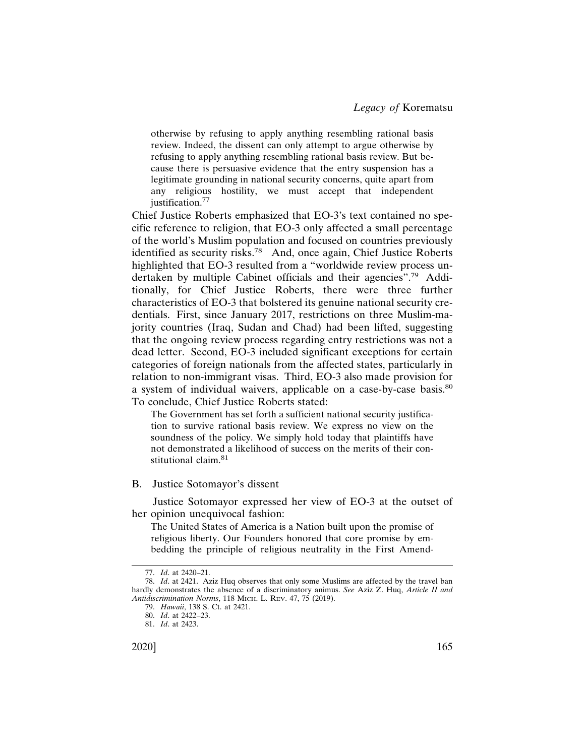> otherwise by refusing to apply anything resembling rational basis review. Indeed, the dissent can only attempt to argue otherwise by refusing to apply anything resembling rational basis review. But because there is persuasive evidence that the entry suspension has a legitimate grounding in national security concerns, quite apart from any religious hostility, we must accept that independent justification.[77]

Chief Justice Roberts emphasized that EO-3's text contained no specific reference to religion, that EO-3 only affected a small percentage of the world's Muslim population and focused on countries previously identified as security risks.[78] And, once again, Chief Justice Roberts highlighted that EO-3 resulted from a "worldwide review process undertaken by multiple Cabinet officials and their agencies".[79] Additionally, for Chief Justice Roberts, there were three further characteristics of EO-3 that bolstered its genuine national security credentials. First, since January 2017, restrictions on three Muslim-majority countries (Iraq, Sudan and Chad) had been lifted, suggesting that the ongoing review process regarding entry restrictions was not a dead letter. Second, EO-3 included significant exceptions for certain categories of foreign nationals from the affected states, particularly in relation to non-immigrant visas. Third, EO-3 also made provision for a system of individual waivers, applicable on a case-by-case basis.[80] To conclude, Chief Justice Roberts stated:

> The Government has set forth a sufficient national security justification to survive rational basis review. We express no view on the soundness of the policy. We simply hold today that plaintiffs have not demonstrated a likelihood of success on the merits of their constitutional claim.[81]

## B. Justice Sotomayor's dissent

Justice Sotomayor expressed her view of EO-3 at the outset of her opinion unequivocal fashion:

> The United States of America is a Nation built upon the promise of religious liberty. Our Founders honored that core promise by embedding the principle of religious neutrality in the First Amend-

---

77. *Id*. at 2420–21.

78. *Id*. at 2421. Aziz Huq observes that only some Muslims are affected by the travel ban hardly demonstrates the absence of a discriminatory animus. *See* Aziz Z. Huq, *Article II and Antidiscrimination Norms*, 118 MICH. L. REV. 47, 75 (2019).

79. *Hawaii*, 138 S. Ct. at 2421.

80. *Id*. at 2422–23.

81. *Id*. at 2423.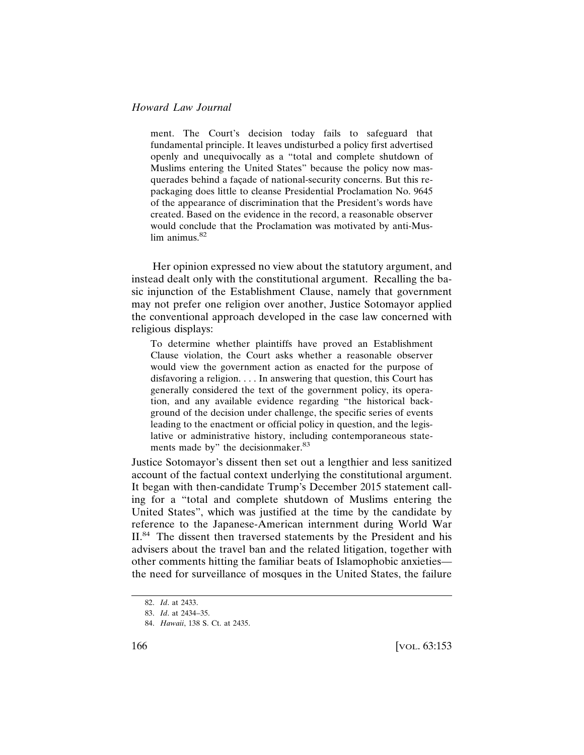> ment. The Court's decision today fails to safeguard that fundamental principle. It leaves undisturbed a policy first advertised openly and unequivocally as a "total and complete shutdown of Muslims entering the United States" because the policy now masquerades behind a façade of national-security concerns. But this repackaging does little to cleanse Presidential Proclamation No. 9645 of the appearance of discrimination that the President's words have created. Based on the evidence in the record, a reasonable observer would conclude that the Proclamation was motivated by anti-Muslim animus.[82]

Her opinion expressed no view about the statutory argument, and instead dealt only with the constitutional argument. Recalling the basic injunction of the Establishment Clause, namely that government may not prefer one religion over another, Justice Sotomayor applied the conventional approach developed in the case law concerned with religious displays:

> To determine whether plaintiffs have proved an Establishment Clause violation, the Court asks whether a reasonable observer would view the government action as enacted for the purpose of disfavoring a religion. . . . In answering that question, this Court has generally considered the text of the government policy, its operation, and any available evidence regarding "the historical background of the decision under challenge, the specific series of events leading to the enactment or official policy in question, and the legislative or administrative history, including contemporaneous statements made by" the decisionmaker.[83]

Justice Sotomayor's dissent then set out a lengthier and less sanitized account of the factual context underlying the constitutional argument. It began with then-candidate Trump's December 2015 statement calling for a "total and complete shutdown of Muslims entering the United States", which was justified at the time by the candidate by reference to the Japanese-American internment during World War II.[84] The dissent then traversed statements by the President and his advisers about the travel ban and the related litigation, together with other comments hitting the familiar beats of Islamophobic anxieties—the need for surveillance of mosques in the United States, the failure

82. *Id*. at 2433.

83. *Id*. at 2434–35.

84. *Hawaii*, 138 S. Ct. at 2435.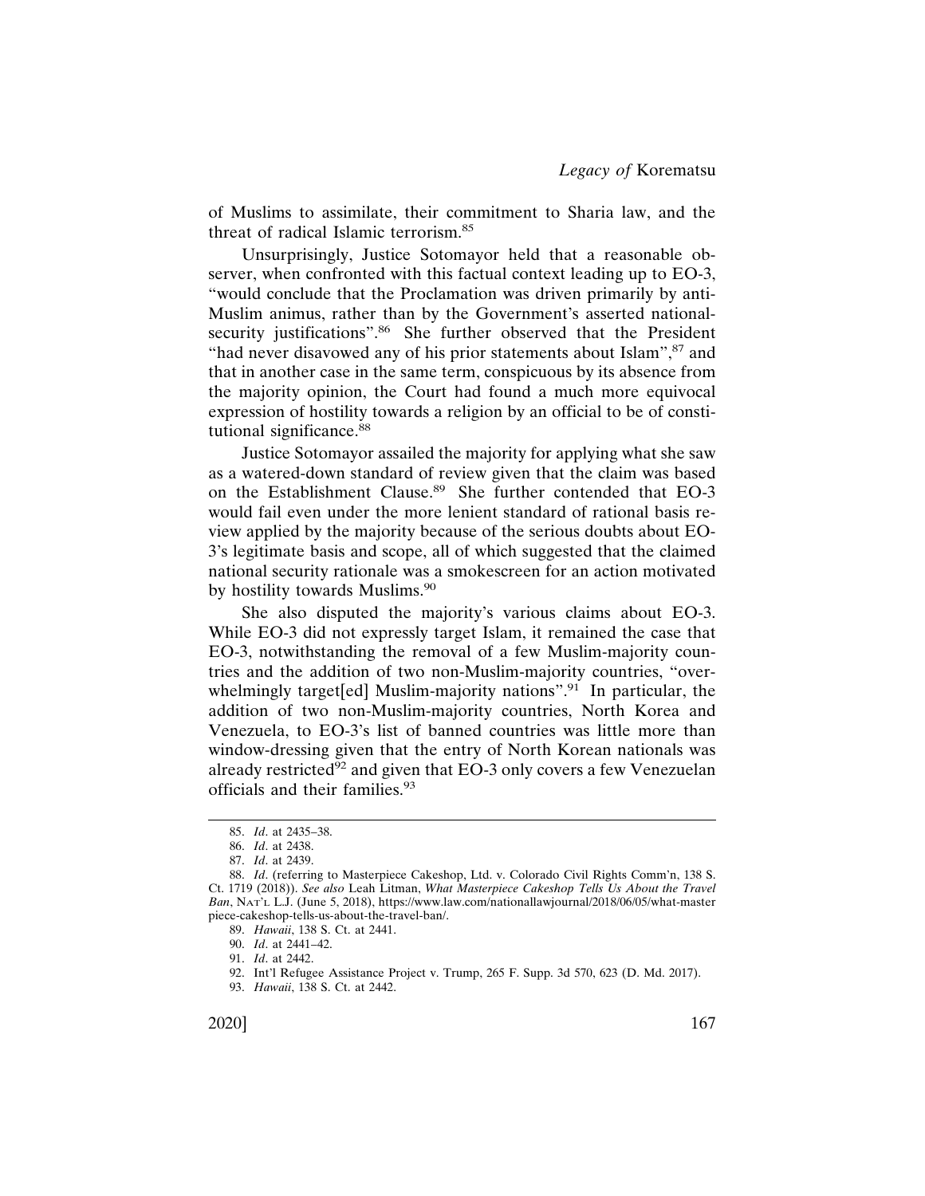of Muslims to assimilate, their commitment to Sharia law, and the threat of radical Islamic terrorism.[85]

Unsurprisingly, Justice Sotomayor held that a reasonable observer, when confronted with this factual context leading up to EO-3, "would conclude that the Proclamation was driven primarily by anti-Muslim animus, rather than by the Government's asserted national-security justifications".[86] She further observed that the President "had never disavowed any of his prior statements about Islam",[87] and that in another case in the same term, conspicuous by its absence from the majority opinion, the Court had found a much more equivocal expression of hostility towards a religion by an official to be of constitutional significance.[88]

Justice Sotomayor assailed the majority for applying what she saw as a watered-down standard of review given that the claim was based on the Establishment Clause.[89] She further contended that EO-3 would fail even under the more lenient standard of rational basis review applied by the majority because of the serious doubts about EO-3's legitimate basis and scope, all of which suggested that the claimed national security rationale was a smokescreen for an action motivated by hostility towards Muslims.[90]

She also disputed the majority's various claims about EO-3. While EO-3 did not expressly target Islam, it remained the case that EO-3, notwithstanding the removal of a few Muslim-majority countries and the addition of two non-Muslim-majority countries, "overwhelmingly target[ed] Muslim-majority nations".[91] In particular, the addition of two non-Muslim-majority countries, North Korea and Venezuela, to EO-3's list of banned countries was little more than window-dressing given that the entry of North Korean nationals was already restricted[92] and given that EO-3 only covers a few Venezuelan officials and their families.[93]

---

85. *Id*. at 2435–38.

86. *Id*. at 2438.

87. *Id*. at 2439.

88. *Id*. (referring to Masterpiece Cakeshop, Ltd. v. Colorado Civil Rights Comm'n, 138 S. Ct. 1719 (2018)). *See also* Leah Litman, *What Masterpiece Cakeshop Tells Us About the Travel Ban*, NAT'L L.J. (June 5, 2018), https://www.law.com/nationallawjournal/2018/06/05/what-masterpiece-cakeshop-tells-us-about-the-travel-ban/.

89. *Hawaii*, 138 S. Ct. at 2441.

90. *Id*. at 2441–42.

91. *Id*. at 2442.

92. Int'l Refugee Assistance Project v. Trump, 265 F. Supp. 3d 570, 623 (D. Md. 2017).

93. *Hawaii*, 138 S. Ct. at 2442.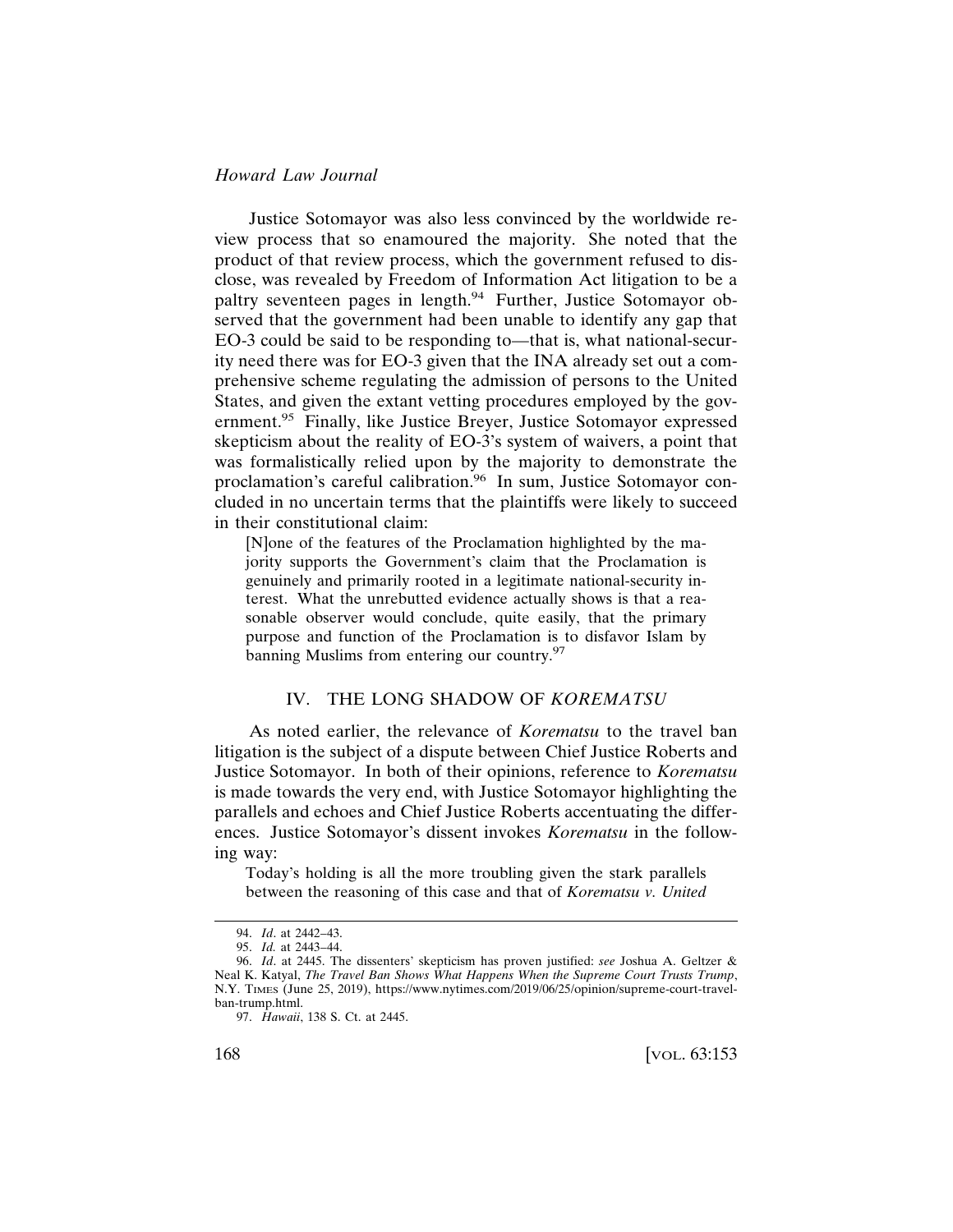Justice Sotomayor was also less convinced by the worldwide review process that so enamoured the majority. She noted that the product of that review process, which the government refused to disclose, was revealed by Freedom of Information Act litigation to be a paltry seventeen pages in length.[94] Further, Justice Sotomayor observed that the government had been unable to identify any gap that EO-3 could be said to be responding to—that is, what national-security need there was for EO-3 given that the INA already set out a comprehensive scheme regulating the admission of persons to the United States, and given the extant vetting procedures employed by the government.[95] Finally, like Justice Breyer, Justice Sotomayor expressed skepticism about the reality of EO-3's system of waivers, a point that was formalistically relied upon by the majority to demonstrate the proclamation's careful calibration.[96] In sum, Justice Sotomayor concluded in no uncertain terms that the plaintiffs were likely to succeed in their constitutional claim:

> [N]one of the features of the Proclamation highlighted by the majority supports the Government's claim that the Proclamation is genuinely and primarily rooted in a legitimate national-security interest. What the unrebutted evidence actually shows is that a reasonable observer would conclude, quite easily, that the primary purpose and function of the Proclamation is to disfavor Islam by banning Muslims from entering our country.[97]

## IV. THE LONG SHADOW OF *KOREMATSU*

As noted earlier, the relevance of *Korematsu* to the travel ban litigation is the subject of a dispute between Chief Justice Roberts and Justice Sotomayor. In both of their opinions, reference to *Korematsu* is made towards the very end, with Justice Sotomayor highlighting the parallels and echoes and Chief Justice Roberts accentuating the differences. Justice Sotomayor's dissent invokes *Korematsu* in the following way:

> Today's holding is all the more troubling given the stark parallels between the reasoning of this case and that of *Korematsu v. United*

---

94. *Id*. at 2442–43.

95. *Id.* at 2443–44.

96. *Id*. at 2445. The dissenters' skepticism has proven justified: *see* Joshua A. Geltzer & Neal K. Katyal, *The Travel Ban Shows What Happens When the Supreme Court Trusts Trump*, N.Y. TIMES (June 25, 2019), https://www.nytimes.com/2019/06/25/opinion/supreme-court-travel-ban-trump.html.

97. *Hawaii*, 138 S. Ct. at 2445.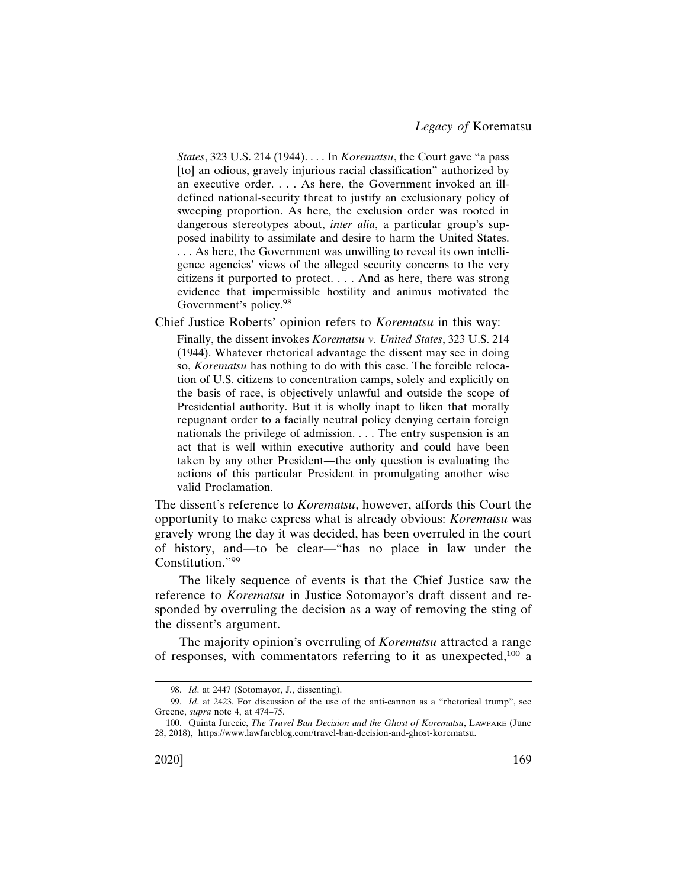> *States*, 323 U.S. 214 (1944). . . . In *Korematsu*, the Court gave "a pass [to] an odious, gravely injurious racial classification" authorized by an executive order. . . . As here, the Government invoked an ill-defined national-security threat to justify an exclusionary policy of sweeping proportion. As here, the exclusion order was rooted in dangerous stereotypes about, *inter alia*, a particular group's supposed inability to assimilate and desire to harm the United States. . . . As here, the Government was unwilling to reveal its own intelligence agencies' views of the alleged security concerns to the very citizens it purported to protect. . . . And as here, there was strong evidence that impermissible hostility and animus motivated the Government's policy.[98]

Chief Justice Roberts' opinion refers to *Korematsu* in this way:

> Finally, the dissent invokes *Korematsu v. United States*, 323 U.S. 214 (1944). Whatever rhetorical advantage the dissent may see in doing so, *Korematsu* has nothing to do with this case. The forcible relocation of U.S. citizens to concentration camps, solely and explicitly on the basis of race, is objectively unlawful and outside the scope of Presidential authority. But it is wholly inapt to liken that morally repugnant order to a facially neutral policy denying certain foreign nationals the privilege of admission. . . . The entry suspension is an act that is well within executive authority and could have been taken by any other President—the only question is evaluating the actions of this particular President in promulgating another wise valid Proclamation.

The dissent's reference to *Korematsu*, however, affords this Court the opportunity to make express what is already obvious: *Korematsu* was gravely wrong the day it was decided, has been overruled in the court of history, and—to be clear—"has no place in law under the Constitution."[99]

The likely sequence of events is that the Chief Justice saw the reference to *Korematsu* in Justice Sotomayor's draft dissent and responded by overruling the decision as a way of removing the sting of the dissent's argument.

The majority opinion's overruling of *Korematsu* attracted a range of responses, with commentators referring to it as unexpected,[100] a

98. *Id*. at 2447 (Sotomayor, J., dissenting).

99. *Id*. at 2423. For discussion of the use of the anti-cannon as a "rhetorical trump", see Greene, *supra* note 4, at 474–75.

100. Quinta Jurecic, *The Travel Ban Decision and the Ghost of Korematsu*, LAWFARE (June 28, 2018), https://www.lawfareblog.com/travel-ban-decision-and-ghost-korematsu.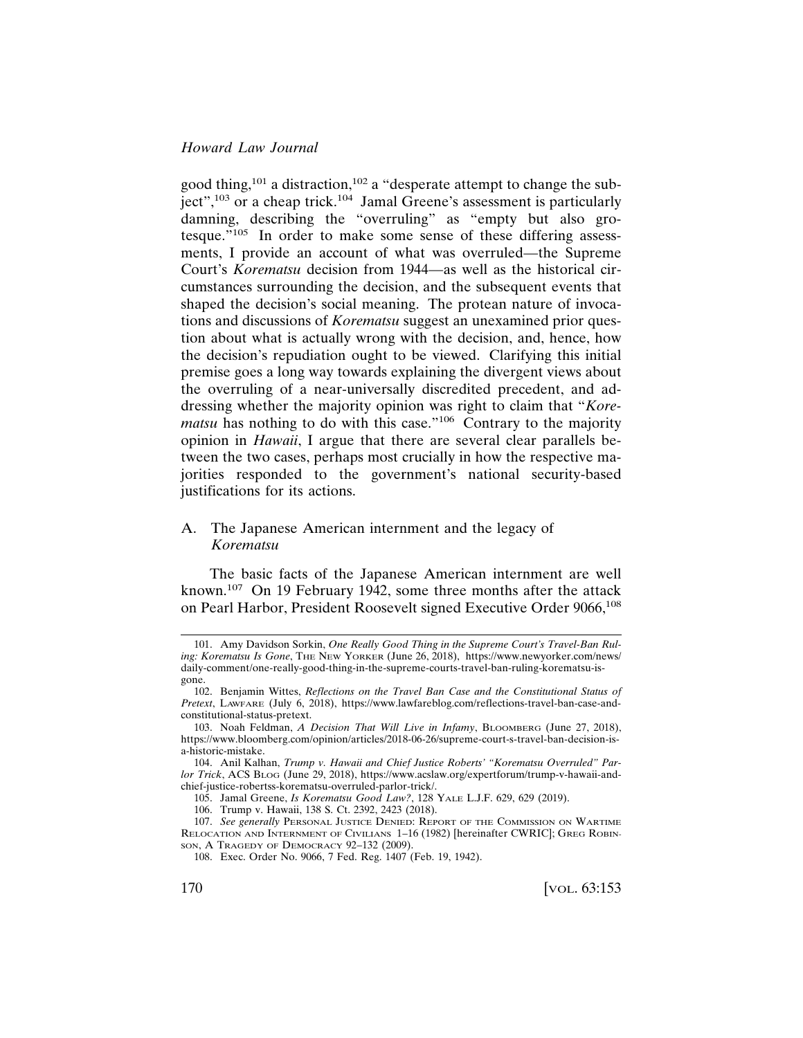good thing,[101] a distraction,[102] a "desperate attempt to change the subject",[103] or a cheap trick.[104] Jamal Greene's assessment is particularly damning, describing the "overruling" as "empty but also grotesque."[105] In order to make some sense of these differing assessments, I provide an account of what was overruled—the Supreme Court's *Korematsu* decision from 1944—as well as the historical circumstances surrounding the decision, and the subsequent events that shaped the decision's social meaning. The protean nature of invocations and discussions of *Korematsu* suggest an unexamined prior question about what is actually wrong with the decision, and, hence, how the decision's repudiation ought to be viewed. Clarifying this initial premise goes a long way towards explaining the divergent views about the overruling of a near-universally discredited precedent, and addressing whether the majority opinion was right to claim that "*Korematsu* has nothing to do with this case."[106] Contrary to the majority opinion in *Hawaii*, I argue that there are several clear parallels between the two cases, perhaps most crucially in how the respective majorities responded to the government's national security-based justifications for its actions.

### A. The Japanese American internment and the legacy of *Korematsu*

The basic facts of the Japanese American internment are well known.[107] On 19 February 1942, some three months after the attack on Pearl Harbor, President Roosevelt signed Executive Order 9066,[108]

---

101. Amy Davidson Sorkin, *One Really Good Thing in the Supreme Court's Travel-Ban Ruling: Korematsu Is Gone*, THE NEW YORKER (June 26, 2018), https://www.newyorker.com/news/daily-comment/one-really-good-thing-in-the-supreme-courts-travel-ban-ruling-korematsu-is-gone.

102. Benjamin Wittes, *Reflections on the Travel Ban Case and the Constitutional Status of Pretext*, LAWFARE (July 6, 2018), https://www.lawfareblog.com/reflections-travel-ban-case-and-constitutional-status-pretext.

103. Noah Feldman, *A Decision That Will Live in Infamy*, BLOOMBERG (June 27, 2018), https://www.bloomberg.com/opinion/articles/2018-06-26/supreme-court-s-travel-ban-decision-is-a-historic-mistake.

104. Anil Kalhan, *Trump v. Hawaii and Chief Justice Roberts' "Korematsu Overruled" Parlor Trick*, ACS BLOG (June 29, 2018), https://www.acslaw.org/expertforum/trump-v-hawaii-and-chief-justice-robertss-korematsu-overruled-parlor-trick/.

105. Jamal Greene, *Is Korematsu Good Law?*, 128 YALE L.J.F. 629, 629 (2019).

106. Trump v. Hawaii, 138 S. Ct. 2392, 2423 (2018).

107. *See generally* PERSONAL JUSTICE DENIED: REPORT OF THE COMMISSION ON WARTIME RELOCATION AND INTERNMENT OF CIVILIANS 1–16 (1982) [hereinafter CWRIC]; GREG ROBINSON, A TRAGEDY OF DEMOCRACY 92–132 (2009).

108. Exec. Order No. 9066, 7 Fed. Reg. 1407 (Feb. 19, 1942).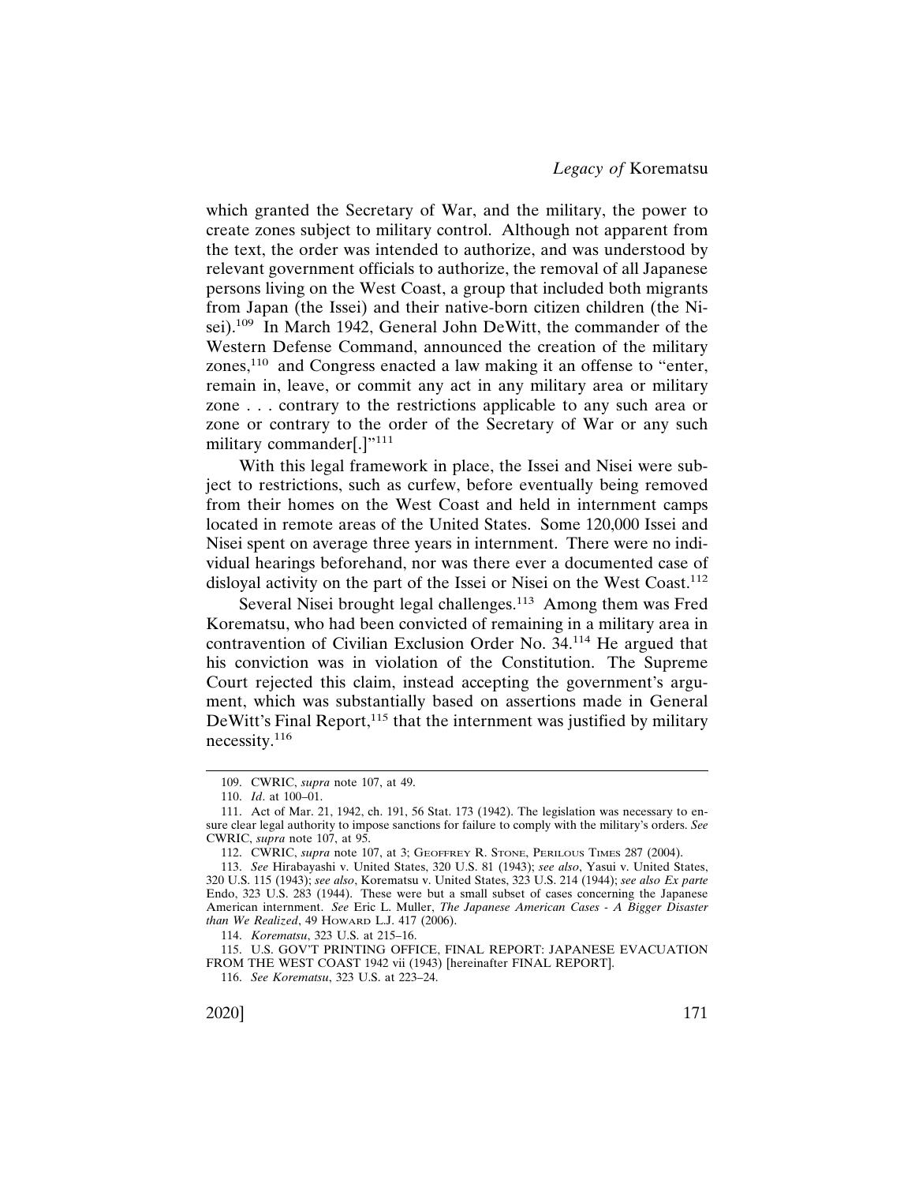which granted the Secretary of War, and the military, the power to create zones subject to military control. Although not apparent from the text, the order was intended to authorize, and was understood by relevant government officials to authorize, the removal of all Japanese persons living on the West Coast, a group that included both migrants from Japan (the Issei) and their native-born citizen children (the Nisei).[109] In March 1942, General John DeWitt, the commander of the Western Defense Command, announced the creation of the military zones,[110] and Congress enacted a law making it an offense to "enter, remain in, leave, or commit any act in any military area or military zone . . . contrary to the restrictions applicable to any such area or zone or contrary to the order of the Secretary of War or any such military commander[.]"[111]

With this legal framework in place, the Issei and Nisei were subject to restrictions, such as curfew, before eventually being removed from their homes on the West Coast and held in internment camps located in remote areas of the United States. Some 120,000 Issei and Nisei spent on average three years in internment. There were no individual hearings beforehand, nor was there ever a documented case of disloyal activity on the part of the Issei or Nisei on the West Coast.[112]

Several Nisei brought legal challenges.[113] Among them was Fred Korematsu, who had been convicted of remaining in a military area in contravention of Civilian Exclusion Order No. 34.[114] He argued that his conviction was in violation of the Constitution. The Supreme Court rejected this claim, instead accepting the government's argument, which was substantially based on assertions made in General DeWitt's Final Report,[115] that the internment was justified by military necessity.[116]

---

109. CWRIC, *supra* note 107, at 49.

110. *Id*. at 100–01.

111. Act of Mar. 21, 1942, ch. 191, 56 Stat. 173 (1942). The legislation was necessary to ensure clear legal authority to impose sanctions for failure to comply with the military's orders. *See* CWRIC, *supra* note 107, at 95.

112. CWRIC, *supra* note 107, at 3; GEOFFREY R. STONE, PERILOUS TIMES 287 (2004).

113. *See* Hirabayashi v. United States, 320 U.S. 81 (1943); *see also*, Yasui v. United States, 320 U.S. 115 (1943); *see also*, Korematsu v. United States, 323 U.S. 214 (1944); *see also Ex parte* Endo, 323 U.S. 283 (1944). These were but a small subset of cases concerning the Japanese American internment. *See* Eric L. Muller, *The Japanese American Cases - A Bigger Disaster than We Realized*, 49 HOWARD L.J. 417 (2006).

114. *Korematsu*, 323 U.S. at 215–16.

115. U.S. GOV'T PRINTING OFFICE, FINAL REPORT: JAPANESE EVACUATION FROM THE WEST COAST 1942 vii (1943) [hereinafter FINAL REPORT].

116. *See Korematsu*, 323 U.S. at 223–24.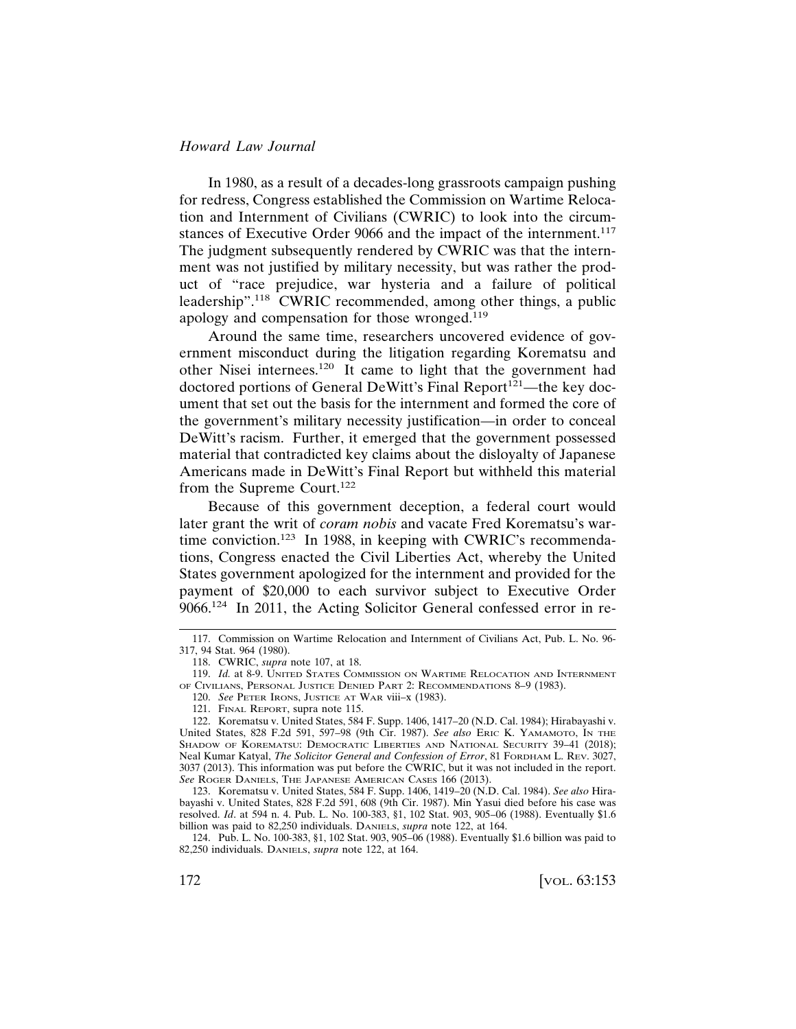In 1980, as a result of a decades-long grassroots campaign pushing for redress, Congress established the Commission on Wartime Relocation and Internment of Civilians (CWRIC) to look into the circumstances of Executive Order 9066 and the impact of the internment.[117] The judgment subsequently rendered by CWRIC was that the internment was not justified by military necessity, but was rather the product of "race prejudice, war hysteria and a failure of political leadership".[118] CWRIC recommended, among other things, a public apology and compensation for those wronged.[119]

Around the same time, researchers uncovered evidence of government misconduct during the litigation regarding Korematsu and other Nisei internees.[120] It came to light that the government had doctored portions of General DeWitt's Final Report[121]—the key document that set out the basis for the internment and formed the core of the government's military necessity justification—in order to conceal DeWitt's racism. Further, it emerged that the government possessed material that contradicted key claims about the disloyalty of Japanese Americans made in DeWitt's Final Report but withheld this material from the Supreme Court.[122]

Because of this government deception, a federal court would later grant the writ of *coram nobis* and vacate Fred Korematsu's wartime conviction.[123] In 1988, in keeping with CWRIC's recommendations, Congress enacted the Civil Liberties Act, whereby the United States government apologized for the internment and provided for the payment of $20,000 to each survivor subject to Executive Order 9066.[124] In 2011, the Acting Solicitor General confessed error in re-

---

117. Commission on Wartime Relocation and Internment of Civilians Act, Pub. L. No. 96-317, 94 Stat. 964 (1980).

118. CWRIC, *supra* note 107, at 18.

119. *Id.* at 8-9. UNITED STATES COMMISSION ON WARTIME RELOCATION AND INTERNMENT OF CIVILIANS, PERSONAL JUSTICE DENIED PART 2: RECOMMENDATIONS 8–9 (1983).

120. *See* PETER IRONS, JUSTICE AT WAR viii–x (1983).

121. FINAL REPORT, supra note 115.

122. Korematsu v. United States, 584 F. Supp. 1406, 1417–20 (N.D. Cal. 1984); Hirabayashi v. United States, 828 F.2d 591, 597–98 (9th Cir. 1987). *See also* ERIC K. YAMAMOTO, IN THE SHADOW OF KOREMATSU: DEMOCRATIC LIBERTIES AND NATIONAL SECURITY 39–41 (2018); Neal Kumar Katyal, *The Solicitor General and Confession of Error*, 81 FORDHAM L. REV. 3027, 3037 (2013). This information was put before the CWRIC, but it was not included in the report. *See* ROGER DANIELS, THE JAPANESE AMERICAN CASES 166 (2013).

123. Korematsu v. United States, 584 F. Supp. 1406, 1419–20 (N.D. Cal. 1984). *See also* Hirabayashi v. United States, 828 F.2d 591, 608 (9th Cir. 1987). Min Yasui died before his case was resolved. *Id*. at 594 n. 4. Pub. L. No. 100-383, §1, 102 Stat. 903, 905–06 (1988). Eventually $1.6 billion was paid to 82,250 individuals. DANIELS, *supra* note 122, at 164.

124. Pub. L. No. 100-383, §1, 102 Stat. 903, 905–06 (1988). Eventually $1.6 billion was paid to 82,250 individuals. DANIELS, *supra* note 122, at 164.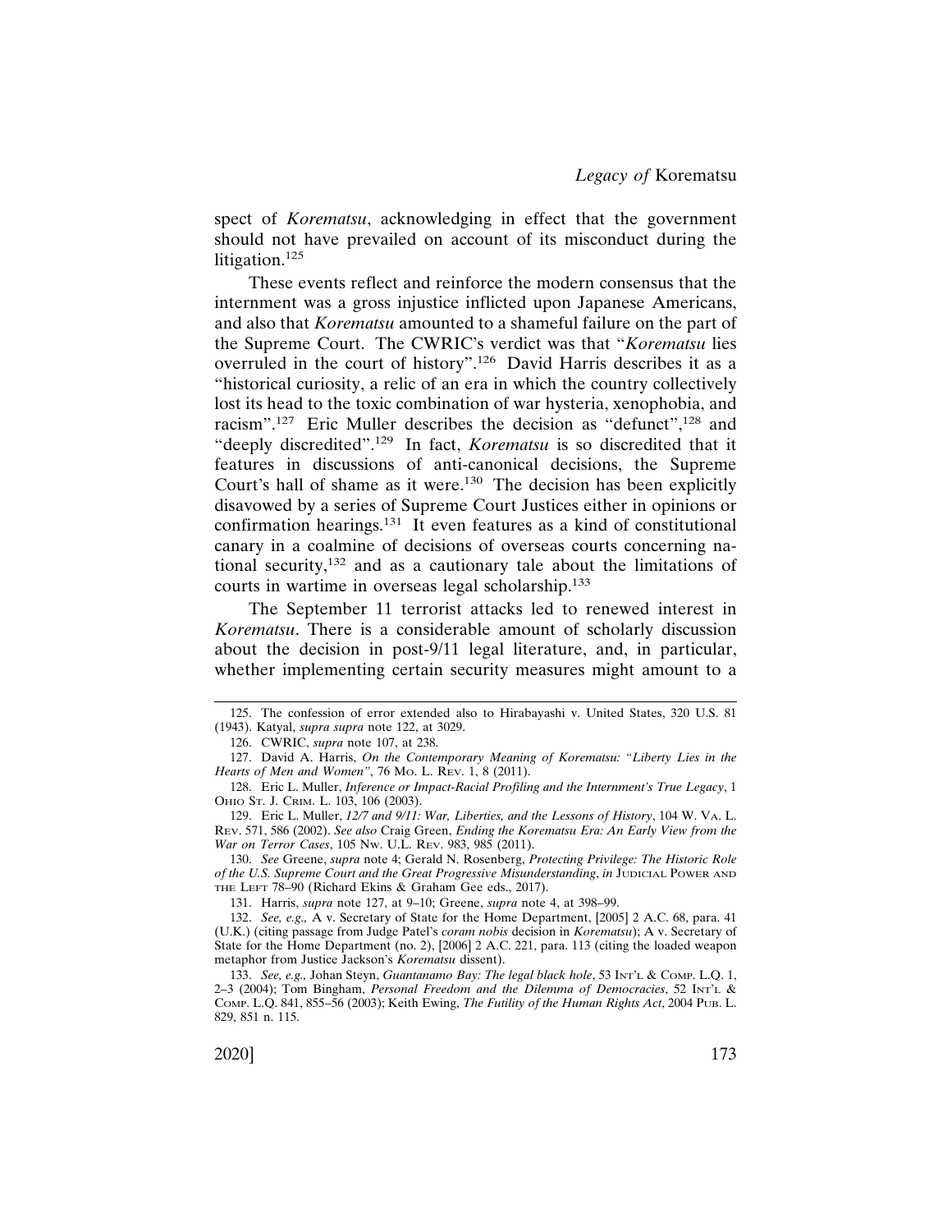spect of *Korematsu*, acknowledging in effect that the government should not have prevailed on account of its misconduct during the litigation.[125]

These events reflect and reinforce the modern consensus that the internment was a gross injustice inflicted upon Japanese Americans, and also that *Korematsu* amounted to a shameful failure on the part of the Supreme Court. The CWRIC's verdict was that "*Korematsu* lies overruled in the court of history".[126] David Harris describes it as a "historical curiosity, a relic of an era in which the country collectively lost its head to the toxic combination of war hysteria, xenophobia, and racism".[127] Eric Muller describes the decision as "defunct",[128] and "deeply discredited".[129] In fact, *Korematsu* is so discredited that it features in discussions of anti-canonical decisions, the Supreme Court's hall of shame as it were.[130] The decision has been explicitly disavowed by a series of Supreme Court Justices either in opinions or confirmation hearings.[131] It even features as a kind of constitutional canary in a coalmine of decisions of overseas courts concerning national security,[132] and as a cautionary tale about the limitations of courts in wartime in overseas legal scholarship.[133]

The September 11 terrorist attacks led to renewed interest in *Korematsu*. There is a considerable amount of scholarly discussion about the decision in post-9/11 legal literature, and, in particular, whether implementing certain security measures might amount to a

---

125. The confession of error extended also to Hirabayashi v. United States, 320 U.S. 81 (1943). Katyal, *supra supra* note 122, at 3029.

126. CWRIC, *supra* note 107, at 238.

127. David A. Harris, *On the Contemporary Meaning of Korematsu: "Liberty Lies in the Hearts of Men and Women"*, 76 Mo. L. Rev. 1, 8 (2011).

128. Eric L. Muller, *Inference or Impact-Racial Profiling and the Internment's True Legacy*, 1 Ohio St. J. Crim. L. 103, 106 (2003).

129. Eric L. Muller, *12/7 and 9/11: War, Liberties, and the Lessons of History*, 104 W. Va. L. Rev. 571, 586 (2002). *See also* Craig Green, *Ending the Korematsu Era: An Early View from the War on Terror Cases*, 105 Nw. U.L. Rev. 983, 985 (2011).

130. *See* Greene, *supra* note 4; Gerald N. Rosenberg, *Protecting Privilege: The Historic Role of the U.S. Supreme Court and the Great Progressive Misunderstanding*, *in* Judicial Power and the Left 78–90 (Richard Ekins & Graham Gee eds., 2017).

131. Harris, *supra* note 127, at 9–10; Greene, *supra* note 4, at 398–99.

132. *See, e.g.,* A v. Secretary of State for the Home Department, [2005] 2 A.C. 68, para. 41 (U.K.) (citing passage from Judge Patel's *coram nobis* decision in *Korematsu*); A v. Secretary of State for the Home Department (no. 2), [2006] 2 A.C. 221, para. 113 (citing the loaded weapon metaphor from Justice Jackson's *Korematsu* dissent).

133. *See, e.g.,* Johan Steyn, *Guantanamo Bay: The legal black hole*, 53 Int'l & Comp. L.Q. 1, 2–3 (2004); Tom Bingham, *Personal Freedom and the Dilemma of Democracies*, 52 Int'l & Comp. L.Q. 841, 855–56 (2003); Keith Ewing, *The Futility of the Human Rights Act*, 2004 Pub. L. 829, 851 n. 115.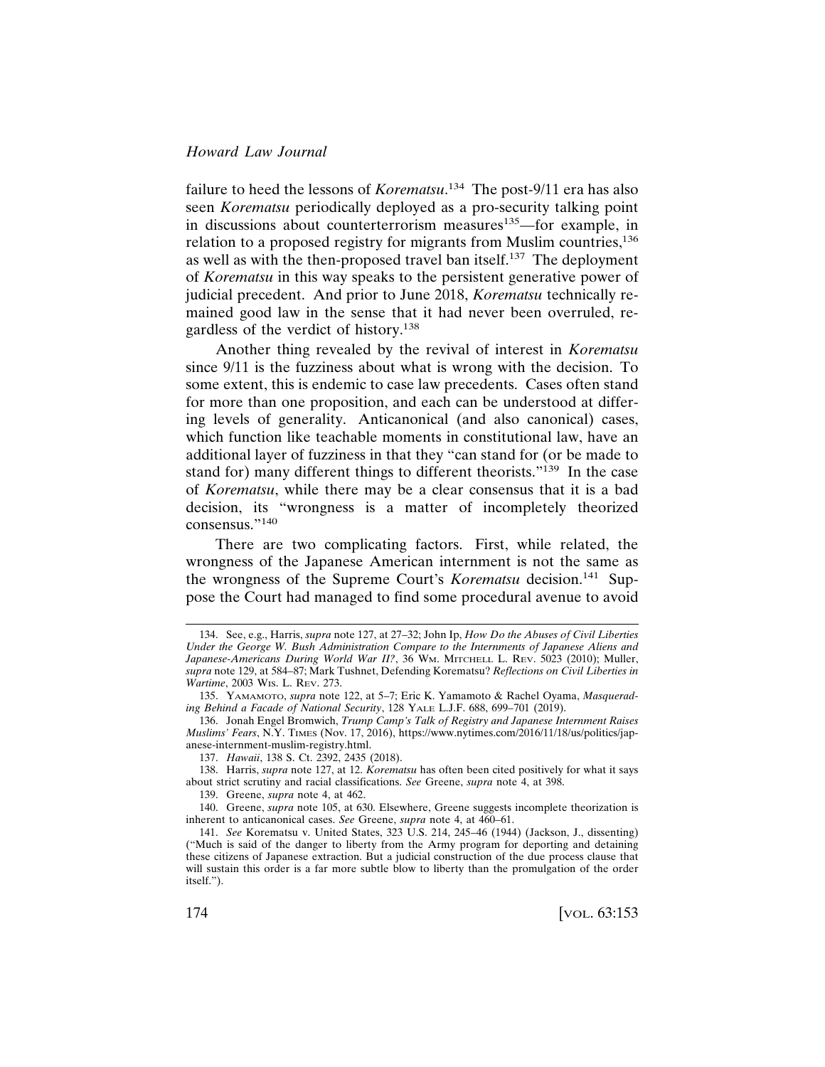failure to heed the lessons of *Korematsu*.[134] The post-9/11 era has also seen *Korematsu* periodically deployed as a pro-security talking point in discussions about counterterrorism measures[135]—for example, in relation to a proposed registry for migrants from Muslim countries,[136] as well as with the then-proposed travel ban itself.[137] The deployment of *Korematsu* in this way speaks to the persistent generative power of judicial precedent. And prior to June 2018, *Korematsu* technically remained good law in the sense that it had never been overruled, regardless of the verdict of history.[138]

Another thing revealed by the revival of interest in *Korematsu* since 9/11 is the fuzziness about what is wrong with the decision. To some extent, this is endemic to case law precedents. Cases often stand for more than one proposition, and each can be understood at differing levels of generality. Anticanonical (and also canonical) cases, which function like teachable moments in constitutional law, have an additional layer of fuzziness in that they "can stand for (or be made to stand for) many different things to different theorists."[139] In the case of *Korematsu*, while there may be a clear consensus that it is a bad decision, its "wrongness is a matter of incompletely theorized consensus."[140]

There are two complicating factors. First, while related, the wrongness of the Japanese American internment is not the same as the wrongness of the Supreme Court's *Korematsu* decision.[141] Suppose the Court had managed to find some procedural avenue to avoid

134. See, e.g., Harris, *supra* note 127, at 27–32; John Ip, *How Do the Abuses of Civil Liberties Under the George W. Bush Administration Compare to the Internments of Japanese Aliens and Japanese-Americans During World War II?*, 36 Wm. Mitchell L. Rev. 5023 (2010); Muller, *supra* note 129, at 584–87; Mark Tushnet, Defending Korematsu? *Reflections on Civil Liberties in Wartime*, 2003 Wis. L. Rev. 273.

135. Yamamoto, *supra* note 122, at 5–7; Eric K. Yamamoto & Rachel Oyama, *Masquerading Behind a Facade of National Security*, 128 Yale L.J.F. 688, 699–701 (2019).

136. Jonah Engel Bromwich, *Trump Camp's Talk of Registry and Japanese Internment Raises Muslims' Fears*, N.Y. Times (Nov. 17, 2016), https://www.nytimes.com/2016/11/18/us/politics/japanese-internment-muslim-registry.html.

137. *Hawaii*, 138 S. Ct. 2392, 2435 (2018).

138. Harris, *supra* note 127, at 12. *Korematsu* has often been cited positively for what it says about strict scrutiny and racial classifications. *See* Greene, *supra* note 4, at 398.

139. Greene, *supra* note 4, at 462.

140. Greene, *supra* note 105, at 630. Elsewhere, Greene suggests incomplete theorization is inherent to anticanonical cases. *See* Greene, *supra* note 4, at 460–61.

141. *See* Korematsu v. United States, 323 U.S. 214, 245–46 (1944) (Jackson, J., dissenting) ("Much is said of the danger to liberty from the Army program for deporting and detaining these citizens of Japanese extraction. But a judicial construction of the due process clause that will sustain this order is a far more subtle blow to liberty than the promulgation of the order itself.").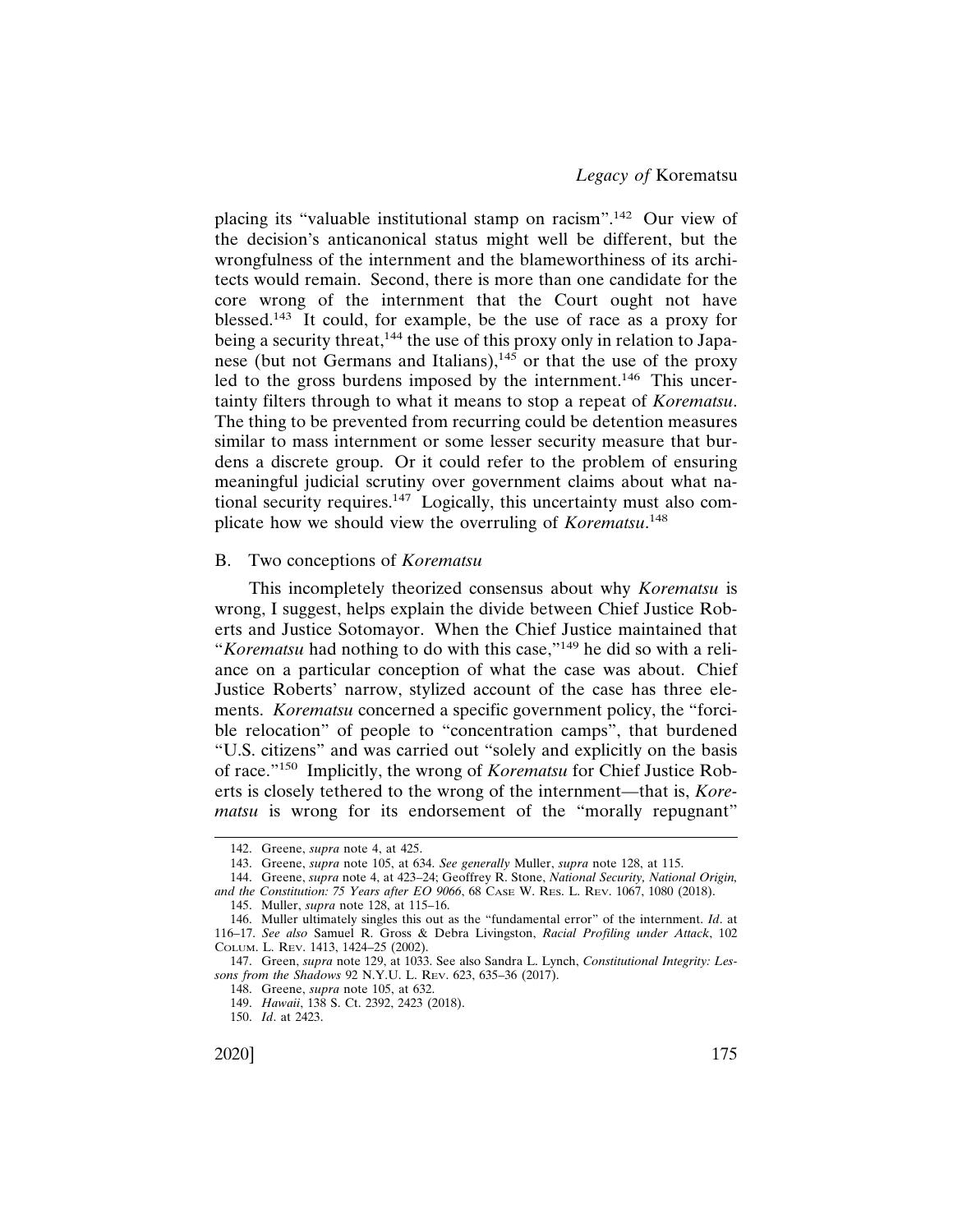placing its "valuable institutional stamp on racism".[142] Our view of the decision's anticanonical status might well be different, but the wrongfulness of the internment and the blameworthiness of its architects would remain. Second, there is more than one candidate for the core wrong of the internment that the Court ought not have blessed.[143] It could, for example, be the use of race as a proxy for being a security threat,[144] the use of this proxy only in relation to Japanese (but not Germans and Italians),[145] or that the use of the proxy led to the gross burdens imposed by the internment.[146] This uncertainty filters through to what it means to stop a repeat of *Korematsu*. The thing to be prevented from recurring could be detention measures similar to mass internment or some lesser security measure that burdens a discrete group. Or it could refer to the problem of ensuring meaningful judicial scrutiny over government claims about what national security requires.[147] Logically, this uncertainty must also complicate how we should view the overruling of *Korematsu*.[148]

### B. Two conceptions of *Korematsu*

This incompletely theorized consensus about why *Korematsu* is wrong, I suggest, helps explain the divide between Chief Justice Roberts and Justice Sotomayor. When the Chief Justice maintained that "*Korematsu* had nothing to do with this case,"[149] he did so with a reliance on a particular conception of what the case was about. Chief Justice Roberts' narrow, stylized account of the case has three elements. *Korematsu* concerned a specific government policy, the "forcible relocation" of people to "concentration camps", that burdened "U.S. citizens" and was carried out "solely and explicitly on the basis of race."[150] Implicitly, the wrong of *Korematsu* for Chief Justice Roberts is closely tethered to the wrong of the internment—that is, *Korematsu* is wrong for its endorsement of the "morally repugnant"

---

142. Greene, *supra* note 4, at 425.

143. Greene, *supra* note 105, at 634. *See generally* Muller, *supra* note 128, at 115.

144. Greene, *supra* note 4, at 423–24; Geoffrey R. Stone, *National Security, National Origin, and the Constitution: 75 Years after EO 9066*, 68 Case W. Res. L. Rev. 1067, 1080 (2018).

145. Muller, *supra* note 128, at 115–16.

146. Muller ultimately singles this out as the "fundamental error" of the internment. *Id*. at 116–17. *See also* Samuel R. Gross & Debra Livingston, *Racial Profiling under Attack*, 102 Colum. L. Rev. 1413, 1424–25 (2002).

147. Green, *supra* note 129, at 1033. See also Sandra L. Lynch, *Constitutional Integrity: Lessons from the Shadows* 92 N.Y.U. L. Rev. 623, 635–36 (2017).

148. Greene, *supra* note 105, at 632.

149. *Hawaii*, 138 S. Ct. 2392, 2423 (2018).

150. *Id*. at 2423.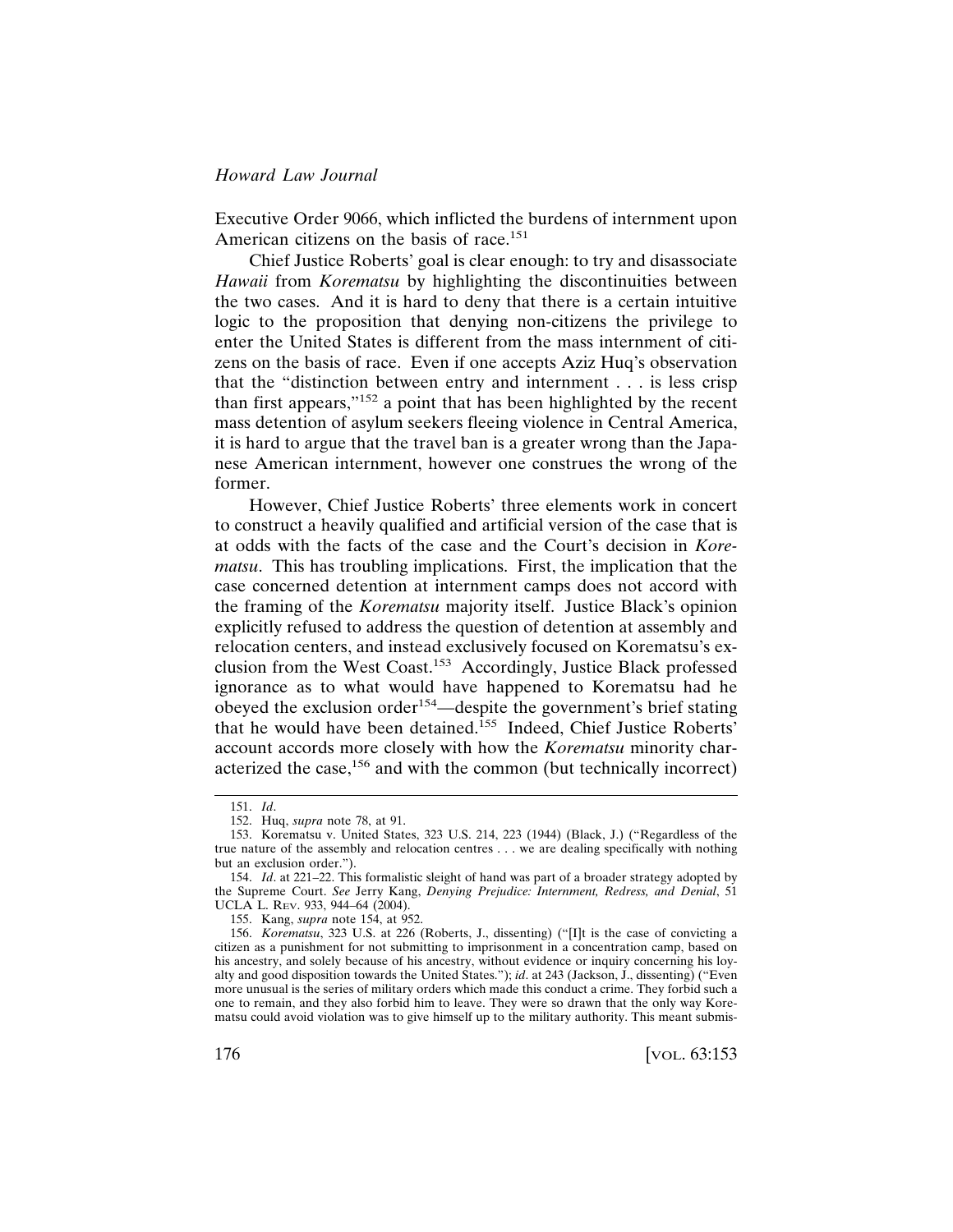Executive Order 9066, which inflicted the burdens of internment upon American citizens on the basis of race.[151]

Chief Justice Roberts' goal is clear enough: to try and disassociate *Hawaii* from *Korematsu* by highlighting the discontinuities between the two cases. And it is hard to deny that there is a certain intuitive logic to the proposition that denying non-citizens the privilege to enter the United States is different from the mass internment of citizens on the basis of race. Even if one accepts Aziz Huq's observation that the "distinction between entry and internment . . . is less crisp than first appears,"[152] a point that has been highlighted by the recent mass detention of asylum seekers fleeing violence in Central America, it is hard to argue that the travel ban is a greater wrong than the Japanese American internment, however one construes the wrong of the former.

However, Chief Justice Roberts' three elements work in concert to construct a heavily qualified and artificial version of the case that is at odds with the facts of the case and the Court's decision in *Korematsu*. This has troubling implications. First, the implication that the case concerned detention at internment camps does not accord with the framing of the *Korematsu* majority itself. Justice Black's opinion explicitly refused to address the question of detention at assembly and relocation centers, and instead exclusively focused on Korematsu's exclusion from the West Coast.[153] Accordingly, Justice Black professed ignorance as to what would have happened to Korematsu had he obeyed the exclusion order[154]—despite the government's brief stating that he would have been detained.[155] Indeed, Chief Justice Roberts' account accords more closely with how the *Korematsu* minority characterized the case,[156] and with the common (but technically incorrect)

---

151. *Id*.

152. Huq, *supra* note 78, at 91.

153. Korematsu v. United States, 323 U.S. 214, 223 (1944) (Black, J.) ("Regardless of the true nature of the assembly and relocation centres . . . we are dealing specifically with nothing but an exclusion order.").

154. *Id*. at 221–22. This formalistic sleight of hand was part of a broader strategy adopted by the Supreme Court. *See* Jerry Kang, *Denying Prejudice: Internment, Redress, and Denial*, 51 UCLA L. REV. 933, 944–64 (2004).

155. Kang, *supra* note 154, at 952.

156. *Korematsu*, 323 U.S. at 226 (Roberts, J., dissenting) ("[I]t is the case of convicting a citizen as a punishment for not submitting to imprisonment in a concentration camp, based on his ancestry, and solely because of his ancestry, without evidence or inquiry concerning his loyalty and good disposition towards the United States."); *id*. at 243 (Jackson, J., dissenting) ("Even more unusual is the series of military orders which made this conduct a crime. They forbid such a one to remain, and they also forbid him to leave. They were so drawn that the only way Korematsu could avoid violation was to give himself up to the military authority. This meant submis-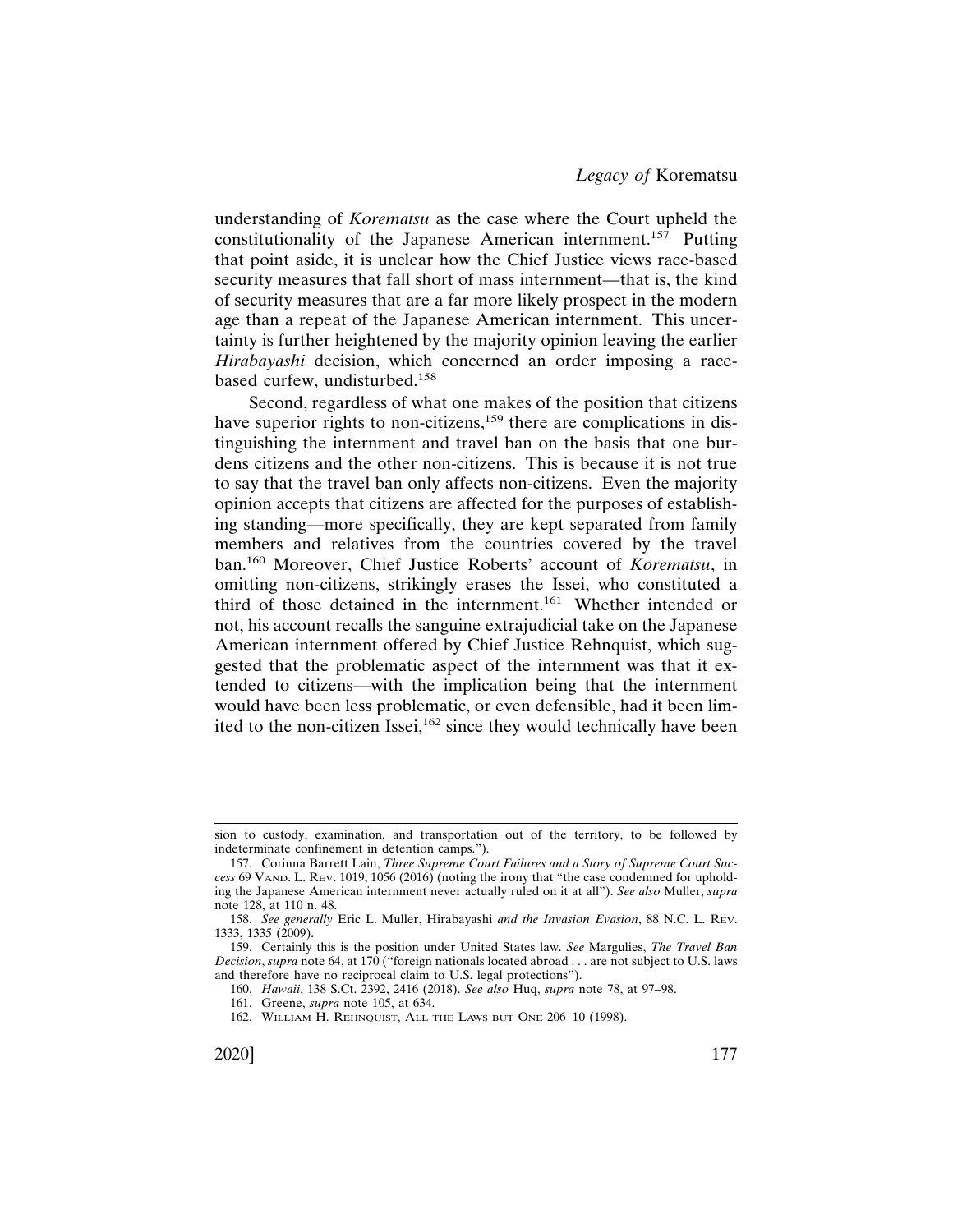understanding of *Korematsu* as the case where the Court upheld the constitutionality of the Japanese American internment.[157] Putting that point aside, it is unclear how the Chief Justice views race-based security measures that fall short of mass internment—that is, the kind of security measures that are a far more likely prospect in the modern age than a repeat of the Japanese American internment. This uncertainty is further heightened by the majority opinion leaving the earlier *Hirabayashi* decision, which concerned an order imposing a race-based curfew, undisturbed.[158]

Second, regardless of what one makes of the position that citizens have superior rights to non-citizens,[159] there are complications in distinguishing the internment and travel ban on the basis that one burdens citizens and the other non-citizens. This is because it is not true to say that the travel ban only affects non-citizens. Even the majority opinion accepts that citizens are affected for the purposes of establishing standing—more specifically, they are kept separated from family members and relatives from the countries covered by the travel ban.[160] Moreover, Chief Justice Roberts' account of *Korematsu*, in omitting non-citizens, strikingly erases the Issei, who constituted a third of those detained in the internment.[161] Whether intended or not, his account recalls the sanguine extrajudicial take on the Japanese American internment offered by Chief Justice Rehnquist, which suggested that the problematic aspect of the internment was that it extended to citizens—with the implication being that the internment would have been less problematic, or even defensible, had it been limited to the non-citizen Issei,[162] since they would technically have been

---

sion to custody, examination, and transportation out of the territory, to be followed by indeterminate confinement in detention camps.").

157. Corinna Barrett Lain, *Three Supreme Court Failures and a Story of Supreme Court Success* 69 VAND. L. REV. 1019, 1056 (2016) (noting the irony that "the case condemned for upholding the Japanese American internment never actually ruled on it at all"). *See also* Muller, *supra* note 128, at 110 n. 48.

158. *See generally* Eric L. Muller, Hirabayashi *and the Invasion Evasion*, 88 N.C. L. REV. 1333, 1335 (2009).

159. Certainly this is the position under United States law. *See* Margulies, *The Travel Ban Decision*, *supra* note 64, at 170 ("foreign nationals located abroad . . . are not subject to U.S. laws and therefore have no reciprocal claim to U.S. legal protections").

160. *Hawaii*, 138 S.Ct. 2392, 2416 (2018). *See also* Huq, *supra* note 78, at 97–98.

161. Greene, *supra* note 105, at 634.

162. WILLIAM H. REHNQUIST, ALL THE LAWS BUT ONE 206–10 (1998).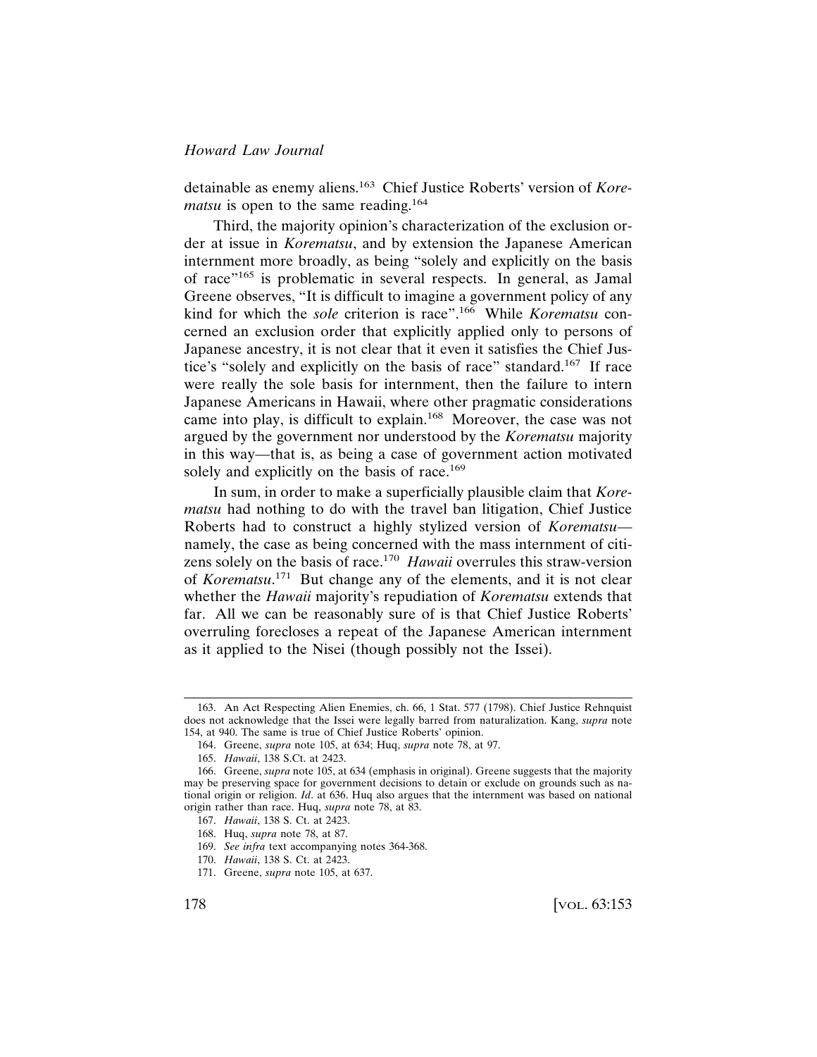detainable as enemy aliens.[163] Chief Justice Roberts' version of *Korematsu* is open to the same reading.[164]

Third, the majority opinion's characterization of the exclusion order at issue in *Korematsu*, and by extension the Japanese American internment more broadly, as being "solely and explicitly on the basis of race"[165] is problematic in several respects. In general, as Jamal Greene observes, "It is difficult to imagine a government policy of any kind for which the *sole* criterion is race".[166] While *Korematsu* concerned an exclusion order that explicitly applied only to persons of Japanese ancestry, it is not clear that it even it satisfies the Chief Justice's "solely and explicitly on the basis of race" standard.[167] If race were really the sole basis for internment, then the failure to intern Japanese Americans in Hawaii, where other pragmatic considerations came into play, is difficult to explain.[168] Moreover, the case was not argued by the government nor understood by the *Korematsu* majority in this way—that is, as being a case of government action motivated solely and explicitly on the basis of race.[169]

In sum, in order to make a superficially plausible claim that *Korematsu* had nothing to do with the travel ban litigation, Chief Justice Roberts had to construct a highly stylized version of *Korematsu*—namely, the case as being concerned with the mass internment of citizens solely on the basis of race.[170] *Hawaii* overrules this straw-version of *Korematsu*.[171] But change any of the elements, and it is not clear whether the *Hawaii* majority's repudiation of *Korematsu* extends that far. All we can be reasonably sure of is that Chief Justice Roberts' overruling forecloses a repeat of the Japanese American internment as it applied to the Nisei (though possibly not the Issei).

---

163. An Act Respecting Alien Enemies, ch. 66, 1 Stat. 577 (1798). Chief Justice Rehnquist does not acknowledge that the Issei were legally barred from naturalization. Kang, *supra* note 154, at 940. The same is true of Chief Justice Roberts' opinion.

164. Greene, *supra* note 105, at 634; Huq, *supra* note 78, at 97.

165. *Hawaii*, 138 S.Ct. at 2423.

166. Greene, *supra* note 105, at 634 (emphasis in original). Greene suggests that the majority may be preserving space for government decisions to detain or exclude on grounds such as national origin or religion. *Id*. at 636. Huq also argues that the internment was based on national origin rather than race. Huq, *supra* note 78, at 83.

167. *Hawaii*, 138 S. Ct. at 2423.

168. Huq, *supra* note 78, at 87.

169. *See infra* text accompanying notes 364-368.

170. *Hawaii*, 138 S. Ct. at 2423.

171. Greene, *supra* note 105, at 637.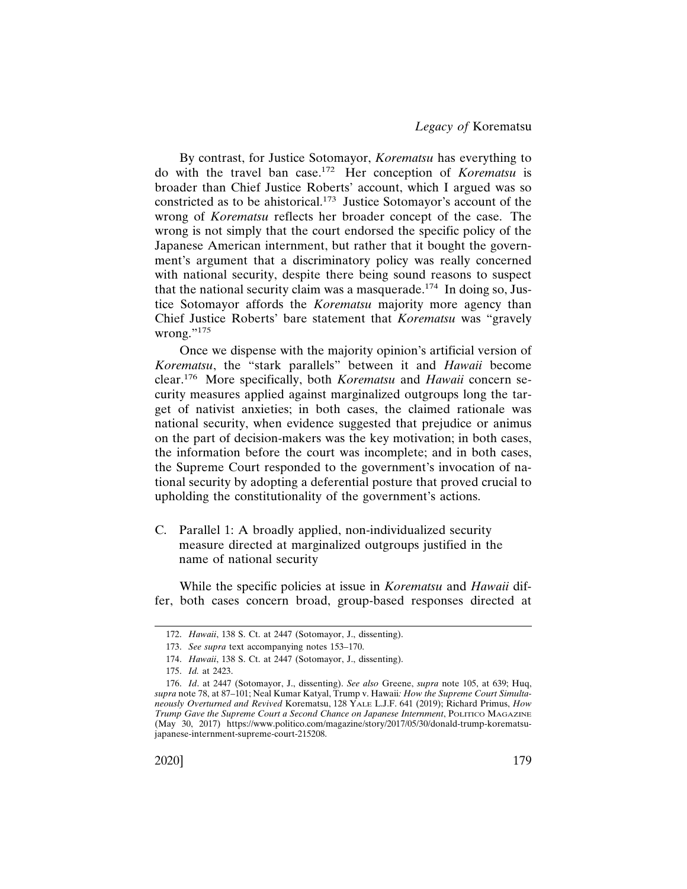By contrast, for Justice Sotomayor, *Korematsu* has everything to do with the travel ban case.[172] Her conception of *Korematsu* is broader than Chief Justice Roberts' account, which I argued was so constricted as to be ahistorical.[173] Justice Sotomayor's account of the wrong of *Korematsu* reflects her broader concept of the case. The wrong is not simply that the court endorsed the specific policy of the Japanese American internment, but rather that it bought the government's argument that a discriminatory policy was really concerned with national security, despite there being sound reasons to suspect that the national security claim was a masquerade.[174] In doing so, Justice Sotomayor affords the *Korematsu* majority more agency than Chief Justice Roberts' bare statement that *Korematsu* was "gravely wrong."[175]

Once we dispense with the majority opinion's artificial version of *Korematsu*, the "stark parallels" between it and *Hawaii* become clear.[176] More specifically, both *Korematsu* and *Hawaii* concern security measures applied against marginalized outgroups long the target of nativist anxieties; in both cases, the claimed rationale was national security, when evidence suggested that prejudice or animus on the part of decision-makers was the key motivation; in both cases, the information before the court was incomplete; and in both cases, the Supreme Court responded to the government's invocation of national security by adopting a deferential posture that proved crucial to upholding the constitutionality of the government's actions.

### C. Parallel 1: A broadly applied, non-individualized security measure directed at marginalized outgroups justified in the name of national security

While the specific policies at issue in *Korematsu* and *Hawaii* differ, both cases concern broad, group-based responses directed at

---

172. *Hawaii*, 138 S. Ct. at 2447 (Sotomayor, J., dissenting).

173. *See supra* text accompanying notes 153–170.

174. *Hawaii*, 138 S. Ct. at 2447 (Sotomayor, J., dissenting).

175. *Id.* at 2423.

176. *Id*. at 2447 (Sotomayor, J., dissenting). *See also* Greene, *supra* note 105, at 639; Huq, *supra* note 78, at 87–101; Neal Kumar Katyal, Trump v. Hawaii*: How the Supreme Court Simultaneously Overturned and Revived* Korematsu, 128 YALE L.J.F. 641 (2019); Richard Primus, *How Trump Gave the Supreme Court a Second Chance on Japanese Internment*, POLITICO MAGAZINE (May 30, 2017) https://www.politico.com/magazine/story/2017/05/30/donald-trump-korematsu-japanese-internment-supreme-court-215208.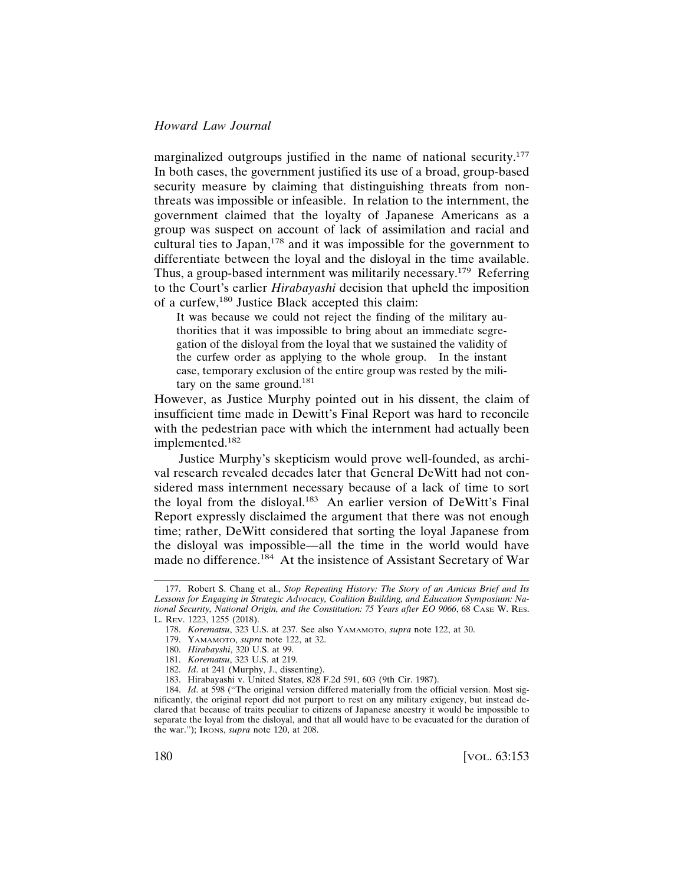marginalized outgroups justified in the name of national security.[177] In both cases, the government justified its use of a broad, group-based security measure by claiming that distinguishing threats from non-threats was impossible or infeasible. In relation to the internment, the government claimed that the loyalty of Japanese Americans as a group was suspect on account of lack of assimilation and racial and cultural ties to Japan,[178] and it was impossible for the government to differentiate between the loyal and the disloyal in the time available. Thus, a group-based internment was militarily necessary.[179] Referring to the Court's earlier *Hirabayashi* decision that upheld the imposition of a curfew,[180] Justice Black accepted this claim:

> It was because we could not reject the finding of the military authorities that it was impossible to bring about an immediate segregation of the disloyal from the loyal that we sustained the validity of the curfew order as applying to the whole group. In the instant case, temporary exclusion of the entire group was rested by the military on the same ground.[181]

However, as Justice Murphy pointed out in his dissent, the claim of insufficient time made in Dewitt's Final Report was hard to reconcile with the pedestrian pace with which the internment had actually been implemented.[182]

Justice Murphy's skepticism would prove well-founded, as archival research revealed decades later that General DeWitt had not considered mass internment necessary because of a lack of time to sort the loyal from the disloyal.[183] An earlier version of DeWitt's Final Report expressly disclaimed the argument that there was not enough time; rather, DeWitt considered that sorting the loyal Japanese from the disloyal was impossible—all the time in the world would have made no difference.[184] At the insistence of Assistant Secretary of War

---

177. Robert S. Chang et al., *Stop Repeating History: The Story of an Amicus Brief and Its Lessons for Engaging in Strategic Advocacy, Coalition Building, and Education Symposium: National Security, National Origin, and the Constitution: 75 Years after EO 9066*, 68 CASE W. RES. L. REV. 1223, 1255 (2018).

178. *Korematsu*, 323 U.S. at 237. See also YAMAMOTO, *supra* note 122, at 30.

179. YAMAMOTO, *supra* note 122, at 32.

180. *Hirabayshi*, 320 U.S. at 99.

181. *Korematsu*, 323 U.S. at 219.

182. *Id*. at 241 (Murphy, J., dissenting).

183. Hirabayashi v. United States, 828 F.2d 591, 603 (9th Cir. 1987).

184. *Id*. at 598 ("The original version differed materially from the official version. Most significantly, the original report did not purport to rest on any military exigency, but instead declared that because of traits peculiar to citizens of Japanese ancestry it would be impossible to separate the loyal from the disloyal, and that all would have to be evacuated for the duration of the war."); IRONS, *supra* note 120, at 208.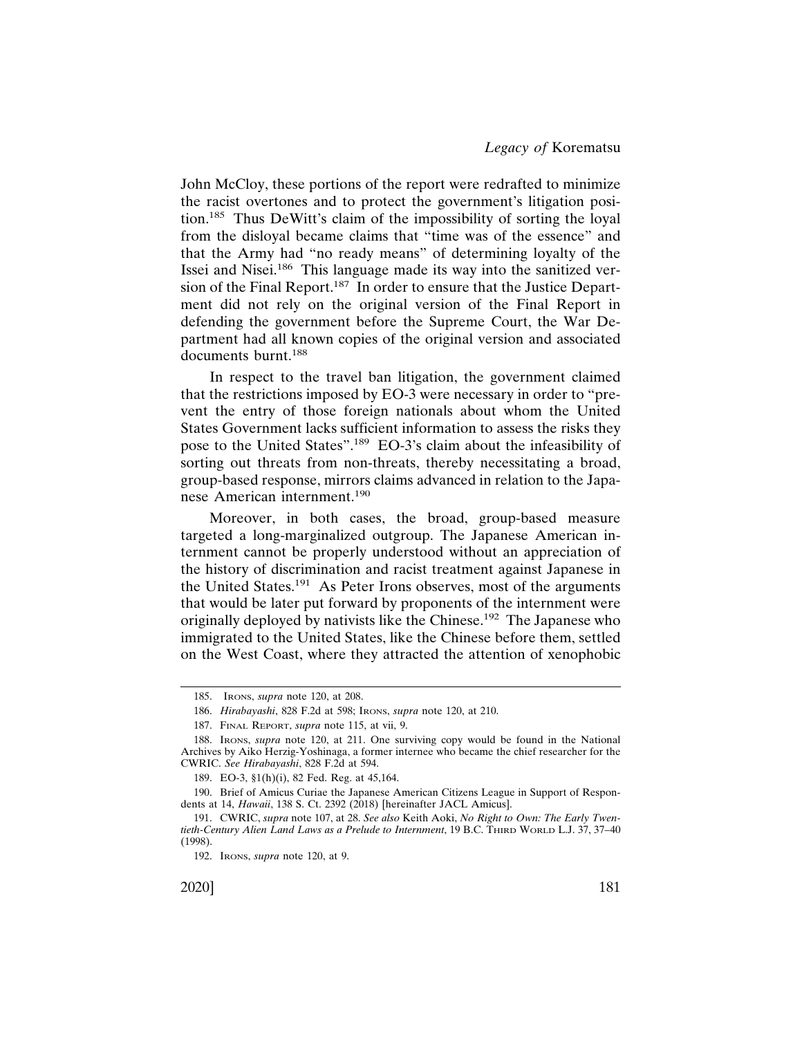John McCloy, these portions of the report were redrafted to minimize the racist overtones and to protect the government's litigation position.[185] Thus DeWitt's claim of the impossibility of sorting the loyal from the disloyal became claims that "time was of the essence" and that the Army had "no ready means" of determining loyalty of the Issei and Nisei.[186] This language made its way into the sanitized version of the Final Report.[187] In order to ensure that the Justice Department did not rely on the original version of the Final Report in defending the government before the Supreme Court, the War Department had all known copies of the original version and associated documents burnt.[188]

In respect to the travel ban litigation, the government claimed that the restrictions imposed by EO-3 were necessary in order to "prevent the entry of those foreign nationals about whom the United States Government lacks sufficient information to assess the risks they pose to the United States".[189] EO-3's claim about the infeasibility of sorting out threats from non-threats, thereby necessitating a broad, group-based response, mirrors claims advanced in relation to the Japanese American internment.[190]

Moreover, in both cases, the broad, group-based measure targeted a long-marginalized outgroup. The Japanese American internment cannot be properly understood without an appreciation of the history of discrimination and racist treatment against Japanese in the United States.[191] As Peter Irons observes, most of the arguments that would be later put forward by proponents of the internment were originally deployed by nativists like the Chinese.[192] The Japanese who immigrated to the United States, like the Chinese before them, settled on the West Coast, where they attracted the attention of xenophobic

---

185. Irons, *supra* note 120, at 208.

186. *Hirabayashi*, 828 F.2d at 598; Irons, *supra* note 120, at 210.

187. Final Report, *supra* note 115, at vii, 9.

188. Irons, *supra* note 120, at 211. One surviving copy would be found in the National Archives by Aiko Herzig-Yoshinaga, a former internee who became the chief researcher for the CWRIC. *See Hirabayashi*, 828 F.2d at 594.

189. EO-3, §1(h)(i), 82 Fed. Reg. at 45,164.

190. Brief of Amicus Curiae the Japanese American Citizens League in Support of Respondents at 14, *Hawaii*, 138 S. Ct. 2392 (2018) [hereinafter JACL Amicus].

191. CWRIC, *supra* note 107, at 28. *See also* Keith Aoki, *No Right to Own: The Early Twentieth-Century Alien Land Laws as a Prelude to Internment*, 19 B.C. Third World L.J. 37, 37–40 (1998).

192. Irons, *supra* note 120, at 9.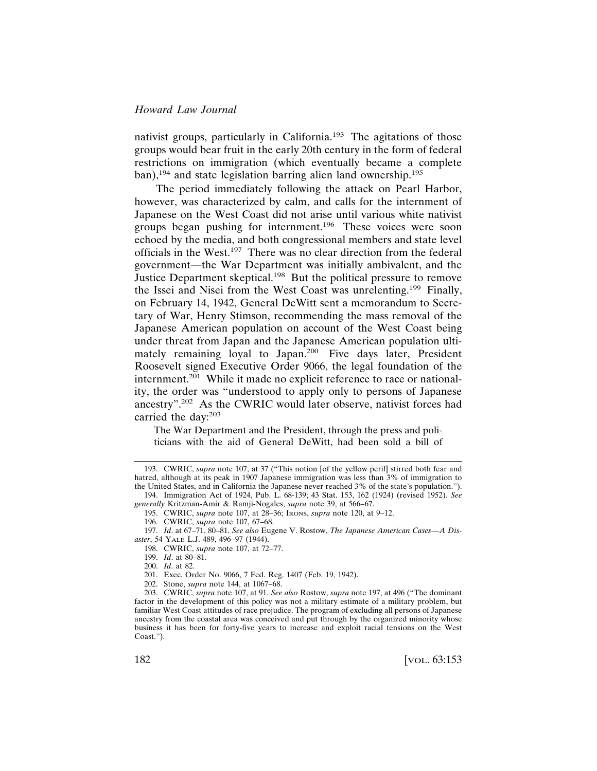nativist groups, particularly in California.[193] The agitations of those groups would bear fruit in the early 20th century in the form of federal restrictions on immigration (which eventually became a complete ban),[194] and state legislation barring alien land ownership.[195]

The period immediately following the attack on Pearl Harbor, however, was characterized by calm, and calls for the internment of Japanese on the West Coast did not arise until various white nativist groups began pushing for internment.[196] These voices were soon echoed by the media, and both congressional members and state level officials in the West.[197] There was no clear direction from the federal government—the War Department was initially ambivalent, and the Justice Department skeptical.[198] But the political pressure to remove the Issei and Nisei from the West Coast was unrelenting.[199] Finally, on February 14, 1942, General DeWitt sent a memorandum to Secretary of War, Henry Stimson, recommending the mass removal of the Japanese American population on account of the West Coast being under threat from Japan and the Japanese American population ultimately remaining loyal to Japan.[200] Five days later, President Roosevelt signed Executive Order 9066, the legal foundation of the internment.[201] While it made no explicit reference to race or nationality, the order was "understood to apply only to persons of Japanese ancestry".[202] As the CWRIC would later observe, nativist forces had carried the day:[203]

> The War Department and the President, through the press and politicians with the aid of General DeWitt, had been sold a bill of

---

193. CWRIC, *supra* note 107, at 37 ("This notion [of the yellow peril] stirred both fear and hatred, although at its peak in 1907 Japanese immigration was less than 3% of immigration to the United States, and in California the Japanese never reached 3% of the state's population.").

194. Immigration Act of 1924, Pub. L. 68-139; 43 Stat. 153, 162 (1924) (revised 1952). *See generally* Kritzman-Amir & Ramji-Nogales, *supra* note 39, at 566–67.

195. CWRIC, *supra* note 107, at 28–36; IRONS, *supra* note 120, at 9–12.

196. CWRIC, *supra* note 107, 67–68.

197. *Id*. at 67–71, 80–81. *See also* Eugene V. Rostow, *The Japanese American Cases—A Disaster*, 54 YALE L.J. 489, 496–97 (1944).

198. CWRIC, *supra* note 107, at 72–77.

199. *Id*. at 80–81.

200. *Id*. at 82.

201. Exec. Order No. 9066, 7 Fed. Reg. 1407 (Feb. 19, 1942).

202. Stone, *supra* note 144, at 1067–68.

203. CWRIC, *supra* note 107, at 91. *See also* Rostow, *supra* note 197, at 496 ("The dominant factor in the development of this policy was not a military estimate of a military problem, but familiar West Coast attitudes of race prejudice. The program of excluding all persons of Japanese ancestry from the coastal area was conceived and put through by the organized minority whose business it has been for forty-five years to increase and exploit racial tensions on the West Coast.").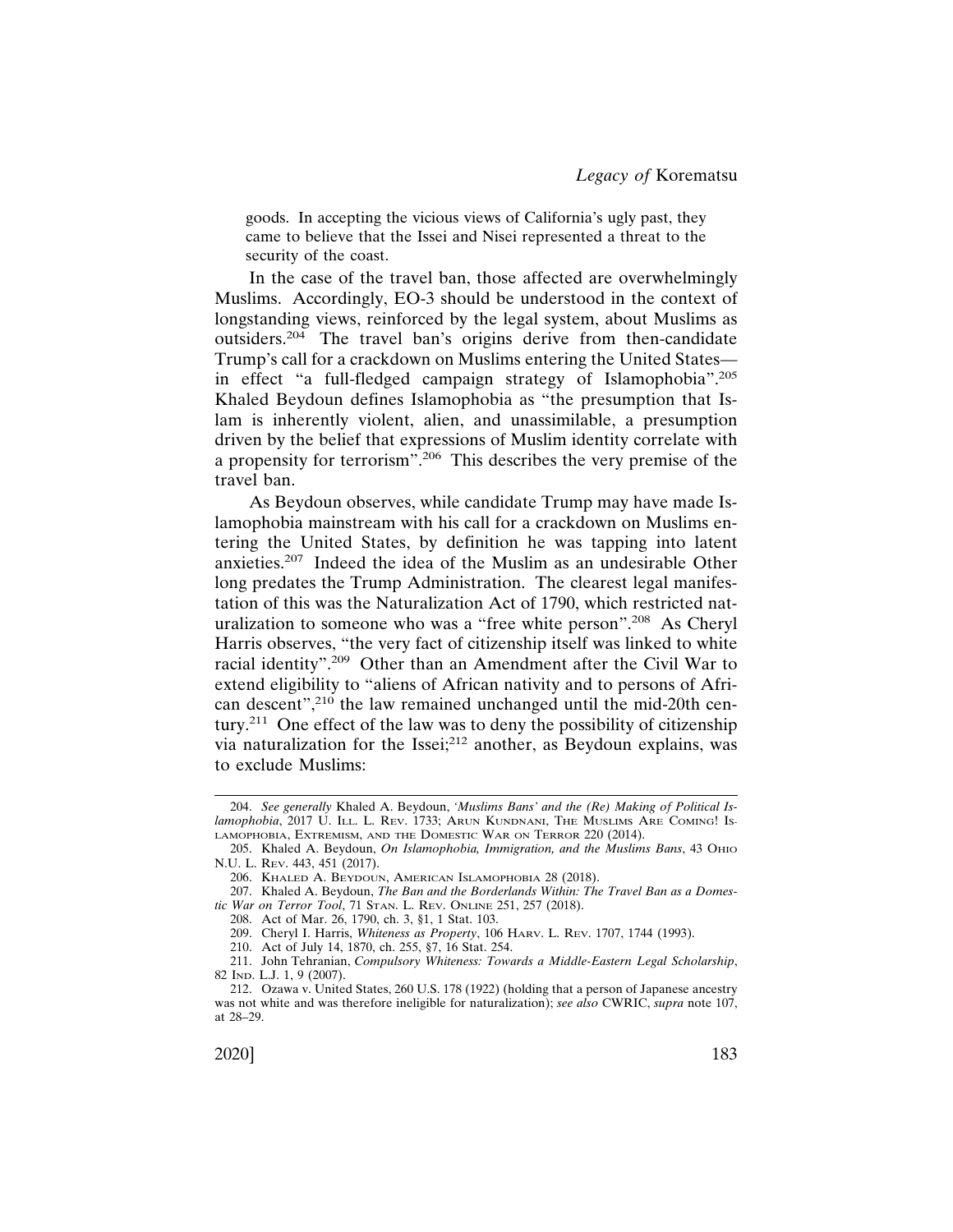goods. In accepting the vicious views of California's ugly past, they came to believe that the Issei and Nisei represented a threat to the security of the coast.

In the case of the travel ban, those affected are overwhelmingly Muslims. Accordingly, EO-3 should be understood in the context of longstanding views, reinforced by the legal system, about Muslims as outsiders.[204] The travel ban's origins derive from then-candidate Trump's call for a crackdown on Muslims entering the United States—in effect "a full-fledged campaign strategy of Islamophobia".[205] Khaled Beydoun defines Islamophobia as "the presumption that Islam is inherently violent, alien, and unassimilable, a presumption driven by the belief that expressions of Muslim identity correlate with a propensity for terrorism".[206] This describes the very premise of the travel ban.

As Beydoun observes, while candidate Trump may have made Islamophobia mainstream with his call for a crackdown on Muslims entering the United States, by definition he was tapping into latent anxieties.[207] Indeed the idea of the Muslim as an undesirable Other long predates the Trump Administration. The clearest legal manifestation of this was the Naturalization Act of 1790, which restricted naturalization to someone who was a "free white person".[208] As Cheryl Harris observes, "the very fact of citizenship itself was linked to white racial identity".[209] Other than an Amendment after the Civil War to extend eligibility to "aliens of African nativity and to persons of African descent",[210] the law remained unchanged until the mid-20th century.[211] One effect of the law was to deny the possibility of citizenship via naturalization for the Issei;[212] another, as Beydoun explains, was to exclude Muslims:

---

204. *See generally* Khaled A. Beydoun, *'Muslims Bans' and the (Re) Making of Political Islamophobia*, 2017 U. ILL. L. REV. 1733; ARUN KUNDNANI, THE MUSLIMS ARE COMING! ISLAMOPHOBIA, EXTREMISM, AND THE DOMESTIC WAR ON TERROR 220 (2014).

205. Khaled A. Beydoun, *On Islamophobia, Immigration, and the Muslims Bans*, 43 OHIO N.U. L. REV. 443, 451 (2017).

206. KHALED A. BEYDOUN, AMERICAN ISLAMOPHOBIA 28 (2018).

207. Khaled A. Beydoun, *The Ban and the Borderlands Within: The Travel Ban as a Domestic War on Terror Tool*, 71 STAN. L. REV. ONLINE 251, 257 (2018).

208. Act of Mar. 26, 1790, ch. 3, §1, 1 Stat. 103.

209. Cheryl I. Harris, *Whiteness as Property*, 106 HARV. L. REV. 1707, 1744 (1993).

210. Act of July 14, 1870, ch. 255, §7, 16 Stat. 254.

211. John Tehranian, *Compulsory Whiteness: Towards a Middle-Eastern Legal Scholarship*, 82 IND. L.J. 1, 9 (2007).

212. Ozawa v. United States, 260 U.S. 178 (1922) (holding that a person of Japanese ancestry was not white and was therefore ineligible for naturalization); *see also* CWRIC, *supra* note 107, at 28–29.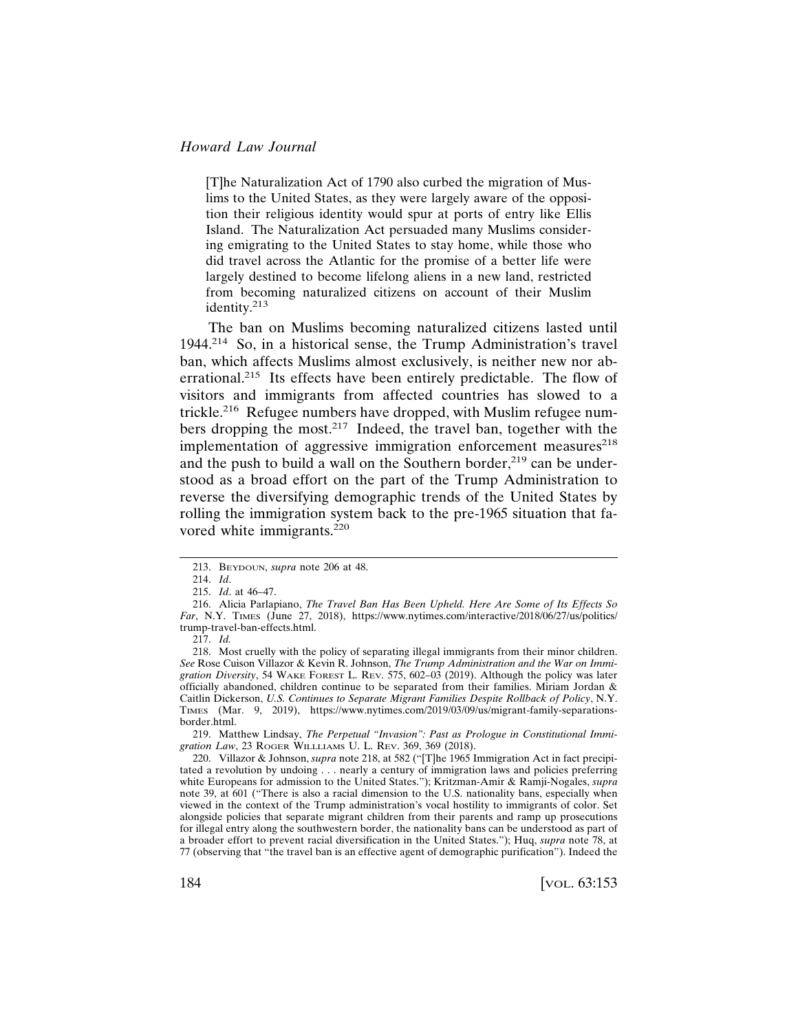> [T]he Naturalization Act of 1790 also curbed the migration of Muslims to the United States, as they were largely aware of the opposition their religious identity would spur at ports of entry like Ellis Island. The Naturalization Act persuaded many Muslims considering emigrating to the United States to stay home, while those who did travel across the Atlantic for the promise of a better life were largely destined to become lifelong aliens in a new land, restricted from becoming naturalized citizens on account of their Muslim identity.[213]

The ban on Muslims becoming naturalized citizens lasted until 1944.[214] So, in a historical sense, the Trump Administration's travel ban, which affects Muslims almost exclusively, is neither new nor aberrational.[215] Its effects have been entirely predictable. The flow of visitors and immigrants from affected countries has slowed to a trickle.[216] Refugee numbers have dropped, with Muslim refugee numbers dropping the most.[217] Indeed, the travel ban, together with the implementation of aggressive immigration enforcement measures[218] and the push to build a wall on the Southern border,[219] can be understood as a broad effort on the part of the Trump Administration to reverse the diversifying demographic trends of the United States by rolling the immigration system back to the pre-1965 situation that favored white immigrants.[220]

---

213. BEYDOUN, *supra* note 206 at 48.

214. *Id*.

215. *Id*. at 46–47.

216. Alicia Parlapiano, *The Travel Ban Has Been Upheld. Here Are Some of Its Effects So Far*, N.Y. TIMES (June 27, 2018), https://www.nytimes.com/interactive/2018/06/27/us/politics/trump-travel-ban-effects.html.

217. *Id.*

218. Most cruelly with the policy of separating illegal immigrants from their minor children. *See* Rose Cuison Villazor & Kevin R. Johnson, *The Trump Administration and the War on Immigration Diversity*, 54 WAKE FOREST L. REV. 575, 602–03 (2019). Although the policy was later officially abandoned, children continue to be separated from their families. Miriam Jordan & Caitlin Dickerson, *U.S. Continues to Separate Migrant Families Despite Rollback of Policy*, N.Y. TIMES (Mar. 9, 2019), https://www.nytimes.com/2019/03/09/us/migrant-family-separations-border.html.

219. Matthew Lindsay, *The Perpetual "Invasion": Past as Prologue in Constitutional Immigration Law*, 23 ROGER WILLLIAMS U. L. REV. 369, 369 (2018).

220. Villazor & Johnson, *supra* note 218, at 582 ("[T]he 1965 Immigration Act in fact precipitated a revolution by undoing . . . nearly a century of immigration laws and policies preferring white Europeans for admission to the United States."); Kritzman-Amir & Ramji-Nogales, *supra* note 39, at 601 ("There is also a racial dimension to the U.S. nationality bans, especially when viewed in the context of the Trump administration's vocal hostility to immigrants of color. Set alongside policies that separate migrant children from their parents and ramp up prosecutions for illegal entry along the southwestern border, the nationality bans can be understood as part of a broader effort to prevent racial diversification in the United States."); Huq, *supra* note 78, at 77 (observing that "the travel ban is an effective agent of demographic purification"). Indeed the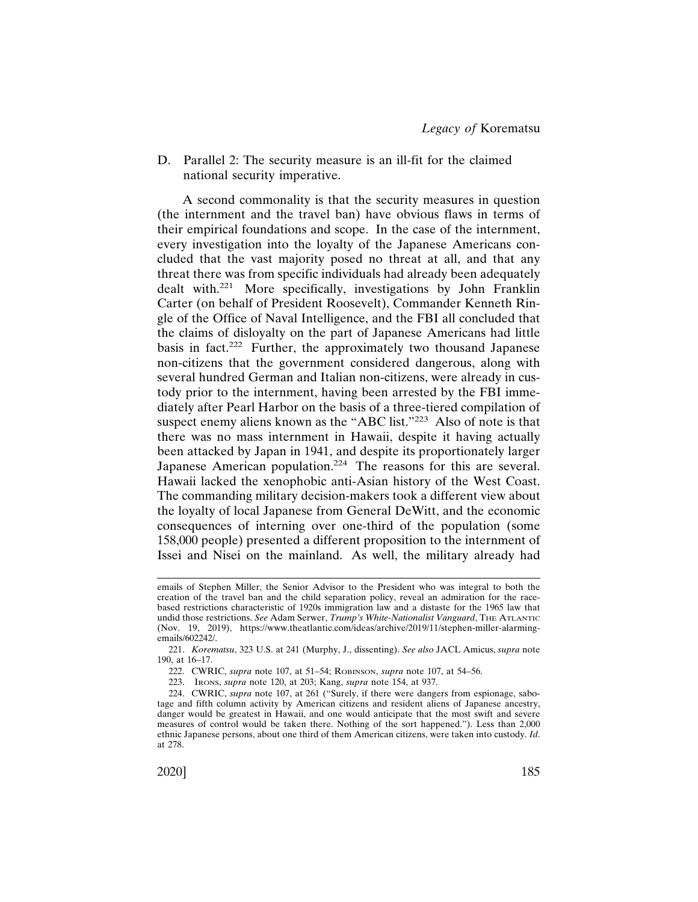D. Parallel 2: The security measure is an ill-fit for the claimed national security imperative.

A second commonality is that the security measures in question (the internment and the travel ban) have obvious flaws in terms of their empirical foundations and scope. In the case of the internment, every investigation into the loyalty of the Japanese Americans concluded that the vast majority posed no threat at all, and that any threat there was from specific individuals had already been adequately dealt with.[221] More specifically, investigations by John Franklin Carter (on behalf of President Roosevelt), Commander Kenneth Ringle of the Office of Naval Intelligence, and the FBI all concluded that the claims of disloyalty on the part of Japanese Americans had little basis in fact.[222] Further, the approximately two thousand Japanese non-citizens that the government considered dangerous, along with several hundred German and Italian non-citizens, were already in custody prior to the internment, having been arrested by the FBI immediately after Pearl Harbor on the basis of a three-tiered compilation of suspect enemy aliens known as the "ABC list."[223] Also of note is that there was no mass internment in Hawaii, despite it having actually been attacked by Japan in 1941, and despite its proportionately larger Japanese American population.[224] The reasons for this are several. Hawaii lacked the xenophobic anti-Asian history of the West Coast. The commanding military decision-makers took a different view about the loyalty of local Japanese from General DeWitt, and the economic consequences of interning over one-third of the population (some 158,000 people) presented a different proposition to the internment of Issei and Nisei on the mainland. As well, the military already had

---

emails of Stephen Miller, the Senior Advisor to the President who was integral to both the creation of the travel ban and the child separation policy, reveal an admiration for the race-based restrictions characteristic of 1920s immigration law and a distaste for the 1965 law that undid those restrictions. *See* Adam Serwer, *Trump's White-Nationalist Vanguard*, THE ATLANTIC (Nov. 19, 2019), https://www.theatlantic.com/ideas/archive/2019/11/stephen-miller-alarming-emails/602242/.

221. *Korematsu*, 323 U.S. at 241 (Murphy, J., dissenting). *See also* JACL Amicus, *supra* note 190, at 16–17.

222. CWRIC, *supra* note 107, at 51–54; ROBINSON, *supra* note 107, at 54–56.

223. IRONS, *supra* note 120, at 203; Kang, *supra* note 154, at 937.

224. CWRIC, *supra* note 107, at 261 ("Surely, if there were dangers from espionage, sabotage and fifth column activity by American citizens and resident aliens of Japanese ancestry, danger would be greatest in Hawaii, and one would anticipate that the most swift and severe measures of control would be taken there. Nothing of the sort happened."). Less than 2,000 ethnic Japanese persons, about one third of them American citizens, were taken into custody. *Id*. at 278.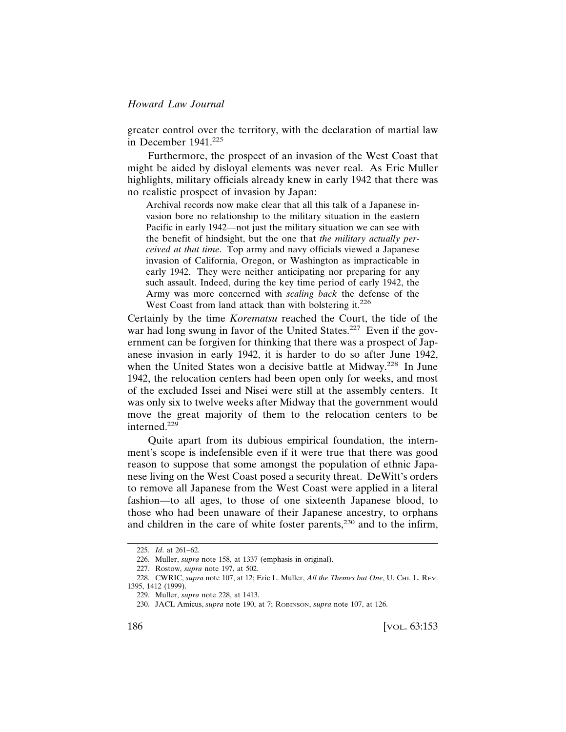greater control over the territory, with the declaration of martial law in December 1941.[225]

Furthermore, the prospect of an invasion of the West Coast that might be aided by disloyal elements was never real. As Eric Muller highlights, military officials already knew in early 1942 that there was no realistic prospect of invasion by Japan:

> Archival records now make clear that all this talk of a Japanese invasion bore no relationship to the military situation in the eastern Pacific in early 1942—not just the military situation we can see with the benefit of hindsight, but the one that *the military actually perceived at that time*. Top army and navy officials viewed a Japanese invasion of California, Oregon, or Washington as impracticable in early 1942. They were neither anticipating nor preparing for any such assault. Indeed, during the key time period of early 1942, the Army was more concerned with *scaling back* the defense of the West Coast from land attack than with bolstering it.[226]

Certainly by the time *Korematsu* reached the Court, the tide of the war had long swung in favor of the United States.[227] Even if the government can be forgiven for thinking that there was a prospect of Japanese invasion in early 1942, it is harder to do so after June 1942, when the United States won a decisive battle at Midway.[228] In June 1942, the relocation centers had been open only for weeks, and most of the excluded Issei and Nisei were still at the assembly centers. It was only six to twelve weeks after Midway that the government would move the great majority of them to the relocation centers to be interned.[229]

Quite apart from its dubious empirical foundation, the internment's scope is indefensible even if it were true that there was good reason to suppose that some amongst the population of ethnic Japanese living on the West Coast posed a security threat. DeWitt's orders to remove all Japanese from the West Coast were applied in a literal fashion—to all ages, to those of one sixteenth Japanese blood, to those who had been unaware of their Japanese ancestry, to orphans and children in the care of white foster parents,[230] and to the infirm,

---

225. *Id*. at 261–62.

226. Muller, *supra* note 158, at 1337 (emphasis in original).

227. Rostow, *supra* note 197, at 502.

228. CWRIC, *supra* note 107, at 12; Eric L. Muller, *All the Themes but One*, U. CHI. L. REV. 1395, 1412 (1999).

229. Muller, *supra* note 228, at 1413.

230. JACL Amicus, *supra* note 190, at 7; ROBINSON, *supra* note 107, at 126.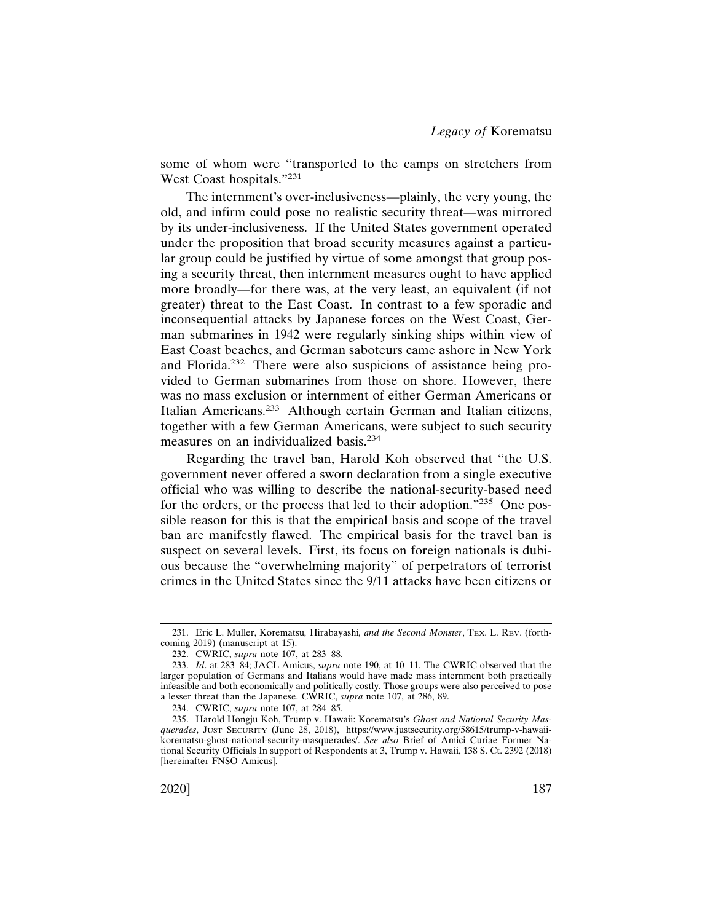some of whom were "transported to the camps on stretchers from West Coast hospitals."[231]

The internment's over-inclusiveness—plainly, the very young, the old, and infirm could pose no realistic security threat—was mirrored by its under-inclusiveness. If the United States government operated under the proposition that broad security measures against a particular group could be justified by virtue of some amongst that group posing a security threat, then internment measures ought to have applied more broadly—for there was, at the very least, an equivalent (if not greater) threat to the East Coast. In contrast to a few sporadic and inconsequential attacks by Japanese forces on the West Coast, German submarines in 1942 were regularly sinking ships within view of East Coast beaches, and German saboteurs came ashore in New York and Florida.[232] There were also suspicions of assistance being provided to German submarines from those on shore. However, there was no mass exclusion or internment of either German Americans or Italian Americans.[233] Although certain German and Italian citizens, together with a few German Americans, were subject to such security measures on an individualized basis.[234]

Regarding the travel ban, Harold Koh observed that "the U.S. government never offered a sworn declaration from a single executive official who was willing to describe the national-security-based need for the orders, or the process that led to their adoption."[235] One possible reason for this is that the empirical basis and scope of the travel ban are manifestly flawed. The empirical basis for the travel ban is suspect on several levels. First, its focus on foreign nationals is dubious because the "overwhelming majority" of perpetrators of terrorist crimes in the United States since the 9/11 attacks have been citizens or

---

231. Eric L. Muller, *Korematsu, Hirabayashi, and the Second Monster*, TEX. L. REV. (forthcoming 2019) (manuscript at 15).

232. CWRIC, *supra* note 107, at 283–88.

233. *Id*. at 283–84; JACL Amicus, *supra* note 190, at 10–11. The CWRIC observed that the larger population of Germans and Italians would have made mass internment both practically infeasible and both economically and politically costly. Those groups were also perceived to pose a lesser threat than the Japanese. CWRIC, *supra* note 107, at 286, 89.

234. CWRIC, *supra* note 107, at 284–85.

235. Harold Hongju Koh, Trump v. Hawaii: Korematsu's *Ghost and National Security Masquerades*, JUST SECURITY (June 28, 2018), https://www.justsecurity.org/58615/trump-v-hawaii-korematsu-ghost-national-security-masquerades/. *See also* Brief of Amici Curiae Former National Security Officials In support of Respondents at 3, Trump v. Hawaii, 138 S. Ct. 2392 (2018) [hereinafter FNSO Amicus].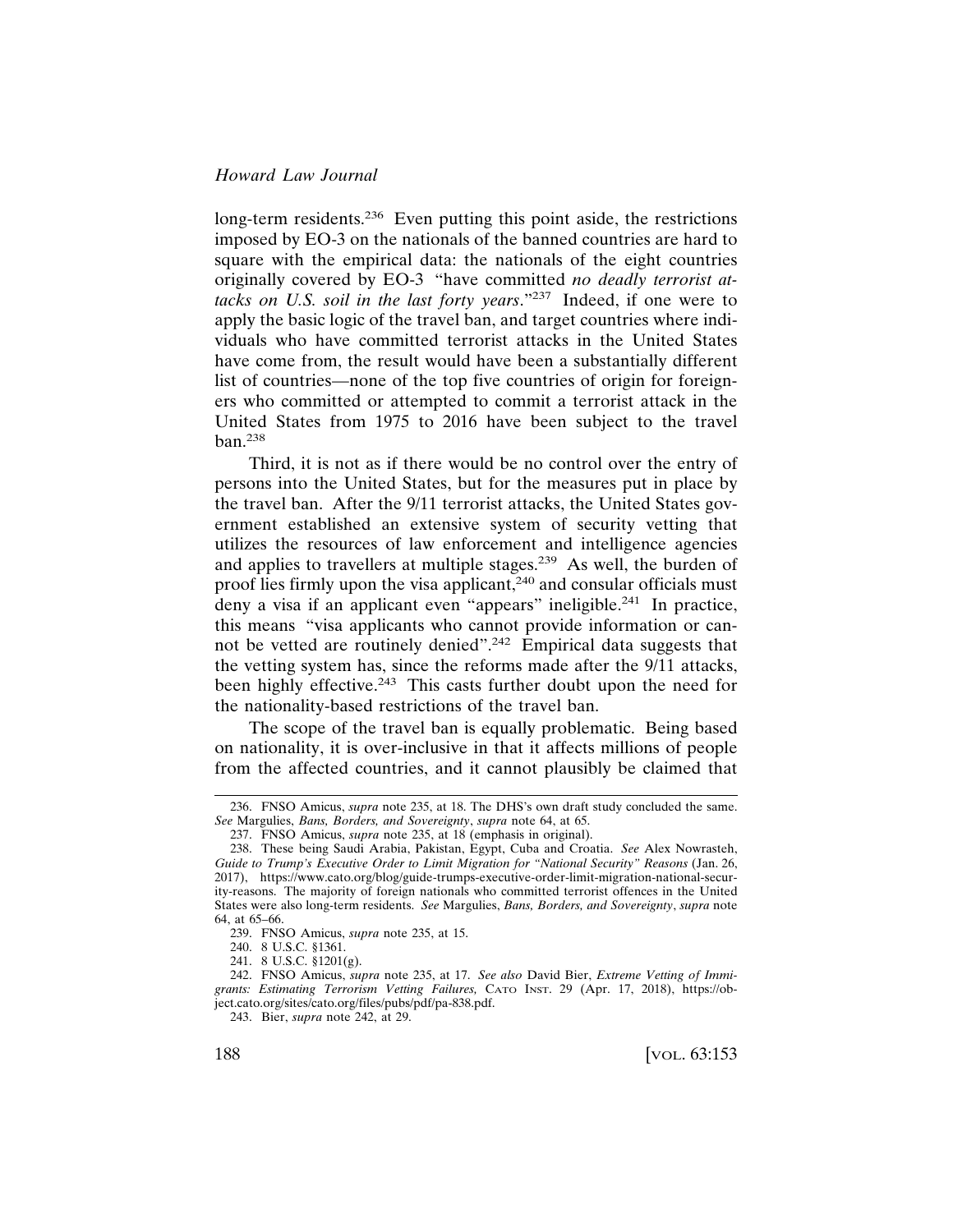long-term residents.[236] Even putting this point aside, the restrictions imposed by EO-3 on the nationals of the banned countries are hard to square with the empirical data: the nationals of the eight countries originally covered by EO-3 "have committed *no deadly terrorist attacks on U.S. soil in the last forty years*."[237] Indeed, if one were to apply the basic logic of the travel ban, and target countries where individuals who have committed terrorist attacks in the United States have come from, the result would have been a substantially different list of countries—none of the top five countries of origin for foreigners who committed or attempted to commit a terrorist attack in the United States from 1975 to 2016 have been subject to the travel ban.[238]

Third, it is not as if there would be no control over the entry of persons into the United States, but for the measures put in place by the travel ban. After the 9/11 terrorist attacks, the United States government established an extensive system of security vetting that utilizes the resources of law enforcement and intelligence agencies and applies to travellers at multiple stages.[239] As well, the burden of proof lies firmly upon the visa applicant,[240] and consular officials must deny a visa if an applicant even "appears" ineligible.[241] In practice, this means "visa applicants who cannot provide information or cannot be vetted are routinely denied".[242] Empirical data suggests that the vetting system has, since the reforms made after the 9/11 attacks, been highly effective.[243] This casts further doubt upon the need for the nationality-based restrictions of the travel ban.

The scope of the travel ban is equally problematic. Being based on nationality, it is over-inclusive in that it affects millions of people from the affected countries, and it cannot plausibly be claimed that

---

236. FNSO Amicus, *supra* note 235, at 18. The DHS's own draft study concluded the same. *See* Margulies, *Bans, Borders, and Sovereignty*, *supra* note 64, at 65.

237. FNSO Amicus, *supra* note 235, at 18 (emphasis in original).

238. These being Saudi Arabia, Pakistan, Egypt, Cuba and Croatia. *See* Alex Nowrasteh, *Guide to Trump's Executive Order to Limit Migration for "National Security" Reasons* (Jan. 26, 2017), https://www.cato.org/blog/guide-trumps-executive-order-limit-migration-national-security-reasons. The majority of foreign nationals who committed terrorist offences in the United States were also long-term residents. *See* Margulies, *Bans, Borders, and Sovereignty*, *supra* note 64, at 65–66.

239. FNSO Amicus, *supra* note 235, at 15.

240. 8 U.S.C. §1361.

241. 8 U.S.C. §1201(g).

242. FNSO Amicus, *supra* note 235, at 17. *See also* David Bier, *Extreme Vetting of Immigrants: Estimating Terrorism Vetting Failures,* CATO INST. 29 (Apr. 17, 2018), https://object.cato.org/sites/cato.org/files/pubs/pdf/pa-838.pdf.

243. Bier, *supra* note 242, at 29.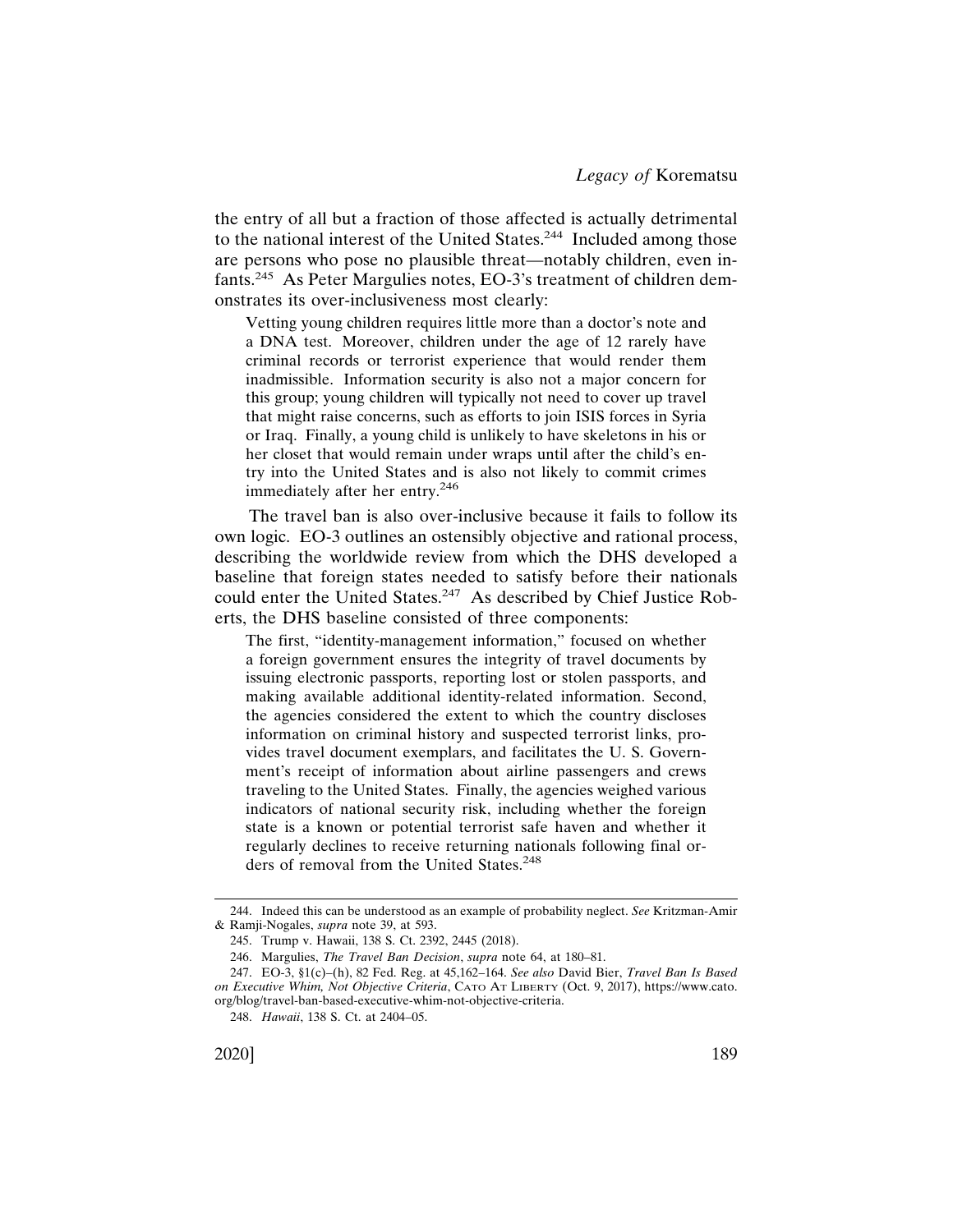the entry of all but a fraction of those affected is actually detrimental to the national interest of the United States.[244] Included among those are persons who pose no plausible threat—notably children, even infants.[245] As Peter Margulies notes, EO-3's treatment of children demonstrates its over-inclusiveness most clearly:

> Vetting young children requires little more than a doctor's note and a DNA test. Moreover, children under the age of 12 rarely have criminal records or terrorist experience that would render them inadmissible. Information security is also not a major concern for this group; young children will typically not need to cover up travel that might raise concerns, such as efforts to join ISIS forces in Syria or Iraq. Finally, a young child is unlikely to have skeletons in his or her closet that would remain under wraps until after the child's entry into the United States and is also not likely to commit crimes immediately after her entry.[246]

The travel ban is also over-inclusive because it fails to follow its own logic. EO-3 outlines an ostensibly objective and rational process, describing the worldwide review from which the DHS developed a baseline that foreign states needed to satisfy before their nationals could enter the United States.[247] As described by Chief Justice Roberts, the DHS baseline consisted of three components:

> The first, "identity-management information," focused on whether a foreign government ensures the integrity of travel documents by issuing electronic passports, reporting lost or stolen passports, and making available additional identity-related information. Second, the agencies considered the extent to which the country discloses information on criminal history and suspected terrorist links, provides travel document exemplars, and facilitates the U. S. Government's receipt of information about airline passengers and crews traveling to the United States. Finally, the agencies weighed various indicators of national security risk, including whether the foreign state is a known or potential terrorist safe haven and whether it regularly declines to receive returning nationals following final orders of removal from the United States.[248]

---

244. Indeed this can be understood as an example of probability neglect. *See* Kritzman-Amir & Ramji-Nogales, *supra* note 39, at 593.

245. Trump v. Hawaii, 138 S. Ct. 2392, 2445 (2018).

246. Margulies, *The Travel Ban Decision*, *supra* note 64, at 180–81.

247. EO-3, §1(c)–(h), 82 Fed. Reg. at 45,162–164. *See also* David Bier, *Travel Ban Is Based on Executive Whim, Not Objective Criteria*, CATO AT LIBERTY (Oct. 9, 2017), https://www.cato.org/blog/travel-ban-based-executive-whim-not-objective-criteria.

248. *Hawaii*, 138 S. Ct. at 2404–05.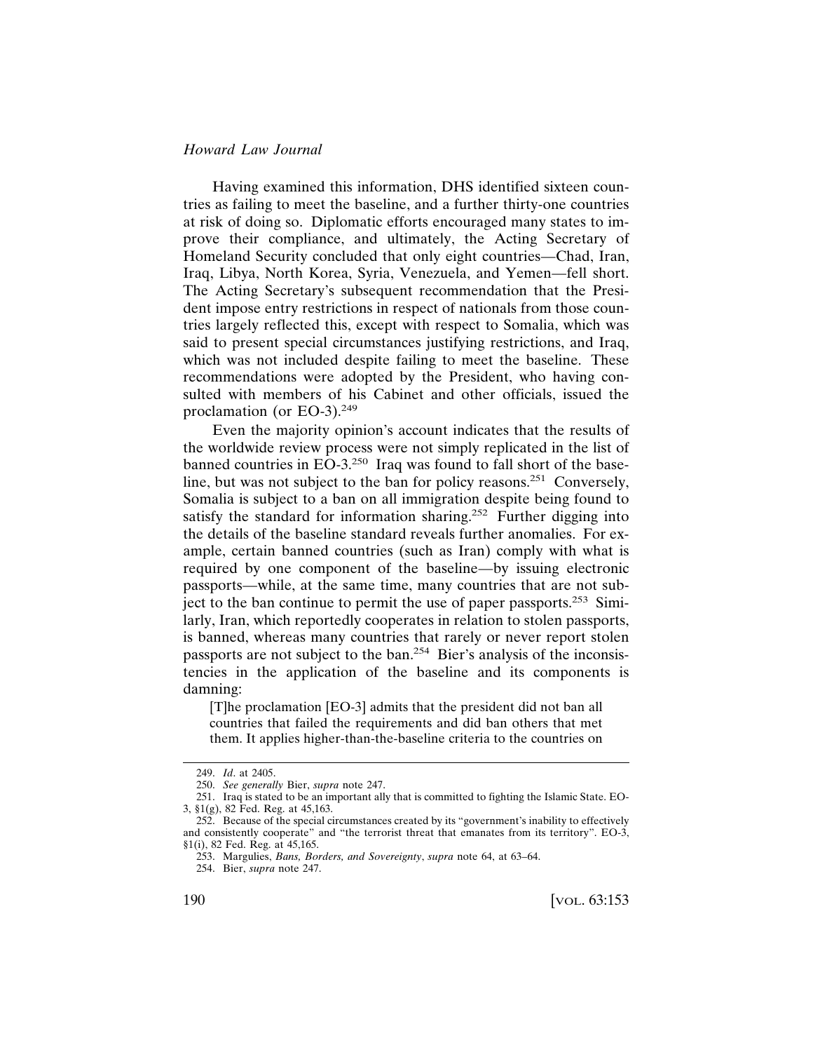Having examined this information, DHS identified sixteen countries as failing to meet the baseline, and a further thirty-one countries at risk of doing so. Diplomatic efforts encouraged many states to improve their compliance, and ultimately, the Acting Secretary of Homeland Security concluded that only eight countries—Chad, Iran, Iraq, Libya, North Korea, Syria, Venezuela, and Yemen—fell short. The Acting Secretary's subsequent recommendation that the President impose entry restrictions in respect of nationals from those countries largely reflected this, except with respect to Somalia, which was said to present special circumstances justifying restrictions, and Iraq, which was not included despite failing to meet the baseline. These recommendations were adopted by the President, who having consulted with members of his Cabinet and other officials, issued the proclamation (or EO-3).[249]

Even the majority opinion's account indicates that the results of the worldwide review process were not simply replicated in the list of banned countries in EO-3.[250] Iraq was found to fall short of the baseline, but was not subject to the ban for policy reasons.[251] Conversely, Somalia is subject to a ban on all immigration despite being found to satisfy the standard for information sharing.[252] Further digging into the details of the baseline standard reveals further anomalies. For example, certain banned countries (such as Iran) comply with what is required by one component of the baseline—by issuing electronic passports—while, at the same time, many countries that are not subject to the ban continue to permit the use of paper passports.[253] Similarly, Iran, which reportedly cooperates in relation to stolen passports, is banned, whereas many countries that rarely or never report stolen passports are not subject to the ban.[254] Bier's analysis of the inconsistencies in the application of the baseline and its components is damning:

> [T]he proclamation [EO-3] admits that the president did not ban all countries that failed the requirements and did ban others that met them. It applies higher-than-the-baseline criteria to the countries on

---

249. *Id*. at 2405.

250. *See generally* Bier, *supra* note 247.

251. Iraq is stated to be an important ally that is committed to fighting the Islamic State. EO-3, §1(g), 82 Fed. Reg. at 45,163.

252. Because of the special circumstances created by its "government's inability to effectively and consistently cooperate" and "the terrorist threat that emanates from its territory". EO-3, §1(i), 82 Fed. Reg. at 45,165.

253. Margulies, *Bans, Borders, and Sovereignty*, *supra* note 64, at 63–64.

254. Bier, *supra* note 247.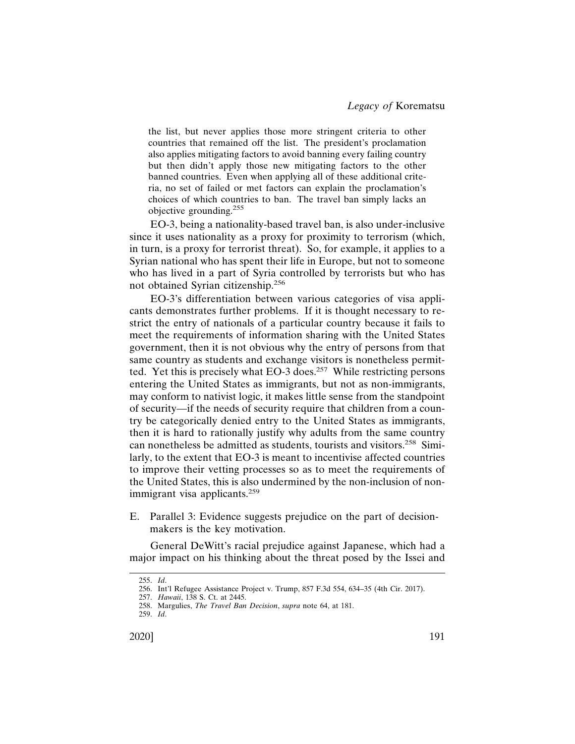the list, but never applies those more stringent criteria to other countries that remained off the list. The president's proclamation also applies mitigating factors to avoid banning every failing country but then didn't apply those new mitigating factors to the other banned countries. Even when applying all of these additional criteria, no set of failed or met factors can explain the proclamation's choices of which countries to ban. The travel ban simply lacks an objective grounding.[255]

EO-3, being a nationality-based travel ban, is also under-inclusive since it uses nationality as a proxy for proximity to terrorism (which, in turn, is a proxy for terrorist threat). So, for example, it applies to a Syrian national who has spent their life in Europe, but not to someone who has lived in a part of Syria controlled by terrorists but who has not obtained Syrian citizenship.[256]

EO-3's differentiation between various categories of visa applicants demonstrates further problems. If it is thought necessary to restrict the entry of nationals of a particular country because it fails to meet the requirements of information sharing with the United States government, then it is not obvious why the entry of persons from that same country as students and exchange visitors is nonetheless permitted. Yet this is precisely what EO-3 does.[257] While restricting persons entering the United States as immigrants, but not as non-immigrants, may conform to nativist logic, it makes little sense from the standpoint of security—if the needs of security require that children from a country be categorically denied entry to the United States as immigrants, then it is hard to rationally justify why adults from the same country can nonetheless be admitted as students, tourists and visitors.[258] Similarly, to the extent that EO-3 is meant to incentivise affected countries to improve their vetting processes so as to meet the requirements of the United States, this is also undermined by the non-inclusion of non-immigrant visa applicants.[259]

### E. Parallel 3: Evidence suggests prejudice on the part of decision-makers is the key motivation.

General DeWitt's racial prejudice against Japanese, which had a major impact on his thinking about the threat posed by the Issei and

---

255. *Id*.
256. Int'l Refugee Assistance Project v. Trump, 857 F.3d 554, 634–35 (4th Cir. 2017).
257. *Hawaii*, 138 S. Ct. at 2445.
258. Margulies, *The Travel Ban Decision*, *supra* note 64, at 181.
259. *Id*.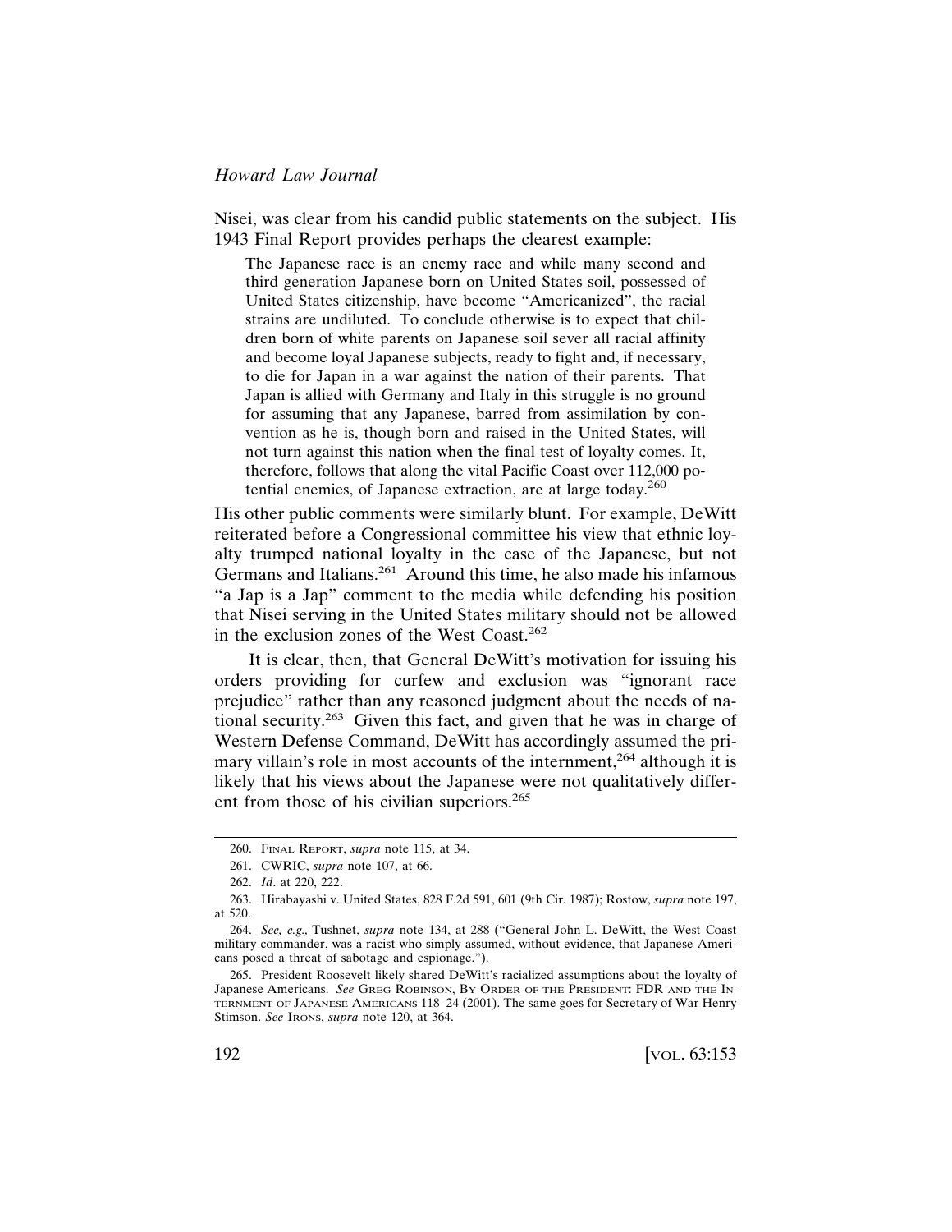Nisei, was clear from his candid public statements on the subject. His 1943 Final Report provides perhaps the clearest example:

> The Japanese race is an enemy race and while many second and third generation Japanese born on United States soil, possessed of United States citizenship, have become "Americanized", the racial strains are undiluted. To conclude otherwise is to expect that children born of white parents on Japanese soil sever all racial affinity and become loyal Japanese subjects, ready to fight and, if necessary, to die for Japan in a war against the nation of their parents. That Japan is allied with Germany and Italy in this struggle is no ground for assuming that any Japanese, barred from assimilation by convention as he is, though born and raised in the United States, will not turn against this nation when the final test of loyalty comes. It, therefore, follows that along the vital Pacific Coast over 112,000 potential enemies, of Japanese extraction, are at large today.[260]

His other public comments were similarly blunt. For example, DeWitt reiterated before a Congressional committee his view that ethnic loyalty trumped national loyalty in the case of the Japanese, but not Germans and Italians.[261] Around this time, he also made his infamous "a Jap is a Jap" comment to the media while defending his position that Nisei serving in the United States military should not be allowed in the exclusion zones of the West Coast.[262]

It is clear, then, that General DeWitt's motivation for issuing his orders providing for curfew and exclusion was "ignorant race prejudice" rather than any reasoned judgment about the needs of national security.[263] Given this fact, and given that he was in charge of Western Defense Command, DeWitt has accordingly assumed the primary villain's role in most accounts of the internment,[264] although it is likely that his views about the Japanese were not qualitatively different from those of his civilian superiors.[265]

---

260. FINAL REPORT, *supra* note 115, at 34.

261. CWRIC, *supra* note 107, at 66.

262. *Id*. at 220, 222.

263. Hirabayashi v. United States, 828 F.2d 591, 601 (9th Cir. 1987); Rostow, *supra* note 197, at 520.

264. *See, e.g.,* Tushnet, *supra* note 134, at 288 ("General John L. DeWitt, the West Coast military commander, was a racist who simply assumed, without evidence, that Japanese Americans posed a threat of sabotage and espionage.").

265. President Roosevelt likely shared DeWitt's racialized assumptions about the loyalty of Japanese Americans. *See* GREG ROBINSON, BY ORDER OF THE PRESIDENT: FDR AND THE INTERNMENT OF JAPANESE AMERICANS 118–24 (2001). The same goes for Secretary of War Henry Stimson. *See* IRONS, *supra* note 120, at 364.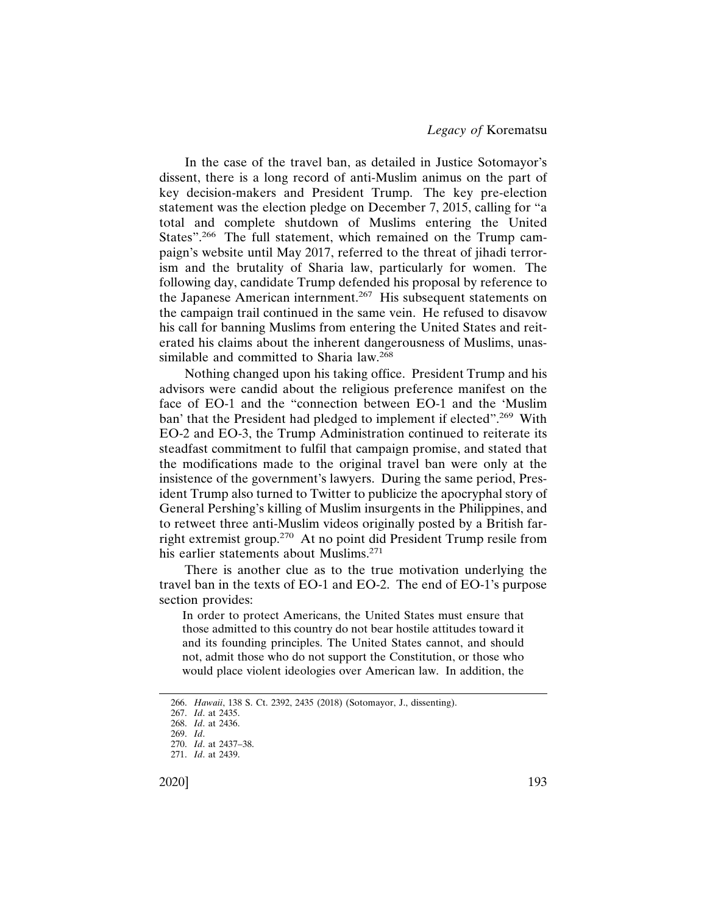In the case of the travel ban, as detailed in Justice Sotomayor's dissent, there is a long record of anti-Muslim animus on the part of key decision-makers and President Trump. The key pre-election statement was the election pledge on December 7, 2015, calling for "a total and complete shutdown of Muslims entering the United States".[266] The full statement, which remained on the Trump campaign's website until May 2017, referred to the threat of jihadi terrorism and the brutality of Sharia law, particularly for women. The following day, candidate Trump defended his proposal by reference to the Japanese American internment.[267] His subsequent statements on the campaign trail continued in the same vein. He refused to disavow his call for banning Muslims from entering the United States and reiterated his claims about the inherent dangerousness of Muslims, unassimilable and committed to Sharia law.[268]

Nothing changed upon his taking office. President Trump and his advisors were candid about the religious preference manifest on the face of EO-1 and the "connection between EO-1 and the 'Muslim ban' that the President had pledged to implement if elected".[269] With EO-2 and EO-3, the Trump Administration continued to reiterate its steadfast commitment to fulfil that campaign promise, and stated that the modifications made to the original travel ban were only at the insistence of the government's lawyers. During the same period, President Trump also turned to Twitter to publicize the apocryphal story of General Pershing's killing of Muslim insurgents in the Philippines, and to retweet three anti-Muslim videos originally posted by a British far-right extremist group.[270] At no point did President Trump resile from his earlier statements about Muslims.[271]

There is another clue as to the true motivation underlying the travel ban in the texts of EO-1 and EO-2. The end of EO-1's purpose section provides:

> In order to protect Americans, the United States must ensure that those admitted to this country do not bear hostile attitudes toward it and its founding principles. The United States cannot, and should not, admit those who do not support the Constitution, or those who would place violent ideologies over American law. In addition, the

---

266. *Hawaii*, 138 S. Ct. 2392, 2435 (2018) (Sotomayor, J., dissenting).

267. *Id*. at 2435.

268. *Id*. at 2436.

269. *Id*.

270. *Id*. at 2437–38.

271. *Id*. at 2439.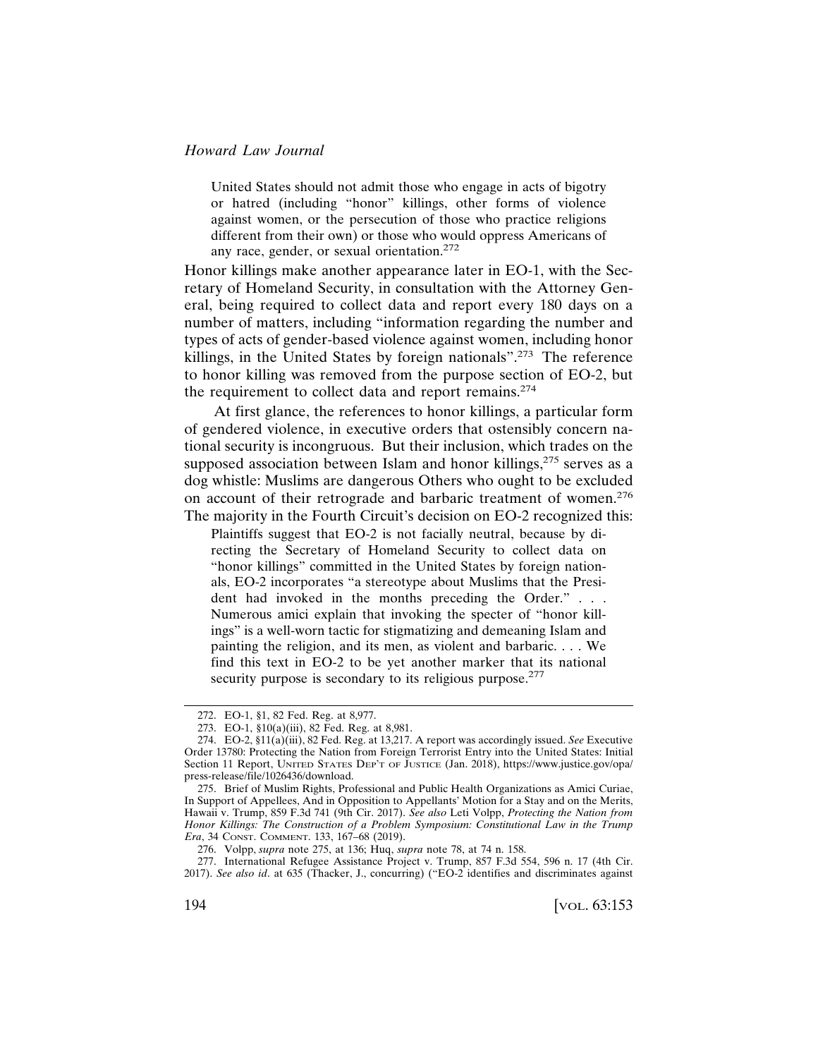> United States should not admit those who engage in acts of bigotry or hatred (including "honor" killings, other forms of violence against women, or the persecution of those who practice religions different from their own) or those who would oppress Americans of any race, gender, or sexual orientation.[272]

Honor killings make another appearance later in EO-1, with the Secretary of Homeland Security, in consultation with the Attorney General, being required to collect data and report every 180 days on a number of matters, including "information regarding the number and types of acts of gender-based violence against women, including honor killings, in the United States by foreign nationals".[273] The reference to honor killing was removed from the purpose section of EO-2, but the requirement to collect data and report remains.[274]

At first glance, the references to honor killings, a particular form of gendered violence, in executive orders that ostensibly concern national security is incongruous. But their inclusion, which trades on the supposed association between Islam and honor killings,[275] serves as a dog whistle: Muslims are dangerous Others who ought to be excluded on account of their retrograde and barbaric treatment of women.[276] The majority in the Fourth Circuit's decision on EO-2 recognized this:

> Plaintiffs suggest that EO-2 is not facially neutral, because by directing the Secretary of Homeland Security to collect data on "honor killings" committed in the United States by foreign nationals, EO-2 incorporates "a stereotype about Muslims that the President had invoked in the months preceding the Order." . . . Numerous amici explain that invoking the specter of "honor killings" is a well-worn tactic for stigmatizing and demeaning Islam and painting the religion, and its men, as violent and barbaric. . . . We find this text in EO-2 to be yet another marker that its national security purpose is secondary to its religious purpose.[277]

---

272. EO-1, §1, 82 Fed. Reg. at 8,977.

273. EO-1, §10(a)(iii), 82 Fed. Reg. at 8,981.

274. EO-2, §11(a)(iii), 82 Fed. Reg. at 13,217. A report was accordingly issued. *See* Executive Order 13780: Protecting the Nation from Foreign Terrorist Entry into the United States: Initial Section 11 Report, UNITED STATES DEP'T OF JUSTICE (Jan. 2018), https://www.justice.gov/opa/press-release/file/1026436/download.

275. Brief of Muslim Rights, Professional and Public Health Organizations as Amici Curiae, In Support of Appellees, And in Opposition to Appellants' Motion for a Stay and on the Merits, Hawaii v. Trump, 859 F.3d 741 (9th Cir. 2017). *See also* Leti Volpp, *Protecting the Nation from Honor Killings: The Construction of a Problem Symposium: Constitutional Law in the Trump Era*, 34 CONST. COMMENT. 133, 167–68 (2019).

276. Volpp, *supra* note 275, at 136; Huq, *supra* note 78, at 74 n. 158.

277. International Refugee Assistance Project v. Trump, 857 F.3d 554, 596 n. 17 (4th Cir. 2017). *See also id*. at 635 (Thacker, J., concurring) ("EO-2 identifies and discriminates against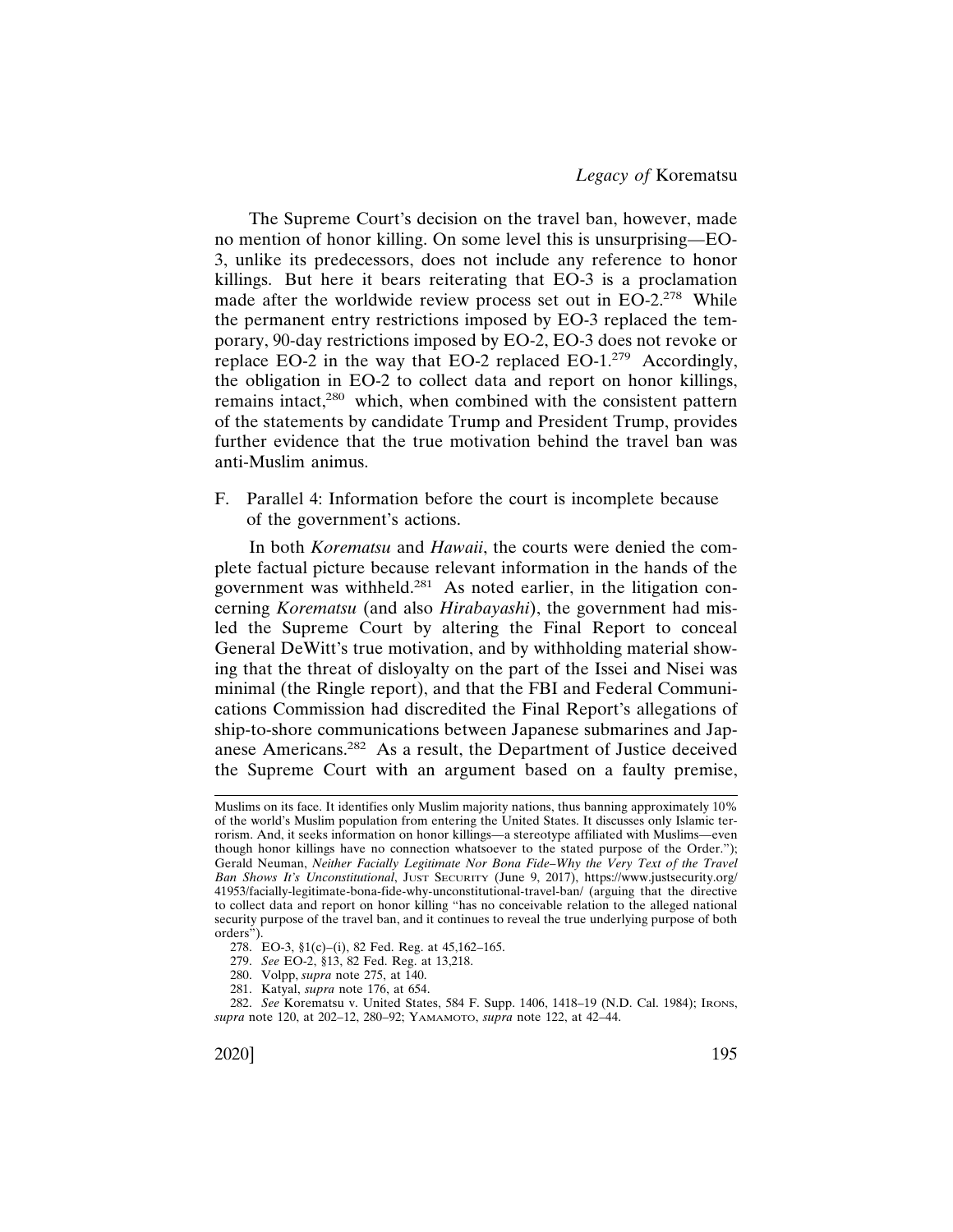The Supreme Court's decision on the travel ban, however, made no mention of honor killing. On some level this is unsurprising—EO-3, unlike its predecessors, does not include any reference to honor killings. But here it bears reiterating that EO-3 is a proclamation made after the worldwide review process set out in EO-2.[278] While the permanent entry restrictions imposed by EO-3 replaced the temporary, 90-day restrictions imposed by EO-2, EO-3 does not revoke or replace EO-2 in the way that EO-2 replaced EO-1.[279] Accordingly, the obligation in EO-2 to collect data and report on honor killings, remains intact,[280] which, when combined with the consistent pattern of the statements by candidate Trump and President Trump, provides further evidence that the true motivation behind the travel ban was anti-Muslim animus.

F. Parallel 4: Information before the court is incomplete because of the government's actions.

In both *Korematsu* and *Hawaii*, the courts were denied the complete factual picture because relevant information in the hands of the government was withheld.[281] As noted earlier, in the litigation concerning *Korematsu* (and also *Hirabayashi*), the government had misled the Supreme Court by altering the Final Report to conceal General DeWitt's true motivation, and by withholding material showing that the threat of disloyalty on the part of the Issei and Nisei was minimal (the Ringle report), and that the FBI and Federal Communications Commission had discredited the Final Report's allegations of ship-to-shore communications between Japanese submarines and Japanese Americans.[282] As a result, the Department of Justice deceived the Supreme Court with an argument based on a faulty premise,

---

Muslims on its face. It identifies only Muslim majority nations, thus banning approximately 10% of the world's Muslim population from entering the United States. It discusses only Islamic terrorism. And, it seeks information on honor killings—a stereotype affiliated with Muslims—even though honor killings have no connection whatsoever to the stated purpose of the Order."); Gerald Neuman, *Neither Facially Legitimate Nor Bona Fide–Why the Very Text of the Travel Ban Shows It's Unconstitutional*, JUST SECURITY (June 9, 2017), https://www.justsecurity.org/41953/facially-legitimate-bona-fide-why-unconstitutional-travel-ban/ (arguing that the directive to collect data and report on honor killing "has no conceivable relation to the alleged national security purpose of the travel ban, and it continues to reveal the true underlying purpose of both orders").

278. EO-3, §1(c)–(i), 82 Fed. Reg. at 45,162–165.

279. *See* EO-2, §13, 82 Fed. Reg. at 13,218.

280. Volpp, *supra* note 275, at 140.

281. Katyal, *supra* note 176, at 654.

282. *See* Korematsu v. United States, 584 F. Supp. 1406, 1418–19 (N.D. Cal. 1984); IRONS, *supra* note 120, at 202–12, 280–92; YAMAMOTO, *supra* note 122, at 42–44.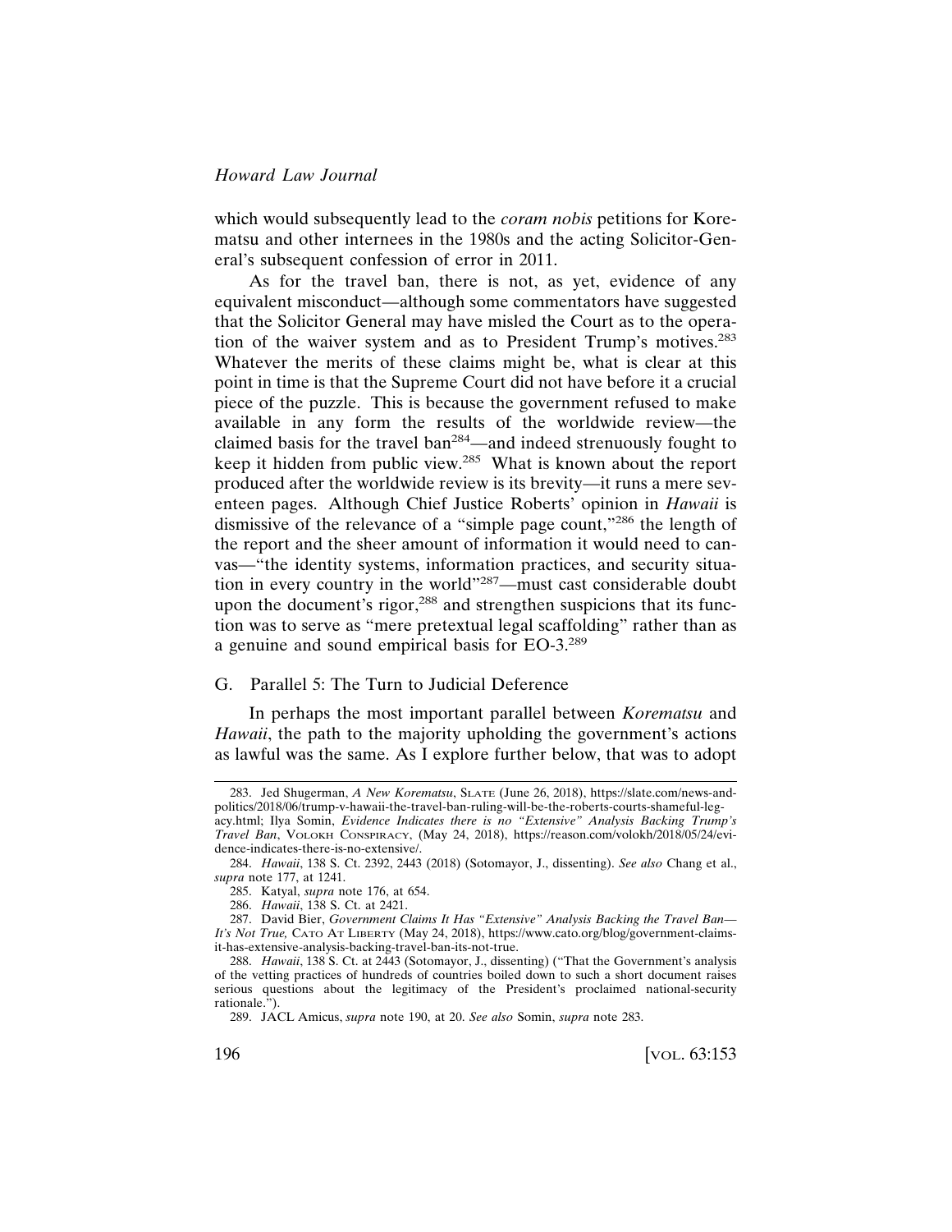which would subsequently lead to the *coram nobis* petitions for Korematsu and other internees in the 1980s and the acting Solicitor-General's subsequent confession of error in 2011.

As for the travel ban, there is not, as yet, evidence of any equivalent misconduct—although some commentators have suggested that the Solicitor General may have misled the Court as to the operation of the waiver system and as to President Trump's motives.[283] Whatever the merits of these claims might be, what is clear at this point in time is that the Supreme Court did not have before it a crucial piece of the puzzle. This is because the government refused to make available in any form the results of the worldwide review—the claimed basis for the travel ban[284]—and indeed strenuously fought to keep it hidden from public view.[285] What is known about the report produced after the worldwide review is its brevity—it runs a mere seventeen pages. Although Chief Justice Roberts' opinion in *Hawaii* is dismissive of the relevance of a "simple page count,"[286] the length of the report and the sheer amount of information it would need to canvas—"the identity systems, information practices, and security situation in every country in the world"[287]—must cast considerable doubt upon the document's rigor,[288] and strengthen suspicions that its function was to serve as "mere pretextual legal scaffolding" rather than as a genuine and sound empirical basis for EO-3.[289]

## G. Parallel 5: The Turn to Judicial Deference

In perhaps the most important parallel between *Korematsu* and *Hawaii*, the path to the majority upholding the government's actions as lawful was the same. As I explore further below, that was to adopt

---

283. Jed Shugerman, *A New Korematsu*, SLATE (June 26, 2018), https://slate.com/news-and-politics/2018/06/trump-v-hawaii-the-travel-ban-ruling-will-be-the-roberts-courts-shameful-legacy.html; Ilya Somin, *Evidence Indicates there is no "Extensive" Analysis Backing Trump's Travel Ban*, VOLOKH CONSPIRACY, (May 24, 2018), https://reason.com/volokh/2018/05/24/evidence-indicates-there-is-no-extensive/.

284. *Hawaii*, 138 S. Ct. 2392, 2443 (2018) (Sotomayor, J., dissenting). *See also* Chang et al., *supra* note 177, at 1241.

285. Katyal, *supra* note 176, at 654.

286. *Hawaii*, 138 S. Ct. at 2421.

287. David Bier, *Government Claims It Has "Extensive" Analysis Backing the Travel Ban—It's Not True,* CATO AT LIBERTY (May 24, 2018), https://www.cato.org/blog/government-claims-it-has-extensive-analysis-backing-travel-ban-its-not-true.

288. *Hawaii*, 138 S. Ct. at 2443 (Sotomayor, J., dissenting) ("That the Government's analysis of the vetting practices of hundreds of countries boiled down to such a short document raises serious questions about the legitimacy of the President's proclaimed national-security rationale.").

289. JACL Amicus, *supra* note 190, at 20. *See also* Somin, *supra* note 283.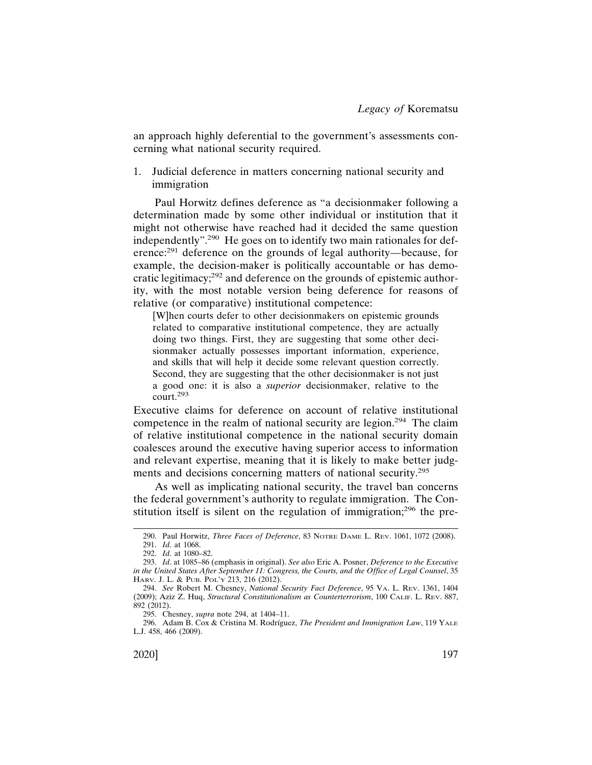an approach highly deferential to the government's assessments concerning what national security required.

1. Judicial deference in matters concerning national security and immigration

Paul Horwitz defines deference as "a decisionmaker following a determination made by some other individual or institution that it might not otherwise have reached had it decided the same question independently".[290] He goes on to identify two main rationales for deference:[291] deference on the grounds of legal authority—because, for example, the decision-maker is politically accountable or has democratic legitimacy;[292] and deference on the grounds of epistemic authority, with the most notable version being deference for reasons of relative (or comparative) institutional competence:

> [W]hen courts defer to other decisionmakers on epistemic grounds related to comparative institutional competence, they are actually doing two things. First, they are suggesting that some other decisionmaker actually possesses important information, experience, and skills that will help it decide some relevant question correctly. Second, they are suggesting that the other decisionmaker is not just a good one: it is also a *superior* decisionmaker, relative to the court.[293]

Executive claims for deference on account of relative institutional competence in the realm of national security are legion.[294] The claim of relative institutional competence in the national security domain coalesces around the executive having superior access to information and relevant expertise, meaning that it is likely to make better judgments and decisions concerning matters of national security.[295]

As well as implicating national security, the travel ban concerns the federal government's authority to regulate immigration. The Constitution itself is silent on the regulation of immigration;[296] the pre-

290. Paul Horwitz, *Three Faces of Deference*, 83 Notre Dame L. Rev. 1061, 1072 (2008).

291. *Id*. at 1068.

292. *Id*. at 1080–82.

293. *Id*. at 1085–86 (emphasis in original). *See also* Eric A. Posner, *Deference to the Executive in the United States After September 11: Congress, the Courts, and the Office of Legal Counsel*, 35 Harv. J. L. & Pub. Pol'y 213, 216 (2012).

294. *See* Robert M. Chesney, *National Security Fact Deference*, 95 Va. L. Rev. 1361, 1404 (2009); Aziz Z. Huq, *Structural Constitutionalism as Counterterrorism*, 100 Calif. L. Rev. 887, 892 (2012).

295. Chesney, *supra* note 294, at 1404–11.

296. Adam B. Cox & Cristina M. Rodríguez, *The President and Immigration Law*, 119 Yale L.J. 458, 466 (2009).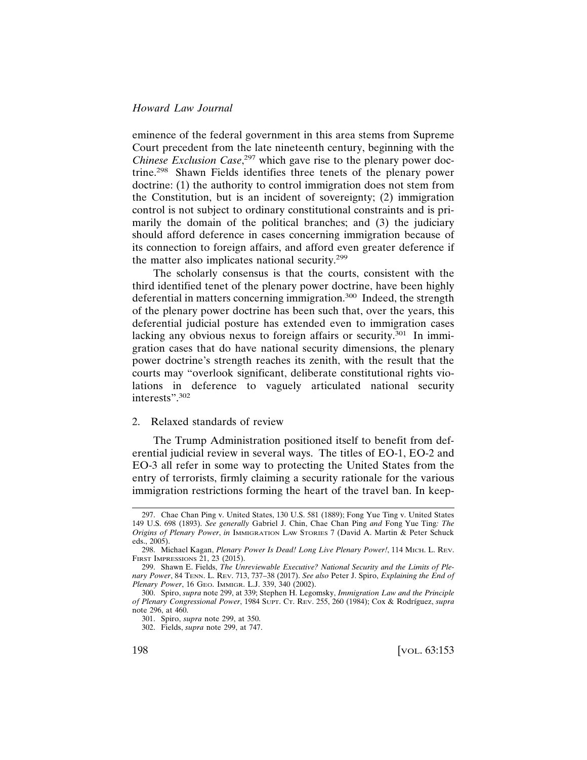eminence of the federal government in this area stems from Supreme Court precedent from the late nineteenth century, beginning with the *Chinese Exclusion Case*,[297] which gave rise to the plenary power doctrine.[298] Shawn Fields identifies three tenets of the plenary power doctrine: (1) the authority to control immigration does not stem from the Constitution, but is an incident of sovereignty; (2) immigration control is not subject to ordinary constitutional constraints and is primarily the domain of the political branches; and (3) the judiciary should afford deference in cases concerning immigration because of its connection to foreign affairs, and afford even greater deference if the matter also implicates national security.[299]

The scholarly consensus is that the courts, consistent with the third identified tenet of the plenary power doctrine, have been highly deferential in matters concerning immigration.[300] Indeed, the strength of the plenary power doctrine has been such that, over the years, this deferential judicial posture has extended even to immigration cases lacking any obvious nexus to foreign affairs or security.[301] In immigration cases that do have national security dimensions, the plenary power doctrine's strength reaches its zenith, with the result that the courts may "overlook significant, deliberate constitutional rights violations in deference to vaguely articulated national security interests".[302]

2. Relaxed standards of review

The Trump Administration positioned itself to benefit from deferential judicial review in several ways. The titles of EO-1, EO-2 and EO-3 all refer in some way to protecting the United States from the entry of terrorists, firmly claiming a security rationale for the various immigration restrictions forming the heart of the travel ban. In keep-

---

297. Chae Chan Ping v. United States, 130 U.S. 581 (1889); Fong Yue Ting v. United States 149 U.S. 698 (1893). *See generally* Gabriel J. Chin, *Chae Chan Ping and Fong Yue Ting: The Origins of Plenary Power*, *in* IMMIGRATION LAW STORIES 7 (David A. Martin & Peter Schuck eds., 2005).

298. Michael Kagan, *Plenary Power Is Dead! Long Live Plenary Power!*, 114 MICH. L. REV. FIRST IMPRESSIONS 21, 23 (2015).

299. Shawn E. Fields, *The Unreviewable Executive? National Security and the Limits of Plenary Power*, 84 TENN. L. REV. 713, 737–38 (2017). *See also* Peter J. Spiro, *Explaining the End of Plenary Power*, 16 GEO. IMMIGR. L.J. 339, 340 (2002).

300. Spiro, *supra* note 299, at 339; Stephen H. Legomsky, *Immigration Law and the Principle of Plenary Congressional Power*, 1984 SUPT. CT. REV. 255, 260 (1984); Cox & Rodríguez, *supra* note 296, at 460.

301. Spiro, *supra* note 299, at 350.

302. Fields, *supra* note 299, at 747.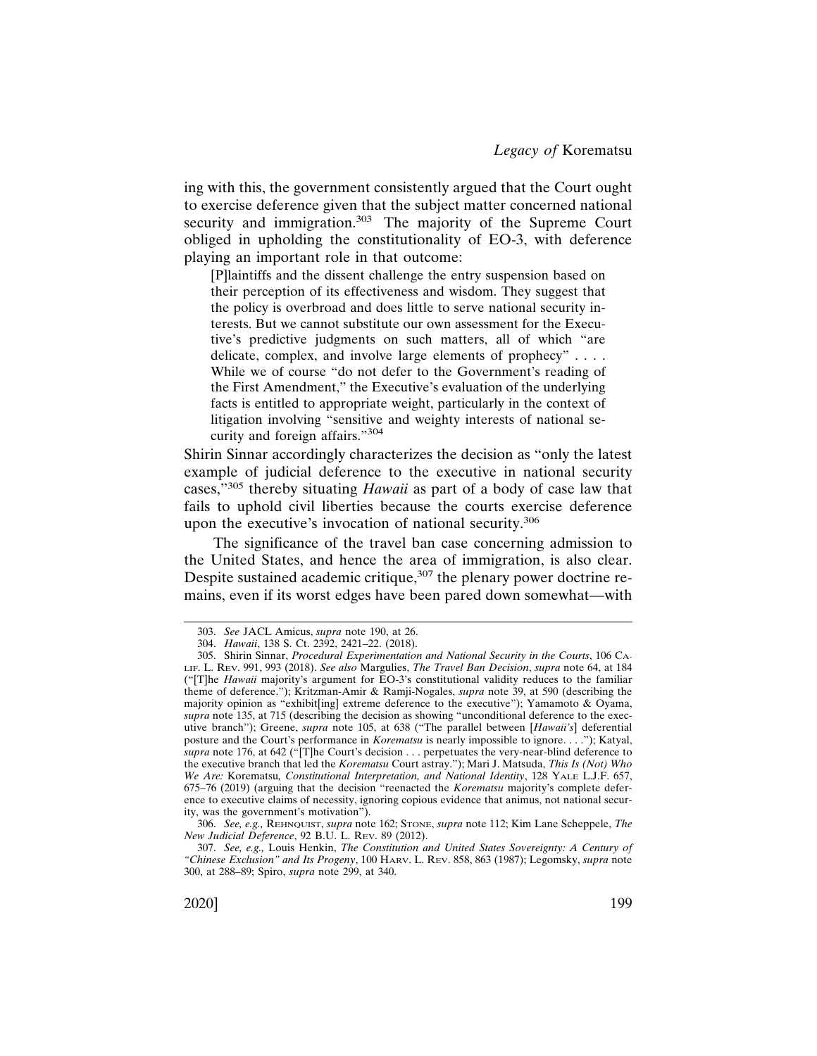ing with this, the government consistently argued that the Court ought to exercise deference given that the subject matter concerned national security and immigration.[303] The majority of the Supreme Court obliged in upholding the constitutionality of EO-3, with deference playing an important role in that outcome:

> [P]laintiffs and the dissent challenge the entry suspension based on their perception of its effectiveness and wisdom. They suggest that the policy is overbroad and does little to serve national security interests. But we cannot substitute our own assessment for the Executive's predictive judgments on such matters, all of which "are delicate, complex, and involve large elements of prophecy" . . . . While we of course "do not defer to the Government's reading of the First Amendment," the Executive's evaluation of the underlying facts is entitled to appropriate weight, particularly in the context of litigation involving "sensitive and weighty interests of national security and foreign affairs."[304]

Shirin Sinnar accordingly characterizes the decision as "only the latest example of judicial deference to the executive in national security cases,"[305] thereby situating *Hawaii* as part of a body of case law that fails to uphold civil liberties because the courts exercise deference upon the executive's invocation of national security.[306]

The significance of the travel ban case concerning admission to the United States, and hence the area of immigration, is also clear. Despite sustained academic critique,[307] the plenary power doctrine remains, even if its worst edges have been pared down somewhat—with

---

303. *See* JACL Amicus, *supra* note 190, at 26.

304. *Hawaii*, 138 S. Ct. 2392, 2421–22. (2018).

305. Shirin Sinnar, *Procedural Experimentation and National Security in the Courts*, 106 CALIF. L. REV. 991, 993 (2018). *See also* Margulies, *The Travel Ban Decision*, *supra* note 64, at 184 ("[T]he *Hawaii* majority's argument for EO-3's constitutional validity reduces to the familiar theme of deference."); Kritzman-Amir & Ramji-Nogales, *supra* note 39, at 590 (describing the majority opinion as "exhibit[ing] extreme deference to the executive"); Yamamoto & Oyama, *supra* note 135, at 715 (describing the decision as showing "unconditional deference to the executive branch"); Greene, *supra* note 105, at 638 ("The parallel between [*Hawaii's*] deferential posture and the Court's performance in *Korematsu* is nearly impossible to ignore. . . ."); Katyal, *supra* note 176, at 642 ("[T]he Court's decision . . . perpetuates the very-near-blind deference to the executive branch that led the *Korematsu* Court astray."); Mari J. Matsuda, *This Is (Not) Who We Are:* Korematsu*, Constitutional Interpretation, and National Identity*, 128 YALE L.J.F. 657, 675–76 (2019) (arguing that the decision "reenacted the *Korematsu* majority's complete deference to executive claims of necessity, ignoring copious evidence that animus, not national security, was the government's motivation").

306. *See, e.g.,* REHNQUIST, *supra* note 162; STONE, *supra* note 112; Kim Lane Scheppele, *The New Judicial Deference*, 92 B.U. L. REV. 89 (2012).

307. *See, e.g.,* Louis Henkin, *The Constitution and United States Sovereignty: A Century of "Chinese Exclusion" and Its Progeny*, 100 HARV. L. REV. 858, 863 (1987); Legomsky, *supra* note 300, at 288–89; Spiro, *supra* note 299, at 340.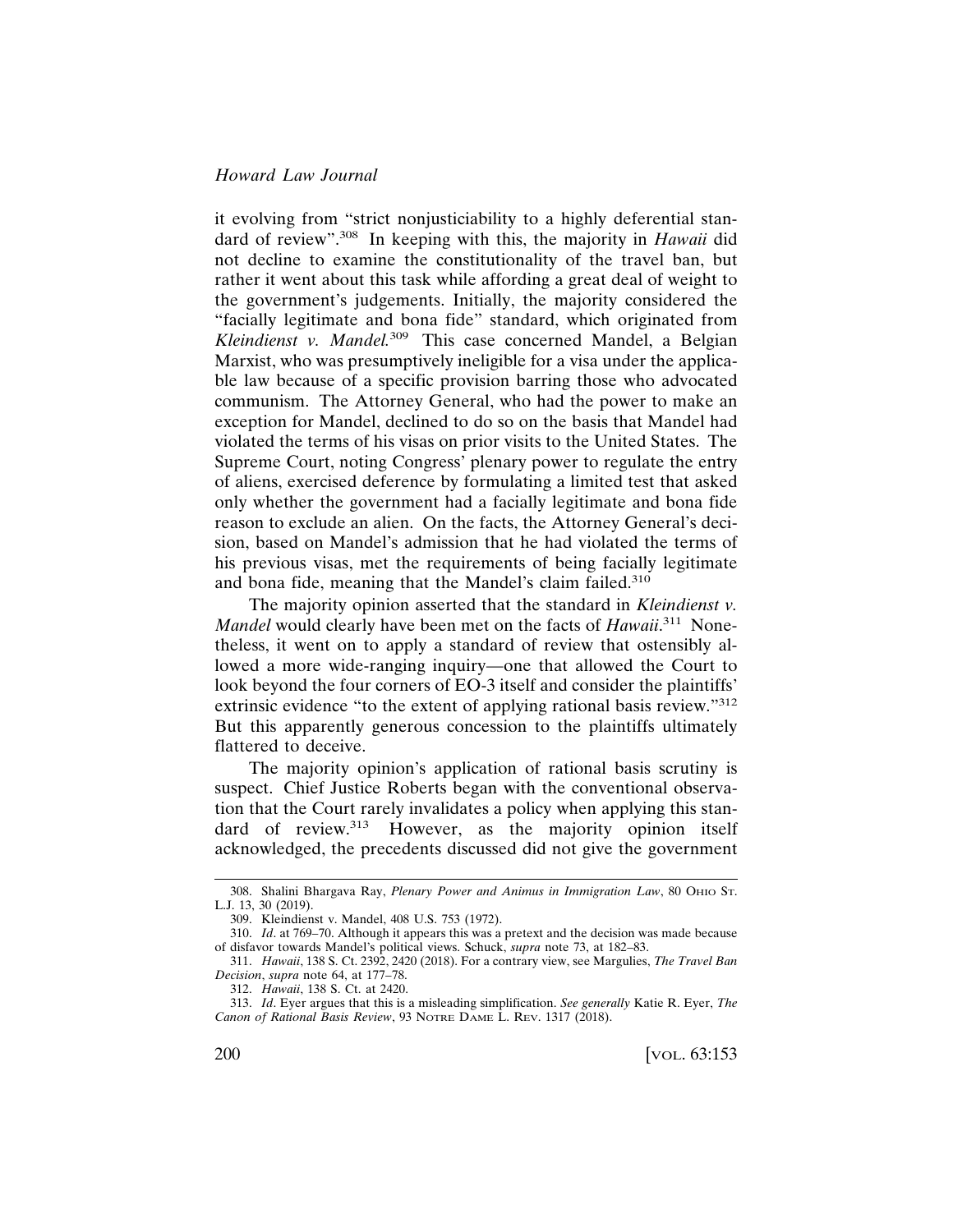it evolving from "strict nonjusticiability to a highly deferential standard of review".[308] In keeping with this, the majority in *Hawaii* did not decline to examine the constitutionality of the travel ban, but rather it went about this task while affording a great deal of weight to the government's judgements. Initially, the majority considered the "facially legitimate and bona fide" standard, which originated from *Kleindienst v. Mandel.*[309] This case concerned Mandel, a Belgian Marxist, who was presumptively ineligible for a visa under the applicable law because of a specific provision barring those who advocated communism. The Attorney General, who had the power to make an exception for Mandel, declined to do so on the basis that Mandel had violated the terms of his visas on prior visits to the United States. The Supreme Court, noting Congress' plenary power to regulate the entry of aliens, exercised deference by formulating a limited test that asked only whether the government had a facially legitimate and bona fide reason to exclude an alien. On the facts, the Attorney General's decision, based on Mandel's admission that he had violated the terms of his previous visas, met the requirements of being facially legitimate and bona fide, meaning that the Mandel's claim failed.[310]

The majority opinion asserted that the standard in *Kleindienst v. Mandel* would clearly have been met on the facts of *Hawaii*.[311] Nonetheless, it went on to apply a standard of review that ostensibly allowed a more wide-ranging inquiry—one that allowed the Court to look beyond the four corners of EO-3 itself and consider the plaintiffs' extrinsic evidence "to the extent of applying rational basis review."[312] But this apparently generous concession to the plaintiffs ultimately flattered to deceive.

The majority opinion's application of rational basis scrutiny is suspect. Chief Justice Roberts began with the conventional observation that the Court rarely invalidates a policy when applying this standard of review.[313] However, as the majority opinion itself acknowledged, the precedents discussed did not give the government

---

308. Shalini Bhargava Ray, *Plenary Power and Animus in Immigration Law*, 80 OHIO ST. L.J. 13, 30 (2019).

309. Kleindienst v. Mandel, 408 U.S. 753 (1972).

310. *Id*. at 769–70. Although it appears this was a pretext and the decision was made because of disfavor towards Mandel's political views. Schuck, *supra* note 73, at 182–83.

311. *Hawaii*, 138 S. Ct. 2392, 2420 (2018). For a contrary view, see Margulies, *The Travel Ban Decision*, *supra* note 64, at 177–78.

312. *Hawaii*, 138 S. Ct. at 2420.

313. *Id*. Eyer argues that this is a misleading simplification. *See generally* Katie R. Eyer, *The Canon of Rational Basis Review*, 93 NOTRE DAME L. REV. 1317 (2018).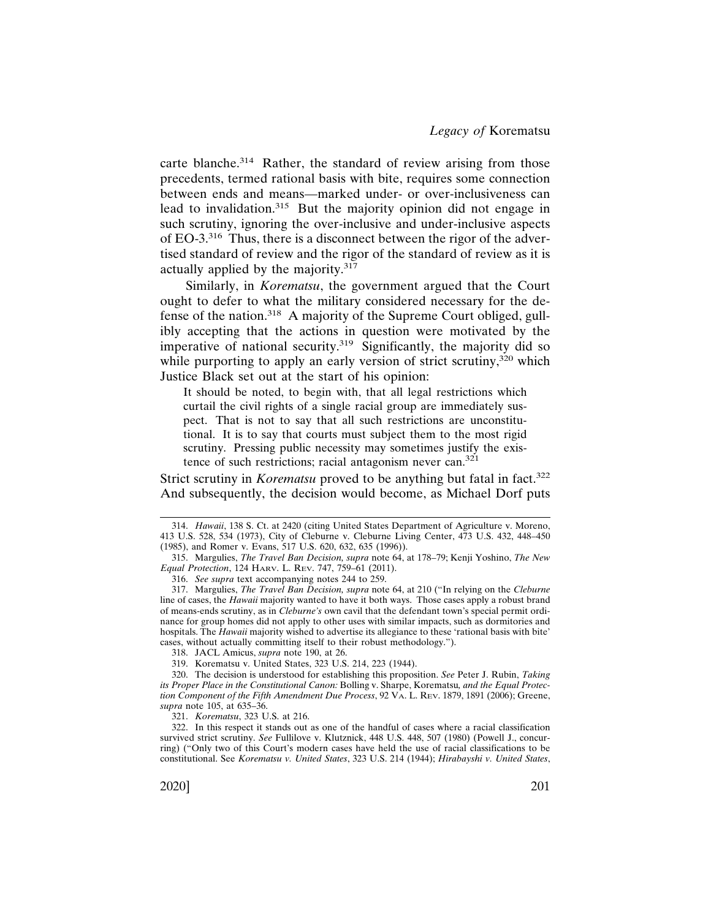carte blanche.[314] Rather, the standard of review arising from those precedents, termed rational basis with bite, requires some connection between ends and means—marked under- or over-inclusiveness can lead to invalidation.[315] But the majority opinion did not engage in such scrutiny, ignoring the over-inclusive and under-inclusive aspects of EO-3.[316] Thus, there is a disconnect between the rigor of the advertised standard of review and the rigor of the standard of review as it is actually applied by the majority.[317]

Similarly, in *Korematsu*, the government argued that the Court ought to defer to what the military considered necessary for the defense of the nation.[318] A majority of the Supreme Court obliged, gullibly accepting that the actions in question were motivated by the imperative of national security.[319] Significantly, the majority did so while purporting to apply an early version of strict scrutiny,[320] which Justice Black set out at the start of his opinion:

> It should be noted, to begin with, that all legal restrictions which curtail the civil rights of a single racial group are immediately suspect. That is not to say that all such restrictions are unconstitutional. It is to say that courts must subject them to the most rigid scrutiny. Pressing public necessity may sometimes justify the existence of such restrictions; racial antagonism never can.[321]

Strict scrutiny in *Korematsu* proved to be anything but fatal in fact.[322] And subsequently, the decision would become, as Michael Dorf puts

---

314. *Hawaii*, 138 S. Ct. at 2420 (citing United States Department of Agriculture v. Moreno, 413 U.S. 528, 534 (1973), City of Cleburne v. Cleburne Living Center, 473 U.S. 432, 448–450 (1985), and Romer v. Evans, 517 U.S. 620, 632, 635 (1996)).

315. Margulies, *The Travel Ban Decision, supra* note 64, at 178–79; Kenji Yoshino, *The New Equal Protection*, 124 Harv. L. Rev. 747, 759–61 (2011).

316. *See supra* text accompanying notes 244 to 259.

317. Margulies, *The Travel Ban Decision, supra* note 64, at 210 ("In relying on the *Cleburne* line of cases, the *Hawaii* majority wanted to have it both ways. Those cases apply a robust brand of means-ends scrutiny, as in *Cleburne's* own cavil that the defendant town's special permit ordinance for group homes did not apply to other uses with similar impacts, such as dormitories and hospitals. The *Hawaii* majority wished to advertise its allegiance to these 'rational basis with bite' cases, without actually committing itself to their robust methodology.").

318. JACL Amicus, *supra* note 190, at 26.

319. Korematsu v. United States, 323 U.S. 214, 223 (1944).

320. The decision is understood for establishing this proposition. *See* Peter J. Rubin, *Taking its Proper Place in the Constitutional Canon:* Bolling v. Sharpe, Korematsu, *and the Equal Protection Component of the Fifth Amendment Due Process*, 92 Va. L. Rev. 1879, 1891 (2006); Greene, *supra* note 105, at 635–36.

321. *Korematsu*, 323 U.S. at 216.

322. In this respect it stands out as one of the handful of cases where a racial classification survived strict scrutiny. *See* Fullilove v. Klutznick, 448 U.S. 448, 507 (1980) (Powell J., concurring) ("Only two of this Court's modern cases have held the use of racial classifications to be constitutional. See *Korematsu v. United States*, 323 U.S. 214 (1944); *Hirabayshi v. United States*,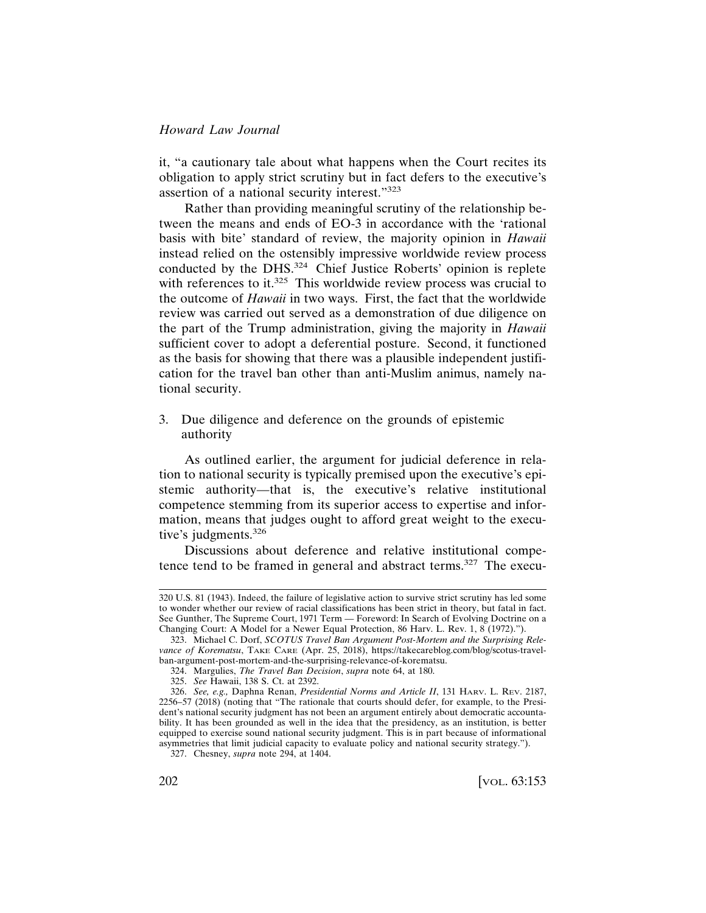it, "a cautionary tale about what happens when the Court recites its obligation to apply strict scrutiny but in fact defers to the executive's assertion of a national security interest."[323]

Rather than providing meaningful scrutiny of the relationship between the means and ends of EO-3 in accordance with the 'rational basis with bite' standard of review, the majority opinion in *Hawaii* instead relied on the ostensibly impressive worldwide review process conducted by the DHS.[324] Chief Justice Roberts' opinion is replete with references to it.[325] This worldwide review process was crucial to the outcome of *Hawaii* in two ways. First, the fact that the worldwide review was carried out served as a demonstration of due diligence on the part of the Trump administration, giving the majority in *Hawaii* sufficient cover to adopt a deferential posture. Second, it functioned as the basis for showing that there was a plausible independent justification for the travel ban other than anti-Muslim animus, namely national security.

### 3. Due diligence and deference on the grounds of epistemic authority

As outlined earlier, the argument for judicial deference in relation to national security is typically premised upon the executive's epistemic authority—that is, the executive's relative institutional competence stemming from its superior access to expertise and information, means that judges ought to afford great weight to the executive's judgments.[326]

Discussions about deference and relative institutional competence tend to be framed in general and abstract terms.[327] The execu-

---

320 U.S. 81 (1943). Indeed, the failure of legislative action to survive strict scrutiny has led some to wonder whether our review of racial classifications has been strict in theory, but fatal in fact. See Gunther, The Supreme Court, 1971 Term — Foreword: In Search of Evolving Doctrine on a Changing Court: A Model for a Newer Equal Protection, 86 Harv. L. Rev. 1, 8 (1972).").

323. Michael C. Dorf, *SCOTUS Travel Ban Argument Post-Mortem and the Surprising Relevance of Korematsu*, TAKE CARE (Apr. 25, 2018), https://takecareblog.com/blog/scotus-travel-ban-argument-post-mortem-and-the-surprising-relevance-of-korematsu.

324. Margulies, *The Travel Ban Decision*, *supra* note 64, at 180.

325. *See* Hawaii, 138 S. Ct. at 2392.

326. *See, e.g.,* Daphna Renan, *Presidential Norms and Article II*, 131 HARV. L. REV. 2187, 2256–57 (2018) (noting that "The rationale that courts should defer, for example, to the President's national security judgment has not been an argument entirely about democratic accountability. It has been grounded as well in the idea that the presidency, as an institution, is better equipped to exercise sound national security judgment. This is in part because of informational asymmetries that limit judicial capacity to evaluate policy and national security strategy.").

327. Chesney, *supra* note 294, at 1404.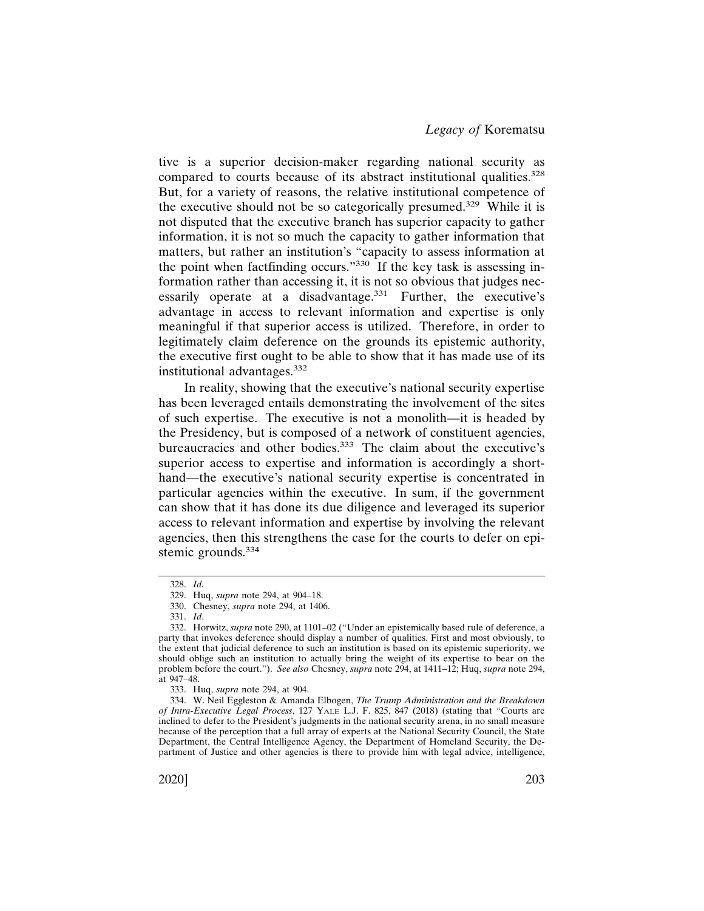tive is a superior decision-maker regarding national security as compared to courts because of its abstract institutional qualities.[328] But, for a variety of reasons, the relative institutional competence of the executive should not be so categorically presumed.[329] While it is not disputed that the executive branch has superior capacity to gather information, it is not so much the capacity to gather information that matters, but rather an institution's "capacity to assess information at the point when factfinding occurs."[330] If the key task is assessing information rather than accessing it, it is not so obvious that judges necessarily operate at a disadvantage.[331] Further, the executive's advantage in access to relevant information and expertise is only meaningful if that superior access is utilized. Therefore, in order to legitimately claim deference on the grounds its epistemic authority, the executive first ought to be able to show that it has made use of its institutional advantages.[332]

In reality, showing that the executive's national security expertise has been leveraged entails demonstrating the involvement of the sites of such expertise. The executive is not a monolith—it is headed by the Presidency, but is composed of a network of constituent agencies, bureaucracies and other bodies.[333] The claim about the executive's superior access to expertise and information is accordingly a shorthand—the executive's national security expertise is concentrated in particular agencies within the executive. In sum, if the government can show that it has done its due diligence and leveraged its superior access to relevant information and expertise by involving the relevant agencies, then this strengthens the case for the courts to defer on epistemic grounds.[334]

---

328. *Id.*

329. Huq, *supra* note 294, at 904–18.

330. Chesney, *supra* note 294, at 1406.

331. *Id*.

332. Horwitz, *supra* note 290, at 1101–02 ("Under an epistemically based rule of deference, a party that invokes deference should display a number of qualities. First and most obviously, to the extent that judicial deference to such an institution is based on its epistemic superiority, we should oblige such an institution to actually bring the weight of its expertise to bear on the problem before the court."). *See also* Chesney, *supra* note 294, at 1411–12; Huq, *supra* note 294, at 947–48.

333. Huq, *supra* note 294, at 904.

334. W. Neil Eggleston & Amanda Elbogen, *The Trump Administration and the Breakdown of Intra-Executive Legal Process*, 127 YALE L.J. F. 825, 847 (2018) (stating that "Courts are inclined to defer to the President's judgments in the national security arena, in no small measure because of the perception that a full array of experts at the National Security Council, the State Department, the Central Intelligence Agency, the Department of Homeland Security, the Department of Justice and other agencies is there to provide him with legal advice, intelligence,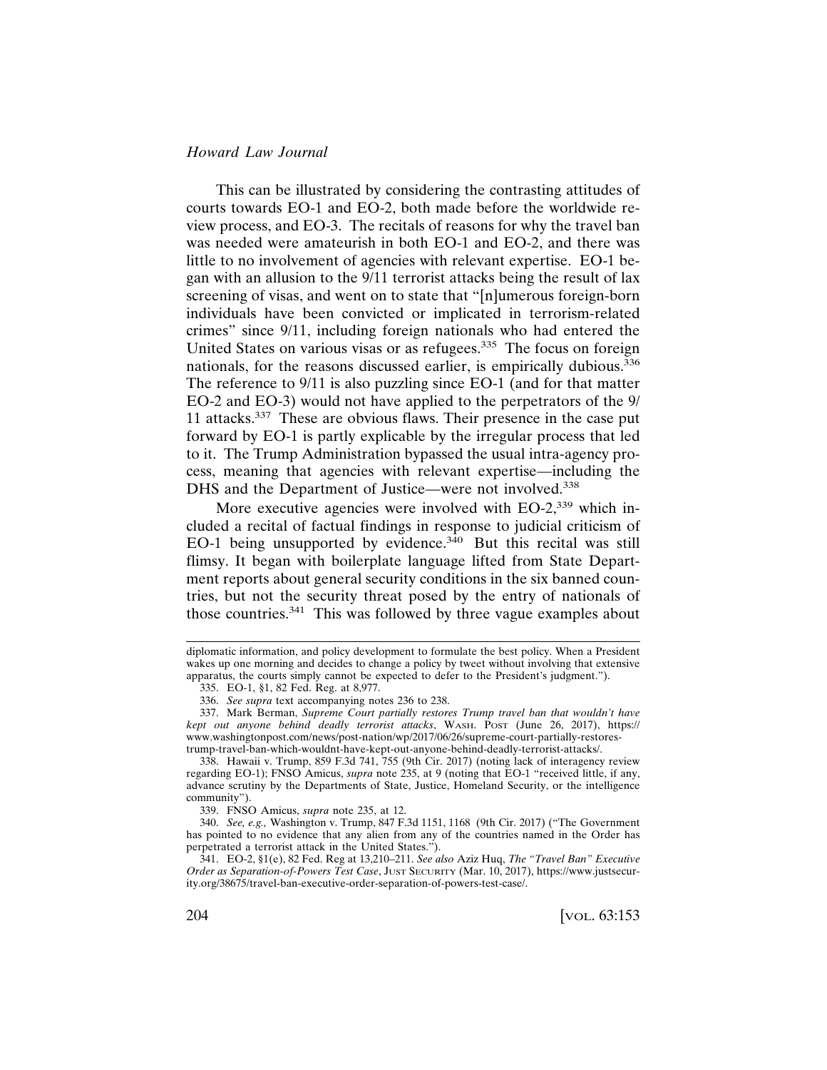This can be illustrated by considering the contrasting attitudes of courts towards EO-1 and EO-2, both made before the worldwide review process, and EO-3. The recitals of reasons for why the travel ban was needed were amateurish in both EO-1 and EO-2, and there was little to no involvement of agencies with relevant expertise. EO-1 began with an allusion to the 9/11 terrorist attacks being the result of lax screening of visas, and went on to state that "[n]umerous foreign-born individuals have been convicted or implicated in terrorism-related crimes" since 9/11, including foreign nationals who had entered the United States on various visas or as refugees.[335] The focus on foreign nationals, for the reasons discussed earlier, is empirically dubious.[336] The reference to 9/11 is also puzzling since EO-1 (and for that matter EO-2 and EO-3) would not have applied to the perpetrators of the 9/11 attacks.[337] These are obvious flaws. Their presence in the case put forward by EO-1 is partly explicable by the irregular process that led to it. The Trump Administration bypassed the usual intra-agency process, meaning that agencies with relevant expertise—including the DHS and the Department of Justice—were not involved.[338]

More executive agencies were involved with EO-2,[339] which included a recital of factual findings in response to judicial criticism of EO-1 being unsupported by evidence.[340] But this recital was still flimsy. It began with boilerplate language lifted from State Department reports about general security conditions in the six banned countries, but not the security threat posed by the entry of nationals of those countries.[341] This was followed by three vague examples about

---

diplomatic information, and policy development to formulate the best policy. When a President wakes up one morning and decides to change a policy by tweet without involving that extensive apparatus, the courts simply cannot be expected to defer to the President's judgment.").

335. EO-1, §1, 82 Fed. Reg. at 8,977.

336. *See supra* text accompanying notes 236 to 238.

337. Mark Berman, *Supreme Court partially restores Trump travel ban that wouldn't have kept out anyone behind deadly terrorist attacks*, WASH. POST (June 26, 2017), https://www.washingtonpost.com/news/post-nation/wp/2017/06/26/supreme-court-partially-restores-trump-travel-ban-which-wouldnt-have-kept-out-anyone-behind-deadly-terrorist-attacks/.

338. Hawaii v. Trump, 859 F.3d 741, 755 (9th Cir. 2017) (noting lack of interagency review regarding EO-1); FNSO Amicus, *supra* note 235, at 9 (noting that EO-1 "received little, if any, advance scrutiny by the Departments of State, Justice, Homeland Security, or the intelligence community").

339. FNSO Amicus, *supra* note 235, at 12.

340. *See, e.g.,* Washington v. Trump, 847 F.3d 1151, 1168 (9th Cir. 2017) ("The Government has pointed to no evidence that any alien from any of the countries named in the Order has perpetrated a terrorist attack in the United States.").

341. EO-2, §1(e), 82 Fed. Reg at 13,210–211. *See also* Aziz Huq, *The "Travel Ban" Executive Order as Separation-of-Powers Test Case*, JUST SECURITY (Mar. 10, 2017), https://www.justsecurity.org/38675/travel-ban-executive-order-separation-of-powers-test-case/.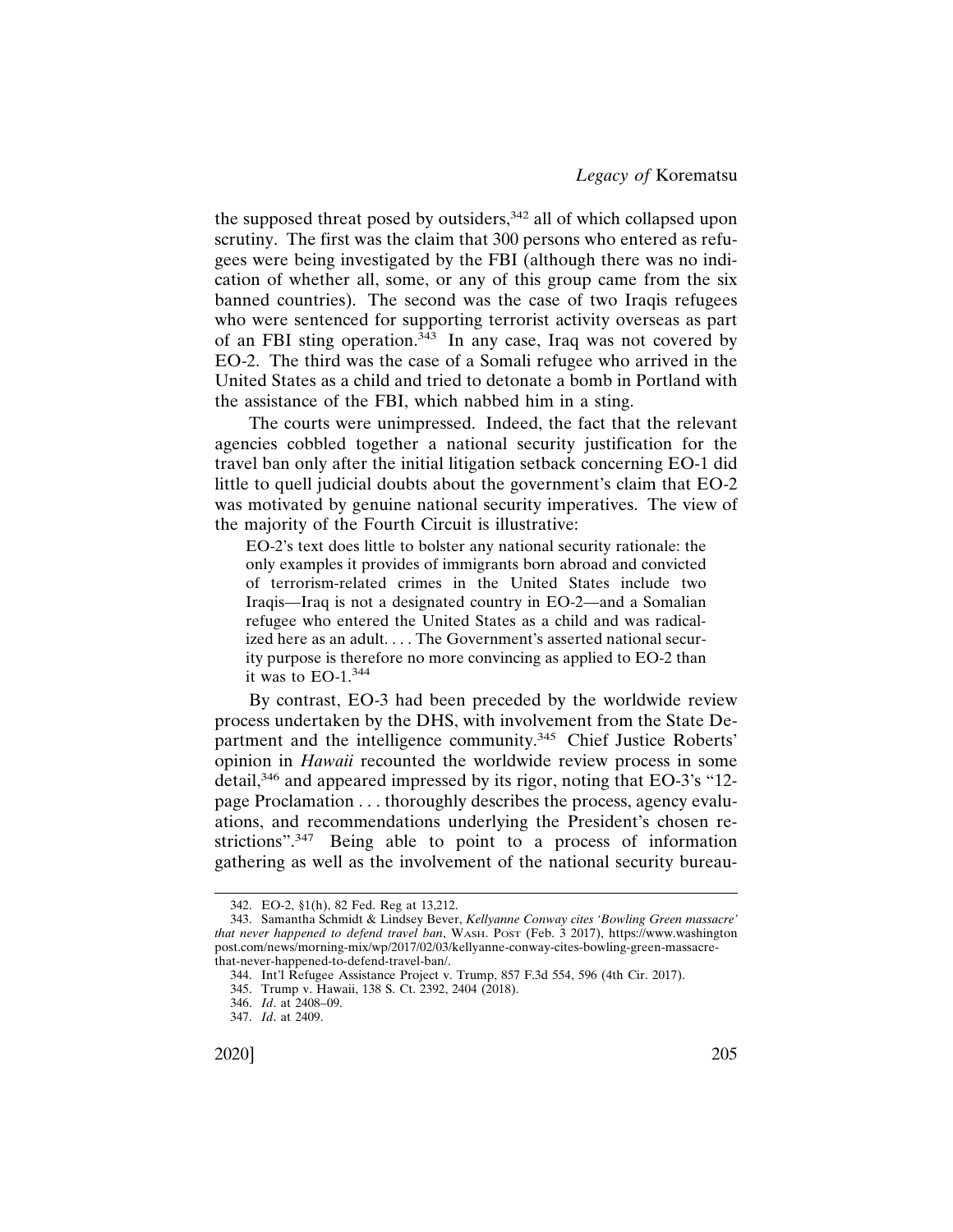the supposed threat posed by outsiders,[342] all of which collapsed upon scrutiny. The first was the claim that 300 persons who entered as refugees were being investigated by the FBI (although there was no indication of whether all, some, or any of this group came from the six banned countries). The second was the case of two Iraqis refugees who were sentenced for supporting terrorist activity overseas as part of an FBI sting operation.[343] In any case, Iraq was not covered by EO-2. The third was the case of a Somali refugee who arrived in the United States as a child and tried to detonate a bomb in Portland with the assistance of the FBI, which nabbed him in a sting.

The courts were unimpressed. Indeed, the fact that the relevant agencies cobbled together a national security justification for the travel ban only after the initial litigation setback concerning EO-1 did little to quell judicial doubts about the government's claim that EO-2 was motivated by genuine national security imperatives. The view of the majority of the Fourth Circuit is illustrative:

> EO-2's text does little to bolster any national security rationale: the only examples it provides of immigrants born abroad and convicted of terrorism-related crimes in the United States include two Iraqis—Iraq is not a designated country in EO-2—and a Somalian refugee who entered the United States as a child and was radicalized here as an adult. . . . The Government's asserted national security purpose is therefore no more convincing as applied to EO-2 than it was to EO-1.[344]

By contrast, EO-3 had been preceded by the worldwide review process undertaken by the DHS, with involvement from the State Department and the intelligence community.[345] Chief Justice Roberts' opinion in *Hawaii* recounted the worldwide review process in some detail,[346] and appeared impressed by its rigor, noting that EO-3's "12-page Proclamation . . . thoroughly describes the process, agency evaluations, and recommendations underlying the President's chosen restrictions".[347] Being able to point to a process of information gathering as well as the involvement of the national security bureau-

---

342. EO-2, §1(h), 82 Fed. Reg at 13,212.

343. Samantha Schmidt & Lindsey Bever, *Kellyanne Conway cites 'Bowling Green massacre' that never happened to defend travel ban*, WASH. POST (Feb. 3 2017), https://www.washingtonpost.com/news/morning-mix/wp/2017/02/03/kellyanne-conway-cites-bowling-green-massacre-that-never-happened-to-defend-travel-ban/.

344. Int'l Refugee Assistance Project v. Trump, 857 F.3d 554, 596 (4th Cir. 2017).

345. Trump v. Hawaii, 138 S. Ct. 2392, 2404 (2018).

346. *Id*. at 2408–09.

347. *Id*. at 2409.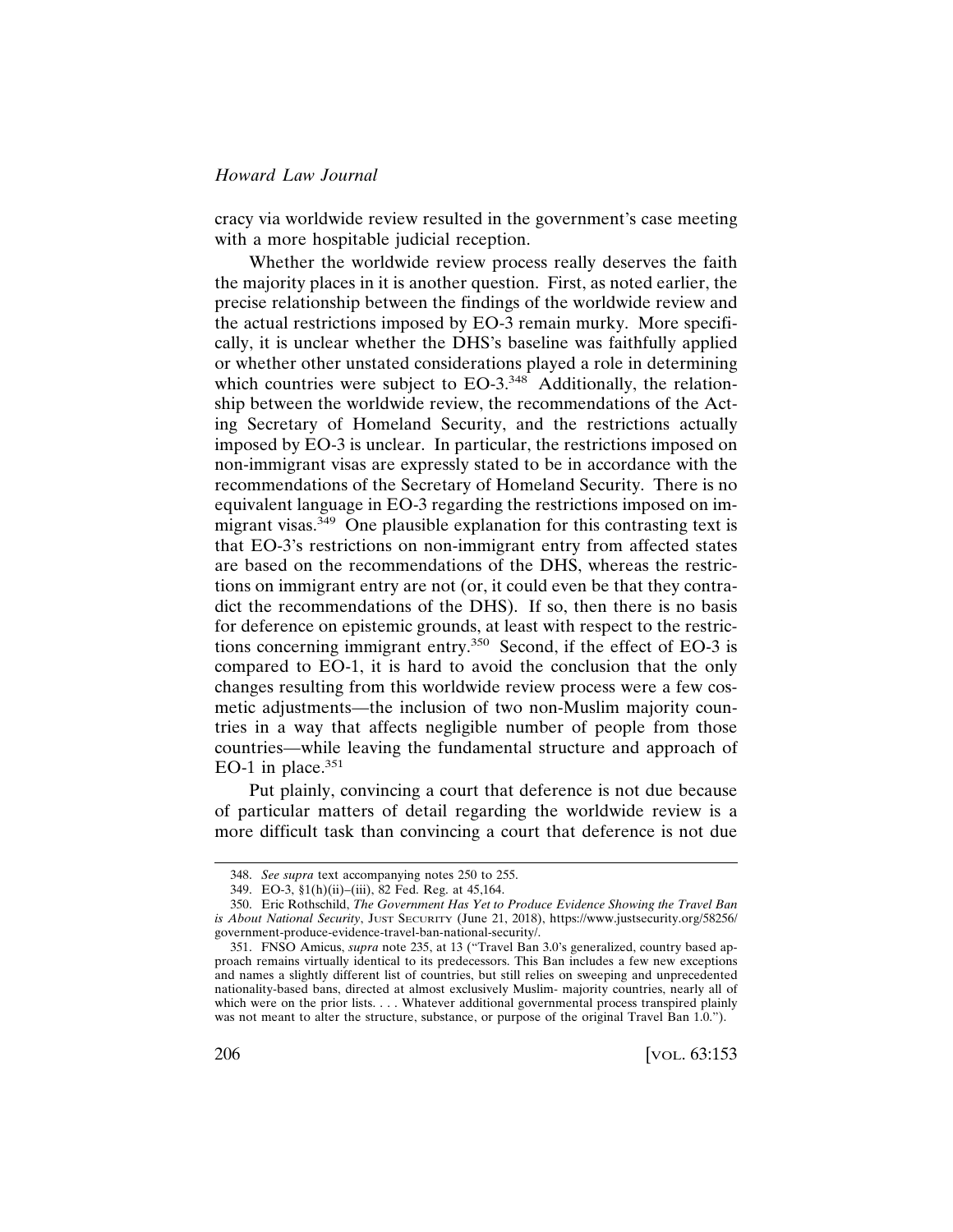cracy via worldwide review resulted in the government's case meeting with a more hospitable judicial reception.

Whether the worldwide review process really deserves the faith the majority places in it is another question. First, as noted earlier, the precise relationship between the findings of the worldwide review and the actual restrictions imposed by EO-3 remain murky. More specifically, it is unclear whether the DHS's baseline was faithfully applied or whether other unstated considerations played a role in determining which countries were subject to EO-3.[348] Additionally, the relationship between the worldwide review, the recommendations of the Acting Secretary of Homeland Security, and the restrictions actually imposed by EO-3 is unclear. In particular, the restrictions imposed on non-immigrant visas are expressly stated to be in accordance with the recommendations of the Secretary of Homeland Security. There is no equivalent language in EO-3 regarding the restrictions imposed on immigrant visas.[349] One plausible explanation for this contrasting text is that EO-3's restrictions on non-immigrant entry from affected states are based on the recommendations of the DHS, whereas the restrictions on immigrant entry are not (or, it could even be that they contradict the recommendations of the DHS). If so, then there is no basis for deference on epistemic grounds, at least with respect to the restrictions concerning immigrant entry.[350] Second, if the effect of EO-3 is compared to EO-1, it is hard to avoid the conclusion that the only changes resulting from this worldwide review process were a few cosmetic adjustments—the inclusion of two non-Muslim majority countries in a way that affects negligible number of people from those countries—while leaving the fundamental structure and approach of EO-1 in place.[351]

Put plainly, convincing a court that deference is not due because of particular matters of detail regarding the worldwide review is a more difficult task than convincing a court that deference is not due

348. *See supra* text accompanying notes 250 to 255.

349. EO-3, §1(h)(ii)–(iii), 82 Fed. Reg. at 45,164.

350. Eric Rothschild, *The Government Has Yet to Produce Evidence Showing the Travel Ban is About National Security*, JUST SECURITY (June 21, 2018), https://www.justsecurity.org/58256/government-produce-evidence-travel-ban-national-security/.

351. FNSO Amicus, *supra* note 235, at 13 ("Travel Ban 3.0's generalized, country based approach remains virtually identical to its predecessors. This Ban includes a few new exceptions and names a slightly different list of countries, but still relies on sweeping and unprecedented nationality-based bans, directed at almost exclusively Muslim- majority countries, nearly all of which were on the prior lists. . . . Whatever additional governmental process transpired plainly was not meant to alter the structure, substance, or purpose of the original Travel Ban 1.0.").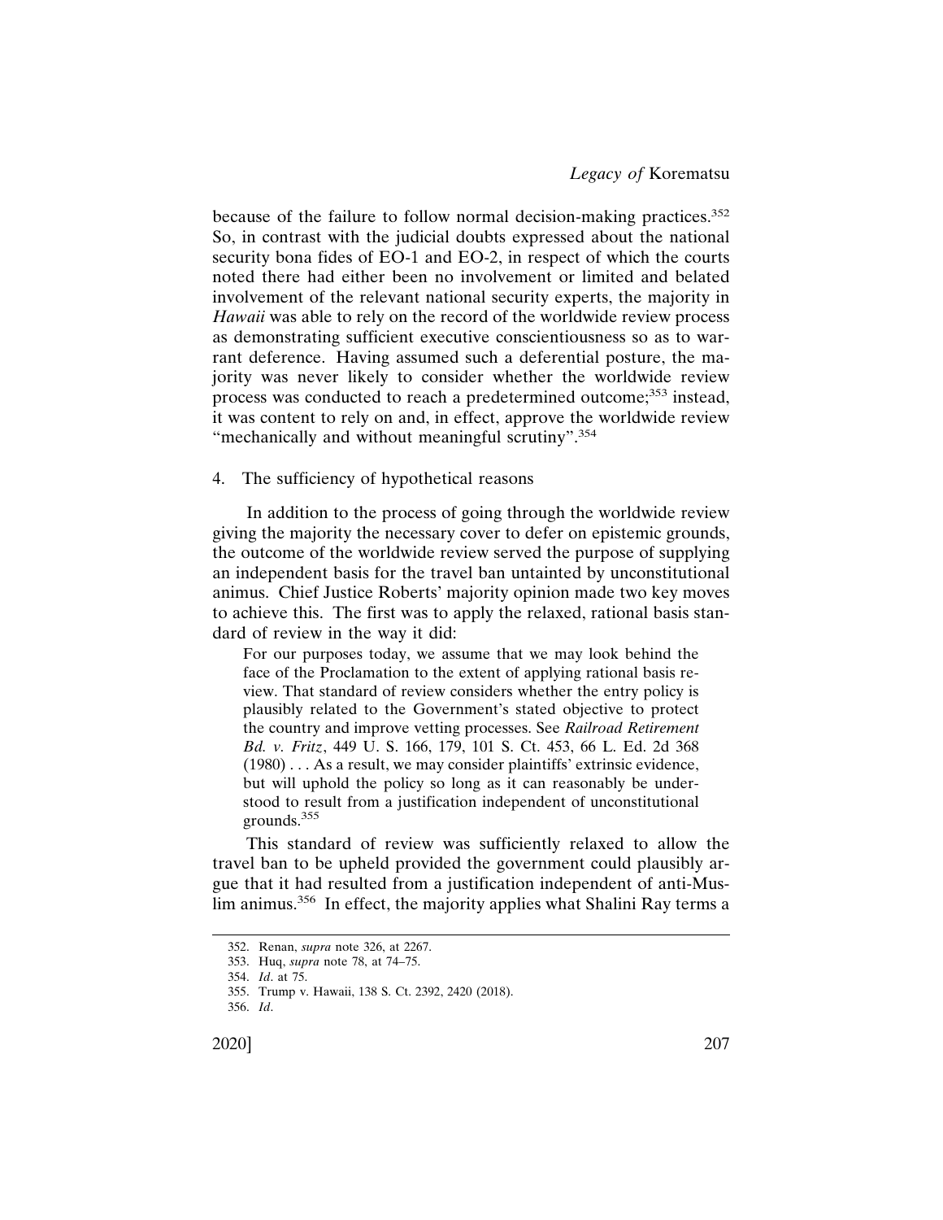because of the failure to follow normal decision-making practices.[352] So, in contrast with the judicial doubts expressed about the national security bona fides of EO-1 and EO-2, in respect of which the courts noted there had either been no involvement or limited and belated involvement of the relevant national security experts, the majority in *Hawaii* was able to rely on the record of the worldwide review process as demonstrating sufficient executive conscientiousness so as to warrant deference. Having assumed such a deferential posture, the majority was never likely to consider whether the worldwide review process was conducted to reach a predetermined outcome;[353] instead, it was content to rely on and, in effect, approve the worldwide review "mechanically and without meaningful scrutiny".[354]

4. The sufficiency of hypothetical reasons

In addition to the process of going through the worldwide review giving the majority the necessary cover to defer on epistemic grounds, the outcome of the worldwide review served the purpose of supplying an independent basis for the travel ban untainted by unconstitutional animus. Chief Justice Roberts' majority opinion made two key moves to achieve this. The first was to apply the relaxed, rational basis standard of review in the way it did:

> For our purposes today, we assume that we may look behind the face of the Proclamation to the extent of applying rational basis review. That standard of review considers whether the entry policy is plausibly related to the Government's stated objective to protect the country and improve vetting processes. See *Railroad Retirement Bd. v. Fritz*, 449 U. S. 166, 179, 101 S. Ct. 453, 66 L. Ed. 2d 368 (1980) . . . As a result, we may consider plaintiffs' extrinsic evidence, but will uphold the policy so long as it can reasonably be understood to result from a justification independent of unconstitutional grounds.[355]

This standard of review was sufficiently relaxed to allow the travel ban to be upheld provided the government could plausibly argue that it had resulted from a justification independent of anti-Muslim animus.[356] In effect, the majority applies what Shalini Ray terms a

352. Renan, *supra* note 326, at 2267.

353. Huq, *supra* note 78, at 74–75.

354. *Id*. at 75.

355. Trump v. Hawaii, 138 S. Ct. 2392, 2420 (2018).

356. *Id*.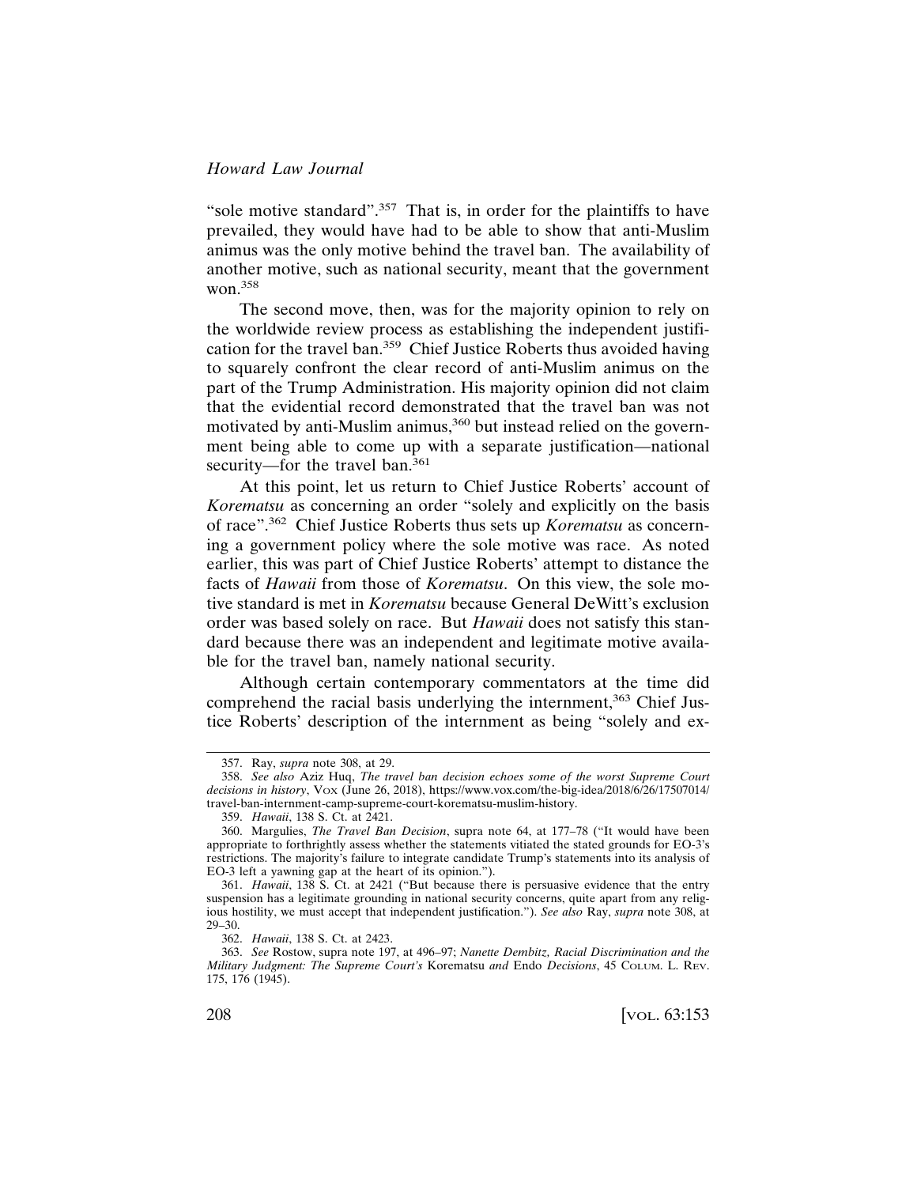"sole motive standard".[357] That is, in order for the plaintiffs to have prevailed, they would have had to be able to show that anti-Muslim animus was the only motive behind the travel ban. The availability of another motive, such as national security, meant that the government won.[358]

The second move, then, was for the majority opinion to rely on the worldwide review process as establishing the independent justification for the travel ban.[359] Chief Justice Roberts thus avoided having to squarely confront the clear record of anti-Muslim animus on the part of the Trump Administration. His majority opinion did not claim that the evidential record demonstrated that the travel ban was not motivated by anti-Muslim animus,[360] but instead relied on the government being able to come up with a separate justification—national security—for the travel ban.[361]

At this point, let us return to Chief Justice Roberts' account of *Korematsu* as concerning an order "solely and explicitly on the basis of race".[362] Chief Justice Roberts thus sets up *Korematsu* as concerning a government policy where the sole motive was race. As noted earlier, this was part of Chief Justice Roberts' attempt to distance the facts of *Hawaii* from those of *Korematsu*. On this view, the sole motive standard is met in *Korematsu* because General DeWitt's exclusion order was based solely on race. But *Hawaii* does not satisfy this standard because there was an independent and legitimate motive available for the travel ban, namely national security.

Although certain contemporary commentators at the time did comprehend the racial basis underlying the internment,[363] Chief Justice Roberts' description of the internment as being "solely and ex-

---

357. Ray, *supra* note 308, at 29.

358. *See also* Aziz Huq, *The travel ban decision echoes some of the worst Supreme Court decisions in history*, VOX (June 26, 2018), https://www.vox.com/the-big-idea/2018/6/26/17507014/travel-ban-internment-camp-supreme-court-korematsu-muslim-history.

359. *Hawaii*, 138 S. Ct. at 2421.

360. Margulies, *The Travel Ban Decision*, supra note 64, at 177–78 ("It would have been appropriate to forthrightly assess whether the statements vitiated the stated grounds for EO-3's restrictions. The majority's failure to integrate candidate Trump's statements into its analysis of EO-3 left a yawning gap at the heart of its opinion.").

361. *Hawaii*, 138 S. Ct. at 2421 ("But because there is persuasive evidence that the entry suspension has a legitimate grounding in national security concerns, quite apart from any religious hostility, we must accept that independent justification."). *See also* Ray, *supra* note 308, at 29–30.

362. *Hawaii*, 138 S. Ct. at 2423.

363. *See* Rostow, supra note 197, at 496–97; *Nanette Dembitz, Racial Discrimination and the Military Judgment: The Supreme Court's* Korematsu *and* Endo *Decisions*, 45 COLUM. L. REV. 175, 176 (1945).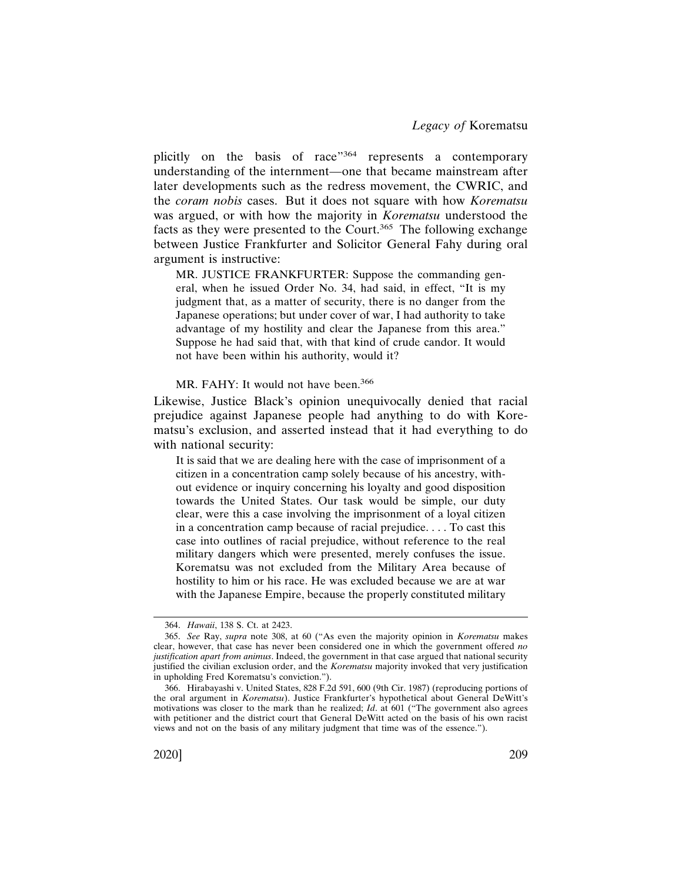plicitly on the basis of race"[364] represents a contemporary understanding of the internment—one that became mainstream after later developments such as the redress movement, the CWRIC, and the *coram nobis* cases. But it does not square with how *Korematsu* was argued, or with how the majority in *Korematsu* understood the facts as they were presented to the Court.[365] The following exchange between Justice Frankfurter and Solicitor General Fahy during oral argument is instructive:

> MR. JUSTICE FRANKFURTER: Suppose the commanding general, when he issued Order No. 34, had said, in effect, "It is my judgment that, as a matter of security, there is no danger from the Japanese operations; but under cover of war, I had authority to take advantage of my hostility and clear the Japanese from this area." Suppose he had said that, with that kind of crude candor. It would not have been within his authority, would it?
>
> MR. FAHY: It would not have been.[366]

Likewise, Justice Black's opinion unequivocally denied that racial prejudice against Japanese people had anything to do with Korematsu's exclusion, and asserted instead that it had everything to do with national security:

> It is said that we are dealing here with the case of imprisonment of a citizen in a concentration camp solely because of his ancestry, without evidence or inquiry concerning his loyalty and good disposition towards the United States. Our task would be simple, our duty clear, were this a case involving the imprisonment of a loyal citizen in a concentration camp because of racial prejudice. . . . To cast this case into outlines of racial prejudice, without reference to the real military dangers which were presented, merely confuses the issue. Korematsu was not excluded from the Military Area because of hostility to him or his race. He was excluded because we are at war with the Japanese Empire, because the properly constituted military

---

364. *Hawaii*, 138 S. Ct. at 2423.

365. *See* Ray, *supra* note 308, at 60 ("As even the majority opinion in *Korematsu* makes clear, however, that case has never been considered one in which the government offered *no justification apart from animus*. Indeed, the government in that case argued that national security justified the civilian exclusion order, and the *Korematsu* majority invoked that very justification in upholding Fred Korematsu's conviction.").

366. Hirabayashi v. United States, 828 F.2d 591, 600 (9th Cir. 1987) (reproducing portions of the oral argument in *Korematsu*). Justice Frankfurter's hypothetical about General DeWitt's motivations was closer to the mark than he realized; *Id*. at 601 ("The government also agrees with petitioner and the district court that General DeWitt acted on the basis of his own racist views and not on the basis of any military judgment that time was of the essence.").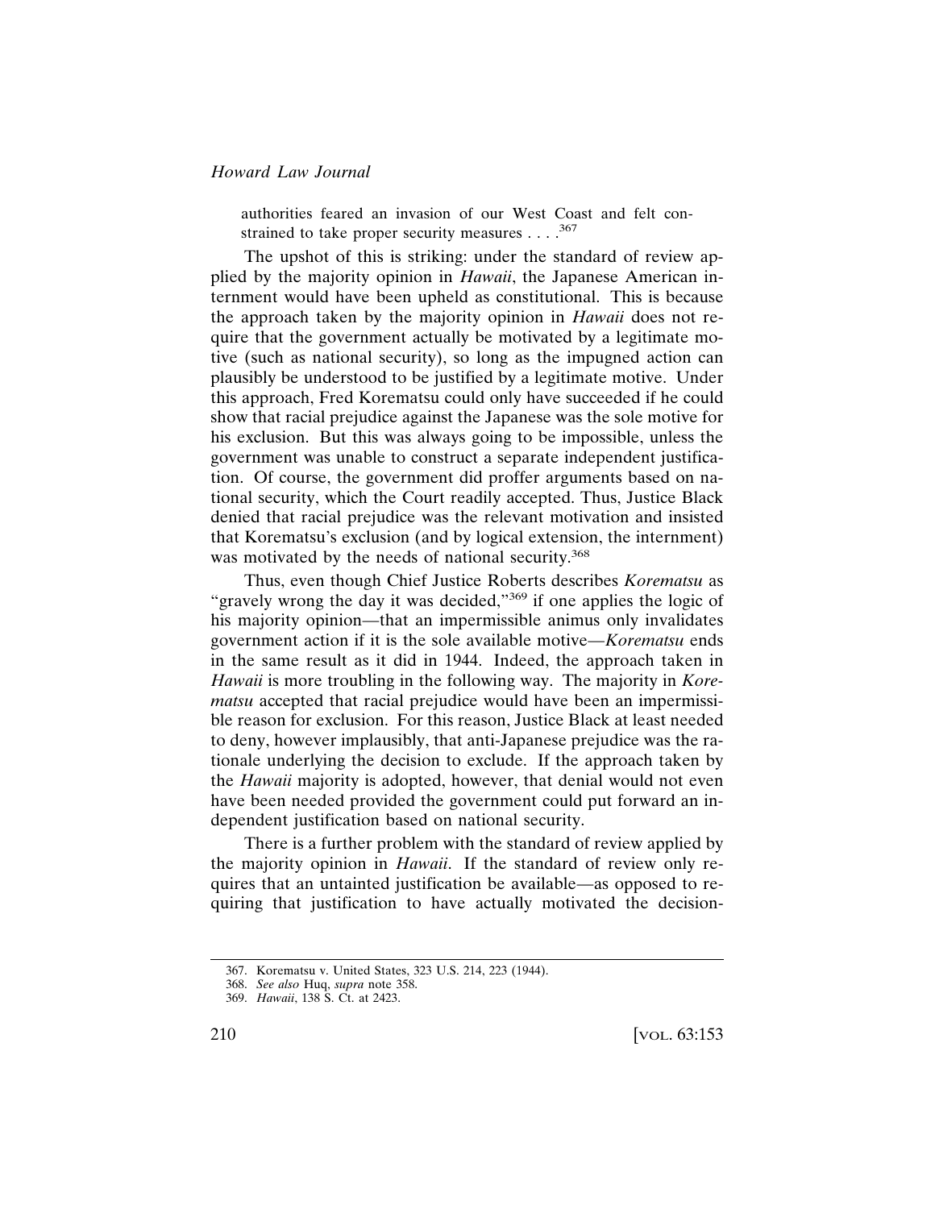authorities feared an invasion of our West Coast and felt constrained to take proper security measures . . . .[367]

The upshot of this is striking: under the standard of review applied by the majority opinion in *Hawaii*, the Japanese American internment would have been upheld as constitutional. This is because the approach taken by the majority opinion in *Hawaii* does not require that the government actually be motivated by a legitimate motive (such as national security), so long as the impugned action can plausibly be understood to be justified by a legitimate motive. Under this approach, Fred Korematsu could only have succeeded if he could show that racial prejudice against the Japanese was the sole motive for his exclusion. But this was always going to be impossible, unless the government was unable to construct a separate independent justification. Of course, the government did proffer arguments based on national security, which the Court readily accepted. Thus, Justice Black denied that racial prejudice was the relevant motivation and insisted that Korematsu's exclusion (and by logical extension, the internment) was motivated by the needs of national security.[368]

Thus, even though Chief Justice Roberts describes *Korematsu* as "gravely wrong the day it was decided,"[369] if one applies the logic of his majority opinion—that an impermissible animus only invalidates government action if it is the sole available motive—*Korematsu* ends in the same result as it did in 1944. Indeed, the approach taken in *Hawaii* is more troubling in the following way. The majority in *Korematsu* accepted that racial prejudice would have been an impermissible reason for exclusion. For this reason, Justice Black at least needed to deny, however implausibly, that anti-Japanese prejudice was the rationale underlying the decision to exclude. If the approach taken by the *Hawaii* majority is adopted, however, that denial would not even have been needed provided the government could put forward an independent justification based on national security.

There is a further problem with the standard of review applied by the majority opinion in *Hawaii*. If the standard of review only requires that an untainted justification be available—as opposed to requiring that justification to have actually motivated the decision-

367. Korematsu v. United States, 323 U.S. 214, 223 (1944).

368. *See also* Huq, *supra* note 358.

369. *Hawaii*, 138 S. Ct. at 2423.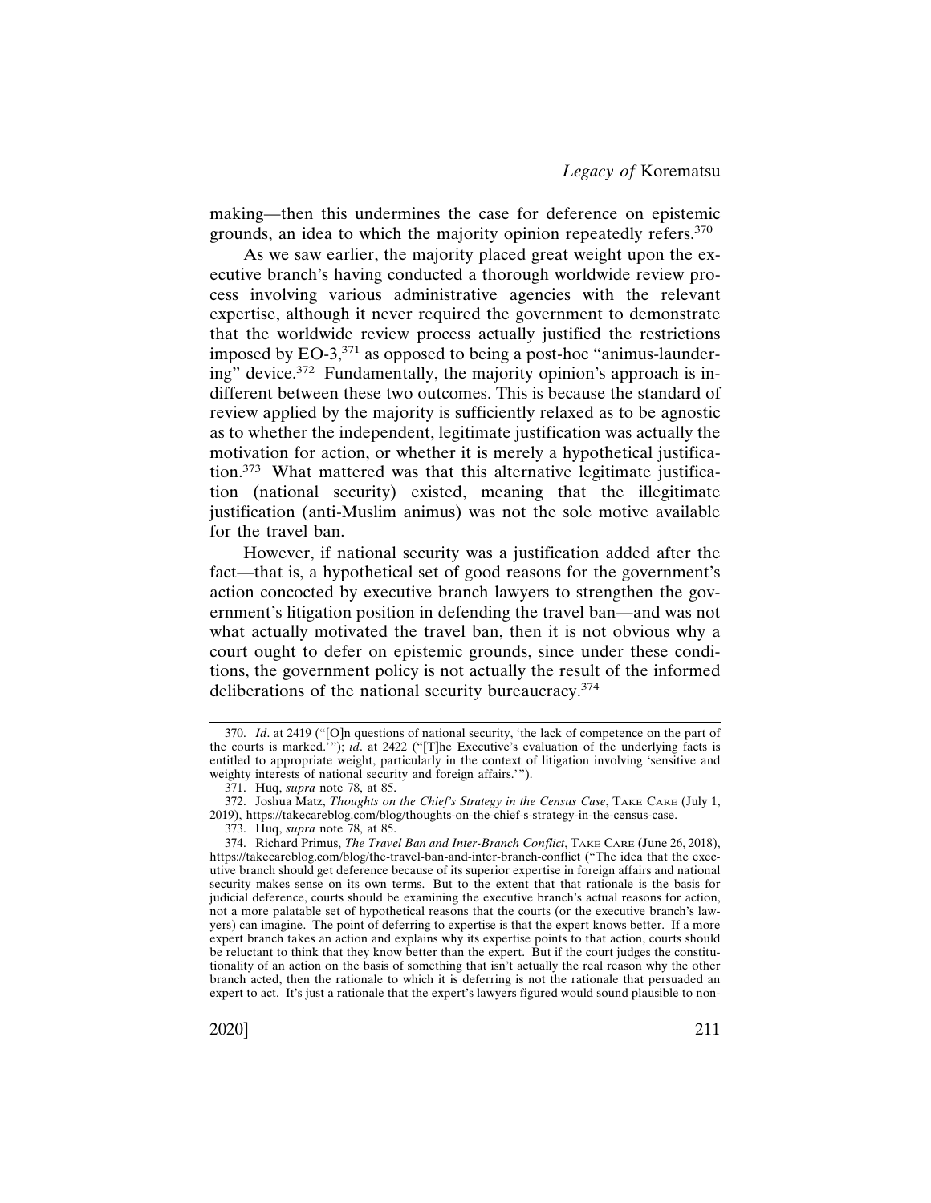making—then this undermines the case for deference on epistemic grounds, an idea to which the majority opinion repeatedly refers.[370]

As we saw earlier, the majority placed great weight upon the executive branch's having conducted a thorough worldwide review process involving various administrative agencies with the relevant expertise, although it never required the government to demonstrate that the worldwide review process actually justified the restrictions imposed by EO-3,[371] as opposed to being a post-hoc "animus-laundering" device.[372] Fundamentally, the majority opinion's approach is indifferent between these two outcomes. This is because the standard of review applied by the majority is sufficiently relaxed as to be agnostic as to whether the independent, legitimate justification was actually the motivation for action, or whether it is merely a hypothetical justification.[373] What mattered was that this alternative legitimate justification (national security) existed, meaning that the illegitimate justification (anti-Muslim animus) was not the sole motive available for the travel ban.

However, if national security was a justification added after the fact—that is, a hypothetical set of good reasons for the government's action concocted by executive branch lawyers to strengthen the government's litigation position in defending the travel ban—and was not what actually motivated the travel ban, then it is not obvious why a court ought to defer on epistemic grounds, since under these conditions, the government policy is not actually the result of the informed deliberations of the national security bureaucracy.[374]

---

370. *Id*. at 2419 ("[O]n questions of national security, 'the lack of competence on the part of the courts is marked.'"); *id*. at 2422 ("[T]he Executive's evaluation of the underlying facts is entitled to appropriate weight, particularly in the context of litigation involving 'sensitive and weighty interests of national security and foreign affairs.'").

371. Huq, *supra* note 78, at 85.

372. Joshua Matz, *Thoughts on the Chief's Strategy in the Census Case*, TAKE CARE (July 1, 2019), https://takecareblog.com/blog/thoughts-on-the-chief-s-strategy-in-the-census-case.

373. Huq, *supra* note 78, at 85.

374. Richard Primus, *The Travel Ban and Inter-Branch Conflict*, TAKE CARE (June 26, 2018), https://takecareblog.com/blog/the-travel-ban-and-inter-branch-conflict ("The idea that the executive branch should get deference because of its superior expertise in foreign affairs and national security makes sense on its own terms. But to the extent that that rationale is the basis for judicial deference, courts should be examining the executive branch's actual reasons for action, not a more palatable set of hypothetical reasons that the courts (or the executive branch's lawyers) can imagine. The point of deferring to expertise is that the expert knows better. If a more expert branch takes an action and explains why its expertise points to that action, courts should be reluctant to think that they know better than the expert. But if the court judges the constitutionality of an action on the basis of something that isn't actually the real reason why the other branch acted, then the rationale to which it is deferring is not the rationale that persuaded an expert to act. It's just a rationale that the expert's lawyers figured would sound plausible to non-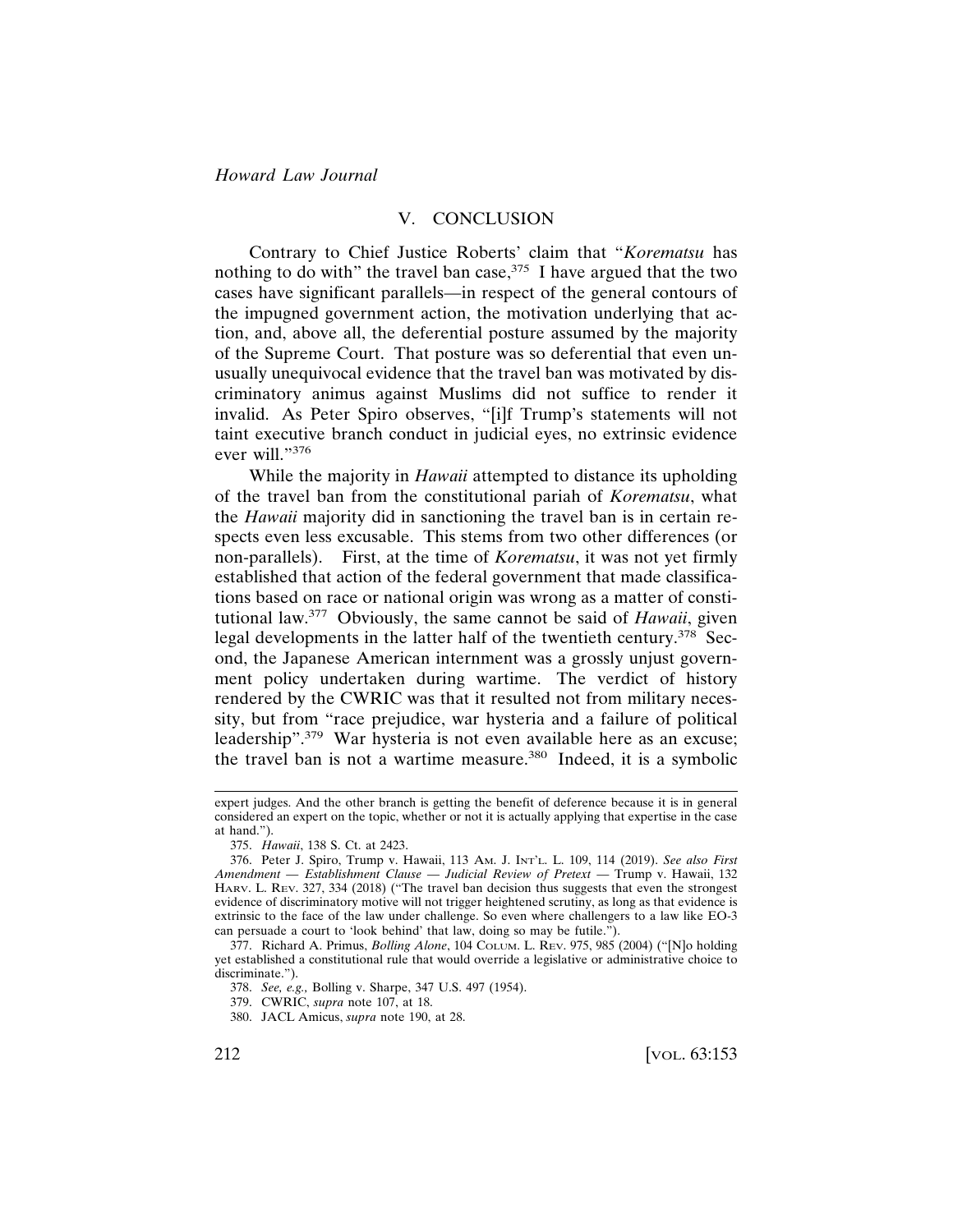## V. CONCLUSION

Contrary to Chief Justice Roberts' claim that "*Korematsu* has nothing to do with" the travel ban case,[375] I have argued that the two cases have significant parallels—in respect of the general contours of the impugned government action, the motivation underlying that action, and, above all, the deferential posture assumed by the majority of the Supreme Court. That posture was so deferential that even unusually unequivocal evidence that the travel ban was motivated by discriminatory animus against Muslims did not suffice to render it invalid. As Peter Spiro observes, "[i]f Trump's statements will not taint executive branch conduct in judicial eyes, no extrinsic evidence ever will."[376]

While the majority in *Hawaii* attempted to distance its upholding of the travel ban from the constitutional pariah of *Korematsu*, what the *Hawaii* majority did in sanctioning the travel ban is in certain respects even less excusable. This stems from two other differences (or non-parallels). First, at the time of *Korematsu*, it was not yet firmly established that action of the federal government that made classifications based on race or national origin was wrong as a matter of constitutional law.[377] Obviously, the same cannot be said of *Hawaii*, given legal developments in the latter half of the twentieth century.[378] Second, the Japanese American internment was a grossly unjust government policy undertaken during wartime. The verdict of history rendered by the CWRIC was that it resulted not from military necessity, but from "race prejudice, war hysteria and a failure of political leadership".[379] War hysteria is not even available here as an excuse; the travel ban is not a wartime measure.[380] Indeed, it is a symbolic

---

expert judges. And the other branch is getting the benefit of deference because it is in general considered an expert on the topic, whether or not it is actually applying that expertise in the case at hand.").

375. *Hawaii*, 138 S. Ct. at 2423.

376. Peter J. Spiro, Trump v. Hawaii, 113 AM. J. INT'L. L. 109, 114 (2019). *See also First Amendment — Establishment Clause — Judicial Review of Pretext —* Trump v. Hawaii, 132 HARV. L. REV. 327, 334 (2018) ("The travel ban decision thus suggests that even the strongest evidence of discriminatory motive will not trigger heightened scrutiny, as long as that evidence is extrinsic to the face of the law under challenge. So even where challengers to a law like EO-3 can persuade a court to 'look behind' that law, doing so may be futile.").

377. Richard A. Primus, *Bolling Alone*, 104 COLUM. L. REV. 975, 985 (2004) ("[N]o holding yet established a constitutional rule that would override a legislative or administrative choice to discriminate.").

378. *See, e.g.,* Bolling v. Sharpe, 347 U.S. 497 (1954).

379. CWRIC, *supra* note 107, at 18.

380. JACL Amicus, *supra* note 190, at 28.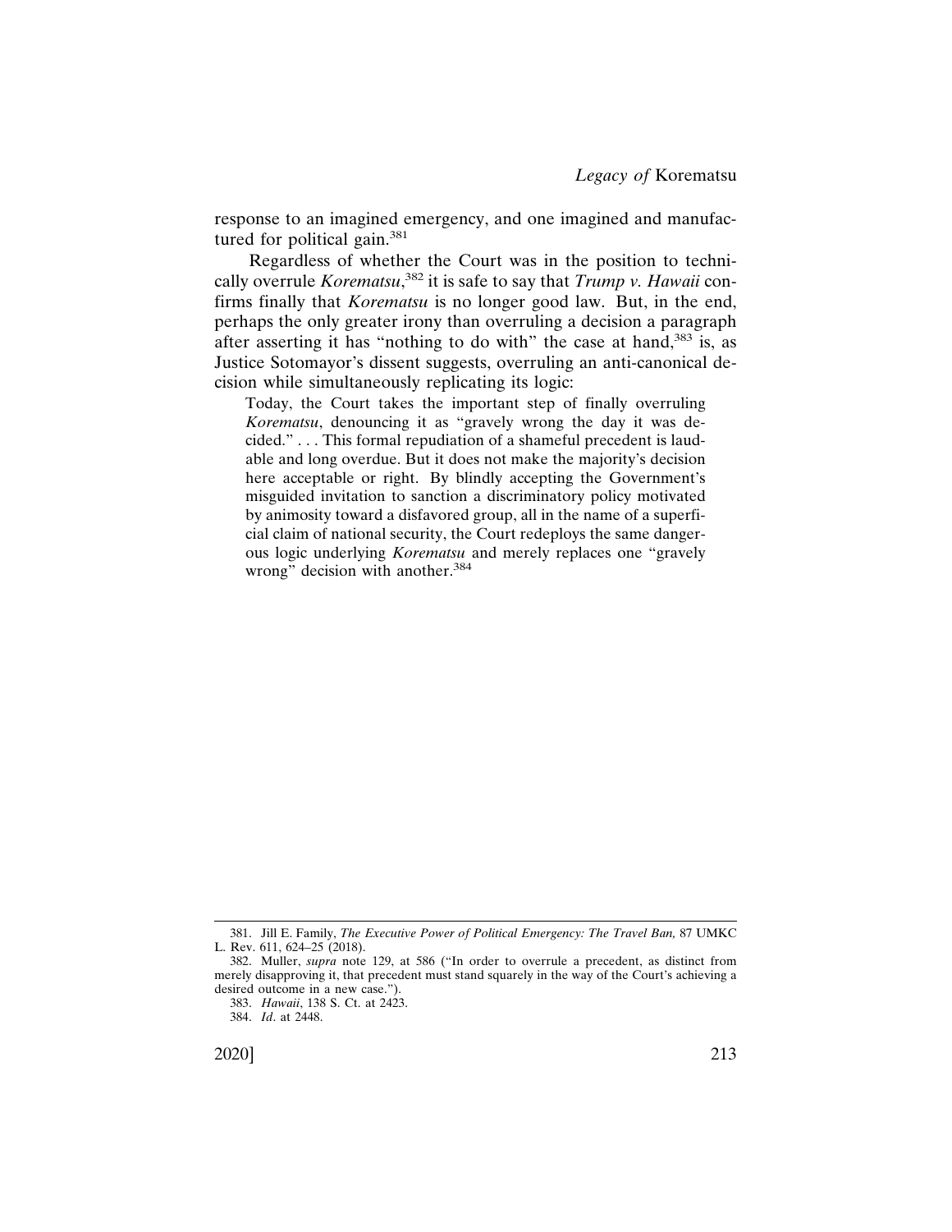response to an imagined emergency, and one imagined and manufactured for political gain.[381]

Regardless of whether the Court was in the position to technically overrule *Korematsu*,[382] it is safe to say that *Trump v. Hawaii* confirms finally that *Korematsu* is no longer good law. But, in the end, perhaps the only greater irony than overruling a decision a paragraph after asserting it has "nothing to do with" the case at hand,[383] is, as Justice Sotomayor's dissent suggests, overruling an anti-canonical decision while simultaneously replicating its logic:

> Today, the Court takes the important step of finally overruling *Korematsu*, denouncing it as "gravely wrong the day it was decided." . . . This formal repudiation of a shameful precedent is laudable and long overdue. But it does not make the majority's decision here acceptable or right. By blindly accepting the Government's misguided invitation to sanction a discriminatory policy motivated by animosity toward a disfavored group, all in the name of a superficial claim of national security, the Court redeploys the same dangerous logic underlying *Korematsu* and merely replaces one "gravely wrong" decision with another.[384]

---

381. Jill E. Family, *The Executive Power of Political Emergency: The Travel Ban,* 87 UMKC L. Rev. 611, 624–25 (2018).

382. Muller, *supra* note 129, at 586 ("In order to overrule a precedent, as distinct from merely disapproving it, that precedent must stand squarely in the way of the Court's achieving a desired outcome in a new case.").

383. *Hawaii*, 138 S. Ct. at 2423.

384. *Id*. at 2448.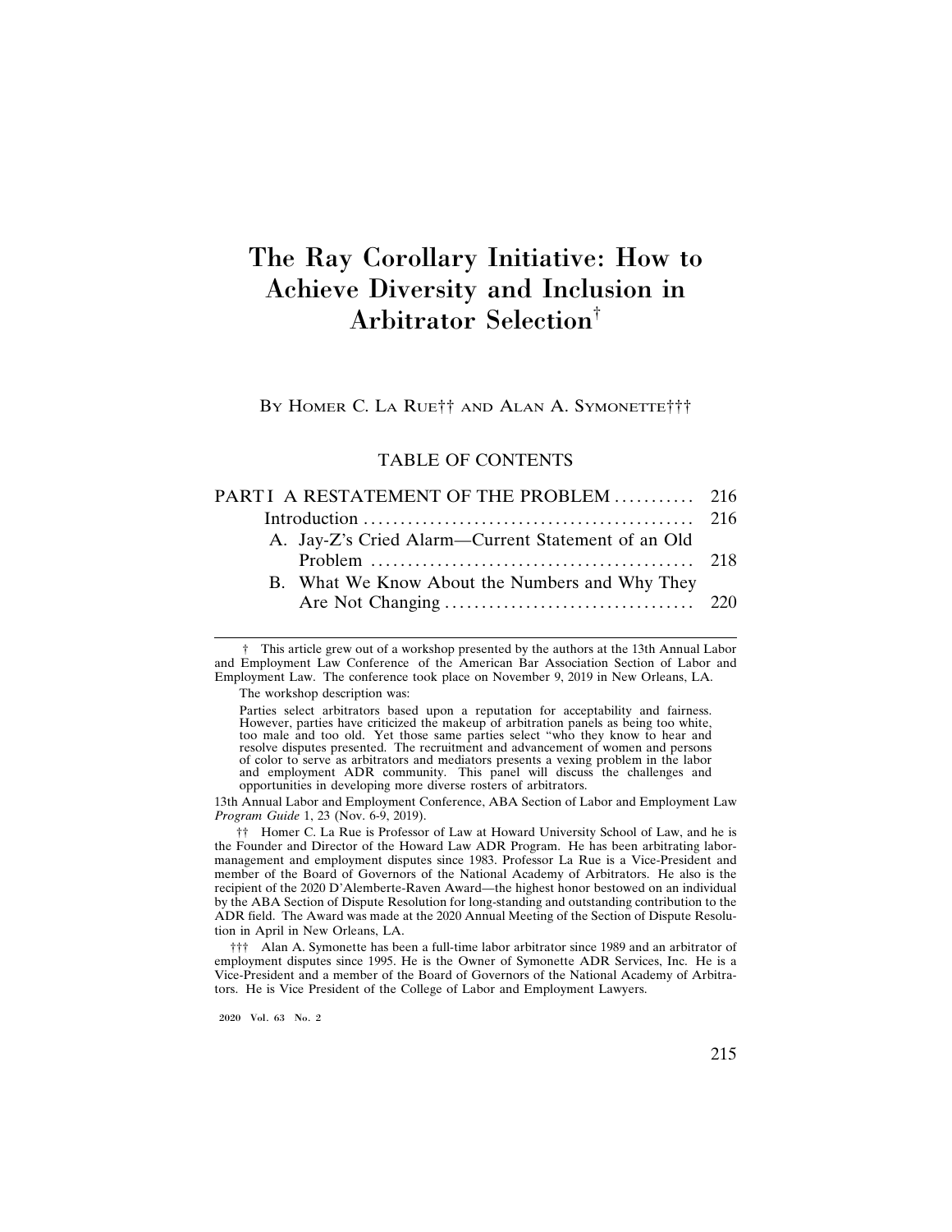# The Ray Corollary Initiative: How to Achieve Diversity and Inclusion in Arbitrator Selection†

By Homer C. La Rue†† and Alan A. Symonette†††

## TABLE OF CONTENTS

PART I A RESTATEMENT OF THE PROBLEM .......... 216

Introduction .......................................... 216

A. Jay-Z's Cried Alarm—Current Statement of an Old Problem .......................................... 218

B. What We Know About the Numbers and Why They Are Not Changing .................................. 220

---

† This article grew out of a workshop presented by the authors at the 13th Annual Labor and Employment Law Conference of the American Bar Association Section of Labor and Employment Law. The conference took place on November 9, 2019 in New Orleans, LA.

The workshop description was:

> Parties select arbitrators based upon a reputation for acceptability and fairness. However, parties have criticized the makeup of arbitration panels as being too white, too male and too old. Yet those same parties select "who they know to hear and resolve disputes presented. The recruitment and advancement of women and persons of color to serve as arbitrators and mediators presents a vexing problem in the labor and employment ADR community. This panel will discuss the challenges and opportunities in developing more diverse rosters of arbitrators.

13th Annual Labor and Employment Conference, ABA Section of Labor and Employment Law *Program Guide* 1, 23 (Nov. 6-9, 2019).

†† Homer C. La Rue is Professor of Law at Howard University School of Law, and he is the Founder and Director of the Howard Law ADR Program. He has been arbitrating labor-management and employment disputes since 1983. Professor La Rue is a Vice-President and member of the Board of Governors of the National Academy of Arbitrators. He also is the recipient of the 2020 D'Alemberte-Raven Award—the highest honor bestowed on an individual by the ABA Section of Dispute Resolution for long-standing and outstanding contribution to the ADR field. The Award was made at the 2020 Annual Meeting of the Section of Dispute Resolution in April in New Orleans, LA.

††† Alan A. Symonette has been a full-time labor arbitrator since 1989 and an arbitrator of employment disputes since 1995. He is the Owner of Symonette ADR Services, Inc. He is a Vice-President and a member of the Board of Governors of the National Academy of Arbitrators. He is Vice President of the College of Labor and Employment Lawyers.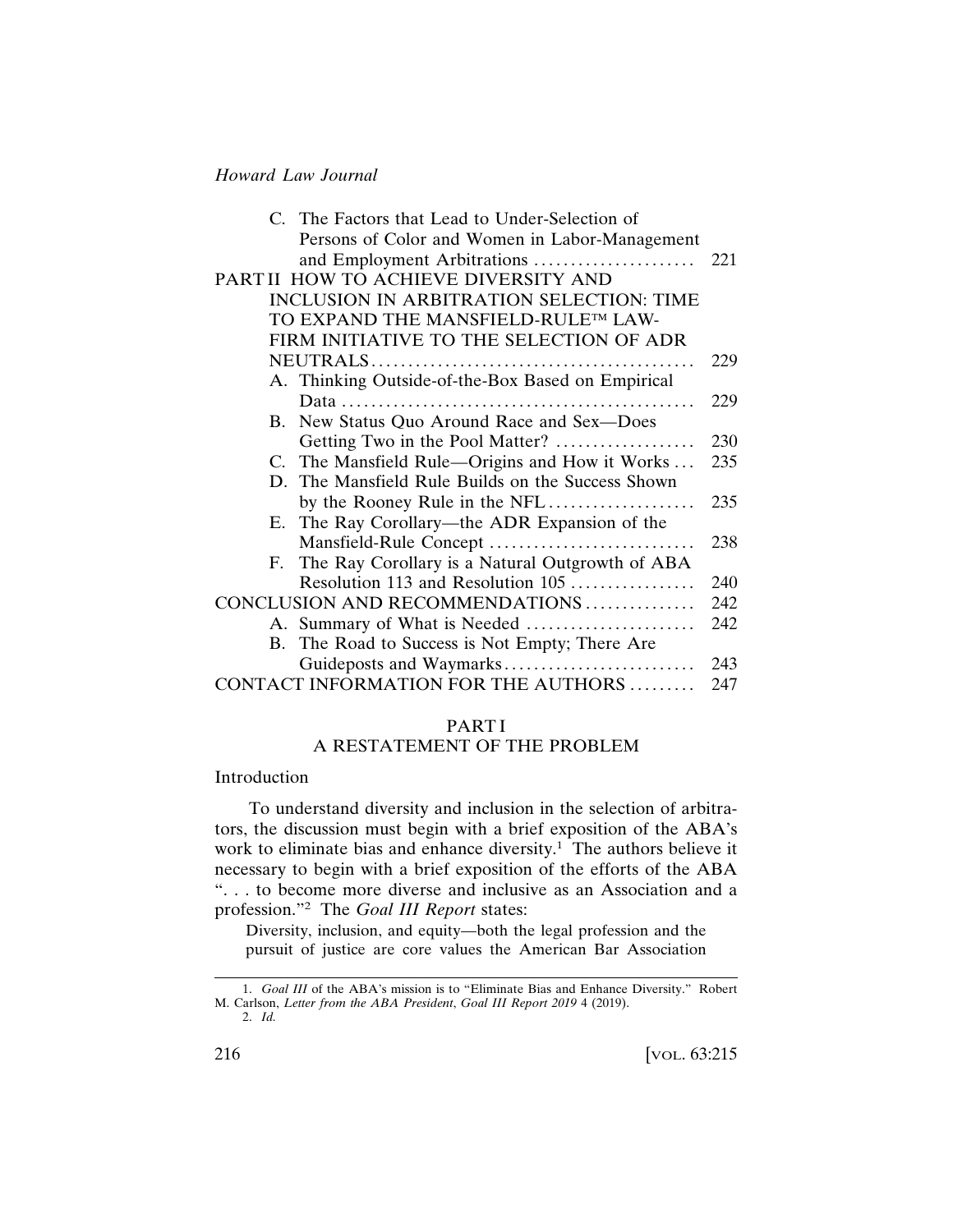C. The Factors that Lead to Under-Selection of Persons of Color and Women in Labor-Management and Employment Arbitrations ...................... 221

PART II HOW TO ACHIEVE DIVERSITY AND INCLUSION IN ARBITRATION SELECTION: TIME TO EXPAND THE MANSFIELD-RULE™ LAW-FIRM INITIATIVE TO THE SELECTION OF ADR NEUTRALS ........................................... 229

A. Thinking Outside-of-the-Box Based on Empirical Data ............................................... 229

B. New Status Quo Around Race and Sex—Does Getting Two in the Pool Matter? .................. 230

C. The Mansfield Rule—Origins and How it Works ... 235

D. The Mansfield Rule Builds on the Success Shown by the Rooney Rule in the NFL .................... 235

E. The Ray Corollary—the ADR Expansion of the Mansfield-Rule Concept ........................... 238

F. The Ray Corollary is a Natural Outgrowth of ABA Resolution 113 and Resolution 105 ................ 240

CONCLUSION AND RECOMMENDATIONS .............. 242

A. Summary of What is Needed ...................... 242

B. The Road to Success is Not Empty; There Are Guideposts and Waymarks.......................... 243

CONTACT INFORMATION FOR THE AUTHORS ......... 247

# PART I
## A RESTATEMENT OF THE PROBLEM

### Introduction

To understand diversity and inclusion in the selection of arbitrators, the discussion must begin with a brief exposition of the ABA's work to eliminate bias and enhance diversity.[1] The authors believe it necessary to begin with a brief exposition of the efforts of the ABA ". . . to become more diverse and inclusive as an Association and a profession."[2] The *Goal III Report* states:

> Diversity, inclusion, and equity—both the legal profession and the pursuit of justice are core values the American Bar Association

---

1. *Goal III* of the ABA's mission is to "Eliminate Bias and Enhance Diversity." Robert M. Carlson, *Letter from the ABA President*, *Goal III Report 2019* 4 (2019).

2. *Id.*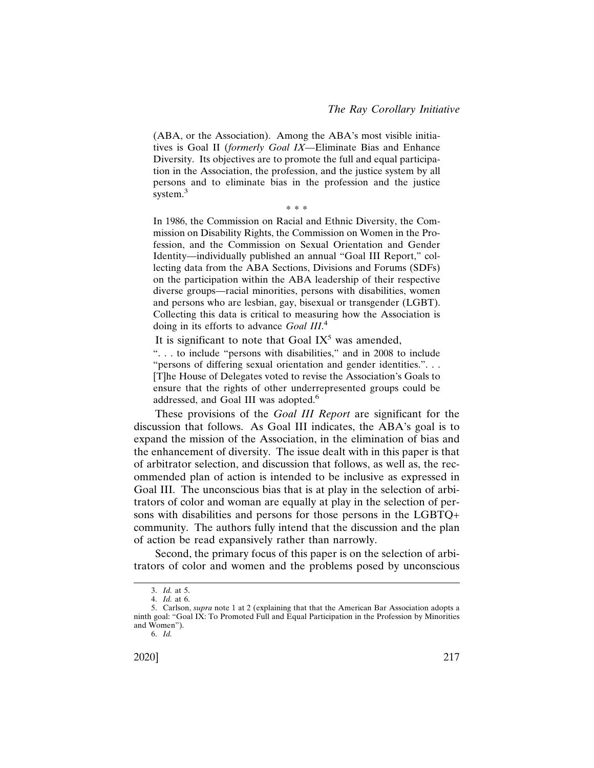> (ABA, or the Association). Among the ABA's most visible initiatives is Goal II (*formerly Goal IX*—Eliminate Bias and Enhance Diversity. Its objectives are to promote the full and equal participation in the Association, the profession, and the justice system by all persons and to eliminate bias in the profession and the justice system.[3]
>
> \* \* \*
>
> In 1986, the Commission on Racial and Ethnic Diversity, the Commission on Disability Rights, the Commission on Women in the Profession, and the Commission on Sexual Orientation and Gender Identity—individually published an annual "Goal III Report," collecting data from the ABA Sections, Divisions and Forums (SDFs) on the participation within the ABA leadership of their respective diverse groups—racial minorities, persons with disabilities, women and persons who are lesbian, gay, bisexual or transgender (LGBT). Collecting this data is critical to measuring how the Association is doing in its efforts to advance *Goal III*.[4]

It is significant to note that Goal IX[5] was amended,

> ". . . to include "persons with disabilities," and in 2008 to include "persons of differing sexual orientation and gender identities.". . . [T]he House of Delegates voted to revise the Association's Goals to ensure that the rights of other underrepresented groups could be addressed, and Goal III was adopted.[6]

These provisions of the *Goal III Report* are significant for the discussion that follows. As Goal III indicates, the ABA's goal is to expand the mission of the Association, in the elimination of bias and the enhancement of diversity. The issue dealt with in this paper is that of arbitrator selection, and discussion that follows, as well as, the recommended plan of action is intended to be inclusive as expressed in Goal III. The unconscious bias that is at play in the selection of arbitrators of color and woman are equally at play in the selection of persons with disabilities and persons for those persons in the LGBTQ+ community. The authors fully intend that the discussion and the plan of action be read expansively rather than narrowly.

Second, the primary focus of this paper is on the selection of arbitrators of color and women and the problems posed by unconscious

---

3. *Id.* at 5.

4. *Id.* at 6.

5. Carlson, *supra* note 1 at 2 (explaining that that the American Bar Association adopts a ninth goal: "Goal IX: To Promoted Full and Equal Participation in the Profession by Minorities and Women").

6. *Id.*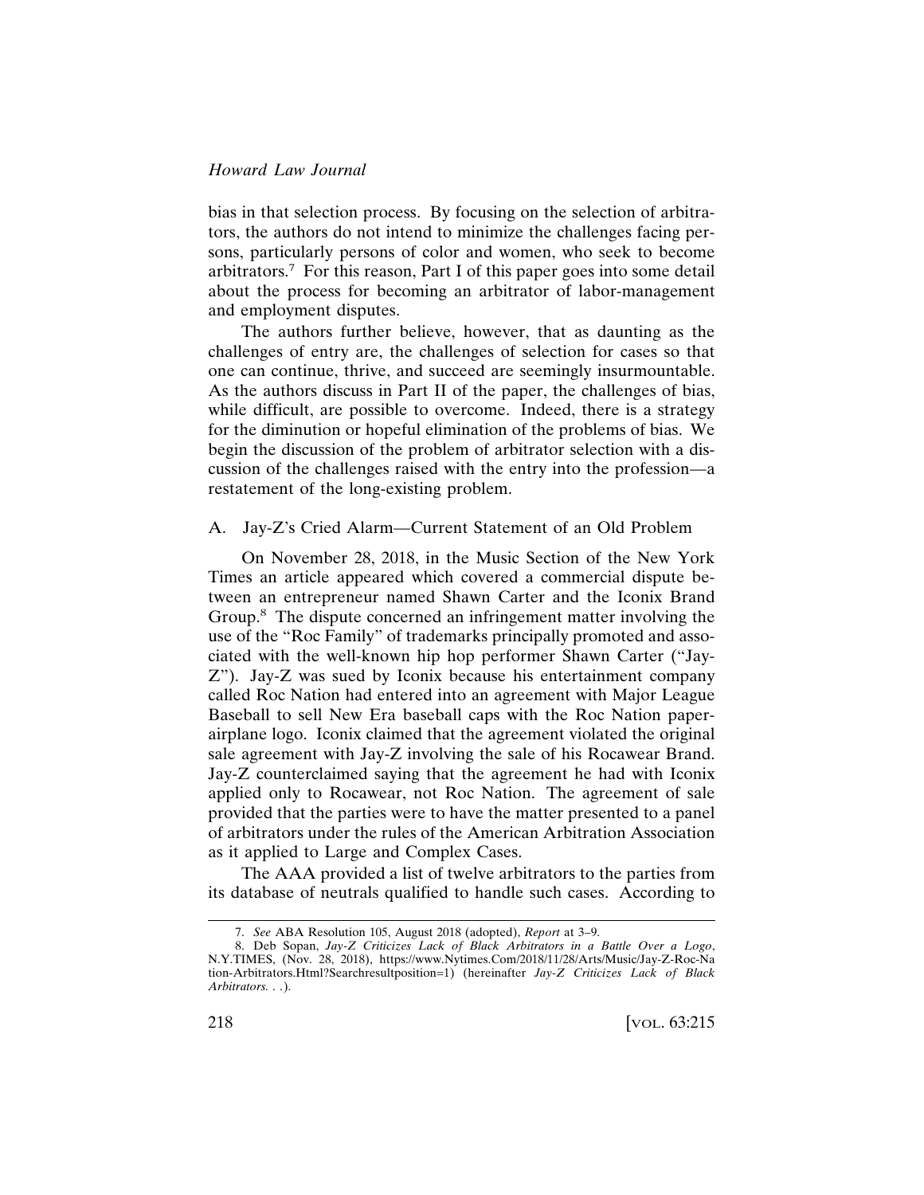bias in that selection process. By focusing on the selection of arbitrators, the authors do not intend to minimize the challenges facing persons, particularly persons of color and women, who seek to become arbitrators.[7] For this reason, Part I of this paper goes into some detail about the process for becoming an arbitrator of labor-management and employment disputes.

The authors further believe, however, that as daunting as the challenges of entry are, the challenges of selection for cases so that one can continue, thrive, and succeed are seemingly insurmountable. As the authors discuss in Part II of the paper, the challenges of bias, while difficult, are possible to overcome. Indeed, there is a strategy for the diminution or hopeful elimination of the problems of bias. We begin the discussion of the problem of arbitrator selection with a discussion of the challenges raised with the entry into the profession—a restatement of the long-existing problem.

### A. Jay-Z's Cried Alarm—Current Statement of an Old Problem

On November 28, 2018, in the Music Section of the New York Times an article appeared which covered a commercial dispute between an entrepreneur named Shawn Carter and the Iconix Brand Group.[8] The dispute concerned an infringement matter involving the use of the "Roc Family" of trademarks principally promoted and associated with the well-known hip hop performer Shawn Carter ("Jay-Z"). Jay-Z was sued by Iconix because his entertainment company called Roc Nation had entered into an agreement with Major League Baseball to sell New Era baseball caps with the Roc Nation paper-airplane logo. Iconix claimed that the agreement violated the original sale agreement with Jay-Z involving the sale of his Rocawear Brand. Jay-Z counterclaimed saying that the agreement he had with Iconix applied only to Rocawear, not Roc Nation. The agreement of sale provided that the parties were to have the matter presented to a panel of arbitrators under the rules of the American Arbitration Association as it applied to Large and Complex Cases.

The AAA provided a list of twelve arbitrators to the parties from its database of neutrals qualified to handle such cases. According to

---

7. *See* ABA Resolution 105, August 2018 (adopted), *Report* at 3–9.

8. Deb Sopan, *Jay-Z Criticizes Lack of Black Arbitrators in a Battle Over a Logo*, N.Y.TIMES, (Nov. 28, 2018), https://www.Nytimes.Com/2018/11/28/Arts/Music/Jay-Z-Roc-Nation-Arbitrators.Html?Searchresultposition=1) (hereinafter *Jay-Z Criticizes Lack of Black Arbitrators. . .*).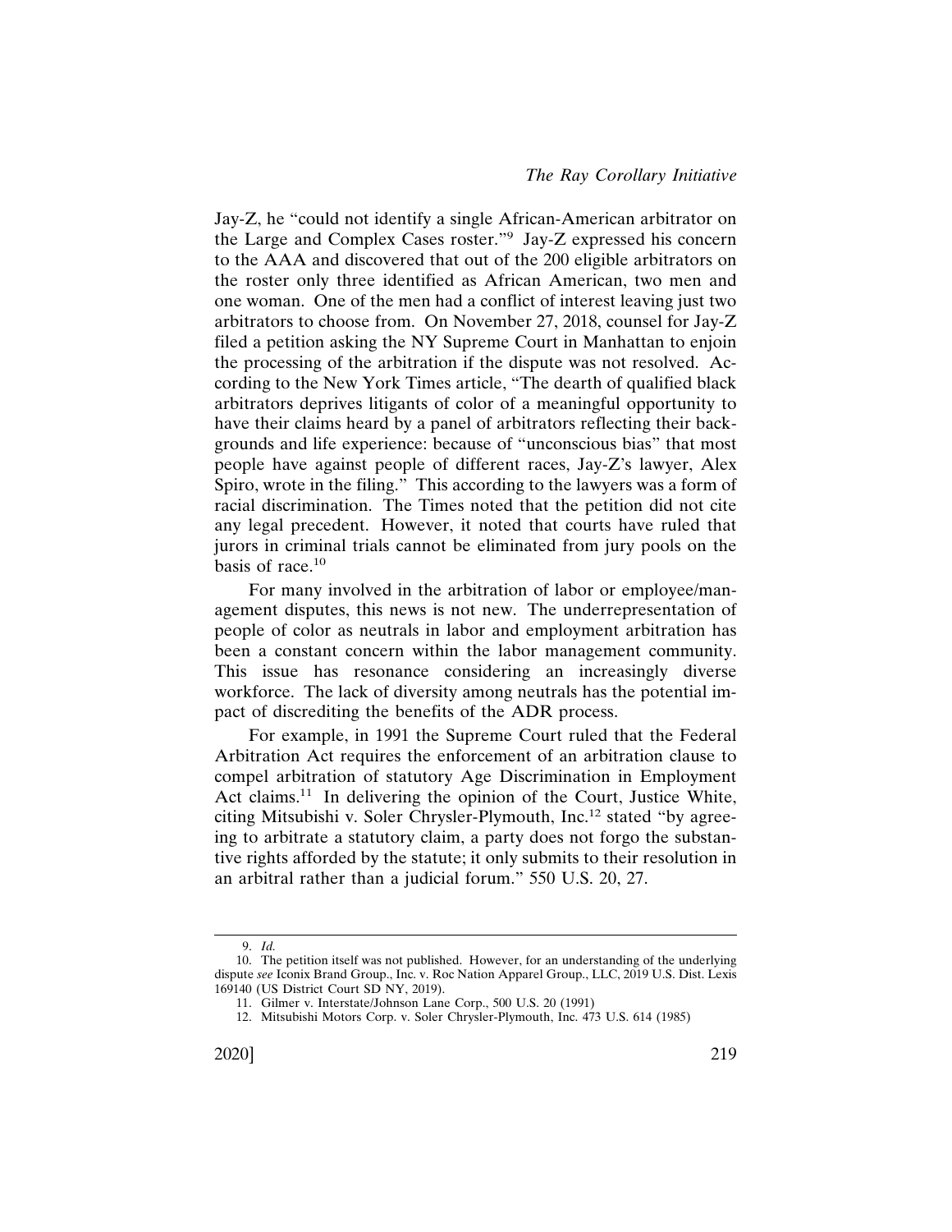Jay-Z, he "could not identify a single African-American arbitrator on the Large and Complex Cases roster."[9] Jay-Z expressed his concern to the AAA and discovered that out of the 200 eligible arbitrators on the roster only three identified as African American, two men and one woman. One of the men had a conflict of interest leaving just two arbitrators to choose from. On November 27, 2018, counsel for Jay-Z filed a petition asking the NY Supreme Court in Manhattan to enjoin the processing of the arbitration if the dispute was not resolved. According to the New York Times article, "The dearth of qualified black arbitrators deprives litigants of color of a meaningful opportunity to have their claims heard by a panel of arbitrators reflecting their backgrounds and life experience: because of "unconscious bias" that most people have against people of different races, Jay-Z's lawyer, Alex Spiro, wrote in the filing." This according to the lawyers was a form of racial discrimination. The Times noted that the petition did not cite any legal precedent. However, it noted that courts have ruled that jurors in criminal trials cannot be eliminated from jury pools on the basis of race.[10]

For many involved in the arbitration of labor or employee/management disputes, this news is not new. The underrepresentation of people of color as neutrals in labor and employment arbitration has been a constant concern within the labor management community. This issue has resonance considering an increasingly diverse workforce. The lack of diversity among neutrals has the potential impact of discrediting the benefits of the ADR process.

For example, in 1991 the Supreme Court ruled that the Federal Arbitration Act requires the enforcement of an arbitration clause to compel arbitration of statutory Age Discrimination in Employment Act claims.[11] In delivering the opinion of the Court, Justice White, citing Mitsubishi v. Soler Chrysler-Plymouth, Inc.[12] stated "by agreeing to arbitrate a statutory claim, a party does not forgo the substantive rights afforded by the statute; it only submits to their resolution in an arbitral rather than a judicial forum." 550 U.S. 20, 27.

---

9. *Id.*

10. The petition itself was not published. However, for an understanding of the underlying dispute *see* Iconix Brand Group., Inc. v. Roc Nation Apparel Group., LLC, 2019 U.S. Dist. Lexis 169140 (US District Court SD NY, 2019).

11. Gilmer v. Interstate/Johnson Lane Corp., 500 U.S. 20 (1991)

12. Mitsubishi Motors Corp. v. Soler Chrysler-Plymouth, Inc. 473 U.S. 614 (1985)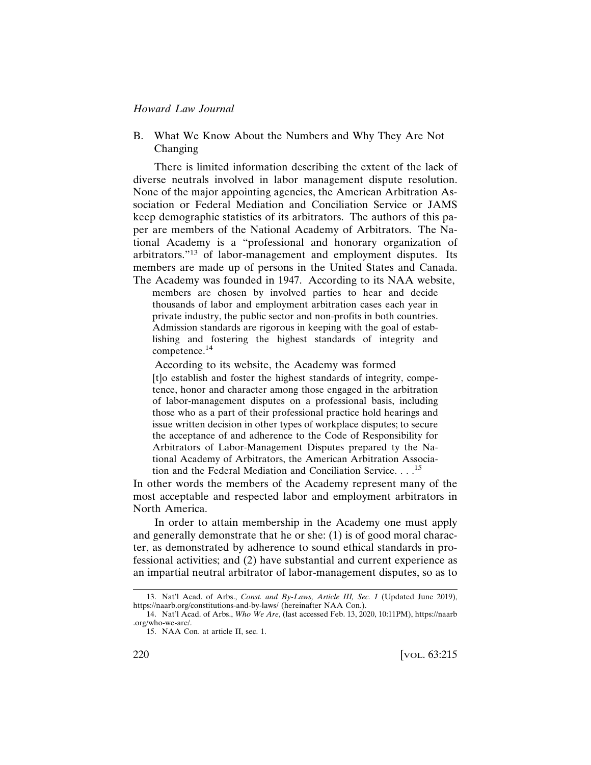## B. What We Know About the Numbers and Why They Are Not Changing

There is limited information describing the extent of the lack of diverse neutrals involved in labor management dispute resolution. None of the major appointing agencies, the American Arbitration Association or Federal Mediation and Conciliation Service or JAMS keep demographic statistics of its arbitrators. The authors of this paper are members of the National Academy of Arbitrators. The National Academy is a "professional and honorary organization of arbitrators."[13] of labor-management and employment disputes. Its members are made up of persons in the United States and Canada. The Academy was founded in 1947. According to its NAA website,

> members are chosen by involved parties to hear and decide thousands of labor and employment arbitration cases each year in private industry, the public sector and non-profits in both countries. Admission standards are rigorous in keeping with the goal of establishing and fostering the highest standards of integrity and competence.[14]

According to its website, the Academy was formed

> [t]o establish and foster the highest standards of integrity, competence, honor and character among those engaged in the arbitration of labor-management disputes on a professional basis, including those who as a part of their professional practice hold hearings and issue written decision in other types of workplace disputes; to secure the acceptance of and adherence to the Code of Responsibility for Arbitrators of Labor-Management Disputes prepared ty the National Academy of Arbitrators, the American Arbitration Association and the Federal Mediation and Conciliation Service. . . .[15]

In other words the members of the Academy represent many of the most acceptable and respected labor and employment arbitrators in North America.

In order to attain membership in the Academy one must apply and generally demonstrate that he or she: (1) is of good moral character, as demonstrated by adherence to sound ethical standards in professional activities; and (2) have substantial and current experience as an impartial neutral arbitrator of labor-management disputes, so as to

---

13. Nat'l Acad. of Arbs., *Const. and By-Laws, Article III, Sec. 1* (Updated June 2019), https://naarb.org/constitutions-and-by-laws/ (hereinafter NAA Con.).

14. Nat'l Acad. of Arbs., *Who We Are*, (last accessed Feb. 13, 2020, 10:11PM), https://naarb.org/who-we-are/.

15. NAA Con. at article II, sec. 1.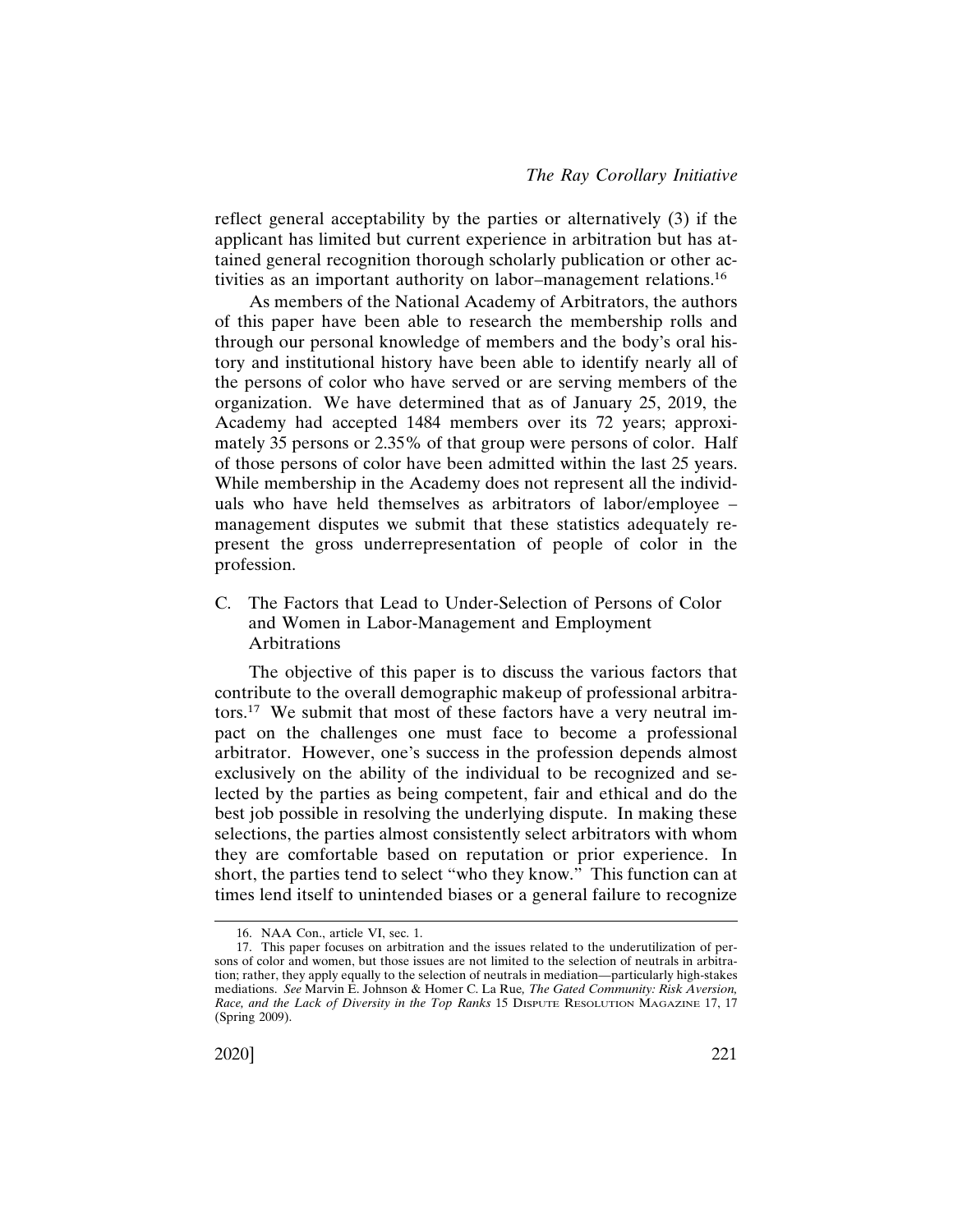reflect general acceptability by the parties or alternatively (3) if the applicant has limited but current experience in arbitration but has attained general recognition thorough scholarly publication or other activities as an important authority on labor–management relations.[16]

As members of the National Academy of Arbitrators, the authors of this paper have been able to research the membership rolls and through our personal knowledge of members and the body's oral history and institutional history have been able to identify nearly all of the persons of color who have served or are serving members of the organization. We have determined that as of January 25, 2019, the Academy had accepted 1484 members over its 72 years; approximately 35 persons or 2.35% of that group were persons of color. Half of those persons of color have been admitted within the last 25 years. While membership in the Academy does not represent all the individuals who have held themselves as arbitrators of labor/employee – management disputes we submit that these statistics adequately represent the gross underrepresentation of people of color in the profession.

### C. The Factors that Lead to Under-Selection of Persons of Color and Women in Labor-Management and Employment Arbitrations

The objective of this paper is to discuss the various factors that contribute to the overall demographic makeup of professional arbitrators.[17] We submit that most of these factors have a very neutral impact on the challenges one must face to become a professional arbitrator. However, one's success in the profession depends almost exclusively on the ability of the individual to be recognized and selected by the parties as being competent, fair and ethical and do the best job possible in resolving the underlying dispute. In making these selections, the parties almost consistently select arbitrators with whom they are comfortable based on reputation or prior experience. In short, the parties tend to select "who they know." This function can at times lend itself to unintended biases or a general failure to recognize

---

16. NAA Con., article VI, sec. 1.

17. This paper focuses on arbitration and the issues related to the underutilization of persons of color and women, but those issues are not limited to the selection of neutrals in arbitration; rather, they apply equally to the selection of neutrals in mediation—particularly high-stakes mediations. *See* Marvin E. Johnson & Homer C. La Rue*, The Gated Community: Risk Aversion, Race, and the Lack of Diversity in the Top Ranks* 15 Dispute Resolution Magazine 17, 17 (Spring 2009).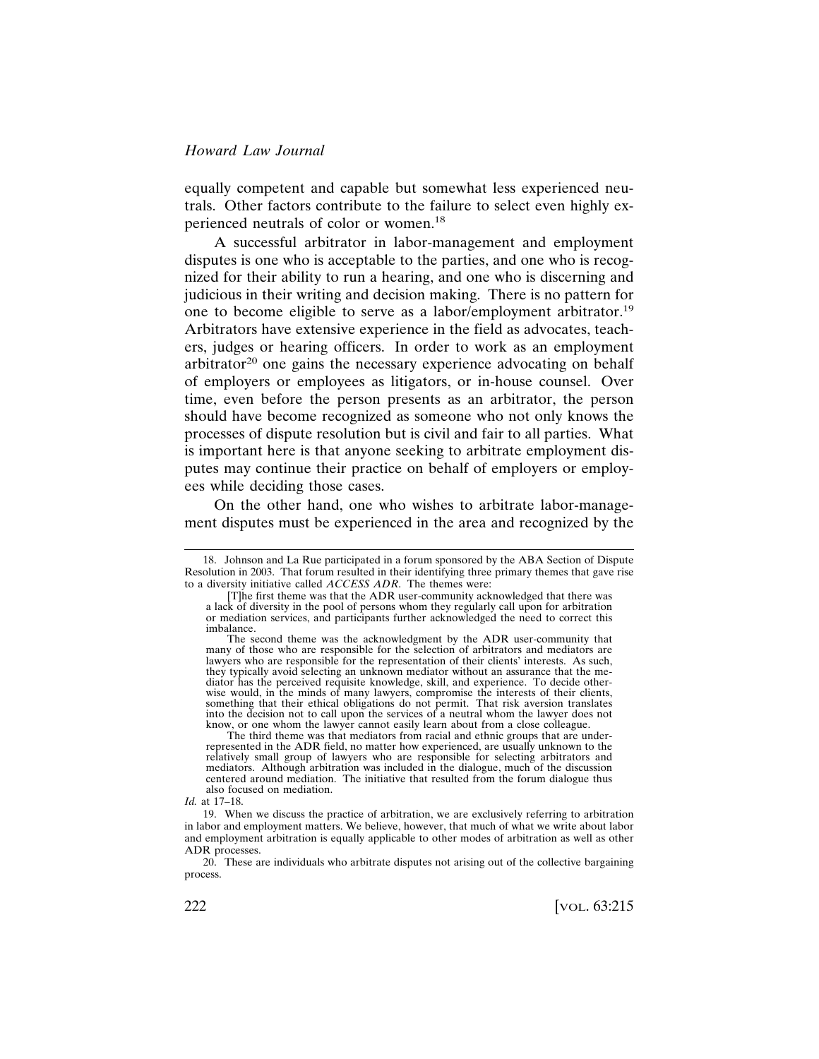equally competent and capable but somewhat less experienced neutrals. Other factors contribute to the failure to select even highly experienced neutrals of color or women.[18]

A successful arbitrator in labor-management and employment disputes is one who is acceptable to the parties, and one who is recognized for their ability to run a hearing, and one who is discerning and judicious in their writing and decision making. There is no pattern for one to become eligible to serve as a labor/employment arbitrator.[19] Arbitrators have extensive experience in the field as advocates, teachers, judges or hearing officers. In order to work as an employment arbitrator[20] one gains the necessary experience advocating on behalf of employers or employees as litigators, or in-house counsel. Over time, even before the person presents as an arbitrator, the person should have become recognized as someone who not only knows the processes of dispute resolution but is civil and fair to all parties. What is important here is that anyone seeking to arbitrate employment disputes may continue their practice on behalf of employers or employees while deciding those cases.

On the other hand, one who wishes to arbitrate labor-management disputes must be experienced in the area and recognized by the

---

18. Johnson and La Rue participated in a forum sponsored by the ABA Section of Dispute Resolution in 2003. That forum resulted in their identifying three primary themes that gave rise to a diversity initiative called *ACCESS ADR*. The themes were:

> [T]he first theme was that the ADR user-community acknowledged that there was a lack of diversity in the pool of persons whom they regularly call upon for arbitration or mediation services, and participants further acknowledged the need to correct this imbalance.
>
> The second theme was the acknowledgment by the ADR user-community that many of those who are responsible for the selection of arbitrators and mediators are lawyers who are responsible for the representation of their clients' interests. As such, they typically avoid selecting an unknown mediator without an assurance that the mediator has the perceived requisite knowledge, skill, and experience. To decide otherwise would, in the minds of many lawyers, compromise the interests of their clients, something that their ethical obligations do not permit. That risk aversion translates into the decision not to call upon the services of a neutral whom the lawyer does not know, or one whom the lawyer cannot easily learn about from a close colleague.
>
> The third theme was that mediators from racial and ethnic groups that are underrepresented in the ADR field, no matter how experienced, are usually unknown to the relatively small group of lawyers who are responsible for selecting arbitrators and mediators. Although arbitration was included in the dialogue, much of the discussion centered around mediation. The initiative that resulted from the forum dialogue thus also focused on mediation.

*Id.* at 17–18.

19. When we discuss the practice of arbitration, we are exclusively referring to arbitration in labor and employment matters. We believe, however, that much of what we write about labor and employment arbitration is equally applicable to other modes of arbitration as well as other ADR processes.

20. These are individuals who arbitrate disputes not arising out of the collective bargaining process.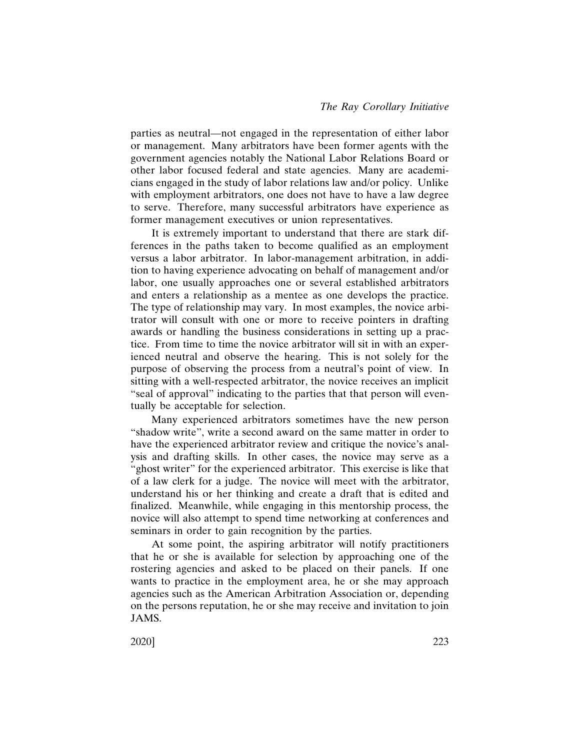parties as neutral—not engaged in the representation of either labor or management. Many arbitrators have been former agents with the government agencies notably the National Labor Relations Board or other labor focused federal and state agencies. Many are academicians engaged in the study of labor relations law and/or policy. Unlike with employment arbitrators, one does not have to have a law degree to serve. Therefore, many successful arbitrators have experience as former management executives or union representatives.

It is extremely important to understand that there are stark differences in the paths taken to become qualified as an employment versus a labor arbitrator. In labor-management arbitration, in addition to having experience advocating on behalf of management and/or labor, one usually approaches one or several established arbitrators and enters a relationship as a mentee as one develops the practice. The type of relationship may vary. In most examples, the novice arbitrator will consult with one or more to receive pointers in drafting awards or handling the business considerations in setting up a practice. From time to time the novice arbitrator will sit in with an experienced neutral and observe the hearing. This is not solely for the purpose of observing the process from a neutral's point of view. In sitting with a well-respected arbitrator, the novice receives an implicit "seal of approval" indicating to the parties that that person will eventually be acceptable for selection.

Many experienced arbitrators sometimes have the new person "shadow write", write a second award on the same matter in order to have the experienced arbitrator review and critique the novice's analysis and drafting skills. In other cases, the novice may serve as a "ghost writer" for the experienced arbitrator. This exercise is like that of a law clerk for a judge. The novice will meet with the arbitrator, understand his or her thinking and create a draft that is edited and finalized. Meanwhile, while engaging in this mentorship process, the novice will also attempt to spend time networking at conferences and seminars in order to gain recognition by the parties.

At some point, the aspiring arbitrator will notify practitioners that he or she is available for selection by approaching one of the rostering agencies and asked to be placed on their panels. If one wants to practice in the employment area, he or she may approach agencies such as the American Arbitration Association or, depending on the persons reputation, he or she may receive and invitation to join JAMS.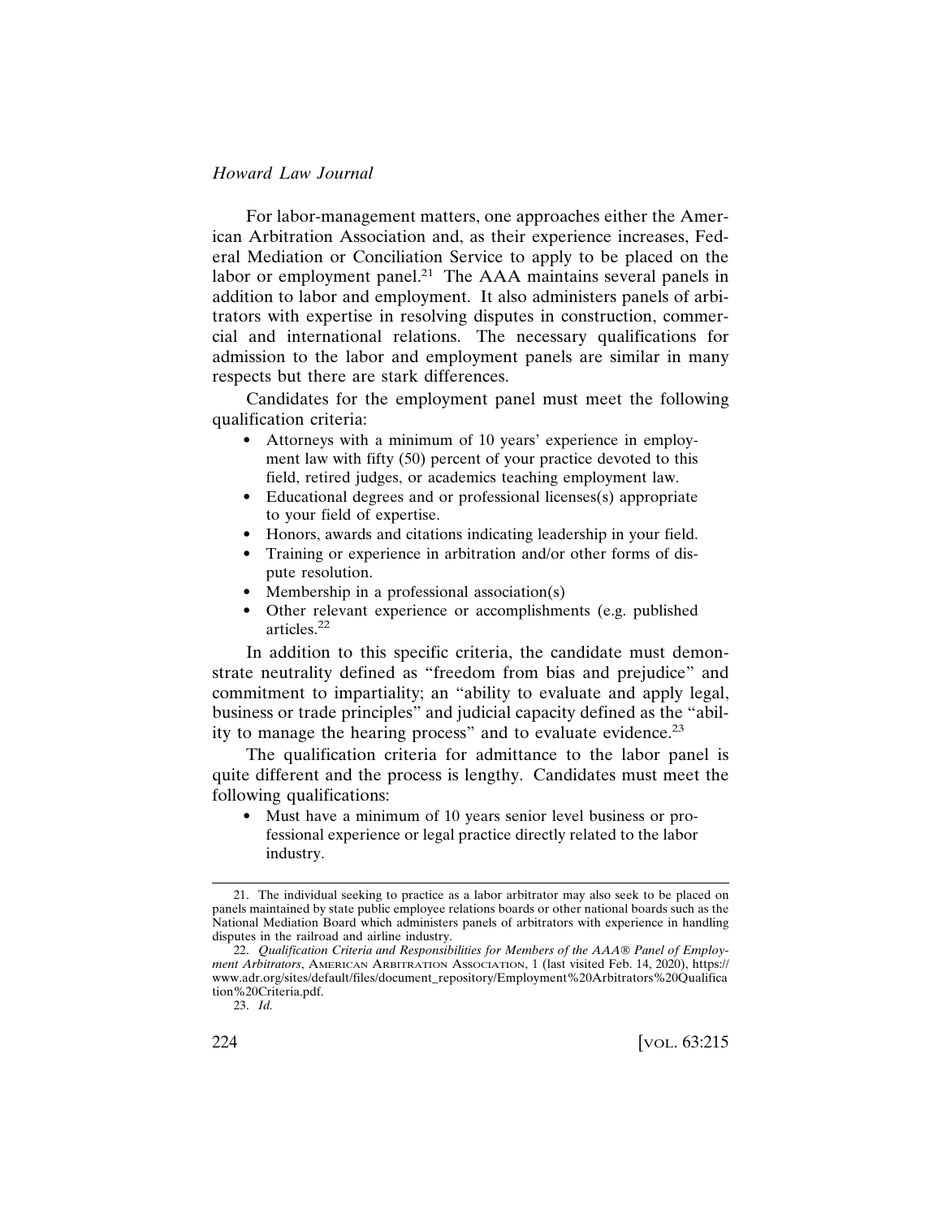For labor-management matters, one approaches either the American Arbitration Association and, as their experience increases, Federal Mediation or Conciliation Service to apply to be placed on the labor or employment panel.[21] The AAA maintains several panels in addition to labor and employment. It also administers panels of arbitrators with expertise in resolving disputes in construction, commercial and international relations. The necessary qualifications for admission to the labor and employment panels are similar in many respects but there are stark differences.

Candidates for the employment panel must meet the following qualification criteria:

- Attorneys with a minimum of 10 years' experience in employment law with fifty (50) percent of your practice devoted to this field, retired judges, or academics teaching employment law.
- Educational degrees and or professional licenses(s) appropriate to your field of expertise.
- Honors, awards and citations indicating leadership in your field.
- Training or experience in arbitration and/or other forms of dispute resolution.
- Membership in a professional association(s)
- Other relevant experience or accomplishments (e.g. published articles.[22]

In addition to this specific criteria, the candidate must demonstrate neutrality defined as "freedom from bias and prejudice" and commitment to impartiality; an "ability to evaluate and apply legal, business or trade principles" and judicial capacity defined as the "ability to manage the hearing process" and to evaluate evidence.[23]

The qualification criteria for admittance to the labor panel is quite different and the process is lengthy. Candidates must meet the following qualifications:

- Must have a minimum of 10 years senior level business or professional experience or legal practice directly related to the labor industry.

---

21. The individual seeking to practice as a labor arbitrator may also seek to be placed on panels maintained by state public employee relations boards or other national boards such as the National Mediation Board which administers panels of arbitrators with experience in handling disputes in the railroad and airline industry.

22. *Qualification Criteria and Responsibilities for Members of the AAA® Panel of Employment Arbitrators*, AMERICAN ARBITRATION ASSOCIATION, 1 (last visited Feb. 14, 2020), https://www.adr.org/sites/default/files/document_repository/Employment%20Arbitrators%20Qualification%20Criteria.pdf.

23. *Id.*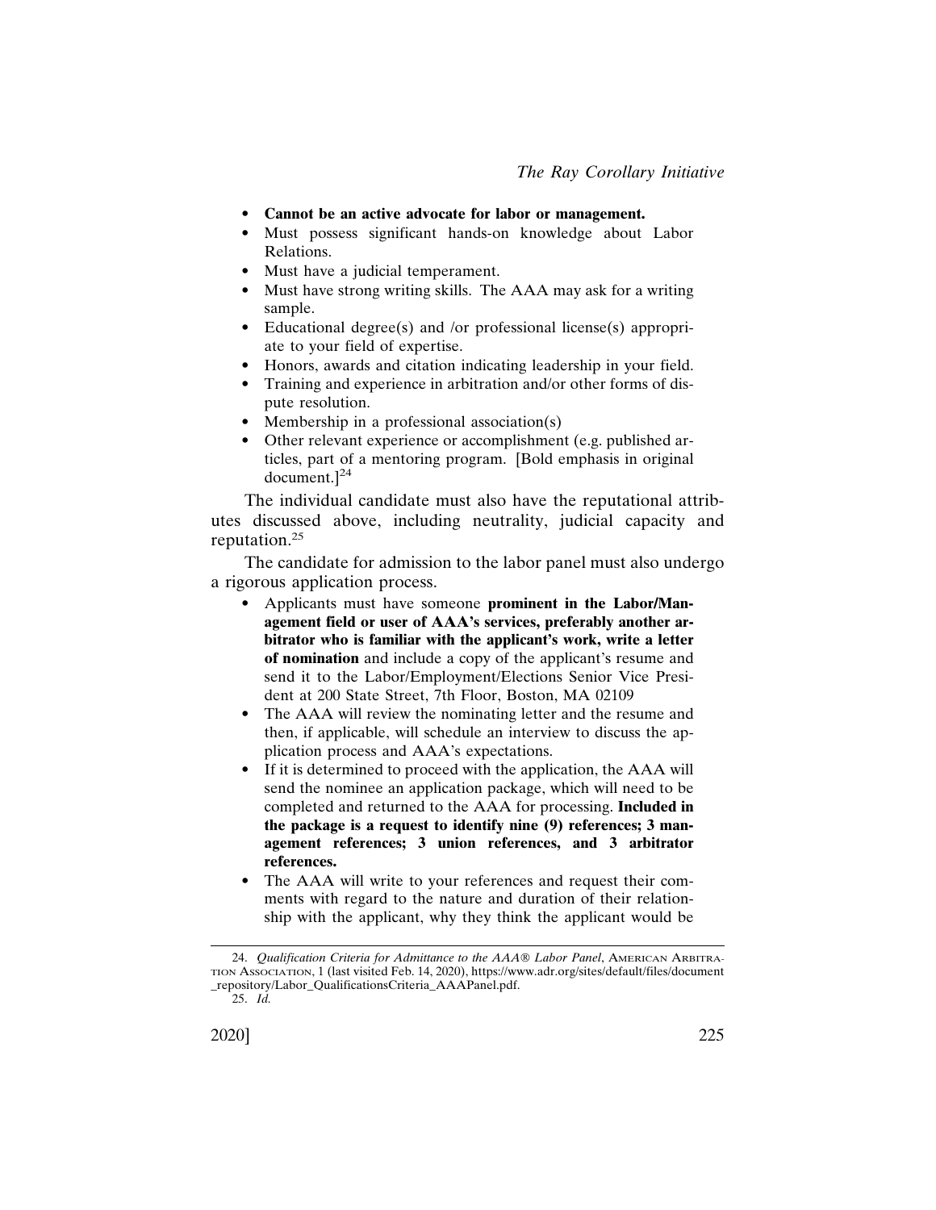- **Cannot be an active advocate for labor or management.**
- Must possess significant hands-on knowledge about Labor Relations.
- Must have a judicial temperament.
- Must have strong writing skills. The AAA may ask for a writing sample.
- Educational degree(s) and /or professional license(s) appropriate to your field of expertise.
- Honors, awards and citation indicating leadership in your field.
- Training and experience in arbitration and/or other forms of dispute resolution.
- Membership in a professional association(s)
- Other relevant experience or accomplishment (e.g. published articles, part of a mentoring program. [Bold emphasis in original document.][24]

The individual candidate must also have the reputational attributes discussed above, including neutrality, judicial capacity and reputation.[25]

The candidate for admission to the labor panel must also undergo a rigorous application process.

- Applicants must have someone **prominent in the Labor/Management field or user of AAA's services, preferably another arbitrator who is familiar with the applicant's work, write a letter of nomination** and include a copy of the applicant's resume and send it to the Labor/Employment/Elections Senior Vice President at 200 State Street, 7th Floor, Boston, MA 02109
- The AAA will review the nominating letter and the resume and then, if applicable, will schedule an interview to discuss the application process and AAA's expectations.
- If it is determined to proceed with the application, the AAA will send the nominee an application package, which will need to be completed and returned to the AAA for processing. **Included in the package is a request to identify nine (9) references; 3 management references; 3 union references, and 3 arbitrator references.**
- The AAA will write to your references and request their comments with regard to the nature and duration of their relationship with the applicant, why they think the applicant would be

---

24. *Qualification Criteria for Admittance to the AAA® Labor Panel*, American Arbitration Association, 1 (last visited Feb. 14, 2020), https://www.adr.org/sites/default/files/document_repository/Labor_QualificationsCriteria_AAAPanel.pdf.

25. *Id.*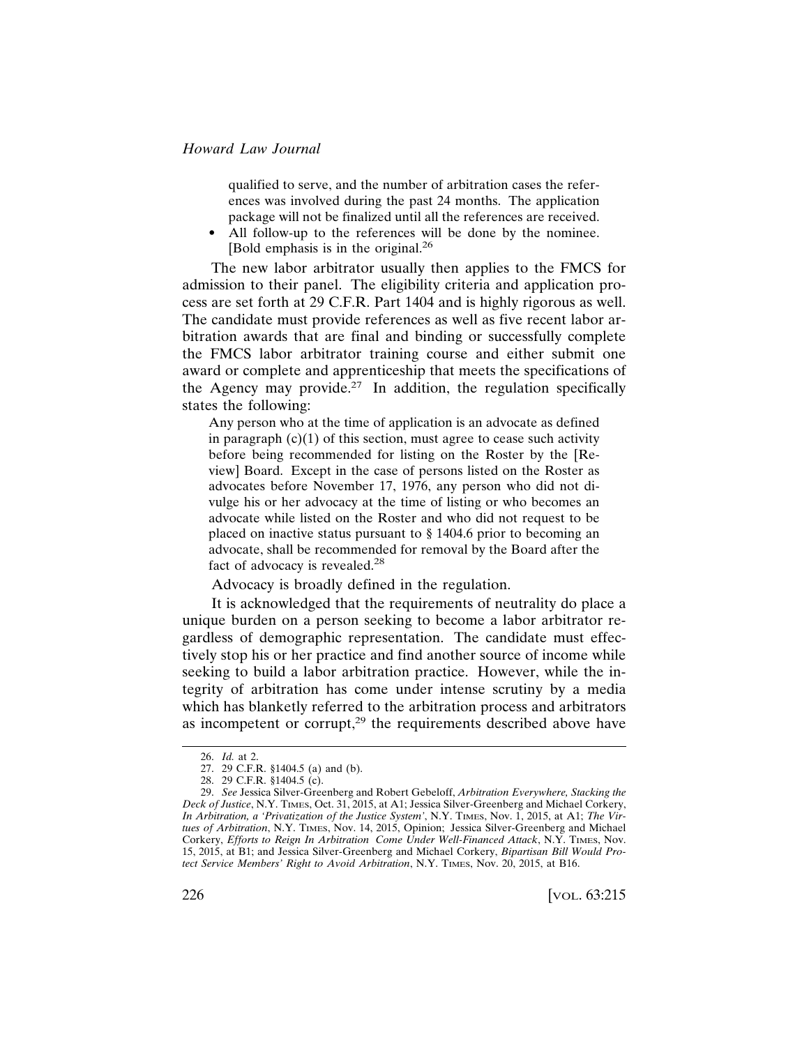qualified to serve, and the number of arbitration cases the references was involved during the past 24 months. The application package will not be finalized until all the references are received.

- All follow-up to the references will be done by the nominee. [Bold emphasis is in the original.[26]

The new labor arbitrator usually then applies to the FMCS for admission to their panel. The eligibility criteria and application process are set forth at 29 C.F.R. Part 1404 and is highly rigorous as well. The candidate must provide references as well as five recent labor arbitration awards that are final and binding or successfully complete the FMCS labor arbitrator training course and either submit one award or complete and apprenticeship that meets the specifications of the Agency may provide.[27] In addition, the regulation specifically states the following:

> Any person who at the time of application is an advocate as defined in paragraph (c)(1) of this section, must agree to cease such activity before being recommended for listing on the Roster by the [Review] Board. Except in the case of persons listed on the Roster as advocates before November 17, 1976, any person who did not divulge his or her advocacy at the time of listing or who becomes an advocate while listed on the Roster and who did not request to be placed on inactive status pursuant to § 1404.6 prior to becoming an advocate, shall be recommended for removal by the Board after the fact of advocacy is revealed.[28]

Advocacy is broadly defined in the regulation.

It is acknowledged that the requirements of neutrality do place a unique burden on a person seeking to become a labor arbitrator regardless of demographic representation. The candidate must effectively stop his or her practice and find another source of income while seeking to build a labor arbitration practice. However, while the integrity of arbitration has come under intense scrutiny by a media which has blanketly referred to the arbitration process and arbitrators as incompetent or corrupt,[29] the requirements described above have

---

26. *Id.* at 2.

27. 29 C.F.R. §1404.5 (a) and (b).

28. 29 C.F.R. §1404.5 (c).

29. *See* Jessica Silver-Greenberg and Robert Gebeloff, *Arbitration Everywhere, Stacking the Deck of Justice*, N.Y. TIMES, Oct. 31, 2015, at A1; Jessica Silver-Greenberg and Michael Corkery, *In Arbitration, a 'Privatization of the Justice System'*, N.Y. TIMES, Nov. 1, 2015, at A1; *The Virtues of Arbitration*, N.Y. TIMES, Nov. 14, 2015, Opinion; Jessica Silver-Greenberg and Michael Corkery, *Efforts to Reign In Arbitration Come Under Well-Financed Attack*, N.Y. TIMES, Nov. 15, 2015, at B1; and Jessica Silver-Greenberg and Michael Corkery, *Bipartisan Bill Would Protect Service Members' Right to Avoid Arbitration*, N.Y. TIMES, Nov. 20, 2015, at B16.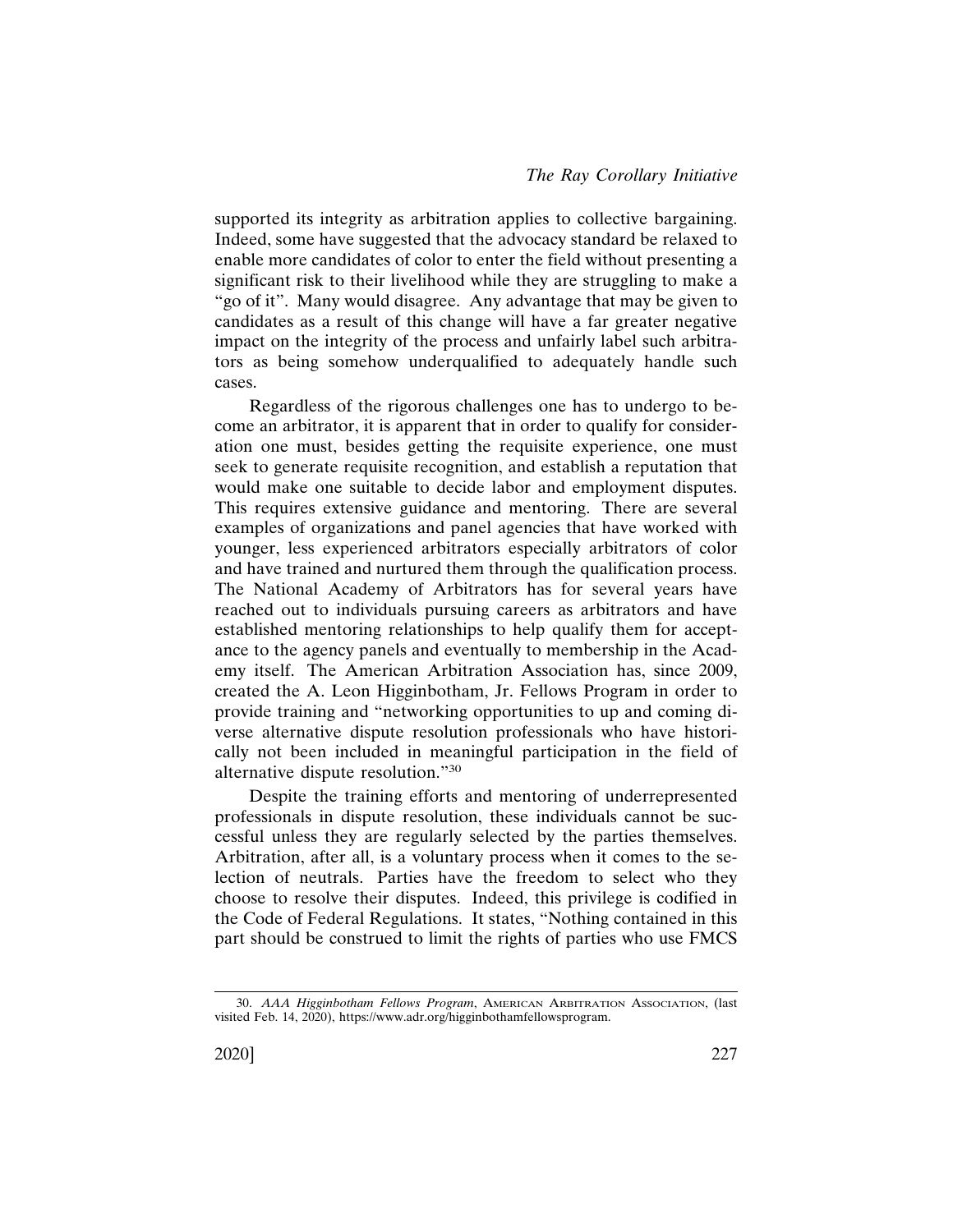supported its integrity as arbitration applies to collective bargaining. Indeed, some have suggested that the advocacy standard be relaxed to enable more candidates of color to enter the field without presenting a significant risk to their livelihood while they are struggling to make a "go of it". Many would disagree. Any advantage that may be given to candidates as a result of this change will have a far greater negative impact on the integrity of the process and unfairly label such arbitrators as being somehow underqualified to adequately handle such cases.

Regardless of the rigorous challenges one has to undergo to become an arbitrator, it is apparent that in order to qualify for consideration one must, besides getting the requisite experience, one must seek to generate requisite recognition, and establish a reputation that would make one suitable to decide labor and employment disputes. This requires extensive guidance and mentoring. There are several examples of organizations and panel agencies that have worked with younger, less experienced arbitrators especially arbitrators of color and have trained and nurtured them through the qualification process. The National Academy of Arbitrators has for several years have reached out to individuals pursuing careers as arbitrators and have established mentoring relationships to help qualify them for acceptance to the agency panels and eventually to membership in the Academy itself. The American Arbitration Association has, since 2009, created the A. Leon Higginbotham, Jr. Fellows Program in order to provide training and "networking opportunities to up and coming diverse alternative dispute resolution professionals who have historically not been included in meaningful participation in the field of alternative dispute resolution."[30]

Despite the training efforts and mentoring of underrepresented professionals in dispute resolution, these individuals cannot be successful unless they are regularly selected by the parties themselves. Arbitration, after all, is a voluntary process when it comes to the selection of neutrals. Parties have the freedom to select who they choose to resolve their disputes. Indeed, this privilege is codified in the Code of Federal Regulations. It states, "Nothing contained in this part should be construed to limit the rights of parties who use FMCS

---

30. *AAA Higginbotham Fellows Program*, AMERICAN ARBITRATION ASSOCIATION, (last visited Feb. 14, 2020), https://www.adr.org/higginbothamfellowsprogram.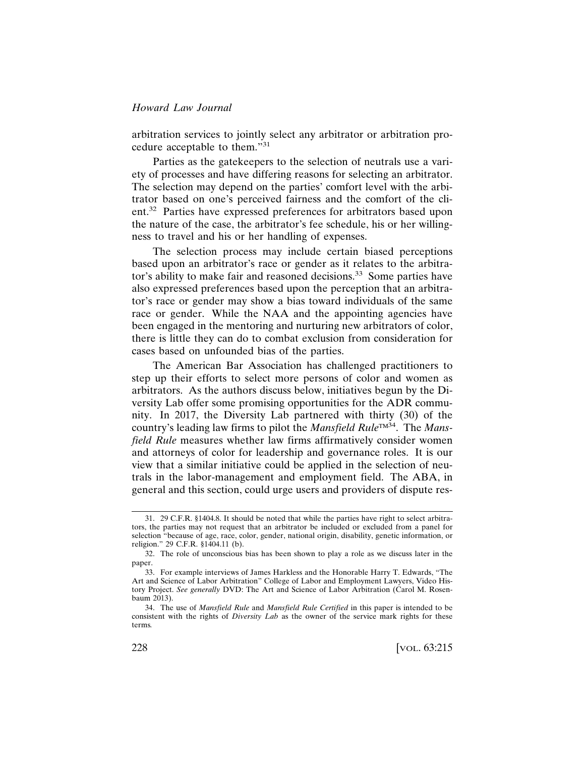arbitration services to jointly select any arbitrator or arbitration procedure acceptable to them."[31]

Parties as the gatekeepers to the selection of neutrals use a variety of processes and have differing reasons for selecting an arbitrator. The selection may depend on the parties' comfort level with the arbitrator based on one's perceived fairness and the comfort of the client.[32] Parties have expressed preferences for arbitrators based upon the nature of the case, the arbitrator's fee schedule, his or her willingness to travel and his or her handling of expenses.

The selection process may include certain biased perceptions based upon an arbitrator's race or gender as it relates to the arbitrator's ability to make fair and reasoned decisions.[33] Some parties have also expressed preferences based upon the perception that an arbitrator's race or gender may show a bias toward individuals of the same race or gender. While the NAA and the appointing agencies have been engaged in the mentoring and nurturing new arbitrators of color, there is little they can do to combat exclusion from consideration for cases based on unfounded bias of the parties.

The American Bar Association has challenged practitioners to step up their efforts to select more persons of color and women as arbitrators. As the authors discuss below, initiatives begun by the Diversity Lab offer some promising opportunities for the ADR community. In 2017, the Diversity Lab partnered with thirty (30) of the country's leading law firms to pilot the *Mansfield Rule*™[34]. The *Mansfield Rule* measures whether law firms affirmatively consider women and attorneys of color for leadership and governance roles. It is our view that a similar initiative could be applied in the selection of neutrals in the labor-management and employment field. The ABA, in general and this section, could urge users and providers of dispute res-

---

31. 29 C.F.R. §1404.8. It should be noted that while the parties have right to select arbitrators, the parties may not request that an arbitrator be included or excluded from a panel for selection "because of age, race, color, gender, national origin, disability, genetic information, or religion." 29 C.F.R. §1404.11 (b).

32. The role of unconscious bias has been shown to play a role as we discuss later in the paper.

33. For example interviews of James Harkless and the Honorable Harry T. Edwards, "The Art and Science of Labor Arbitration" College of Labor and Employment Lawyers, Video History Project. *See generally* DVD: The Art and Science of Labor Arbitration (Carol M. Rosenbaum 2013).

34. The use of *Mansfield Rule* and *Mansfield Rule Certified* in this paper is intended to be consistent with the rights of *Diversity Lab* as the owner of the service mark rights for these terms.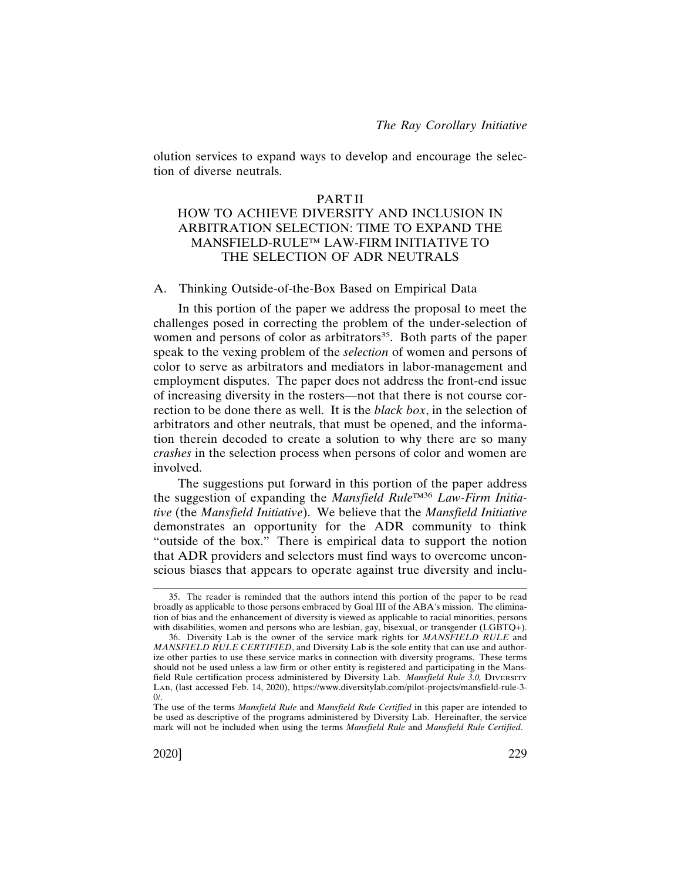olution services to expand ways to develop and encourage the selection of diverse neutrals.

## PART II
## HOW TO ACHIEVE DIVERSITY AND INCLUSION IN ARBITRATION SELECTION: TIME TO EXPAND THE MANSFIELD-RULE™ LAW-FIRM INITIATIVE TO THE SELECTION OF ADR NEUTRALS

### A. Thinking Outside-of-the-Box Based on Empirical Data

In this portion of the paper we address the proposal to meet the challenges posed in correcting the problem of the under-selection of women and persons of color as arbitrators[35]. Both parts of the paper speak to the vexing problem of the *selection* of women and persons of color to serve as arbitrators and mediators in labor-management and employment disputes. The paper does not address the front-end issue of increasing diversity in the rosters—not that there is not course correction to be done there as well. It is the *black box*, in the selection of arbitrators and other neutrals, that must be opened, and the information therein decoded to create a solution to why there are so many *crashes* in the selection process when persons of color and women are involved.

The suggestions put forward in this portion of the paper address the suggestion of expanding the *Mansfield Rule*™[36] *Law-Firm Initiative* (the *Mansfield Initiative*). We believe that the *Mansfield Initiative* demonstrates an opportunity for the ADR community to think "outside of the box." There is empirical data to support the notion that ADR providers and selectors must find ways to overcome unconscious biases that appears to operate against true diversity and inclu-

---

35. The reader is reminded that the authors intend this portion of the paper to be read broadly as applicable to those persons embraced by Goal III of the ABA's mission. The elimination of bias and the enhancement of diversity is viewed as applicable to racial minorities, persons with disabilities, women and persons who are lesbian, gay, bisexual, or transgender (LGBTQ+).

36. Diversity Lab is the owner of the service mark rights for *MANSFIELD RULE* and *MANSFIELD RULE CERTIFIED*, and Diversity Lab is the sole entity that can use and authorize other parties to use these service marks in connection with diversity programs. These terms should not be used unless a law firm or other entity is registered and participating in the Mansfield Rule certification process administered by Diversity Lab. *Mansfield Rule 3.0,* Diversity Lab, (last accessed Feb. 14, 2020), https://www.diversitylab.com/pilot-projects/mansfield-rule-3-0/.

The use of the terms *Mansfield Rule* and *Mansfield Rule Certified* in this paper are intended to be used as descriptive of the programs administered by Diversity Lab. Hereinafter, the service mark will not be included when using the terms *Mansfield Rule* and *Mansfield Rule Certified*.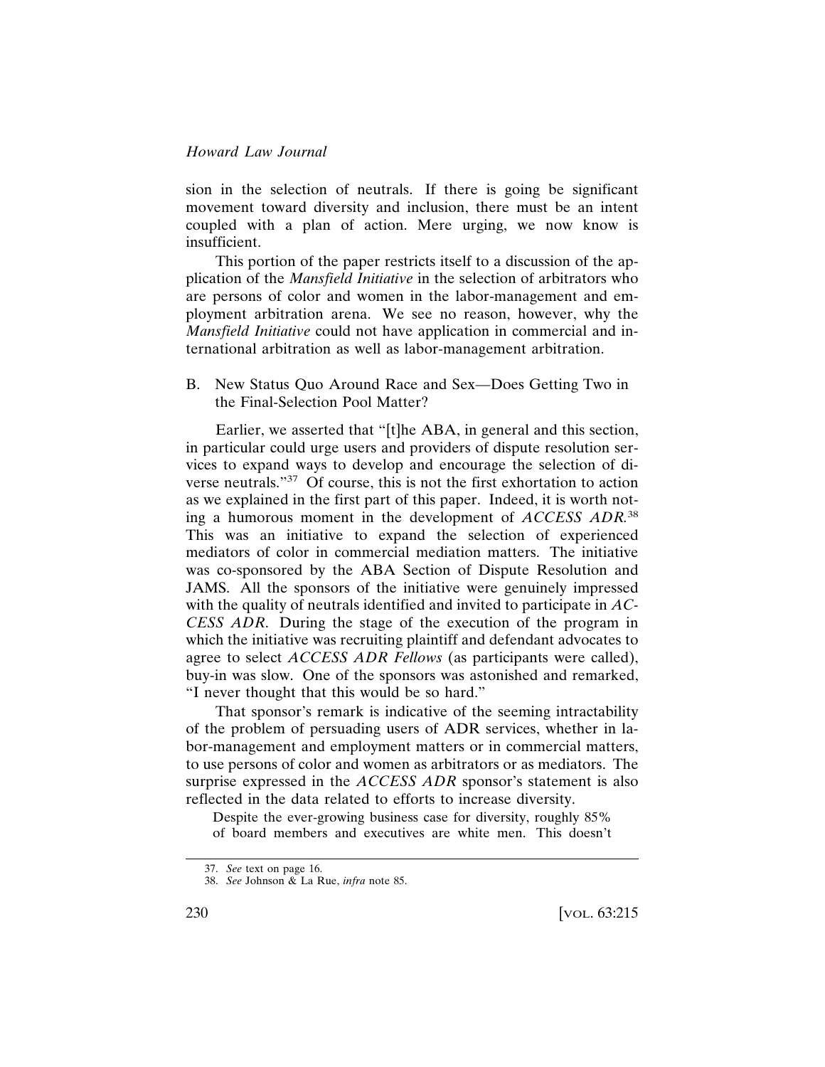sion in the selection of neutrals. If there is going be significant movement toward diversity and inclusion, there must be an intent coupled with a plan of action. Mere urging, we now know is insufficient.

This portion of the paper restricts itself to a discussion of the application of the *Mansfield Initiative* in the selection of arbitrators who are persons of color and women in the labor-management and employment arbitration arena. We see no reason, however, why the *Mansfield Initiative* could not have application in commercial and international arbitration as well as labor-management arbitration.

### B. New Status Quo Around Race and Sex—Does Getting Two in the Final-Selection Pool Matter?

Earlier, we asserted that "[t]he ABA, in general and this section, in particular could urge users and providers of dispute resolution services to expand ways to develop and encourage the selection of diverse neutrals."[37] Of course, this is not the first exhortation to action as we explained in the first part of this paper. Indeed, it is worth noting a humorous moment in the development of *ACCESS ADR*.[38] This was an initiative to expand the selection of experienced mediators of color in commercial mediation matters. The initiative was co-sponsored by the ABA Section of Dispute Resolution and JAMS. All the sponsors of the initiative were genuinely impressed with the quality of neutrals identified and invited to participate in *ACCESS ADR*. During the stage of the execution of the program in which the initiative was recruiting plaintiff and defendant advocates to agree to select *ACCESS ADR Fellows* (as participants were called), buy-in was slow. One of the sponsors was astonished and remarked, "I never thought that this would be so hard."

That sponsor's remark is indicative of the seeming intractability of the problem of persuading users of ADR services, whether in labor-management and employment matters or in commercial matters, to use persons of color and women as arbitrators or as mediators. The surprise expressed in the *ACCESS ADR* sponsor's statement is also reflected in the data related to efforts to increase diversity.

> Despite the ever-growing business case for diversity, roughly 85% of board members and executives are white men. This doesn't

---

37. *See* text on page 16.
38. *See* Johnson & La Rue, *infra* note 85.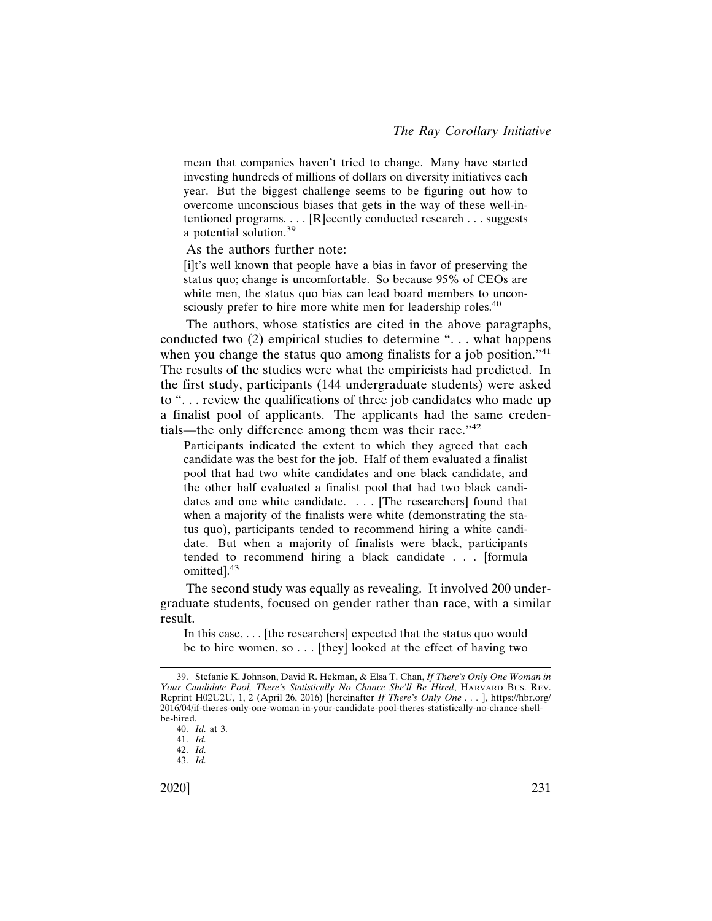> mean that companies haven't tried to change. Many have started investing hundreds of millions of dollars on diversity initiatives each year. But the biggest challenge seems to be figuring out how to overcome unconscious biases that gets in the way of these well-intentioned programs. . . . [R]ecently conducted research . . . suggests a potential solution.[39]

As the authors further note:

> [i]t's well known that people have a bias in favor of preserving the status quo; change is uncomfortable. So because 95% of CEOs are white men, the status quo bias can lead board members to unconsciously prefer to hire more white men for leadership roles.[40]

The authors, whose statistics are cited in the above paragraphs, conducted two (2) empirical studies to determine ". . . what happens when you change the status quo among finalists for a job position."[41] The results of the studies were what the empiricists had predicted. In the first study, participants (144 undergraduate students) were asked to ". . . review the qualifications of three job candidates who made up a finalist pool of applicants. The applicants had the same credentials—the only difference among them was their race."[42]

> Participants indicated the extent to which they agreed that each candidate was the best for the job. Half of them evaluated a finalist pool that had two white candidates and one black candidate, and the other half evaluated a finalist pool that had two black candidates and one white candidate. . . . [The researchers] found that when a majority of the finalists were white (demonstrating the status quo), participants tended to recommend hiring a white candidate. But when a majority of finalists were black, participants tended to recommend hiring a black candidate . . . [formula omitted].[43]

The second study was equally as revealing. It involved 200 undergraduate students, focused on gender rather than race, with a similar result.

> In this case, . . . [the researchers] expected that the status quo would be to hire women, so . . . [they] looked at the effect of having two

---

39. Stefanie K. Johnson, David R. Hekman, & Elsa T. Chan, *If There's Only One Woman in Your Candidate Pool, There's Statistically No Chance She'll Be Hired*, Harvard Bus. Rev. Reprint H02U2U, 1, 2 (April 26, 2016) [hereinafter *If There's Only One . . .* ], https://hbr.org/2016/04/if-theres-only-one-woman-in-your-candidate-pool-theres-statistically-no-chance-shell-be-hired.

40. *Id.* at 3.

41. *Id.*

42. *Id.*

43. *Id.*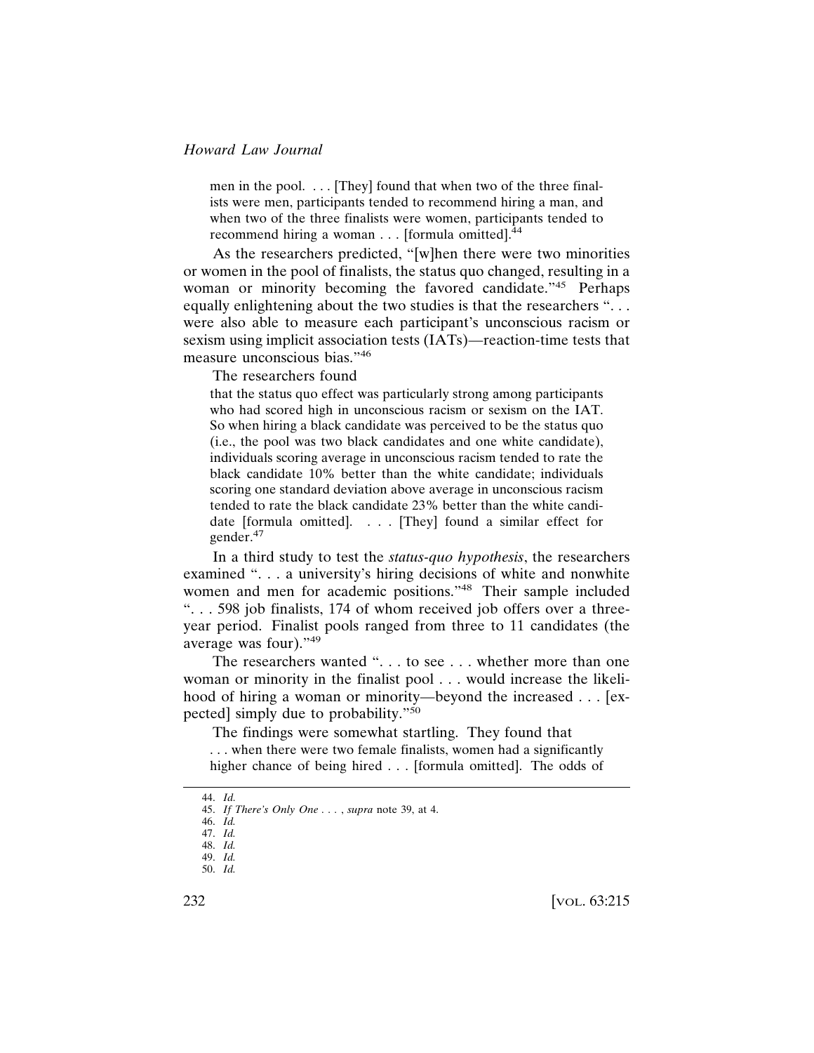> men in the pool. . . . [They] found that when two of the three finalists were men, participants tended to recommend hiring a man, and when two of the three finalists were women, participants tended to recommend hiring a woman . . . [formula omitted].[44]

As the researchers predicted, "[w]hen there were two minorities or women in the pool of finalists, the status quo changed, resulting in a woman or minority becoming the favored candidate."[45] Perhaps equally enlightening about the two studies is that the researchers ". . . were also able to measure each participant's unconscious racism or sexism using implicit association tests (IATs)—reaction-time tests that measure unconscious bias."[46]

The researchers found

> that the status quo effect was particularly strong among participants who had scored high in unconscious racism or sexism on the IAT. So when hiring a black candidate was perceived to be the status quo (i.e., the pool was two black candidates and one white candidate), individuals scoring average in unconscious racism tended to rate the black candidate 10% better than the white candidate; individuals scoring one standard deviation above average in unconscious racism tended to rate the black candidate 23% better than the white candidate [formula omitted]. . . . [They] found a similar effect for gender.[47]

In a third study to test the *status-quo hypothesis*, the researchers examined ". . . a university's hiring decisions of white and nonwhite women and men for academic positions."[48] Their sample included ". . . 598 job finalists, 174 of whom received job offers over a three-year period. Finalist pools ranged from three to 11 candidates (the average was four)."[49]

The researchers wanted ". . . to see . . . whether more than one woman or minority in the finalist pool . . . would increase the likelihood of hiring a woman or minority—beyond the increased . . . [expected] simply due to probability."[50]

The findings were somewhat startling. They found that

> . . . when there were two female finalists, women had a significantly higher chance of being hired . . . [formula omitted]. The odds of

---

44. *Id.*
45. *If There's Only One . . .* , *supra* note 39, at 4.
46. *Id.*
47. *Id.*
48. *Id.*
49. *Id.*
50. *Id.*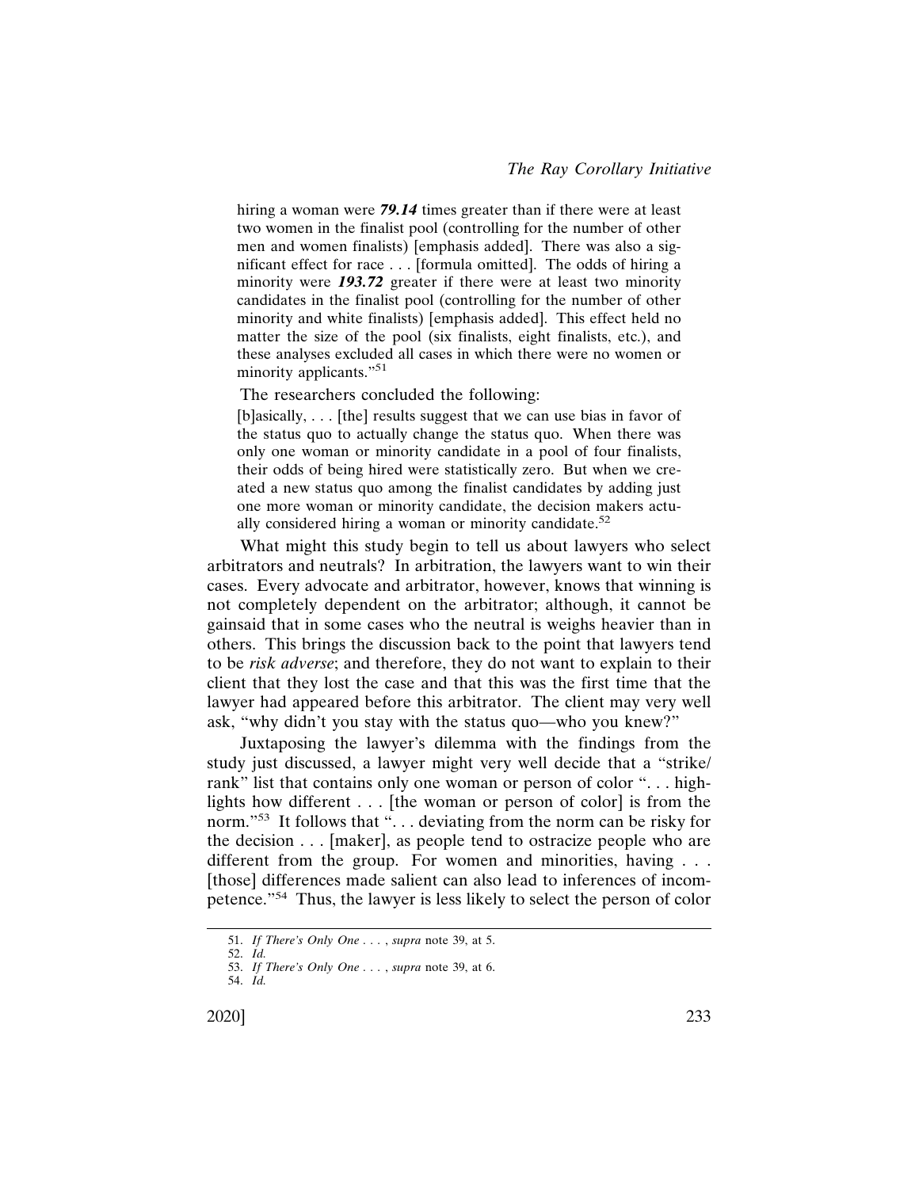> hiring a woman were ***79.14*** times greater than if there were at least two women in the finalist pool (controlling for the number of other men and women finalists) [emphasis added]. There was also a significant effect for race . . . [formula omitted]. The odds of hiring a minority were ***193.72*** greater if there were at least two minority candidates in the finalist pool (controlling for the number of other minority and white finalists) [emphasis added]. This effect held no matter the size of the pool (six finalists, eight finalists, etc.), and these analyses excluded all cases in which there were no women or minority applicants."[51]

The researchers concluded the following:

> [b]asically, . . . [the] results suggest that we can use bias in favor of the status quo to actually change the status quo. When there was only one woman or minority candidate in a pool of four finalists, their odds of being hired were statistically zero. But when we created a new status quo among the finalist candidates by adding just one more woman or minority candidate, the decision makers actually considered hiring a woman or minority candidate.[52]

What might this study begin to tell us about lawyers who select arbitrators and neutrals? In arbitration, the lawyers want to win their cases. Every advocate and arbitrator, however, knows that winning is not completely dependent on the arbitrator; although, it cannot be gainsaid that in some cases who the neutral is weighs heavier than in others. This brings the discussion back to the point that lawyers tend to be *risk adverse*; and therefore, they do not want to explain to their client that they lost the case and that this was the first time that the lawyer had appeared before this arbitrator. The client may very well ask, "why didn't you stay with the status quo—who you knew?"

Juxtaposing the lawyer's dilemma with the findings from the study just discussed, a lawyer might very well decide that a "strike/rank" list that contains only one woman or person of color ". . . highlights how different . . . [the woman or person of color] is from the norm."[53] It follows that ". . . deviating from the norm can be risky for the decision . . . [maker], as people tend to ostracize people who are different from the group. For women and minorities, having . . . [those] differences made salient can also lead to inferences of incompetence."[54] Thus, the lawyer is less likely to select the person of color

51. *If There's Only One . . .* , *supra* note 39, at 5.
52. *Id.*
53. *If There's Only One . . .* , *supra* note 39, at 6.
54. *Id.*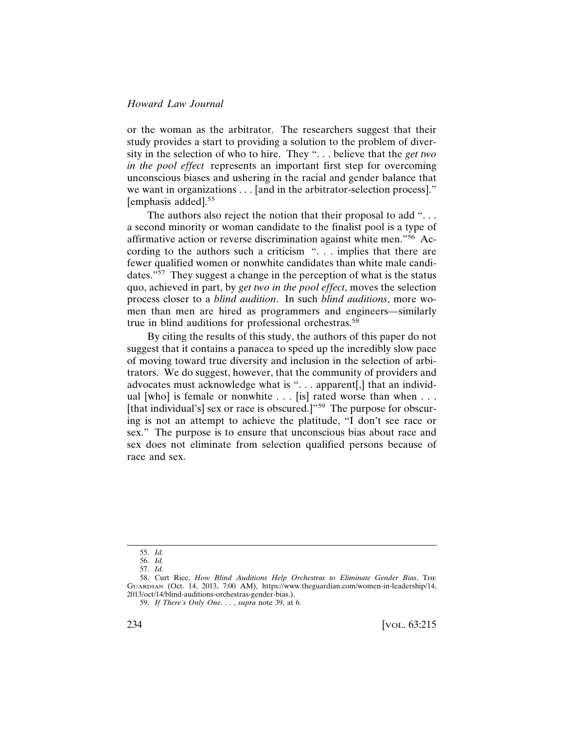or the woman as the arbitrator. The researchers suggest that their study provides a start to providing a solution to the problem of diversity in the selection of who to hire. They ". . . believe that the *get two in the pool effect* represents an important first step for overcoming unconscious biases and ushering in the racial and gender balance that we want in organizations . . . [and in the arbitrator-selection process]." [emphasis added].[55]

The authors also reject the notion that their proposal to add ". . . a second minority or woman candidate to the finalist pool is a type of affirmative action or reverse discrimination against white men."[56] According to the authors such a criticism ". . . implies that there are fewer qualified women or nonwhite candidates than white male candidates."[57] They suggest a change in the perception of what is the status quo, achieved in part, by *get two in the pool effect*, moves the selection process closer to a *blind audition*. In such *blind auditions*, more women than men are hired as programmers and engineers—similarly true in blind auditions for professional orchestras.[58]

By citing the results of this study, the authors of this paper do not suggest that it contains a panacea to speed up the incredibly slow pace of moving toward true diversity and inclusion in the selection of arbitrators. We do suggest, however, that the community of providers and advocates must acknowledge what is ". . . apparent[,] that an individual [who] is female or nonwhite . . . [is] rated worse than when . . . [that individual's] sex or race is obscured.]"[59] The purpose for obscuring is not an attempt to achieve the platitude, "I don't see race or sex." The purpose is to ensure that unconscious bias about race and sex does not eliminate from selection qualified persons because of race and sex.

---

55. *Id.*

56. *Id.*

57. *Id.*

58. Curt Rice, *How Blind Auditions Help Orchestras to Eliminate Gender Bias*, THE GUARDIAN (Oct. 14, 2013, 7:00 AM), https://www.theguardian.com/women-in-leadership/14, 2013/oct/14/blind-auditions-orchestras-gender-bias.).

59. *If There's Only One. . .* , *supra* note 39, at 6.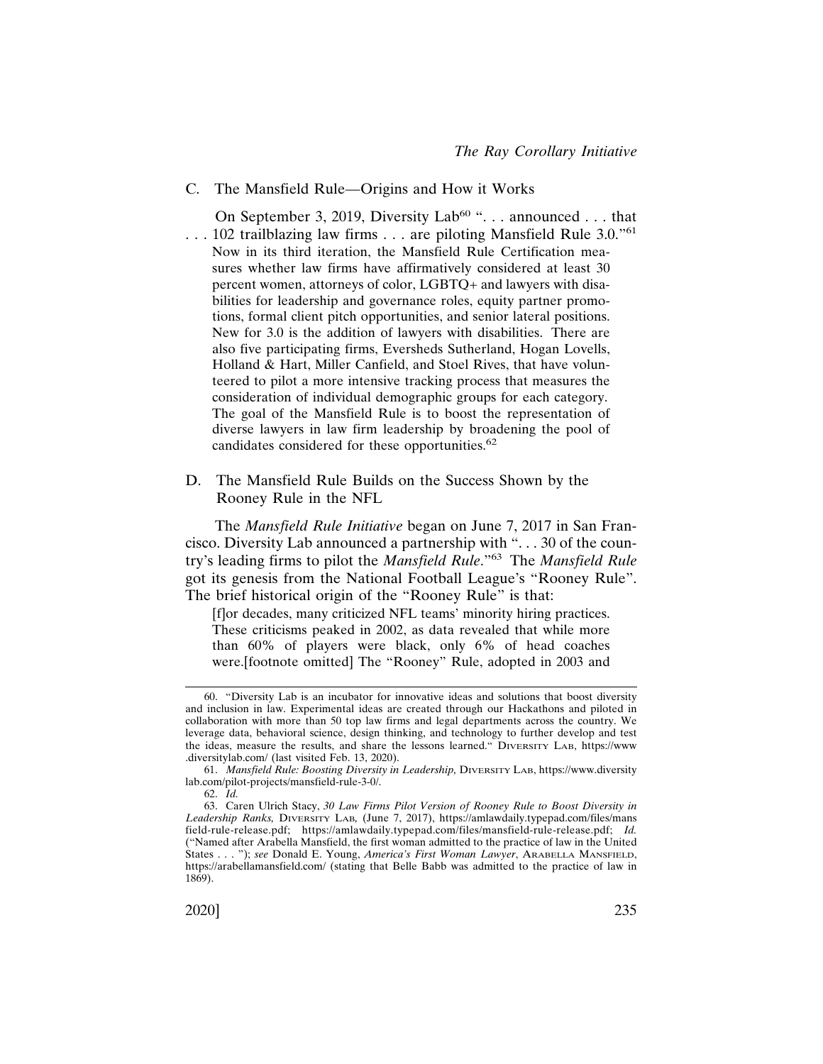### C. The Mansfield Rule—Origins and How it Works

On September 3, 2019, Diversity Lab[60] ". . . announced . . . that . . . 102 trailblazing law firms . . . are piloting Mansfield Rule 3.0."[61]

> Now in its third iteration, the Mansfield Rule Certification measures whether law firms have affirmatively considered at least 30 percent women, attorneys of color, LGBTQ+ and lawyers with disabilities for leadership and governance roles, equity partner promotions, formal client pitch opportunities, and senior lateral positions. New for 3.0 is the addition of lawyers with disabilities. There are also five participating firms, Eversheds Sutherland, Hogan Lovells, Holland & Hart, Miller Canfield, and Stoel Rives, that have volunteered to pilot a more intensive tracking process that measures the consideration of individual demographic groups for each category. The goal of the Mansfield Rule is to boost the representation of diverse lawyers in law firm leadership by broadening the pool of candidates considered for these opportunities.[62]

### D. The Mansfield Rule Builds on the Success Shown by the Rooney Rule in the NFL

The *Mansfield Rule Initiative* began on June 7, 2017 in San Francisco. Diversity Lab announced a partnership with ". . . 30 of the country's leading firms to pilot the *Mansfield Rule*."[63] The *Mansfield Rule* got its genesis from the National Football League's "Rooney Rule". The brief historical origin of the "Rooney Rule" is that:

> [f]or decades, many criticized NFL teams' minority hiring practices. These criticisms peaked in 2002, as data revealed that while more than 60% of players were black, only 6% of head coaches were.[footnote omitted] The "Rooney" Rule, adopted in 2003 and

---

60. "Diversity Lab is an incubator for innovative ideas and solutions that boost diversity and inclusion in law. Experimental ideas are created through our Hackathons and piloted in collaboration with more than 50 top law firms and legal departments across the country. We leverage data, behavioral science, design thinking, and technology to further develop and test the ideas, measure the results, and share the lessons learned." Diversity Lab, https://www.diversitylab.com/ (last visited Feb. 13, 2020).

61. *Mansfield Rule: Boosting Diversity in Leadership,* Diversity Lab, https://www.diversitylab.com/pilot-projects/mansfield-rule-3-0/.

62. *Id.*

63. Caren Ulrich Stacy, *30 Law Firms Pilot Version of Rooney Rule to Boost Diversity in Leadership Ranks,* Diversity Lab, (June 7, 2017), https://amlawdaily.typepad.com/files/mansfield-rule-release.pdf; https://amlawdaily.typepad.com/files/mansfield-rule-release.pdf; *Id.* ("Named after Arabella Mansfield, the first woman admitted to the practice of law in the United States . . . "); *see* Donald E. Young, *America's First Woman Lawyer*, Arabella Mansfield, https://arabellamansfield.com/ (stating that Belle Babb was admitted to the practice of law in 1869).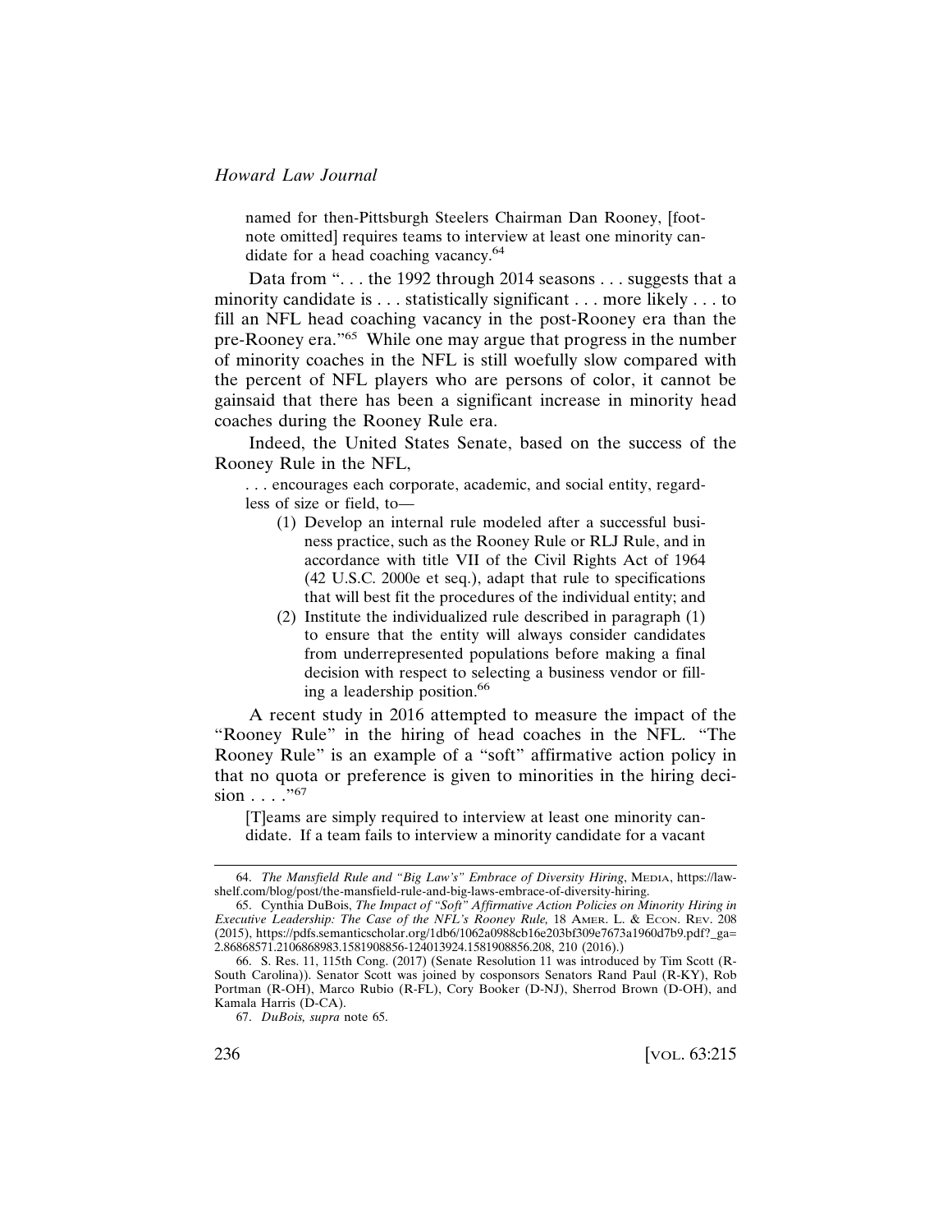named for then-Pittsburgh Steelers Chairman Dan Rooney, [footnote omitted] requires teams to interview at least one minority candidate for a head coaching vacancy.[64]

Data from ". . . the 1992 through 2014 seasons . . . suggests that a minority candidate is . . . statistically significant . . . more likely . . . to fill an NFL head coaching vacancy in the post-Rooney era than the pre-Rooney era."[65] While one may argue that progress in the number of minority coaches in the NFL is still woefully slow compared with the percent of NFL players who are persons of color, it cannot be gainsaid that there has been a significant increase in minority head coaches during the Rooney Rule era.

Indeed, the United States Senate, based on the success of the Rooney Rule in the NFL,

> . . . encourages each corporate, academic, and social entity, regardless of size or field, to—
>
> (1) Develop an internal rule modeled after a successful business practice, such as the Rooney Rule or RLJ Rule, and in accordance with title VII of the Civil Rights Act of 1964 (42 U.S.C. 2000e et seq.), adapt that rule to specifications that will best fit the procedures of the individual entity; and
>
> (2) Institute the individualized rule described in paragraph (1) to ensure that the entity will always consider candidates from underrepresented populations before making a final decision with respect to selecting a business vendor or filling a leadership position.[66]

A recent study in 2016 attempted to measure the impact of the "Rooney Rule" in the hiring of head coaches in the NFL. "The Rooney Rule" is an example of a "soft" affirmative action policy in that no quota or preference is given to minorities in the hiring decision . . . ."[67]

> [T]eams are simply required to interview at least one minority candidate. If a team fails to interview a minority candidate for a vacant

---

64. *The Mansfield Rule and "Big Law's" Embrace of Diversity Hiring*, MEDIA, https://lawshelf.com/blog/post/the-mansfield-rule-and-big-laws-embrace-of-diversity-hiring.

65. Cynthia DuBois, *The Impact of "Soft" Affirmative Action Policies on Minority Hiring in Executive Leadership: The Case of the NFL's Rooney Rule,* 18 AMER. L. & ECON. REV. 208 (2015), https://pdfs.semanticscholar.org/1db6/1062a0988cb16e203bf309e7673a1960d7b9.pdf?_ga=2.86868571.2106868983.1581908856-124013924.1581908856.208, 210 (2016).)

66. S. Res. 11, 115th Cong. (2017) (Senate Resolution 11 was introduced by Tim Scott (R-South Carolina)). Senator Scott was joined by cosponsors Senators Rand Paul (R-KY), Rob Portman (R-OH), Marco Rubio (R-FL), Cory Booker (D-NJ), Sherrod Brown (D-OH), and Kamala Harris (D-CA).

67. *DuBois, supra* note 65.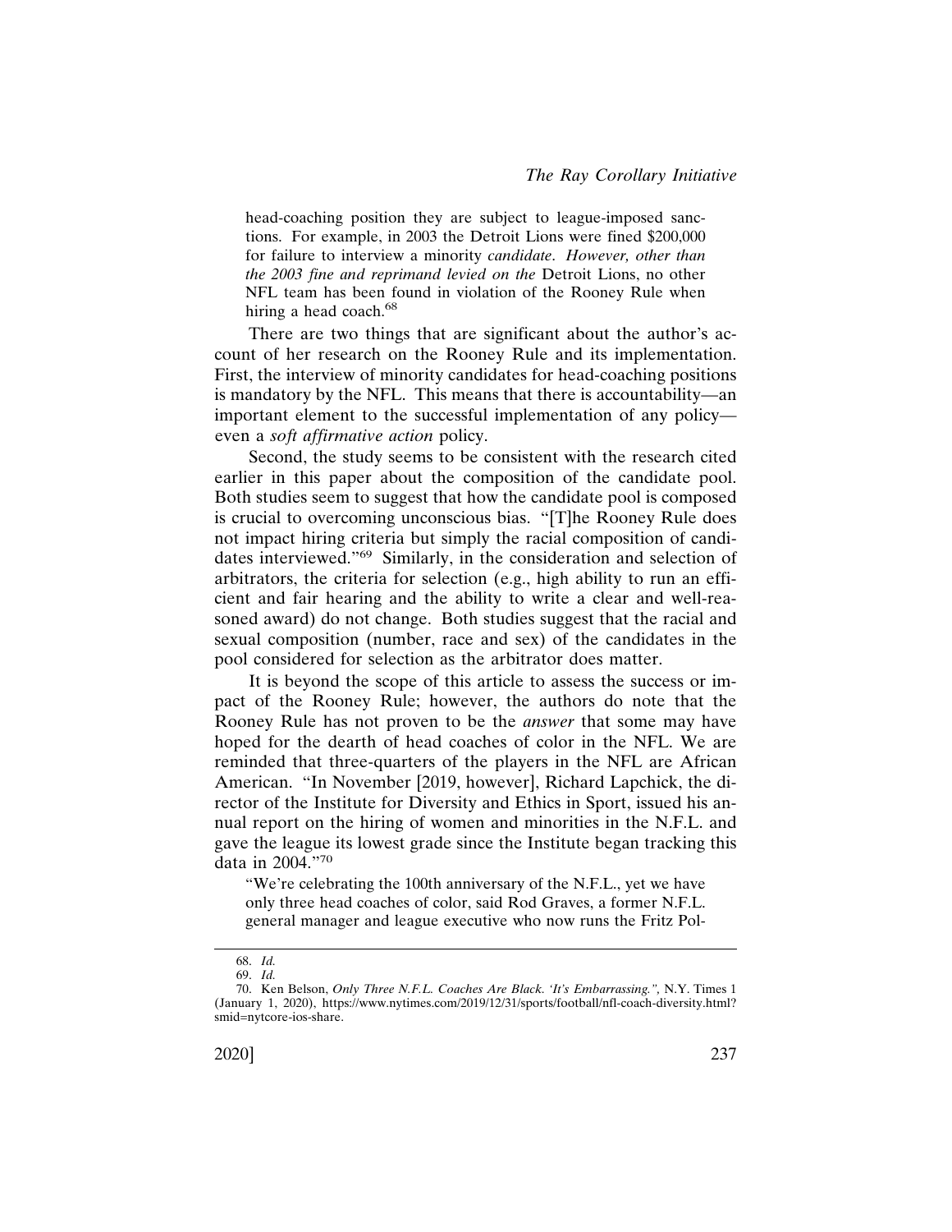head-coaching position they are subject to league-imposed sanctions. For example, in 2003 the Detroit Lions were fined $200,000 for failure to interview a minority *candidate*. *However, other than the 2003 fine and reprimand levied on the* Detroit Lions, no other NFL team has been found in violation of the Rooney Rule when hiring a head coach.[68]

There are two things that are significant about the author's account of her research on the Rooney Rule and its implementation. First, the interview of minority candidates for head-coaching positions is mandatory by the NFL. This means that there is accountability—an important element to the successful implementation of any policy—even a *soft affirmative action* policy.

Second, the study seems to be consistent with the research cited earlier in this paper about the composition of the candidate pool. Both studies seem to suggest that how the candidate pool is composed is crucial to overcoming unconscious bias. "[T]he Rooney Rule does not impact hiring criteria but simply the racial composition of candidates interviewed."[69] Similarly, in the consideration and selection of arbitrators, the criteria for selection (e.g., high ability to run an efficient and fair hearing and the ability to write a clear and well-reasoned award) do not change. Both studies suggest that the racial and sexual composition (number, race and sex) of the candidates in the pool considered for selection as the arbitrator does matter.

It is beyond the scope of this article to assess the success or impact of the Rooney Rule; however, the authors do note that the Rooney Rule has not proven to be the *answer* that some may have hoped for the dearth of head coaches of color in the NFL. We are reminded that three-quarters of the players in the NFL are African American. "In November [2019, however], Richard Lapchick, the director of the Institute for Diversity and Ethics in Sport, issued his annual report on the hiring of women and minorities in the N.F.L. and gave the league its lowest grade since the Institute began tracking this data in 2004."[70]

"We're celebrating the 100th anniversary of the N.F.L., yet we have only three head coaches of color, said Rod Graves, a former N.F.L. general manager and league executive who now runs the Fritz Pol-

---

68. *Id.*

69. *Id.*

70. Ken Belson, *Only Three N.F.L. Coaches Are Black. 'It's Embarrassing.",* N.Y. Times 1 (January 1, 2020), https://www.nytimes.com/2019/12/31/sports/football/nfl-coach-diversity.html?smid=nytcore-ios-share.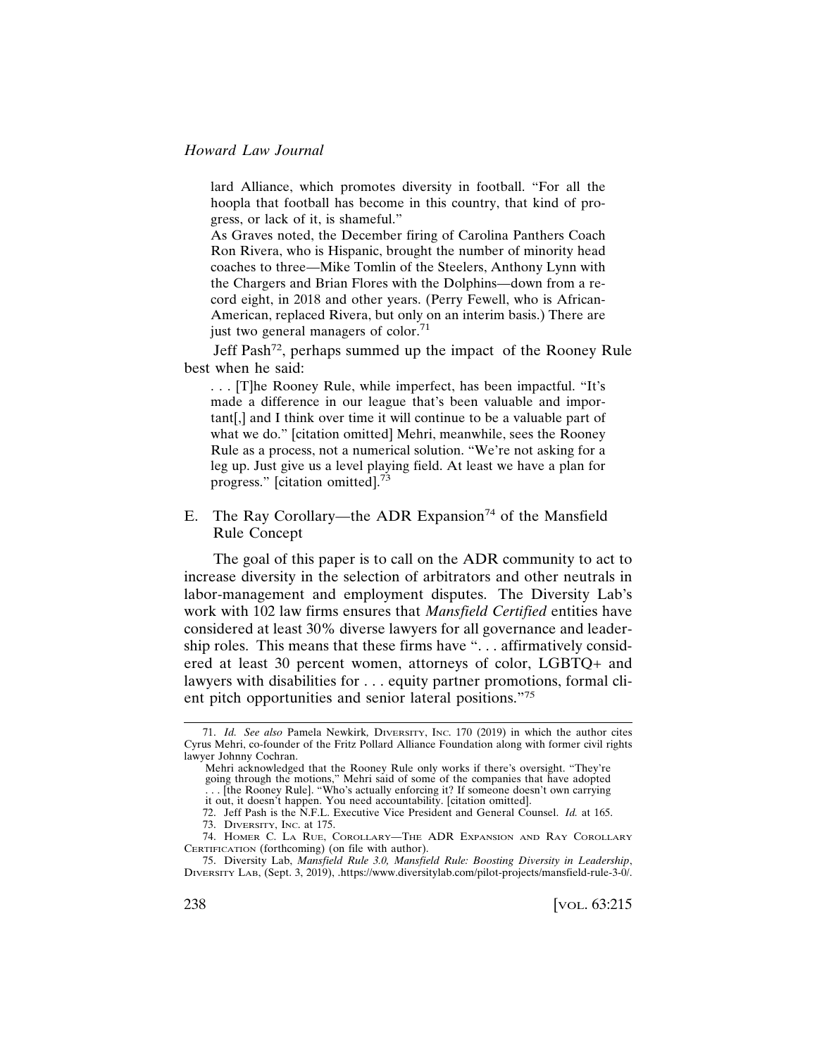lard Alliance, which promotes diversity in football. "For all the hoopla that football has become in this country, that kind of progress, or lack of it, is shameful."

> As Graves noted, the December firing of Carolina Panthers Coach Ron Rivera, who is Hispanic, brought the number of minority head coaches to three—Mike Tomlin of the Steelers, Anthony Lynn with the Chargers and Brian Flores with the Dolphins—down from a record eight, in 2018 and other years. (Perry Fewell, who is African-American, replaced Rivera, but only on an interim basis.) There are just two general managers of color.[71]

Jeff Pash[72], perhaps summed up the impact of the Rooney Rule best when he said:

> . . . [T]he Rooney Rule, while imperfect, has been impactful. "It's made a difference in our league that's been valuable and important[,] and I think over time it will continue to be a valuable part of what we do." [citation omitted] Mehri, meanwhile, sees the Rooney Rule as a process, not a numerical solution. "We're not asking for a leg up. Just give us a level playing field. At least we have a plan for progress." [citation omitted].[73]

### E. The Ray Corollary—the ADR Expansion[74] of the Mansfield Rule Concept

The goal of this paper is to call on the ADR community to act to increase diversity in the selection of arbitrators and other neutrals in labor-management and employment disputes. The Diversity Lab's work with 102 law firms ensures that *Mansfield Certified* entities have considered at least 30% diverse lawyers for all governance and leadership roles. This means that these firms have ". . . affirmatively considered at least 30 percent women, attorneys of color, LGBTQ+ and lawyers with disabilities for . . . equity partner promotions, formal client pitch opportunities and senior lateral positions."[75]

---

71. *Id. See also* Pamela Newkirk, DIVERSITY, INC. 170 (2019) in which the author cites Cyrus Mehri, co-founder of the Fritz Pollard Alliance Foundation along with former civil rights lawyer Johnny Cochran.

> Mehri acknowledged that the Rooney Rule only works if there's oversight. "They're going through the motions," Mehri said of some of the companies that have adopted . . . [the Rooney Rule]. "Who's actually enforcing it? If someone doesn't own carrying it out, it doesn't happen. You need accountability. [citation omitted].

72. Jeff Pash is the N.F.L. Executive Vice President and General Counsel. *Id.* at 165.

73. DIVERSITY, INC. at 175.

74. HOMER C. LA RUE, COROLLARY—THE ADR EXPANSION AND RAY COROLLARY CERTIFICATION (forthcoming) (on file with author).

75. Diversity Lab, *Mansfield Rule 3.0, Mansfield Rule: Boosting Diversity in Leadership*, DIVERSITY LAB, (Sept. 3, 2019), .https://www.diversitylab.com/pilot-projects/mansfield-rule-3-0/.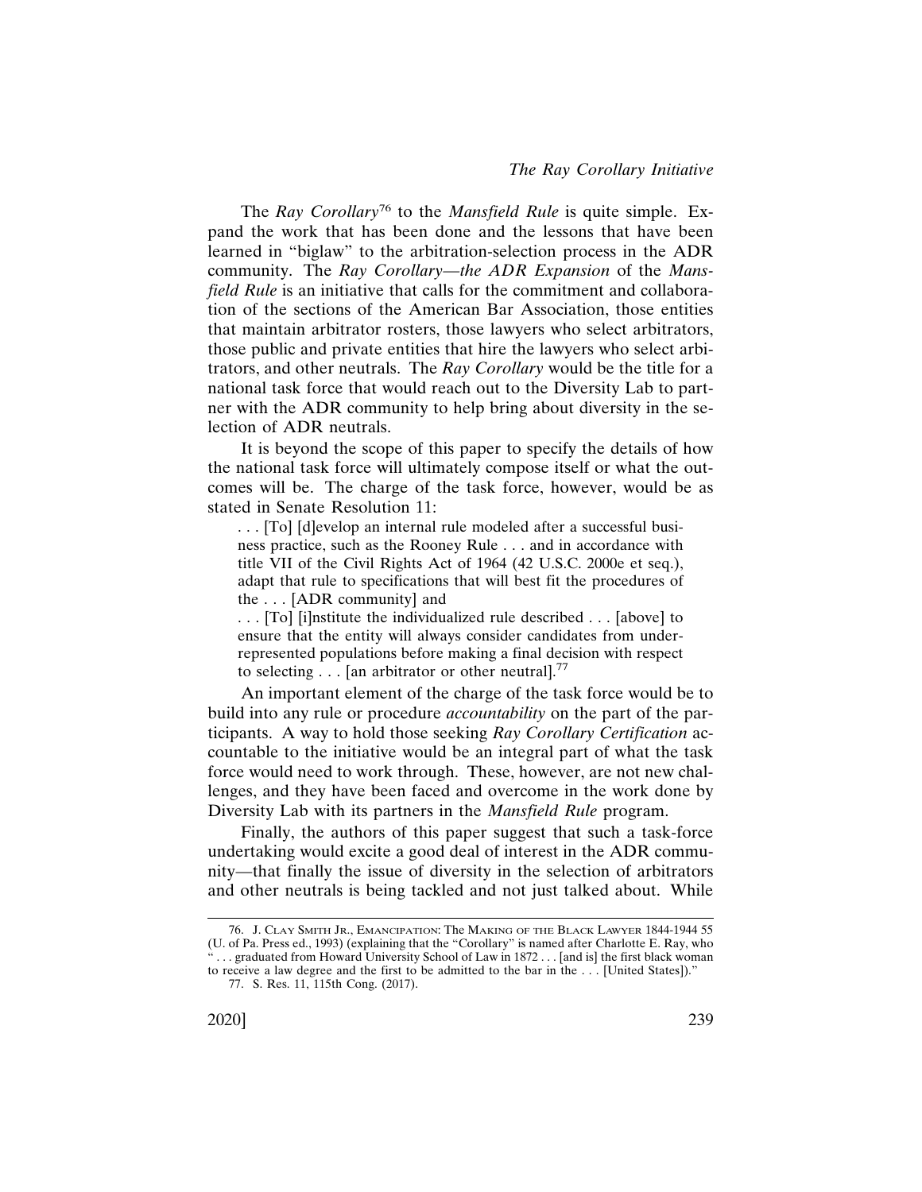The *Ray Corollary*[76] to the *Mansfield Rule* is quite simple. Expand the work that has been done and the lessons that have been learned in "biglaw" to the arbitration-selection process in the ADR community. The *Ray Corollary—the ADR Expansion* of the *Mansfield Rule* is an initiative that calls for the commitment and collaboration of the sections of the American Bar Association, those entities that maintain arbitrator rosters, those lawyers who select arbitrators, those public and private entities that hire the lawyers who select arbitrators, and other neutrals. The *Ray Corollary* would be the title for a national task force that would reach out to the Diversity Lab to partner with the ADR community to help bring about diversity in the selection of ADR neutrals.

It is beyond the scope of this paper to specify the details of how the national task force will ultimately compose itself or what the outcomes will be. The charge of the task force, however, would be as stated in Senate Resolution 11:

> . . . [To] [d]evelop an internal rule modeled after a successful business practice, such as the Rooney Rule . . . and in accordance with title VII of the Civil Rights Act of 1964 (42 U.S.C. 2000e et seq.), adapt that rule to specifications that will best fit the procedures of the . . . [ADR community] and
>
> . . . [To] [i]nstitute the individualized rule described . . . [above] to ensure that the entity will always consider candidates from under-represented populations before making a final decision with respect to selecting . . . [an arbitrator or other neutral].[77]

An important element of the charge of the task force would be to build into any rule or procedure *accountability* on the part of the participants. A way to hold those seeking *Ray Corollary Certification* accountable to the initiative would be an integral part of what the task force would need to work through. These, however, are not new challenges, and they have been faced and overcome in the work done by Diversity Lab with its partners in the *Mansfield Rule* program.

Finally, the authors of this paper suggest that such a task-force undertaking would excite a good deal of interest in the ADR community—that finally the issue of diversity in the selection of arbitrators and other neutrals is being tackled and not just talked about. While

---

76. J. Clay Smith Jr., Emancipation: The Making of the Black Lawyer 1844-1944 55 (U. of Pa. Press ed., 1993) (explaining that the "Corollary" is named after Charlotte E. Ray, who " . . . graduated from Howard University School of Law in 1872 . . . [and is] the first black woman to receive a law degree and the first to be admitted to the bar in the . . . [United States])."

77. S. Res. 11, 115th Cong. (2017).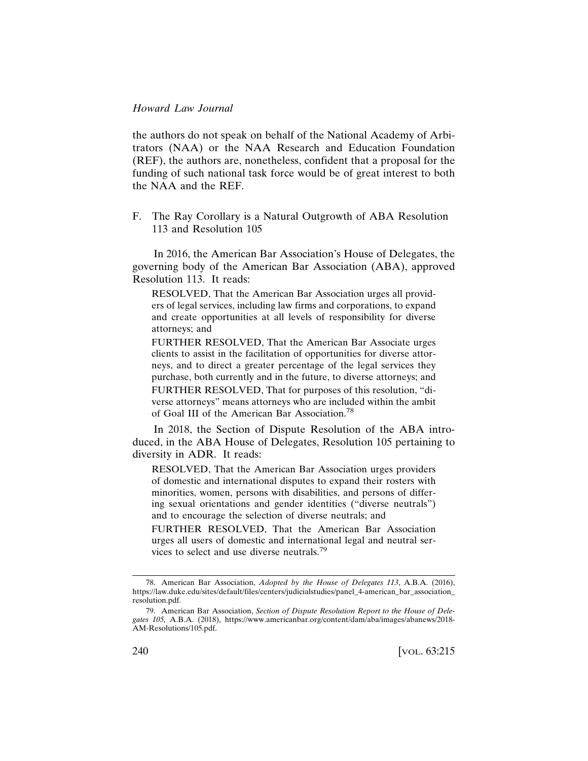the authors do not speak on behalf of the National Academy of Arbitrators (NAA) or the NAA Research and Education Foundation (REF), the authors are, nonetheless, confident that a proposal for the funding of such national task force would be of great interest to both the NAA and the REF.

### F. The Ray Corollary is a Natural Outgrowth of ABA Resolution 113 and Resolution 105

In 2016, the American Bar Association's House of Delegates, the governing body of the American Bar Association (ABA), approved Resolution 113. It reads:

> RESOLVED, That the American Bar Association urges all providers of legal services, including law firms and corporations, to expand and create opportunities at all levels of responsibility for diverse attorneys; and
>
> FURTHER RESOLVED, That the American Bar Associate urges clients to assist in the facilitation of opportunities for diverse attorneys, and to direct a greater percentage of the legal services they purchase, both currently and in the future, to diverse attorneys; and
>
> FURTHER RESOLVED, That for purposes of this resolution, "diverse attorneys" means attorneys who are included within the ambit of Goal III of the American Bar Association.[78]

In 2018, the Section of Dispute Resolution of the ABA introduced, in the ABA House of Delegates, Resolution 105 pertaining to diversity in ADR. It reads:

> RESOLVED, That the American Bar Association urges providers of domestic and international disputes to expand their rosters with minorities, women, persons with disabilities, and persons of differing sexual orientations and gender identities ("diverse neutrals") and to encourage the selection of diverse neutrals; and
>
> FURTHER RESOLVED, That the American Bar Association urges all users of domestic and international legal and neutral services to select and use diverse neutrals.[79]

---

78. American Bar Association, *Adopted by the House of Delegates 113*, A.B.A. (2016), https://law.duke.edu/sites/default/files/centers/judicialstudies/panel_4-american_bar_association_resolution.pdf.

79. American Bar Association, *Section of Dispute Resolution Report to the House of Delegates 105,* A.B.A. (2018), https://www.americanbar.org/content/dam/aba/images/abanews/2018-AM-Resolutions/105.pdf.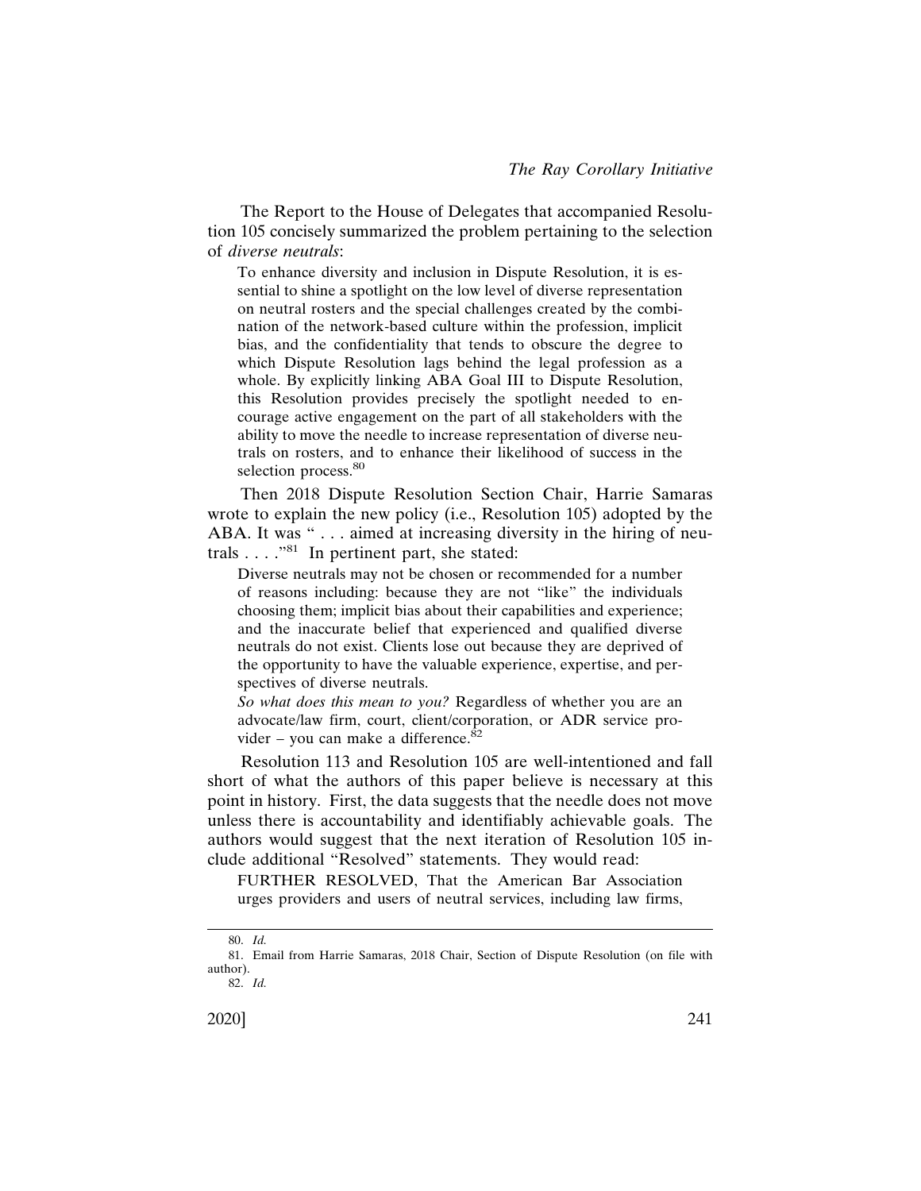The Report to the House of Delegates that accompanied Resolution 105 concisely summarized the problem pertaining to the selection of *diverse neutrals*:

> To enhance diversity and inclusion in Dispute Resolution, it is essential to shine a spotlight on the low level of diverse representation on neutral rosters and the special challenges created by the combination of the network-based culture within the profession, implicit bias, and the confidentiality that tends to obscure the degree to which Dispute Resolution lags behind the legal profession as a whole. By explicitly linking ABA Goal III to Dispute Resolution, this Resolution provides precisely the spotlight needed to encourage active engagement on the part of all stakeholders with the ability to move the needle to increase representation of diverse neutrals on rosters, and to enhance their likelihood of success in the selection process.[80]

Then 2018 Dispute Resolution Section Chair, Harrie Samaras wrote to explain the new policy (i.e., Resolution 105) adopted by the ABA. It was " . . . aimed at increasing diversity in the hiring of neutrals . . . ."[81] In pertinent part, she stated:

> Diverse neutrals may not be chosen or recommended for a number of reasons including: because they are not "like" the individuals choosing them; implicit bias about their capabilities and experience; and the inaccurate belief that experienced and qualified diverse neutrals do not exist. Clients lose out because they are deprived of the opportunity to have the valuable experience, expertise, and perspectives of diverse neutrals.
>
> *So what does this mean to you?* Regardless of whether you are an advocate/law firm, court, client/corporation, or ADR service provider – you can make a difference.[82]

Resolution 113 and Resolution 105 are well-intentioned and fall short of what the authors of this paper believe is necessary at this point in history. First, the data suggests that the needle does not move unless there is accountability and identifiably achievable goals. The authors would suggest that the next iteration of Resolution 105 include additional "Resolved" statements. They would read:

> FURTHER RESOLVED, That the American Bar Association urges providers and users of neutral services, including law firms,

---

80. *Id.*

81. Email from Harrie Samaras, 2018 Chair, Section of Dispute Resolution (on file with author).

82. *Id.*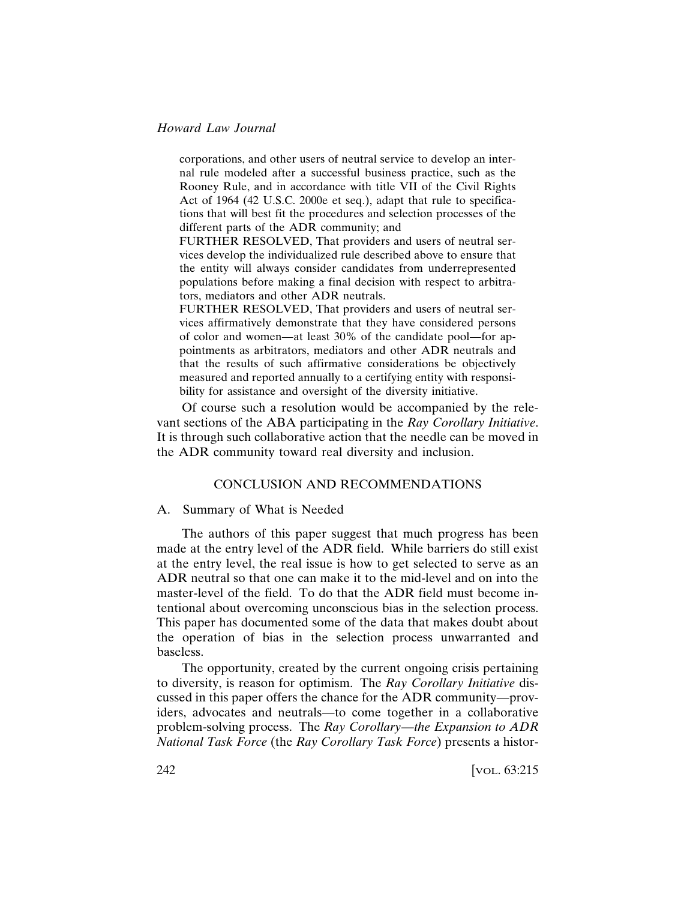> corporations, and other users of neutral service to develop an internal rule modeled after a successful business practice, such as the Rooney Rule, and in accordance with title VII of the Civil Rights Act of 1964 (42 U.S.C. 2000e et seq.), adapt that rule to specifications that will best fit the procedures and selection processes of the different parts of the ADR community; and
>
> FURTHER RESOLVED, That providers and users of neutral services develop the individualized rule described above to ensure that the entity will always consider candidates from underrepresented populations before making a final decision with respect to arbitrators, mediators and other ADR neutrals.
>
> FURTHER RESOLVED, That providers and users of neutral services affirmatively demonstrate that they have considered persons of color and women—at least 30% of the candidate pool—for appointments as arbitrators, mediators and other ADR neutrals and that the results of such affirmative considerations be objectively measured and reported annually to a certifying entity with responsibility for assistance and oversight of the diversity initiative.

Of course such a resolution would be accompanied by the relevant sections of the ABA participating in the *Ray Corollary Initiative*. It is through such collaborative action that the needle can be moved in the ADR community toward real diversity and inclusion.

## CONCLUSION AND RECOMMENDATIONS

### A. Summary of What is Needed

The authors of this paper suggest that much progress has been made at the entry level of the ADR field. While barriers do still exist at the entry level, the real issue is how to get selected to serve as an ADR neutral so that one can make it to the mid-level and on into the master-level of the field. To do that the ADR field must become intentional about overcoming unconscious bias in the selection process. This paper has documented some of the data that makes doubt about the operation of bias in the selection process unwarranted and baseless.

The opportunity, created by the current ongoing crisis pertaining to diversity, is reason for optimism. The *Ray Corollary Initiative* discussed in this paper offers the chance for the ADR community—providers, advocates and neutrals—to come together in a collaborative problem-solving process. The *Ray Corollary—the Expansion to ADR National Task Force* (the *Ray Corollary Task Force*) presents a histor-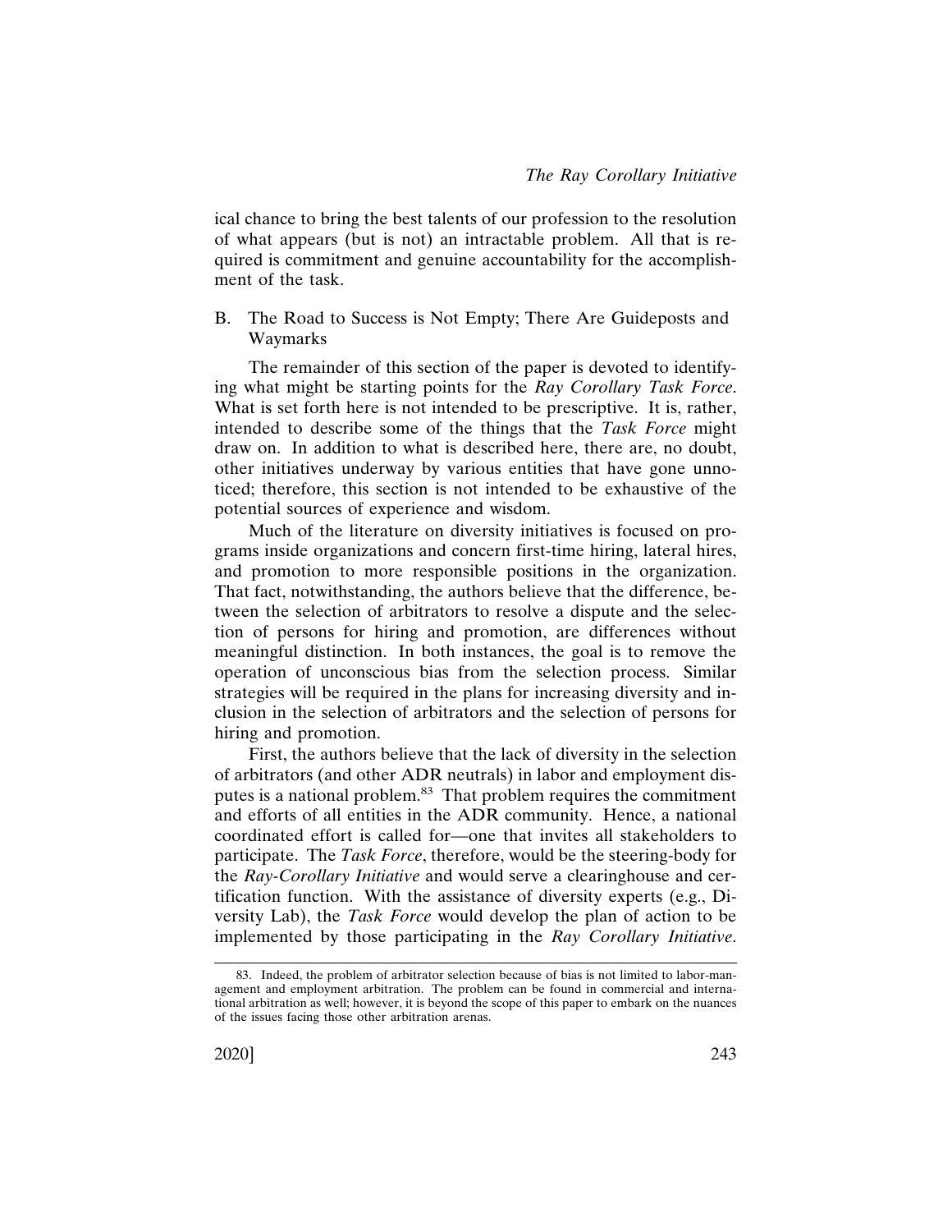ical chance to bring the best talents of our profession to the resolution of what appears (but is not) an intractable problem. All that is required is commitment and genuine accountability for the accomplishment of the task.

### B. The Road to Success is Not Empty; There Are Guideposts and Waymarks

The remainder of this section of the paper is devoted to identifying what might be starting points for the *Ray Corollary Task Force*. What is set forth here is not intended to be prescriptive. It is, rather, intended to describe some of the things that the *Task Force* might draw on. In addition to what is described here, there are, no doubt, other initiatives underway by various entities that have gone unnoticed; therefore, this section is not intended to be exhaustive of the potential sources of experience and wisdom.

Much of the literature on diversity initiatives is focused on programs inside organizations and concern first-time hiring, lateral hires, and promotion to more responsible positions in the organization. That fact, notwithstanding, the authors believe that the difference, between the selection of arbitrators to resolve a dispute and the selection of persons for hiring and promotion, are differences without meaningful distinction. In both instances, the goal is to remove the operation of unconscious bias from the selection process. Similar strategies will be required in the plans for increasing diversity and inclusion in the selection of arbitrators and the selection of persons for hiring and promotion.

First, the authors believe that the lack of diversity in the selection of arbitrators (and other ADR neutrals) in labor and employment disputes is a national problem.[83] That problem requires the commitment and efforts of all entities in the ADR community. Hence, a national coordinated effort is called for—one that invites all stakeholders to participate. The *Task Force*, therefore, would be the steering-body for the *Ray-Corollary Initiative* and would serve a clearinghouse and certification function. With the assistance of diversity experts (e.g., Diversity Lab), the *Task Force* would develop the plan of action to be implemented by those participating in the *Ray Corollary Initiative*.

83. Indeed, the problem of arbitrator selection because of bias is not limited to labor-management and employment arbitration. The problem can be found in commercial and international arbitration as well; however, it is beyond the scope of this paper to embark on the nuances of the issues facing those other arbitration arenas.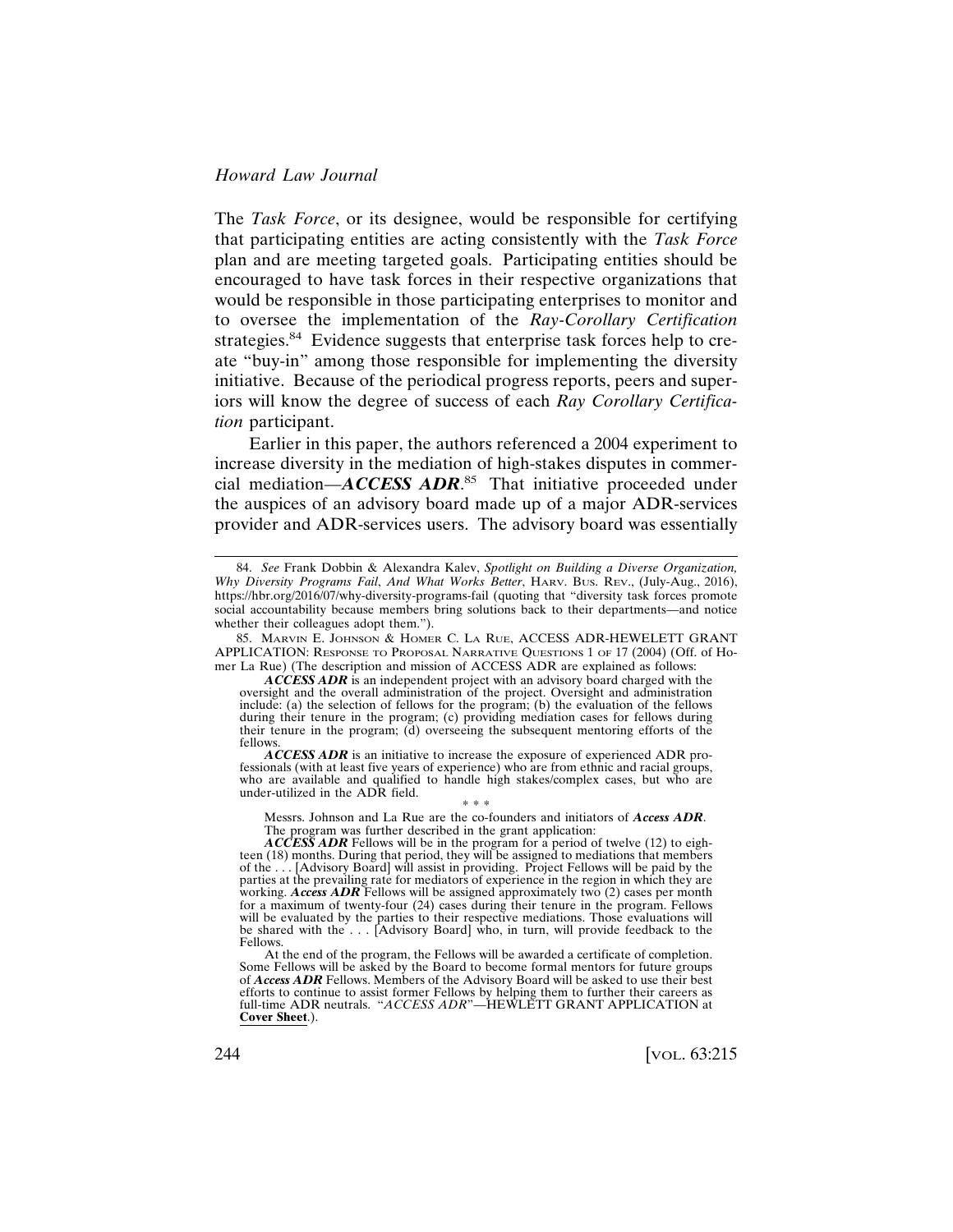The *Task Force*, or its designee, would be responsible for certifying that participating entities are acting consistently with the *Task Force* plan and are meeting targeted goals. Participating entities should be encouraged to have task forces in their respective organizations that would be responsible in those participating enterprises to monitor and to oversee the implementation of the *Ray-Corollary Certification* strategies.[84] Evidence suggests that enterprise task forces help to create "buy-in" among those responsible for implementing the diversity initiative. Because of the periodical progress reports, peers and superiors will know the degree of success of each *Ray Corollary Certification* participant.

Earlier in this paper, the authors referenced a 2004 experiment to increase diversity in the mediation of high-stakes disputes in commercial mediation—***ACCESS ADR***.[85] That initiative proceeded under the auspices of an advisory board made up of a major ADR-services provider and ADR-services users. The advisory board was essentially

---

84. *See* Frank Dobbin & Alexandra Kalev, *Spotlight on Building a Diverse Organization, Why Diversity Programs Fail, And What Works Better*, Harv. Bus. Rev., (July-Aug., 2016), https://hbr.org/2016/07/why-diversity-programs-fail (quoting that "diversity task forces promote social accountability because members bring solutions back to their departments—and notice whether their colleagues adopt them.").

85. Marvin E. Johnson & Homer C. La Rue, ACCESS ADR-HEWELETT GRANT APPLICATION: Response to Proposal Narrative Questions 1 of 17 (2004) (Off. of Homer La Rue) (The description and mission of ACCESS ADR are explained as follows:

> ***ACCESS ADR*** is an independent project with an advisory board charged with the oversight and the overall administration of the project. Oversight and administration include: (a) the selection of fellows for the program; (b) the evaluation of the fellows during their tenure in the program; (c) providing mediation cases for fellows during their tenure in the program; (d) overseeing the subsequent mentoring efforts of the fellows.
>
> ***ACCESS ADR*** is an initiative to increase the exposure of experienced ADR professionals (with at least five years of experience) who are from ethnic and racial groups, who are available and qualified to handle high stakes/complex cases, but who are under-utilized in the ADR field.
>
> \* \* \*
>
> Messrs. Johnson and La Rue are the co-founders and initiators of ***Access ADR***. The program was further described in the grant application:
>
> ***ACCESS ADR*** Fellows will be in the program for a period of twelve (12) to eighteen (18) months. During that period, they will be assigned to mediations that members of the . . . [Advisory Board] will assist in providing. Project Fellows will be paid by the parties at the prevailing rate for mediators of experience in the region in which they are working. ***Access ADR*** Fellows will be assigned approximately two (2) cases per month for a maximum of twenty-four (24) cases during their tenure in the program. Fellows will be evaluated by the parties to their respective mediations. Those evaluations will be shared with the . . . [Advisory Board] who, in turn, will provide feedback to the Fellows.
>
> At the end of the program, the Fellows will be awarded a certificate of completion. Some Fellows will be asked by the Board to become formal mentors for future groups of ***Access ADR*** Fellows. Members of the Advisory Board will be asked to use their best efforts to continue to assist former Fellows by helping them to further their careers as full-time ADR neutrals. "*ACCESS ADR*"—HEWLETT GRANT APPLICATION at **Cover Sheet**.).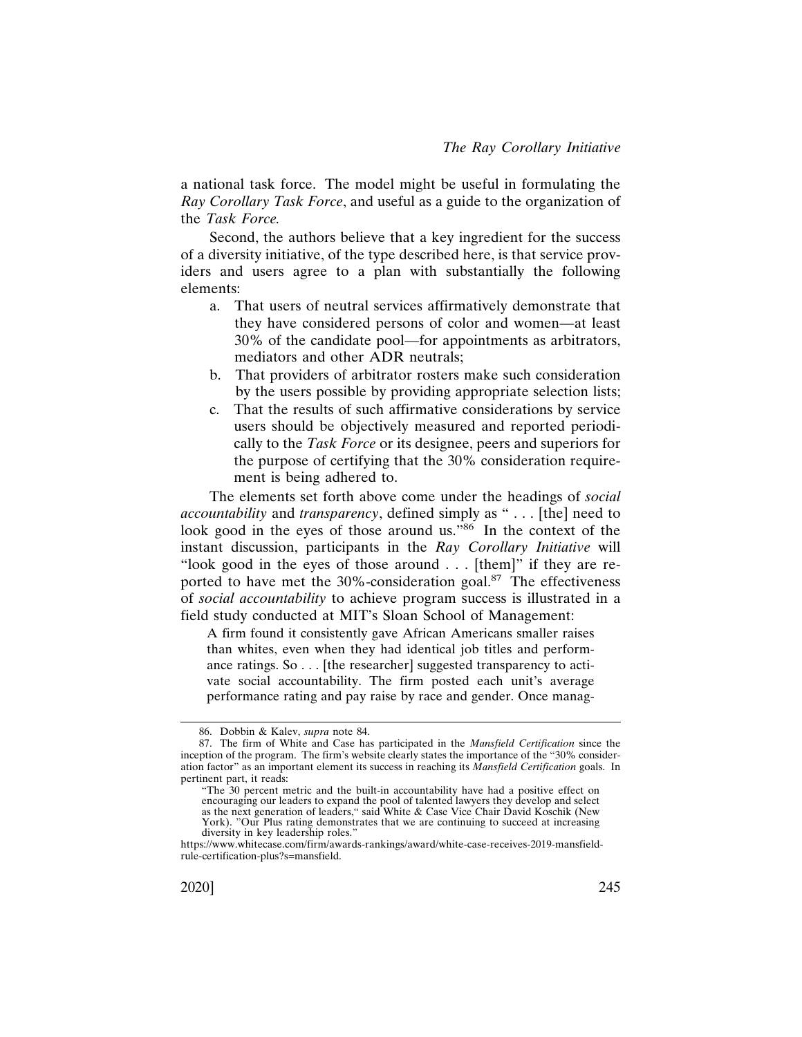a national task force. The model might be useful in formulating the *Ray Corollary Task Force*, and useful as a guide to the organization of the *Task Force.*

Second, the authors believe that a key ingredient for the success of a diversity initiative, of the type described here, is that service providers and users agree to a plan with substantially the following elements:

a. That users of neutral services affirmatively demonstrate that they have considered persons of color and women—at least 30% of the candidate pool—for appointments as arbitrators, mediators and other ADR neutrals;
b. That providers of arbitrator rosters make such consideration by the users possible by providing appropriate selection lists;
c. That the results of such affirmative considerations by service users should be objectively measured and reported periodically to the *Task Force* or its designee, peers and superiors for the purpose of certifying that the 30% consideration requirement is being adhered to.

The elements set forth above come under the headings of *social accountability* and *transparency*, defined simply as " . . . [the] need to look good in the eyes of those around us."[86] In the context of the instant discussion, participants in the *Ray Corollary Initiative* will "look good in the eyes of those around . . . [them]" if they are reported to have met the 30%-consideration goal.[87] The effectiveness of *social accountability* to achieve program success is illustrated in a field study conducted at MIT's Sloan School of Management:

> A firm found it consistently gave African Americans smaller raises than whites, even when they had identical job titles and performance ratings. So . . . [the researcher] suggested transparency to activate social accountability. The firm posted each unit's average performance rating and pay raise by race and gender. Once manag-

---

86. Dobbin & Kalev, *supra* note 84.

87. The firm of White and Case has participated in the *Mansfield Certification* since the inception of the program. The firm's website clearly states the importance of the "30% consideration factor" as an important element its success in reaching its *Mansfield Certification* goals. In pertinent part, it reads:

> "The 30 percent metric and the built-in accountability have had a positive effect on encouraging our leaders to expand the pool of talented lawyers they develop and select as the next generation of leaders," said White & Case Vice Chair David Koschik (New York). "Our Plus rating demonstrates that we are continuing to succeed at increasing diversity in key leadership roles."

https://www.whitecase.com/firm/awards-rankings/award/white-case-receives-2019-mansfield-rule-certification-plus?s=mansfield.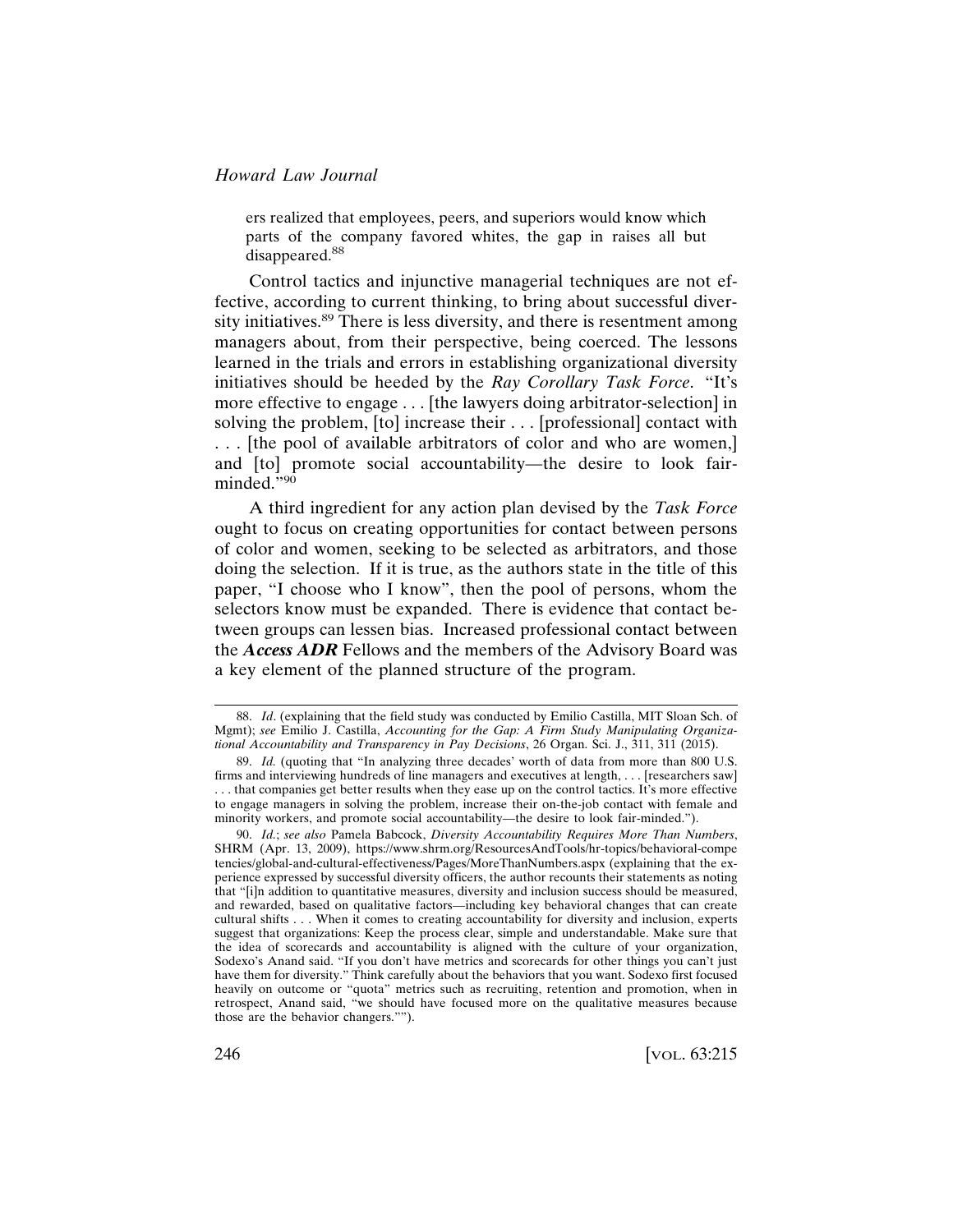ers realized that employees, peers, and superiors would know which parts of the company favored whites, the gap in raises all but disappeared.[88]

Control tactics and injunctive managerial techniques are not effective, according to current thinking, to bring about successful diversity initiatives.[89] There is less diversity, and there is resentment among managers about, from their perspective, being coerced. The lessons learned in the trials and errors in establishing organizational diversity initiatives should be heeded by the *Ray Corollary Task Force*. "It's more effective to engage . . . [the lawyers doing arbitrator-selection] in solving the problem, [to] increase their . . . [professional] contact with . . . [the pool of available arbitrators of color and who are women,] and [to] promote social accountability—the desire to look fair-minded."[90]

A third ingredient for any action plan devised by the *Task Force* ought to focus on creating opportunities for contact between persons of color and women, seeking to be selected as arbitrators, and those doing the selection. If it is true, as the authors state in the title of this paper, "I choose who I know", then the pool of persons, whom the selectors know must be expanded. There is evidence that contact between groups can lessen bias. Increased professional contact between the ***Access ADR*** Fellows and the members of the Advisory Board was a key element of the planned structure of the program.

---

88. *Id*. (explaining that the field study was conducted by Emilio Castilla, MIT Sloan Sch. of Mgmt); *see* Emilio J. Castilla, *Accounting for the Gap: A Firm Study Manipulating Organizational Accountability and Transparency in Pay Decisions*, 26 Organ. Sci. J., 311, 311 (2015).

89. *Id.* (quoting that "In analyzing three decades' worth of data from more than 800 U.S. firms and interviewing hundreds of line managers and executives at length, . . . [researchers saw] . . . that companies get better results when they ease up on the control tactics. It's more effective to engage managers in solving the problem, increase their on-the-job contact with female and minority workers, and promote social accountability—the desire to look fair-minded.").

90. *Id.*; *see also* Pamela Babcock, *Diversity Accountability Requires More Than Numbers*, SHRM (Apr. 13, 2009), https://www.shrm.org/ResourcesAndTools/hr-topics/behavioral-competencies/global-and-cultural-effectiveness/Pages/MoreThanNumbers.aspx (explaining that the experience expressed by successful diversity officers, the author recounts their statements as noting that "[i]n addition to quantitative measures, diversity and inclusion success should be measured, and rewarded, based on qualitative factors—including key behavioral changes that can create cultural shifts . . . When it comes to creating accountability for diversity and inclusion, experts suggest that organizations: Keep the process clear, simple and understandable. Make sure that the idea of scorecards and accountability is aligned with the culture of your organization, Sodexo's Anand said. "If you don't have metrics and scorecards for other things you can't just have them for diversity." Think carefully about the behaviors that you want. Sodexo first focused heavily on outcome or "quota" metrics such as recruiting, retention and promotion, when in retrospect, Anand said, "we should have focused more on the qualitative measures because those are the behavior changers."").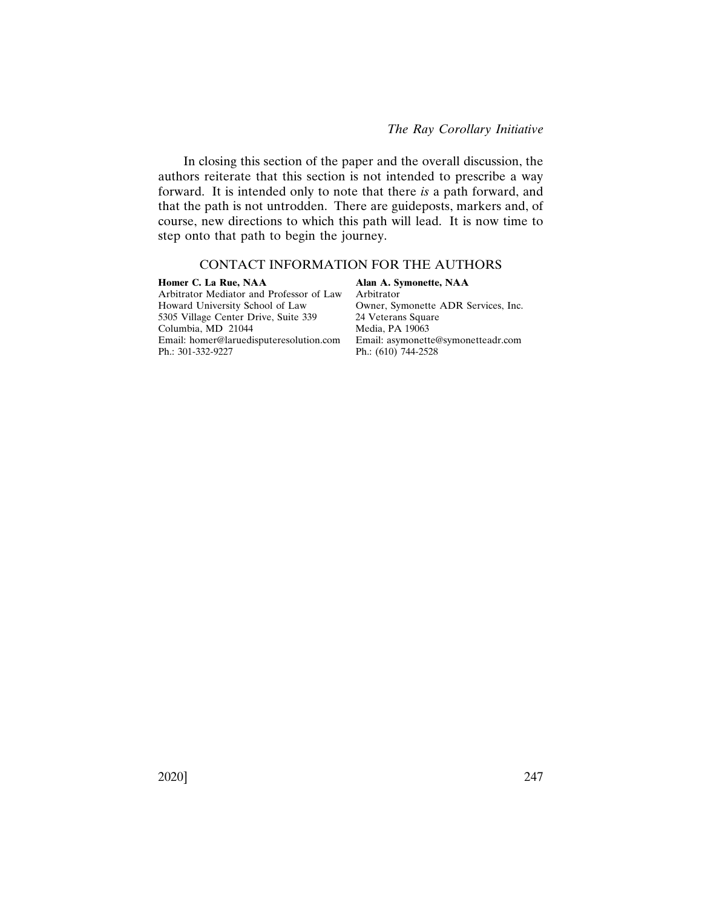In closing this section of the paper and the overall discussion, the authors reiterate that this section is not intended to prescribe a way forward. It is intended only to note that there *is* a path forward, and that the path is not untrodden. There are guideposts, markers and, of course, new directions to which this path will lead. It is now time to step onto that path to begin the journey.

## CONTACT INFORMATION FOR THE AUTHORS

**Homer C. La Rue, NAA**
Arbitrator Mediator and Professor of Law
Howard University School of Law
5305 Village Center Drive, Suite 339
Columbia, MD 21044
Email: homer@laruedisputeresolution.com
Ph.: 301-332-9227

**Alan A. Symonette, NAA**
Arbitrator
Owner, Symonette ADR Services, Inc.
24 Veterans Square
Media, PA 19063
Email: asymonette@symonetteadr.com
Ph.: (610) 744-2528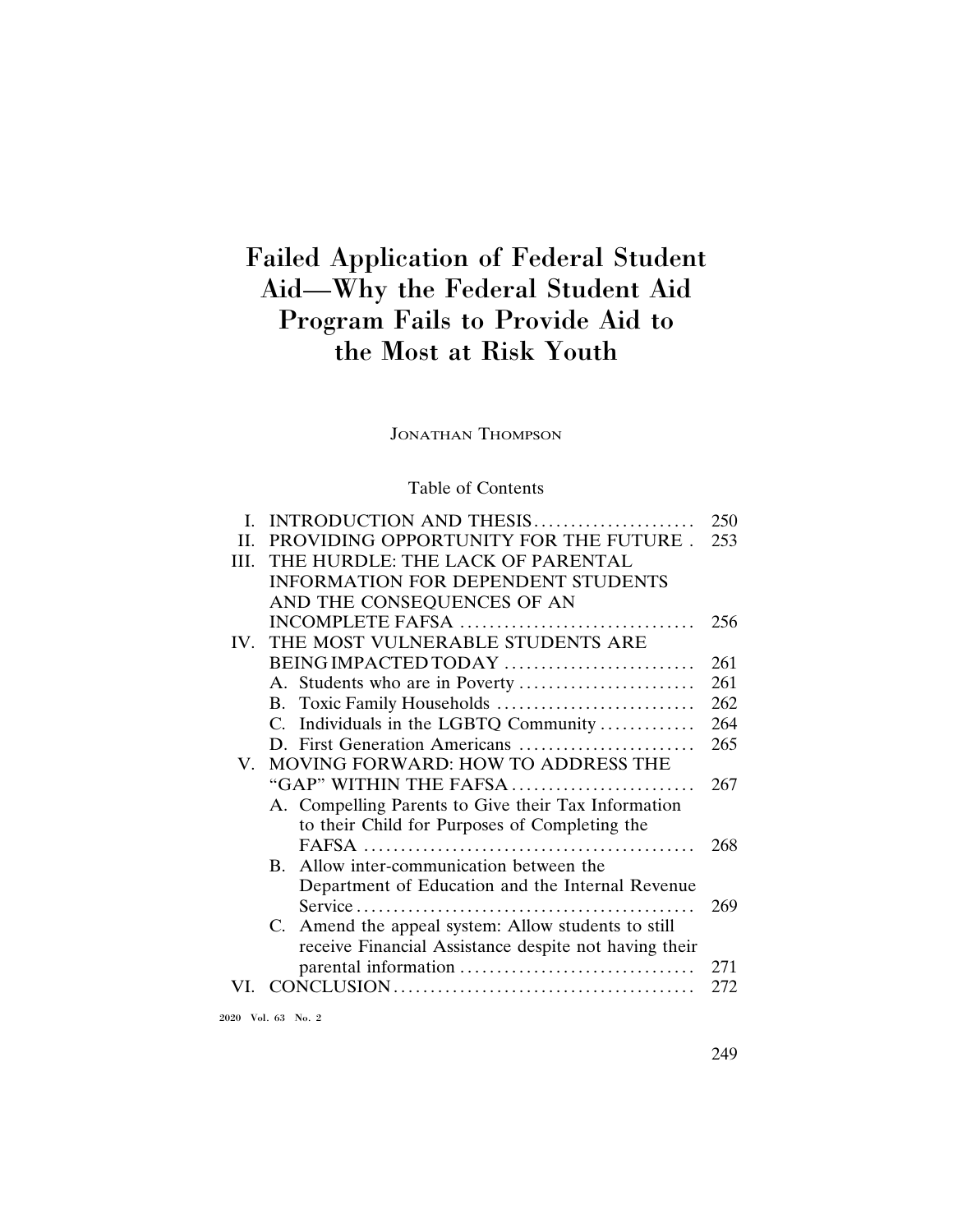# Failed Application of Federal Student Aid—Why the Federal Student Aid Program Fails to Provide Aid to the Most at Risk Youth

Jonathan Thompson

Table of Contents

| | | |
|---|---|---|
| I. | INTRODUCTION AND THESIS | 250 |
| II. | PROVIDING OPPORTUNITY FOR THE FUTURE | 253 |
| III. | THE HURDLE: THE LACK OF PARENTAL INFORMATION FOR DEPENDENT STUDENTS AND THE CONSEQUENCES OF AN INCOMPLETE FAFSA | 256 |
| IV. | THE MOST VULNERABLE STUDENTS ARE BEING IMPACTED TODAY | 261 |
| | A. Students who are in Poverty | 261 |
| | B. Toxic Family Households | 262 |
| | C. Individuals in the LGBTQ Community | 264 |
| | D. First Generation Americans | 265 |
| V. | MOVING FORWARD: HOW TO ADDRESS THE "GAP" WITHIN THE FAFSA | 267 |
| | A. Compelling Parents to Give their Tax Information to their Child for Purposes of Completing the FAFSA | 268 |
| | B. Allow inter-communication between the Department of Education and the Internal Revenue Service | 269 |
| | C. Amend the appeal system: Allow students to still receive Financial Assistance despite not having their parental information | 271 |
| VI. | CONCLUSION | 272 |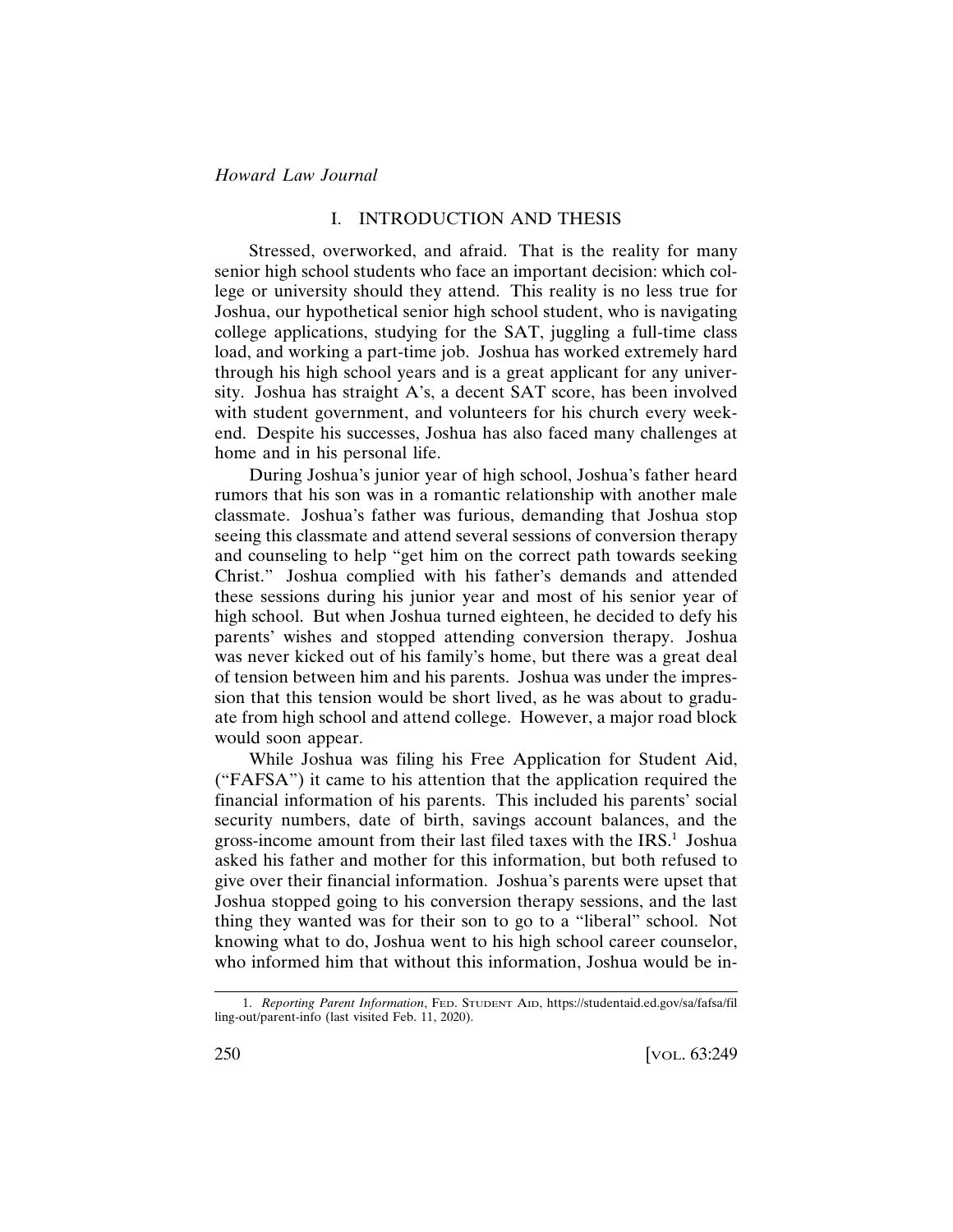## I. INTRODUCTION AND THESIS

Stressed, overworked, and afraid. That is the reality for many senior high school students who face an important decision: which college or university should they attend. This reality is no less true for Joshua, our hypothetical senior high school student, who is navigating college applications, studying for the SAT, juggling a full-time class load, and working a part-time job. Joshua has worked extremely hard through his high school years and is a great applicant for any university. Joshua has straight A's, a decent SAT score, has been involved with student government, and volunteers for his church every weekend. Despite his successes, Joshua has also faced many challenges at home and in his personal life.

During Joshua's junior year of high school, Joshua's father heard rumors that his son was in a romantic relationship with another male classmate. Joshua's father was furious, demanding that Joshua stop seeing this classmate and attend several sessions of conversion therapy and counseling to help "get him on the correct path towards seeking Christ." Joshua complied with his father's demands and attended these sessions during his junior year and most of his senior year of high school. But when Joshua turned eighteen, he decided to defy his parents' wishes and stopped attending conversion therapy. Joshua was never kicked out of his family's home, but there was a great deal of tension between him and his parents. Joshua was under the impression that this tension would be short lived, as he was about to graduate from high school and attend college. However, a major road block would soon appear.

While Joshua was filing his Free Application for Student Aid, ("FAFSA") it came to his attention that the application required the financial information of his parents. This included his parents' social security numbers, date of birth, savings account balances, and the gross-income amount from their last filed taxes with the IRS.[1] Joshua asked his father and mother for this information, but both refused to give over their financial information. Joshua's parents were upset that Joshua stopped going to his conversion therapy sessions, and the last thing they wanted was for their son to go to a "liberal" school. Not knowing what to do, Joshua went to his high school career counselor, who informed him that without this information, Joshua would be in-

1. *Reporting Parent Information*, FED. STUDENT AID, https://studentaid.ed.gov/sa/fafsa/filling-out/parent-info (last visited Feb. 11, 2020).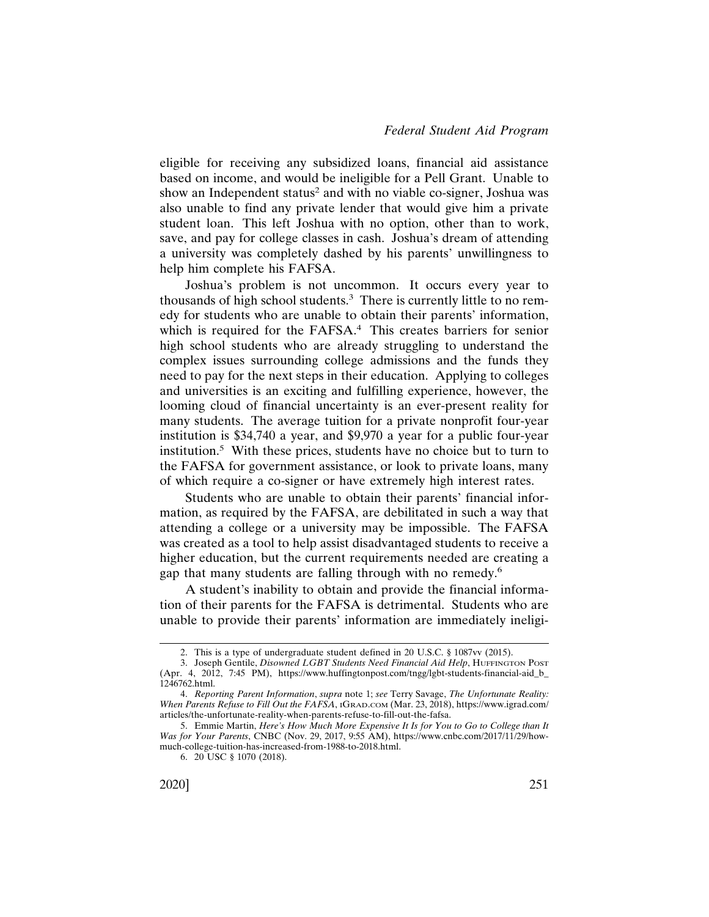eligible for receiving any subsidized loans, financial aid assistance based on income, and would be ineligible for a Pell Grant. Unable to show an Independent status[2] and with no viable co-signer, Joshua was also unable to find any private lender that would give him a private student loan. This left Joshua with no option, other than to work, save, and pay for college classes in cash. Joshua's dream of attending a university was completely dashed by his parents' unwillingness to help him complete his FAFSA.

Joshua's problem is not uncommon. It occurs every year to thousands of high school students.[3] There is currently little to no remedy for students who are unable to obtain their parents' information, which is required for the FAFSA.[4] This creates barriers for senior high school students who are already struggling to understand the complex issues surrounding college admissions and the funds they need to pay for the next steps in their education. Applying to colleges and universities is an exciting and fulfilling experience, however, the looming cloud of financial uncertainty is an ever-present reality for many students. The average tuition for a private nonprofit four-year institution is $34,740 a year, and $9,970 a year for a public four-year institution.[5] With these prices, students have no choice but to turn to the FAFSA for government assistance, or look to private loans, many of which require a co-signer or have extremely high interest rates.

Students who are unable to obtain their parents' financial information, as required by the FAFSA, are debilitated in such a way that attending a college or a university may be impossible. The FAFSA was created as a tool to help assist disadvantaged students to receive a higher education, but the current requirements needed are creating a gap that many students are falling through with no remedy.[6]

A student's inability to obtain and provide the financial information of their parents for the FAFSA is detrimental. Students who are unable to provide their parents' information are immediately ineligi-

---

2. This is a type of undergraduate student defined in 20 U.S.C. § 1087vv (2015).

3. Joseph Gentile, *Disowned LGBT Students Need Financial Aid Help*, HUFFINGTON POST (Apr. 4, 2012, 7:45 PM), https://www.huffingtonpost.com/tngg/lgbt-students-financial-aid_b_1246762.html.

4. *Reporting Parent Information*, *supra* note 1; *see* Terry Savage, *The Unfortunate Reality: When Parents Refuse to Fill Out the FAFSA*, IGRAD.COM (Mar. 23, 2018), https://www.igrad.com/articles/the-unfortunate-reality-when-parents-refuse-to-fill-out-the-fafsa.

5. Emmie Martin, *Here's How Much More Expensive It Is for You to Go to College than It Was for Your Parents*, CNBC (Nov. 29, 2017, 9:55 AM), https://www.cnbc.com/2017/11/29/how-much-college-tuition-has-increased-from-1988-to-2018.html.

6. 20 USC § 1070 (2018).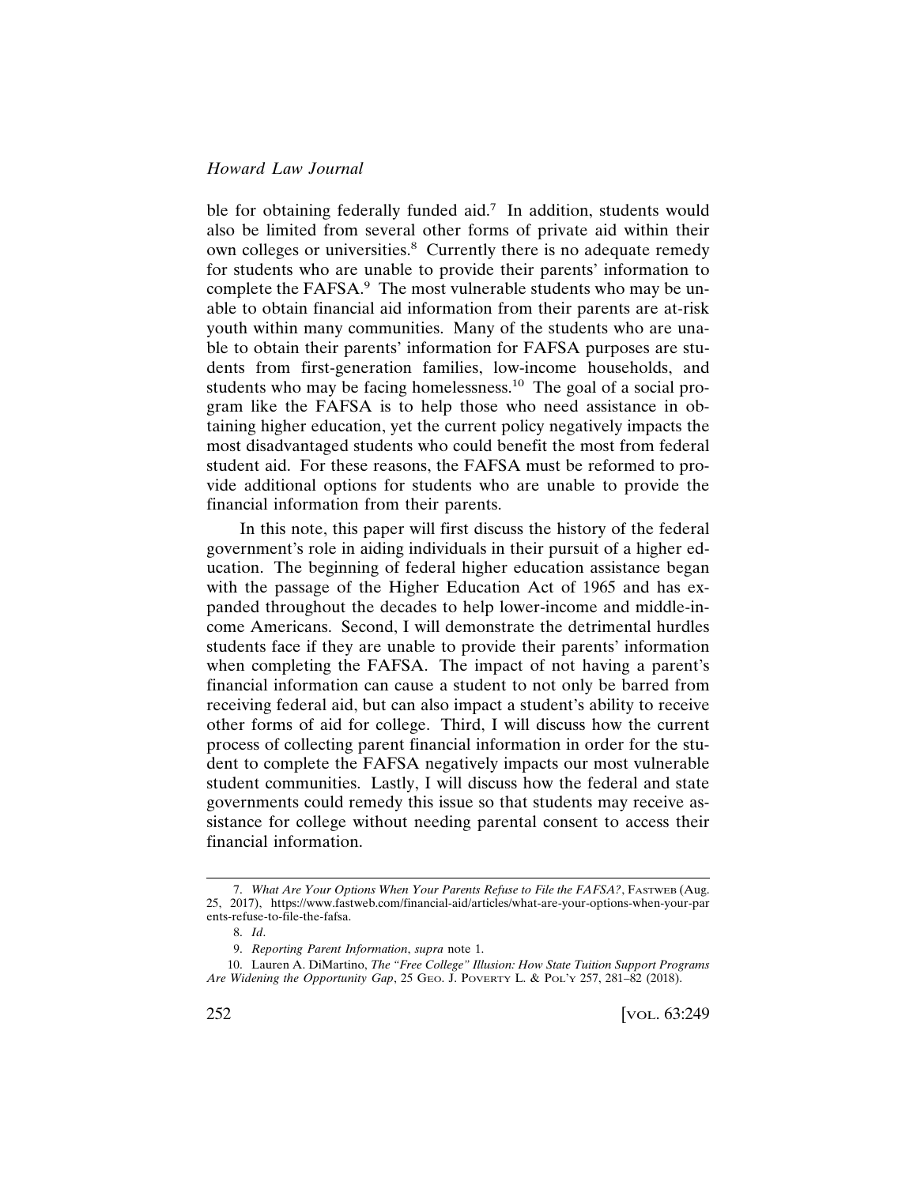ble for obtaining federally funded aid.[7] In addition, students would also be limited from several other forms of private aid within their own colleges or universities.[8] Currently there is no adequate remedy for students who are unable to provide their parents' information to complete the FAFSA.[9] The most vulnerable students who may be unable to obtain financial aid information from their parents are at-risk youth within many communities. Many of the students who are unable to obtain their parents' information for FAFSA purposes are students from first-generation families, low-income households, and students who may be facing homelessness.[10] The goal of a social program like the FAFSA is to help those who need assistance in obtaining higher education, yet the current policy negatively impacts the most disadvantaged students who could benefit the most from federal student aid. For these reasons, the FAFSA must be reformed to provide additional options for students who are unable to provide the financial information from their parents.

In this note, this paper will first discuss the history of the federal government's role in aiding individuals in their pursuit of a higher education. The beginning of federal higher education assistance began with the passage of the Higher Education Act of 1965 and has expanded throughout the decades to help lower-income and middle-income Americans. Second, I will demonstrate the detrimental hurdles students face if they are unable to provide their parents' information when completing the FAFSA. The impact of not having a parent's financial information can cause a student to not only be barred from receiving federal aid, but can also impact a student's ability to receive other forms of aid for college. Third, I will discuss how the current process of collecting parent financial information in order for the student to complete the FAFSA negatively impacts our most vulnerable student communities. Lastly, I will discuss how the federal and state governments could remedy this issue so that students may receive assistance for college without needing parental consent to access their financial information.

---

7. *What Are Your Options When Your Parents Refuse to File the FAFSA?*, FASTWEB (Aug. 25, 2017), https://www.fastweb.com/financial-aid/articles/what-are-your-options-when-your-parents-refuse-to-file-the-fafsa.

8. *Id*.

9. *Reporting Parent Information*, *supra* note 1.

10. Lauren A. DiMartino, *The "Free College" Illusion: How State Tuition Support Programs Are Widening the Opportunity Gap*, 25 GEO. J. POVERTY L. & POL'Y 257, 281–82 (2018).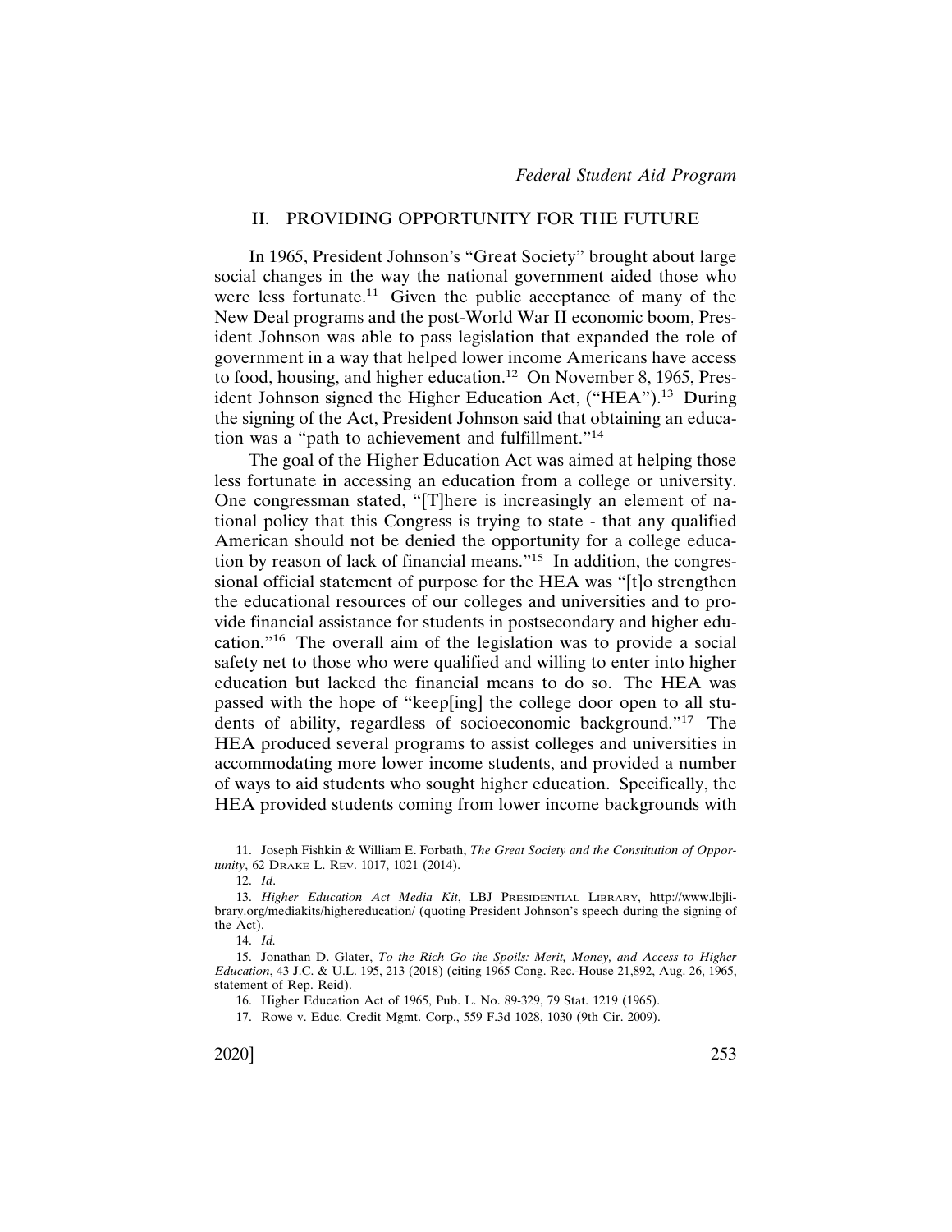## II. PROVIDING OPPORTUNITY FOR THE FUTURE

In 1965, President Johnson's "Great Society" brought about large social changes in the way the national government aided those who were less fortunate.[11] Given the public acceptance of many of the New Deal programs and the post-World War II economic boom, President Johnson was able to pass legislation that expanded the role of government in a way that helped lower income Americans have access to food, housing, and higher education.[12] On November 8, 1965, President Johnson signed the Higher Education Act, ("HEA").[13] During the signing of the Act, President Johnson said that obtaining an education was a "path to achievement and fulfillment."[14]

The goal of the Higher Education Act was aimed at helping those less fortunate in accessing an education from a college or university. One congressman stated, "[T]here is increasingly an element of national policy that this Congress is trying to state - that any qualified American should not be denied the opportunity for a college education by reason of lack of financial means."[15] In addition, the congressional official statement of purpose for the HEA was "[t]o strengthen the educational resources of our colleges and universities and to provide financial assistance for students in postsecondary and higher education."[16] The overall aim of the legislation was to provide a social safety net to those who were qualified and willing to enter into higher education but lacked the financial means to do so. The HEA was passed with the hope of "keep[ing] the college door open to all students of ability, regardless of socioeconomic background."[17] The HEA produced several programs to assist colleges and universities in accommodating more lower income students, and provided a number of ways to aid students who sought higher education. Specifically, the HEA provided students coming from lower income backgrounds with

---

11. Joseph Fishkin & William E. Forbath, *The Great Society and the Constitution of Opportunity*, 62 DRAKE L. REV. 1017, 1021 (2014).

12. *Id.*

13. *Higher Education Act Media Kit*, LBJ PRESIDENTIAL LIBRARY, http://www.lbjlibrary.org/mediakits/highereducation/ (quoting President Johnson's speech during the signing of the Act).

14. *Id.*

15. Jonathan D. Glater, *To the Rich Go the Spoils: Merit, Money, and Access to Higher Education*, 43 J.C. & U.L. 195, 213 (2018) (citing 1965 Cong. Rec.-House 21,892, Aug. 26, 1965, statement of Rep. Reid).

16. Higher Education Act of 1965, Pub. L. No. 89-329, 79 Stat. 1219 (1965).

17. Rowe v. Educ. Credit Mgmt. Corp., 559 F.3d 1028, 1030 (9th Cir. 2009).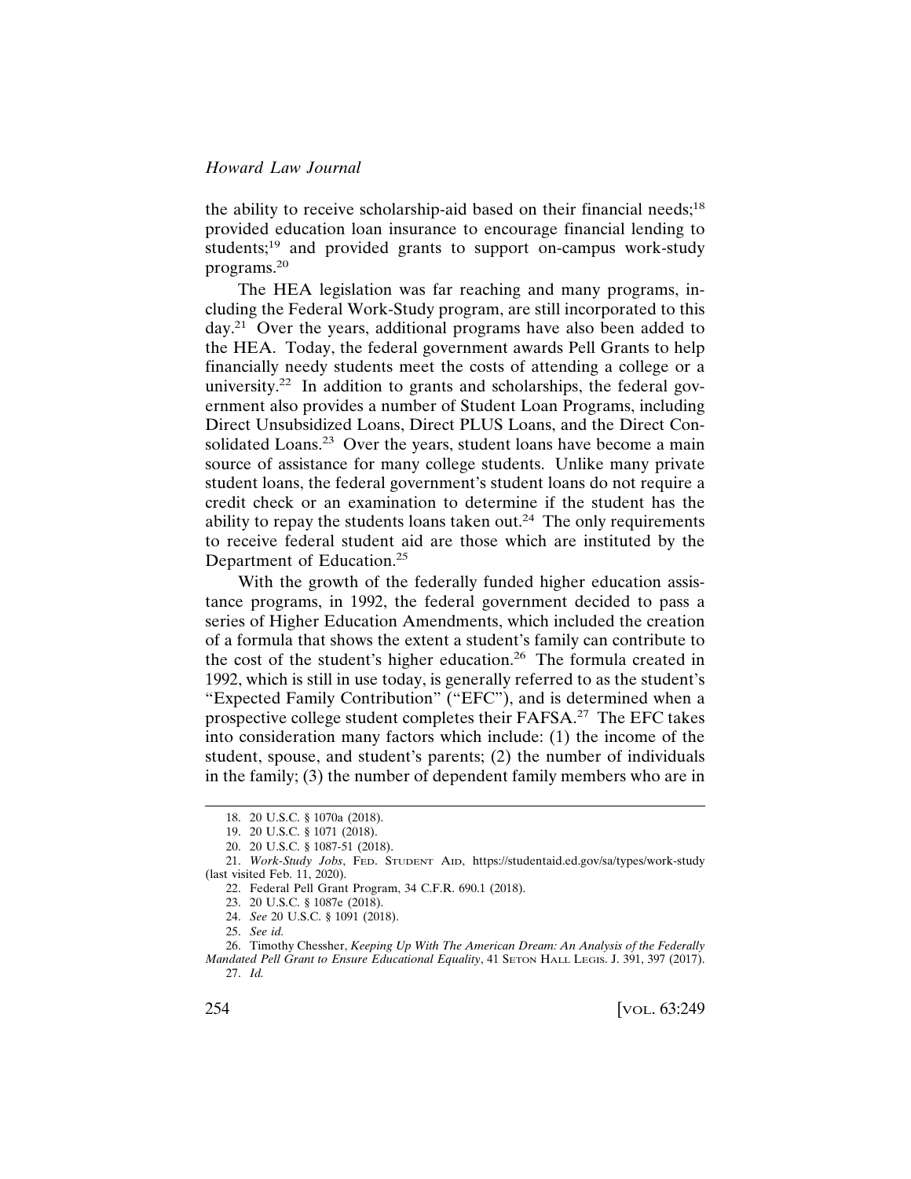the ability to receive scholarship-aid based on their financial needs;[18] provided education loan insurance to encourage financial lending to students;[19] and provided grants to support on-campus work-study programs.[20]

The HEA legislation was far reaching and many programs, including the Federal Work-Study program, are still incorporated to this day.[21] Over the years, additional programs have also been added to the HEA. Today, the federal government awards Pell Grants to help financially needy students meet the costs of attending a college or a university.[22] In addition to grants and scholarships, the federal government also provides a number of Student Loan Programs, including Direct Unsubsidized Loans, Direct PLUS Loans, and the Direct Consolidated Loans.[23] Over the years, student loans have become a main source of assistance for many college students. Unlike many private student loans, the federal government's student loans do not require a credit check or an examination to determine if the student has the ability to repay the students loans taken out.[24] The only requirements to receive federal student aid are those which are instituted by the Department of Education.[25]

With the growth of the federally funded higher education assistance programs, in 1992, the federal government decided to pass a series of Higher Education Amendments, which included the creation of a formula that shows the extent a student's family can contribute to the cost of the student's higher education.[26] The formula created in 1992, which is still in use today, is generally referred to as the student's "Expected Family Contribution" ("EFC"), and is determined when a prospective college student completes their FAFSA.[27] The EFC takes into consideration many factors which include: (1) the income of the student, spouse, and student's parents; (2) the number of individuals in the family; (3) the number of dependent family members who are in

---

18. 20 U.S.C. § 1070a (2018).
19. 20 U.S.C. § 1071 (2018).
20. 20 U.S.C. § 1087-51 (2018).
21. *Work-Study Jobs*, FED. STUDENT AID, https://studentaid.ed.gov/sa/types/work-study (last visited Feb. 11, 2020).
22. Federal Pell Grant Program, 34 C.F.R. 690.1 (2018).
23. 20 U.S.C. § 1087e (2018).
24. *See* 20 U.S.C. § 1091 (2018).
25. *See id.*
26. Timothy Chessher, *Keeping Up With The American Dream: An Analysis of the Federally Mandated Pell Grant to Ensure Educational Equality*, 41 SETON HALL LEGIS. J. 391, 397 (2017).
27. *Id.*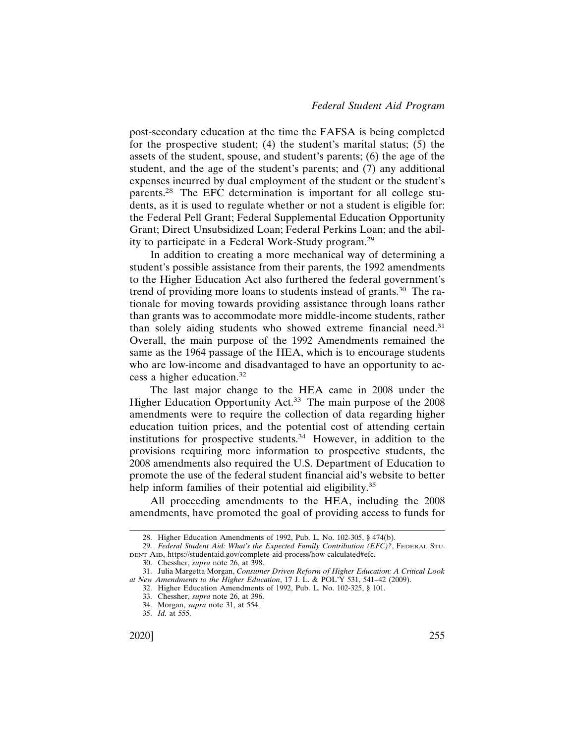post-secondary education at the time the FAFSA is being completed for the prospective student; (4) the student's marital status; (5) the assets of the student, spouse, and student's parents; (6) the age of the student, and the age of the student's parents; and (7) any additional expenses incurred by dual employment of the student or the student's parents.[28] The EFC determination is important for all college students, as it is used to regulate whether or not a student is eligible for: the Federal Pell Grant; Federal Supplemental Education Opportunity Grant; Direct Unsubsidized Loan; Federal Perkins Loan; and the ability to participate in a Federal Work-Study program.[29]

In addition to creating a more mechanical way of determining a student's possible assistance from their parents, the 1992 amendments to the Higher Education Act also furthered the federal government's trend of providing more loans to students instead of grants.[30] The rationale for moving towards providing assistance through loans rather than grants was to accommodate more middle-income students, rather than solely aiding students who showed extreme financial need.[31] Overall, the main purpose of the 1992 Amendments remained the same as the 1964 passage of the HEA, which is to encourage students who are low-income and disadvantaged to have an opportunity to access a higher education.[32]

The last major change to the HEA came in 2008 under the Higher Education Opportunity Act.[33] The main purpose of the 2008 amendments were to require the collection of data regarding higher education tuition prices, and the potential cost of attending certain institutions for prospective students.[34] However, in addition to the provisions requiring more information to prospective students, the 2008 amendments also required the U.S. Department of Education to promote the use of the federal student financial aid's website to better help inform families of their potential aid eligibility.[35]

All proceeding amendments to the HEA, including the 2008 amendments, have promoted the goal of providing access to funds for

---

28. Higher Education Amendments of 1992, Pub. L. No. 102-305, § 474(b).

29. *Federal Student Aid: What's the Expected Family Contribution (EFC)?*, Federal Student Aid, https://studentaid.gov/complete-aid-process/how-calculated#efc.

30. Chessher, *supra* note 26, at 398.

31. Julia Margetta Morgan, *Consumer Driven Reform of Higher Education: A Critical Look at New Amendments to the Higher Education*, 17 J. L. & POL'Y 531, 541–42 (2009).

32. Higher Education Amendments of 1992, Pub. L. No. 102-325, § 101.

33. Chessher, *supra* note 26, at 396.

34. Morgan, *supra* note 31, at 554.

35. *Id.* at 555.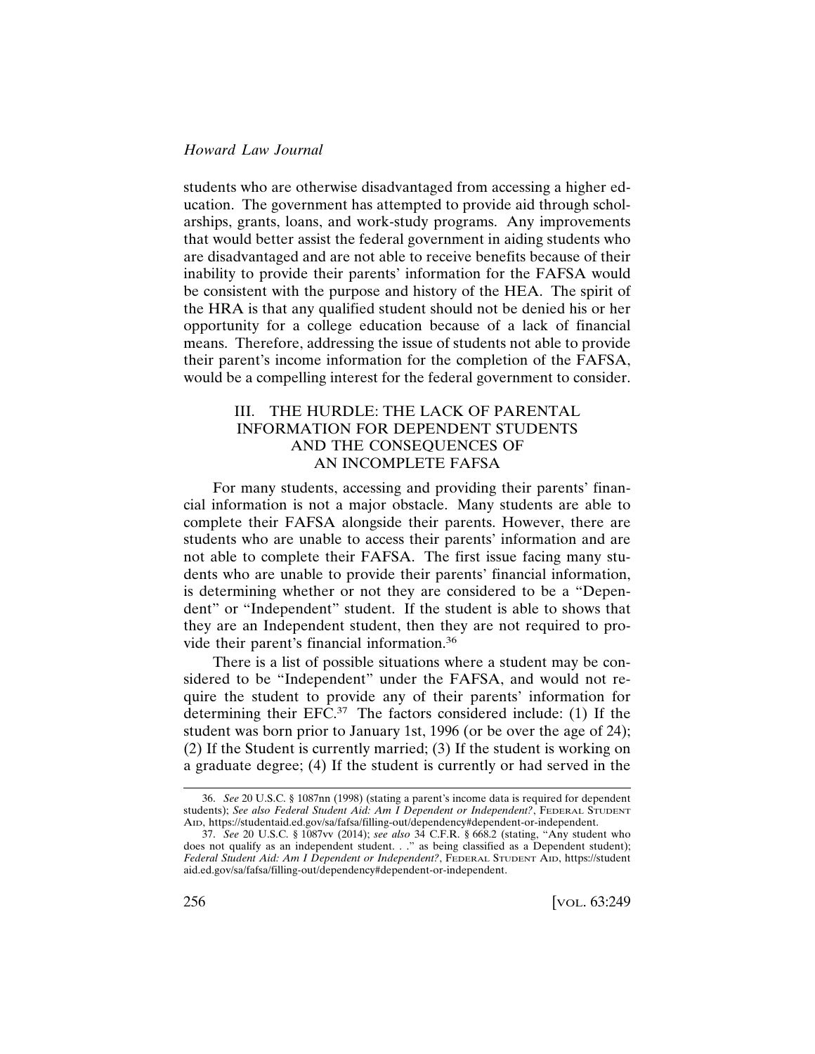students who are otherwise disadvantaged from accessing a higher education. The government has attempted to provide aid through scholarships, grants, loans, and work-study programs. Any improvements that would better assist the federal government in aiding students who are disadvantaged and are not able to receive benefits because of their inability to provide their parents' information for the FAFSA would be consistent with the purpose and history of the HEA. The spirit of the HRA is that any qualified student should not be denied his or her opportunity for a college education because of a lack of financial means. Therefore, addressing the issue of students not able to provide their parent's income information for the completion of the FAFSA, would be a compelling interest for the federal government to consider.

## III. THE HURDLE: THE LACK OF PARENTAL INFORMATION FOR DEPENDENT STUDENTS AND THE CONSEQUENCES OF AN INCOMPLETE FAFSA

For many students, accessing and providing their parents' financial information is not a major obstacle. Many students are able to complete their FAFSA alongside their parents. However, there are students who are unable to access their parents' information and are not able to complete their FAFSA. The first issue facing many students who are unable to provide their parents' financial information, is determining whether or not they are considered to be a "Dependent" or "Independent" student. If the student is able to shows that they are an Independent student, then they are not required to provide their parent's financial information.[36]

There is a list of possible situations where a student may be considered to be "Independent" under the FAFSA, and would not require the student to provide any of their parents' information for determining their EFC.[37] The factors considered include: (1) If the student was born prior to January 1st, 1996 (or be over the age of 24); (2) If the Student is currently married; (3) If the student is working on a graduate degree; (4) If the student is currently or had served in the

---

36. *See* 20 U.S.C. § 1087nn (1998) (stating a parent's income data is required for dependent students); *See also Federal Student Aid: Am I Dependent or Independent?*, FEDERAL STUDENT AID, https://studentaid.ed.gov/sa/fafsa/filling-out/dependency#dependent-or-independent.

37. *See* 20 U.S.C. § 1087vv (2014); *see also* 34 C.F.R. § 668.2 (stating, "Any student who does not qualify as an independent student. . ." as being classified as a Dependent student); *Federal Student Aid: Am I Dependent or Independent?*, FEDERAL STUDENT AID, https://studentaid.ed.gov/sa/fafsa/filling-out/dependency#dependent-or-independent.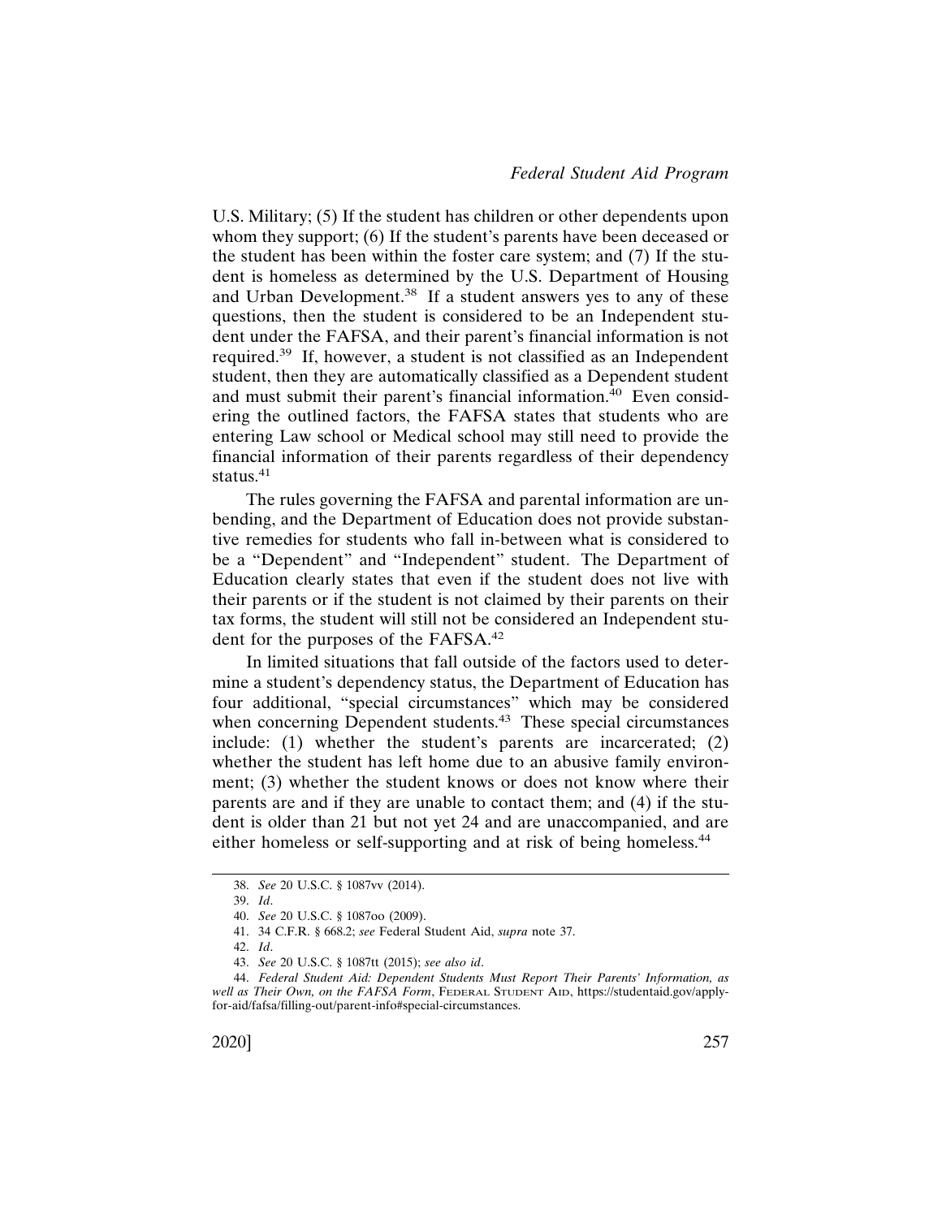U.S. Military; (5) If the student has children or other dependents upon whom they support; (6) If the student's parents have been deceased or the student has been within the foster care system; and (7) If the student is homeless as determined by the U.S. Department of Housing and Urban Development.[38] If a student answers yes to any of these questions, then the student is considered to be an Independent student under the FAFSA, and their parent's financial information is not required.[39] If, however, a student is not classified as an Independent student, then they are automatically classified as a Dependent student and must submit their parent's financial information.[40] Even considering the outlined factors, the FAFSA states that students who are entering Law school or Medical school may still need to provide the financial information of their parents regardless of their dependency status.[41]

The rules governing the FAFSA and parental information are unbending, and the Department of Education does not provide substantive remedies for students who fall in-between what is considered to be a "Dependent" and "Independent" student. The Department of Education clearly states that even if the student does not live with their parents or if the student is not claimed by their parents on their tax forms, the student will still not be considered an Independent student for the purposes of the FAFSA.[42]

In limited situations that fall outside of the factors used to determine a student's dependency status, the Department of Education has four additional, "special circumstances" which may be considered when concerning Dependent students.[43] These special circumstances include: (1) whether the student's parents are incarcerated; (2) whether the student has left home due to an abusive family environment; (3) whether the student knows or does not know where their parents are and if they are unable to contact them; and (4) if the student is older than 21 but not yet 24 and are unaccompanied, and are either homeless or self-supporting and at risk of being homeless.[44]

---

38. *See* 20 U.S.C. § 1087vv (2014).

39. *Id*.

40. *See* 20 U.S.C. § 1087oo (2009).

41. 34 C.F.R. § 668.2; *see* Federal Student Aid, *supra* note 37.

42. *Id*.

43. *See* 20 U.S.C. § 1087tt (2015); *see also id*.

44. *Federal Student Aid: Dependent Students Must Report Their Parents' Information, as well as Their Own, on the FAFSA Form*, FEDERAL STUDENT AID, https://studentaid.gov/apply-for-aid/fafsa/filling-out/parent-info#special-circumstances.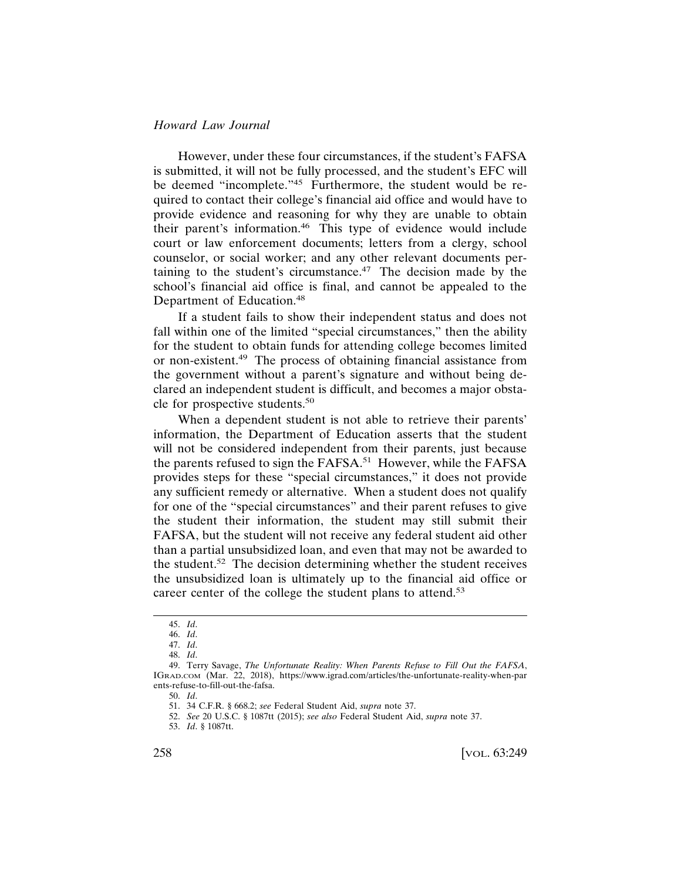However, under these four circumstances, if the student's FAFSA is submitted, it will not be fully processed, and the student's EFC will be deemed "incomplete."[45] Furthermore, the student would be required to contact their college's financial aid office and would have to provide evidence and reasoning for why they are unable to obtain their parent's information.[46] This type of evidence would include court or law enforcement documents; letters from a clergy, school counselor, or social worker; and any other relevant documents pertaining to the student's circumstance.[47] The decision made by the school's financial aid office is final, and cannot be appealed to the Department of Education.[48]

If a student fails to show their independent status and does not fall within one of the limited "special circumstances," then the ability for the student to obtain funds for attending college becomes limited or non-existent.[49] The process of obtaining financial assistance from the government without a parent's signature and without being declared an independent student is difficult, and becomes a major obstacle for prospective students.[50]

When a dependent student is not able to retrieve their parents' information, the Department of Education asserts that the student will not be considered independent from their parents, just because the parents refused to sign the FAFSA.[51] However, while the FAFSA provides steps for these "special circumstances," it does not provide any sufficient remedy or alternative. When a student does not qualify for one of the "special circumstances" and their parent refuses to give the student their information, the student may still submit their FAFSA, but the student will not receive any federal student aid other than a partial unsubsidized loan, and even that may not be awarded to the student.[52] The decision determining whether the student receives the unsubsidized loan is ultimately up to the financial aid office or career center of the college the student plans to attend.[53]

---

45. *Id*.
46. *Id*.
47. *Id*.
48. *Id*.
49. Terry Savage, *The Unfortunate Reality: When Parents Refuse to Fill Out the FAFSA*, IGRAD.COM (Mar. 22, 2018), https://www.igrad.com/articles/the-unfortunate-reality-when-parents-refuse-to-fill-out-the-fafsa.
50. *Id*.
51. 34 C.F.R. § 668.2; *see* Federal Student Aid, *supra* note 37.
52. *See* 20 U.S.C. § 1087tt (2015); *see also* Federal Student Aid, *supra* note 37.
53. *Id*. § 1087tt.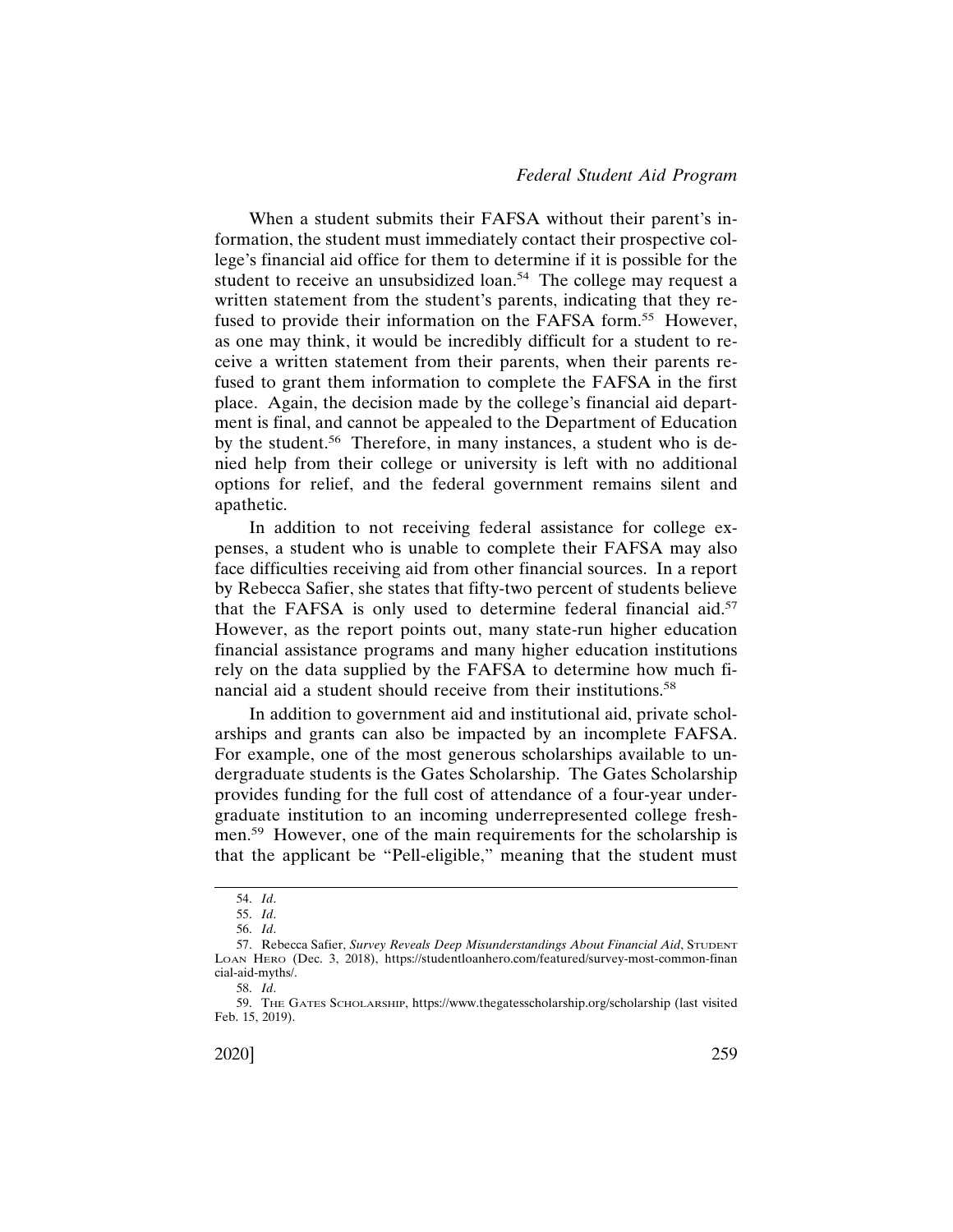When a student submits their FAFSA without their parent's information, the student must immediately contact their prospective college's financial aid office for them to determine if it is possible for the student to receive an unsubsidized loan.[54] The college may request a written statement from the student's parents, indicating that they refused to provide their information on the FAFSA form.[55] However, as one may think, it would be incredibly difficult for a student to receive a written statement from their parents, when their parents refused to grant them information to complete the FAFSA in the first place. Again, the decision made by the college's financial aid department is final, and cannot be appealed to the Department of Education by the student.[56] Therefore, in many instances, a student who is denied help from their college or university is left with no additional options for relief, and the federal government remains silent and apathetic.

In addition to not receiving federal assistance for college expenses, a student who is unable to complete their FAFSA may also face difficulties receiving aid from other financial sources. In a report by Rebecca Safier, she states that fifty-two percent of students believe that the FAFSA is only used to determine federal financial aid.[57] However, as the report points out, many state-run higher education financial assistance programs and many higher education institutions rely on the data supplied by the FAFSA to determine how much financial aid a student should receive from their institutions.[58]

In addition to government aid and institutional aid, private scholarships and grants can also be impacted by an incomplete FAFSA. For example, one of the most generous scholarships available to undergraduate students is the Gates Scholarship. The Gates Scholarship provides funding for the full cost of attendance of a four-year undergraduate institution to an incoming underrepresented college freshmen.[59] However, one of the main requirements for the scholarship is that the applicant be "Pell-eligible," meaning that the student must

---

54. *Id*.

55. *Id*.

56. *Id*.

57. Rebecca Safier, *Survey Reveals Deep Misunderstandings About Financial Aid*, STUDENT LOAN HERO (Dec. 3, 2018), https://studentloanhero.com/featured/survey-most-common-financial-aid-myths/.

58. *Id*.

59. THE GATES SCHOLARSHIP, https://www.thegatesscholarship.org/scholarship (last visited Feb. 15, 2019).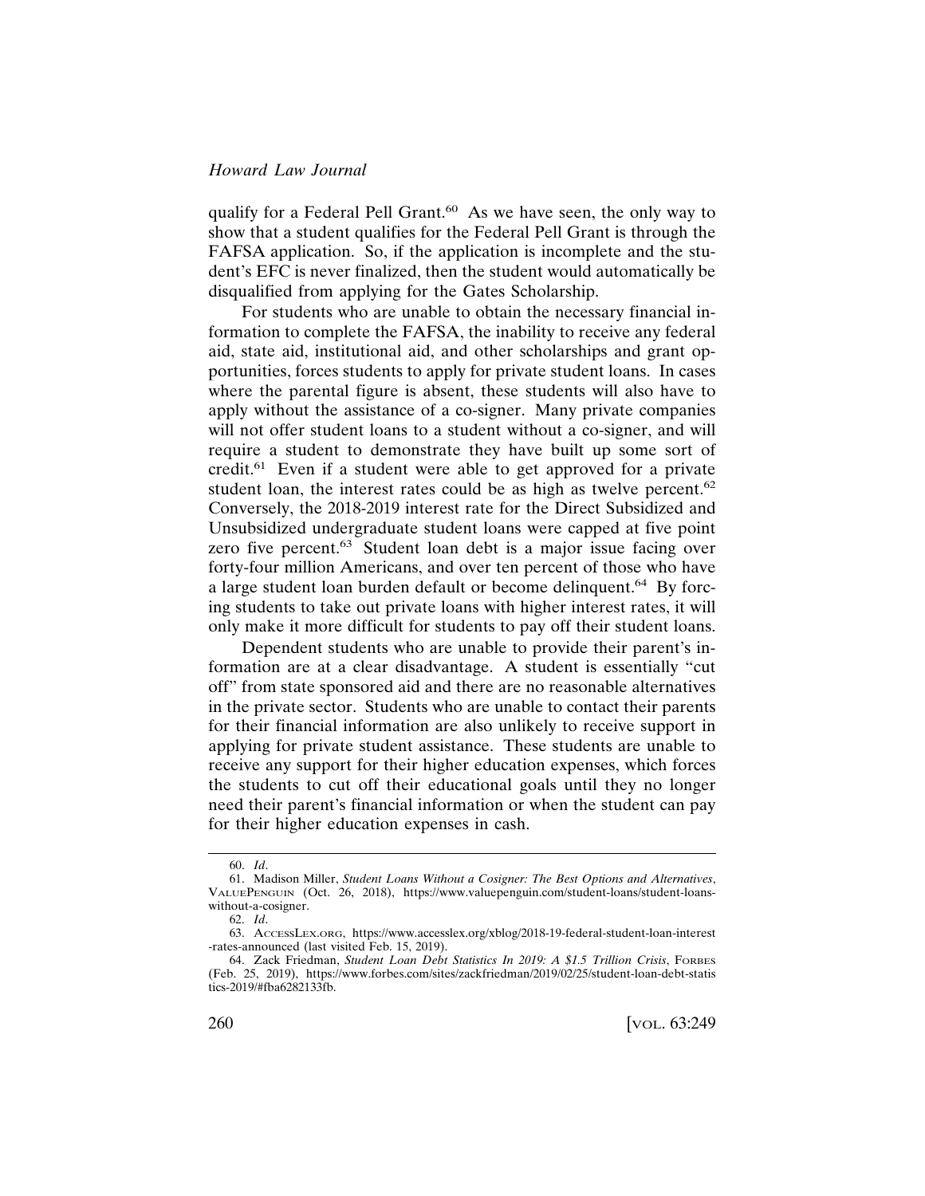qualify for a Federal Pell Grant.[60] As we have seen, the only way to show that a student qualifies for the Federal Pell Grant is through the FAFSA application. So, if the application is incomplete and the student's EFC is never finalized, then the student would automatically be disqualified from applying for the Gates Scholarship.

For students who are unable to obtain the necessary financial information to complete the FAFSA, the inability to receive any federal aid, state aid, institutional aid, and other scholarships and grant opportunities, forces students to apply for private student loans. In cases where the parental figure is absent, these students will also have to apply without the assistance of a co-signer. Many private companies will not offer student loans to a student without a co-signer, and will require a student to demonstrate they have built up some sort of credit.[61] Even if a student were able to get approved for a private student loan, the interest rates could be as high as twelve percent.[62] Conversely, the 2018-2019 interest rate for the Direct Subsidized and Unsubsidized undergraduate student loans were capped at five point zero five percent.[63] Student loan debt is a major issue facing over forty-four million Americans, and over ten percent of those who have a large student loan burden default or become delinquent.[64] By forcing students to take out private loans with higher interest rates, it will only make it more difficult for students to pay off their student loans.

Dependent students who are unable to provide their parent's information are at a clear disadvantage. A student is essentially "cut off" from state sponsored aid and there are no reasonable alternatives in the private sector. Students who are unable to contact their parents for their financial information are also unlikely to receive support in applying for private student assistance. These students are unable to receive any support for their higher education expenses, which forces the students to cut off their educational goals until they no longer need their parent's financial information or when the student can pay for their higher education expenses in cash.

---

60. *Id*.

61. Madison Miller, *Student Loans Without a Cosigner: The Best Options and Alternatives*, ValuePenguin (Oct. 26, 2018), https://www.valuepenguin.com/student-loans/student-loans-without-a-cosigner.

62. *Id*.

63. AccessLex.org, https://www.accesslex.org/xblog/2018-19-federal-student-loan-interest-rates-announced (last visited Feb. 15, 2019).

64. Zack Friedman, *Student Loan Debt Statistics In 2019: A $1.5 Trillion Crisis*, Forbes (Feb. 25, 2019), https://www.forbes.com/sites/zackfriedman/2019/02/25/student-loan-debt-statistics-2019/#fba6282133fb.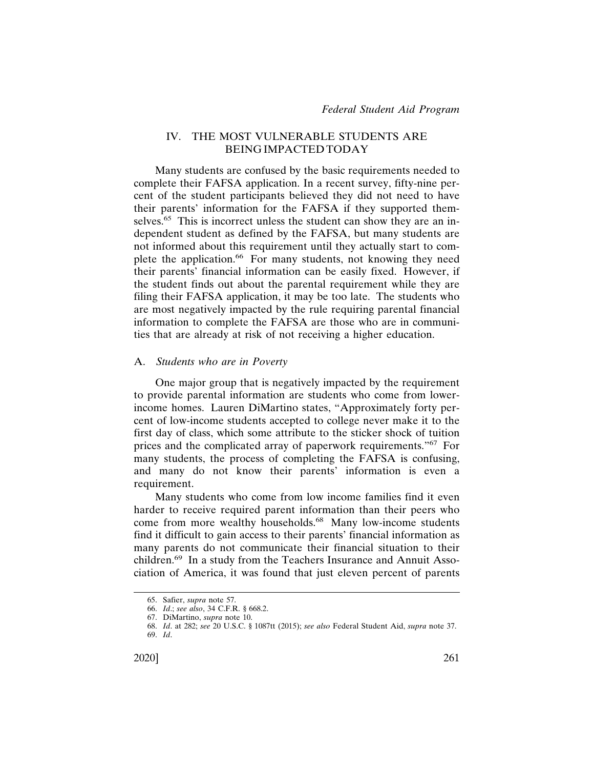## IV. THE MOST VULNERABLE STUDENTS ARE BEING IMPACTED TODAY

Many students are confused by the basic requirements needed to complete their FAFSA application. In a recent survey, fifty-nine percent of the student participants believed they did not need to have their parents' information for the FAFSA if they supported themselves.[65] This is incorrect unless the student can show they are an independent student as defined by the FAFSA, but many students are not informed about this requirement until they actually start to complete the application.[66] For many students, not knowing they need their parents' financial information can be easily fixed. However, if the student finds out about the parental requirement while they are filing their FAFSA application, it may be too late. The students who are most negatively impacted by the rule requiring parental financial information to complete the FAFSA are those who are in communities that are already at risk of not receiving a higher education.

### A. *Students who are in Poverty*

One major group that is negatively impacted by the requirement to provide parental information are students who come from lower-income homes. Lauren DiMartino states, "Approximately forty percent of low-income students accepted to college never make it to the first day of class, which some attribute to the sticker shock of tuition prices and the complicated array of paperwork requirements."[67] For many students, the process of completing the FAFSA is confusing, and many do not know their parents' information is even a requirement.

Many students who come from low income families find it even harder to receive required parent information than their peers who come from more wealthy households.[68] Many low-income students find it difficult to gain access to their parents' financial information as many parents do not communicate their financial situation to their children.[69] In a study from the Teachers Insurance and Annuit Association of America, it was found that just eleven percent of parents

---

65. Safier, *supra* note 57.

66. *Id*.; *see also*, 34 C.F.R. § 668.2.

67. DiMartino, *supra* note 10.

68. *Id*. at 282; *see* 20 U.S.C. § 1087tt (2015); *see also* Federal Student Aid, *supra* note 37.

69. *Id*.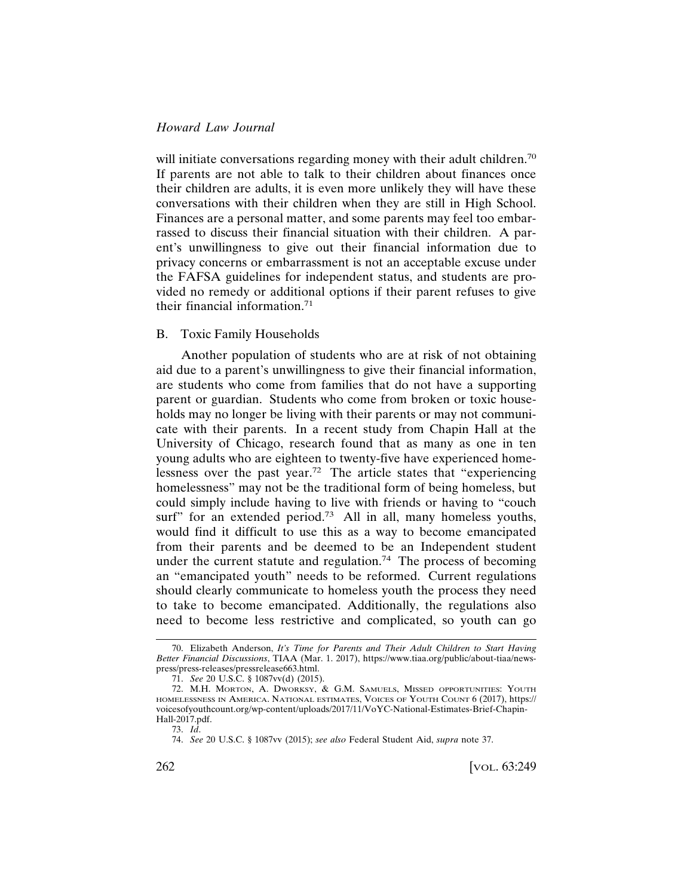will initiate conversations regarding money with their adult children.[70] If parents are not able to talk to their children about finances once their children are adults, it is even more unlikely they will have these conversations with their children when they are still in High School. Finances are a personal matter, and some parents may feel too embarrassed to discuss their financial situation with their children. A parent's unwillingness to give out their financial information due to privacy concerns or embarrassment is not an acceptable excuse under the FAFSA guidelines for independent status, and students are provided no remedy or additional options if their parent refuses to give their financial information.[71]

### B. Toxic Family Households

Another population of students who are at risk of not obtaining aid due to a parent's unwillingness to give their financial information, are students who come from families that do not have a supporting parent or guardian. Students who come from broken or toxic households may no longer be living with their parents or may not communicate with their parents. In a recent study from Chapin Hall at the University of Chicago, research found that as many as one in ten young adults who are eighteen to twenty-five have experienced homelessness over the past year.[72] The article states that "experiencing homelessness" may not be the traditional form of being homeless, but could simply include having to live with friends or having to "couch surf" for an extended period.[73] All in all, many homeless youths, would find it difficult to use this as a way to become emancipated from their parents and be deemed to be an Independent student under the current statute and regulation.[74] The process of becoming an "emancipated youth" needs to be reformed. Current regulations should clearly communicate to homeless youth the process they need to take to become emancipated. Additionally, the regulations also need to become less restrictive and complicated, so youth can go

---

70. Elizabeth Anderson, *It's Time for Parents and Their Adult Children to Start Having Better Financial Discussions*, TIAA (Mar. 1. 2017), https://www.tiaa.org/public/about-tiaa/news-press/press-releases/pressrelease663.html.

71. *See* 20 U.S.C. § 1087vv(d) (2015).

72. M.H. Morton, A. Dworksy, & G.M. Samuels, Missed opportunities: Youth homelessness in America. National estimates, Voices of Youth Count 6 (2017), https://voicesofyouthcount.org/wp-content/uploads/2017/11/VoYC-National-Estimates-Brief-Chapin-Hall-2017.pdf.

73. *Id*.

74. *See* 20 U.S.C. § 1087vv (2015); *see also* Federal Student Aid, *supra* note 37.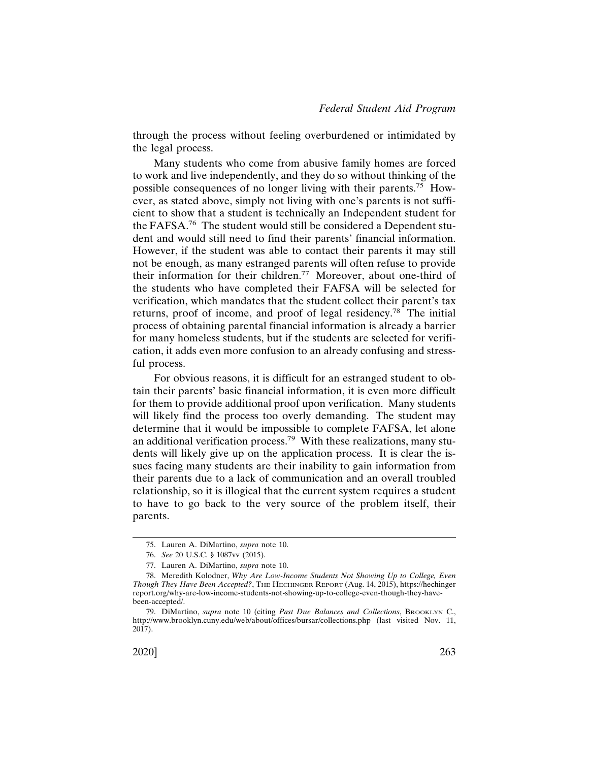through the process without feeling overburdened or intimidated by the legal process.

Many students who come from abusive family homes are forced to work and live independently, and they do so without thinking of the possible consequences of no longer living with their parents.[75] However, as stated above, simply not living with one's parents is not sufficient to show that a student is technically an Independent student for the FAFSA.[76] The student would still be considered a Dependent student and would still need to find their parents' financial information. However, if the student was able to contact their parents it may still not be enough, as many estranged parents will often refuse to provide their information for their children.[77] Moreover, about one-third of the students who have completed their FAFSA will be selected for verification, which mandates that the student collect their parent's tax returns, proof of income, and proof of legal residency.[78] The initial process of obtaining parental financial information is already a barrier for many homeless students, but if the students are selected for verification, it adds even more confusion to an already confusing and stressful process.

For obvious reasons, it is difficult for an estranged student to obtain their parents' basic financial information, it is even more difficult for them to provide additional proof upon verification. Many students will likely find the process too overly demanding. The student may determine that it would be impossible to complete FAFSA, let alone an additional verification process.[79] With these realizations, many students will likely give up on the application process. It is clear the issues facing many students are their inability to gain information from their parents due to a lack of communication and an overall troubled relationship, so it is illogical that the current system requires a student to have to go back to the very source of the problem itself, their parents.

---

75. Lauren A. DiMartino, *supra* note 10.

76. *See* 20 U.S.C. § 1087vv (2015).

77. Lauren A. DiMartino, *supra* note 10.

78. Meredith Kolodner, *Why Are Low-Income Students Not Showing Up to College, Even Though They Have Been Accepted?*, THE HECHINGER REPORT (Aug. 14, 2015), https://hechingerreport.org/why-are-low-income-students-not-showing-up-to-college-even-though-they-have-been-accepted/.

79. DiMartino, *supra* note 10 (citing *Past Due Balances and Collections*, BROOKLYN C., http://www.brooklyn.cuny.edu/web/about/offices/bursar/collections.php (last visited Nov. 11, 2017).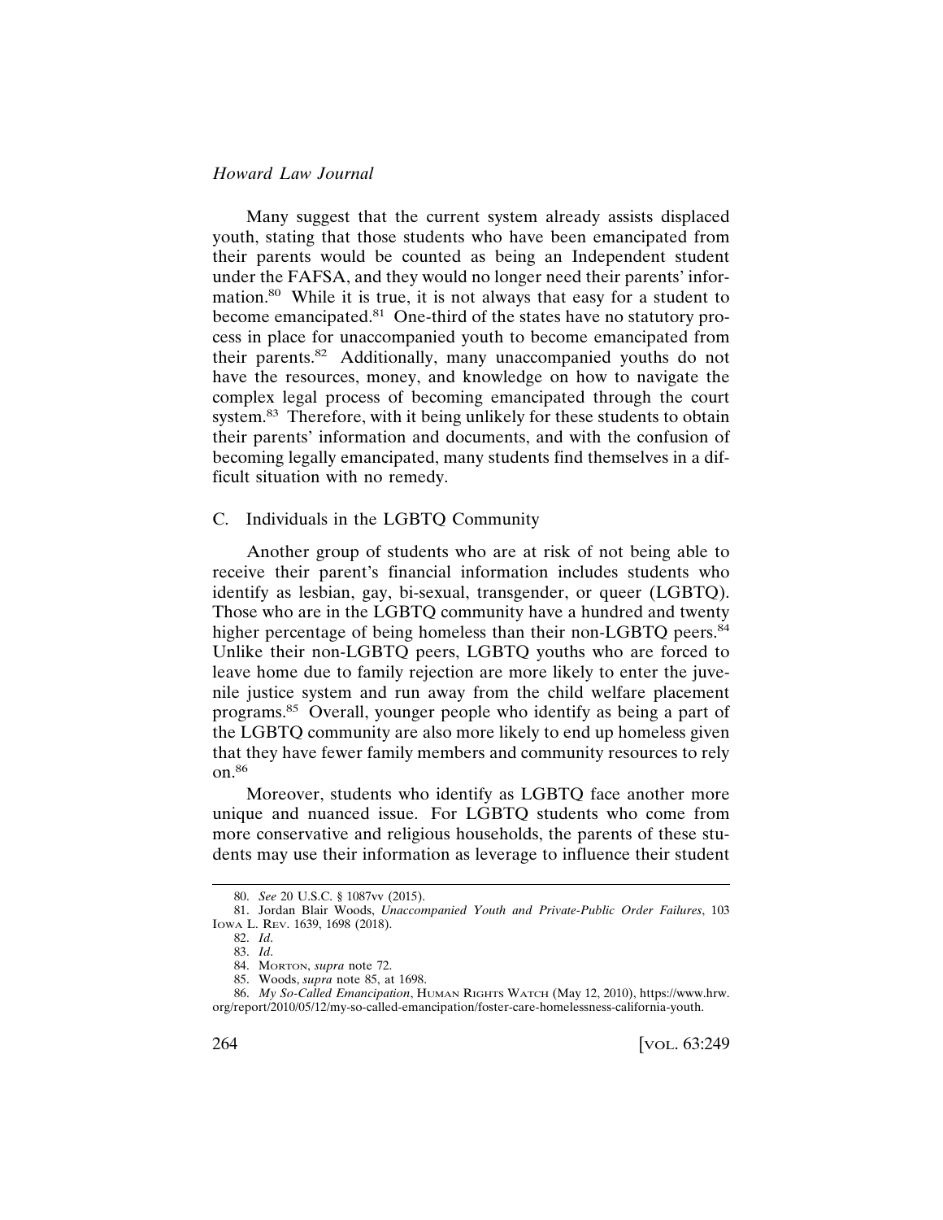Many suggest that the current system already assists displaced youth, stating that those students who have been emancipated from their parents would be counted as being an Independent student under the FAFSA, and they would no longer need their parents' information.[80] While it is true, it is not always that easy for a student to become emancipated.[81] One-third of the states have no statutory process in place for unaccompanied youth to become emancipated from their parents.[82] Additionally, many unaccompanied youths do not have the resources, money, and knowledge on how to navigate the complex legal process of becoming emancipated through the court system.[83] Therefore, with it being unlikely for these students to obtain their parents' information and documents, and with the confusion of becoming legally emancipated, many students find themselves in a difficult situation with no remedy.

### C. Individuals in the LGBTQ Community

Another group of students who are at risk of not being able to receive their parent's financial information includes students who identify as lesbian, gay, bi-sexual, transgender, or queer (LGBTQ). Those who are in the LGBTQ community have a hundred and twenty higher percentage of being homeless than their non-LGBTQ peers.[84] Unlike their non-LGBTQ peers, LGBTQ youths who are forced to leave home due to family rejection are more likely to enter the juvenile justice system and run away from the child welfare placement programs.[85] Overall, younger people who identify as being a part of the LGBTQ community are also more likely to end up homeless given that they have fewer family members and community resources to rely on.[86]

Moreover, students who identify as LGBTQ face another more unique and nuanced issue. For LGBTQ students who come from more conservative and religious households, the parents of these students may use their information as leverage to influence their student

---

80. *See* 20 U.S.C. § 1087vv (2015).

81. Jordan Blair Woods, *Unaccompanied Youth and Private-Public Order Failures*, 103 Iowa L. Rev. 1639, 1698 (2018).

82. *Id*.

83. *Id*.

84. Morton, *supra* note 72.

85. Woods, *supra* note 85, at 1698.

86. *My So-Called Emancipation*, Human Rights Watch (May 12, 2010), https://www.hrw.org/report/2010/05/12/my-so-called-emancipation/foster-care-homelessness-california-youth.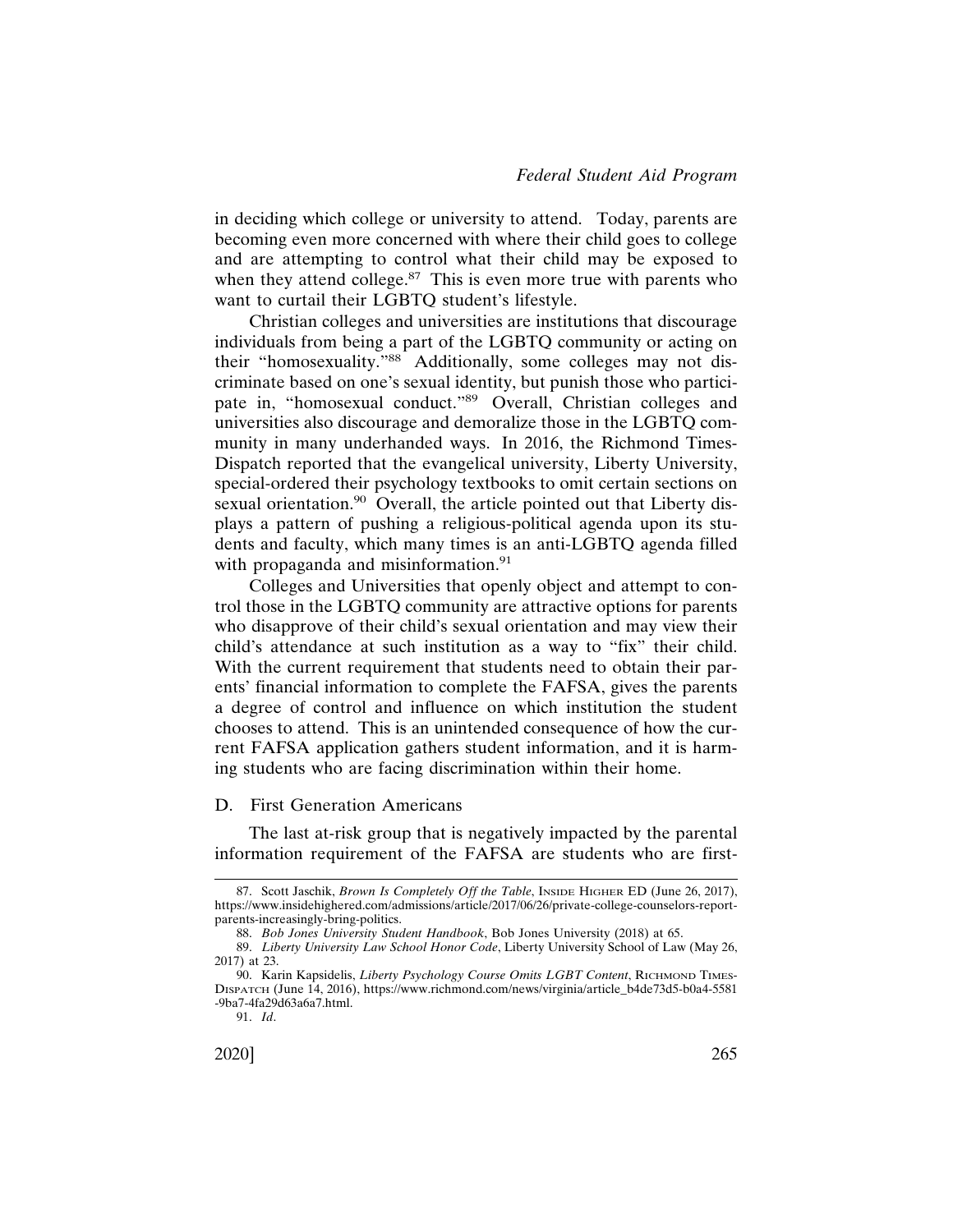in deciding which college or university to attend. Today, parents are becoming even more concerned with where their child goes to college and are attempting to control what their child may be exposed to when they attend college.[87] This is even more true with parents who want to curtail their LGBTQ student's lifestyle.

Christian colleges and universities are institutions that discourage individuals from being a part of the LGBTQ community or acting on their "homosexuality."[88] Additionally, some colleges may not discriminate based on one's sexual identity, but punish those who participate in, "homosexual conduct."[89] Overall, Christian colleges and universities also discourage and demoralize those in the LGBTQ community in many underhanded ways. In 2016, the Richmond Times-Dispatch reported that the evangelical university, Liberty University, special-ordered their psychology textbooks to omit certain sections on sexual orientation.[90] Overall, the article pointed out that Liberty displays a pattern of pushing a religious-political agenda upon its students and faculty, which many times is an anti-LGBTQ agenda filled with propaganda and misinformation.[91]

Colleges and Universities that openly object and attempt to control those in the LGBTQ community are attractive options for parents who disapprove of their child's sexual orientation and may view their child's attendance at such institution as a way to "fix" their child. With the current requirement that students need to obtain their parents' financial information to complete the FAFSA, gives the parents a degree of control and influence on which institution the student chooses to attend. This is an unintended consequence of how the current FAFSA application gathers student information, and it is harming students who are facing discrimination within their home.

### D. First Generation Americans

The last at-risk group that is negatively impacted by the parental information requirement of the FAFSA are students who are first-

---

87. Scott Jaschik, *Brown Is Completely Off the Table*, INSIDE HIGHER ED (June 26, 2017), https://www.insidehighered.com/admissions/article/2017/06/26/private-college-counselors-report-parents-increasingly-bring-politics.

88. *Bob Jones University Student Handbook*, Bob Jones University (2018) at 65.

89. *Liberty University Law School Honor Code*, Liberty University School of Law (May 26, 2017) at 23.

90. Karin Kapsidelis, *Liberty Psychology Course Omits LGBT Content*, RICHMOND TIMES-DISPATCH (June 14, 2016), https://www.richmond.com/news/virginia/article_b4de73d5-b0a4-5581-9ba7-4fa29d63a6a7.html.

91. *Id*.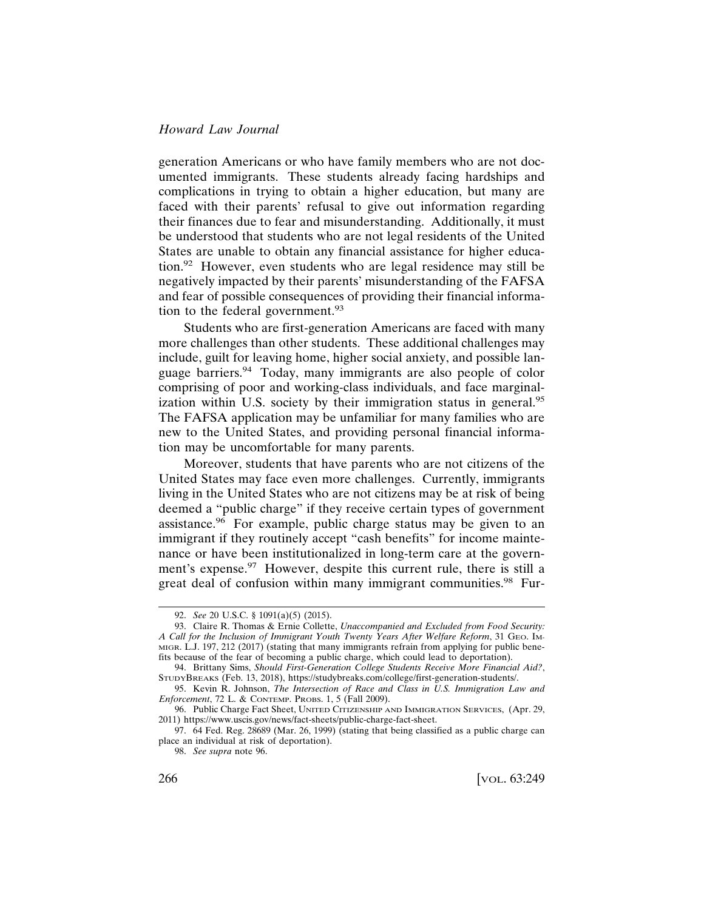generation Americans or who have family members who are not documented immigrants. These students already facing hardships and complications in trying to obtain a higher education, but many are faced with their parents' refusal to give out information regarding their finances due to fear and misunderstanding. Additionally, it must be understood that students who are not legal residents of the United States are unable to obtain any financial assistance for higher education.[92] However, even students who are legal residence may still be negatively impacted by their parents' misunderstanding of the FAFSA and fear of possible consequences of providing their financial information to the federal government.[93]

Students who are first-generation Americans are faced with many more challenges than other students. These additional challenges may include, guilt for leaving home, higher social anxiety, and possible language barriers.[94] Today, many immigrants are also people of color comprising of poor and working-class individuals, and face marginalization within U.S. society by their immigration status in general.[95] The FAFSA application may be unfamiliar for many families who are new to the United States, and providing personal financial information may be uncomfortable for many parents.

Moreover, students that have parents who are not citizens of the United States may face even more challenges. Currently, immigrants living in the United States who are not citizens may be at risk of being deemed a "public charge" if they receive certain types of government assistance.[96] For example, public charge status may be given to an immigrant if they routinely accept "cash benefits" for income maintenance or have been institutionalized in long-term care at the government's expense.[97] However, despite this current rule, there is still a great deal of confusion within many immigrant communities.[98] Fur-

---

92. *See* 20 U.S.C. § 1091(a)(5) (2015).

93. Claire R. Thomas & Ernie Collette, *Unaccompanied and Excluded from Food Security: A Call for the Inclusion of Immigrant Youth Twenty Years After Welfare Reform*, 31 GEO. IMMIGR. L.J. 197, 212 (2017) (stating that many immigrants refrain from applying for public benefits because of the fear of becoming a public charge, which could lead to deportation).

94. Brittany Sims, *Should First-Generation College Students Receive More Financial Aid?*, STUDYBREAKS (Feb. 13, 2018), https://studybreaks.com/college/first-generation-students/.

95. Kevin R. Johnson, *The Intersection of Race and Class in U.S. Immigration Law and Enforcement*, 72 L. & CONTEMP. PROBS. 1, 5 (Fall 2009).

96. Public Charge Fact Sheet, UNITED CITIZENSHIP AND IMMIGRATION SERVICES, (Apr. 29, 2011) https://www.uscis.gov/news/fact-sheets/public-charge-fact-sheet.

97. 64 Fed. Reg. 28689 (Mar. 26, 1999) (stating that being classified as a public charge can place an individual at risk of deportation).

98. *See supra* note 96.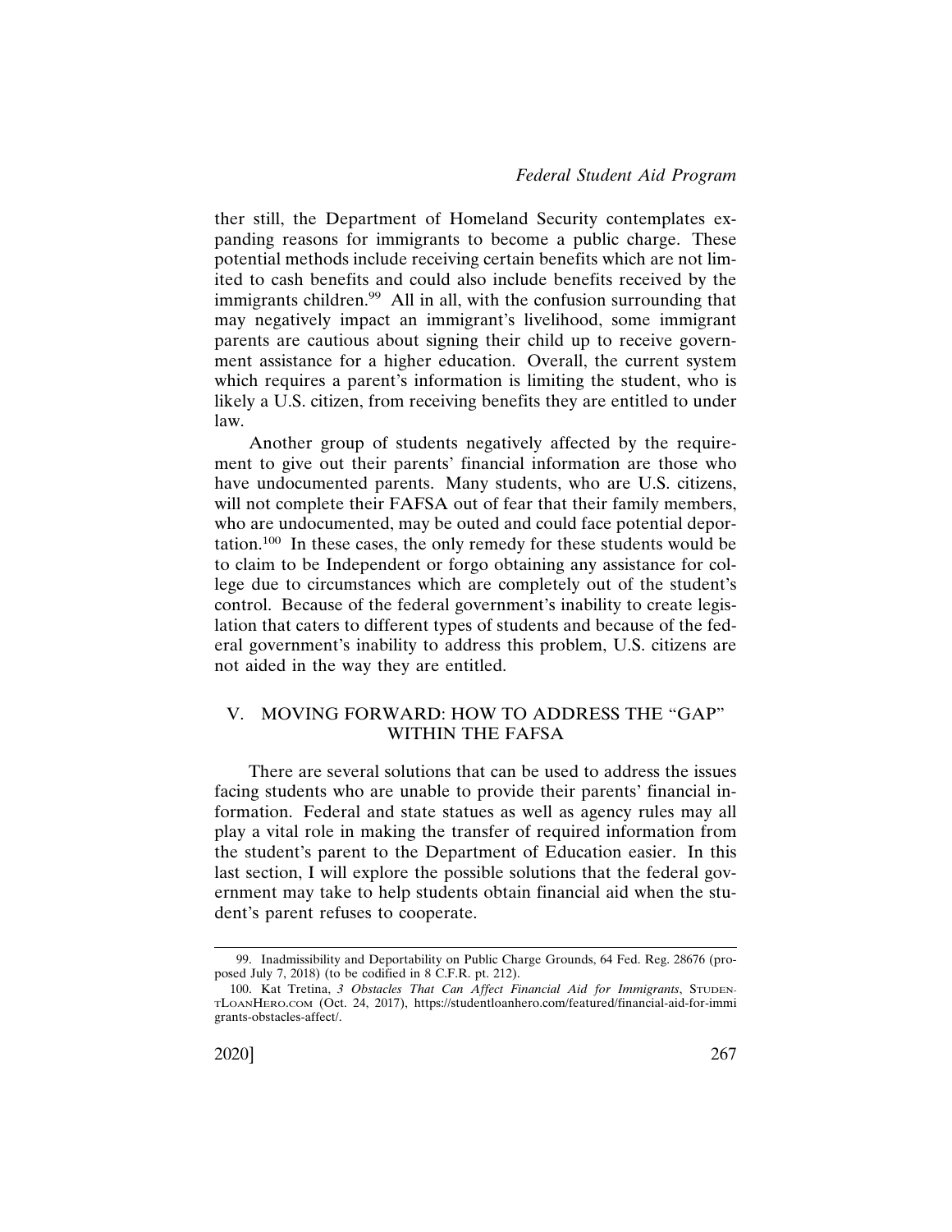ther still, the Department of Homeland Security contemplates expanding reasons for immigrants to become a public charge. These potential methods include receiving certain benefits which are not limited to cash benefits and could also include benefits received by the immigrants children.[99] All in all, with the confusion surrounding that may negatively impact an immigrant's livelihood, some immigrant parents are cautious about signing their child up to receive government assistance for a higher education. Overall, the current system which requires a parent's information is limiting the student, who is likely a U.S. citizen, from receiving benefits they are entitled to under law.

Another group of students negatively affected by the requirement to give out their parents' financial information are those who have undocumented parents. Many students, who are U.S. citizens, will not complete their FAFSA out of fear that their family members, who are undocumented, may be outed and could face potential deportation.[100] In these cases, the only remedy for these students would be to claim to be Independent or forgo obtaining any assistance for college due to circumstances which are completely out of the student's control. Because of the federal government's inability to create legislation that caters to different types of students and because of the federal government's inability to address this problem, U.S. citizens are not aided in the way they are entitled.

## V. MOVING FORWARD: HOW TO ADDRESS THE "GAP" WITHIN THE FAFSA

There are several solutions that can be used to address the issues facing students who are unable to provide their parents' financial information. Federal and state statues as well as agency rules may all play a vital role in making the transfer of required information from the student's parent to the Department of Education easier. In this last section, I will explore the possible solutions that the federal government may take to help students obtain financial aid when the student's parent refuses to cooperate.

---

99. Inadmissibility and Deportability on Public Charge Grounds, 64 Fed. Reg. 28676 (proposed July 7, 2018) (to be codified in 8 C.F.R. pt. 212).

100. Kat Tretina, *3 Obstacles That Can Affect Financial Aid for Immigrants*, STUDENTLOANHERO.COM (Oct. 24, 2017), https://studentloanhero.com/featured/financial-aid-for-immigrants-obstacles-affect/.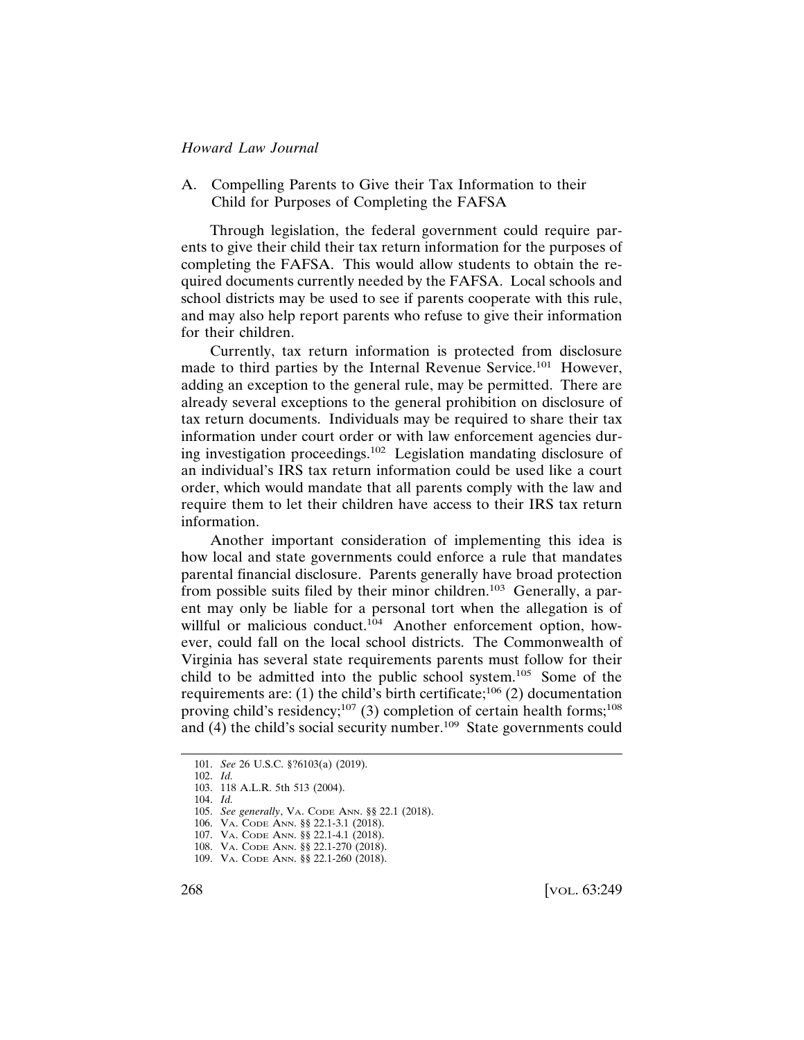### A. Compelling Parents to Give their Tax Information to their Child for Purposes of Completing the FAFSA

Through legislation, the federal government could require parents to give their child their tax return information for the purposes of completing the FAFSA. This would allow students to obtain the required documents currently needed by the FAFSA. Local schools and school districts may be used to see if parents cooperate with this rule, and may also help report parents who refuse to give their information for their children.

Currently, tax return information is protected from disclosure made to third parties by the Internal Revenue Service.[101] However, adding an exception to the general rule, may be permitted. There are already several exceptions to the general prohibition on disclosure of tax return documents. Individuals may be required to share their tax information under court order or with law enforcement agencies during investigation proceedings.[102] Legislation mandating disclosure of an individual's IRS tax return information could be used like a court order, which would mandate that all parents comply with the law and require them to let their children have access to their IRS tax return information.

Another important consideration of implementing this idea is how local and state governments could enforce a rule that mandates parental financial disclosure. Parents generally have broad protection from possible suits filed by their minor children.[103] Generally, a parent may only be liable for a personal tort when the allegation is of willful or malicious conduct.[104] Another enforcement option, however, could fall on the local school districts. The Commonwealth of Virginia has several state requirements parents must follow for their child to be admitted into the public school system.[105] Some of the requirements are: (1) the child's birth certificate;[106] (2) documentation proving child's residency;[107] (3) completion of certain health forms;[108] and (4) the child's social security number.[109] State governments could

---

101. *See* 26 U.S.C. §?6103(a) (2019).
102. *Id.*
103. 118 A.L.R. 5th 513 (2004).
104. *Id.*
105. *See generally*, VA. CODE ANN. §§ 22.1 (2018).
106. VA. CODE ANN. §§ 22.1-3.1 (2018).
107. VA. CODE ANN. §§ 22.1-4.1 (2018).
108. VA. CODE ANN. §§ 22.1-270 (2018).
109. VA. CODE ANN. §§ 22.1-260 (2018).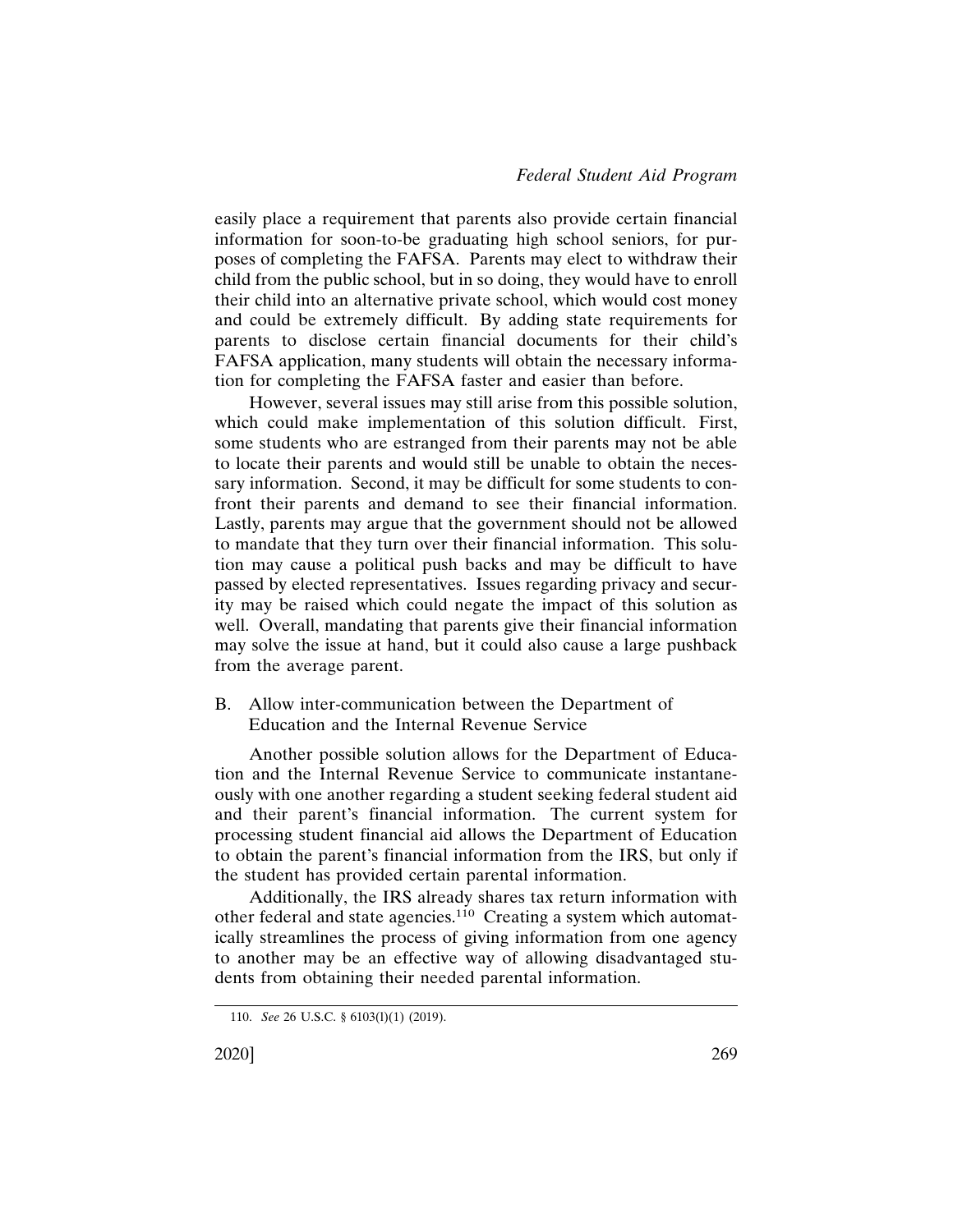easily place a requirement that parents also provide certain financial information for soon-to-be graduating high school seniors, for purposes of completing the FAFSA. Parents may elect to withdraw their child from the public school, but in so doing, they would have to enroll their child into an alternative private school, which would cost money and could be extremely difficult. By adding state requirements for parents to disclose certain financial documents for their child's FAFSA application, many students will obtain the necessary information for completing the FAFSA faster and easier than before.

However, several issues may still arise from this possible solution, which could make implementation of this solution difficult. First, some students who are estranged from their parents may not be able to locate their parents and would still be unable to obtain the necessary information. Second, it may be difficult for some students to confront their parents and demand to see their financial information. Lastly, parents may argue that the government should not be allowed to mandate that they turn over their financial information. This solution may cause a political push backs and may be difficult to have passed by elected representatives. Issues regarding privacy and security may be raised which could negate the impact of this solution as well. Overall, mandating that parents give their financial information may solve the issue at hand, but it could also cause a large pushback from the average parent.

### B. Allow inter-communication between the Department of Education and the Internal Revenue Service

Another possible solution allows for the Department of Education and the Internal Revenue Service to communicate instantaneously with one another regarding a student seeking federal student aid and their parent's financial information. The current system for processing student financial aid allows the Department of Education to obtain the parent's financial information from the IRS, but only if the student has provided certain parental information.

Additionally, the IRS already shares tax return information with other federal and state agencies.[110] Creating a system which automatically streamlines the process of giving information from one agency to another may be an effective way of allowing disadvantaged students from obtaining their needed parental information.

---

110. *See* 26 U.S.C. § 6103(l)(1) (2019).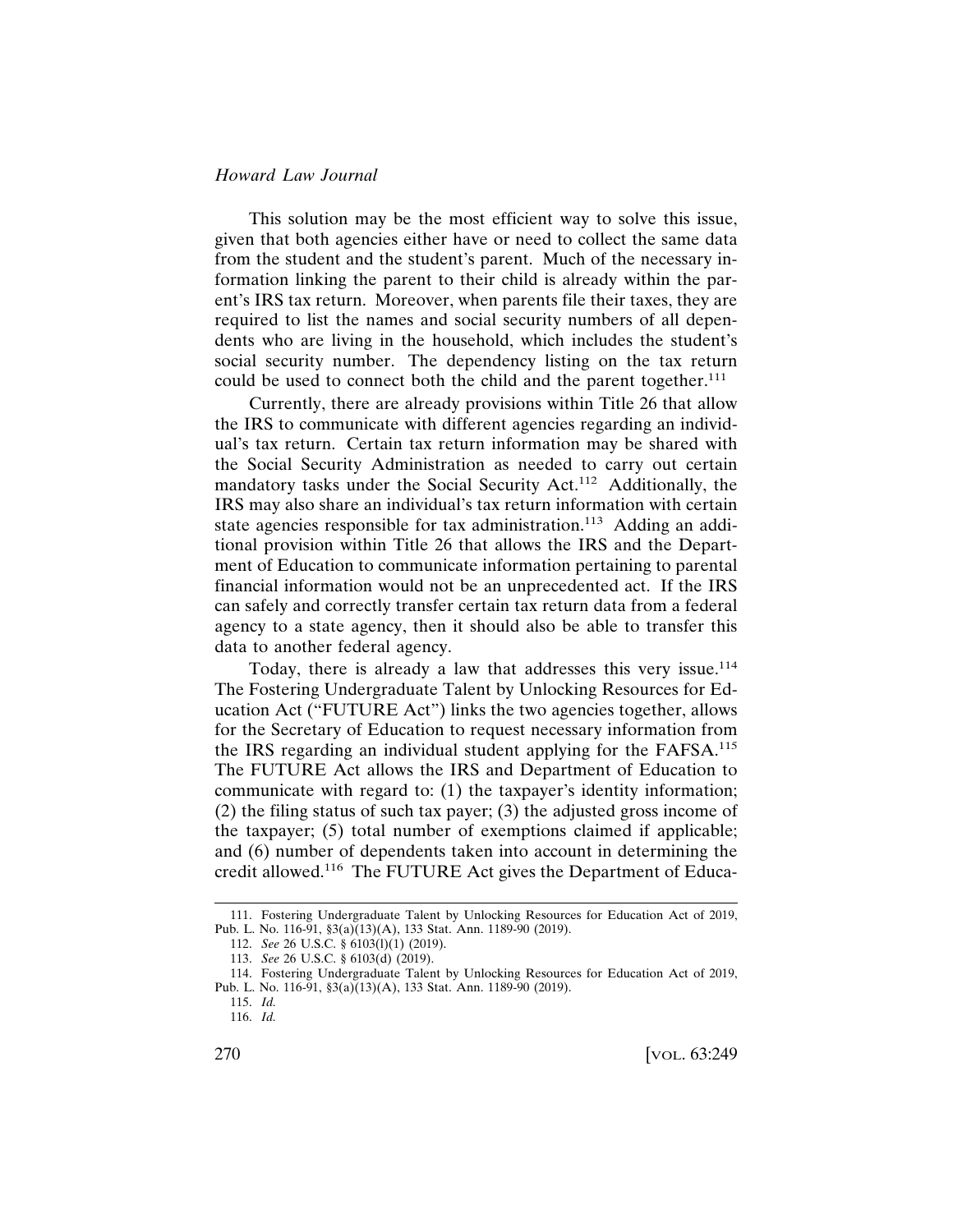This solution may be the most efficient way to solve this issue, given that both agencies either have or need to collect the same data from the student and the student's parent. Much of the necessary information linking the parent to their child is already within the parent's IRS tax return. Moreover, when parents file their taxes, they are required to list the names and social security numbers of all dependents who are living in the household, which includes the student's social security number. The dependency listing on the tax return could be used to connect both the child and the parent together.[111]

Currently, there are already provisions within Title 26 that allow the IRS to communicate with different agencies regarding an individual's tax return. Certain tax return information may be shared with the Social Security Administration as needed to carry out certain mandatory tasks under the Social Security Act.[112] Additionally, the IRS may also share an individual's tax return information with certain state agencies responsible for tax administration.[113] Adding an additional provision within Title 26 that allows the IRS and the Department of Education to communicate information pertaining to parental financial information would not be an unprecedented act. If the IRS can safely and correctly transfer certain tax return data from a federal agency to a state agency, then it should also be able to transfer this data to another federal agency.

Today, there is already a law that addresses this very issue.[114] The Fostering Undergraduate Talent by Unlocking Resources for Education Act ("FUTURE Act") links the two agencies together, allows for the Secretary of Education to request necessary information from the IRS regarding an individual student applying for the FAFSA.[115] The FUTURE Act allows the IRS and Department of Education to communicate with regard to: (1) the taxpayer's identity information; (2) the filing status of such tax payer; (3) the adjusted gross income of the taxpayer; (5) total number of exemptions claimed if applicable; and (6) number of dependents taken into account in determining the credit allowed.[116] The FUTURE Act gives the Department of Educa-

---

111. Fostering Undergraduate Talent by Unlocking Resources for Education Act of 2019, Pub. L. No. 116-91, §3(a)(13)(A), 133 Stat. Ann. 1189-90 (2019).

112. *See* 26 U.S.C. § 6103(l)(1) (2019).

113. *See* 26 U.S.C. § 6103(d) (2019).

114. Fostering Undergraduate Talent by Unlocking Resources for Education Act of 2019, Pub. L. No. 116-91, §3(a)(13)(A), 133 Stat. Ann. 1189-90 (2019).

115. *Id.*

116. *Id.*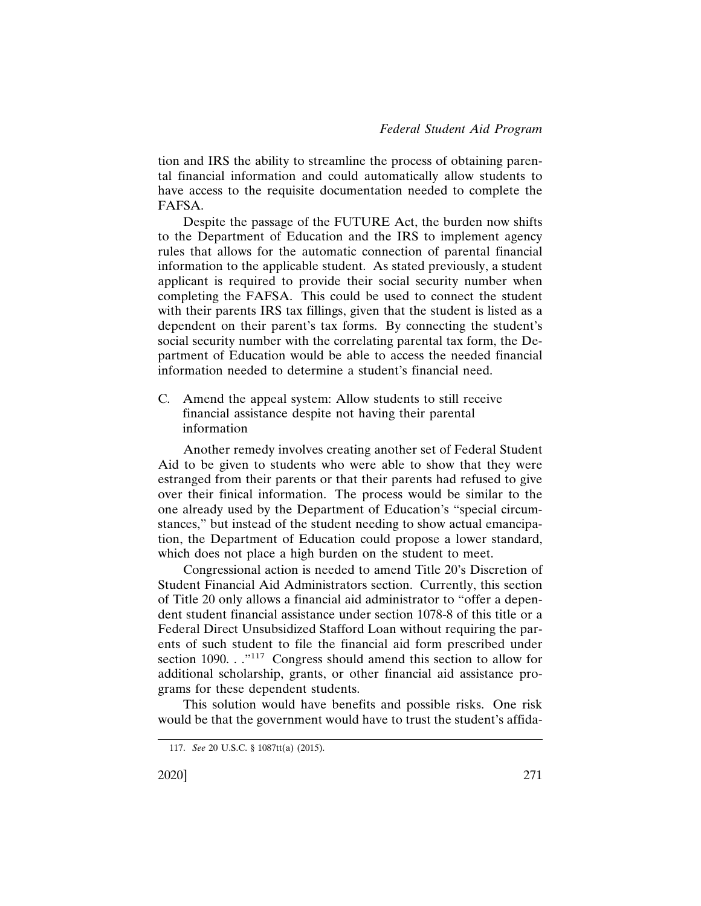tion and IRS the ability to streamline the process of obtaining parental financial information and could automatically allow students to have access to the requisite documentation needed to complete the FAFSA.

Despite the passage of the FUTURE Act, the burden now shifts to the Department of Education and the IRS to implement agency rules that allows for the automatic connection of parental financial information to the applicable student. As stated previously, a student applicant is required to provide their social security number when completing the FAFSA. This could be used to connect the student with their parents IRS tax fillings, given that the student is listed as a dependent on their parent's tax forms. By connecting the student's social security number with the correlating parental tax form, the Department of Education would be able to access the needed financial information needed to determine a student's financial need.

### C. Amend the appeal system: Allow students to still receive financial assistance despite not having their parental information

Another remedy involves creating another set of Federal Student Aid to be given to students who were able to show that they were estranged from their parents or that their parents had refused to give over their finical information. The process would be similar to the one already used by the Department of Education's "special circumstances," but instead of the student needing to show actual emancipation, the Department of Education could propose a lower standard, which does not place a high burden on the student to meet.

Congressional action is needed to amend Title 20's Discretion of Student Financial Aid Administrators section. Currently, this section of Title 20 only allows a financial aid administrator to "offer a dependent student financial assistance under section 1078-8 of this title or a Federal Direct Unsubsidized Stafford Loan without requiring the parents of such student to file the financial aid form prescribed under section 1090. . ."[117] Congress should amend this section to allow for additional scholarship, grants, or other financial aid assistance programs for these dependent students.

This solution would have benefits and possible risks. One risk would be that the government would have to trust the student's affida-

117. *See* 20 U.S.C. § 1087tt(a) (2015).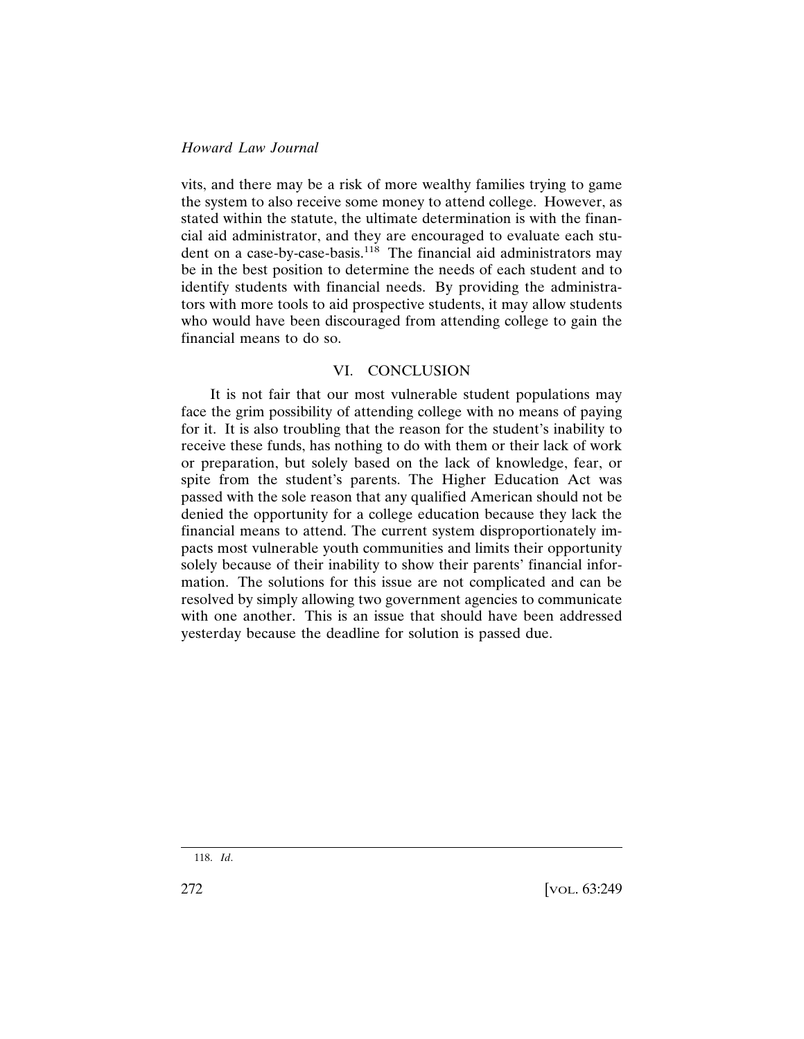vits, and there may be a risk of more wealthy families trying to game the system to also receive some money to attend college. However, as stated within the statute, the ultimate determination is with the financial aid administrator, and they are encouraged to evaluate each student on a case-by-case-basis.[118] The financial aid administrators may be in the best position to determine the needs of each student and to identify students with financial needs. By providing the administrators with more tools to aid prospective students, it may allow students who would have been discouraged from attending college to gain the financial means to do so.

## VI. CONCLUSION

It is not fair that our most vulnerable student populations may face the grim possibility of attending college with no means of paying for it. It is also troubling that the reason for the student's inability to receive these funds, has nothing to do with them or their lack of work or preparation, but solely based on the lack of knowledge, fear, or spite from the student's parents. The Higher Education Act was passed with the sole reason that any qualified American should not be denied the opportunity for a college education because they lack the financial means to attend. The current system disproportionately impacts most vulnerable youth communities and limits their opportunity solely because of their inability to show their parents' financial information. The solutions for this issue are not complicated and can be resolved by simply allowing two government agencies to communicate with one another. This is an issue that should have been addressed yesterday because the deadline for solution is passed due.

118. *Id*.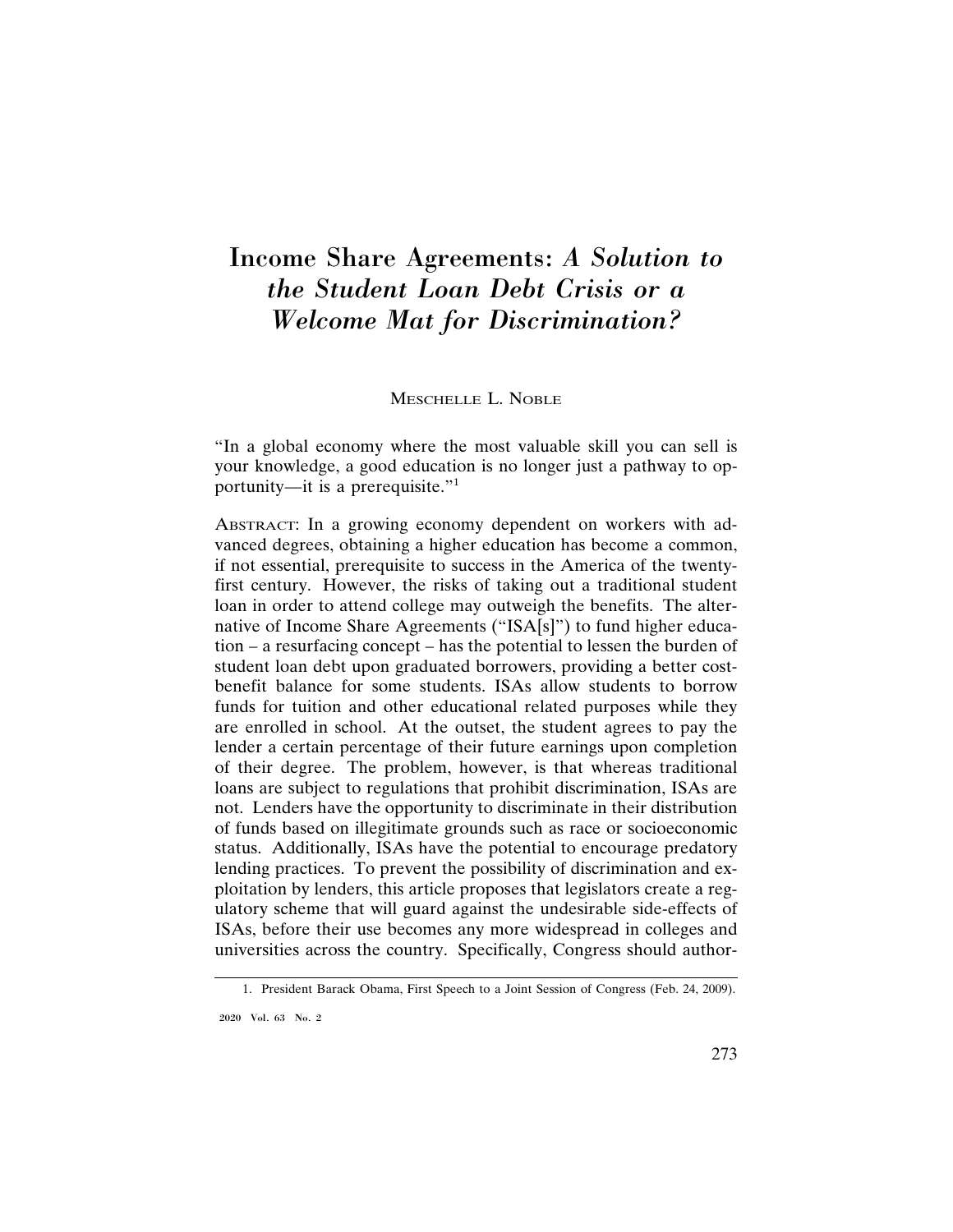# Income Share Agreements: *A Solution to the Student Loan Debt Crisis or a Welcome Mat for Discrimination?*

MESCHELLE L. NOBLE

"In a global economy where the most valuable skill you can sell is your knowledge, a good education is no longer just a pathway to opportunity—it is a prerequisite."[1]

ABSTRACT: In a growing economy dependent on workers with advanced degrees, obtaining a higher education has become a common, if not essential, prerequisite to success in the America of the twenty-first century. However, the risks of taking out a traditional student loan in order to attend college may outweigh the benefits. The alternative of Income Share Agreements ("ISA[s]") to fund higher education – a resurfacing concept – has the potential to lessen the burden of student loan debt upon graduated borrowers, providing a better cost-benefit balance for some students. ISAs allow students to borrow funds for tuition and other educational related purposes while they are enrolled in school. At the outset, the student agrees to pay the lender a certain percentage of their future earnings upon completion of their degree. The problem, however, is that whereas traditional loans are subject to regulations that prohibit discrimination, ISAs are not. Lenders have the opportunity to discriminate in their distribution of funds based on illegitimate grounds such as race or socioeconomic status. Additionally, ISAs have the potential to encourage predatory lending practices. To prevent the possibility of discrimination and exploitation by lenders, this article proposes that legislators create a regulatory scheme that will guard against the undesirable side-effects of ISAs, before their use becomes any more widespread in colleges and universities across the country. Specifically, Congress should author-

1. President Barack Obama, First Speech to a Joint Session of Congress (Feb. 24, 2009).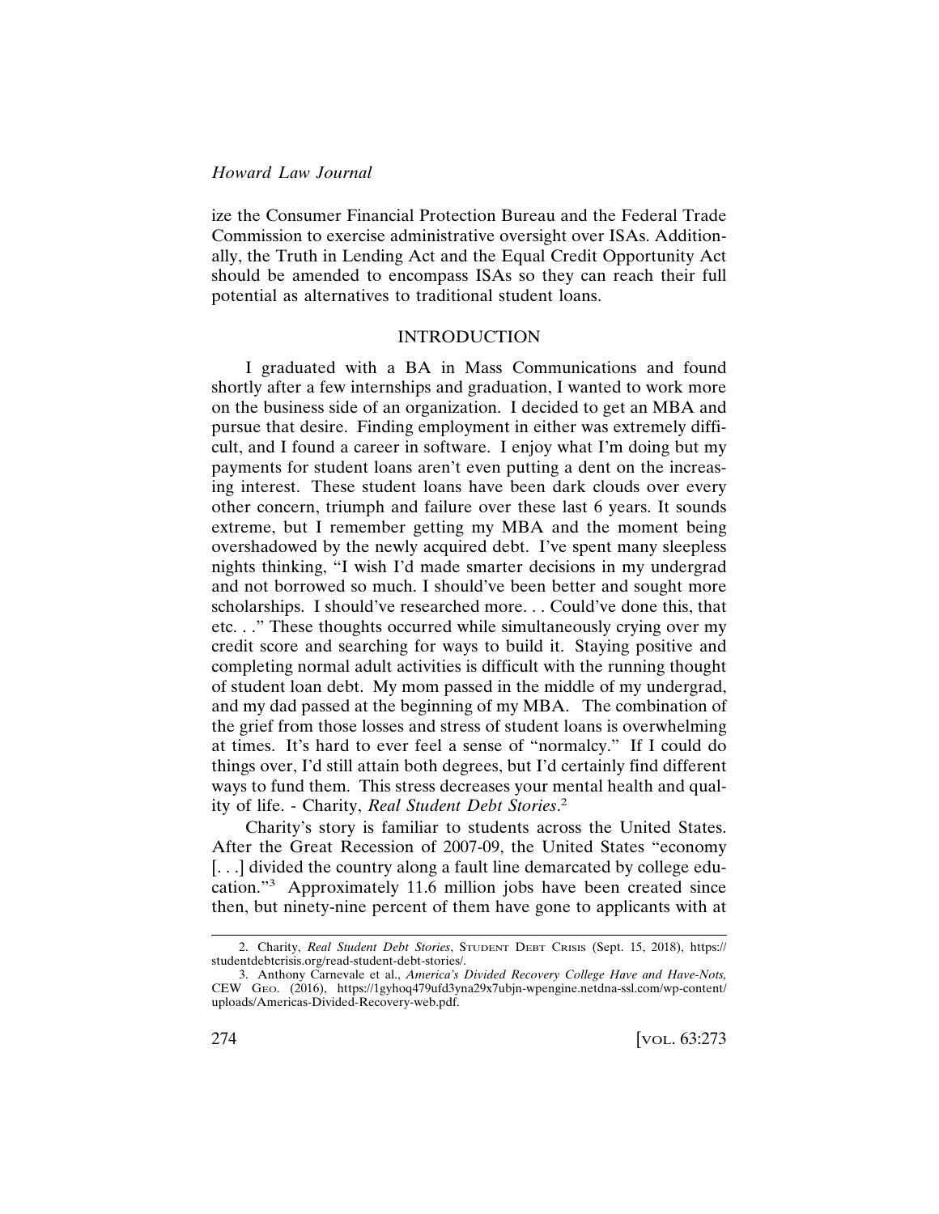ize the Consumer Financial Protection Bureau and the Federal Trade Commission to exercise administrative oversight over ISAs. Additionally, the Truth in Lending Act and the Equal Credit Opportunity Act should be amended to encompass ISAs so they can reach their full potential as alternatives to traditional student loans.

## INTRODUCTION

I graduated with a BA in Mass Communications and found shortly after a few internships and graduation, I wanted to work more on the business side of an organization. I decided to get an MBA and pursue that desire. Finding employment in either was extremely difficult, and I found a career in software. I enjoy what I'm doing but my payments for student loans aren't even putting a dent on the increasing interest. These student loans have been dark clouds over every other concern, triumph and failure over these last 6 years. It sounds extreme, but I remember getting my MBA and the moment being overshadowed by the newly acquired debt. I've spent many sleepless nights thinking, "I wish I'd made smarter decisions in my undergrad and not borrowed so much. I should've been better and sought more scholarships. I should've researched more. . . Could've done this, that etc. . ." These thoughts occurred while simultaneously crying over my credit score and searching for ways to build it. Staying positive and completing normal adult activities is difficult with the running thought of student loan debt. My mom passed in the middle of my undergrad, and my dad passed at the beginning of my MBA. The combination of the grief from those losses and stress of student loans is overwhelming at times. It's hard to ever feel a sense of "normalcy." If I could do things over, I'd still attain both degrees, but I'd certainly find different ways to fund them. This stress decreases your mental health and quality of life. - Charity, *Real Student Debt Stories*.[2]

Charity's story is familiar to students across the United States. After the Great Recession of 2007-09, the United States "economy [. . .] divided the country along a fault line demarcated by college education."[3] Approximately 11.6 million jobs have been created since then, but ninety-nine percent of them have gone to applicants with at

---

2. Charity, *Real Student Debt Stories*, Student Debt Crisis (Sept. 15, 2018), https://studentdebtcrisis.org/read-student-debt-stories/.

3. Anthony Carnevale et al., *America's Divided Recovery College Have and Have-Nots,* CEW Geo. (2016), https://1gyhoq479ufd3yna29x7ubjn-wpengine.netdna-ssl.com/wp-content/uploads/Americas-Divided-Recovery-web.pdf.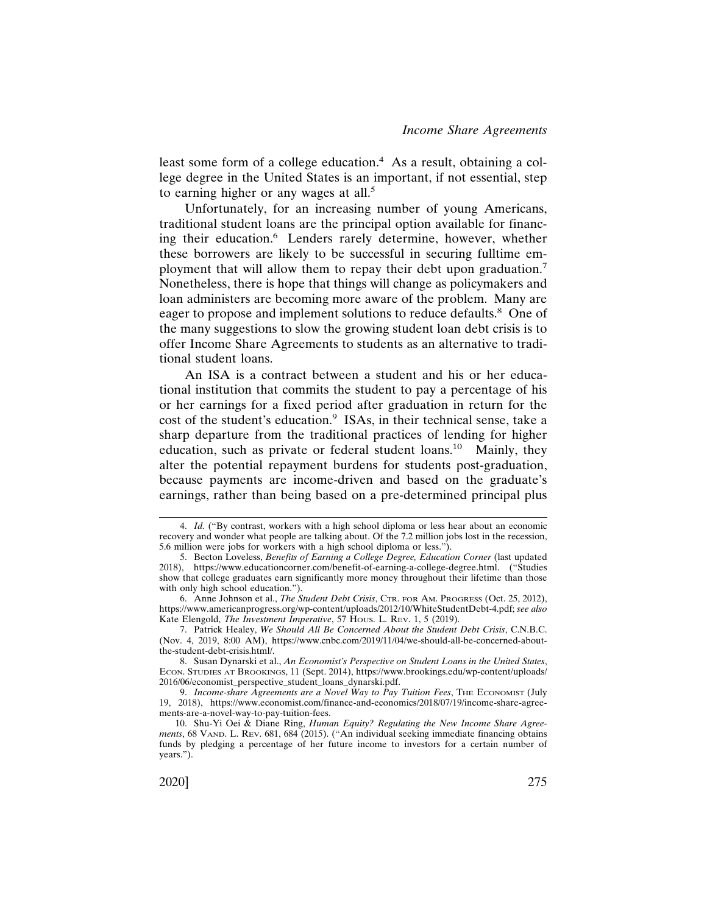least some form of a college education.[4] As a result, obtaining a college degree in the United States is an important, if not essential, step to earning higher or any wages at all.[5]

Unfortunately, for an increasing number of young Americans, traditional student loans are the principal option available for financing their education.[6] Lenders rarely determine, however, whether these borrowers are likely to be successful in securing fulltime employment that will allow them to repay their debt upon graduation.[7] Nonetheless, there is hope that things will change as policymakers and loan administers are becoming more aware of the problem. Many are eager to propose and implement solutions to reduce defaults.[8] One of the many suggestions to slow the growing student loan debt crisis is to offer Income Share Agreements to students as an alternative to traditional student loans.

An ISA is a contract between a student and his or her educational institution that commits the student to pay a percentage of his or her earnings for a fixed period after graduation in return for the cost of the student's education.[9] ISAs, in their technical sense, take a sharp departure from the traditional practices of lending for higher education, such as private or federal student loans.[10] Mainly, they alter the potential repayment burdens for students post-graduation, because payments are income-driven and based on the graduate's earnings, rather than being based on a pre-determined principal plus

---

4. *Id.* ("By contrast, workers with a high school diploma or less hear about an economic recovery and wonder what people are talking about. Of the 7.2 million jobs lost in the recession, 5.6 million were jobs for workers with a high school diploma or less.").

5. Becton Loveless, *Benefits of Earning a College Degree, Education Corner* (last updated 2018), https://www.educationcorner.com/benefit-of-earning-a-college-degree.html. ("Studies show that college graduates earn significantly more money throughout their lifetime than those with only high school education.").

6. Anne Johnson et al., *The Student Debt Crisis*, CTR. FOR AM. PROGRESS (Oct. 25, 2012), https://www.americanprogress.org/wp-content/uploads/2012/10/WhiteStudentDebt-4.pdf; *see also* Kate Elengold, *The Investment Imperative*, 57 HOUS. L. REV. 1, 5 (2019).

7. Patrick Healey, *We Should All Be Concerned About the Student Debt Crisis*, C.N.B.C. (Nov. 4, 2019, 8:00 AM), https://www.cnbc.com/2019/11/04/we-should-all-be-concerned-about-the-student-debt-crisis.html/.

8. Susan Dynarski et al., *An Economist's Perspective on Student Loans in the United States*, ECON. STUDIES AT BROOKINGS, 11 (Sept. 2014), https://www.brookings.edu/wp-content/uploads/2016/06/economist_perspective_student_loans_dynarski.pdf.

9. *Income-share Agreements are a Novel Way to Pay Tuition Fees*, THE ECONOMIST (July 19, 2018), https://www.economist.com/finance-and-economics/2018/07/19/income-share-agreements-are-a-novel-way-to-pay-tuition-fees.

10. Shu-Yi Oei & Diane Ring, *Human Equity? Regulating the New Income Share Agreements*, 68 VAND. L. REV. 681, 684 (2015). ("An individual seeking immediate financing obtains funds by pledging a percentage of her future income to investors for a certain number of years.").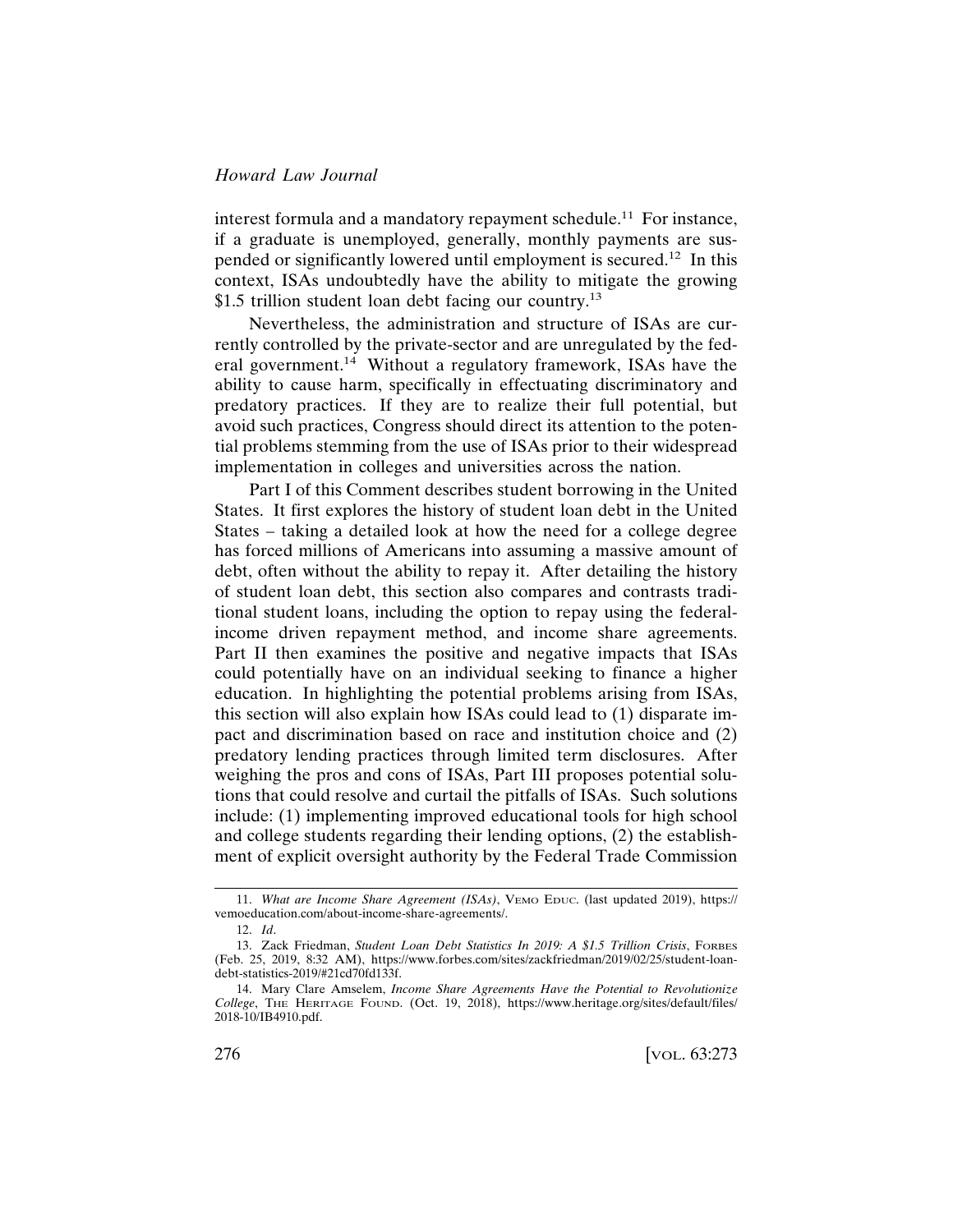interest formula and a mandatory repayment schedule.[11] For instance, if a graduate is unemployed, generally, monthly payments are suspended or significantly lowered until employment is secured.[12] In this context, ISAs undoubtedly have the ability to mitigate the growing $1.5 trillion student loan debt facing our country.[13]

Nevertheless, the administration and structure of ISAs are currently controlled by the private-sector and are unregulated by the federal government.[14] Without a regulatory framework, ISAs have the ability to cause harm, specifically in effectuating discriminatory and predatory practices. If they are to realize their full potential, but avoid such practices, Congress should direct its attention to the potential problems stemming from the use of ISAs prior to their widespread implementation in colleges and universities across the nation.

Part I of this Comment describes student borrowing in the United States. It first explores the history of student loan debt in the United States – taking a detailed look at how the need for a college degree has forced millions of Americans into assuming a massive amount of debt, often without the ability to repay it. After detailing the history of student loan debt, this section also compares and contrasts traditional student loans, including the option to repay using the federal-income driven repayment method, and income share agreements. Part II then examines the positive and negative impacts that ISAs could potentially have on an individual seeking to finance a higher education. In highlighting the potential problems arising from ISAs, this section will also explain how ISAs could lead to (1) disparate impact and discrimination based on race and institution choice and (2) predatory lending practices through limited term disclosures. After weighing the pros and cons of ISAs, Part III proposes potential solutions that could resolve and curtail the pitfalls of ISAs. Such solutions include: (1) implementing improved educational tools for high school and college students regarding their lending options, (2) the establishment of explicit oversight authority by the Federal Trade Commission

11. *What are Income Share Agreement (ISAs)*, VEMO EDUC. (last updated 2019), https://vemoeducation.com/about-income-share-agreements/.

12. *Id*.

13. Zack Friedman, *Student Loan Debt Statistics In 2019: A $1.5 Trillion Crisis*, FORBES (Feb. 25, 2019, 8:32 AM), https://www.forbes.com/sites/zackfriedman/2019/02/25/student-loan-debt-statistics-2019/#21cd70fd133f.

14. Mary Clare Amselem, *Income Share Agreements Have the Potential to Revolutionize College*, THE HERITAGE FOUND. (Oct. 19, 2018), https://www.heritage.org/sites/default/files/2018-10/IB4910.pdf.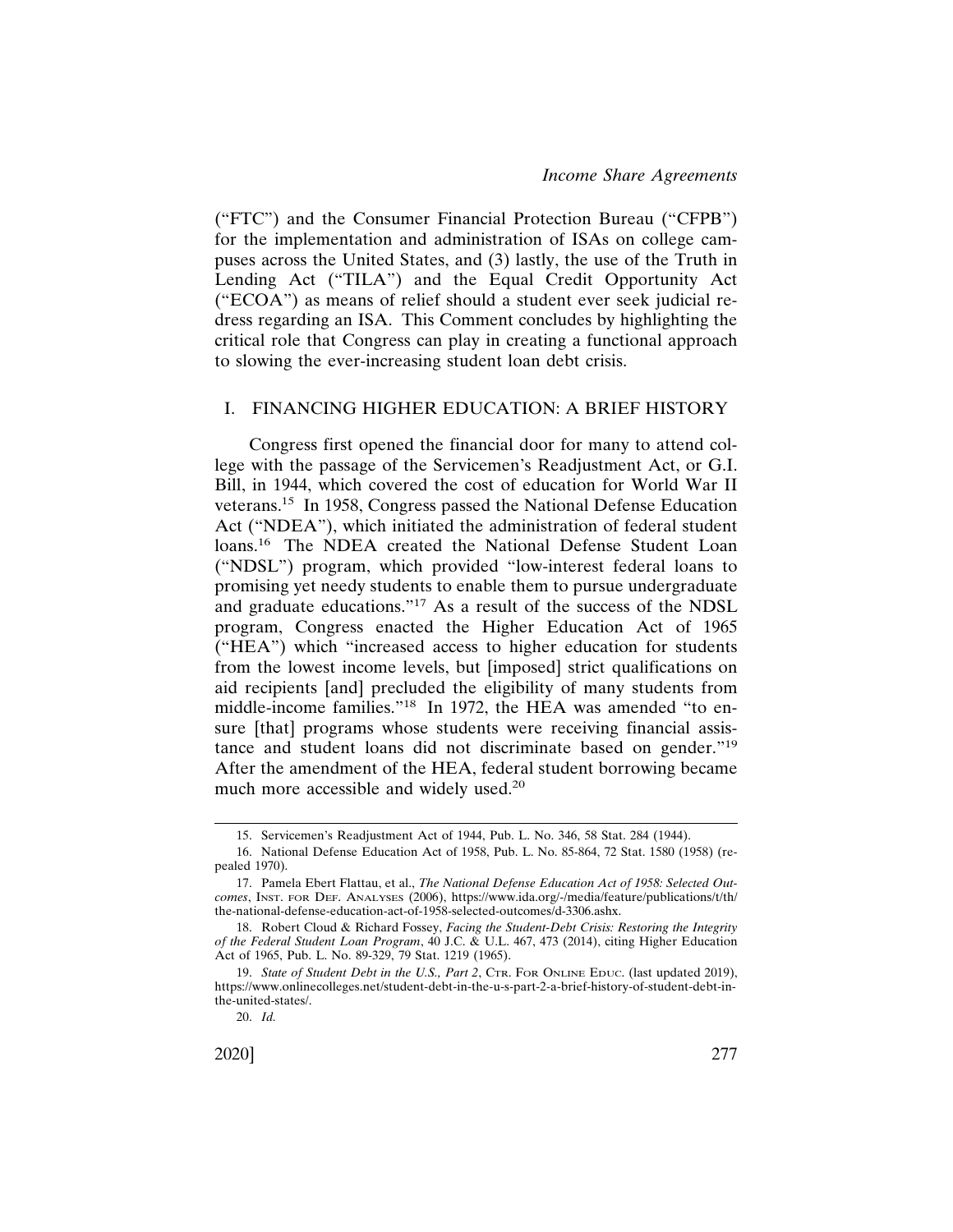("FTC") and the Consumer Financial Protection Bureau ("CFPB") for the implementation and administration of ISAs on college campuses across the United States, and (3) lastly, the use of the Truth in Lending Act ("TILA") and the Equal Credit Opportunity Act ("ECOA") as means of relief should a student ever seek judicial redress regarding an ISA. This Comment concludes by highlighting the critical role that Congress can play in creating a functional approach to slowing the ever-increasing student loan debt crisis.

## I. FINANCING HIGHER EDUCATION: A BRIEF HISTORY

Congress first opened the financial door for many to attend college with the passage of the Servicemen's Readjustment Act, or G.I. Bill, in 1944, which covered the cost of education for World War II veterans.[15] In 1958, Congress passed the National Defense Education Act ("NDEA"), which initiated the administration of federal student loans.[16] The NDEA created the National Defense Student Loan ("NDSL") program, which provided "low-interest federal loans to promising yet needy students to enable them to pursue undergraduate and graduate educations."[17] As a result of the success of the NDSL program, Congress enacted the Higher Education Act of 1965 ("HEA") which "increased access to higher education for students from the lowest income levels, but [imposed] strict qualifications on aid recipients [and] precluded the eligibility of many students from middle-income families."[18] In 1972, the HEA was amended "to ensure [that] programs whose students were receiving financial assistance and student loans did not discriminate based on gender."[19] After the amendment of the HEA, federal student borrowing became much more accessible and widely used.[20]

15. Servicemen's Readjustment Act of 1944, Pub. L. No. 346, 58 Stat. 284 (1944).

16. National Defense Education Act of 1958, Pub. L. No. 85-864, 72 Stat. 1580 (1958) (repealed 1970).

17. Pamela Ebert Flattau, et al., *The National Defense Education Act of 1958: Selected Outcomes*, INST. FOR DEF. ANALYSES (2006), https://www.ida.org/-/media/feature/publications/t/th/the-national-defense-education-act-of-1958-selected-outcomes/d-3306.ashx.

18. Robert Cloud & Richard Fossey, *Facing the Student-Debt Crisis: Restoring the Integrity of the Federal Student Loan Program*, 40 J.C. & U.L. 467, 473 (2014), citing Higher Education Act of 1965, Pub. L. No. 89-329, 79 Stat. 1219 (1965).

19. *State of Student Debt in the U.S., Part 2*, CTR. FOR ONLINE EDUC. (last updated 2019), https://www.onlinecolleges.net/student-debt-in-the-u-s-part-2-a-brief-history-of-student-debt-in-the-united-states/.

20. *Id.*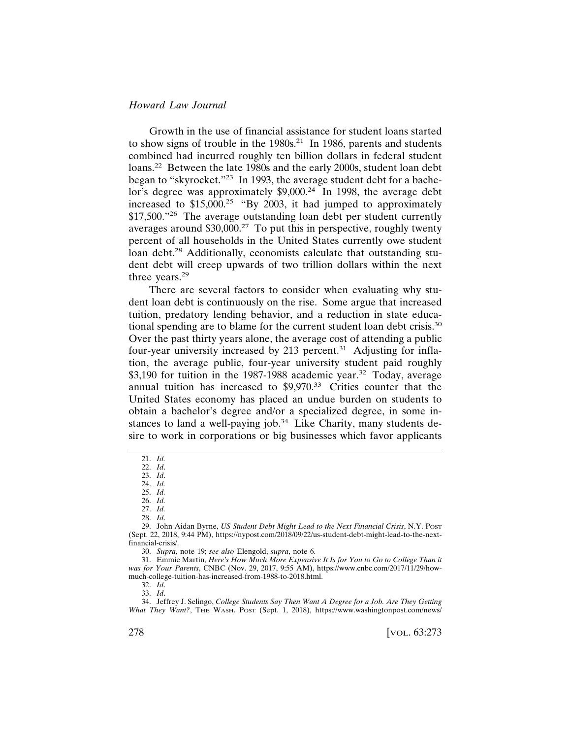Growth in the use of financial assistance for student loans started to show signs of trouble in the 1980s.[21] In 1986, parents and students combined had incurred roughly ten billion dollars in federal student loans.[22] Between the late 1980s and the early 2000s, student loan debt began to "skyrocket."[23] In 1993, the average student debt for a bachelor's degree was approximately $9,000.[24] In 1998, the average debt increased to $15,000.[25] "By 2003, it had jumped to approximately $17,500."[26] The average outstanding loan debt per student currently averages around $30,000.[27] To put this in perspective, roughly twenty percent of all households in the United States currently owe student loan debt.[28] Additionally, economists calculate that outstanding student debt will creep upwards of two trillion dollars within the next three years.[29]

There are several factors to consider when evaluating why student loan debt is continuously on the rise. Some argue that increased tuition, predatory lending behavior, and a reduction in state educational spending are to blame for the current student loan debt crisis.[30] Over the past thirty years alone, the average cost of attending a public four-year university increased by 213 percent.[31] Adjusting for inflation, the average public, four-year university student paid roughly $3,190 for tuition in the 1987-1988 academic year.[32] Today, average annual tuition has increased to $9,970.[33] Critics counter that the United States economy has placed an undue burden on students to obtain a bachelor's degree and/or a specialized degree, in some instances to land a well-paying job.[34] Like Charity, many students desire to work in corporations or big businesses which favor applicants

---

21. *Id.*
22. *Id*.
23. *Id*.
24. *Id.*
25. *Id.*
26. *Id.*
27. *Id.*
28. *Id*.
29. John Aidan Byrne, *US Student Debt Might Lead to the Next Financial Crisis*, N.Y. POST (Sept. 22, 2018, 9:44 PM), https://nypost.com/2018/09/22/us-student-debt-might-lead-to-the-next-financial-crisis/.
30. *Supra*, note 19; *see also* Elengold, *supra*, note 6.
31. Emmie Martin, *Here's How Much More Expensive It Is for You to Go to College Than it was for Your Parents*, CNBC (Nov. 29, 2017, 9:55 AM), https://www.cnbc.com/2017/11/29/how-much-college-tuition-has-increased-from-1988-to-2018.html.
32. *Id*.
33. *Id*.
34. Jeffrey J. Selingo, *College Students Say Then Want A Degree for a Job. Are They Getting What They Want?*, THE WASH. POST (Sept. 1, 2018), https://www.washingtonpost.com/news/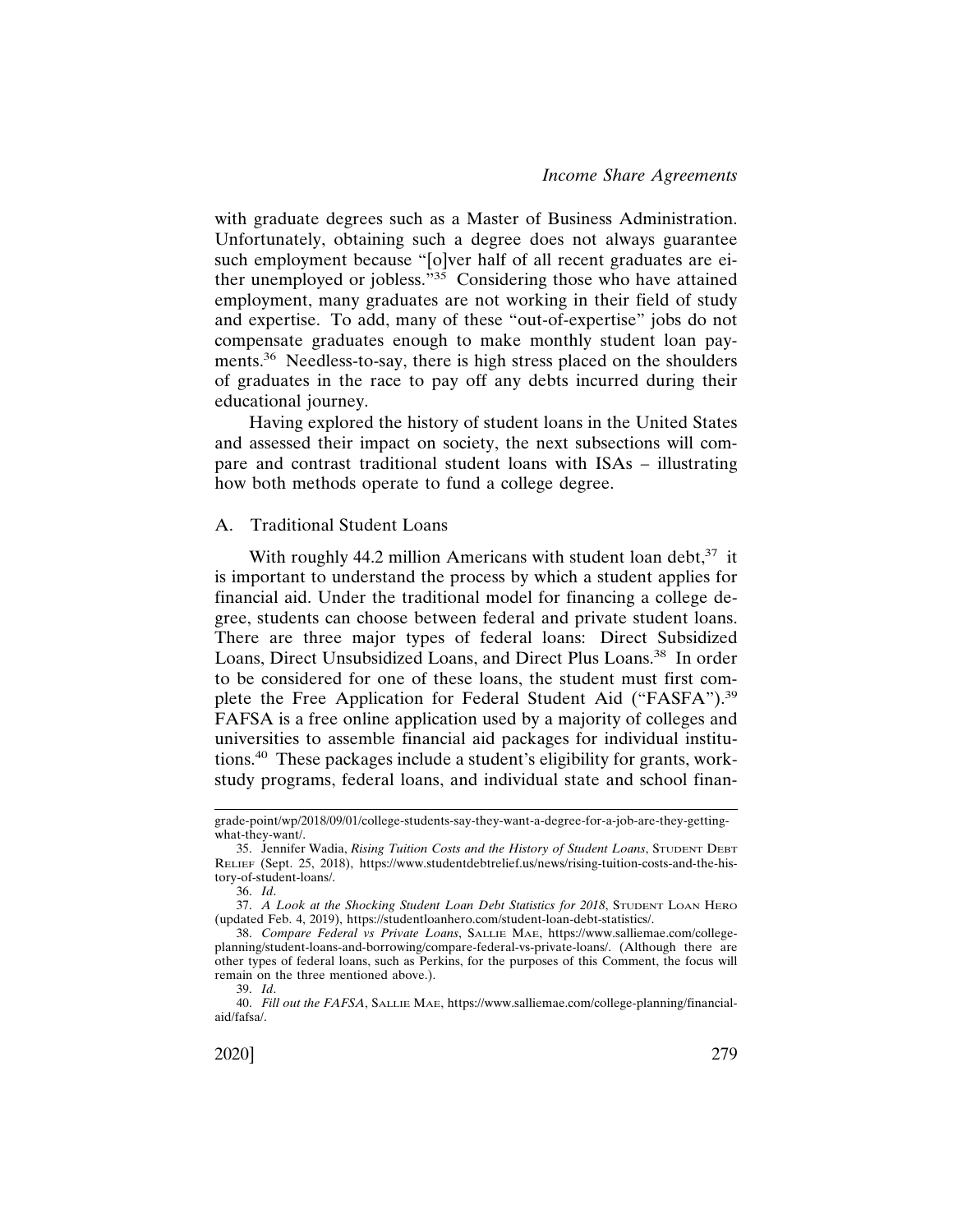with graduate degrees such as a Master of Business Administration. Unfortunately, obtaining such a degree does not always guarantee such employment because "[o]ver half of all recent graduates are either unemployed or jobless."[35] Considering those who have attained employment, many graduates are not working in their field of study and expertise. To add, many of these "out-of-expertise" jobs do not compensate graduates enough to make monthly student loan payments.[36] Needless-to-say, there is high stress placed on the shoulders of graduates in the race to pay off any debts incurred during their educational journey.

Having explored the history of student loans in the United States and assessed their impact on society, the next subsections will compare and contrast traditional student loans with ISAs – illustrating how both methods operate to fund a college degree.

### A. Traditional Student Loans

With roughly 44.2 million Americans with student loan debt,[37] it is important to understand the process by which a student applies for financial aid. Under the traditional model for financing a college degree, students can choose between federal and private student loans. There are three major types of federal loans: Direct Subsidized Loans, Direct Unsubsidized Loans, and Direct Plus Loans.[38] In order to be considered for one of these loans, the student must first complete the Free Application for Federal Student Aid ("FASFA").[39] FAFSA is a free online application used by a majority of colleges and universities to assemble financial aid packages for individual institutions.[40] These packages include a student's eligibility for grants, work-study programs, federal loans, and individual state and school finan-

---

grade-point/wp/2018/09/01/college-students-say-they-want-a-degree-for-a-job-are-they-getting-what-they-want/.

35. Jennifer Wadia, *Rising Tuition Costs and the History of Student Loans*, STUDENT DEBT RELIEF (Sept. 25, 2018), https://www.studentdebtrelief.us/news/rising-tuition-costs-and-the-history-of-student-loans/.

36. *Id*.

37. *A Look at the Shocking Student Loan Debt Statistics for 2018*, STUDENT LOAN HERO (updated Feb. 4, 2019), https://studentloanhero.com/student-loan-debt-statistics/.

38. *Compare Federal vs Private Loans*, SALLIE MAE, https://www.salliemae.com/college-planning/student-loans-and-borrowing/compare-federal-vs-private-loans/. (Although there are other types of federal loans, such as Perkins, for the purposes of this Comment, the focus will remain on the three mentioned above.).

39. *Id*.

40. *Fill out the FAFSA*, SALLIE MAE, https://www.salliemae.com/college-planning/financial-aid/fafsa/.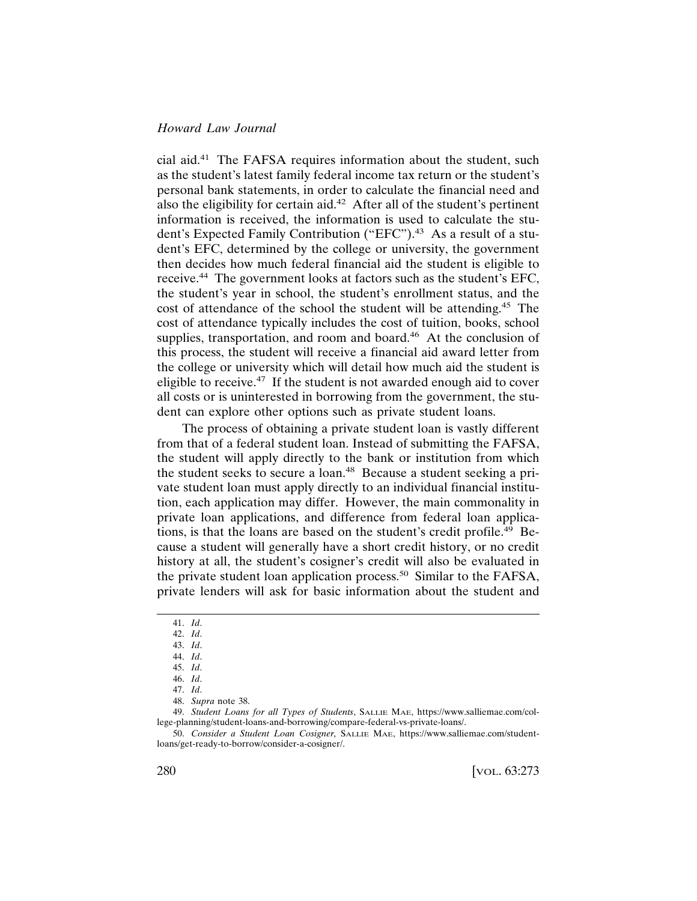cial aid.[41] The FAFSA requires information about the student, such as the student's latest family federal income tax return or the student's personal bank statements, in order to calculate the financial need and also the eligibility for certain aid.[42] After all of the student's pertinent information is received, the information is used to calculate the student's Expected Family Contribution ("EFC").[43] As a result of a student's EFC, determined by the college or university, the government then decides how much federal financial aid the student is eligible to receive.[44] The government looks at factors such as the student's EFC, the student's year in school, the student's enrollment status, and the cost of attendance of the school the student will be attending.[45] The cost of attendance typically includes the cost of tuition, books, school supplies, transportation, and room and board.[46] At the conclusion of this process, the student will receive a financial aid award letter from the college or university which will detail how much aid the student is eligible to receive.[47] If the student is not awarded enough aid to cover all costs or is uninterested in borrowing from the government, the student can explore other options such as private student loans.

The process of obtaining a private student loan is vastly different from that of a federal student loan. Instead of submitting the FAFSA, the student will apply directly to the bank or institution from which the student seeks to secure a loan.[48] Because a student seeking a private student loan must apply directly to an individual financial institution, each application may differ. However, the main commonality in private loan applications, and difference from federal loan applications, is that the loans are based on the student's credit profile.[49] Because a student will generally have a short credit history, or no credit history at all, the student's cosigner's credit will also be evaluated in the private student loan application process.[50] Similar to the FAFSA, private lenders will ask for basic information about the student and

---

41. *Id*.
42. *Id*.
43. *Id*.
44. *Id*.
45. *Id*.
46. *Id*.
47. *Id*.
48. *Supra* note 38.
49. *Student Loans for all Types of Students*, SALLIE MAE, https://www.salliemae.com/college-planning/student-loans-and-borrowing/compare-federal-vs-private-loans/.
50. *Consider a Student Loan Cosigner*, SALLIE MAE, https://www.salliemae.com/student-loans/get-ready-to-borrow/consider-a-cosigner/.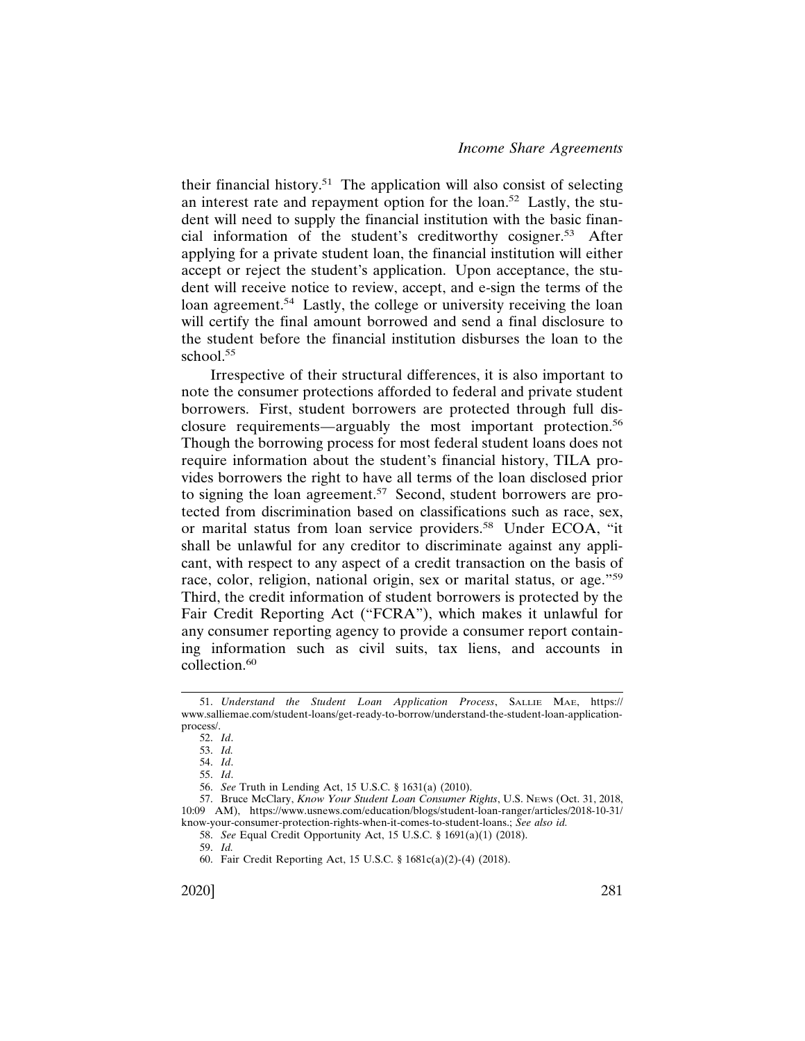their financial history.[51] The application will also consist of selecting an interest rate and repayment option for the loan.[52] Lastly, the student will need to supply the financial institution with the basic financial information of the student's creditworthy cosigner.[53] After applying for a private student loan, the financial institution will either accept or reject the student's application. Upon acceptance, the student will receive notice to review, accept, and e-sign the terms of the loan agreement.[54] Lastly, the college or university receiving the loan will certify the final amount borrowed and send a final disclosure to the student before the financial institution disburses the loan to the school.[55]

Irrespective of their structural differences, it is also important to note the consumer protections afforded to federal and private student borrowers. First, student borrowers are protected through full disclosure requirements—arguably the most important protection.[56] Though the borrowing process for most federal student loans does not require information about the student's financial history, TILA provides borrowers the right to have all terms of the loan disclosed prior to signing the loan agreement.[57] Second, student borrowers are protected from discrimination based on classifications such as race, sex, or marital status from loan service providers.[58] Under ECOA, "it shall be unlawful for any creditor to discriminate against any applicant, with respect to any aspect of a credit transaction on the basis of race, color, religion, national origin, sex or marital status, or age."[59] Third, the credit information of student borrowers is protected by the Fair Credit Reporting Act ("FCRA"), which makes it unlawful for any consumer reporting agency to provide a consumer report containing information such as civil suits, tax liens, and accounts in collection.[60]

---

51. *Understand the Student Loan Application Process*, SALLIE MAE, https://www.salliemae.com/student-loans/get-ready-to-borrow/understand-the-student-loan-application-process/.

52. *Id*.

53. *Id.*

54. *Id*.

55. *Id*.

56. *See* Truth in Lending Act, 15 U.S.C. § 1631(a) (2010).

57. Bruce McClary, *Know Your Student Loan Consumer Rights*, U.S. NEWS (Oct. 31, 2018, 10:09 AM), https://www.usnews.com/education/blogs/student-loan-ranger/articles/2018-10-31/know-your-consumer-protection-rights-when-it-comes-to-student-loans.; *See also id.*

58. *See* Equal Credit Opportunity Act, 15 U.S.C. § 1691(a)(1) (2018).

59. *Id.*

60. Fair Credit Reporting Act, 15 U.S.C. § 1681c(a)(2)-(4) (2018).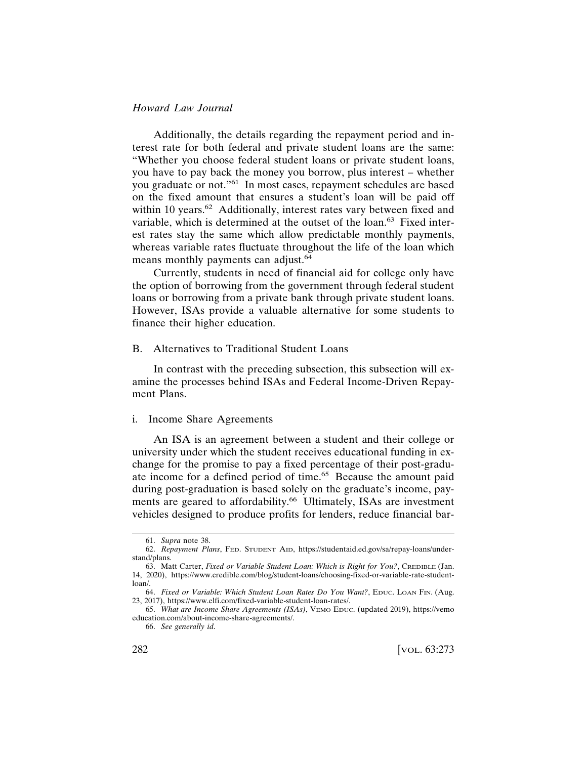Additionally, the details regarding the repayment period and interest rate for both federal and private student loans are the same: "Whether you choose federal student loans or private student loans, you have to pay back the money you borrow, plus interest – whether you graduate or not."[61] In most cases, repayment schedules are based on the fixed amount that ensures a student's loan will be paid off within 10 years.[62] Additionally, interest rates vary between fixed and variable, which is determined at the outset of the loan.[63] Fixed interest rates stay the same which allow predictable monthly payments, whereas variable rates fluctuate throughout the life of the loan which means monthly payments can adjust.[64]

Currently, students in need of financial aid for college only have the option of borrowing from the government through federal student loans or borrowing from a private bank through private student loans. However, ISAs provide a valuable alternative for some students to finance their higher education.

### B. Alternatives to Traditional Student Loans

In contrast with the preceding subsection, this subsection will examine the processes behind ISAs and Federal Income-Driven Repayment Plans.

#### i. Income Share Agreements

An ISA is an agreement between a student and their college or university under which the student receives educational funding in exchange for the promise to pay a fixed percentage of their post-graduate income for a defined period of time.[65] Because the amount paid during post-graduation is based solely on the graduate's income, payments are geared to affordability.[66] Ultimately, ISAs are investment vehicles designed to produce profits for lenders, reduce financial bar-

---

61. *Supra* note 38.

62. *Repayment Plans*, Fed. Student Aid, https://studentaid.ed.gov/sa/repay-loans/understand/plans.

63. Matt Carter, *Fixed or Variable Student Loan: Which is Right for You?*, Credible (Jan. 14, 2020), https://www.credible.com/blog/student-loans/choosing-fixed-or-variable-rate-student-loan/.

64. *Fixed or Variable: Which Student Loan Rates Do You Want?*, Educ. Loan Fin. (Aug. 23, 2017), https://www.elfi.com/fixed-variable-student-loan-rates/.

65. *What are Income Share Agreements (ISAs)*, Vemo Educ. (updated 2019), https://vemoeducation.com/about-income-share-agreements/.

66. *See generally id.*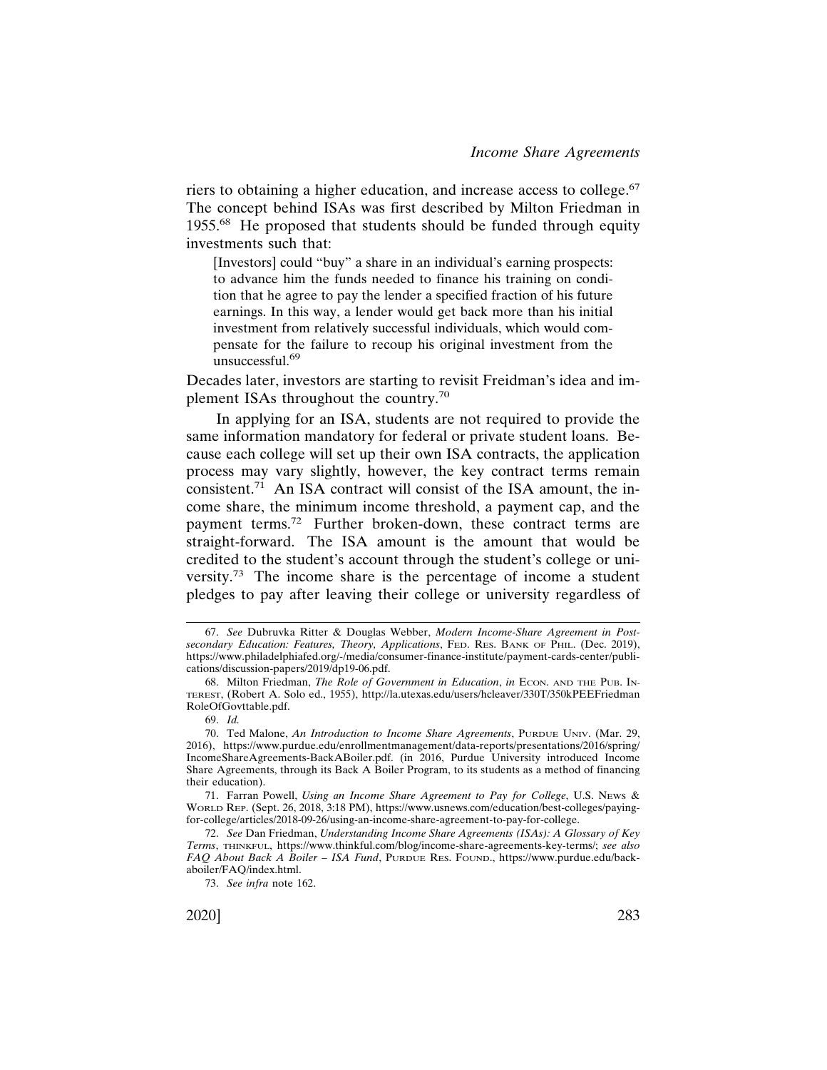riers to obtaining a higher education, and increase access to college.[67] The concept behind ISAs was first described by Milton Friedman in 1955.[68] He proposed that students should be funded through equity investments such that:

> [Investors] could "buy" a share in an individual's earning prospects: to advance him the funds needed to finance his training on condition that he agree to pay the lender a specified fraction of his future earnings. In this way, a lender would get back more than his initial investment from relatively successful individuals, which would compensate for the failure to recoup his original investment from the unsuccessful.[69]

Decades later, investors are starting to revisit Freidman's idea and implement ISAs throughout the country.[70]

In applying for an ISA, students are not required to provide the same information mandatory for federal or private student loans. Because each college will set up their own ISA contracts, the application process may vary slightly, however, the key contract terms remain consistent.[71] An ISA contract will consist of the ISA amount, the income share, the minimum income threshold, a payment cap, and the payment terms.[72] Further broken-down, these contract terms are straight-forward. The ISA amount is the amount that would be credited to the student's account through the student's college or university.[73] The income share is the percentage of income a student pledges to pay after leaving their college or university regardless of

---

67. *See* Dubruvka Ritter & Douglas Webber, *Modern Income-Share Agreement in Postsecondary Education: Features, Theory, Applications*, FED. RES. BANK OF PHIL. (Dec. 2019), https://www.philadelphiafed.org/-/media/consumer-finance-institute/payment-cards-center/publications/discussion-papers/2019/dp19-06.pdf.

68. Milton Friedman, *The Role of Government in Education*, *in* ECON. AND THE PUB. INTEREST, (Robert A. Solo ed., 1955), http://la.utexas.edu/users/hcleaver/330T/350kPEEFriedmanRoleOfGovttable.pdf.

69. *Id.*

70. Ted Malone, *An Introduction to Income Share Agreements*, PURDUE UNIV. (Mar. 29, 2016), https://www.purdue.edu/enrollmentmanagement/data-reports/presentations/2016/spring/IncomeShareAgreements-BackABoiler.pdf. (in 2016, Purdue University introduced Income Share Agreements, through its Back A Boiler Program, to its students as a method of financing their education).

71. Farran Powell, *Using an Income Share Agreement to Pay for College*, U.S. NEWS & WORLD REP. (Sept. 26, 2018, 3:18 PM), https://www.usnews.com/education/best-colleges/paying-for-college/articles/2018-09-26/using-an-income-share-agreement-to-pay-for-college.

72. *See* Dan Friedman, *Understanding Income Share Agreements (ISAs): A Glossary of Key Terms*, THINKFUL, https://www.thinkful.com/blog/income-share-agreements-key-terms/; *see also FAQ About Back A Boiler – ISA Fund*, PURDUE RES. FOUND., https://www.purdue.edu/back-aboiler/FAQ/index.html.

73. *See infra* note 162.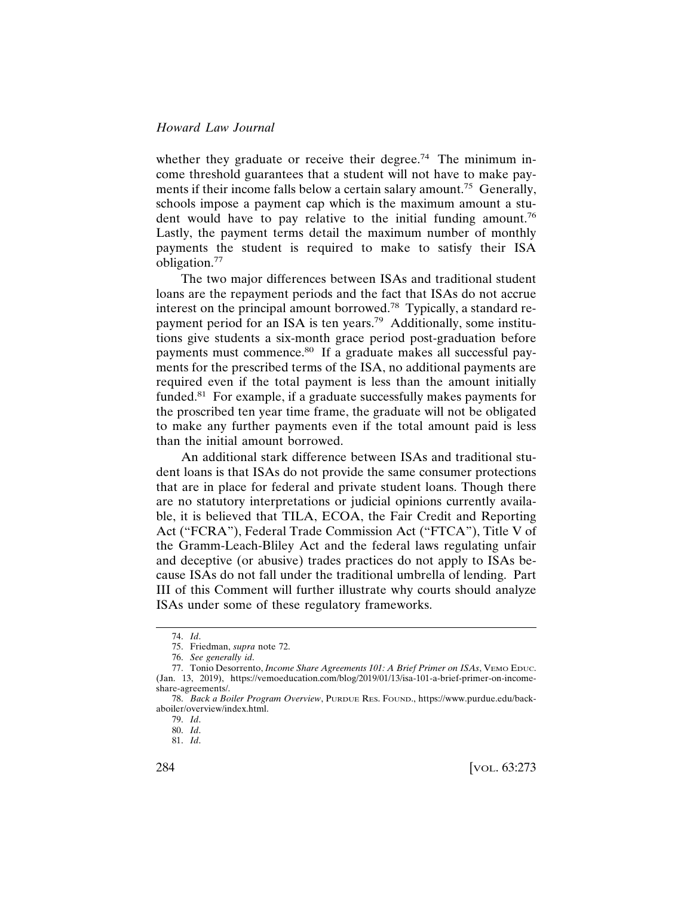whether they graduate or receive their degree.[74] The minimum income threshold guarantees that a student will not have to make payments if their income falls below a certain salary amount.[75] Generally, schools impose a payment cap which is the maximum amount a student would have to pay relative to the initial funding amount.[76] Lastly, the payment terms detail the maximum number of monthly payments the student is required to make to satisfy their ISA obligation.[77]

The two major differences between ISAs and traditional student loans are the repayment periods and the fact that ISAs do not accrue interest on the principal amount borrowed.[78] Typically, a standard repayment period for an ISA is ten years.[79] Additionally, some institutions give students a six-month grace period post-graduation before payments must commence.[80] If a graduate makes all successful payments for the prescribed terms of the ISA, no additional payments are required even if the total payment is less than the amount initially funded.[81] For example, if a graduate successfully makes payments for the proscribed ten year time frame, the graduate will not be obligated to make any further payments even if the total amount paid is less than the initial amount borrowed.

An additional stark difference between ISAs and traditional student loans is that ISAs do not provide the same consumer protections that are in place for federal and private student loans. Though there are no statutory interpretations or judicial opinions currently available, it is believed that TILA, ECOA, the Fair Credit and Reporting Act ("FCRA"), Federal Trade Commission Act ("FTCA"), Title V of the Gramm-Leach-Bliley Act and the federal laws regulating unfair and deceptive (or abusive) trades practices do not apply to ISAs because ISAs do not fall under the traditional umbrella of lending. Part III of this Comment will further illustrate why courts should analyze ISAs under some of these regulatory frameworks.

---

74. *Id*.

75. Friedman, *supra* note 72.

76. *See generally id*.

77. Tonio Desorrento, *Income Share Agreements 101: A Brief Primer on ISAs*, VEMO EDUC. (Jan. 13, 2019), https://vemoeducation.com/blog/2019/01/13/isa-101-a-brief-primer-on-income-share-agreements/.

78. *Back a Boiler Program Overview*, PURDUE RES. FOUND., https://www.purdue.edu/back-aboiler/overview/index.html.

79. *Id*.

80. *Id*.

81. *Id*.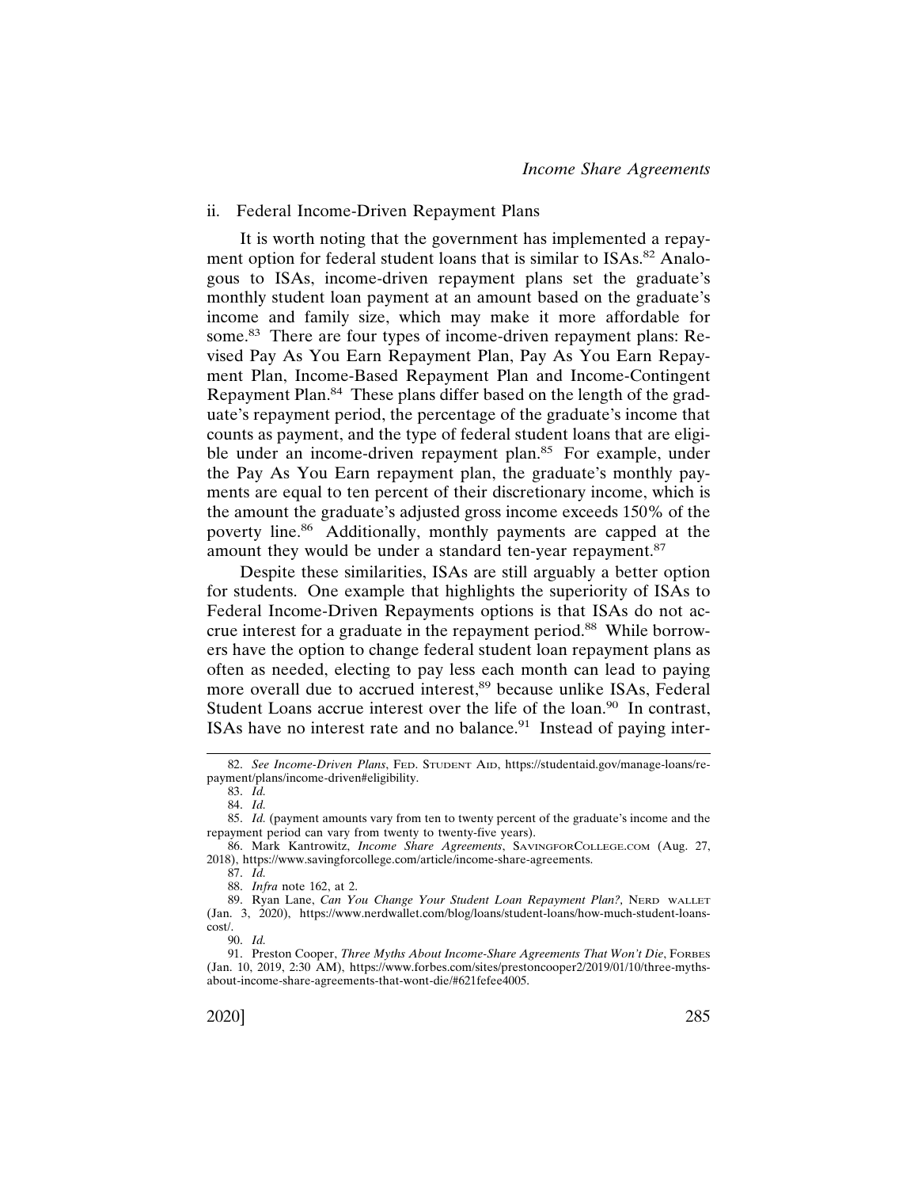### ii. Federal Income-Driven Repayment Plans

It is worth noting that the government has implemented a repayment option for federal student loans that is similar to ISAs.[82] Analogous to ISAs, income-driven repayment plans set the graduate's monthly student loan payment at an amount based on the graduate's income and family size, which may make it more affordable for some.[83] There are four types of income-driven repayment plans: Revised Pay As You Earn Repayment Plan, Pay As You Earn Repayment Plan, Income-Based Repayment Plan and Income-Contingent Repayment Plan.[84] These plans differ based on the length of the graduate's repayment period, the percentage of the graduate's income that counts as payment, and the type of federal student loans that are eligible under an income-driven repayment plan.[85] For example, under the Pay As You Earn repayment plan, the graduate's monthly payments are equal to ten percent of their discretionary income, which is the amount the graduate's adjusted gross income exceeds 150% of the poverty line.[86] Additionally, monthly payments are capped at the amount they would be under a standard ten-year repayment.[87]

Despite these similarities, ISAs are still arguably a better option for students. One example that highlights the superiority of ISAs to Federal Income-Driven Repayments options is that ISAs do not accrue interest for a graduate in the repayment period.[88] While borrowers have the option to change federal student loan repayment plans as often as needed, electing to pay less each month can lead to paying more overall due to accrued interest,[89] because unlike ISAs, Federal Student Loans accrue interest over the life of the loan.[90] In contrast, ISAs have no interest rate and no balance.[91] Instead of paying inter-

---

82. *See Income-Driven Plans*, FED. STUDENT AID, https://studentaid.gov/manage-loans/repayment/plans/income-driven#eligibility.

83. *Id.*

84. *Id.*

85. *Id.* (payment amounts vary from ten to twenty percent of the graduate's income and the repayment period can vary from twenty to twenty-five years).

86. Mark Kantrowitz, *Income Share Agreements*, SAVINGFORCOLLEGE.COM (Aug. 27, 2018), https://www.savingforcollege.com/article/income-share-agreements.

87. *Id.*

88. *Infra* note 162, at 2.

89. Ryan Lane, *Can You Change Your Student Loan Repayment Plan?*, NERD WALLET (Jan. 3, 2020), https://www.nerdwallet.com/blog/loans/student-loans/how-much-student-loans-cost/.

90. *Id.*

91. Preston Cooper, *Three Myths About Income-Share Agreements That Won't Die*, FORBES (Jan. 10, 2019, 2:30 AM), https://www.forbes.com/sites/prestoncooper2/2019/01/10/three-myths-about-income-share-agreements-that-wont-die/#621fefee4005.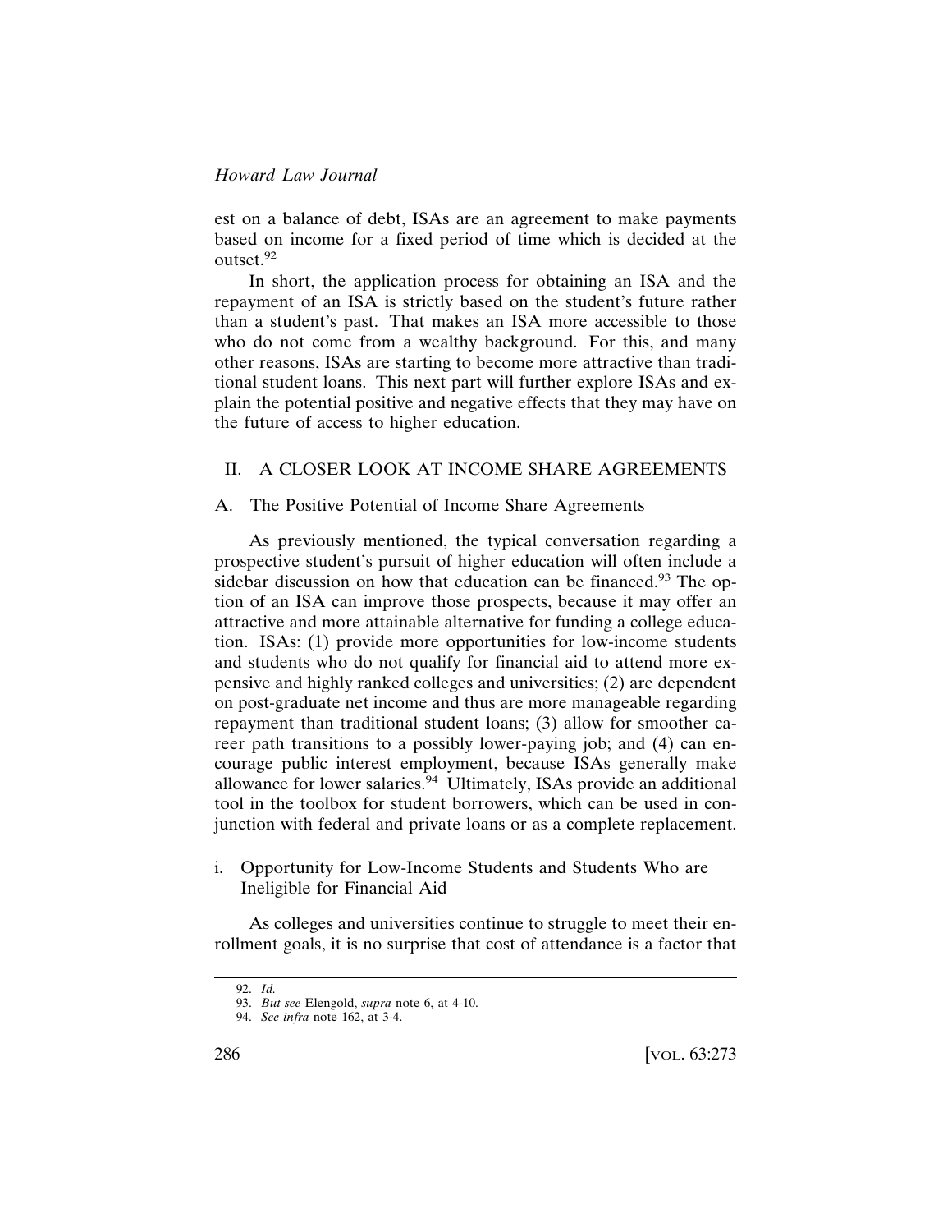est on a balance of debt, ISAs are an agreement to make payments based on income for a fixed period of time which is decided at the outset.[92]

In short, the application process for obtaining an ISA and the repayment of an ISA is strictly based on the student's future rather than a student's past. That makes an ISA more accessible to those who do not come from a wealthy background. For this, and many other reasons, ISAs are starting to become more attractive than traditional student loans. This next part will further explore ISAs and explain the potential positive and negative effects that they may have on the future of access to higher education.

## II. A CLOSER LOOK AT INCOME SHARE AGREEMENTS

### A. The Positive Potential of Income Share Agreements

As previously mentioned, the typical conversation regarding a prospective student's pursuit of higher education will often include a sidebar discussion on how that education can be financed.[93] The option of an ISA can improve those prospects, because it may offer an attractive and more attainable alternative for funding a college education. ISAs: (1) provide more opportunities for low-income students and students who do not qualify for financial aid to attend more expensive and highly ranked colleges and universities; (2) are dependent on post-graduate net income and thus are more manageable regarding repayment than traditional student loans; (3) allow for smoother career path transitions to a possibly lower-paying job; and (4) can encourage public interest employment, because ISAs generally make allowance for lower salaries.[94] Ultimately, ISAs provide an additional tool in the toolbox for student borrowers, which can be used in conjunction with federal and private loans or as a complete replacement.

#### i. Opportunity for Low-Income Students and Students Who are Ineligible for Financial Aid

As colleges and universities continue to struggle to meet their enrollment goals, it is no surprise that cost of attendance is a factor that

---

92. *Id.*
93. *But see* Elengold, *supra* note 6, at 4-10.
94. *See infra* note 162, at 3-4.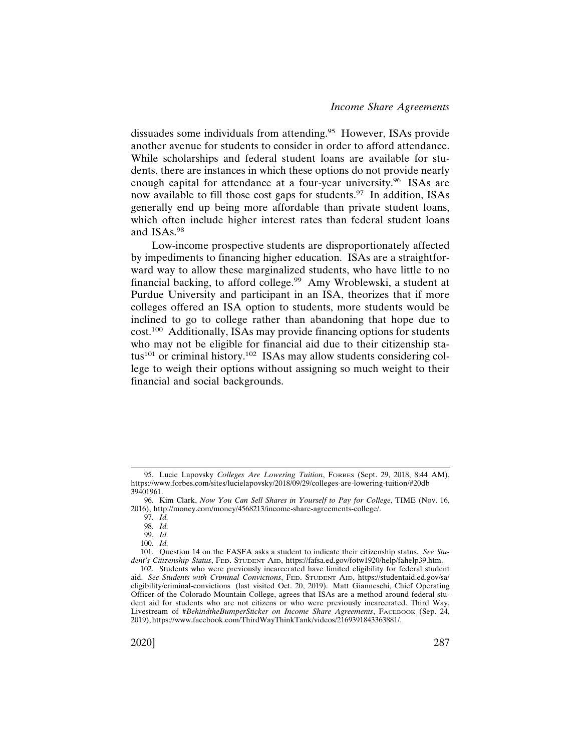dissuades some individuals from attending.[95] However, ISAs provide another avenue for students to consider in order to afford attendance. While scholarships and federal student loans are available for students, there are instances in which these options do not provide nearly enough capital for attendance at a four-year university.[96] ISAs are now available to fill those cost gaps for students.[97] In addition, ISAs generally end up being more affordable than private student loans, which often include higher interest rates than federal student loans and ISAs.[98]

Low-income prospective students are disproportionately affected by impediments to financing higher education. ISAs are a straightforward way to allow these marginalized students, who have little to no financial backing, to afford college.[99] Amy Wroblewski, a student at Purdue University and participant in an ISA, theorizes that if more colleges offered an ISA option to students, more students would be inclined to go to college rather than abandoning that hope due to cost.[100] Additionally, ISAs may provide financing options for students who may not be eligible for financial aid due to their citizenship status[101] or criminal history.[102] ISAs may allow students considering college to weigh their options without assigning so much weight to their financial and social backgrounds.

---

95. Lucie Lapovsky *Colleges Are Lowering Tuition*, FORBES (Sept. 29, 2018, 8:44 AM), https://www.forbes.com/sites/lucielapovsky/2018/09/29/colleges-are-lowering-tuition/#20db39401961.

96. Kim Clark, *Now You Can Sell Shares in Yourself to Pay for College*, TIME (Nov. 16, 2016), http://money.com/money/4568213/income-share-agreements-college/.

97. *Id.*

98. *Id.*

99. *Id.*

100. *Id.*

101. Question 14 on the FASFA asks a student to indicate their citizenship status. *See Student's Citizenship Status*, FED. STUDENT AID, https://fafsa.ed.gov/fotw1920/help/fahelp39.htm.

102. Students who were previously incarcerated have limited eligibility for federal student aid. *See Students with Criminal Convictions*, FED. STUDENT AID, https://studentaid.ed.gov/sa/eligibility/criminal-convictions (last visited Oct. 20, 2019). Matt Gianneschi, Chief Operating Officer of the Colorado Mountain College, agrees that ISAs are a method around federal student aid for students who are not citizens or who were previously incarcerated. Third Way, Livestream of *#BehindtheBumperSticker on Income Share Agreements*, FACEBOOK (Sep. 24, 2019), https://www.facebook.com/ThirdWayThinkTank/videos/2169391843363881/.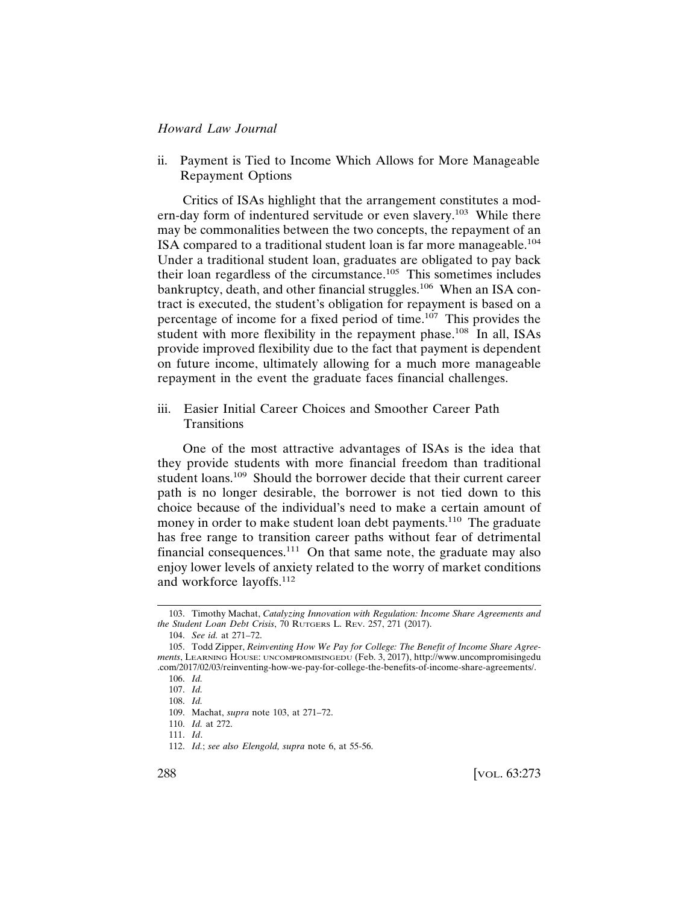### ii. Payment is Tied to Income Which Allows for More Manageable Repayment Options

Critics of ISAs highlight that the arrangement constitutes a modern-day form of indentured servitude or even slavery.[103] While there may be commonalities between the two concepts, the repayment of an ISA compared to a traditional student loan is far more manageable.[104] Under a traditional student loan, graduates are obligated to pay back their loan regardless of the circumstance.[105] This sometimes includes bankruptcy, death, and other financial struggles.[106] When an ISA contract is executed, the student's obligation for repayment is based on a percentage of income for a fixed period of time.[107] This provides the student with more flexibility in the repayment phase.[108] In all, ISAs provide improved flexibility due to the fact that payment is dependent on future income, ultimately allowing for a much more manageable repayment in the event the graduate faces financial challenges.

### iii. Easier Initial Career Choices and Smoother Career Path Transitions

One of the most attractive advantages of ISAs is the idea that they provide students with more financial freedom than traditional student loans.[109] Should the borrower decide that their current career path is no longer desirable, the borrower is not tied down to this choice because of the individual's need to make a certain amount of money in order to make student loan debt payments.[110] The graduate has free range to transition career paths without fear of detrimental financial consequences.[111] On that same note, the graduate may also enjoy lower levels of anxiety related to the worry of market conditions and workforce layoffs.[112]

---

103. Timothy Machat, *Catalyzing Innovation with Regulation: Income Share Agreements and the Student Loan Debt Crisis*, 70 RUTGERS L. REV. 257, 271 (2017).

104. *See id.* at 271–72.

105. Todd Zipper, *Reinventing How We Pay for College: The Benefit of Income Share Agreements*, LEARNING HOUSE: UNCOMPROMISINGEDU (Feb. 3, 2017), http://www.uncompromisingedu.com/2017/02/03/reinventing-how-we-pay-for-college-the-benefits-of-income-share-agreements/.

106. *Id.*

107. *Id.*

108. *Id.*

109. Machat, *supra* note 103, at 271–72.

110. *Id.* at 272.

111. *Id*.

112. *Id.*; *see also Elengold, supra* note 6, at 55-56.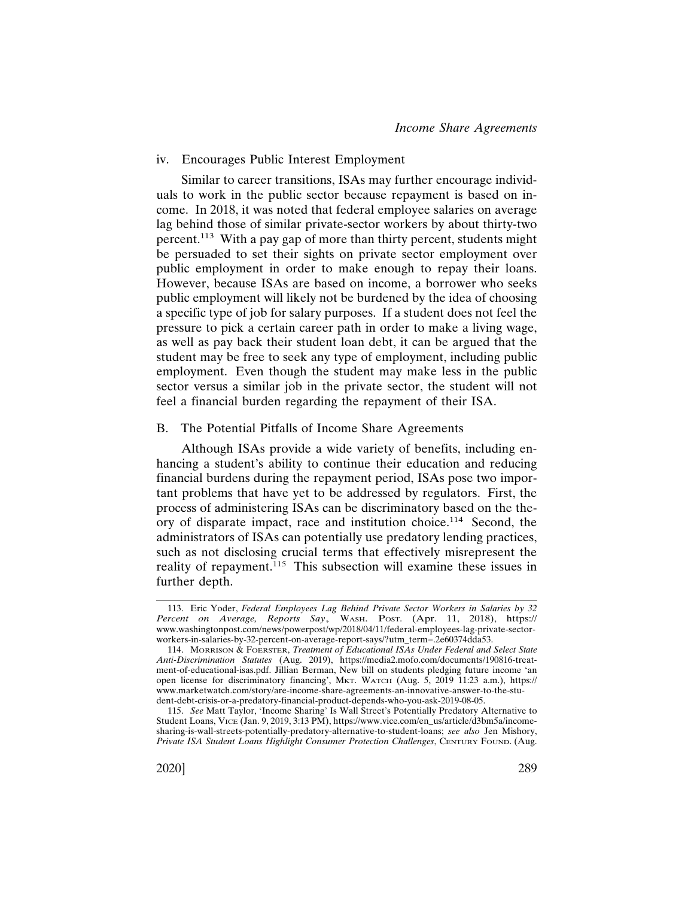### iv. Encourages Public Interest Employment

Similar to career transitions, ISAs may further encourage individuals to work in the public sector because repayment is based on income. In 2018, it was noted that federal employee salaries on average lag behind those of similar private-sector workers by about thirty-two percent.[113] With a pay gap of more than thirty percent, students might be persuaded to set their sights on private sector employment over public employment in order to make enough to repay their loans. However, because ISAs are based on income, a borrower who seeks public employment will likely not be burdened by the idea of choosing a specific type of job for salary purposes. If a student does not feel the pressure to pick a certain career path in order to make a living wage, as well as pay back their student loan debt, it can be argued that the student may be free to seek any type of employment, including public employment. Even though the student may make less in the public sector versus a similar job in the private sector, the student will not feel a financial burden regarding the repayment of their ISA.

## B. The Potential Pitfalls of Income Share Agreements

Although ISAs provide a wide variety of benefits, including enhancing a student's ability to continue their education and reducing financial burdens during the repayment period, ISAs pose two important problems that have yet to be addressed by regulators. First, the process of administering ISAs can be discriminatory based on the theory of disparate impact, race and institution choice.[114] Second, the administrators of ISAs can potentially use predatory lending practices, such as not disclosing crucial terms that effectively misrepresent the reality of repayment.[115] This subsection will examine these issues in further depth.

---

113. Eric Yoder, *Federal Employees Lag Behind Private Sector Workers in Salaries by 32 Percent on Average, Reports Say*, Wash. Post. (Apr. 11, 2018), https://www.washingtonpost.com/news/powerpost/wp/2018/04/11/federal-employees-lag-private-sector-workers-in-salaries-by-32-percent-on-average-report-says/?utm_term=.2e60374dda53.

114. Morrison & Foerster, *Treatment of Educational ISAs Under Federal and Select State Anti-Discrimination Statutes* (Aug. 2019), https://media2.mofo.com/documents/190816-treatment-of-educational-isas.pdf. Jillian Berman, New bill on students pledging future income 'an open license for discriminatory financing', Mkt. Watch (Aug. 5, 2019 11:23 a.m.), https://www.marketwatch.com/story/are-income-share-agreements-an-innovative-answer-to-the-student-debt-crisis-or-a-predatory-financial-product-depends-who-you-ask-2019-08-05.

115. *See* Matt Taylor, 'Income Sharing' Is Wall Street's Potentially Predatory Alternative to Student Loans, Vice (Jan. 9, 2019, 3:13 PM), https://www.vice.com/en_us/article/d3bm5a/income-sharing-is-wall-streets-potentially-predatory-alternative-to-student-loans; *see also* Jen Mishory, *Private ISA Student Loans Highlight Consumer Protection Challenges*, Century Found. (Aug.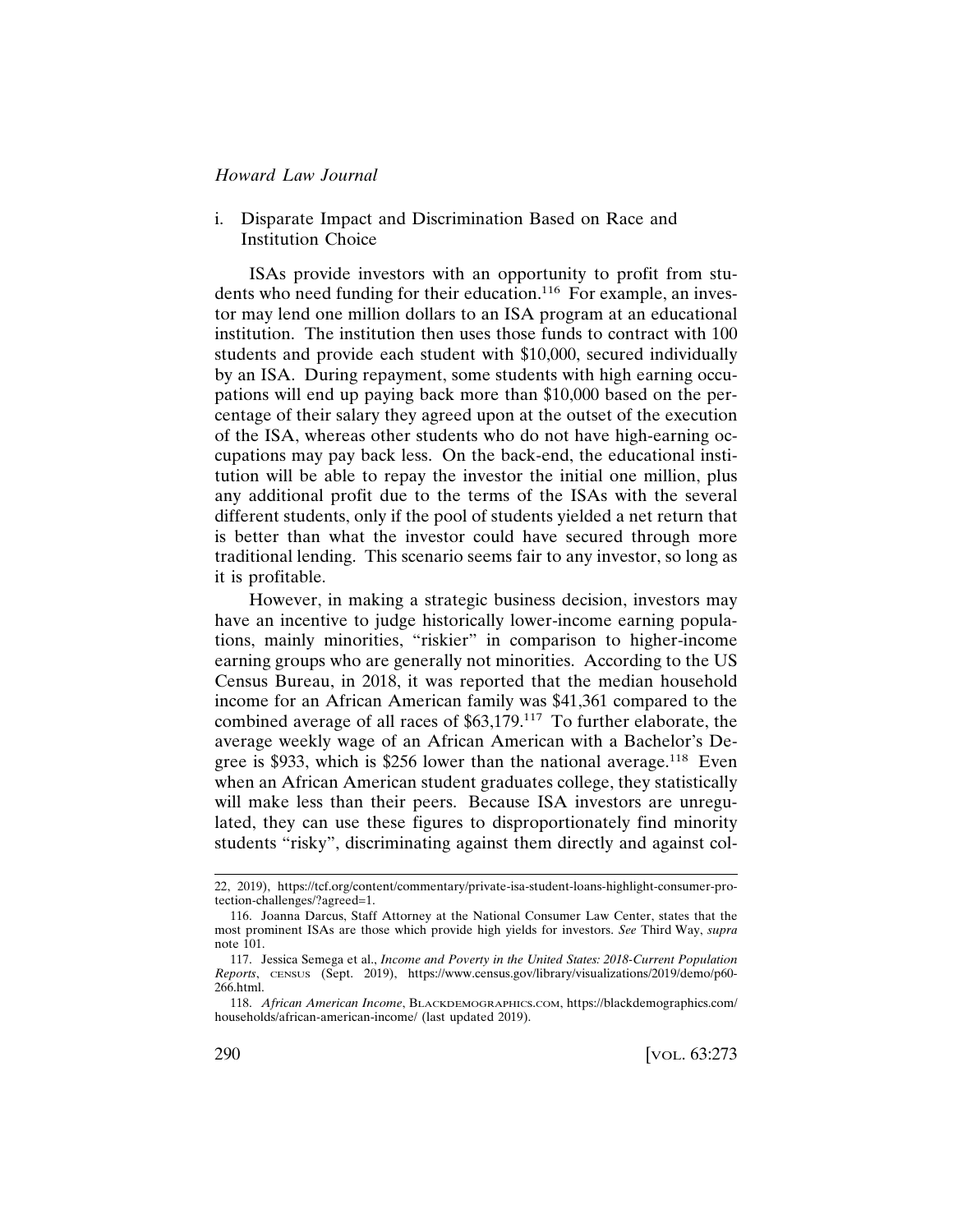i. Disparate Impact and Discrimination Based on Race and Institution Choice

ISAs provide investors with an opportunity to profit from students who need funding for their education.[116] For example, an investor may lend one million dollars to an ISA program at an educational institution. The institution then uses those funds to contract with 100 students and provide each student with $10,000, secured individually by an ISA. During repayment, some students with high earning occupations will end up paying back more than $10,000 based on the percentage of their salary they agreed upon at the outset of the execution of the ISA, whereas other students who do not have high-earning occupations may pay back less. On the back-end, the educational institution will be able to repay the investor the initial one million, plus any additional profit due to the terms of the ISAs with the several different students, only if the pool of students yielded a net return that is better than what the investor could have secured through more traditional lending. This scenario seems fair to any investor, so long as it is profitable.

However, in making a strategic business decision, investors may have an incentive to judge historically lower-income earning populations, mainly minorities, "riskier" in comparison to higher-income earning groups who are generally not minorities. According to the US Census Bureau, in 2018, it was reported that the median household income for an African American family was $41,361 compared to the combined average of all races of $63,179.[117] To further elaborate, the average weekly wage of an African American with a Bachelor's Degree is $933, which is $256 lower than the national average.[118] Even when an African American student graduates college, they statistically will make less than their peers. Because ISA investors are unregulated, they can use these figures to disproportionately find minority students "risky", discriminating against them directly and against col-

---

22, 2019), https://tcf.org/content/commentary/private-isa-student-loans-highlight-consumer-protection-challenges/?agreed=1.

116. Joanna Darcus, Staff Attorney at the National Consumer Law Center, states that the most prominent ISAs are those which provide high yields for investors. *See* Third Way, *supra* note 101.

117. Jessica Semega et al., *Income and Poverty in the United States: 2018-Current Population Reports*, CENSUS (Sept. 2019), https://www.census.gov/library/visualizations/2019/demo/p60-266.html.

118. *African American Income*, BLACKDEMOGRAPHICS.COM, https://blackdemographics.com/households/african-american-income/ (last updated 2019).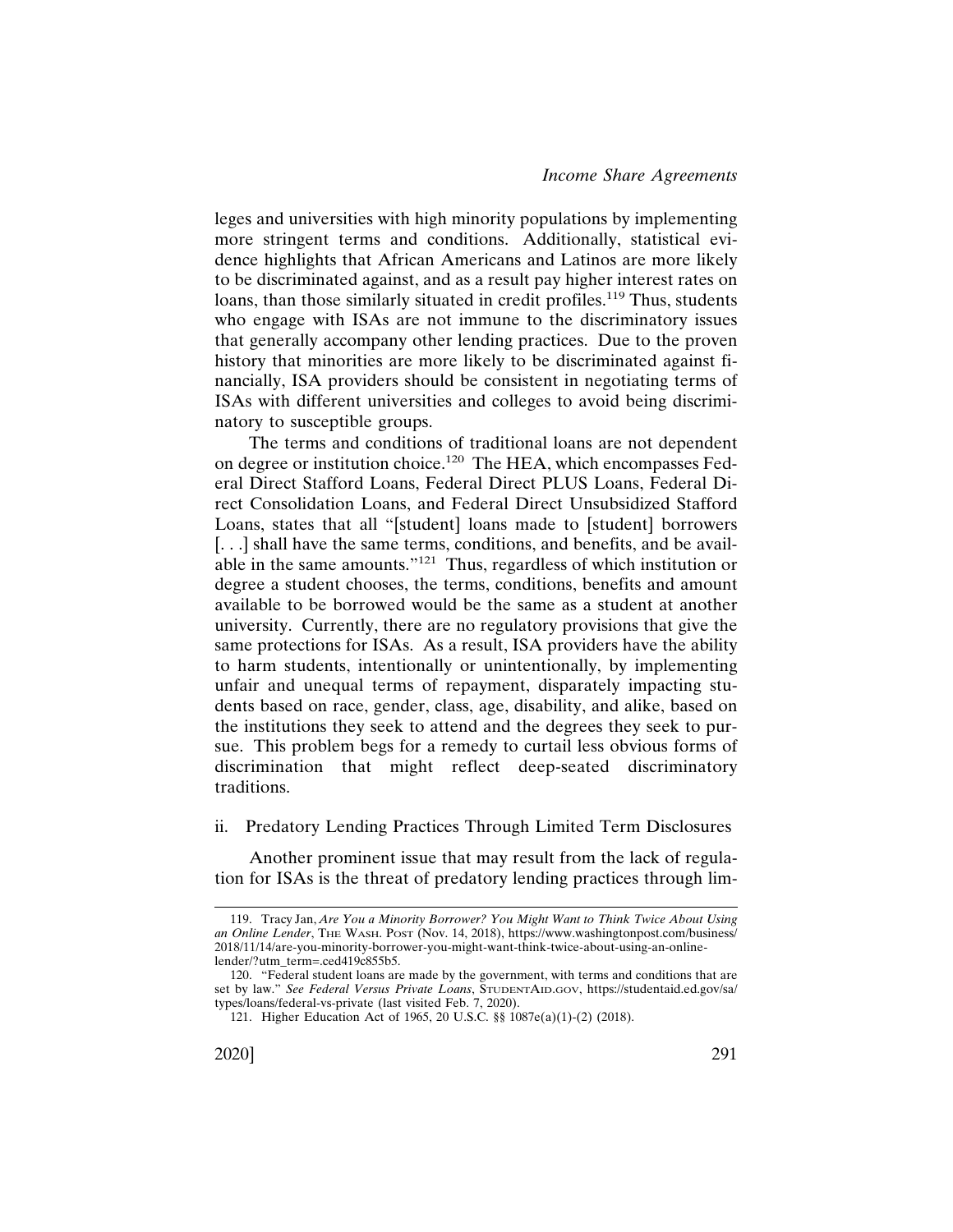leges and universities with high minority populations by implementing more stringent terms and conditions. Additionally, statistical evidence highlights that African Americans and Latinos are more likely to be discriminated against, and as a result pay higher interest rates on loans, than those similarly situated in credit profiles.[119] Thus, students who engage with ISAs are not immune to the discriminatory issues that generally accompany other lending practices. Due to the proven history that minorities are more likely to be discriminated against financially, ISA providers should be consistent in negotiating terms of ISAs with different universities and colleges to avoid being discriminatory to susceptible groups.

The terms and conditions of traditional loans are not dependent on degree or institution choice.[120] The HEA, which encompasses Federal Direct Stafford Loans, Federal Direct PLUS Loans, Federal Direct Consolidation Loans, and Federal Direct Unsubsidized Stafford Loans, states that all "[student] loans made to [student] borrowers [. . .] shall have the same terms, conditions, and benefits, and be available in the same amounts."[121] Thus, regardless of which institution or degree a student chooses, the terms, conditions, benefits and amount available to be borrowed would be the same as a student at another university. Currently, there are no regulatory provisions that give the same protections for ISAs. As a result, ISA providers have the ability to harm students, intentionally or unintentionally, by implementing unfair and unequal terms of repayment, disparately impacting students based on race, gender, class, age, disability, and alike, based on the institutions they seek to attend and the degrees they seek to pursue. This problem begs for a remedy to curtail less obvious forms of discrimination that might reflect deep-seated discriminatory traditions.

ii. Predatory Lending Practices Through Limited Term Disclosures

Another prominent issue that may result from the lack of regulation for ISAs is the threat of predatory lending practices through lim-

---

119. Tracy Jan, *Are You a Minority Borrower? You Might Want to Think Twice About Using an Online Lender*, The Wash. Post (Nov. 14, 2018), https://www.washingtonpost.com/business/2018/11/14/are-you-minority-borrower-you-might-want-think-twice-about-using-an-online-lender/?utm_term=.ced419c855b5.

120. "Federal student loans are made by the government, with terms and conditions that are set by law." *See Federal Versus Private Loans*, StudentAid.gov, https://studentaid.ed.gov/sa/types/loans/federal-vs-private (last visited Feb. 7, 2020).

121. Higher Education Act of 1965, 20 U.S.C. §§ 1087e(a)(1)-(2) (2018).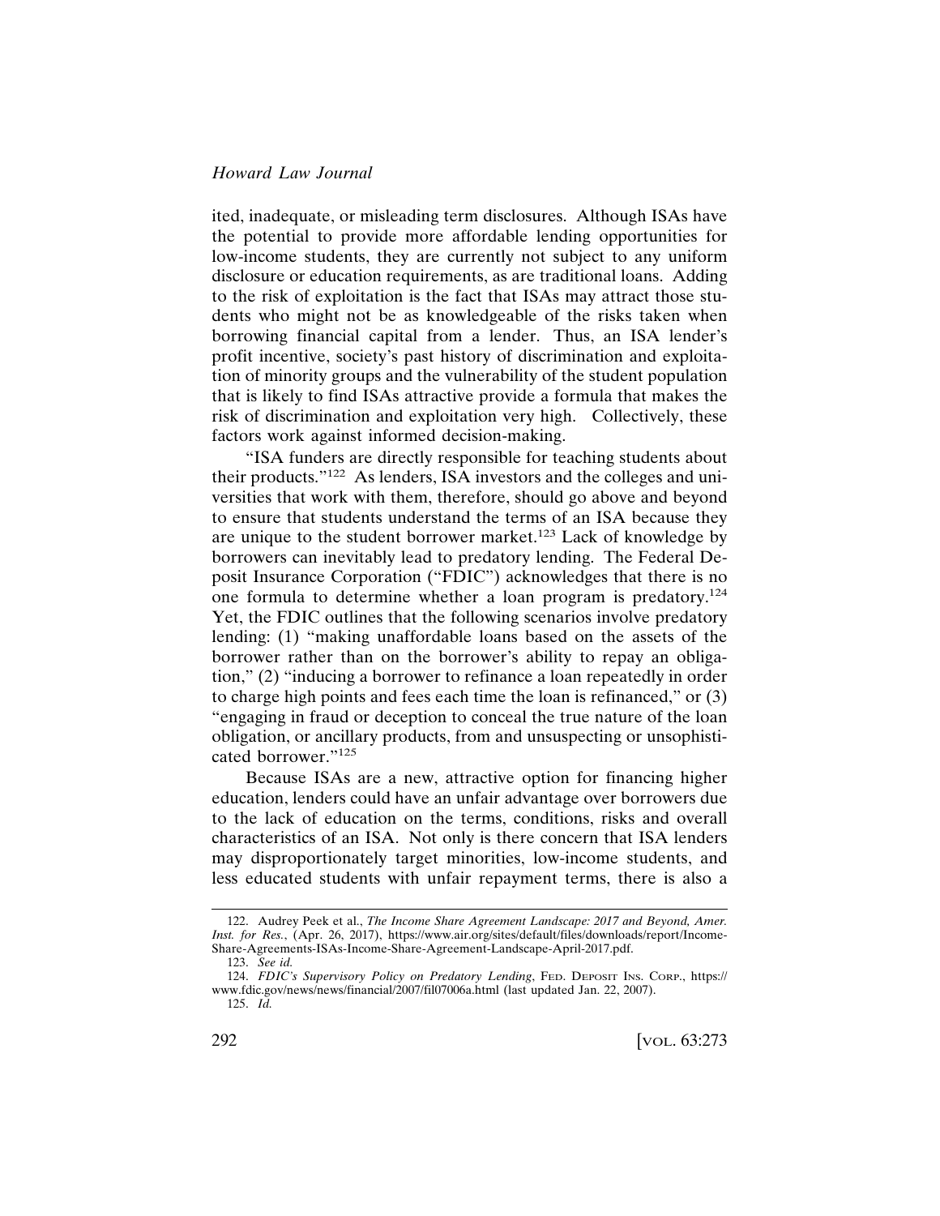ited, inadequate, or misleading term disclosures. Although ISAs have the potential to provide more affordable lending opportunities for low-income students, they are currently not subject to any uniform disclosure or education requirements, as are traditional loans. Adding to the risk of exploitation is the fact that ISAs may attract those students who might not be as knowledgeable of the risks taken when borrowing financial capital from a lender. Thus, an ISA lender's profit incentive, society's past history of discrimination and exploitation of minority groups and the vulnerability of the student population that is likely to find ISAs attractive provide a formula that makes the risk of discrimination and exploitation very high. Collectively, these factors work against informed decision-making.

"ISA funders are directly responsible for teaching students about their products."[122] As lenders, ISA investors and the colleges and universities that work with them, therefore, should go above and beyond to ensure that students understand the terms of an ISA because they are unique to the student borrower market.[123] Lack of knowledge by borrowers can inevitably lead to predatory lending. The Federal Deposit Insurance Corporation ("FDIC") acknowledges that there is no one formula to determine whether a loan program is predatory.[124] Yet, the FDIC outlines that the following scenarios involve predatory lending: (1) "making unaffordable loans based on the assets of the borrower rather than on the borrower's ability to repay an obligation," (2) "inducing a borrower to refinance a loan repeatedly in order to charge high points and fees each time the loan is refinanced," or (3) "engaging in fraud or deception to conceal the true nature of the loan obligation, or ancillary products, from and unsuspecting or unsophisticated borrower."[125]

Because ISAs are a new, attractive option for financing higher education, lenders could have an unfair advantage over borrowers due to the lack of education on the terms, conditions, risks and overall characteristics of an ISA. Not only is there concern that ISA lenders may disproportionately target minorities, low-income students, and less educated students with unfair repayment terms, there is also a

---

122. Audrey Peek et al., *The Income Share Agreement Landscape: 2017 and Beyond, Amer. Inst. for Res.*, (Apr. 26, 2017), https://www.air.org/sites/default/files/downloads/report/Income-Share-Agreements-ISAs-Income-Share-Agreement-Landscape-April-2017.pdf.

123. *See id.*

124. *FDIC's Supervisory Policy on Predatory Lending*, FED. DEPOSIT INS. CORP., https://www.fdic.gov/news/news/financial/2007/fil07006a.html (last updated Jan. 22, 2007).

125. *Id.*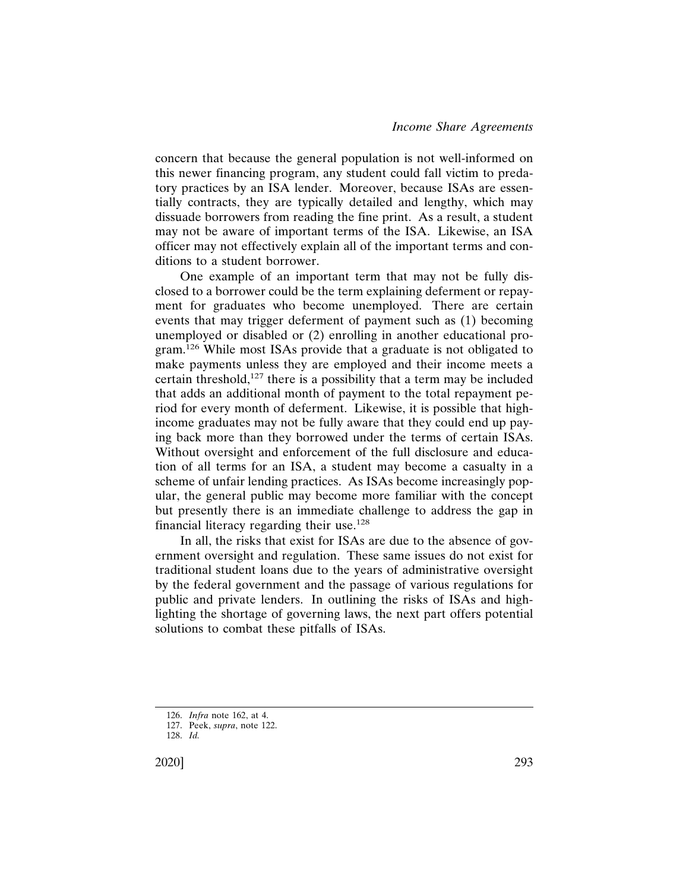concern that because the general population is not well-informed on this newer financing program, any student could fall victim to predatory practices by an ISA lender. Moreover, because ISAs are essentially contracts, they are typically detailed and lengthy, which may dissuade borrowers from reading the fine print. As a result, a student may not be aware of important terms of the ISA. Likewise, an ISA officer may not effectively explain all of the important terms and conditions to a student borrower.

One example of an important term that may not be fully disclosed to a borrower could be the term explaining deferment or repayment for graduates who become unemployed. There are certain events that may trigger deferment of payment such as (1) becoming unemployed or disabled or (2) enrolling in another educational program.[126] While most ISAs provide that a graduate is not obligated to make payments unless they are employed and their income meets a certain threshold,[127] there is a possibility that a term may be included that adds an additional month of payment to the total repayment period for every month of deferment. Likewise, it is possible that high-income graduates may not be fully aware that they could end up paying back more than they borrowed under the terms of certain ISAs. Without oversight and enforcement of the full disclosure and education of all terms for an ISA, a student may become a casualty in a scheme of unfair lending practices. As ISAs become increasingly popular, the general public may become more familiar with the concept but presently there is an immediate challenge to address the gap in financial literacy regarding their use.[128]

In all, the risks that exist for ISAs are due to the absence of government oversight and regulation. These same issues do not exist for traditional student loans due to the years of administrative oversight by the federal government and the passage of various regulations for public and private lenders. In outlining the risks of ISAs and highlighting the shortage of governing laws, the next part offers potential solutions to combat these pitfalls of ISAs.

---

126. *Infra* note 162, at 4.
127. Peek, *supra*, note 122.
128. *Id.*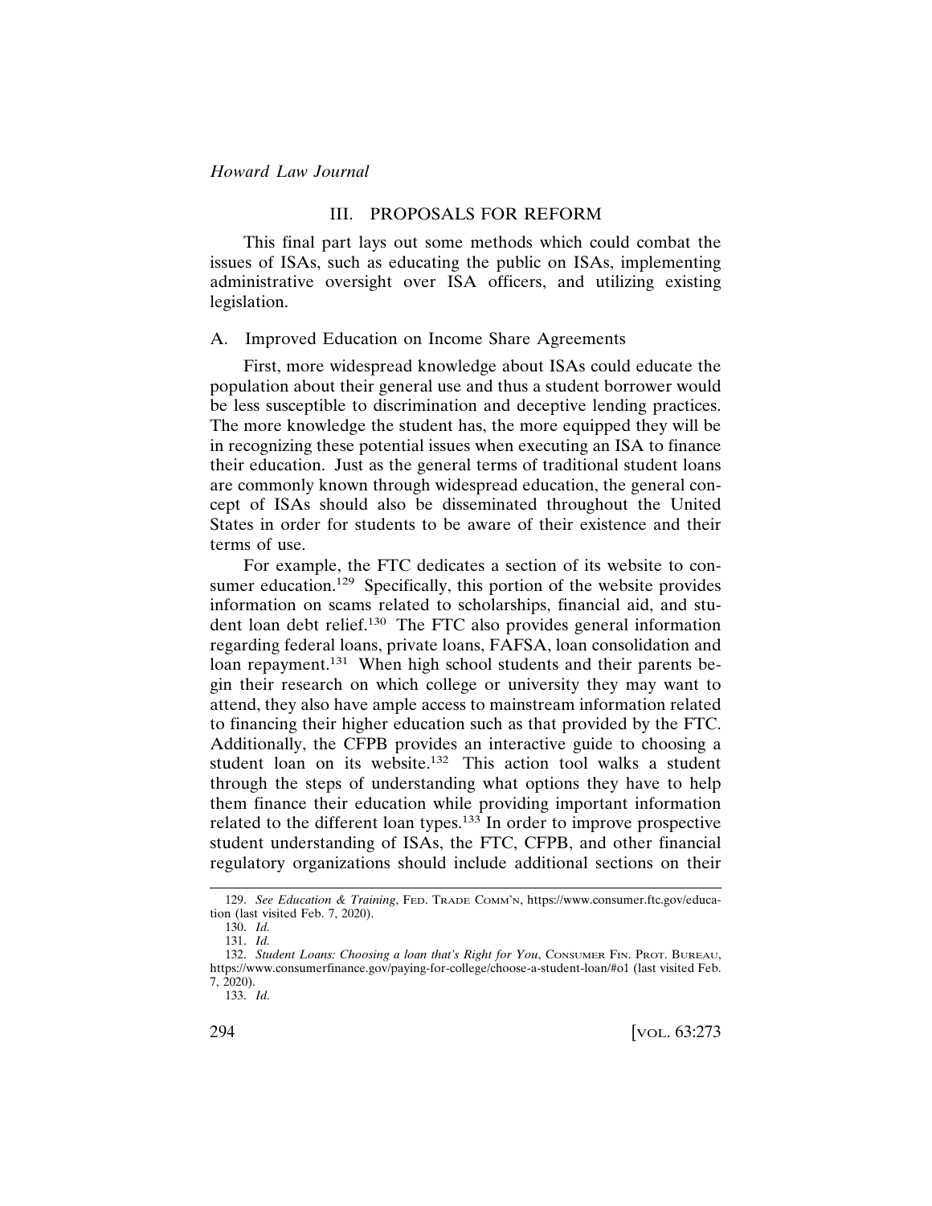## III. PROPOSALS FOR REFORM

This final part lays out some methods which could combat the issues of ISAs, such as educating the public on ISAs, implementing administrative oversight over ISA officers, and utilizing existing legislation.

### A. Improved Education on Income Share Agreements

First, more widespread knowledge about ISAs could educate the population about their general use and thus a student borrower would be less susceptible to discrimination and deceptive lending practices. The more knowledge the student has, the more equipped they will be in recognizing these potential issues when executing an ISA to finance their education. Just as the general terms of traditional student loans are commonly known through widespread education, the general concept of ISAs should also be disseminated throughout the United States in order for students to be aware of their existence and their terms of use.

For example, the FTC dedicates a section of its website to consumer education.[129] Specifically, this portion of the website provides information on scams related to scholarships, financial aid, and student loan debt relief.[130] The FTC also provides general information regarding federal loans, private loans, FAFSA, loan consolidation and loan repayment.[131] When high school students and their parents begin their research on which college or university they may want to attend, they also have ample access to mainstream information related to financing their higher education such as that provided by the FTC. Additionally, the CFPB provides an interactive guide to choosing a student loan on its website.[132] This action tool walks a student through the steps of understanding what options they have to help them finance their education while providing important information related to the different loan types.[133] In order to improve prospective student understanding of ISAs, the FTC, CFPB, and other financial regulatory organizations should include additional sections on their

---

129. *See Education & Training*, FED. TRADE COMM'N, https://www.consumer.ftc.gov/education (last visited Feb. 7, 2020).

130. *Id.*

131. *Id.*

132. *Student Loans: Choosing a loan that's Right for You*, CONSUMER FIN. PROT. BUREAU, https://www.consumerfinance.gov/paying-for-college/choose-a-student-loan/#o1 (last visited Feb. 7, 2020).

133. *Id.*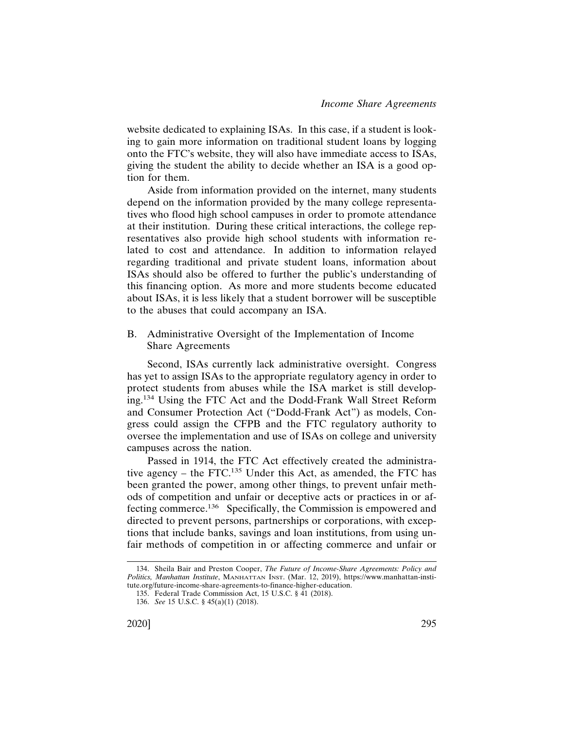website dedicated to explaining ISAs. In this case, if a student is looking to gain more information on traditional student loans by logging onto the FTC's website, they will also have immediate access to ISAs, giving the student the ability to decide whether an ISA is a good option for them.

Aside from information provided on the internet, many students depend on the information provided by the many college representatives who flood high school campuses in order to promote attendance at their institution. During these critical interactions, the college representatives also provide high school students with information related to cost and attendance. In addition to information relayed regarding traditional and private student loans, information about ISAs should also be offered to further the public's understanding of this financing option. As more and more students become educated about ISAs, it is less likely that a student borrower will be susceptible to the abuses that could accompany an ISA.

### B. Administrative Oversight of the Implementation of Income Share Agreements

Second, ISAs currently lack administrative oversight. Congress has yet to assign ISAs to the appropriate regulatory agency in order to protect students from abuses while the ISA market is still developing.[134] Using the FTC Act and the Dodd-Frank Wall Street Reform and Consumer Protection Act ("Dodd-Frank Act") as models, Congress could assign the CFPB and the FTC regulatory authority to oversee the implementation and use of ISAs on college and university campuses across the nation.

Passed in 1914, the FTC Act effectively created the administrative agency – the FTC.[135] Under this Act, as amended, the FTC has been granted the power, among other things, to prevent unfair methods of competition and unfair or deceptive acts or practices in or affecting commerce.[136] Specifically, the Commission is empowered and directed to prevent persons, partnerships or corporations, with exceptions that include banks, savings and loan institutions, from using unfair methods of competition in or affecting commerce and unfair or

---

134. Sheila Bair and Preston Cooper, *The Future of Income-Share Agreements: Policy and Politics, Manhattan Institute*, MANHATTAN INST. (Mar. 12, 2019), https://www.manhattan-institute.org/future-income-share-agreements-to-finance-higher-education.

135. Federal Trade Commission Act, 15 U.S.C. § 41 (2018).

136. *See* 15 U.S.C. § 45(a)(1) (2018).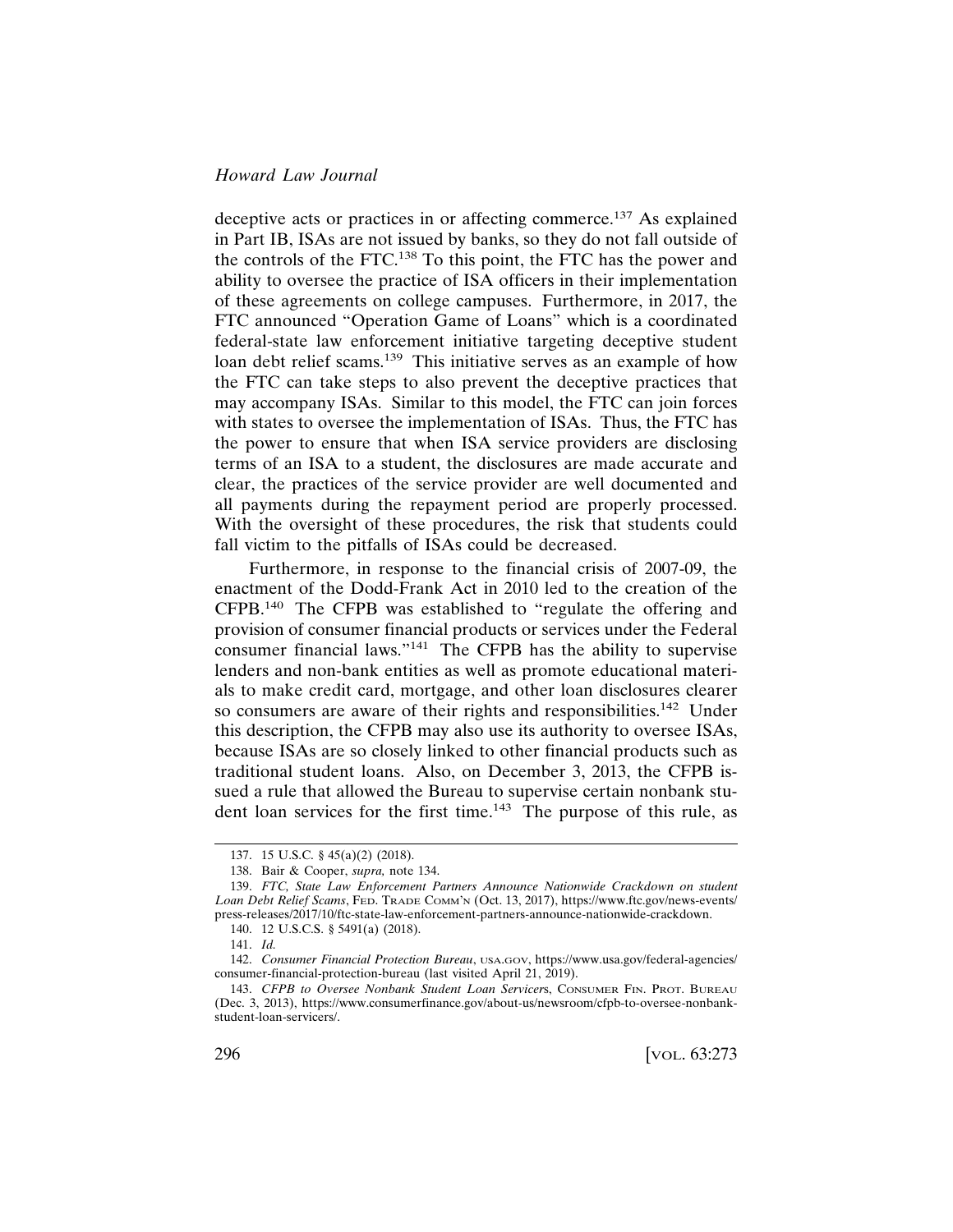deceptive acts or practices in or affecting commerce.[137] As explained in Part IB, ISAs are not issued by banks, so they do not fall outside of the controls of the FTC.[138] To this point, the FTC has the power and ability to oversee the practice of ISA officers in their implementation of these agreements on college campuses. Furthermore, in 2017, the FTC announced "Operation Game of Loans" which is a coordinated federal-state law enforcement initiative targeting deceptive student loan debt relief scams.[139] This initiative serves as an example of how the FTC can take steps to also prevent the deceptive practices that may accompany ISAs. Similar to this model, the FTC can join forces with states to oversee the implementation of ISAs. Thus, the FTC has the power to ensure that when ISA service providers are disclosing terms of an ISA to a student, the disclosures are made accurate and clear, the practices of the service provider are well documented and all payments during the repayment period are properly processed. With the oversight of these procedures, the risk that students could fall victim to the pitfalls of ISAs could be decreased.

Furthermore, in response to the financial crisis of 2007-09, the enactment of the Dodd-Frank Act in 2010 led to the creation of the CFPB.[140] The CFPB was established to "regulate the offering and provision of consumer financial products or services under the Federal consumer financial laws."[141] The CFPB has the ability to supervise lenders and non-bank entities as well as promote educational materials to make credit card, mortgage, and other loan disclosures clearer so consumers are aware of their rights and responsibilities.[142] Under this description, the CFPB may also use its authority to oversee ISAs, because ISAs are so closely linked to other financial products such as traditional student loans. Also, on December 3, 2013, the CFPB issued a rule that allowed the Bureau to supervise certain nonbank student loan services for the first time.[143] The purpose of this rule, as

---

137. 15 U.S.C. § 45(a)(2) (2018).

138. Bair & Cooper, *supra,* note 134.

139. *FTC, State Law Enforcement Partners Announce Nationwide Crackdown on student Loan Debt Relief Scams*, FED. TRADE COMM'N (Oct. 13, 2017), https://www.ftc.gov/news-events/press-releases/2017/10/ftc-state-law-enforcement-partners-announce-nationwide-crackdown.

140. 12 U.S.C.S. § 5491(a) (2018).

141. *Id.*

142. *Consumer Financial Protection Bureau*, USA.GOV, https://www.usa.gov/federal-agencies/consumer-financial-protection-bureau (last visited April 21, 2019).

143. *CFPB to Oversee Nonbank Student Loan Servicers*, CONSUMER FIN. PROT. BUREAU (Dec. 3, 2013), https://www.consumerfinance.gov/about-us/newsroom/cfpb-to-oversee-nonbank-student-loan-servicers/.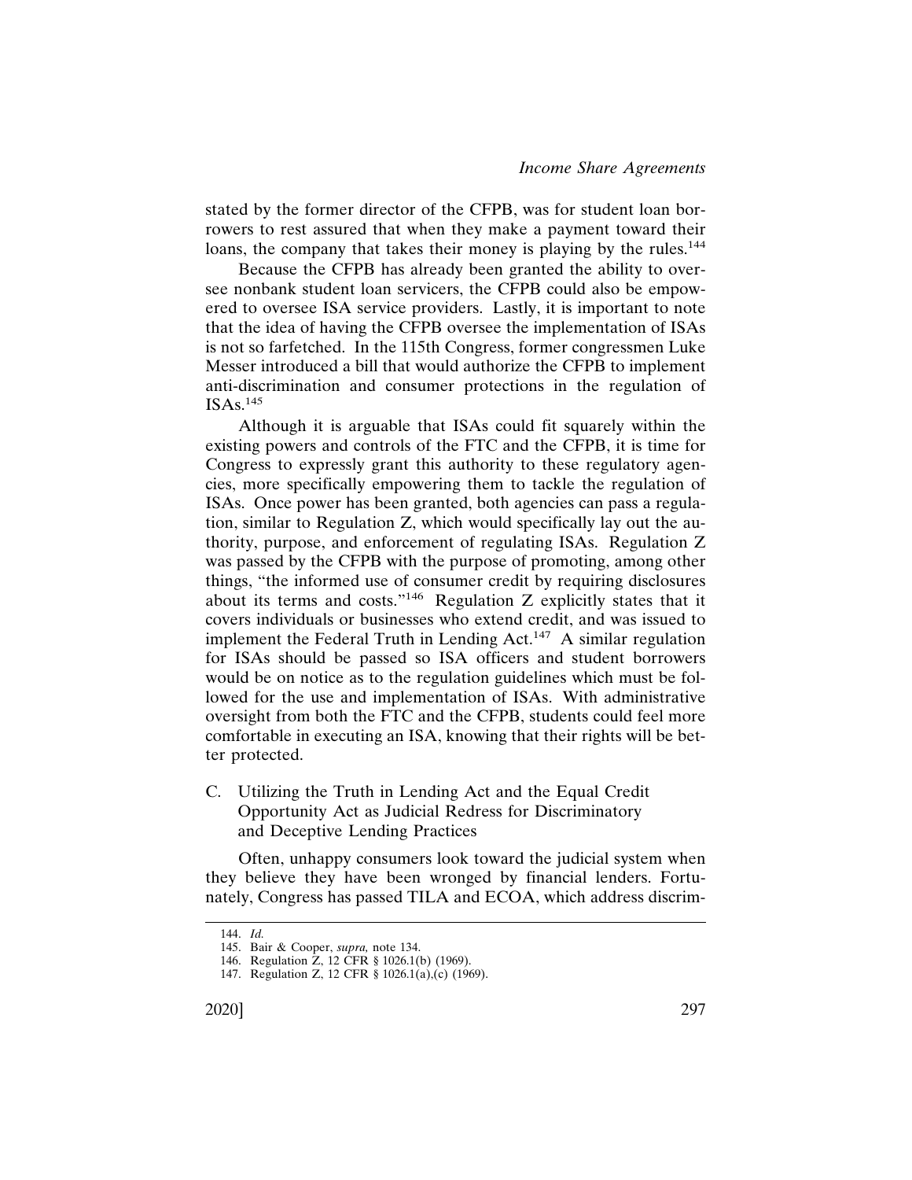stated by the former director of the CFPB, was for student loan borrowers to rest assured that when they make a payment toward their loans, the company that takes their money is playing by the rules.[144]

Because the CFPB has already been granted the ability to oversee nonbank student loan servicers, the CFPB could also be empowered to oversee ISA service providers. Lastly, it is important to note that the idea of having the CFPB oversee the implementation of ISAs is not so farfetched. In the 115th Congress, former congressmen Luke Messer introduced a bill that would authorize the CFPB to implement anti-discrimination and consumer protections in the regulation of ISAs.[145]

Although it is arguable that ISAs could fit squarely within the existing powers and controls of the FTC and the CFPB, it is time for Congress to expressly grant this authority to these regulatory agencies, more specifically empowering them to tackle the regulation of ISAs. Once power has been granted, both agencies can pass a regulation, similar to Regulation Z, which would specifically lay out the authority, purpose, and enforcement of regulating ISAs. Regulation Z was passed by the CFPB with the purpose of promoting, among other things, "the informed use of consumer credit by requiring disclosures about its terms and costs."[146] Regulation Z explicitly states that it covers individuals or businesses who extend credit, and was issued to implement the Federal Truth in Lending Act.[147] A similar regulation for ISAs should be passed so ISA officers and student borrowers would be on notice as to the regulation guidelines which must be followed for the use and implementation of ISAs. With administrative oversight from both the FTC and the CFPB, students could feel more comfortable in executing an ISA, knowing that their rights will be better protected.

### C. Utilizing the Truth in Lending Act and the Equal Credit Opportunity Act as Judicial Redress for Discriminatory and Deceptive Lending Practices

Often, unhappy consumers look toward the judicial system when they believe they have been wronged by financial lenders. Fortunately, Congress has passed TILA and ECOA, which address discrim-

---

144. *Id.*

145. Bair & Cooper, *supra,* note 134.

146. Regulation Z, 12 CFR § 1026.1(b) (1969).

147. Regulation Z, 12 CFR § 1026.1(a),(c) (1969).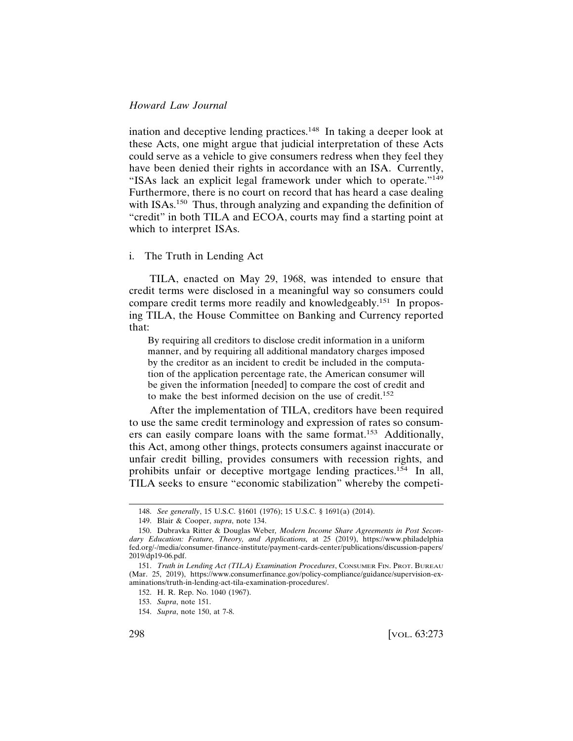ination and deceptive lending practices.[148] In taking a deeper look at these Acts, one might argue that judicial interpretation of these Acts could serve as a vehicle to give consumers redress when they feel they have been denied their rights in accordance with an ISA. Currently, "ISAs lack an explicit legal framework under which to operate."[149] Furthermore, there is no court on record that has heard a case dealing with ISAs.[150] Thus, through analyzing and expanding the definition of "credit" in both TILA and ECOA, courts may find a starting point at which to interpret ISAs.

i. The Truth in Lending Act

TILA, enacted on May 29, 1968, was intended to ensure that credit terms were disclosed in a meaningful way so consumers could compare credit terms more readily and knowledgeably.[151] In proposing TILA, the House Committee on Banking and Currency reported that:

> By requiring all creditors to disclose credit information in a uniform manner, and by requiring all additional mandatory charges imposed by the creditor as an incident to credit be included in the computation of the application percentage rate, the American consumer will be given the information [needed] to compare the cost of credit and to make the best informed decision on the use of credit.[152]

After the implementation of TILA, creditors have been required to use the same credit terminology and expression of rates so consumers can easily compare loans with the same format.[153] Additionally, this Act, among other things, protects consumers against inaccurate or unfair credit billing, provides consumers with recession rights, and prohibits unfair or deceptive mortgage lending practices.[154] In all, TILA seeks to ensure "economic stabilization" whereby the competi-

---

148. *See generally*, 15 U.S.C. §1601 (1976); 15 U.S.C. § 1691(a) (2014).

149. Blair & Cooper, *supra*, note 134.

150. Dubravka Ritter & Douglas Weber, *Modern Income Share Agreements in Post Secondary Education: Feature, Theory, and Applications,* at 25 (2019), https://www.philadelphiafed.org/-/media/consumer-finance-institute/payment-cards-center/publications/discussion-papers/2019/dp19-06.pdf.

151. *Truth in Lending Act (TILA) Examination Procedures*, CONSUMER FIN. PROT. BUREAU (Mar. 25, 2019), https://www.consumerfinance.gov/policy-compliance/guidance/supervision-examinations/truth-in-lending-act-tila-examination-procedures/.

152. H. R. Rep. No. 1040 (1967).

153. *Supra*, note 151.

154. *Supra*, note 150, at 7-8.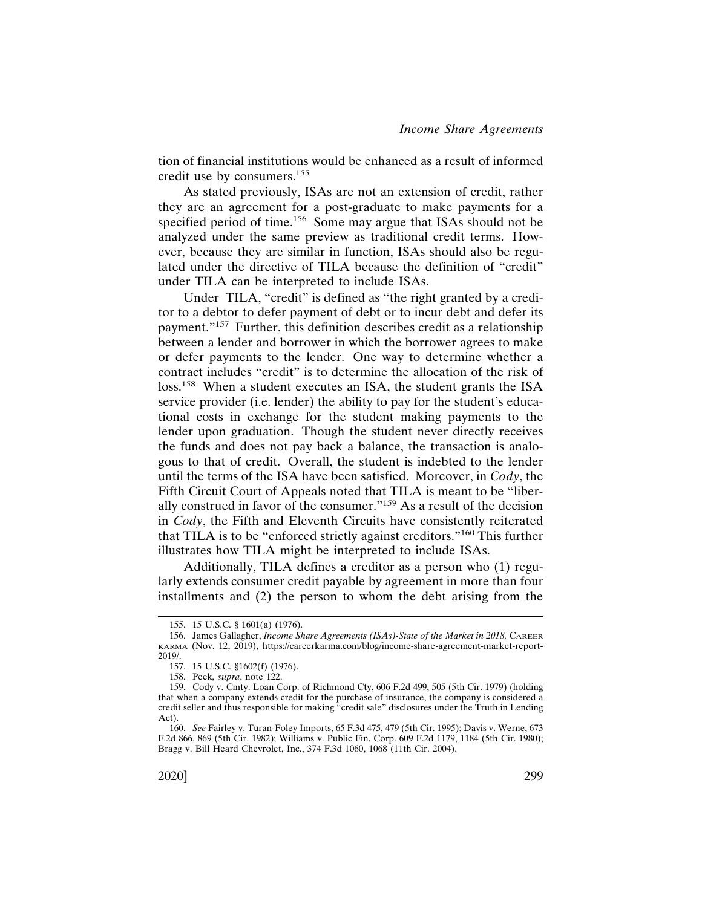tion of financial institutions would be enhanced as a result of informed credit use by consumers.[155]

As stated previously, ISAs are not an extension of credit, rather they are an agreement for a post-graduate to make payments for a specified period of time.[156] Some may argue that ISAs should not be analyzed under the same preview as traditional credit terms. However, because they are similar in function, ISAs should also be regulated under the directive of TILA because the definition of "credit" under TILA can be interpreted to include ISAs.

Under TILA, "credit" is defined as "the right granted by a creditor to a debtor to defer payment of debt or to incur debt and defer its payment."[157] Further, this definition describes credit as a relationship between a lender and borrower in which the borrower agrees to make or defer payments to the lender. One way to determine whether a contract includes "credit" is to determine the allocation of the risk of loss.[158] When a student executes an ISA, the student grants the ISA service provider (i.e. lender) the ability to pay for the student's educational costs in exchange for the student making payments to the lender upon graduation. Though the student never directly receives the funds and does not pay back a balance, the transaction is analogous to that of credit. Overall, the student is indebted to the lender until the terms of the ISA have been satisfied. Moreover, in *Cody*, the Fifth Circuit Court of Appeals noted that TILA is meant to be "liberally construed in favor of the consumer."[159] As a result of the decision in *Cody*, the Fifth and Eleventh Circuits have consistently reiterated that TILA is to be "enforced strictly against creditors."[160] This further illustrates how TILA might be interpreted to include ISAs.

Additionally, TILA defines a creditor as a person who (1) regularly extends consumer credit payable by agreement in more than four installments and (2) the person to whom the debt arising from the

---

155. 15 U.S.C. § 1601(a) (1976).

156. James Gallagher, *Income Share Agreements (ISAs)-State of the Market in 2018,* Career Karma (Nov. 12, 2019), https://careerkarma.com/blog/income-share-agreement-market-report-2019/.

157. 15 U.S.C. §1602(f) (1976).

158. Peek*, supra*, note 122.

159. Cody v. Cmty. Loan Corp. of Richmond Cty, 606 F.2d 499, 505 (5th Cir. 1979) (holding that when a company extends credit for the purchase of insurance, the company is considered a credit seller and thus responsible for making "credit sale" disclosures under the Truth in Lending Act).

160. *See* Fairley v. Turan-Foley Imports, 65 F.3d 475, 479 (5th Cir. 1995); Davis v. Werne, 673 F.2d 866, 869 (5th Cir. 1982); Williams v. Public Fin. Corp. 609 F.2d 1179, 1184 (5th Cir. 1980); Bragg v. Bill Heard Chevrolet, Inc., 374 F.3d 1060, 1068 (11th Cir. 2004).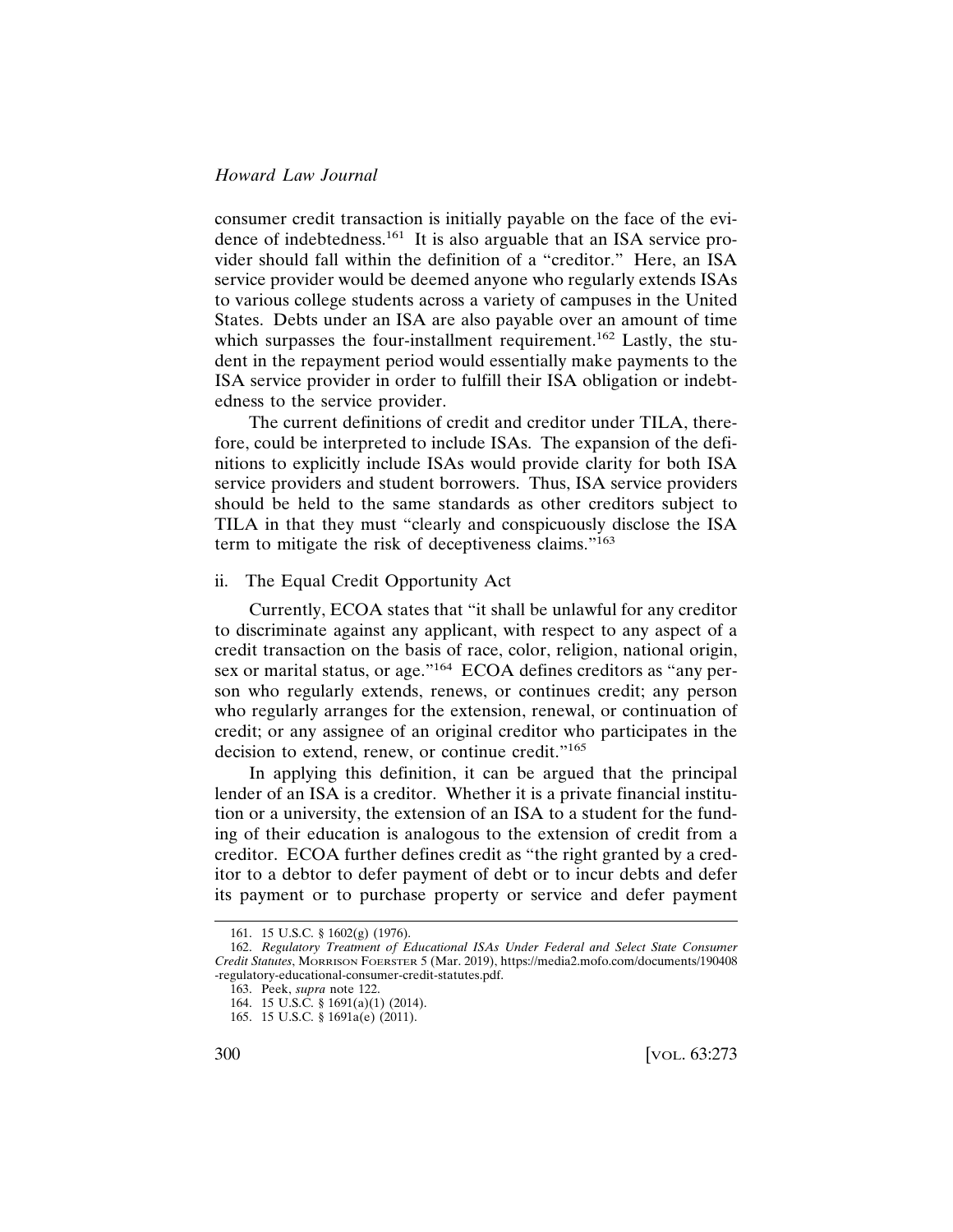consumer credit transaction is initially payable on the face of the evidence of indebtedness.[161] It is also arguable that an ISA service provider should fall within the definition of a "creditor." Here, an ISA service provider would be deemed anyone who regularly extends ISAs to various college students across a variety of campuses in the United States. Debts under an ISA are also payable over an amount of time which surpasses the four-installment requirement.[162] Lastly, the student in the repayment period would essentially make payments to the ISA service provider in order to fulfill their ISA obligation or indebtedness to the service provider.

The current definitions of credit and creditor under TILA, therefore, could be interpreted to include ISAs. The expansion of the definitions to explicitly include ISAs would provide clarity for both ISA service providers and student borrowers. Thus, ISA service providers should be held to the same standards as other creditors subject to TILA in that they must "clearly and conspicuously disclose the ISA term to mitigate the risk of deceptiveness claims."[163]

### ii. The Equal Credit Opportunity Act

Currently, ECOA states that "it shall be unlawful for any creditor to discriminate against any applicant, with respect to any aspect of a credit transaction on the basis of race, color, religion, national origin, sex or marital status, or age."[164] ECOA defines creditors as "any person who regularly extends, renews, or continues credit; any person who regularly arranges for the extension, renewal, or continuation of credit; or any assignee of an original creditor who participates in the decision to extend, renew, or continue credit."[165]

In applying this definition, it can be argued that the principal lender of an ISA is a creditor. Whether it is a private financial institution or a university, the extension of an ISA to a student for the funding of their education is analogous to the extension of credit from a creditor. ECOA further defines credit as "the right granted by a creditor to a debtor to defer payment of debt or to incur debts and defer its payment or to purchase property or service and defer payment

161. 15 U.S.C. § 1602(g) (1976).

162. *Regulatory Treatment of Educational ISAs Under Federal and Select State Consumer Credit Statutes*, MORRISON FOERSTER 5 (Mar. 2019), https://media2.mofo.com/documents/190408-regulatory-educational-consumer-credit-statutes.pdf.

163. Peek, *supra* note 122.

164. 15 U.S.C. § 1691(a)(1) (2014).

165. 15 U.S.C. § 1691a(e) (2011).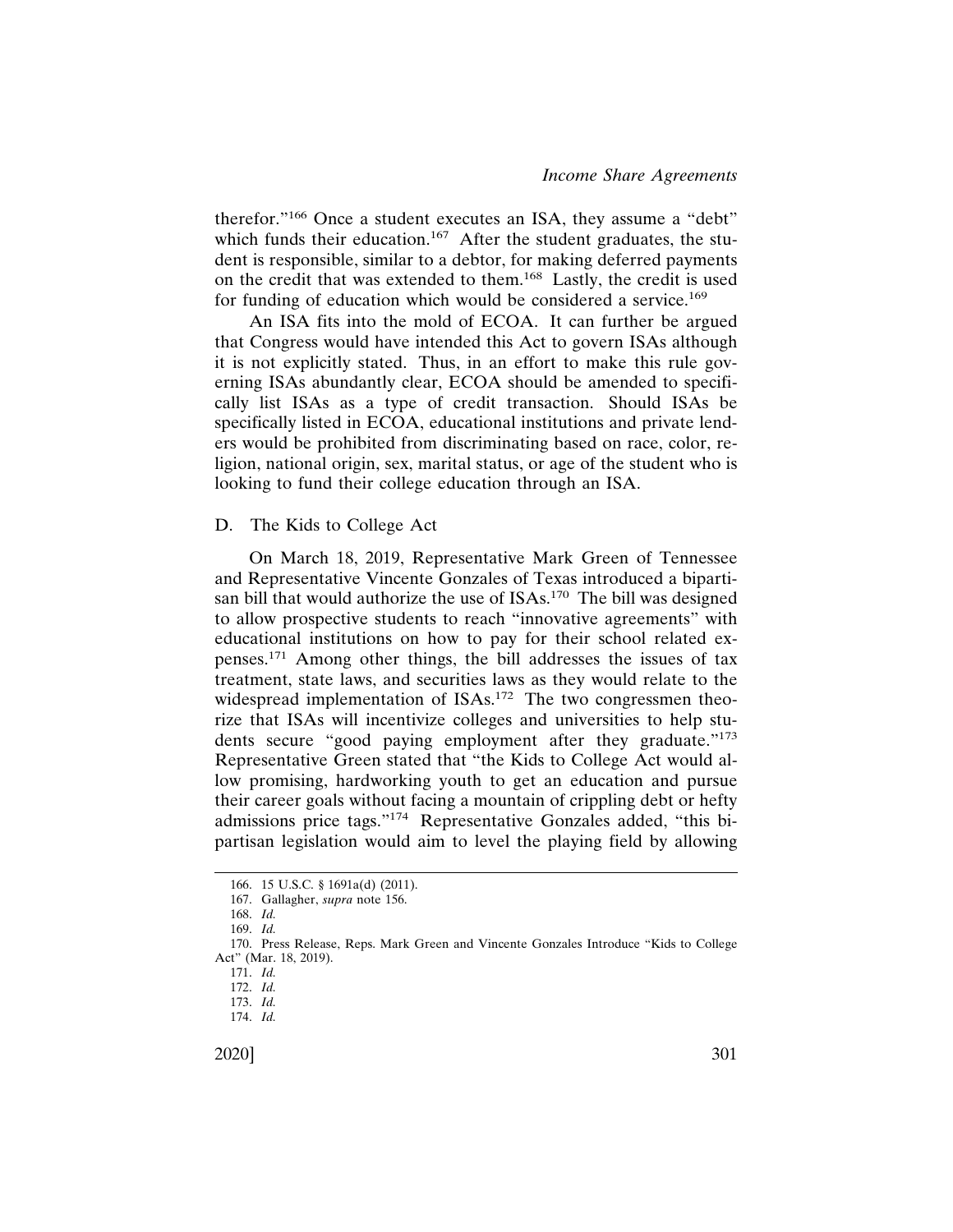therefor."[166] Once a student executes an ISA, they assume a "debt" which funds their education.[167] After the student graduates, the student is responsible, similar to a debtor, for making deferred payments on the credit that was extended to them.[168] Lastly, the credit is used for funding of education which would be considered a service.[169]

An ISA fits into the mold of ECOA. It can further be argued that Congress would have intended this Act to govern ISAs although it is not explicitly stated. Thus, in an effort to make this rule governing ISAs abundantly clear, ECOA should be amended to specifically list ISAs as a type of credit transaction. Should ISAs be specifically listed in ECOA, educational institutions and private lenders would be prohibited from discriminating based on race, color, religion, national origin, sex, marital status, or age of the student who is looking to fund their college education through an ISA.

### D. The Kids to College Act

On March 18, 2019, Representative Mark Green of Tennessee and Representative Vincente Gonzales of Texas introduced a bipartisan bill that would authorize the use of ISAs.[170] The bill was designed to allow prospective students to reach "innovative agreements" with educational institutions on how to pay for their school related expenses.[171] Among other things, the bill addresses the issues of tax treatment, state laws, and securities laws as they would relate to the widespread implementation of ISAs.[172] The two congressmen theorize that ISAs will incentivize colleges and universities to help students secure "good paying employment after they graduate."[173] Representative Green stated that "the Kids to College Act would allow promising, hardworking youth to get an education and pursue their career goals without facing a mountain of crippling debt or hefty admissions price tags."[174] Representative Gonzales added, "this bipartisan legislation would aim to level the playing field by allowing

---

166. 15 U.S.C. § 1691a(d) (2011).

167. Gallagher, *supra* note 156.

168. *Id.*

169. *Id.*

170. Press Release, Reps. Mark Green and Vincente Gonzales Introduce "Kids to College Act" (Mar. 18, 2019).

171. *Id.*

172. *Id.*

173. *Id.*

174. *Id.*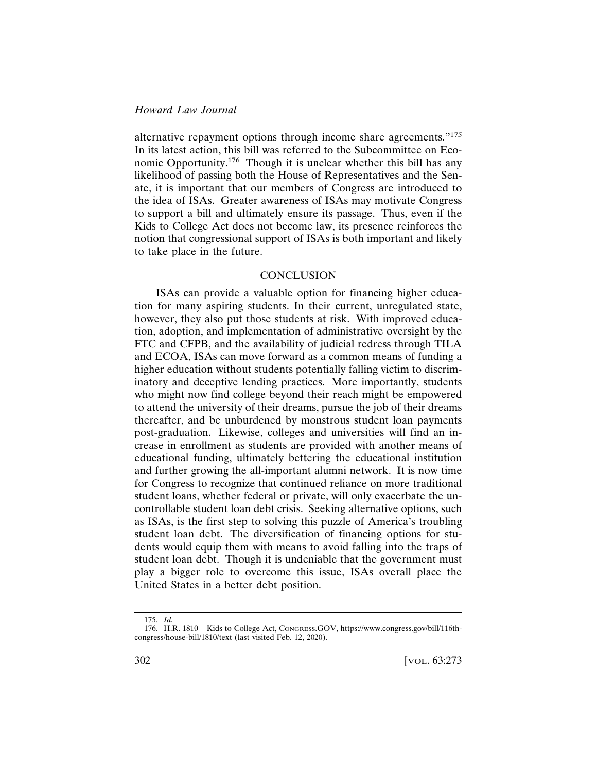alternative repayment options through income share agreements."[175] In its latest action, this bill was referred to the Subcommittee on Economic Opportunity.[176] Though it is unclear whether this bill has any likelihood of passing both the House of Representatives and the Senate, it is important that our members of Congress are introduced to the idea of ISAs. Greater awareness of ISAs may motivate Congress to support a bill and ultimately ensure its passage. Thus, even if the Kids to College Act does not become law, its presence reinforces the notion that congressional support of ISAs is both important and likely to take place in the future.

## CONCLUSION

ISAs can provide a valuable option for financing higher education for many aspiring students. In their current, unregulated state, however, they also put those students at risk. With improved education, adoption, and implementation of administrative oversight by the FTC and CFPB, and the availability of judicial redress through TILA and ECOA, ISAs can move forward as a common means of funding a higher education without students potentially falling victim to discriminatory and deceptive lending practices. More importantly, students who might now find college beyond their reach might be empowered to attend the university of their dreams, pursue the job of their dreams thereafter, and be unburdened by monstrous student loan payments post-graduation. Likewise, colleges and universities will find an increase in enrollment as students are provided with another means of educational funding, ultimately bettering the educational institution and further growing the all-important alumni network. It is now time for Congress to recognize that continued reliance on more traditional student loans, whether federal or private, will only exacerbate the uncontrollable student loan debt crisis. Seeking alternative options, such as ISAs, is the first step to solving this puzzle of America's troubling student loan debt. The diversification of financing options for students would equip them with means to avoid falling into the traps of student loan debt. Though it is undeniable that the government must play a bigger role to overcome this issue, ISAs overall place the United States in a better debt position.

---

175. *Id.*

176. H.R. 1810 – Kids to College Act, CONGRESS.GOV, https://www.congress.gov/bill/116th-congress/house-bill/1810/text (last visited Feb. 12, 2020).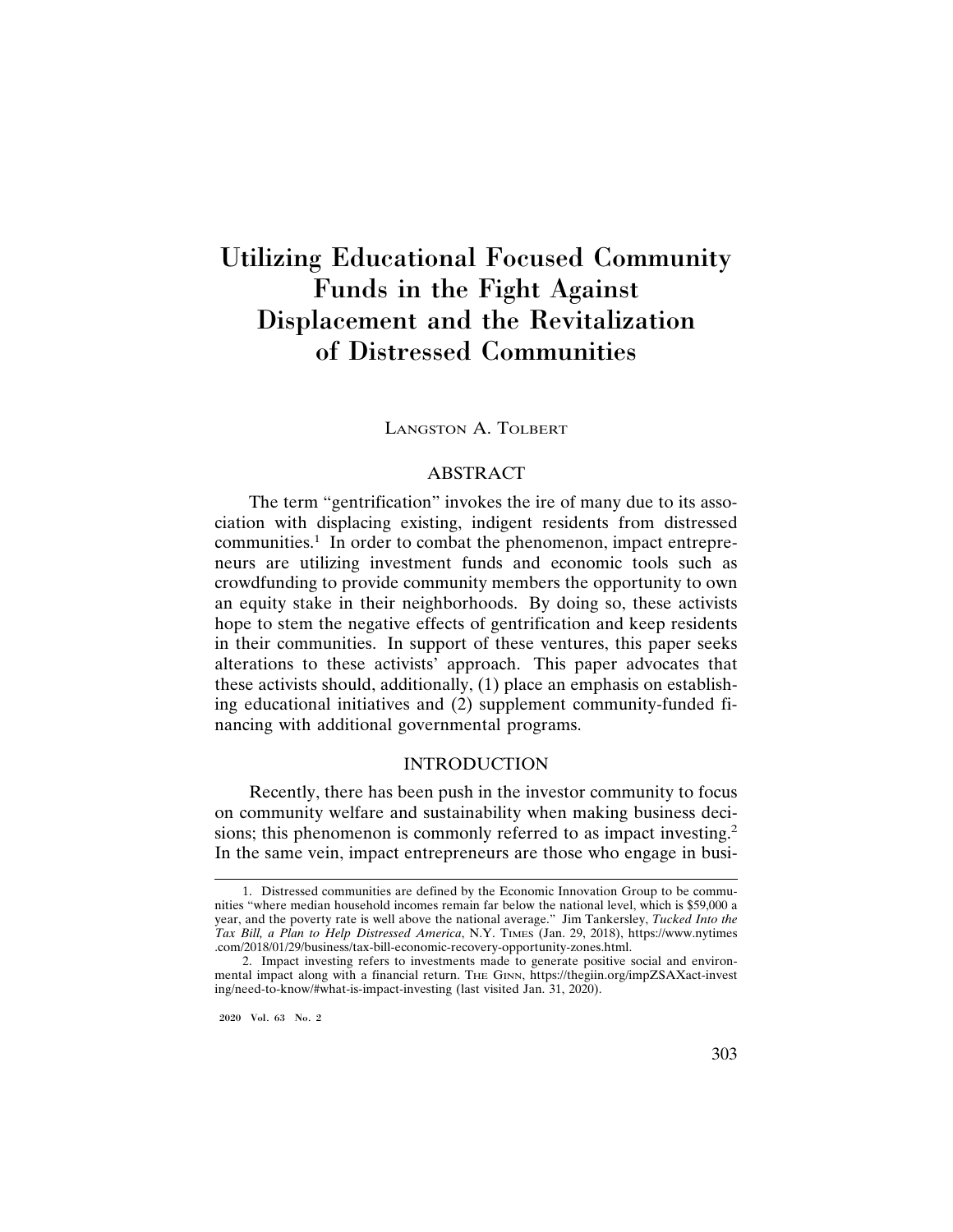# Utilizing Educational Focused Community Funds in the Fight Against Displacement and the Revitalization of Distressed Communities

LANGSTON A. TOLBERT

## ABSTRACT

The term "gentrification" invokes the ire of many due to its association with displacing existing, indigent residents from distressed communities.[1] In order to combat the phenomenon, impact entrepreneurs are utilizing investment funds and economic tools such as crowdfunding to provide community members the opportunity to own an equity stake in their neighborhoods. By doing so, these activists hope to stem the negative effects of gentrification and keep residents in their communities. In support of these ventures, this paper seeks alterations to these activists' approach. This paper advocates that these activists should, additionally, (1) place an emphasis on establishing educational initiatives and (2) supplement community-funded financing with additional governmental programs.

## INTRODUCTION

Recently, there has been push in the investor community to focus on community welfare and sustainability when making business decisions; this phenomenon is commonly referred to as impact investing.[2] In the same vein, impact entrepreneurs are those who engage in busi-

---

1. Distressed communities are defined by the Economic Innovation Group to be communities "where median household incomes remain far below the national level, which is $59,000 a year, and the poverty rate is well above the national average." Jim Tankersley, *Tucked Into the Tax Bill, a Plan to Help Distressed America*, N.Y. TIMES (Jan. 29, 2018), https://www.nytimes.com/2018/01/29/business/tax-bill-economic-recovery-opportunity-zones.html.

2. Impact investing refers to investments made to generate positive social and environmental impact along with a financial return. THE GINN, https://thegiin.org/impZSAXact-investing/need-to-know/#what-is-impact-investing (last visited Jan. 31, 2020).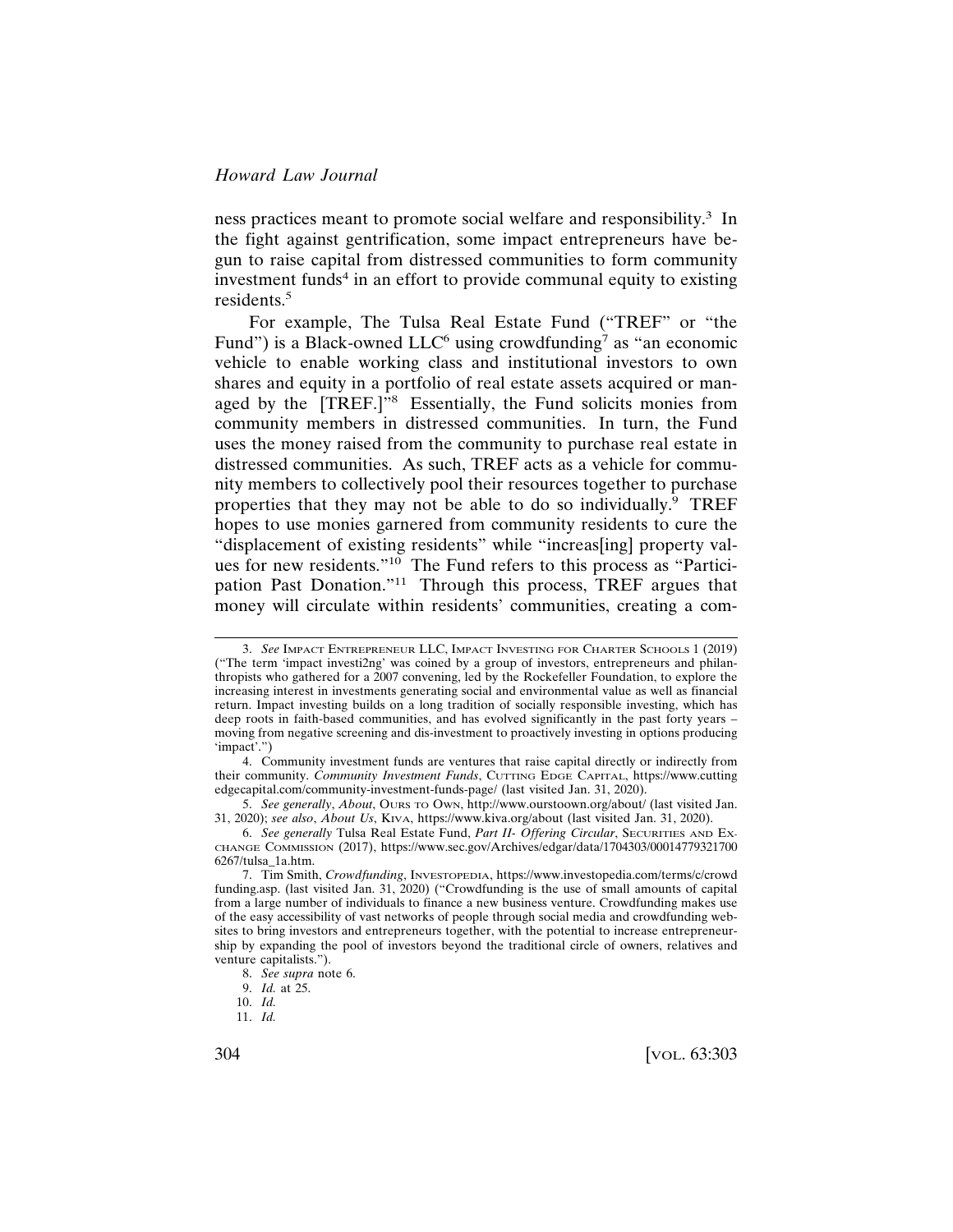ness practices meant to promote social welfare and responsibility.[3] In the fight against gentrification, some impact entrepreneurs have begun to raise capital from distressed communities to form community investment funds[4] in an effort to provide communal equity to existing residents.[5]

For example, The Tulsa Real Estate Fund ("TREF" or "the Fund") is a Black-owned LLC[6] using crowdfunding[7] as "an economic vehicle to enable working class and institutional investors to own shares and equity in a portfolio of real estate assets acquired or managed by the [TREF.]"[8] Essentially, the Fund solicits monies from community members in distressed communities. In turn, the Fund uses the money raised from the community to purchase real estate in distressed communities. As such, TREF acts as a vehicle for community members to collectively pool their resources together to purchase properties that they may not be able to do so individually.[9] TREF hopes to use monies garnered from community residents to cure the "displacement of existing residents" while "increas[ing] property values for new residents."[10] The Fund refers to this process as "Participation Past Donation."[11] Through this process, TREF argues that money will circulate within residents' communities, creating a com-

---

3. *See* Impact Entrepreneur LLC, Impact Investing for Charter Schools 1 (2019) ("The term 'impact investi2ng' was coined by a group of investors, entrepreneurs and philanthropists who gathered for a 2007 convening, led by the Rockefeller Foundation, to explore the increasing interest in investments generating social and environmental value as well as financial return. Impact investing builds on a long tradition of socially responsible investing, which has deep roots in faith-based communities, and has evolved significantly in the past forty years – moving from negative screening and dis-investment to proactively investing in options producing 'impact'.")

4. Community investment funds are ventures that raise capital directly or indirectly from their community. *Community Investment Funds*, Cutting Edge Capital, https://www.cuttingedgecapital.com/community-investment-funds-page/ (last visited Jan. 31, 2020).

5. *See generally*, *About*, Ours to Own, http://www.ourstoown.org/about/ (last visited Jan. 31, 2020); *see also*, *About Us*, Kiva, https://www.kiva.org/about (last visited Jan. 31, 2020).

6. *See generally* Tulsa Real Estate Fund, *Part II- Offering Circular*, Securities and Exchange Commission (2017), https://www.sec.gov/Archives/edgar/data/1704303/000147793217006267/tulsa_1a.htm.

7. Tim Smith, *Crowdfunding*, Investopedia, https://www.investopedia.com/terms/c/crowdfunding.asp. (last visited Jan. 31, 2020) ("Crowdfunding is the use of small amounts of capital from a large number of individuals to finance a new business venture. Crowdfunding makes use of the easy accessibility of vast networks of people through social media and crowdfunding websites to bring investors and entrepreneurs together, with the potential to increase entrepreneurship by expanding the pool of investors beyond the traditional circle of owners, relatives and venture capitalists.").

8. *See supra* note 6.

9. *Id.* at 25.

10. *Id.*

11. *Id.*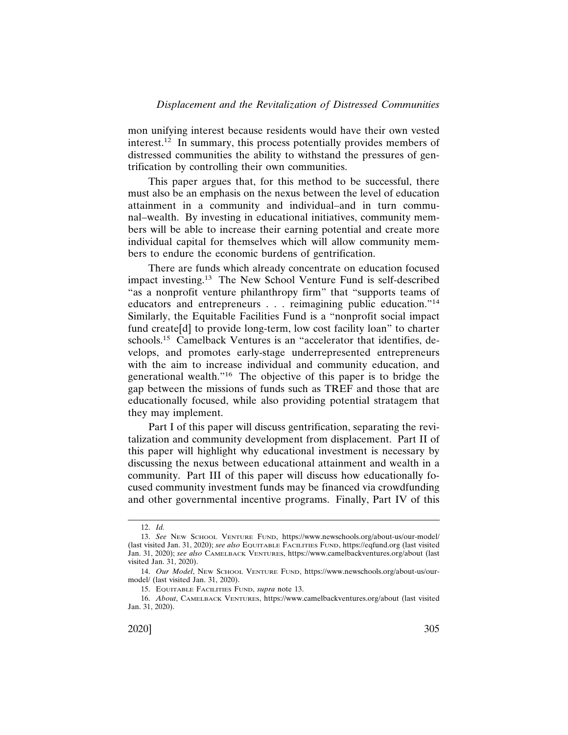mon unifying interest because residents would have their own vested interest.[12] In summary, this process potentially provides members of distressed communities the ability to withstand the pressures of gentrification by controlling their own communities.

This paper argues that, for this method to be successful, there must also be an emphasis on the nexus between the level of education attainment in a community and individual–and in turn communal–wealth. By investing in educational initiatives, community members will be able to increase their earning potential and create more individual capital for themselves which will allow community members to endure the economic burdens of gentrification.

There are funds which already concentrate on education focused impact investing.[13] The New School Venture Fund is self-described "as a nonprofit venture philanthropy firm" that "supports teams of educators and entrepreneurs . . . reimagining public education."[14] Similarly, the Equitable Facilities Fund is a "nonprofit social impact fund create[d] to provide long-term, low cost facility loan" to charter schools.[15] Camelback Ventures is an "accelerator that identifies, develops, and promotes early-stage underrepresented entrepreneurs with the aim to increase individual and community education, and generational wealth."[16] The objective of this paper is to bridge the gap between the missions of funds such as TREF and those that are educationally focused, while also providing potential stratagem that they may implement.

Part I of this paper will discuss gentrification, separating the revitalization and community development from displacement. Part II of this paper will highlight why educational investment is necessary by discussing the nexus between educational attainment and wealth in a community. Part III of this paper will discuss how educationally focused community investment funds may be financed via crowdfunding and other governmental incentive programs. Finally, Part IV of this

---

12. *Id.*

13. *See* NEW SCHOOL VENTURE FUND, https://www.newschools.org/about-us/our-model/ (last visited Jan. 31, 2020); *see also* EQUITABLE FACILITIES FUND, https://eqfund.org (last visited Jan. 31, 2020); *see also* CAMELBACK VENTURES, https://www.camelbackventures.org/about (last visited Jan. 31, 2020).

14. *Our Model*, NEW SCHOOL VENTURE FUND, https://www.newschools.org/about-us/our-model/ (last visited Jan. 31, 2020).

15. EQUITABLE FACILITIES FUND, *supra* note 13.

16. *About*, CAMELBACK VENTURES, https://www.camelbackventures.org/about (last visited Jan. 31, 2020).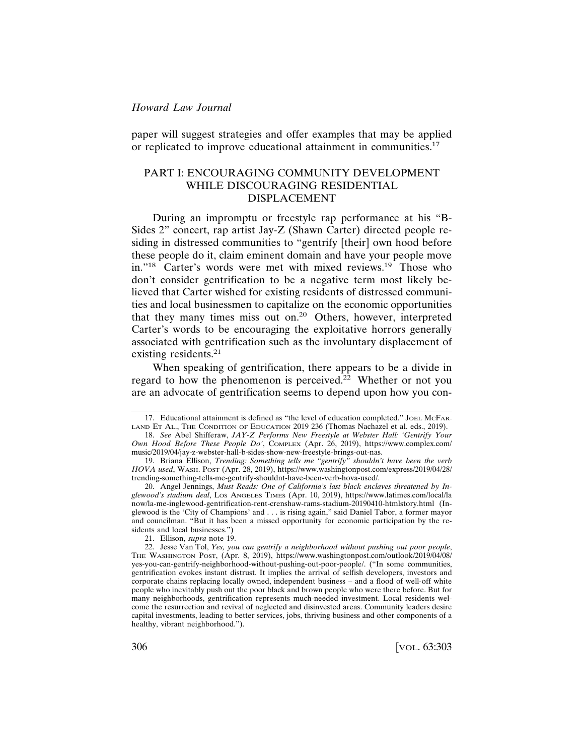paper will suggest strategies and offer examples that may be applied or replicated to improve educational attainment in communities.[17]

## PART I: ENCOURAGING COMMUNITY DEVELOPMENT WHILE DISCOURAGING RESIDENTIAL DISPLACEMENT

During an impromptu or freestyle rap performance at his "B-Sides 2" concert, rap artist Jay-Z (Shawn Carter) directed people residing in distressed communities to "gentrify [their] own hood before these people do it, claim eminent domain and have your people move in."[18] Carter's words were met with mixed reviews.[19] Those who don't consider gentrification to be a negative term most likely believed that Carter wished for existing residents of distressed communities and local businessmen to capitalize on the economic opportunities that they many times miss out on.[20] Others, however, interpreted Carter's words to be encouraging the exploitative horrors generally associated with gentrification such as the involuntary displacement of existing residents.[21]

When speaking of gentrification, there appears to be a divide in regard to how the phenomenon is perceived.[22] Whether or not you are an advocate of gentrification seems to depend upon how you con-

---

17. Educational attainment is defined as "the level of education completed." JOEL MCFARLAND ET AL., THE CONDITION OF EDUCATION 2019 236 (Thomas Nachazel et al. eds., 2019).

18. *See* Abel Shifferaw, *JAY-Z Performs New Freestyle at Webster Hall: 'Gentrify Your Own Hood Before These People Do'*, COMPLEX (Apr. 26, 2019), https://www.complex.com/music/2019/04/jay-z-webster-hall-b-sides-show-new-freestyle-brings-out-nas.

19. Briana Ellison, *Trending: Something tells me "gentrify" shouldn't have been the verb HOVA used*, WASH. POST (Apr. 28, 2019), https://www.washingtonpost.com/express/2019/04/28/trending-something-tells-me-gentrify-shouldnt-have-been-verb-hova-used/.

20. Angel Jennings, *Must Reads: One of California's last black enclaves threatened by Inglewood's stadium deal*, LOS ANGELES TIMES (Apr. 10, 2019), https://www.latimes.com/local/lanow/la-me-inglewood-gentrification-rent-crenshaw-rams-stadium-20190410-htmlstory.html (Inglewood is the 'City of Champions' and . . . is rising again," said Daniel Tabor, a former mayor and councilman. "But it has been a missed opportunity for economic participation by the residents and local businesses.")

21. Ellison, *supra* note 19.

22. Jesse Van Tol, *Yes, you can gentrify a neighborhood without pushing out poor people*, THE WASHINGTON POST, (Apr. 8, 2019), https://www.washingtonpost.com/outlook/2019/04/08/yes-you-can-gentrify-neighborhood-without-pushing-out-poor-people/. ("In some communities, gentrification evokes instant distrust. It implies the arrival of selfish developers, investors and corporate chains replacing locally owned, independent business – and a flood of well-off white people who inevitably push out the poor black and brown people who were there before. But for many neighborhoods, gentrification represents much-needed investment. Local residents welcome the resurrection and revival of neglected and disinvested areas. Community leaders desire capital investments, leading to better services, jobs, thriving business and other components of a healthy, vibrant neighborhood.").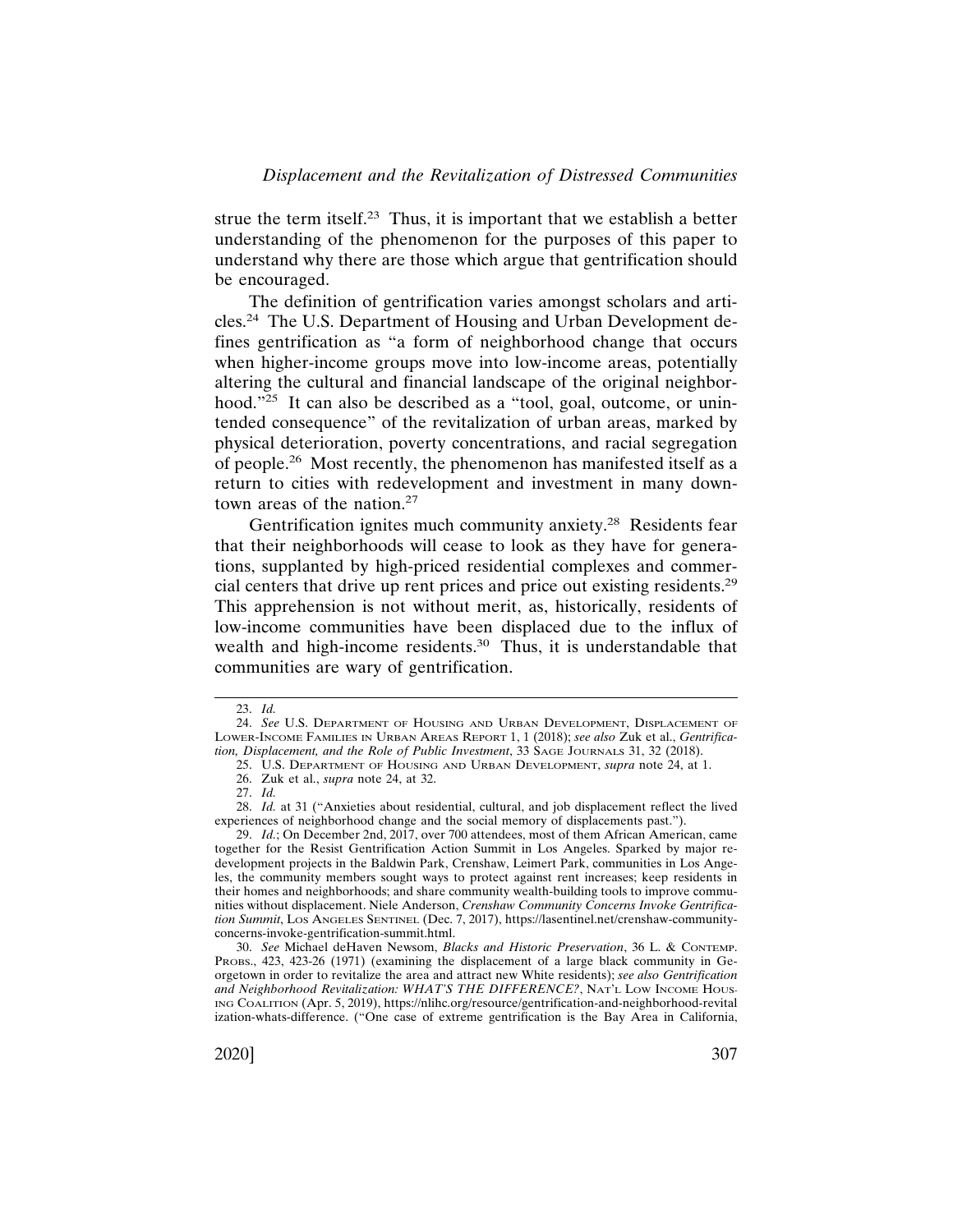strue the term itself.[23] Thus, it is important that we establish a better understanding of the phenomenon for the purposes of this paper to understand why there are those which argue that gentrification should be encouraged.

The definition of gentrification varies amongst scholars and articles.[24] The U.S. Department of Housing and Urban Development defines gentrification as "a form of neighborhood change that occurs when higher-income groups move into low-income areas, potentially altering the cultural and financial landscape of the original neighborhood."[25] It can also be described as a "tool, goal, outcome, or unintended consequence" of the revitalization of urban areas, marked by physical deterioration, poverty concentrations, and racial segregation of people.[26] Most recently, the phenomenon has manifested itself as a return to cities with redevelopment and investment in many downtown areas of the nation.[27]

Gentrification ignites much community anxiety.[28] Residents fear that their neighborhoods will cease to look as they have for generations, supplanted by high-priced residential complexes and commercial centers that drive up rent prices and price out existing residents.[29] This apprehension is not without merit, as, historically, residents of low-income communities have been displaced due to the influx of wealth and high-income residents.[30] Thus, it is understandable that communities are wary of gentrification.

---

23. *Id.*

24. *See* U.S. Department of Housing and Urban Development, Displacement of Lower-Income Families in Urban Areas Report 1, 1 (2018); *see also* Zuk et al., *Gentrification, Displacement, and the Role of Public Investment*, 33 Sage Journals 31, 32 (2018).

25. U.S. Department of Housing and Urban Development, *supra* note 24, at 1.

26. Zuk et al., *supra* note 24, at 32.

27. *Id.*

28. *Id.* at 31 ("Anxieties about residential, cultural, and job displacement reflect the lived experiences of neighborhood change and the social memory of displacements past.").

29. *Id.*; On December 2nd, 2017, over 700 attendees, most of them African American, came together for the Resist Gentrification Action Summit in Los Angeles. Sparked by major redevelopment projects in the Baldwin Park, Crenshaw, Leimert Park, communities in Los Angeles, the community members sought ways to protect against rent increases; keep residents in their homes and neighborhoods; and share community wealth-building tools to improve communities without displacement. Niele Anderson, *Crenshaw Community Concerns Invoke Gentrification Summit*, Los Angeles Sentinel (Dec. 7, 2017), https://lasentinel.net/crenshaw-community-concerns-invoke-gentrification-summit.html.

30. *See* Michael deHaven Newsom, *Blacks and Historic Preservation*, 36 L. & Contemp. Probs., 423, 423-26 (1971) (examining the displacement of a large black community in Georgetown in order to revitalize the area and attract new White residents); *see also Gentrification and Neighborhood Revitalization: WHAT'S THE DIFFERENCE?*, Nat'l Low Income Housing Coalition (Apr. 5, 2019), https://nlihc.org/resource/gentrification-and-neighborhood-revitalization-whats-difference. ("One case of extreme gentrification is the Bay Area in California,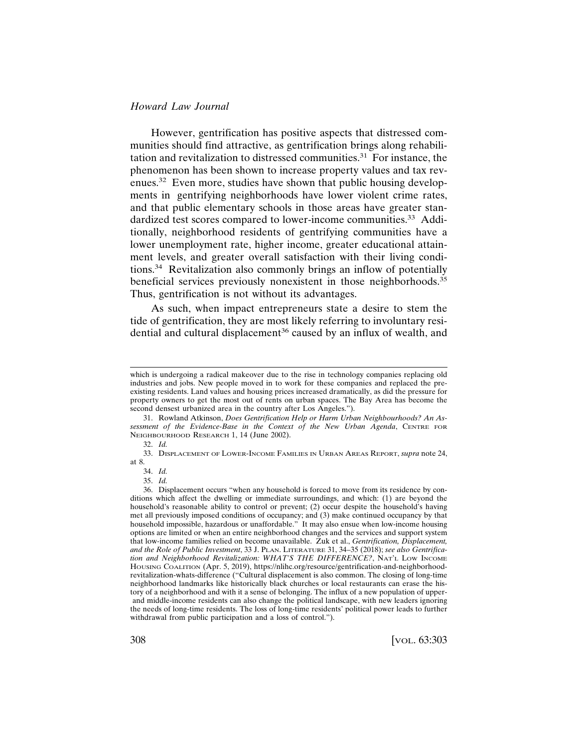However, gentrification has positive aspects that distressed communities should find attractive, as gentrification brings along rehabilitation and revitalization to distressed communities.[31] For instance, the phenomenon has been shown to increase property values and tax revenues.[32] Even more, studies have shown that public housing developments in gentrifying neighborhoods have lower violent crime rates, and that public elementary schools in those areas have greater standardized test scores compared to lower-income communities.[33] Additionally, neighborhood residents of gentrifying communities have a lower unemployment rate, higher income, greater educational attainment levels, and greater overall satisfaction with their living conditions.[34] Revitalization also commonly brings an inflow of potentially beneficial services previously nonexistent in those neighborhoods.[35] Thus, gentrification is not without its advantages.

As such, when impact entrepreneurs state a desire to stem the tide of gentrification, they are most likely referring to involuntary residential and cultural displacement[36] caused by an influx of wealth, and

---

which is undergoing a radical makeover due to the rise in technology companies replacing old industries and jobs. New people moved in to work for these companies and replaced the preexisting residents. Land values and housing prices increased dramatically, as did the pressure for property owners to get the most out of rents on urban spaces. The Bay Area has become the second densest urbanized area in the country after Los Angeles.").

31. Rowland Atkinson, *Does Gentrification Help or Harm Urban Neighbourhoods? An Assessment of the Evidence-Base in the Context of the New Urban Agenda*, CENTRE FOR NEIGHBOURHOOD RESEARCH 1, 14 (June 2002).

32. *Id.*

33. DISPLACEMENT OF LOWER-INCOME FAMILIES IN URBAN AREAS REPORT, *supra* note 24, at 8.

34. *Id.*

35. *Id.*

36. Displacement occurs "when any household is forced to move from its residence by conditions which affect the dwelling or immediate surroundings, and which: (1) are beyond the household's reasonable ability to control or prevent; (2) occur despite the household's having met all previously imposed conditions of occupancy; and (3) make continued occupancy by that household impossible, hazardous or unaffordable." It may also ensue when low-income housing options are limited or when an entire neighborhood changes and the services and support system that low-income families relied on become unavailable. Zuk et al., *Gentrification, Displacement, and the Role of Public Investment*, 33 J. PLAN. LITERATURE 31, 34–35 (2018); *see also Gentrification and Neighborhood Revitalization: WHAT'S THE DIFFERENCE?*, NAT'L LOW INCOME HOUSING COALITION (Apr. 5, 2019), https://nlihc.org/resource/gentrification-and-neighborhood-revitalization-whats-difference ("Cultural displacement is also common. The closing of long-time neighborhood landmarks like historically black churches or local restaurants can erase the history of a neighborhood and with it a sense of belonging. The influx of a new population of upper- and middle-income residents can also change the political landscape, with new leaders ignoring the needs of long-time residents. The loss of long-time residents' political power leads to further withdrawal from public participation and a loss of control.").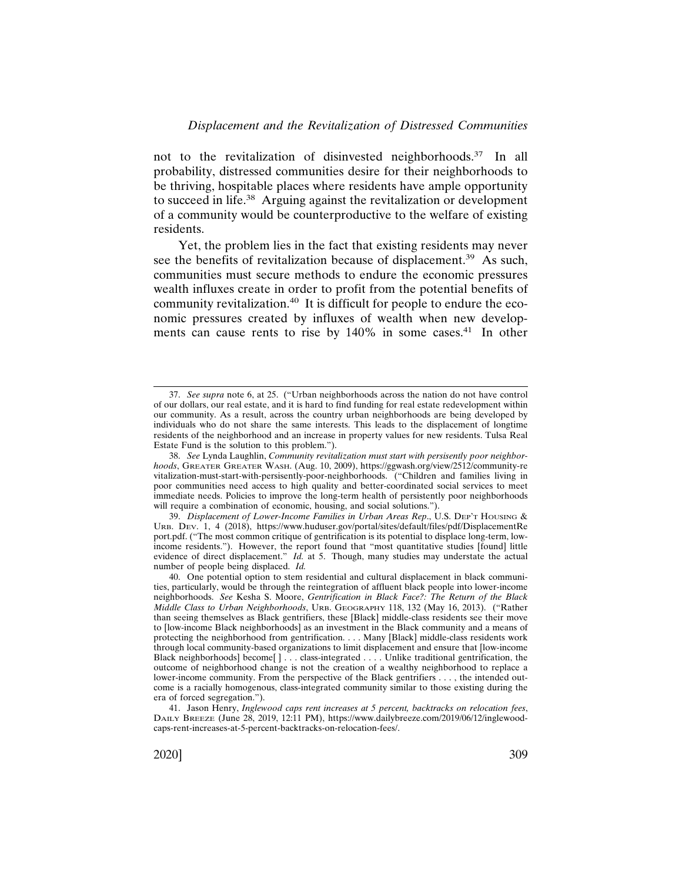not to the revitalization of disinvested neighborhoods.[37] In all probability, distressed communities desire for their neighborhoods to be thriving, hospitable places where residents have ample opportunity to succeed in life.[38] Arguing against the revitalization or development of a community would be counterproductive to the welfare of existing residents.

Yet, the problem lies in the fact that existing residents may never see the benefits of revitalization because of displacement.[39] As such, communities must secure methods to endure the economic pressures wealth influxes create in order to profit from the potential benefits of community revitalization.[40] It is difficult for people to endure the economic pressures created by influxes of wealth when new developments can cause rents to rise by 140% in some cases.[41] In other

---

37. *See supra* note 6, at 25. ("Urban neighborhoods across the nation do not have control of our dollars, our real estate, and it is hard to find funding for real estate redevelopment within our community. As a result, across the country urban neighborhoods are being developed by individuals who do not share the same interests. This leads to the displacement of longtime residents of the neighborhood and an increase in property values for new residents. Tulsa Real Estate Fund is the solution to this problem.").

38. *See* Lynda Laughlin, *Community revitalization must start with persistently poor neighborhoods*, GREATER GREATER WASH. (Aug. 10, 2009), https://ggwash.org/view/2512/community-revitalization-must-start-with-persistently-poor-neighborhoods. ("Children and families living in poor communities need access to high quality and better-coordinated social services to meet immediate needs. Policies to improve the long-term health of persistently poor neighborhoods will require a combination of economic, housing, and social solutions.").

39. *Displacement of Lower-Income Families in Urban Areas Rep*., U.S. DEP'T HOUSING & URB. DEV. 1, 4 (2018), https://www.huduser.gov/portal/sites/default/files/pdf/DisplacementReport.pdf. ("The most common critique of gentrification is its potential to displace long-term, low-income residents."). However, the report found that "most quantitative studies [found] little evidence of direct displacement." *Id.* at 5. Though, many studies may understate the actual number of people being displaced. *Id.*

40. One potential option to stem residential and cultural displacement in black communities, particularly, would be through the reintegration of affluent black people into lower-income neighborhoods. *See* Kesha S. Moore, *Gentrification in Black Face?: The Return of the Black Middle Class to Urban Neighborhoods*, URB. GEOGRAPHY 118, 132 (May 16, 2013). ("Rather than seeing themselves as Black gentrifiers, these [Black] middle-class residents see their move to [low-income Black neighborhoods] as an investment in the Black community and a means of protecting the neighborhood from gentrification. . . . Many [Black] middle-class residents work through local community-based organizations to limit displacement and ensure that [low-income Black neighborhoods] become[ ] . . . class-integrated . . . . Unlike traditional gentrification, the outcome of neighborhood change is not the creation of a wealthy neighborhood to replace a lower-income community. From the perspective of the Black gentrifiers . . . , the intended outcome is a racially homogenous, class-integrated community similar to those existing during the era of forced segregation.").

41. Jason Henry, *Inglewood caps rent increases at 5 percent, backtracks on relocation fees*, DAILY BREEZE (June 28, 2019, 12:11 PM), https://www.dailybreeze.com/2019/06/12/inglewood-caps-rent-increases-at-5-percent-backtracks-on-relocation-fees/.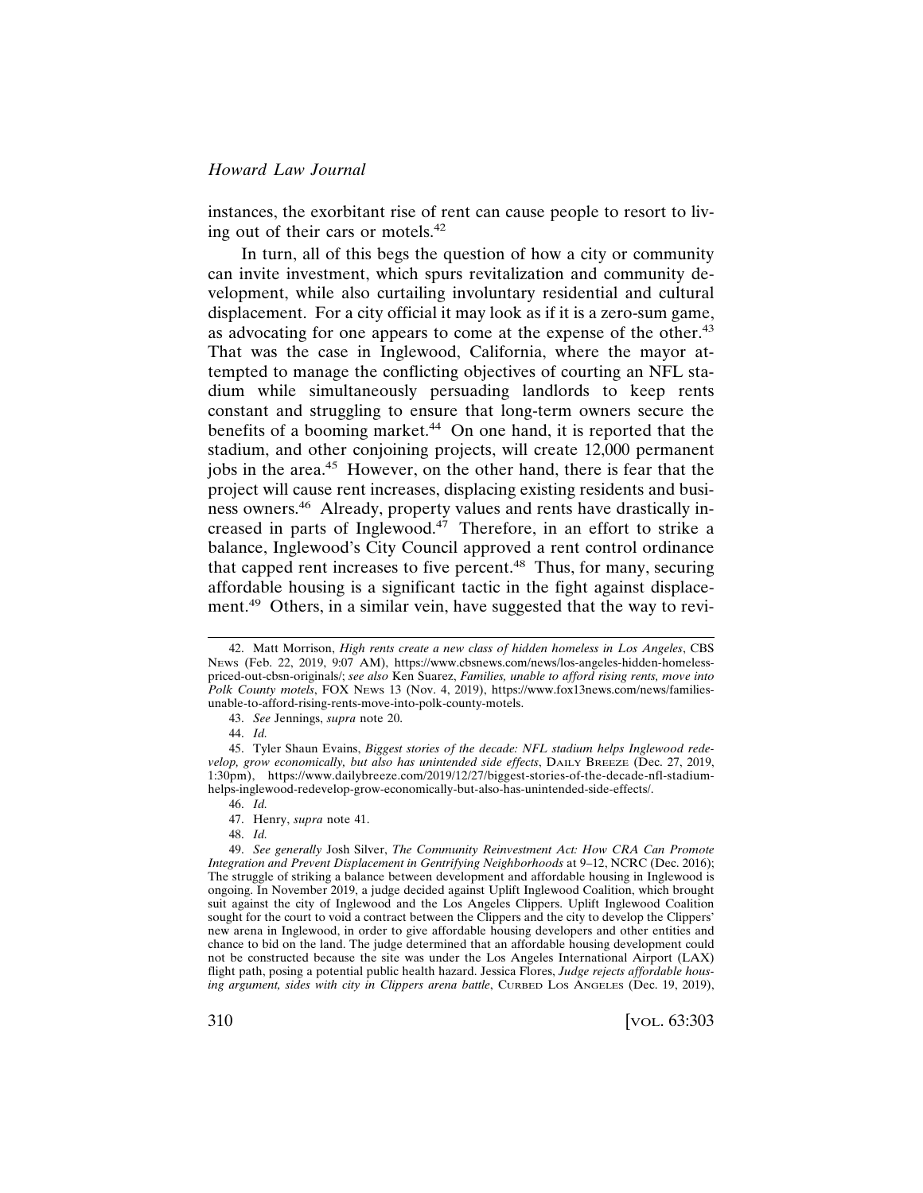instances, the exorbitant rise of rent can cause people to resort to living out of their cars or motels.[42]

In turn, all of this begs the question of how a city or community can invite investment, which spurs revitalization and community development, while also curtailing involuntary residential and cultural displacement. For a city official it may look as if it is a zero-sum game, as advocating for one appears to come at the expense of the other.[43] That was the case in Inglewood, California, where the mayor attempted to manage the conflicting objectives of courting an NFL stadium while simultaneously persuading landlords to keep rents constant and struggling to ensure that long-term owners secure the benefits of a booming market.[44] On one hand, it is reported that the stadium, and other conjoining projects, will create 12,000 permanent jobs in the area.[45] However, on the other hand, there is fear that the project will cause rent increases, displacing existing residents and business owners.[46] Already, property values and rents have drastically increased in parts of Inglewood.[47] Therefore, in an effort to strike a balance, Inglewood's City Council approved a rent control ordinance that capped rent increases to five percent.[48] Thus, for many, securing affordable housing is a significant tactic in the fight against displacement.[49] Others, in a similar vein, have suggested that the way to revi-

---

42. Matt Morrison, *High rents create a new class of hidden homeless in Los Angeles*, CBS NEWS (Feb. 22, 2019, 9:07 AM), https://www.cbsnews.com/news/los-angeles-hidden-homeless-priced-out-cbsn-originals/; *see also* Ken Suarez, *Families, unable to afford rising rents, move into Polk County motels*, FOX NEWS 13 (Nov. 4, 2019), https://www.fox13news.com/news/families-unable-to-afford-rising-rents-move-into-polk-county-motels.

43. *See* Jennings, *supra* note 20.

44. *Id.*

45. Tyler Shaun Evains, *Biggest stories of the decade: NFL stadium helps Inglewood redevelop, grow economically, but also has unintended side effects*, DAILY BREEZE (Dec. 27, 2019, 1:30pm), https://www.dailybreeze.com/2019/12/27/biggest-stories-of-the-decade-nfl-stadium-helps-inglewood-redevelop-grow-economically-but-also-has-unintended-side-effects/.

46. *Id.*

47. Henry, *supra* note 41.

48. *Id.*

49. *See generally* Josh Silver, *The Community Reinvestment Act: How CRA Can Promote Integration and Prevent Displacement in Gentrifying Neighborhoods* at 9–12, NCRC (Dec. 2016); The struggle of striking a balance between development and affordable housing in Inglewood is ongoing. In November 2019, a judge decided against Uplift Inglewood Coalition, which brought suit against the city of Inglewood and the Los Angeles Clippers. Uplift Inglewood Coalition sought for the court to void a contract between the Clippers and the city to develop the Clippers' new arena in Inglewood, in order to give affordable housing developers and other entities and chance to bid on the land. The judge determined that an affordable housing development could not be constructed because the site was under the Los Angeles International Airport (LAX) flight path, posing a potential public health hazard. Jessica Flores, *Judge rejects affordable housing argument, sides with city in Clippers arena battle*, CURBED LOS ANGELES (Dec. 19, 2019),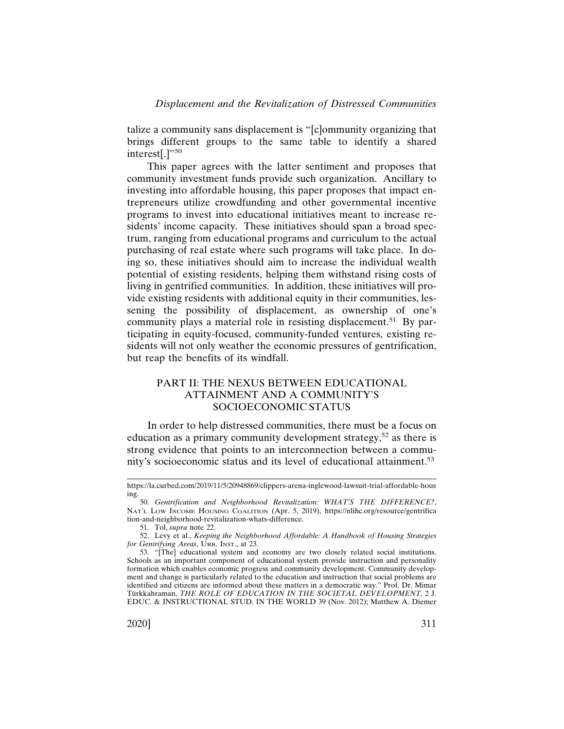talize a community sans displacement is "[c]ommunity organizing that brings different groups to the same table to identify a shared interest[.]"[50]

This paper agrees with the latter sentiment and proposes that community investment funds provide such organization. Ancillary to investing into affordable housing, this paper proposes that impact entrepreneurs utilize crowdfunding and other governmental incentive programs to invest into educational initiatives meant to increase residents' income capacity. These initiatives should span a broad spectrum, ranging from educational programs and curriculum to the actual purchasing of real estate where such programs will take place. In doing so, these initiatives should aim to increase the individual wealth potential of existing residents, helping them withstand rising costs of living in gentrified communities. In addition, these initiatives will provide existing residents with additional equity in their communities, lessening the possibility of displacement, as ownership of one's community plays a material role in resisting displacement.[51] By participating in equity-focused, community-funded ventures, existing residents will not only weather the economic pressures of gentrification, but reap the benefits of its windfall.

## PART II: THE NEXUS BETWEEN EDUCATIONAL ATTAINMENT AND A COMMUNITY'S SOCIOECONOMIC STATUS

In order to help distressed communities, there must be a focus on education as a primary community development strategy,[52] as there is strong evidence that points to an interconnection between a community's socioeconomic status and its level of educational attainment.[53]

---

https://la.curbed.com/2019/11/5/20948869/clippers-arena-inglewood-lawsuit-trial-affordable-housing.

50. *Gentrification and Neighborhood Revitalization: WHAT'S THE DIFFERENCE?*, NAT'L LOW INCOME HOUSING COALITION (Apr. 5, 2019), https://nlihc.org/resource/gentrification-and-neighborhood-revitalization-whats-difference.

51. Tol, *supra* note 22.

52. Levy et al., *Keeping the Neighborhood Affordable: A Handbook of Housing Strategies for Gentrifying Areas*, URB. INST., at 23.

53. "[The] educational system and economy are two closely related social institutions. Schools as an important component of educational system provide instruction and personality formation which enables economic progress and community development. Community development and change is particularly related to the education and instruction that social problems are identified and citizens are informed about these matters in a democratic way." Prof. Dr. Mimar Türkkahraman, *THE ROLE OF EDUCATION IN THE SOCIETAL DEVELOPMENT*, 2 J. EDUC. & INSTRUCTIONAL STUD. IN THE WORLD 39 (Nov. 2012); Matthew A. Diemer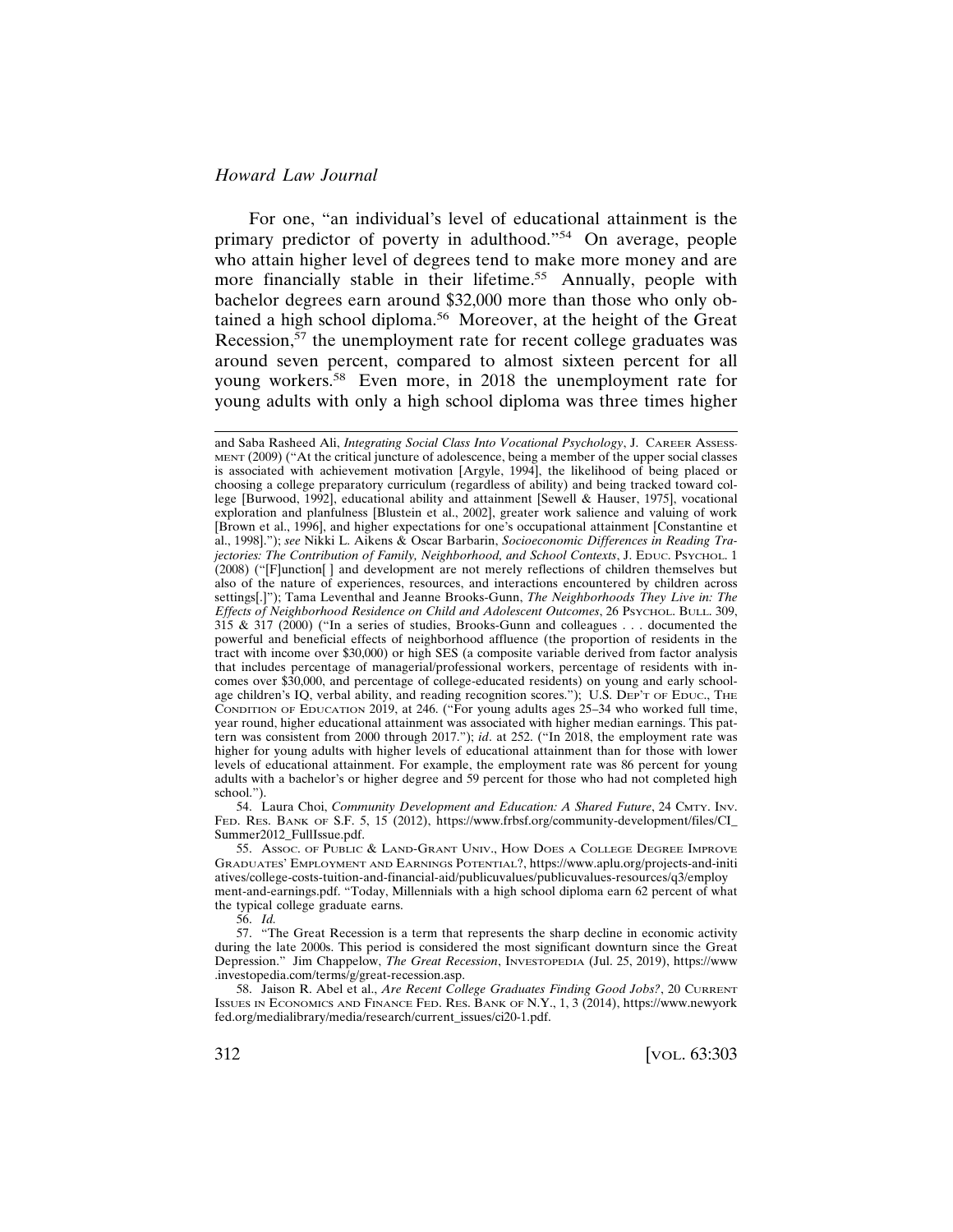For one, "an individual's level of educational attainment is the primary predictor of poverty in adulthood."[54] On average, people who attain higher level of degrees tend to make more money and are more financially stable in their lifetime.[55] Annually, people with bachelor degrees earn around $32,000 more than those who only obtained a high school diploma.[56] Moreover, at the height of the Great Recession,[57] the unemployment rate for recent college graduates was around seven percent, compared to almost sixteen percent for all young workers.[58] Even more, in 2018 the unemployment rate for young adults with only a high school diploma was three times higher

---

and Saba Rasheed Ali, *Integrating Social Class Into Vocational Psychology*, J. CAREER ASSESSMENT (2009) ("At the critical juncture of adolescence, being a member of the upper social classes is associated with achievement motivation [Argyle, 1994], the likelihood of being placed or choosing a college preparatory curriculum (regardless of ability) and being tracked toward college [Burwood, 1992], educational ability and attainment [Sewell & Hauser, 1975], vocational exploration and planfulness [Blustein et al., 2002], greater work salience and valuing of work [Brown et al., 1996], and higher expectations for one's occupational attainment [Constantine et al., 1998]."); *see* Nikki L. Aikens & Oscar Barbarin, *Socioeconomic Differences in Reading Trajectories: The Contribution of Family, Neighborhood, and School Contexts*, J. EDUC. PSYCHOL. 1 (2008) ("[F]unction[ ] and development are not merely reflections of children themselves but also of the nature of experiences, resources, and interactions encountered by children across settings[.]"); Tama Leventhal and Jeanne Brooks-Gunn, *The Neighborhoods They Live in: The Effects of Neighborhood Residence on Child and Adolescent Outcomes*, 26 PSYCHOL. BULL. 309, 315 & 317 (2000) ("In a series of studies, Brooks-Gunn and colleagues . . . documented the powerful and beneficial effects of neighborhood affluence (the proportion of residents in the tract with income over $30,000) or high SES (a composite variable derived from factor analysis that includes percentage of managerial/professional workers, percentage of residents with incomes over $30,000, and percentage of college-educated residents) on young and early school-age children's IQ, verbal ability, and reading recognition scores."); U.S. DEP'T OF EDUC., THE CONDITION OF EDUCATION 2019, at 246. ("For young adults ages 25–34 who worked full time, year round, higher educational attainment was associated with higher median earnings. This pattern was consistent from 2000 through 2017."); *id*. at 252. ("In 2018, the employment rate was higher for young adults with higher levels of educational attainment than for those with lower levels of educational attainment. For example, the employment rate was 86 percent for young adults with a bachelor's or higher degree and 59 percent for those who had not completed high school.").

54. Laura Choi, *Community Development and Education: A Shared Future*, 24 CMTY. INV. FED. RES. BANK OF S.F. 5, 15 (2012), https://www.frbsf.org/community-development/files/CI_Summer2012_FullIssue.pdf.

55. ASSOC. OF PUBLIC & LAND-GRANT UNIV., HOW DOES A COLLEGE DEGREE IMPROVE GRADUATES' EMPLOYMENT AND EARNINGS POTENTIAL?, https://www.aplu.org/projects-and-initiatives/college-costs-tuition-and-financial-aid/publicuvalues/publicuvalues-resources/q3/employment-and-earnings.pdf. "Today, Millennials with a high school diploma earn 62 percent of what the typical college graduate earns.

56. *Id.*

57. "The Great Recession is a term that represents the sharp decline in economic activity during the late 2000s. This period is considered the most significant downturn since the Great Depression." Jim Chappelow, *The Great Recession*, INVESTOPEDIA (Jul. 25, 2019), https://www.investopedia.com/terms/g/great-recession.asp.

58. Jaison R. Abel et al., *Are Recent College Graduates Finding Good Jobs?*, 20 CURRENT ISSUES IN ECONOMICS AND FINANCE FED. RES. BANK OF N.Y., 1, 3 (2014), https://www.newyorkfed.org/medialibrary/media/research/current_issues/ci20-1.pdf.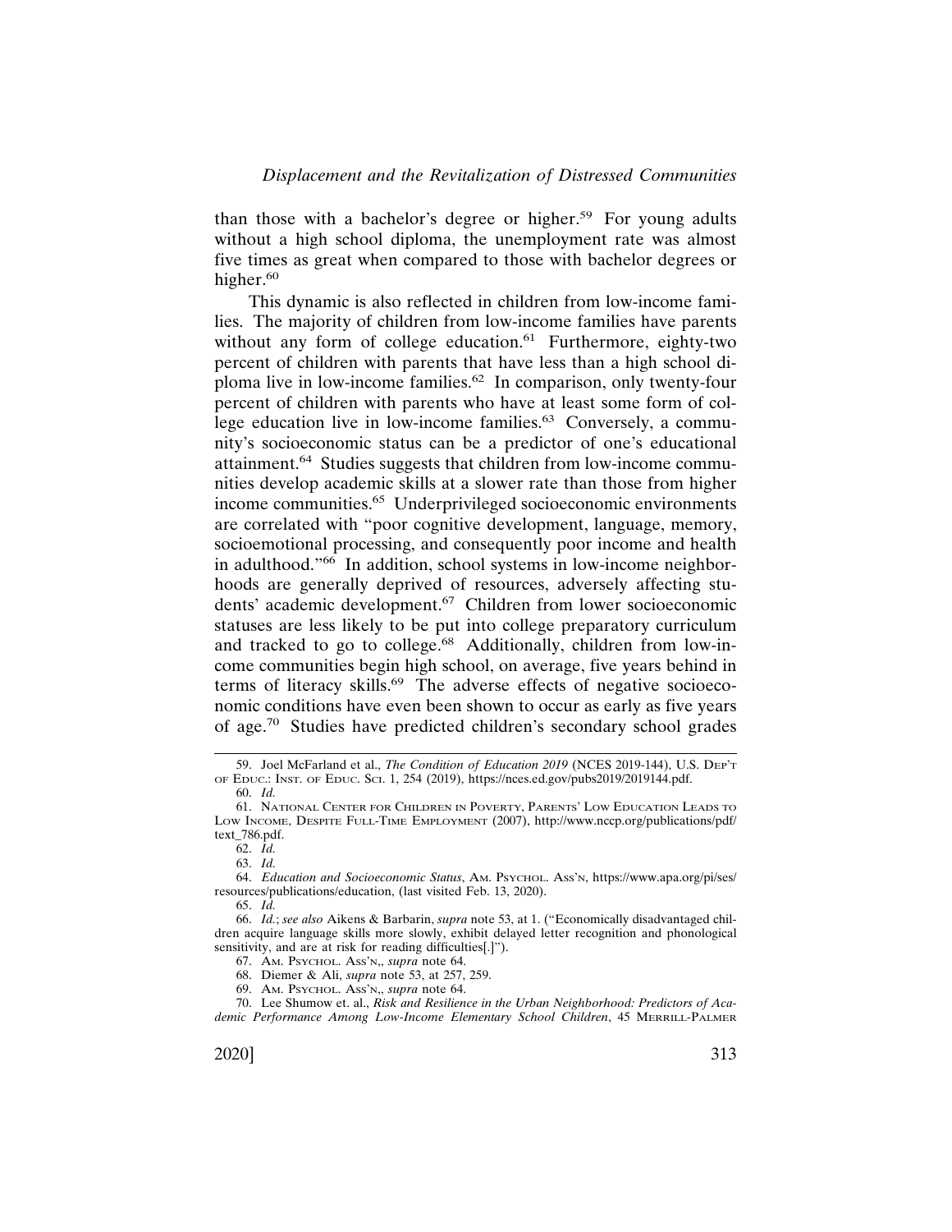than those with a bachelor's degree or higher.[59] For young adults without a high school diploma, the unemployment rate was almost five times as great when compared to those with bachelor degrees or higher.[60]

This dynamic is also reflected in children from low-income families. The majority of children from low-income families have parents without any form of college education.[61] Furthermore, eighty-two percent of children with parents that have less than a high school diploma live in low-income families.[62] In comparison, only twenty-four percent of children with parents who have at least some form of college education live in low-income families.[63] Conversely, a community's socioeconomic status can be a predictor of one's educational attainment.[64] Studies suggests that children from low-income communities develop academic skills at a slower rate than those from higher income communities.[65] Underprivileged socioeconomic environments are correlated with "poor cognitive development, language, memory, socioemotional processing, and consequently poor income and health in adulthood."[66] In addition, school systems in low-income neighborhoods are generally deprived of resources, adversely affecting students' academic development.[67] Children from lower socioeconomic statuses are less likely to be put into college preparatory curriculum and tracked to go to college.[68] Additionally, children from low-income communities begin high school, on average, five years behind in terms of literacy skills.[69] The adverse effects of negative socioeconomic conditions have even been shown to occur as early as five years of age.[70] Studies have predicted children's secondary school grades

---

59. Joel McFarland et al., *The Condition of Education 2019* (NCES 2019-144), U.S. Dep't of Educ.: Inst. of Educ. Sci. 1, 254 (2019), https://nces.ed.gov/pubs2019/2019144.pdf.

60. *Id.*

61. National Center for Children in Poverty, Parents' Low Education Leads to Low Income, Despite Full-Time Employment (2007), http://www.nccp.org/publications/pdf/text_786.pdf.

62. *Id.*

63. *Id.*

64. *Education and Socioeconomic Status*, Am. Psychol. Ass'n, https://www.apa.org/pi/ses/resources/publications/education, (last visited Feb. 13, 2020).

65. *Id.*

66. *Id.*; *see also* Aikens & Barbarin, *supra* note 53, at 1. ("Economically disadvantaged children acquire language skills more slowly, exhibit delayed letter recognition and phonological sensitivity, and are at risk for reading difficulties[.]").

67. Am. Psychol. Ass'n,, *supra* note 64.

68. Diemer & Ali, *supra* note 53, at 257, 259.

69. Am. Psychol. Ass'n,, *supra* note 64.

70. Lee Shumow et. al., *Risk and Resilience in the Urban Neighborhood: Predictors of Academic Performance Among Low-Income Elementary School Children*, 45 Merrill-Palmer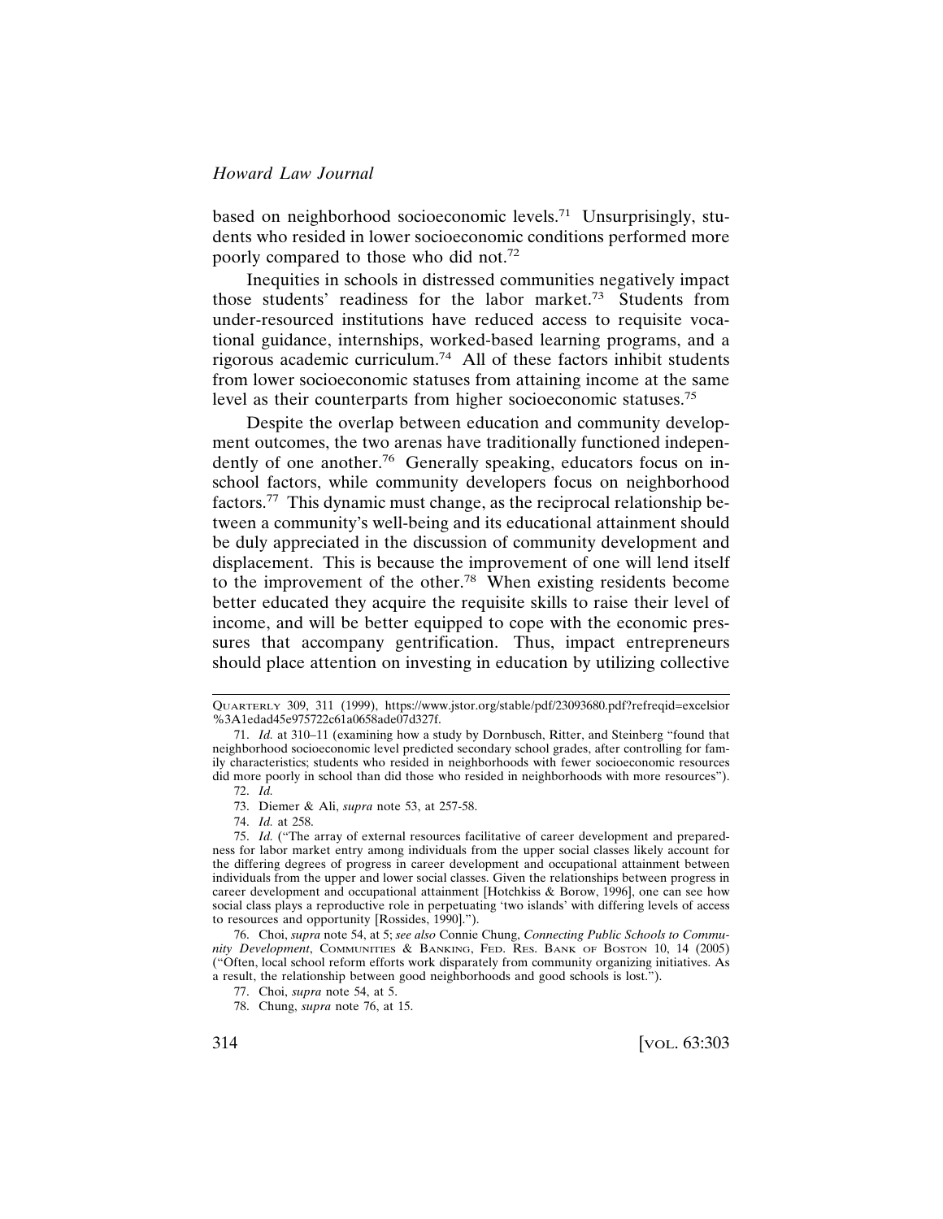based on neighborhood socioeconomic levels.[71] Unsurprisingly, students who resided in lower socioeconomic conditions performed more poorly compared to those who did not.[72]

Inequities in schools in distressed communities negatively impact those students' readiness for the labor market.[73] Students from under-resourced institutions have reduced access to requisite vocational guidance, internships, worked-based learning programs, and a rigorous academic curriculum.[74] All of these factors inhibit students from lower socioeconomic statuses from attaining income at the same level as their counterparts from higher socioeconomic statuses.[75]

Despite the overlap between education and community development outcomes, the two arenas have traditionally functioned independently of one another.[76] Generally speaking, educators focus on in-school factors, while community developers focus on neighborhood factors.[77] This dynamic must change, as the reciprocal relationship between a community's well-being and its educational attainment should be duly appreciated in the discussion of community development and displacement. This is because the improvement of one will lend itself to the improvement of the other.[78] When existing residents become better educated they acquire the requisite skills to raise their level of income, and will be better equipped to cope with the economic pressures that accompany gentrification. Thus, impact entrepreneurs should place attention on investing in education by utilizing collective

---

QUARTERLY 309, 311 (1999), https://www.jstor.org/stable/pdf/23093680.pdf?refreqid=excelsior%3A1edad45e975722c61a0658ade07d327f.

71. *Id.* at 310–11 (examining how a study by Dornbusch, Ritter, and Steinberg "found that neighborhood socioeconomic level predicted secondary school grades, after controlling for family characteristics; students who resided in neighborhoods with fewer socioeconomic resources did more poorly in school than did those who resided in neighborhoods with more resources").

72. *Id.*

73. Diemer & Ali, *supra* note 53, at 257-58.

74. *Id.* at 258.

75. *Id.* ("The array of external resources facilitative of career development and preparedness for labor market entry among individuals from the upper social classes likely account for the differing degrees of progress in career development and occupational attainment between individuals from the upper and lower social classes. Given the relationships between progress in career development and occupational attainment [Hotchkiss & Borow, 1996], one can see how social class plays a reproductive role in perpetuating 'two islands' with differing levels of access to resources and opportunity [Rossides, 1990].").

76. Choi, *supra* note 54, at 5; *see also* Connie Chung, *Connecting Public Schools to Community Development*, COMMUNITIES & BANKING, FED. RES. BANK OF BOSTON 10, 14 (2005) ("Often, local school reform efforts work disparately from community organizing initiatives. As a result, the relationship between good neighborhoods and good schools is lost.").

77. Choi, *supra* note 54, at 5.

78. Chung, *supra* note 76, at 15.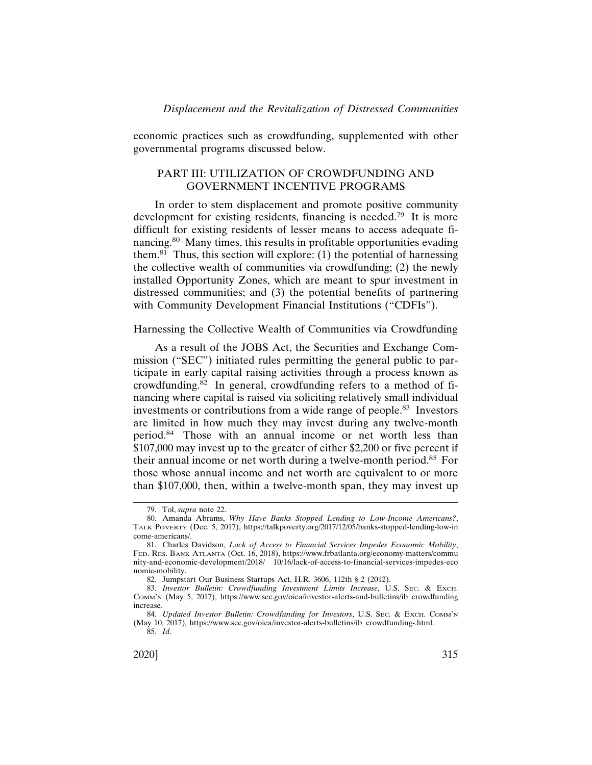economic practices such as crowdfunding, supplemented with other governmental programs discussed below.

## PART III: UTILIZATION OF CROWDFUNDING AND GOVERNMENT INCENTIVE PROGRAMS

In order to stem displacement and promote positive community development for existing residents, financing is needed.[79] It is more difficult for existing residents of lesser means to access adequate financing.[80] Many times, this results in profitable opportunities evading them.[81] Thus, this section will explore: (1) the potential of harnessing the collective wealth of communities via crowdfunding; (2) the newly installed Opportunity Zones, which are meant to spur investment in distressed communities; and (3) the potential benefits of partnering with Community Development Financial Institutions ("CDFIs").

### Harnessing the Collective Wealth of Communities via Crowdfunding

As a result of the JOBS Act, the Securities and Exchange Commission ("SEC") initiated rules permitting the general public to participate in early capital raising activities through a process known as crowdfunding.[82] In general, crowdfunding refers to a method of financing where capital is raised via soliciting relatively small individual investments or contributions from a wide range of people.[83] Investors are limited in how much they may invest during any twelve-month period.[84] Those with an annual income or net worth less than $107,000 may invest up to the greater of either $2,200 or five percent if their annual income or net worth during a twelve-month period.[85] For those whose annual income and net worth are equivalent to or more than $107,000, then, within a twelve-month span, they may invest up

---

79. Tol, *supra* note 22.

80. Amanda Abrams, *Why Have Banks Stopped Lending to Low-Income Americans?*, TALK POVERTY (Dec. 5, 2017), https://talkpoverty.org/2017/12/05/banks-stopped-lending-low-income-americans/.

81. Charles Davidson, *Lack of Access to Financial Services Impedes Economic Mobility*, FED. RES. BANK ATLANTA (Oct. 16, 2018), https://www.frbatlanta.org/economy-matters/community-and-economic-development/2018/ 10/16/lack-of-access-to-financial-services-impedes-economic-mobility.

82. Jumpstart Our Business Startups Act, H.R. 3606, 112th § 2 (2012).

83. *Investor Bulletin: Crowdfunding Investment Limits Increase*, U.S. SEC. & EXCH. COMM'N (May 5, 2017), https://www.sec.gov/oiea/investor-alerts-and-bulletins/ib_crowdfunding increase.

84. *Updated Investor Bulletin: Crowdfunding for Investors*, U.S. SEC. & EXCH. COMM'N (May 10, 2017), https://www.sec.gov/oiea/investor-alerts-bulletins/ib_crowdfunding-.html.

85. *Id.*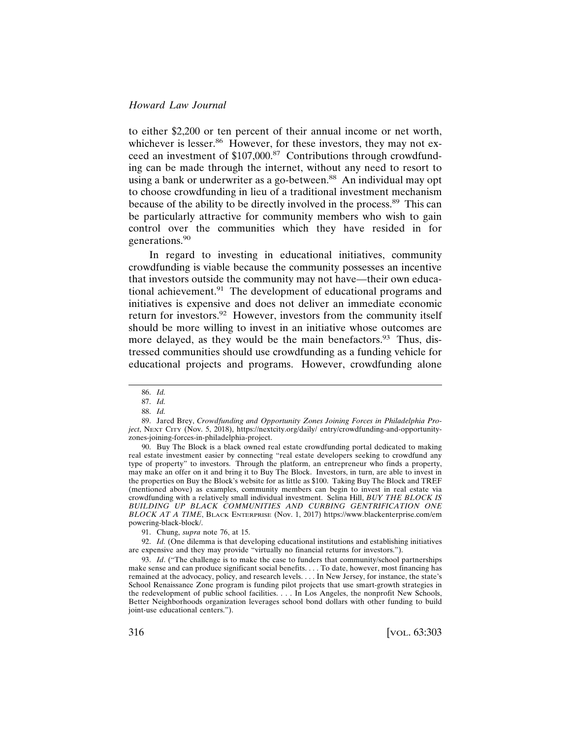to either $2,200 or ten percent of their annual income or net worth, whichever is lesser.[86] However, for these investors, they may not exceed an investment of $107,000.[87] Contributions through crowdfunding can be made through the internet, without any need to resort to using a bank or underwriter as a go-between.[88] An individual may opt to choose crowdfunding in lieu of a traditional investment mechanism because of the ability to be directly involved in the process.[89] This can be particularly attractive for community members who wish to gain control over the communities which they have resided in for generations.[90]

In regard to investing in educational initiatives, community crowdfunding is viable because the community possesses an incentive that investors outside the community may not have—their own educational achievement.[91] The development of educational programs and initiatives is expensive and does not deliver an immediate economic return for investors.[92] However, investors from the community itself should be more willing to invest in an initiative whose outcomes are more delayed, as they would be the main benefactors.[93] Thus, distressed communities should use crowdfunding as a funding vehicle for educational projects and programs. However, crowdfunding alone

---

86. *Id.*

87. *Id.*

88. *Id.*

89. Jared Brey, *Crowdfunding and Opportunity Zones Joining Forces in Philadelphia Project*, NEXT CITY (Nov. 5, 2018), https://nextcity.org/daily/ entry/crowdfunding-and-opportunity-zones-joining-forces-in-philadelphia-project.

90. Buy The Block is a black owned real estate crowdfunding portal dedicated to making real estate investment easier by connecting "real estate developers seeking to crowdfund any type of property" to investors. Through the platform, an entrepreneur who finds a property, may make an offer on it and bring it to Buy The Block. Investors, in turn, are able to invest in the properties on Buy the Block's website for as little as $100. Taking Buy The Block and TREF (mentioned above) as examples, community members can begin to invest in real estate via crowdfunding with a relatively small individual investment. Selina Hill, *BUY THE BLOCK IS BUILDING UP BLACK COMMUNITIES AND CURBING GENTRIFICATION ONE BLOCK AT A TIME*, BLACK ENTERPRISE (Nov. 1, 2017) https://www.blackenterprise.com/empowering-black-block/.

91. Chung, *supra* note 76, at 15.

92. *Id.* (One dilemma is that developing educational institutions and establishing initiatives are expensive and they may provide "virtually no financial returns for investors.").

93. *Id*. ("The challenge is to make the case to funders that community/school partnerships make sense and can produce significant social benefits. . . . To date, however, most financing has remained at the advocacy, policy, and research levels. . . . In New Jersey, for instance, the state's School Renaissance Zone program is funding pilot projects that use smart-growth strategies in the redevelopment of public school facilities. . . . In Los Angeles, the nonprofit New Schools, Better Neighborhoods organization leverages school bond dollars with other funding to build joint-use educational centers.").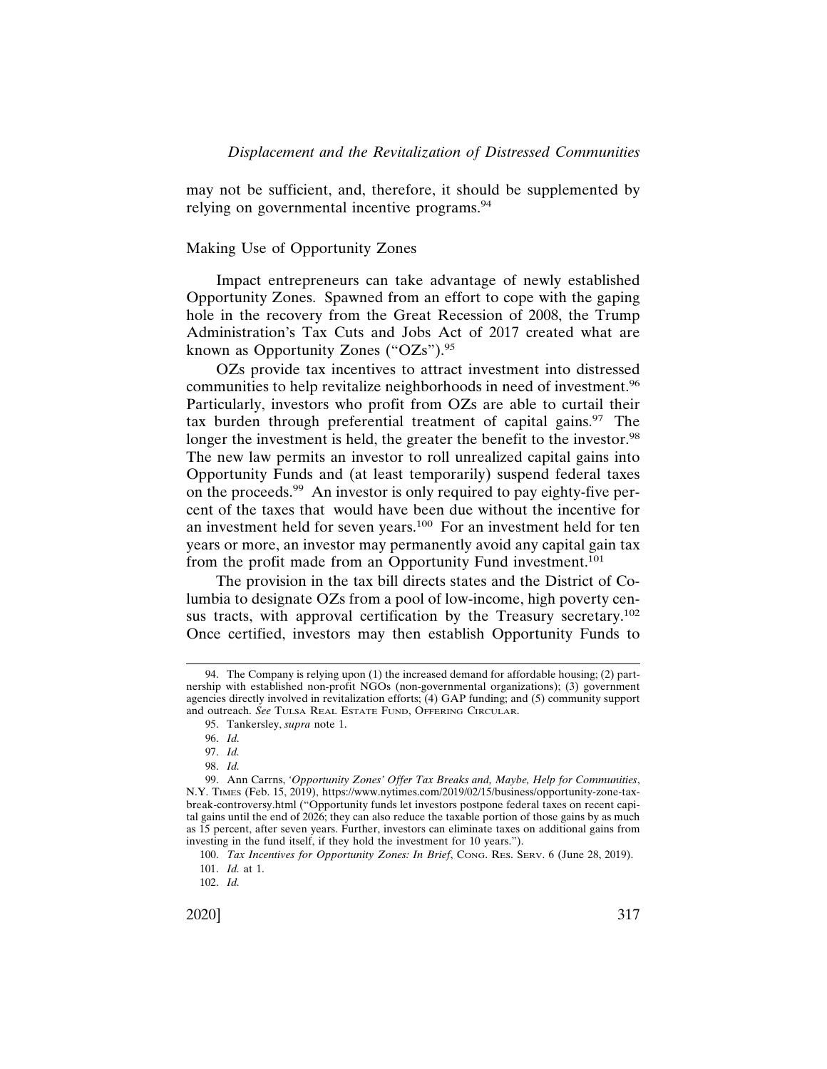may not be sufficient, and, therefore, it should be supplemented by relying on governmental incentive programs.[94]

## Making Use of Opportunity Zones

Impact entrepreneurs can take advantage of newly established Opportunity Zones. Spawned from an effort to cope with the gaping hole in the recovery from the Great Recession of 2008, the Trump Administration's Tax Cuts and Jobs Act of 2017 created what are known as Opportunity Zones ("OZs").[95]

OZs provide tax incentives to attract investment into distressed communities to help revitalize neighborhoods in need of investment.[96] Particularly, investors who profit from OZs are able to curtail their tax burden through preferential treatment of capital gains.[97] The longer the investment is held, the greater the benefit to the investor.[98] The new law permits an investor to roll unrealized capital gains into Opportunity Funds and (at least temporarily) suspend federal taxes on the proceeds.[99] An investor is only required to pay eighty-five percent of the taxes that would have been due without the incentive for an investment held for seven years.[100] For an investment held for ten years or more, an investor may permanently avoid any capital gain tax from the profit made from an Opportunity Fund investment.[101]

The provision in the tax bill directs states and the District of Columbia to designate OZs from a pool of low-income, high poverty census tracts, with approval certification by the Treasury secretary.[102] Once certified, investors may then establish Opportunity Funds to

---

94. The Company is relying upon (1) the increased demand for affordable housing; (2) partnership with established non-profit NGOs (non-governmental organizations); (3) government agencies directly involved in revitalization efforts; (4) GAP funding; and (5) community support and outreach. *See* Tulsa Real Estate Fund, Offering Circular.

95. Tankersley, *supra* note 1.

96. *Id.*

97. *Id.*

98. *Id.*

99. Ann Carrns, *'Opportunity Zones' Offer Tax Breaks and, Maybe, Help for Communities*, N.Y. Times (Feb. 15, 2019), https://www.nytimes.com/2019/02/15/business/opportunity-zone-tax-break-controversy.html ("Opportunity funds let investors postpone federal taxes on recent capital gains until the end of 2026; they can also reduce the taxable portion of those gains by as much as 15 percent, after seven years. Further, investors can eliminate taxes on additional gains from investing in the fund itself, if they hold the investment for 10 years.").

100. *Tax Incentives for Opportunity Zones: In Brief*, Cong. Res. Serv. 6 (June 28, 2019).

101. *Id.* at 1.

102. *Id.*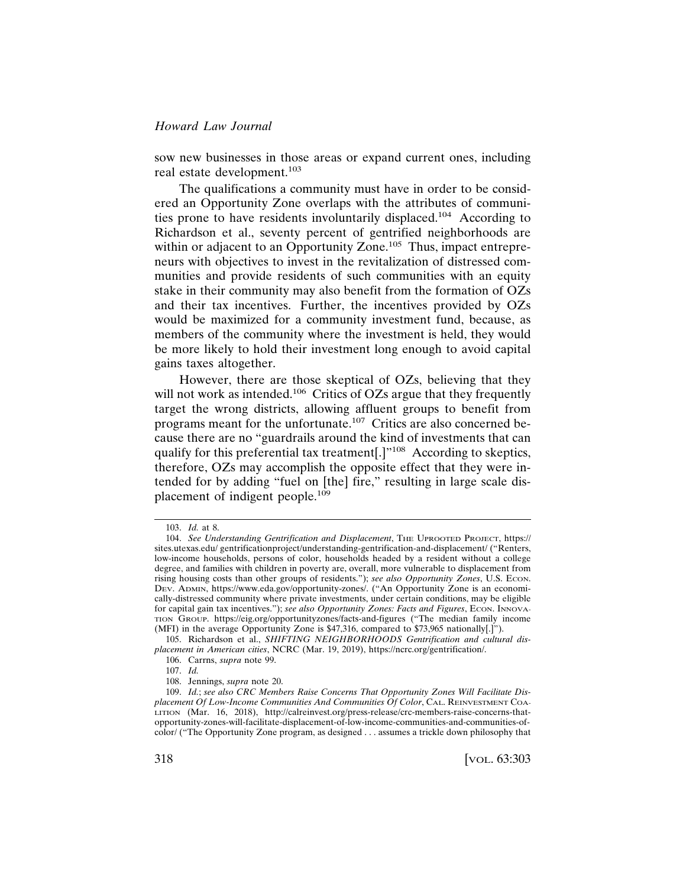sow new businesses in those areas or expand current ones, including real estate development.[103]

The qualifications a community must have in order to be considered an Opportunity Zone overlaps with the attributes of communities prone to have residents involuntarily displaced.[104] According to Richardson et al., seventy percent of gentrified neighborhoods are within or adjacent to an Opportunity Zone.[105] Thus, impact entrepreneurs with objectives to invest in the revitalization of distressed communities and provide residents of such communities with an equity stake in their community may also benefit from the formation of OZs and their tax incentives. Further, the incentives provided by OZs would be maximized for a community investment fund, because, as members of the community where the investment is held, they would be more likely to hold their investment long enough to avoid capital gains taxes altogether.

However, there are those skeptical of OZs, believing that they will not work as intended.[106] Critics of OZs argue that they frequently target the wrong districts, allowing affluent groups to benefit from programs meant for the unfortunate.[107] Critics are also concerned because there are no "guardrails around the kind of investments that can qualify for this preferential tax treatment[.]"[108] According to skeptics, therefore, OZs may accomplish the opposite effect that they were intended for by adding "fuel on [the] fire," resulting in large scale displacement of indigent people.[109]

---

103. *Id.* at 8.

104. *See Understanding Gentrification and Displacement*, THE UPROOTED PROJECT, https://sites.utexas.edu/ gentrificationproject/understanding-gentrification-and-displacement/ ("Renters, low-income households, persons of color, households headed by a resident without a college degree, and families with children in poverty are, overall, more vulnerable to displacement from rising housing costs than other groups of residents."); *see also Opportunity Zones*, U.S. ECON. DEV. ADMIN, https://www.eda.gov/opportunity-zones/. ("An Opportunity Zone is an economically-distressed community where private investments, under certain conditions, may be eligible for capital gain tax incentives."); *see also Opportunity Zones: Facts and Figures*, ECON. INNOVATION GROUP. https://eig.org/opportunityzones/facts-and-figures ("The median family income (MFI) in the average Opportunity Zone is $47,316, compared to $73,965 nationally[.]").

105. Richardson et al., *SHIFTING NEIGHBORHOODS Gentrification and cultural displacement in American cities*, NCRC (Mar. 19, 2019), https://ncrc.org/gentrification/.

106. Carrns, *supra* note 99.

107. *Id.*

108. Jennings, *supra* note 20.

109. *Id.*; *see also CRC Members Raise Concerns That Opportunity Zones Will Facilitate Displacement Of Low-Income Communities And Communities Of Color*, CAL. REINVESTMENT COALITION (Mar. 16, 2018), http://calreinvest.org/press-release/crc-members-raise-concerns-that-opportunity-zones-will-facilitate-displacement-of-low-income-communities-and-communities-of-color/ ("The Opportunity Zone program, as designed . . . assumes a trickle down philosophy that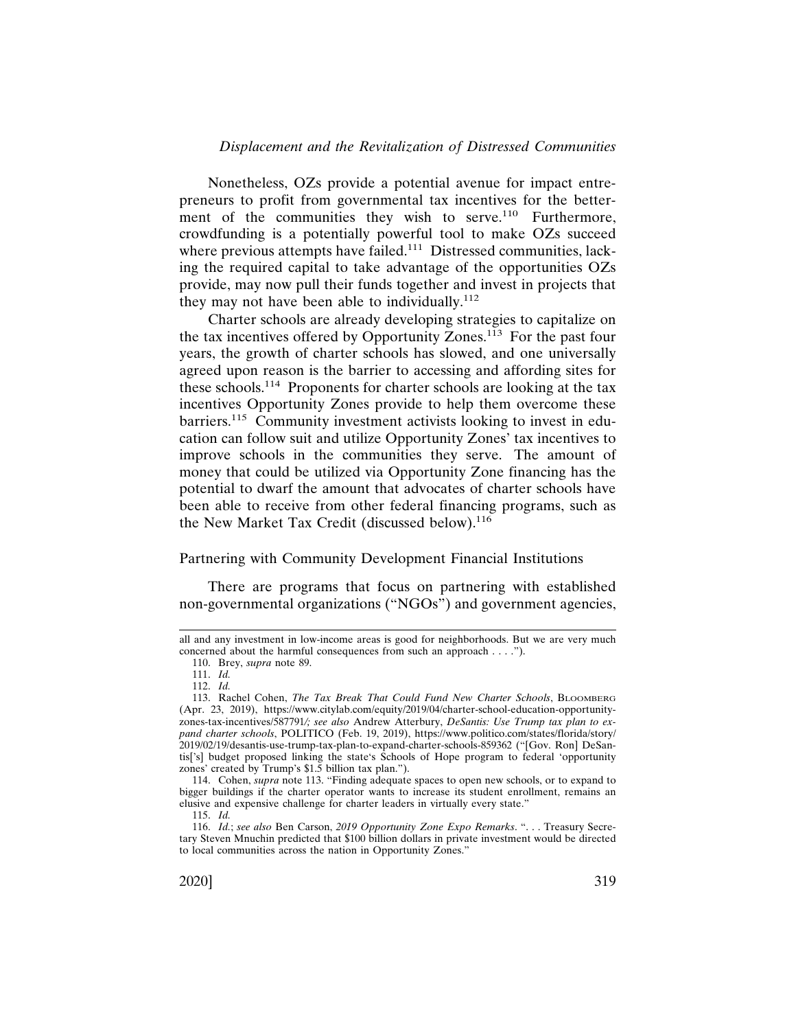Nonetheless, OZs provide a potential avenue for impact entrepreneurs to profit from governmental tax incentives for the betterment of the communities they wish to serve.[110] Furthermore, crowdfunding is a potentially powerful tool to make OZs succeed where previous attempts have failed.[111] Distressed communities, lacking the required capital to take advantage of the opportunities OZs provide, may now pull their funds together and invest in projects that they may not have been able to individually.[112]

Charter schools are already developing strategies to capitalize on the tax incentives offered by Opportunity Zones.[113] For the past four years, the growth of charter schools has slowed, and one universally agreed upon reason is the barrier to accessing and affording sites for these schools.[114] Proponents for charter schools are looking at the tax incentives Opportunity Zones provide to help them overcome these barriers.[115] Community investment activists looking to invest in education can follow suit and utilize Opportunity Zones' tax incentives to improve schools in the communities they serve. The amount of money that could be utilized via Opportunity Zone financing has the potential to dwarf the amount that advocates of charter schools have been able to receive from other federal financing programs, such as the New Market Tax Credit (discussed below).[116]

## Partnering with Community Development Financial Institutions

There are programs that focus on partnering with established non-governmental organizations ("NGOs") and government agencies,

---

all and any investment in low-income areas is good for neighborhoods. But we are very much concerned about the harmful consequences from such an approach . . . .").

110. Brey, *supra* note 89.

111. *Id.*

112. *Id.*

113. Rachel Cohen, *The Tax Break That Could Fund New Charter Schools*, BLOOMBERG (Apr. 23, 2019), https://www.citylab.com/equity/2019/04/charter-school-education-opportunity-zones-tax-incentives/587791/; *see also* Andrew Atterbury, *DeSantis: Use Trump tax plan to expand charter schools*, POLITICO (Feb. 19, 2019), https://www.politico.com/states/florida/story/2019/02/19/desantis-use-trump-tax-plan-to-expand-charter-schools-859362 ("[Gov. Ron] DeSantis['s] budget proposed linking the state's Schools of Hope program to federal 'opportunity zones' created by Trump's $1.5 billion tax plan.").

114. Cohen, *supra* note 113. "Finding adequate spaces to open new schools, or to expand to bigger buildings if the charter operator wants to increase its student enrollment, remains an elusive and expensive challenge for charter leaders in virtually every state."

115. *Id.*

116. *Id.*; *see also* Ben Carson, *2019 Opportunity Zone Expo Remarks*. ". . . Treasury Secretary Steven Mnuchin predicted that $100 billion dollars in private investment would be directed to local communities across the nation in Opportunity Zones."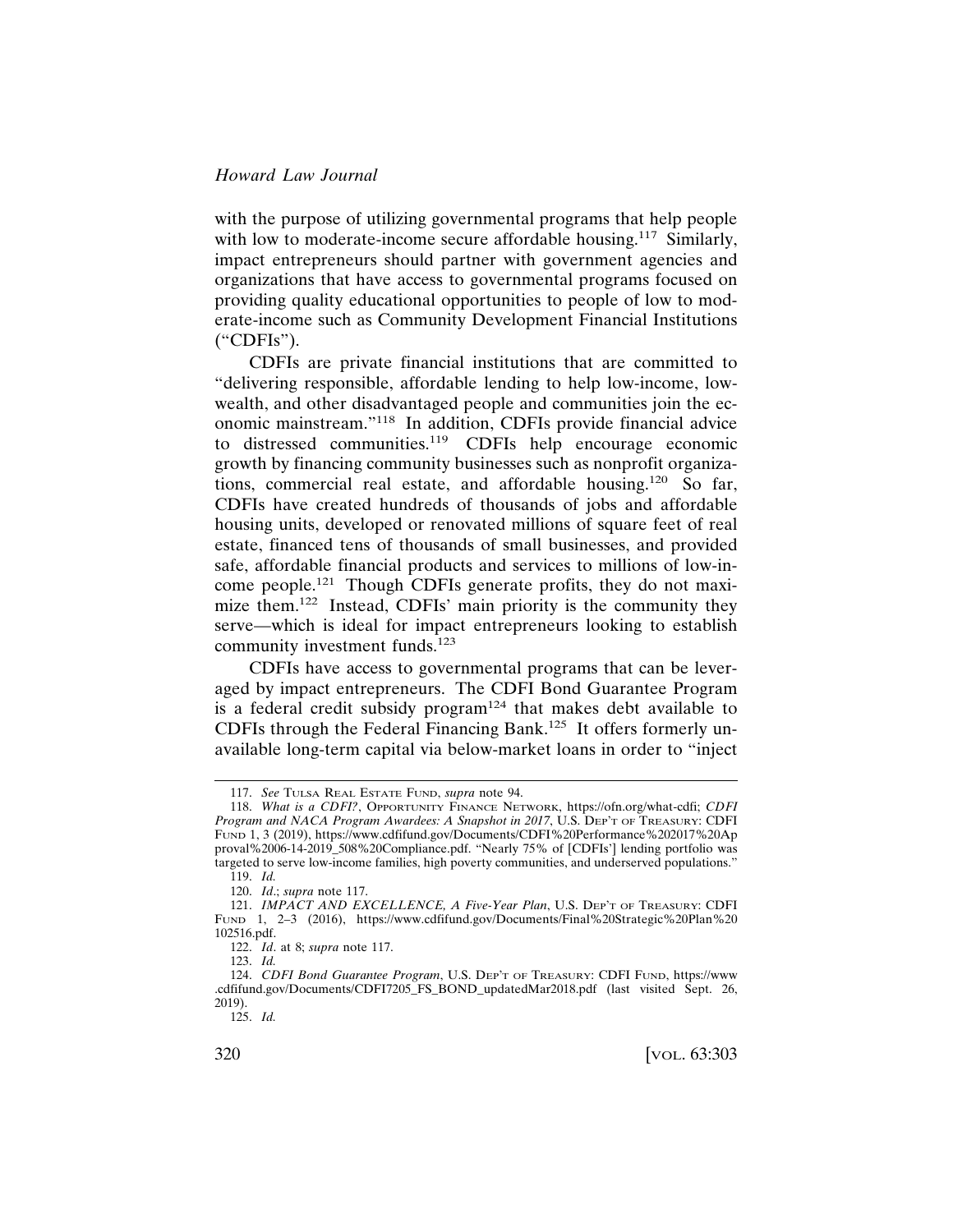with the purpose of utilizing governmental programs that help people with low to moderate-income secure affordable housing.[117] Similarly, impact entrepreneurs should partner with government agencies and organizations that have access to governmental programs focused on providing quality educational opportunities to people of low to moderate-income such as Community Development Financial Institutions ("CDFIs").

CDFIs are private financial institutions that are committed to "delivering responsible, affordable lending to help low-income, low-wealth, and other disadvantaged people and communities join the economic mainstream."[118] In addition, CDFIs provide financial advice to distressed communities.[119] CDFIs help encourage economic growth by financing community businesses such as nonprofit organizations, commercial real estate, and affordable housing.[120] So far, CDFIs have created hundreds of thousands of jobs and affordable housing units, developed or renovated millions of square feet of real estate, financed tens of thousands of small businesses, and provided safe, affordable financial products and services to millions of low-income people.[121] Though CDFIs generate profits, they do not maximize them.[122] Instead, CDFIs' main priority is the community they serve—which is ideal for impact entrepreneurs looking to establish community investment funds.[123]

CDFIs have access to governmental programs that can be leveraged by impact entrepreneurs. The CDFI Bond Guarantee Program is a federal credit subsidy program[124] that makes debt available to CDFIs through the Federal Financing Bank.[125] It offers formerly unavailable long-term capital via below-market loans in order to "inject

---

117. *See* Tulsa Real Estate Fund, *supra* note 94.

118. *What is a CDFI?*, Opportunity Finance Network, https://ofn.org/what-cdfi; *CDFI Program and NACA Program Awardees: A Snapshot in 2017*, U.S. Dep't of Treasury: CDFI Fund 1, 3 (2019), https://www.cdfifund.gov/Documents/CDFI%20Performance%202017%20Approval%2006-14-2019_508%20Compliance.pdf. "Nearly 75% of [CDFIs'] lending portfolio was targeted to serve low-income families, high poverty communities, and underserved populations."

119. *Id.*

120. *Id.*; *supra* note 117.

121. *IMPACT AND EXCELLENCE, A Five-Year Plan*, U.S. Dep't of Treasury: CDFI Fund 1, 2–3 (2016), https://www.cdfifund.gov/Documents/Final%20Strategic%20Plan%20102516.pdf.

122. *Id*. at 8; *supra* note 117.

123. *Id.*

124. *CDFI Bond Guarantee Program*, U.S. Dep't of Treasury: CDFI Fund, https://www.cdfifund.gov/Documents/CDFI7205_FS_BOND_updatedMar2018.pdf (last visited Sept. 26, 2019).

125. *Id.*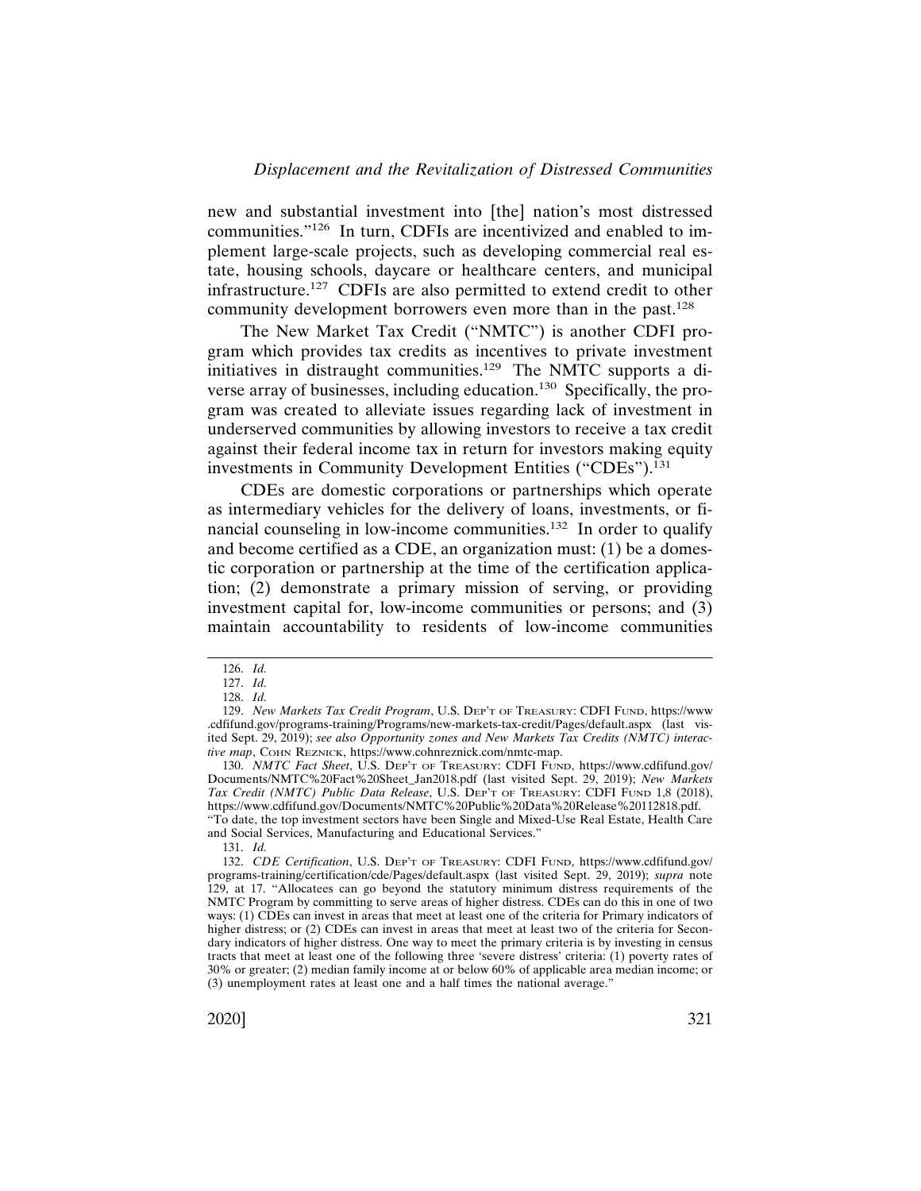new and substantial investment into [the] nation's most distressed communities."[126] In turn, CDFIs are incentivized and enabled to implement large-scale projects, such as developing commercial real estate, housing schools, daycare or healthcare centers, and municipal infrastructure.[127] CDFIs are also permitted to extend credit to other community development borrowers even more than in the past.[128]

The New Market Tax Credit ("NMTC") is another CDFI program which provides tax credits as incentives to private investment initiatives in distraught communities.[129] The NMTC supports a diverse array of businesses, including education.[130] Specifically, the program was created to alleviate issues regarding lack of investment in underserved communities by allowing investors to receive a tax credit against their federal income tax in return for investors making equity investments in Community Development Entities ("CDEs").[131]

CDEs are domestic corporations or partnerships which operate as intermediary vehicles for the delivery of loans, investments, or financial counseling in low-income communities.[132] In order to qualify and become certified as a CDE, an organization must: (1) be a domestic corporation or partnership at the time of the certification application; (2) demonstrate a primary mission of serving, or providing investment capital for, low-income communities or persons; and (3) maintain accountability to residents of low-income communities

---

126. *Id.*

127. *Id.*

128. *Id.*

129. *New Markets Tax Credit Program*, U.S. Dep't of Treasury: CDFI Fund, https://www.cdfifund.gov/programs-training/Programs/new-markets-tax-credit/Pages/default.aspx (last visited Sept. 29, 2019); *see also Opportunity zones and New Markets Tax Credits (NMTC) interactive map*, Cohn Reznick, https://www.cohnreznick.com/nmtc-map.

130. *NMTC Fact Sheet*, U.S. Dep't of Treasury: CDFI Fund, https://www.cdfifund.gov/Documents/NMTC%20Fact%20Sheet_Jan2018.pdf (last visited Sept. 29, 2019); *New Markets Tax Credit (NMTC) Public Data Release*, U.S. Dep't of Treasury: CDFI Fund 1,8 (2018), https://www.cdfifund.gov/Documents/NMTC%20Public%20Data%20Release%20112818.pdf. "To date, the top investment sectors have been Single and Mixed-Use Real Estate, Health Care and Social Services, Manufacturing and Educational Services."

131. *Id.*

132. *CDE Certification*, U.S. Dep't of Treasury: CDFI Fund, https://www.cdfifund.gov/programs-training/certification/cde/Pages/default.aspx (last visited Sept. 29, 2019); *supra* note 129, at 17. "Allocatees can go beyond the statutory minimum distress requirements of the NMTC Program by committing to serve areas of higher distress. CDEs can do this in one of two ways: (1) CDEs can invest in areas that meet at least one of the criteria for Primary indicators of higher distress; or (2) CDEs can invest in areas that meet at least two of the criteria for Secondary indicators of higher distress. One way to meet the primary criteria is by investing in census tracts that meet at least one of the following three 'severe distress' criteria: (1) poverty rates of 30% or greater; (2) median family income at or below 60% of applicable area median income; or (3) unemployment rates at least one and a half times the national average."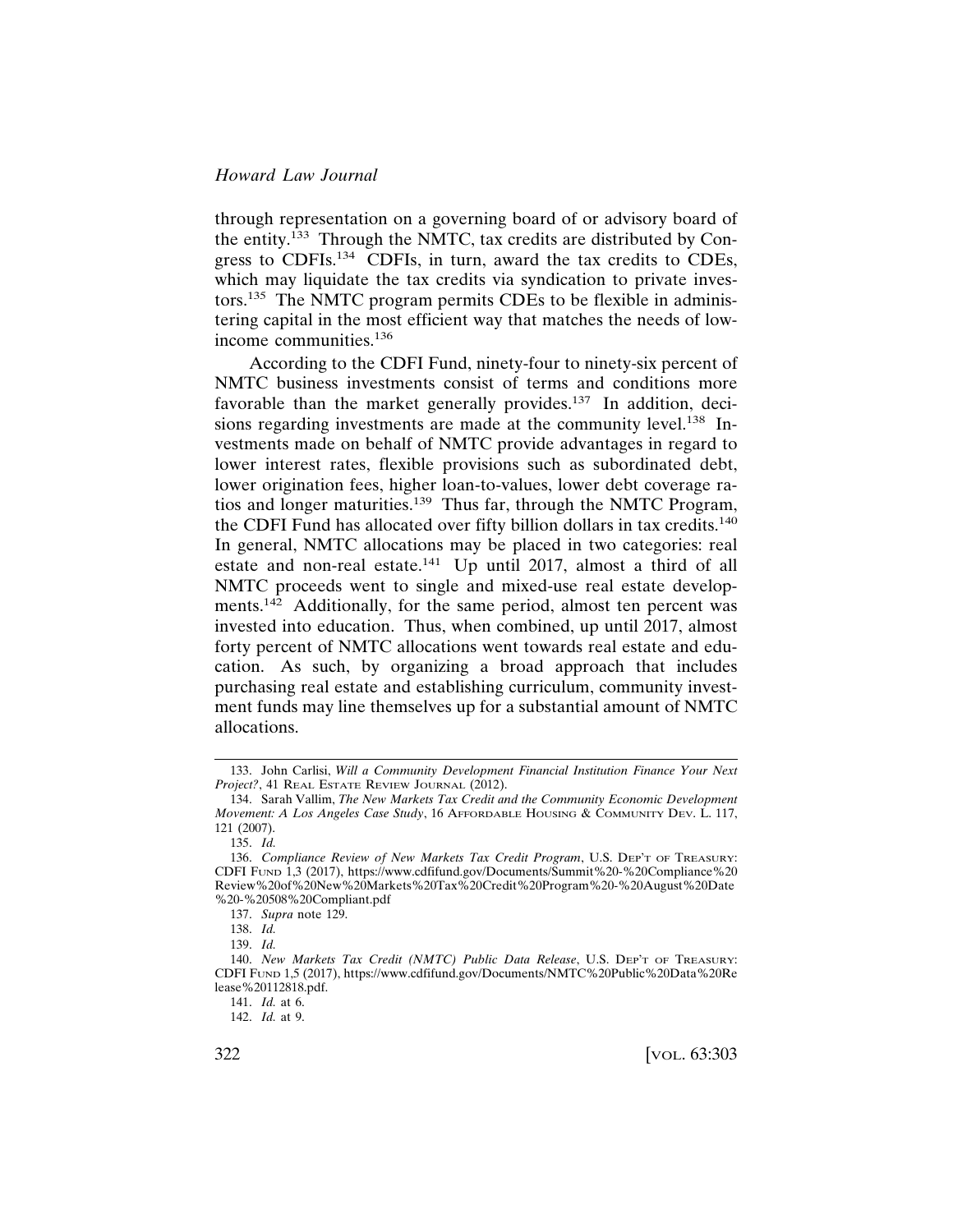through representation on a governing board of or advisory board of the entity.[133] Through the NMTC, tax credits are distributed by Congress to CDFIs.[134] CDFIs, in turn, award the tax credits to CDEs, which may liquidate the tax credits via syndication to private investors.[135] The NMTC program permits CDEs to be flexible in administering capital in the most efficient way that matches the needs of low-income communities.[136]

According to the CDFI Fund, ninety-four to ninety-six percent of NMTC business investments consist of terms and conditions more favorable than the market generally provides.[137] In addition, decisions regarding investments are made at the community level.[138] Investments made on behalf of NMTC provide advantages in regard to lower interest rates, flexible provisions such as subordinated debt, lower origination fees, higher loan-to-values, lower debt coverage ratios and longer maturities.[139] Thus far, through the NMTC Program, the CDFI Fund has allocated over fifty billion dollars in tax credits.[140] In general, NMTC allocations may be placed in two categories: real estate and non-real estate.[141] Up until 2017, almost a third of all NMTC proceeds went to single and mixed-use real estate developments.[142] Additionally, for the same period, almost ten percent was invested into education. Thus, when combined, up until 2017, almost forty percent of NMTC allocations went towards real estate and education. As such, by organizing a broad approach that includes purchasing real estate and establishing curriculum, community investment funds may line themselves up for a substantial amount of NMTC allocations.

---

133. John Carlisi, *Will a Community Development Financial Institution Finance Your Next Project?*, 41 REAL ESTATE REVIEW JOURNAL (2012).

134. Sarah Vallim, *The New Markets Tax Credit and the Community Economic Development Movement: A Los Angeles Case Study*, 16 AFFORDABLE HOUSING & COMMUNITY DEV. L. 117, 121 (2007).

135. *Id.*

136. *Compliance Review of New Markets Tax Credit Program*, U.S. DEP'T OF TREASURY: CDFI FUND 1,3 (2017), https://www.cdfifund.gov/Documents/Summit%20-%20Compliance%20Review%20of%20New%20Markets%20Tax%20Credit%20Program%20-%20August%20Date%20-%20508%20Compliant.pdf

137. *Supra* note 129.

138. *Id.*

139. *Id.*

140. *New Markets Tax Credit (NMTC) Public Data Release*, U.S. DEP'T OF TREASURY: CDFI FUND 1,5 (2017), https://www.cdfifund.gov/Documents/NMTC%20Public%20Data%20Release%20112818.pdf.

141. *Id.* at 6.

142. *Id.* at 9.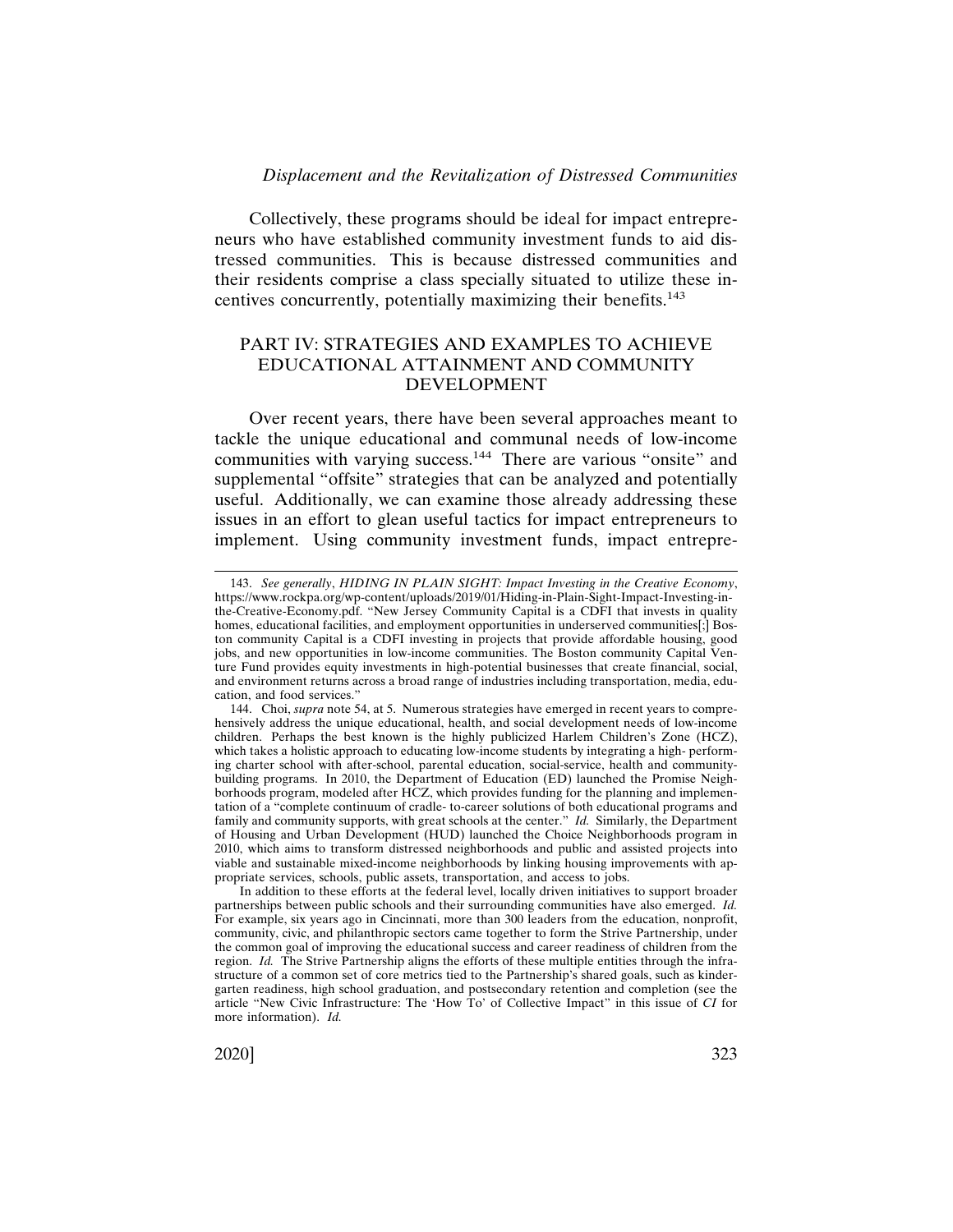Collectively, these programs should be ideal for impact entrepreneurs who have established community investment funds to aid distressed communities. This is because distressed communities and their residents comprise a class specially situated to utilize these incentives concurrently, potentially maximizing their benefits.[143]

## PART IV: STRATEGIES AND EXAMPLES TO ACHIEVE EDUCATIONAL ATTAINMENT AND COMMUNITY DEVELOPMENT

Over recent years, there have been several approaches meant to tackle the unique educational and communal needs of low-income communities with varying success.[144] There are various "onsite" and supplemental "offsite" strategies that can be analyzed and potentially useful. Additionally, we can examine those already addressing these issues in an effort to glean useful tactics for impact entrepreneurs to implement. Using community investment funds, impact entrepre-

---

143. *See generally*, *HIDING IN PLAIN SIGHT: Impact Investing in the Creative Economy*, https://www.rockpa.org/wp-content/uploads/2019/01/Hiding-in-Plain-Sight-Impact-Investing-in-the-Creative-Economy.pdf. "New Jersey Community Capital is a CDFI that invests in quality homes, educational facilities, and employment opportunities in underserved communities[;] Boston community Capital is a CDFI investing in projects that provide affordable housing, good jobs, and new opportunities in low-income communities. The Boston community Capital Venture Fund provides equity investments in high-potential businesses that create financial, social, and environment returns across a broad range of industries including transportation, media, education, and food services."

144. Choi, *supra* note 54, at 5. Numerous strategies have emerged in recent years to comprehensively address the unique educational, health, and social development needs of low-income children. Perhaps the best known is the highly publicized Harlem Children's Zone (HCZ), which takes a holistic approach to educating low-income students by integrating a high- performing charter school with after-school, parental education, social-service, health and community-building programs. In 2010, the Department of Education (ED) launched the Promise Neighborhoods program, modeled after HCZ, which provides funding for the planning and implementation of a "complete continuum of cradle- to-career solutions of both educational programs and family and community supports, with great schools at the center." *Id.* Similarly, the Department of Housing and Urban Development (HUD) launched the Choice Neighborhoods program in 2010, which aims to transform distressed neighborhoods and public and assisted projects into viable and sustainable mixed-income neighborhoods by linking housing improvements with appropriate services, schools, public assets, transportation, and access to jobs.

In addition to these efforts at the federal level, locally driven initiatives to support broader partnerships between public schools and their surrounding communities have also emerged. *Id.* For example, six years ago in Cincinnati, more than 300 leaders from the education, nonprofit, community, civic, and philanthropic sectors came together to form the Strive Partnership, under the common goal of improving the educational success and career readiness of children from the region. *Id.* The Strive Partnership aligns the efforts of these multiple entities through the infrastructure of a common set of core metrics tied to the Partnership's shared goals, such as kindergarten readiness, high school graduation, and postsecondary retention and completion (see the article "New Civic Infrastructure: The 'How To' of Collective Impact" in this issue of *CI* for more information). *Id.*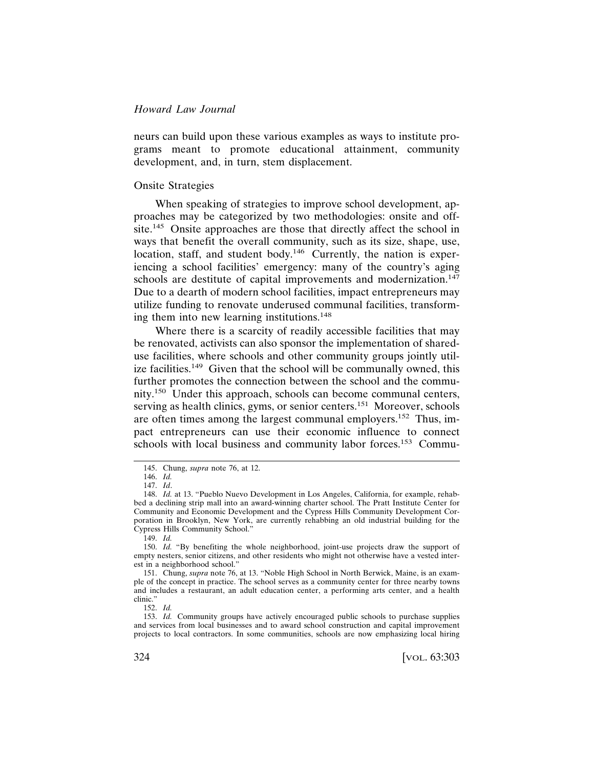neurs can build upon these various examples as ways to institute programs meant to promote educational attainment, community development, and, in turn, stem displacement.

### Onsite Strategies

When speaking of strategies to improve school development, approaches may be categorized by two methodologies: onsite and offsite.[145] Onsite approaches are those that directly affect the school in ways that benefit the overall community, such as its size, shape, use, location, staff, and student body.[146] Currently, the nation is experiencing a school facilities' emergency: many of the country's aging schools are destitute of capital improvements and modernization.[147] Due to a dearth of modern school facilities, impact entrepreneurs may utilize funding to renovate underused communal facilities, transforming them into new learning institutions.[148]

Where there is a scarcity of readily accessible facilities that may be renovated, activists can also sponsor the implementation of shared-use facilities, where schools and other community groups jointly utilize facilities.[149] Given that the school will be communally owned, this further promotes the connection between the school and the community.[150] Under this approach, schools can become communal centers, serving as health clinics, gyms, or senior centers.[151] Moreover, schools are often times among the largest communal employers.[152] Thus, impact entrepreneurs can use their economic influence to connect schools with local business and community labor forces.[153] Commu-

---

145. Chung, *supra* note 76, at 12.

146. *Id.*

147. *Id*.

148. *Id.* at 13. "Pueblo Nuevo Development in Los Angeles, California, for example, rehabbed a declining strip mall into an award-winning charter school. The Pratt Institute Center for Community and Economic Development and the Cypress Hills Community Development Corporation in Brooklyn, New York, are currently rehabbing an old industrial building for the Cypress Hills Community School."

149. *Id.*

150. *Id.* "By benefiting the whole neighborhood, joint-use projects draw the support of empty nesters, senior citizens, and other residents who might not otherwise have a vested interest in a neighborhood school."

151. Chung, *supra* note 76, at 13. "Noble High School in North Berwick, Maine, is an example of the concept in practice. The school serves as a community center for three nearby towns and includes a restaurant, an adult education center, a performing arts center, and a health clinic."

152. *Id.*

153. *Id.* Community groups have actively encouraged public schools to purchase supplies and services from local businesses and to award school construction and capital improvement projects to local contractors. In some communities, schools are now emphasizing local hiring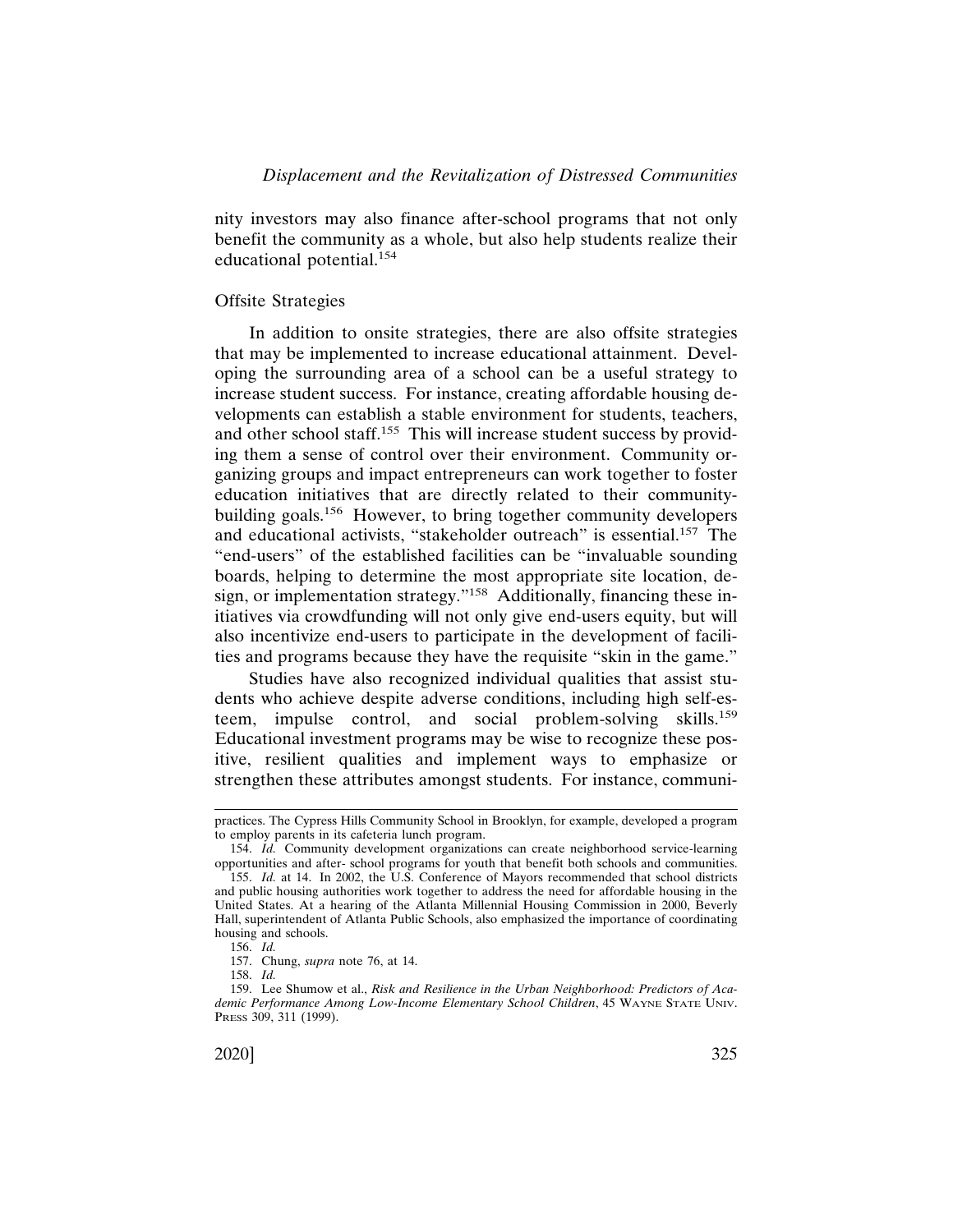nity investors may also finance after-school programs that not only benefit the community as a whole, but also help students realize their educational potential.[154]

### Offsite Strategies

In addition to onsite strategies, there are also offsite strategies that may be implemented to increase educational attainment. Developing the surrounding area of a school can be a useful strategy to increase student success. For instance, creating affordable housing developments can establish a stable environment for students, teachers, and other school staff.[155] This will increase student success by providing them a sense of control over their environment. Community organizing groups and impact entrepreneurs can work together to foster education initiatives that are directly related to their community-building goals.[156] However, to bring together community developers and educational activists, "stakeholder outreach" is essential.[157] The "end-users" of the established facilities can be "invaluable sounding boards, helping to determine the most appropriate site location, design, or implementation strategy."[158] Additionally, financing these initiatives via crowdfunding will not only give end-users equity, but will also incentivize end-users to participate in the development of facilities and programs because they have the requisite "skin in the game."

Studies have also recognized individual qualities that assist students who achieve despite adverse conditions, including high self-esteem, impulse control, and social problem-solving skills.[159] Educational investment programs may be wise to recognize these positive, resilient qualities and implement ways to emphasize or strengthen these attributes amongst students. For instance, communi-

---

practices. The Cypress Hills Community School in Brooklyn, for example, developed a program to employ parents in its cafeteria lunch program.

154. *Id.* Community development organizations can create neighborhood service-learning opportunities and after- school programs for youth that benefit both schools and communities.

155. *Id.* at 14. In 2002, the U.S. Conference of Mayors recommended that school districts and public housing authorities work together to address the need for affordable housing in the United States. At a hearing of the Atlanta Millennial Housing Commission in 2000, Beverly Hall, superintendent of Atlanta Public Schools, also emphasized the importance of coordinating housing and schools.

156. *Id.*

157. Chung, *supra* note 76, at 14.

158. *Id.*

159. Lee Shumow et al., *Risk and Resilience in the Urban Neighborhood: Predictors of Academic Performance Among Low-Income Elementary School Children*, 45 WAYNE STATE UNIV. PRESS 309, 311 (1999).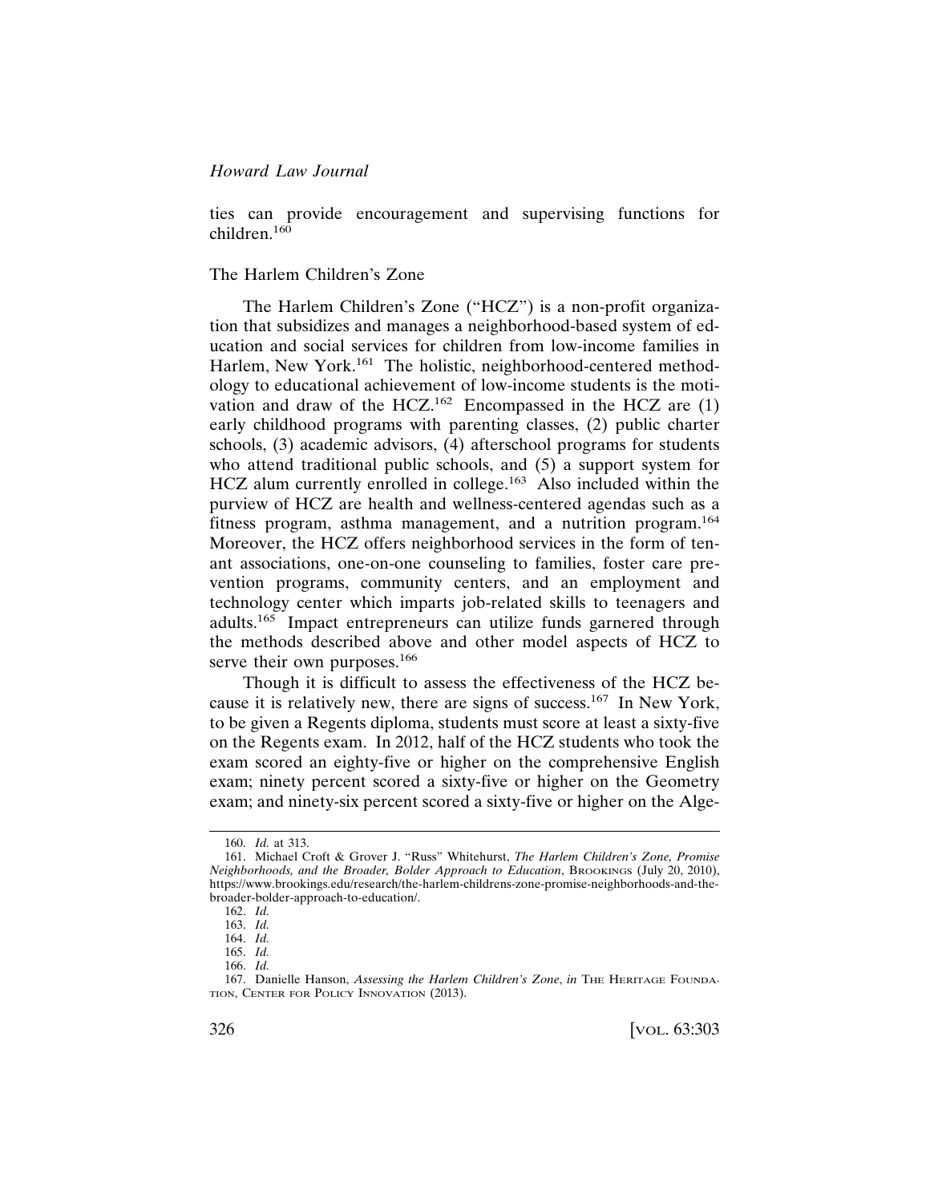ties can provide encouragement and supervising functions for children.[160]

### The Harlem Children's Zone

The Harlem Children's Zone ("HCZ") is a non-profit organization that subsidizes and manages a neighborhood-based system of education and social services for children from low-income families in Harlem, New York.[161] The holistic, neighborhood-centered methodology to educational achievement of low-income students is the motivation and draw of the HCZ.[162] Encompassed in the HCZ are (1) early childhood programs with parenting classes, (2) public charter schools, (3) academic advisors, (4) afterschool programs for students who attend traditional public schools, and (5) a support system for HCZ alum currently enrolled in college.[163] Also included within the purview of HCZ are health and wellness-centered agendas such as a fitness program, asthma management, and a nutrition program.[164] Moreover, the HCZ offers neighborhood services in the form of tenant associations, one-on-one counseling to families, foster care prevention programs, community centers, and an employment and technology center which imparts job-related skills to teenagers and adults.[165] Impact entrepreneurs can utilize funds garnered through the methods described above and other model aspects of HCZ to serve their own purposes.[166]

Though it is difficult to assess the effectiveness of the HCZ because it is relatively new, there are signs of success.[167] In New York, to be given a Regents diploma, students must score at least a sixty-five on the Regents exam. In 2012, half of the HCZ students who took the exam scored an eighty-five or higher on the comprehensive English exam; ninety percent scored a sixty-five or higher on the Geometry exam; and ninety-six percent scored a sixty-five or higher on the Alge-

---

160. *Id.* at 313.

161. Michael Croft & Grover J. "Russ" Whitehurst, *The Harlem Children's Zone, Promise Neighborhoods, and the Broader, Bolder Approach to Education*, BROOKINGS (July 20, 2010), https://www.brookings.edu/research/the-harlem-childrens-zone-promise-neighborhoods-and-the-broader-bolder-approach-to-education/.

162. *Id.*

163. *Id.*

164. *Id.*

165. *Id.*

166. *Id.*

167. Danielle Hanson, *Assessing the Harlem Children's Zone*, *in* THE HERITAGE FOUNDATION, CENTER FOR POLICY INNOVATION (2013).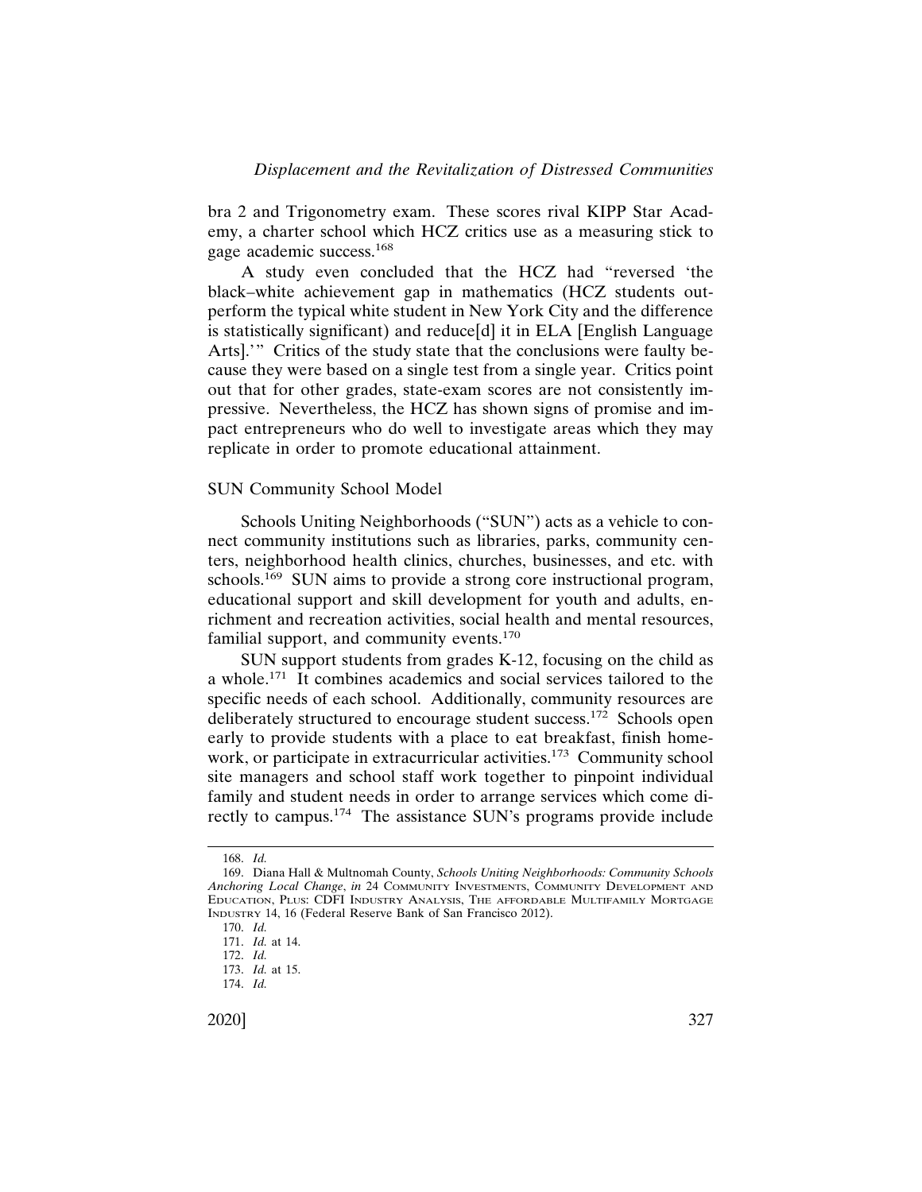bra 2 and Trigonometry exam. These scores rival KIPP Star Academy, a charter school which HCZ critics use as a measuring stick to gage academic success.[168]

A study even concluded that the HCZ had "reversed 'the black–white achievement gap in mathematics (HCZ students outperform the typical white student in New York City and the difference is statistically significant) and reduce[d] it in ELA [English Language Arts].'" Critics of the study state that the conclusions were faulty because they were based on a single test from a single year. Critics point out that for other grades, state-exam scores are not consistently impressive. Nevertheless, the HCZ has shown signs of promise and impact entrepreneurs who do well to investigate areas which they may replicate in order to promote educational attainment.

SUN Community School Model

Schools Uniting Neighborhoods ("SUN") acts as a vehicle to connect community institutions such as libraries, parks, community centers, neighborhood health clinics, churches, businesses, and etc. with schools.[169] SUN aims to provide a strong core instructional program, educational support and skill development for youth and adults, enrichment and recreation activities, social health and mental resources, familial support, and community events.[170]

SUN support students from grades K-12, focusing on the child as a whole.[171] It combines academics and social services tailored to the specific needs of each school. Additionally, community resources are deliberately structured to encourage student success.[172] Schools open early to provide students with a place to eat breakfast, finish homework, or participate in extracurricular activities.[173] Community school site managers and school staff work together to pinpoint individual family and student needs in order to arrange services which come directly to campus.[174] The assistance SUN's programs provide include

---

168. *Id.*

169. Diana Hall & Multnomah County, *Schools Uniting Neighborhoods: Community Schools Anchoring Local Change*, *in* 24 COMMUNITY INVESTMENTS, COMMUNITY DEVELOPMENT AND EDUCATION, PLUS: CDFI INDUSTRY ANALYSIS, THE AFFORDABLE MULTIFAMILY MORTGAGE INDUSTRY 14, 16 (Federal Reserve Bank of San Francisco 2012).

170. *Id.*

171. *Id.* at 14.

172. *Id.*

173. *Id.* at 15.

174. *Id.*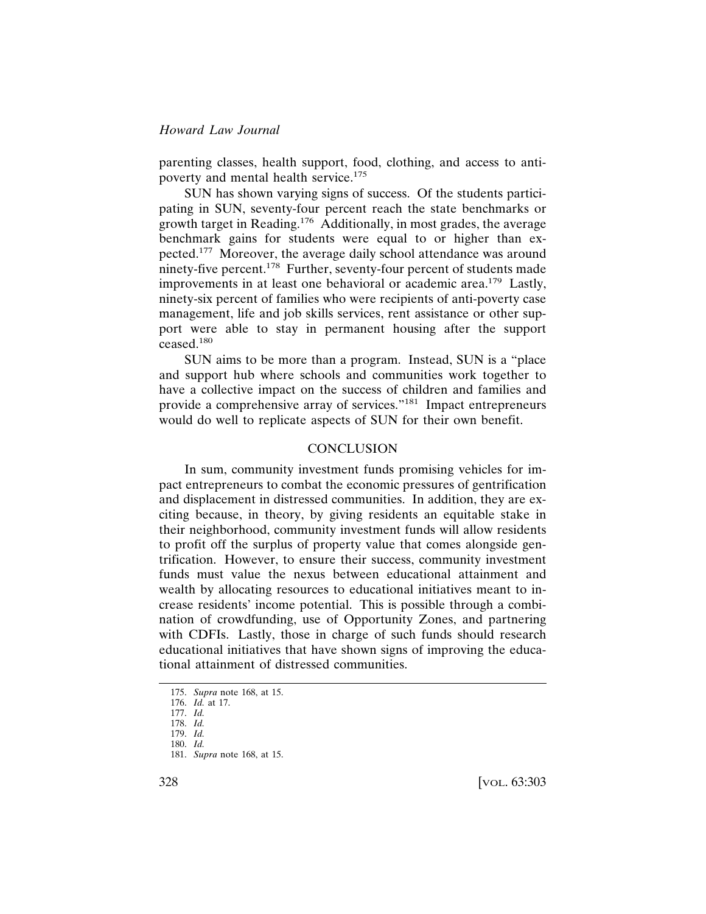parenting classes, health support, food, clothing, and access to anti-poverty and mental health service.[175]

SUN has shown varying signs of success. Of the students participating in SUN, seventy-four percent reach the state benchmarks or growth target in Reading.[176] Additionally, in most grades, the average benchmark gains for students were equal to or higher than expected.[177] Moreover, the average daily school attendance was around ninety-five percent.[178] Further, seventy-four percent of students made improvements in at least one behavioral or academic area.[179] Lastly, ninety-six percent of families who were recipients of anti-poverty case management, life and job skills services, rent assistance or other support were able to stay in permanent housing after the support ceased.[180]

SUN aims to be more than a program. Instead, SUN is a "place and support hub where schools and communities work together to have a collective impact on the success of children and families and provide a comprehensive array of services."[181] Impact entrepreneurs would do well to replicate aspects of SUN for their own benefit.

## CONCLUSION

In sum, community investment funds promising vehicles for impact entrepreneurs to combat the economic pressures of gentrification and displacement in distressed communities. In addition, they are exciting because, in theory, by giving residents an equitable stake in their neighborhood, community investment funds will allow residents to profit off the surplus of property value that comes alongside gentrification. However, to ensure their success, community investment funds must value the nexus between educational attainment and wealth by allocating resources to educational initiatives meant to increase residents' income potential. This is possible through a combination of crowdfunding, use of Opportunity Zones, and partnering with CDFIs. Lastly, those in charge of such funds should research educational initiatives that have shown signs of improving the educational attainment of distressed communities.

---

175. *Supra* note 168, at 15.
176. *Id.* at 17.
177. *Id.*
178. *Id.*
179. *Id.*
180. *Id.*
181. *Supra* note 168, at 15.